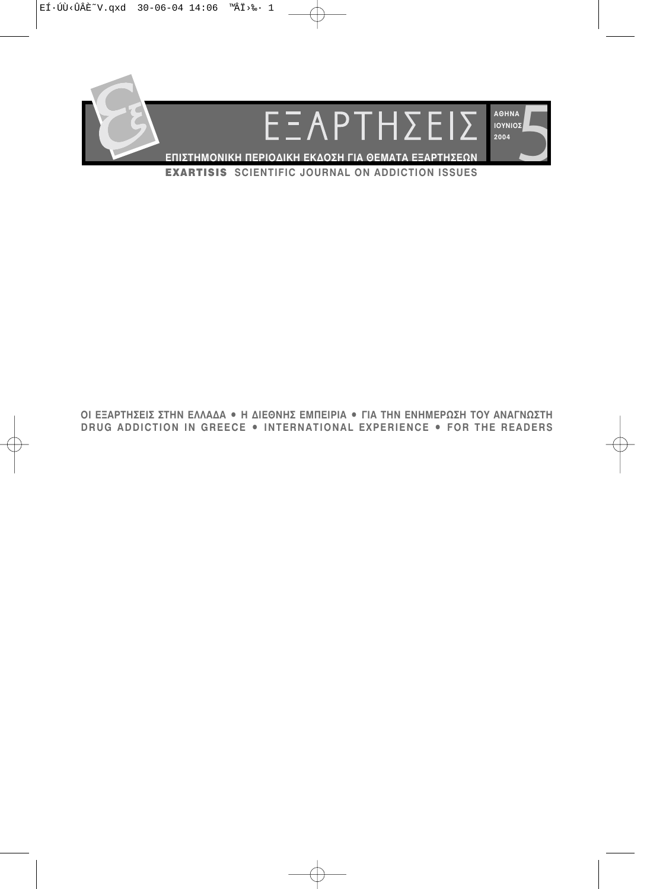# ΕΞΑΡΤΗΣΕΙΣ

ΑΘΗΝΑ
ΙΟΥΝΙΟΣ
2004

5

**ΕΠΙΣΤΗΜΟΝΙΚΗ ΠΕΡΙΟΔΙΚΗ ΕΚΔΟΣΗ ΓΙΑ ΘΕΜΑΤΑ ΕΞΑΡΤΗΣΕΩΝ**

**EXARTISIS SCIENTIFIC JOURNAL ON ADDICTION ISSUES**

**ΟΙ ΕΞΑΡΤΗΣΕΙΣ ΣΤΗΝ ΕΛΛΑΔΑ • Η ΔΙΕΘΝΗΣ ΕΜΠΕΙΡΙΑ • ΓΙΑ ΤΗΝ ΕΝΗΜΕΡΩΣΗ ΤΟΥ ΑΝΑΓΝΩΣΤΗ**

**DRUG ADDICTION IN GREECE • INTERNATIONAL EXPERIENCE • FOR THE READERS**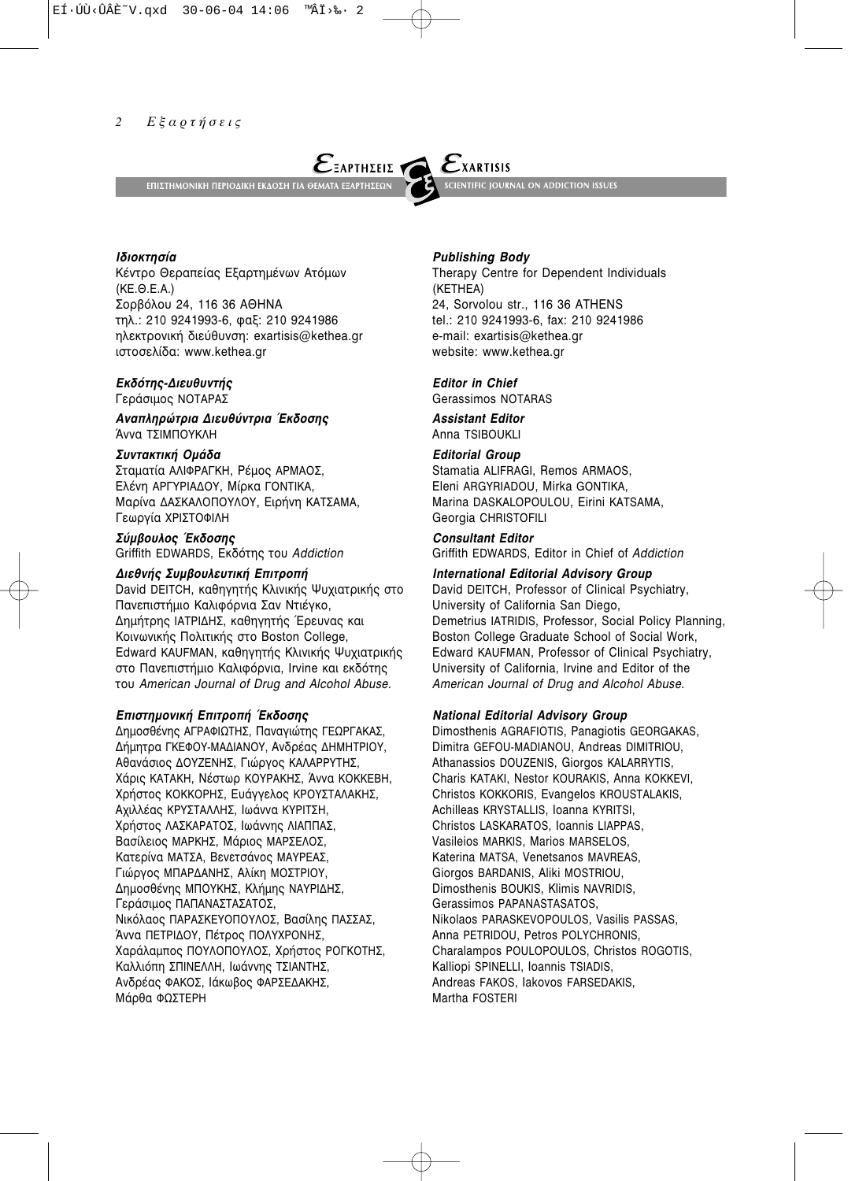# Εξαρτήσεις — Exartisis

ΕΠΙΣΤΗΜΟΝΙΚΗ ΠΕΡΙΟΔΙΚΗ ΕΚΔΟΣΗ ΓΙΑ ΘΕΜΑΤΑ ΕΞΑΡΤΗΣΕΩΝ — SCIENTIFIC JOURNAL ON ADDICTION ISSUES

***Ιδιοκτησία***
Κέντρο Θεραπείας Εξαρτημένων Ατόμων
(ΚΕ.Θ.Ε.Α.)
Σορβόλου 24, 116 36 ΑΘΗΝΑ
τηλ.: 210 9241993-6, φαξ: 210 9241986
ηλεκτρονική διεύθυνση: exartisis@kethea.gr
ιστοσελίδα: www.kethea.gr

***Εκδότης-Διευθυντής***
Γεράσιμος ΝΟΤΑΡΑΣ

***Αναπληρώτρια Διευθύντρια Έκδοσης***
Άννα ΤΣΙΜΠΟΥΚΛΗ

***Συντακτική Ομάδα***
Σταματία ΑΛΙΦΡΑΓΚΗ, Ρέμος ΑΡΜΑΟΣ,
Ελένη ΑΡΓΥΡΙΑΔΟΥ, Μίρκα ΓΟΝΤΙΚΑ,
Μαρίνα ΔΑΣΚΑΛΟΠΟΥΛΟΥ, Ειρήνη ΚΑΤΣΑΜΑ,
Γεωργία ΧΡΙΣΤΟΦΙΛΗ

***Σύμβουλος Έκδοσης***
Griffith EDWARDS, Εκδότης του *Addiction*

***Διεθνής Συμβουλευτική Επιτροπή***
David DEITCH, καθηγητής Κλινικής Ψυχιατρικής στο Πανεπιστήμιο Καλιφόρνια Σαν Ντιέγκο,
Δημήτρης ΙΑΤΡΙΔΗΣ, καθηγητής Έρευνας και Κοινωνικής Πολιτικής στο Boston College,
Edward KAUFMAN, καθηγητής Κλινικής Ψυχιατρικής στο Πανεπιστήμιο Καλιφόρνια, Irvine και εκδότης του *American Journal of Drug and Alcohol Abuse.*

***Επιστημονική Επιτροπή Έκδοσης***
Δημοσθένης ΑΓΡΑΦΙΩΤΗΣ, Παναγιώτης ΓΕΩΡΓΑΚΑΣ,
Δήμητρα ΓΚΕΦΟΥ-ΜΑΔΙΑΝΟΥ, Ανδρέας ΔΗΜΗΤΡΙΟΥ,
Αθανάσιος ΔΟΥΖΕΝΗΣ, Γιώργος ΚΑΛΑΡΡΥΤΗΣ,
Χάρις ΚΑΤΑΚΗ, Νέστωρ ΚΟΥΡΑΚΗΣ, Άννα ΚΟΚΚΕΒΗ,
Χρήστος ΚΟΚΚΟΡΗΣ, Ευάγγελος ΚΡΟΥΣΤΑΛΑΚΗΣ,
Αχιλλέας ΚΡΥΣΤΑΛΛΗΣ, Ιωάννα ΚΥΡΙΤΣΗ,
Χρήστος ΛΑΣΚΑΡΑΤΟΣ, Ιωάννης ΛΙΑΠΠΑΣ,
Βασίλειος ΜΑΡΚΗΣ, Μάριος ΜΑΡΣΕΛΟΣ,
Κατερίνα ΜΑΤΣΑ, Βενετσάνος ΜΑΥΡΕΑΣ,
Γιώργος ΜΠΑΡΔΑΝΗΣ, Αλίκη ΜΟΣΤΡΙΟΥ,
Δημοσθένης ΜΠΟΥΚΗΣ, Κλήμης ΝΑΥΡΙΔΗΣ,
Γεράσιμος ΠΑΠΑΝΑΣΤΑΣΑΤΟΣ,
Νικόλαος ΠΑΡΑΣΚΕΥΟΠΟΥΛΟΣ, Βασίλης ΠΑΣΣΑΣ,
Άννα ΠΕΤΡΙΔΟΥ, Πέτρος ΠΟΛΥΧΡΟΝΗΣ,
Χαράλαμπος ΠΟΥΛΟΠΟΥΛΟΣ, Χρήστος ΡΟΓΚΟΤΗΣ,
Καλλιόπη ΣΠΙΝΕΛΛΗ, Ιωάννης ΤΣΙΑΝΤΗΣ,
Ανδρέας ΦΑΚΟΣ, Ιάκωβος ΦΑΡΣΕΔΑΚΗΣ,
Μάρθα ΦΩΣΤΕΡΗ

***Publishing Body***
Therapy Centre for Dependent Individuals
(KETHEA)
24, Sorvolou str., 116 36 ATHENS
tel.: 210 9241993-6, fax: 210 9241986
e-mail: exartisis@kethea.gr
website: www.kethea.gr

***Editor in Chief***
Gerassimos NOTARAS

***Assistant Editor***
Anna TSIBOUKLI

***Editorial Group***
Stamatia ALIFRAGI, Remos ARMAOS,
Eleni ARGYRIADOU, Mirka GONTIKA,
Marina DASKALOPOULOU, Eirini KATSAMA,
Georgia CHRISTOFILI

***Consultant Editor***
Griffith EDWARDS, Editor in Chief of *Addiction*

***International Editorial Advisory Group***
David DEITCH, Professor of Clinical Psychiatry, University of California San Diego,
Demetrius IATRIDIS, Professor, Social Policy Planning, Boston College Graduate School of Social Work,
Edward KAUFMAN, Professor of Clinical Psychiatry, University of California, Irvine and Editor of the *American Journal of Drug and Alcohol Abuse.*

***National Editorial Advisory Group***
Dimosthenis AGRAFIOTIS, Panagiotis GEORGAKAS,
Dimitra GEFOU-MADIANOU, Andreas DIMITRIOU,
Athanassios DOUZENIS, Giorgos KALARRYTIS,
Charis KATAKI, Nestor KOURAKIS, Anna KOKKEVI,
Christos KOKKORIS, Evangelos KROUSTALAKIS,
Achilleas KRYSTALLIS, Ioanna KYRITSI,
Christos LASKARATOS, Ioannis LIAPPAS,
Vasileios MARKIS, Marios MARSELOS,
Katerina MATSA, Venetsanos MAVREAS,
Giorgos BARDANIS, Aliki MOSTRIOU,
Dimosthenis BOUKIS, Klimis NAVRIDIS,
Gerassimos PAPANASTASATOS,
Nikolaos PARASKEVOPOULOS, Vasilis PASSAS,
Anna PETRIDOU, Petros POLYCHRONIS,
Charalampos POULOPOULOS, Christos ROGOTIS,
Kalliopi SPINELLI, Ioannis TSIADIS,
Andreas FAKOS, Iakovos FARSEDAKIS,
Martha FOSTERI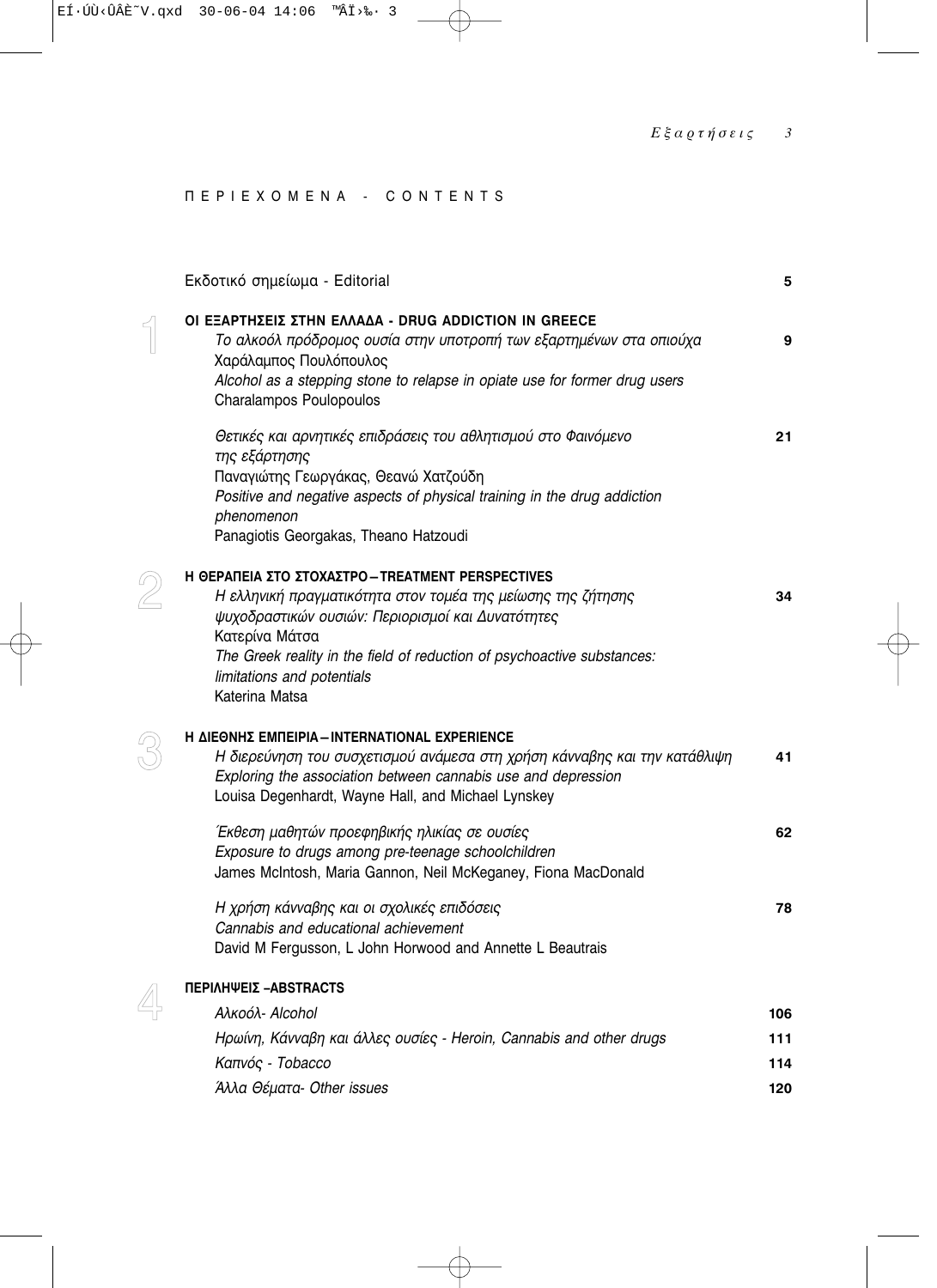## ΠΕΡΙΕΧΟΜΕΝΑ - CONTENTS

Εκδοτικό σημείωμα - Editorial — 5

### 1 ΟΙ ΕΞΑΡΤΗΣΕΙΣ ΣΤΗΝ ΕΛΛΑΔΑ - DRUG ADDICTION IN GREECE

*Το αλκοόλ πρόδρομος ουσία στην υποτροπή των εξαρτημένων στα οπιούχα* — 9
Χαράλαμπος Πουλόπουλος
*Alcohol as a stepping stone to relapse in opiate use for former drug users*
Charalampos Poulopoulos

*Θετικές και αρνητικές επιδράσεις του αθλητισμού στο Φαινόμενο της εξάρτησης* — 21
Παναγιώτης Γεωργάκας, Θεανώ Χατζούδη
*Positive and negative aspects of physical training in the drug addiction phenomenon*
Panagiotis Georgakas, Theano Hatzoudi

### 2 Η ΘΕΡΑΠΕΙΑ ΣΤΟ ΣΤΟΧΑΣΤΡΟ – TREATMENT PERSPECTIVES

*Η ελληνική πραγματικότητα στον τομέα της μείωσης της ζήτησης ψυχοδραστικών ουσιών: Περιορισμοί και Δυνατότητες* — 34
Κατερίνα Μάτσα
*The Greek reality in the field of reduction of psychoactive substances: limitations and potentials*
Katerina Matsa

### 3 Η ΔΙΕΘΝΗΣ ΕΜΠΕΙΡΙΑ – INTERNATIONAL EXPERIENCE

*Η διερεύνηση του συσχετισμού ανάμεσα στη χρήση κάνναβης και την κατάθλιψη* — 41
*Exploring the association between cannabis use and depression*
Louisa Degenhardt, Wayne Hall, and Michael Lynskey

*Έκθεση μαθητών προεφηβικής ηλικίας σε ουσίες* — 62
*Exposure to drugs among pre-teenage schoolchildren*
James McIntosh, Maria Gannon, Neil McKeganey, Fiona MacDonald

*Η χρήση κάνναβης και οι σχολικές επιδόσεις* — 78
*Cannabis and educational achievement*
David M Fergusson, L John Horwood and Annette L Beautrais

### 4 ΠΕΡΙΛΗΨΕΙΣ – ABSTRACTS

*Αλκοόλ- Alcohol* — 106
*Ηρωίνη, Κάνναβη και άλλες ουσίες - Heroin, Cannabis and other drugs* — 111
*Καπνός - Tobacco* — 114
*Άλλα Θέματα- Other issues* — 120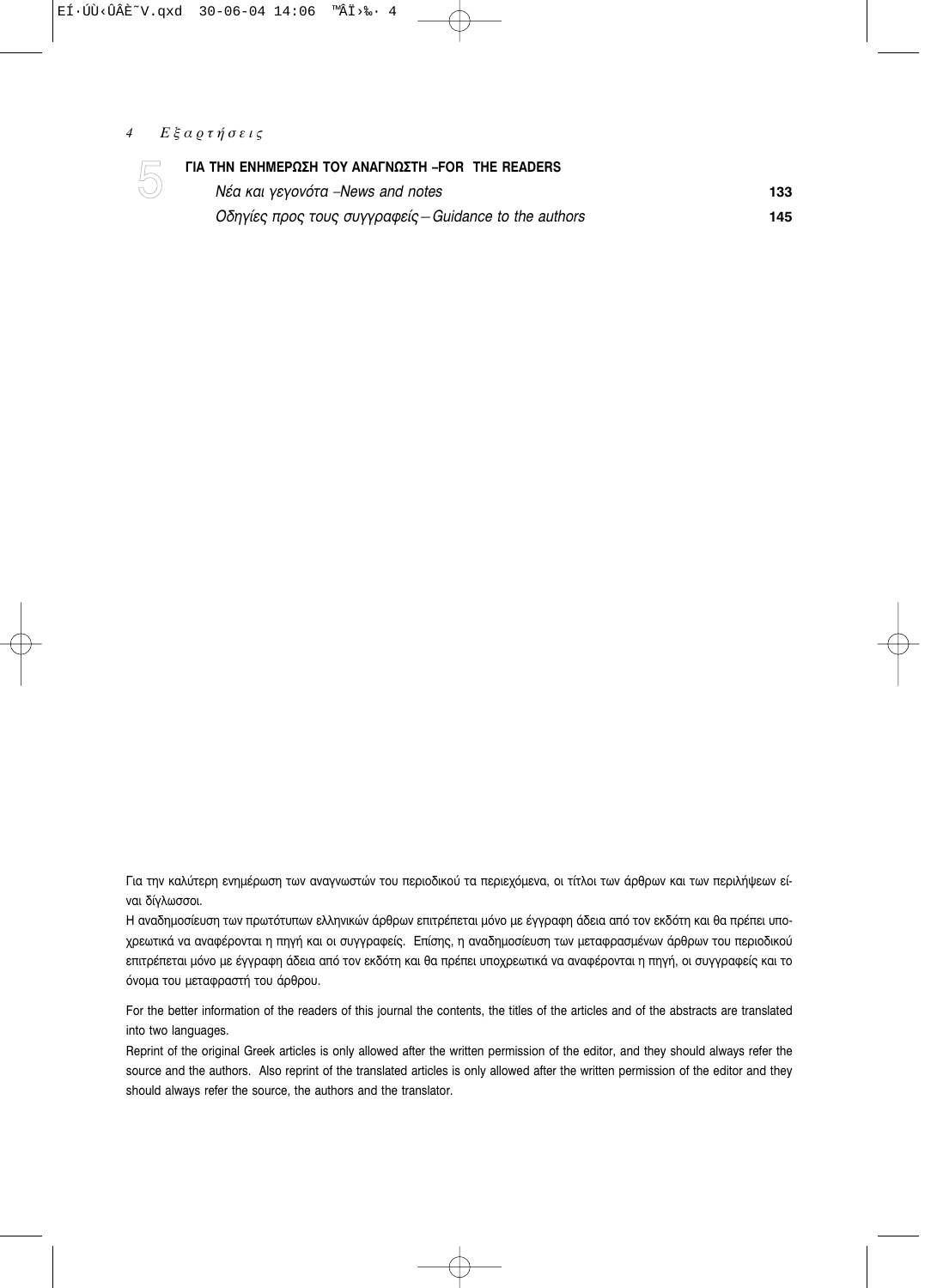**5** **ΓΙΑ ΤΗΝ ΕΝΗΜΕΡΩΣΗ ΤΟΥ ΑΝΑΓΝΩΣΤΗ –FOR THE READERS**

| | |
|---|---|
| *Νέα και γεγονότα –News and notes* | **133** |
| *Οδηγίες προς τους συγγραφείς – Guidance to the authors* | **145** |

Για την καλύτερη ενημέρωση των αναγνωστών του περιοδικού τα περιεχόμενα, οι τίτλοι των άρθρων και των περιλήψεων είναι δίγλωσσοι.

Η αναδημοσίευση των πρωτότυπων ελληνικών άρθρων επιτρέπεται μόνο με έγγραφη άδεια από τον εκδότη και θα πρέπει υποχρεωτικά να αναφέρονται η πηγή και οι συγγραφείς. Επίσης, η αναδημοσίευση των μεταφρασμένων άρθρων του περιοδικού επιτρέπεται μόνο με έγγραφη άδεια από τον εκδότη και θα πρέπει υποχρεωτικά να αναφέρονται η πηγή, οι συγγραφείς και το όνομα του μεταφραστή του άρθρου.

For the better information of the readers of this journal the contents, the titles of the articles and of the abstracts are translated into two languages.

Reprint of the original Greek articles is only allowed after the written permission of the editor, and they should always refer the source and the authors. Also reprint of the translated articles is only allowed after the written permission of the editor and they should always refer the source, the authors and the translator.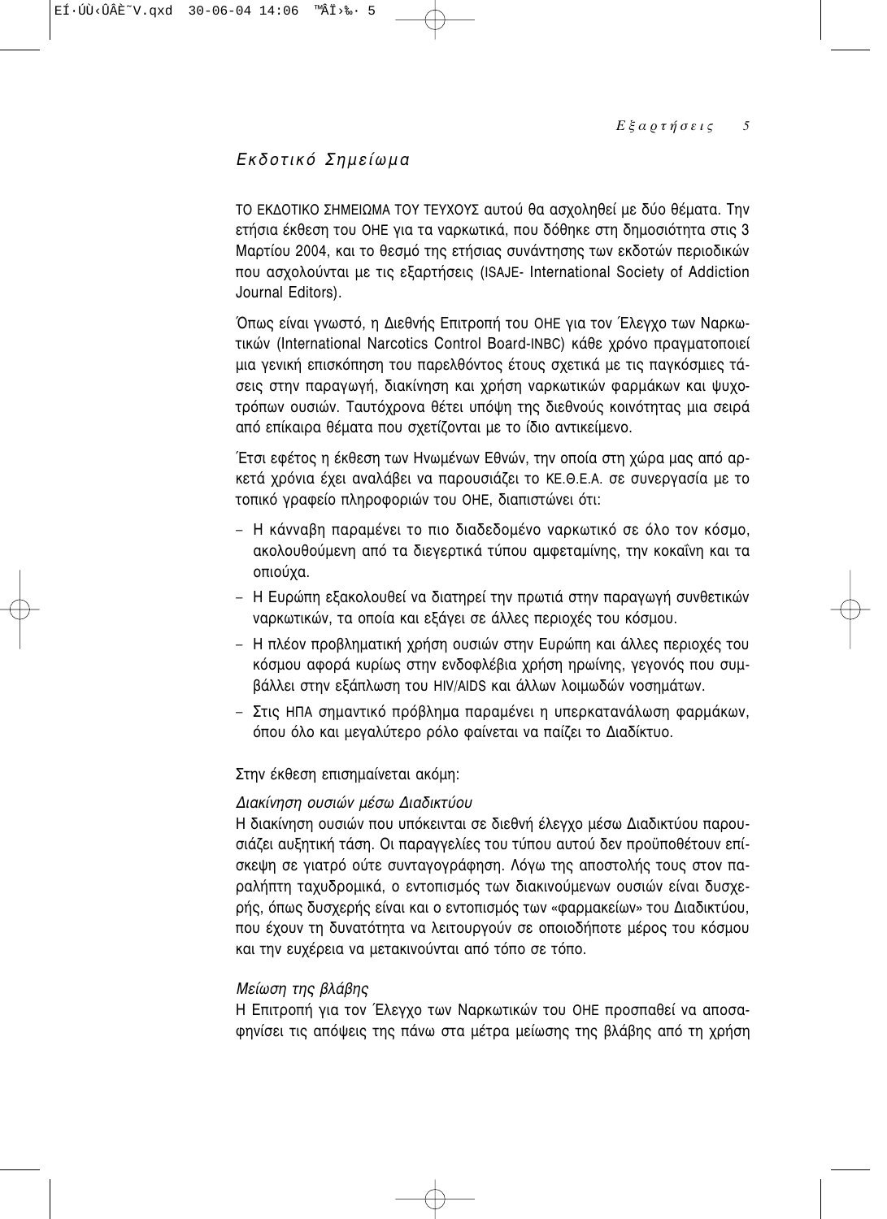# Εκδοτικό Σημείωμα

ΤΟ ΕΚΔΟΤΙΚΟ ΣΗΜΕΙΩΜΑ ΤΟΥ ΤΕΥΧΟΥΣ αυτού θα ασχοληθεί με δύο θέματα. Την ετήσια έκθεση του ΟΗΕ για τα ναρκωτικά, που δόθηκε στη δημοσιότητα στις 3 Μαρτίου 2004, και το θεσμό της ετήσιας συνάντησης των εκδοτών περιοδικών που ασχολούνται με τις εξαρτήσεις (ISAJE- International Society of Addiction Journal Editors).

Όπως είναι γνωστό, η Διεθνής Επιτροπή του ΟΗΕ για τον Έλεγχο των Ναρκωτικών (International Narcotics Control Board-INBC) κάθε χρόνο πραγματοποιεί μια γενική επισκόπηση του παρελθόντος έτους σχετικά με τις παγκόσμιες τάσεις στην παραγωγή, διακίνηση και χρήση ναρκωτικών φαρμάκων και ψυχοτρόπων ουσιών. Ταυτόχρονα θέτει υπόψη της διεθνούς κοινότητας μια σειρά από επίκαιρα θέματα που σχετίζονται με το ίδιο αντικείμενο.

Έτσι εφέτος η έκθεση των Ηνωμένων Εθνών, την οποία στη χώρα μας από αρκετά χρόνια έχει αναλάβει να παρουσιάζει το ΚΕ.Θ.Ε.Α. σε συνεργασία με το τοπικό γραφείο πληροφοριών του ΟΗΕ, διαπιστώνει ότι:

- Η κάνναβη παραμένει το πιο διαδεδομένο ναρκωτικό σε όλο τον κόσμο, ακολουθούμενη από τα διεγερτικά τύπου αμφεταμίνης, την κοκαΐνη και τα οπιούχα.
- Η Ευρώπη εξακολουθεί να διατηρεί την πρωτιά στην παραγωγή συνθετικών ναρκωτικών, τα οποία και εξάγει σε άλλες περιοχές του κόσμου.
- Η πλέον προβληματική χρήση ουσιών στην Ευρώπη και άλλες περιοχές του κόσμου αφορά κυρίως στην ενδοφλέβια χρήση ηρωίνης, γεγονός που συμβάλλει στην εξάπλωση του HIV/AIDS και άλλων λοιμωδών νοσημάτων.
- Στις ΗΠΑ σημαντικό πρόβλημα παραμένει η υπερκατανάλωση φαρμάκων, όπου όλο και μεγαλύτερο ρόλο φαίνεται να παίζει το Διαδίκτυο.

Στην έκθεση επισημαίνεται ακόμη:

*Διακίνηση ουσιών μέσω Διαδικτύου*

Η διακίνηση ουσιών που υπόκεινται σε διεθνή έλεγχο μέσω Διαδικτύου παρουσιάζει αυξητική τάση. Οι παραγγελίες του τύπου αυτού δεν προϋποθέτουν επίσκεψη σε γιατρό ούτε συνταγογράφηση. Λόγω της αποστολής τους στον παραλήπτη ταχυδρομικά, ο εντοπισμός των διακινούμενων ουσιών είναι δυσχερής, όπως δυσχερής είναι και ο εντοπισμός των «φαρμακείων» του Διαδικτύου, που έχουν τη δυνατότητα να λειτουργούν σε οποιοδήποτε μέρος του κόσμου και την ευχέρεια να μετακινούνται από τόπο σε τόπο.

*Μείωση της βλάβης*

Η Επιτροπή για τον Έλεγχο των Ναρκωτικών του ΟΗΕ προσπαθεί να αποσαφηνίσει τις απόψεις της πάνω στα μέτρα μείωσης της βλάβης από τη χρήση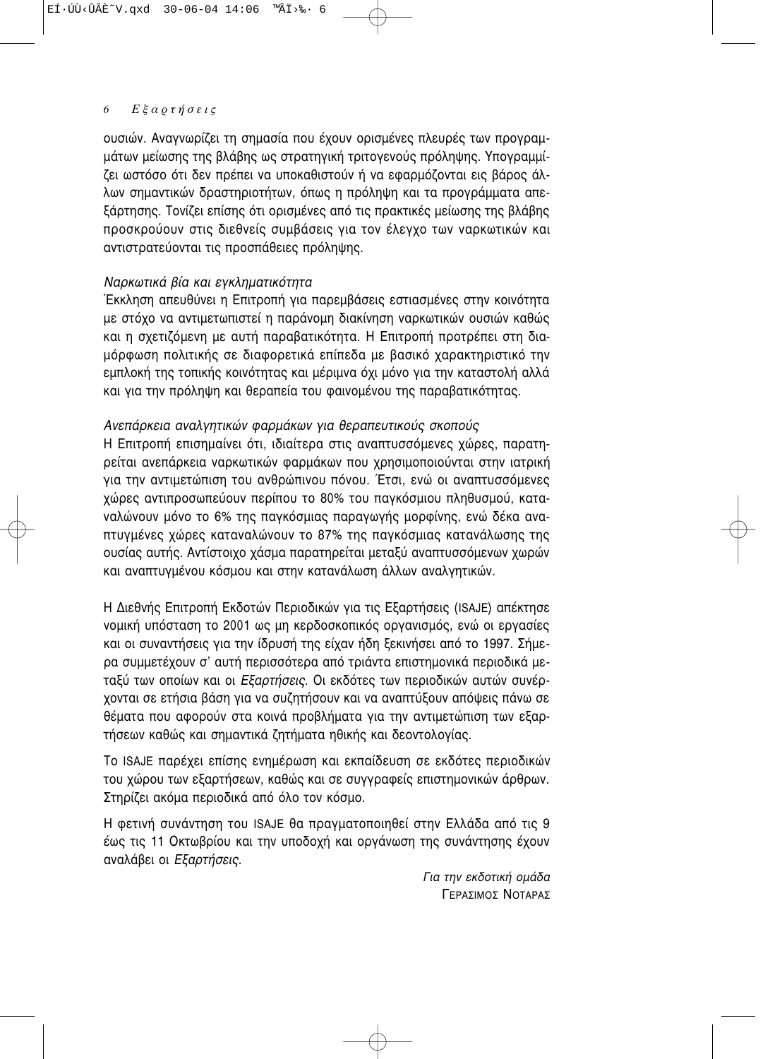ουσιών. Αναγνωρίζει τη σημασία που έχουν ορισμένες πλευρές των προγραμμάτων μείωσης της βλάβης ως στρατηγική τριτογενούς πρόληψης. Υπογραμμίζει ωστόσο ότι δεν πρέπει να υποκαθιστούν ή να εφαρμόζονται εις βάρος άλλων σημαντικών δραστηριοτήτων, όπως η πρόληψη και τα προγράμματα απεξάρτησης. Τονίζει επίσης ότι ορισμένες από τις πρακτικές μείωσης της βλάβης προσκρούουν στις διεθνείς συμβάσεις για τον έλεγχο των ναρκωτικών και αντιστρατεύονται τις προσπάθειες πρόληψης.

*Ναρκωτικά βία και εγκληματικότητα*

Έκκληση απευθύνει η Επιτροπή για παρεμβάσεις εστιασμένες στην κοινότητα με στόχο να αντιμετωπιστεί η παράνομη διακίνηση ναρκωτικών ουσιών καθώς και η σχετιζόμενη με αυτή παραβατικότητα. Η Επιτροπή προτρέπει στη διαμόρφωση πολιτικής σε διαφορετικά επίπεδα με βασικό χαρακτηριστικό την εμπλοκή της τοπικής κοινότητας και μέριμνα όχι μόνο για την καταστολή αλλά και για την πρόληψη και θεραπεία του φαινομένου της παραβατικότητας.

*Ανεπάρκεια αναλγητικών φαρμάκων για θεραπευτικούς σκοπούς*

Η Επιτροπή επισημαίνει ότι, ιδιαίτερα στις αναπτυσσόμενες χώρες, παρατηρείται ανεπάρκεια ναρκωτικών φαρμάκων που χρησιμοποιούνται στην ιατρική για την αντιμετώπιση του ανθρώπινου πόνου. Έτσι, ενώ οι αναπτυσσόμενες χώρες αντιπροσωπεύουν περίπου το 80% του παγκόσμιου πληθυσμού, καταναλώνουν μόνο το 6% της παγκόσμιας παραγωγής μορφίνης, ενώ δέκα αναπτυγμένες χώρες καταναλώνουν το 87% της παγκόσμιας κατανάλωσης της ουσίας αυτής. Αντίστοιχο χάσμα παρατηρείται μεταξύ αναπτυσσόμενων χωρών και αναπτυγμένου κόσμου και στην κατανάλωση άλλων αναλγητικών.

Η Διεθνής Επιτροπή Εκδοτών Περιοδικών για τις Εξαρτήσεις (ISAJE) απέκτησε νομική υπόσταση το 2001 ως μη κερδοσκοπικός οργανισμός, ενώ οι εργασίες και οι συναντήσεις για την ίδρυσή της είχαν ήδη ξεκινήσει από το 1997. Σήμερα συμμετέχουν σ' αυτή περισσότερα από τριάντα επιστημονικά περιοδικά μεταξύ των οποίων και οι *Εξαρτήσεις*. Οι εκδότες των περιοδικών αυτών συνέρχονται σε ετήσια βάση για να συζητήσουν και να αναπτύξουν απόψεις πάνω σε θέματα που αφορούν στα κοινά προβλήματα για την αντιμετώπιση των εξαρτήσεων καθώς και σημαντικά ζητήματα ηθικής και δεοντολογίας.

Το ISAJE παρέχει επίσης ενημέρωση και εκπαίδευση σε εκδότες περιοδικών του χώρου των εξαρτήσεων, καθώς και σε συγγραφείς επιστημονικών άρθρων. Στηρίζει ακόμα περιοδικά από όλο τον κόσμο.

Η φετινή συνάντηση του ISAJE θα πραγματοποιηθεί στην Ελλάδα από τις 9 έως τις 11 Οκτωβρίου και την υποδοχή και οργάνωση της συνάντησης έχουν αναλάβει οι *Εξαρτήσεις*.

*Για την εκδοτική ομάδα*
ΓΕΡΑΣΙΜΟΣ ΝΟΤΑΡΑΣ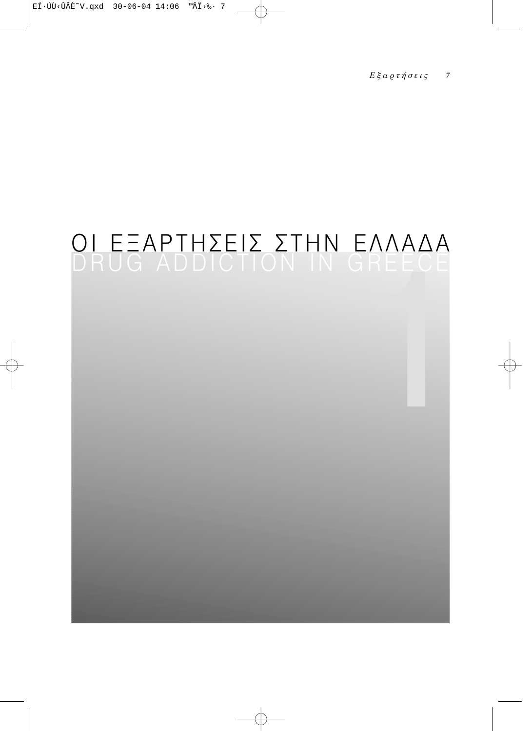# ΟΙ ΕΞΑΡΤΗΣΕΙΣ ΣΤΗΝ ΕΛΛΑΔΑ
# DRUG ADDICTION IN GREECE

1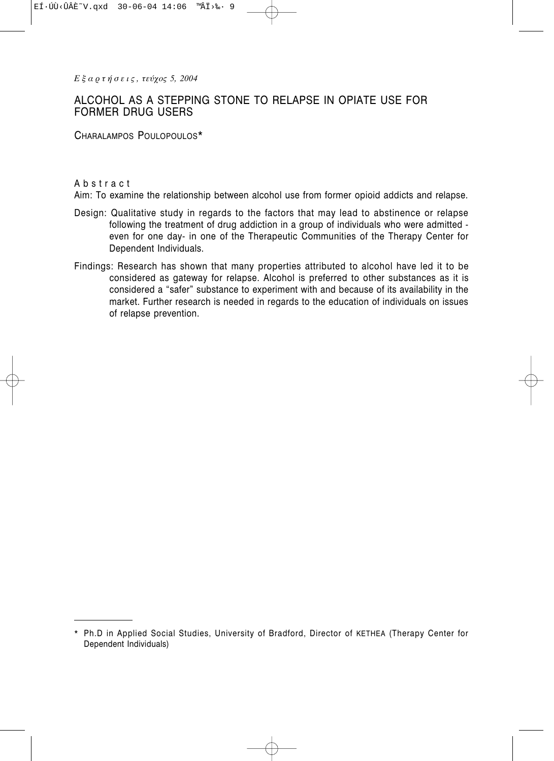# ALCOHOL AS A STEPPING STONE TO RELAPSE IN OPIATE USE FOR FORMER DRUG USERS

CHARALAMPOS POULOPOULOS*

**A b s t r a c t**

Aim: To examine the relationship between alcohol use from former opioid addicts and relapse.

Design: Qualitative study in regards to the factors that may lead to abstinence or relapse following the treatment of drug addiction in a group of individuals who were admitted - even for one day- in one of the Therapeutic Communities of the Therapy Center for Dependent Individuals.

Findings: Research has shown that many properties attributed to alcohol have led it to be considered as gateway for relapse. Alcohol is preferred to other substances as it is considered a "safer" substance to experiment with and because of its availability in the market. Further research is needed in regards to the education of individuals on issues of relapse prevention.

---

\* Ph.D in Applied Social Studies, University of Bradford, Director of KETHEA (Therapy Center for Dependent Individuals)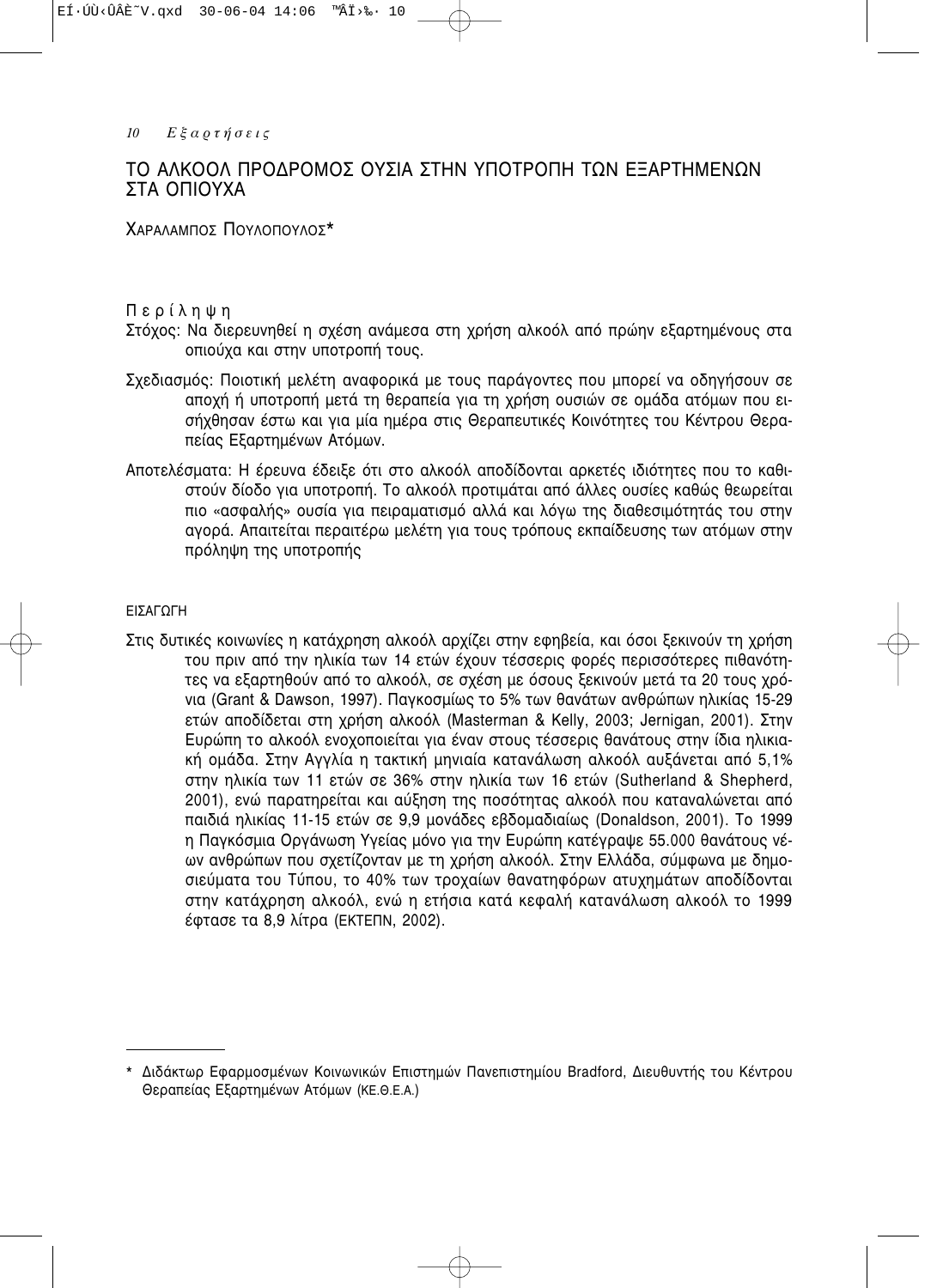# ΤΟ ΑΛΚΟΟΛ ΠΡΟΔΡΟΜΟΣ ΟΥΣΙΑ ΣΤΗΝ ΥΠΟΤΡΟΠΗ ΤΩΝ ΕΞΑΡΤΗΜΕΝΩΝ ΣΤΑ ΟΠΙΟΥΧΑ

ΧΑΡΑΛΑΜΠΟΣ ΠΟΥΛΟΠΟΥΛΟΣ*

## Περίληψη

Στόχος: Να διερευνηθεί η σχέση ανάμεσα στη χρήση αλκοόλ από πρώην εξαρτημένους στα οπιούχα και στην υποτροπή τους.

Σχεδιασμός: Ποιοτική μελέτη αναφορικά με τους παράγοντες που μπορεί να οδηγήσουν σε αποχή ή υποτροπή μετά τη θεραπεία για τη χρήση ουσιών σε ομάδα ατόμων που εισήχθησαν έστω και για μία ημέρα στις Θεραπευτικές Κοινότητες του Κέντρου Θεραπείας Εξαρτημένων Ατόμων.

Αποτελέσματα: Η έρευνα έδειξε ότι στο αλκοόλ αποδίδονται αρκετές ιδιότητες που το καθιστούν δίοδο για υποτροπή. Το αλκοόλ προτιμάται από άλλες ουσίες καθώς θεωρείται πιο «ασφαλής» ουσία για πειραματισμό αλλά και λόγω της διαθεσιμότητάς του στην αγορά. Απαιτείται περαιτέρω μελέτη για τους τρόπους εκπαίδευσης των ατόμων στην πρόληψη της υποτροπής

## ΕΙΣΑΓΩΓΗ

Στις δυτικές κοινωνίες η κατάχρηση αλκοόλ αρχίζει στην εφηβεία, και όσοι ξεκινούν τη χρήση του πριν από την ηλικία των 14 ετών έχουν τέσσερις φορές περισσότερες πιθανότητες να εξαρτηθούν από το αλκοόλ, σε σχέση με όσους ξεκινούν μετά τα 20 τους χρόνια (Grant & Dawson, 1997). Παγκοσμίως το 5% των θανάτων ανθρώπων ηλικίας 15-29 ετών αποδίδεται στη χρήση αλκοόλ (Masterman & Kelly, 2003; Jernigan, 2001). Στην Ευρώπη το αλκοόλ ενοχοποιείται για έναν στους τέσσερις θανάτους στην ίδια ηλικιακή ομάδα. Στην Αγγλία η τακτική μηνιαία κατανάλωση αλκοόλ αυξάνεται από 5,1% στην ηλικία των 11 ετών σε 36% στην ηλικία των 16 ετών (Sutherland & Shepherd, 2001), ενώ παρατηρείται και αύξηση της ποσότητας αλκοόλ που καταναλώνεται από παιδιά ηλικίας 11-15 ετών σε 9,9 μονάδες εβδομαδιαίως (Donaldson, 2001). Το 1999 η Παγκόσμια Οργάνωση Υγείας μόνο για την Ευρώπη κατέγραψε 55.000 θανάτους νέων ανθρώπων που σχετίζονταν με τη χρήση αλκοόλ. Στην Ελλάδα, σύμφωνα με δημοσιεύματα του Τύπου, το 40% των τροχαίων θανατηφόρων ατυχημάτων αποδίδονται στην κατάχρηση αλκοόλ, ενώ η ετήσια κατά κεφαλή κατανάλωση αλκοόλ το 1999 έφτασε τα 8,9 λίτρα (ΕΚΤΕΠΝ, 2002).

---

* Διδάκτωρ Εφαρμοσμένων Κοινωνικών Επιστημών Πανεπιστημίου Bradford, Διευθυντής του Κέντρου Θεραπείας Εξαρτημένων Ατόμων (ΚΕ.Θ.Ε.Α.)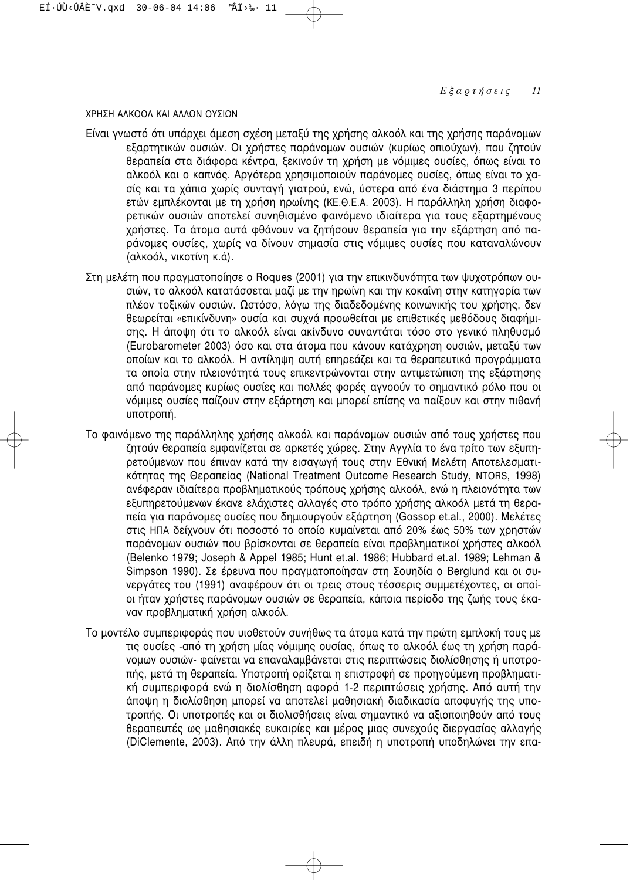## ΧΡΗΣΗ ΑΛΚΟΟΛ ΚΑΙ ΑΛΛΩΝ ΟΥΣΙΩΝ

Είναι γνωστό ότι υπάρχει άμεση σχέση μεταξύ της χρήσης αλκοόλ και της χρήσης παράνομων εξαρτητικών ουσιών. Οι χρήστες παράνομων ουσιών (κυρίως οπιούχων), που ζητούν θεραπεία στα διάφορα κέντρα, ξεκινούν τη χρήση με νόμιμες ουσίες, όπως είναι το αλκοόλ και ο καπνός. Αργότερα χρησιμοποιούν παράνομες ουσίες, όπως είναι το χασίς και τα χάπια χωρίς συνταγή γιατρού, ενώ, ύστερα από ένα διάστημα 3 περίπου ετών εμπλέκονται με τη χρήση ηρωίνης (ΚΕ.Θ.Ε.Α. 2003). Η παράλληλη χρήση διαφορετικών ουσιών αποτελεί συνηθισμένο φαινόμενο ιδιαίτερα για τους εξαρτημένους χρήστες. Τα άτομα αυτά φθάνουν να ζητήσουν θεραπεία για την εξάρτηση από παράνομες ουσίες, χωρίς να δίνουν σημασία στις νόμιμες ουσίες που καταναλώνουν (αλκοόλ, νικοτίνη κ.ά).

Στη μελέτη που πραγματοποίησε ο Roques (2001) για την επικινδυνότητα των ψυχοτρόπων ουσιών, το αλκοόλ κατατάσσεται μαζί με την ηρωίνη και την κοκαΐνη στην κατηγορία των πλέον τοξικών ουσιών. Ωστόσο, λόγω της διαδεδομένης κοινωνικής του χρήσης, δεν θεωρείται «επικίνδυνη» ουσία και συχνά προωθείται με επιθετικές μεθόδους διαφήμισης. Η άποψη ότι το αλκοόλ είναι ακίνδυνο συναντάται τόσο στο γενικό πληθυσμό (Eurobarometer 2003) όσο και στα άτομα που κάνουν κατάχρηση ουσιών, μεταξύ των οποίων και το αλκοόλ. Η αντίληψη αυτή επηρεάζει και τα θεραπευτικά προγράμματα τα οποία στην πλειονότητά τους επικεντρώνονται στην αντιμετώπιση της εξάρτησης από παράνομες κυρίως ουσίες και πολλές φορές αγνοούν το σημαντικό ρόλο που οι νόμιμες ουσίες παίζουν στην εξάρτηση και μπορεί επίσης να παίξουν και στην πιθανή υποτροπή.

Το φαινόμενο της παράλληλης χρήσης αλκοόλ και παράνομων ουσιών από τους χρήστες που ζητούν θεραπεία εμφανίζεται σε αρκετές χώρες. Στην Αγγλία το ένα τρίτο των εξυπηρετούμενων που έπιναν κατά την εισαγωγή τους στην Εθνική Μελέτη Αποτελεσματικότητας της Θεραπείας (National Treatment Outcome Research Study, NTORS, 1998) ανέφεραν ιδιαίτερα προβληματικούς τρόπους χρήσης αλκοόλ, ενώ η πλειονότητα των εξυπηρετούμενων έκανε ελάχιστες αλλαγές στο τρόπο χρήσης αλκοόλ μετά τη θεραπεία για παράνομες ουσίες που δημιουργούν εξάρτηση (Gossop et.al., 2000). Μελέτες στις ΗΠΑ δείχνουν ότι ποσοστό το οποίο κυμαίνεται από 20% έως 50% των χρηστών παράνομων ουσιών που βρίσκονται σε θεραπεία είναι προβληματικοί χρήστες αλκοόλ (Belenko 1979; Joseph & Appel 1985; Hunt et.al. 1986; Hubbard et.al. 1989; Lehman & Simpson 1990). Σε έρευνα που πραγματοποίησαν στη Σουηδία ο Berglund και οι συνεργάτες του (1991) αναφέρουν ότι οι τρεις στους τέσσερις συμμετέχοντες, οι οποίοι ήταν χρήστες παράνομων ουσιών σε θεραπεία, κάποια περίοδο της ζωής τους έκαναν προβληματική χρήση αλκοόλ.

Το μοντέλο συμπεριφοράς που υιοθετούν συνήθως τα άτομα κατά την πρώτη εμπλοκή τους με τις ουσίες -από τη χρήση μίας νόμιμης ουσίας, όπως το αλκοόλ έως τη χρήση παράνομων ουσιών- φαίνεται να επαναλαμβάνεται στις περιπτώσεις διολίσθησης ή υποτροπής, μετά τη θεραπεία. Υποτροπή ορίζεται η επιστροφή σε προηγούμενη προβληματική συμπεριφορά ενώ η διολίσθηση αφορά 1-2 περιπτώσεις χρήσης. Από αυτή την άποψη η διολίσθηση μπορεί να αποτελεί μαθησιακή διαδικασία αποφυγής της υποτροπής. Οι υποτροπές και οι διολισθήσεις είναι σημαντικό να αξιοποιηθούν από τους θεραπευτές ως μαθησιακές ευκαιρίες και μέρος μιας συνεχούς διεργασίας αλλαγής (DiClemente, 2003). Από την άλλη πλευρά, επειδή η υποτροπή υποδηλώνει την επα-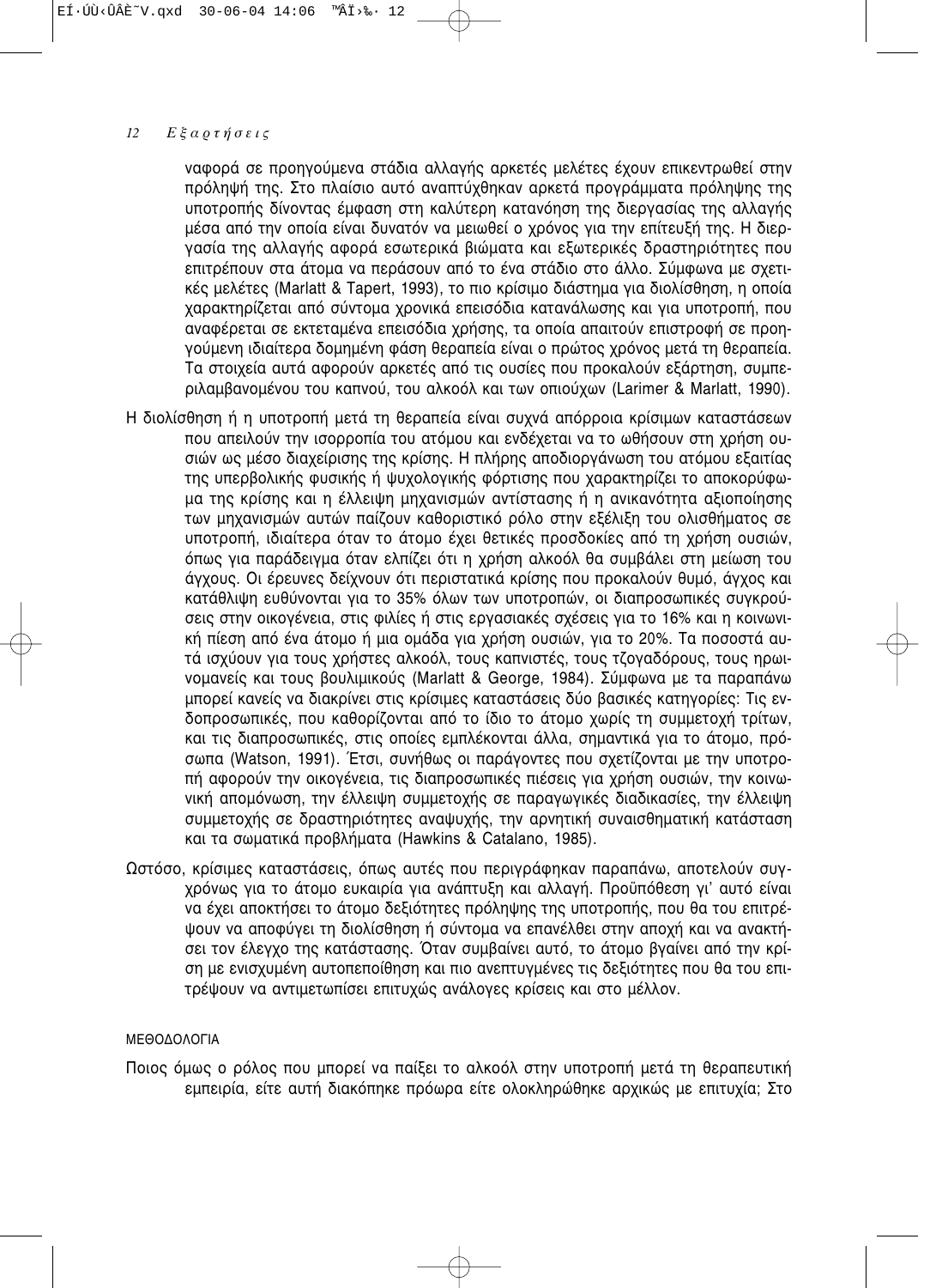ναφορά σε προηγούμενα στάδια αλλαγής αρκετές μελέτες έχουν επικεντρωθεί στην πρόληψή της. Στο πλαίσιο αυτό αναπτύχθηκαν αρκετά προγράμματα πρόληψης της υποτροπής δίνοντας έμφαση στη καλύτερη κατανόηση της διεργασίας της αλλαγής μέσα από την οποία είναι δυνατόν να μειωθεί ο χρόνος για την επίτευξή της. Η διεργασία της αλλαγής αφορά εσωτερικά βιώματα και εξωτερικές δραστηριότητες που επιτρέπουν στα άτομα να περάσουν από το ένα στάδιο στο άλλο. Σύμφωνα με σχετικές μελέτες (Marlatt & Tapert, 1993), το πιο κρίσιμο διάστημα για διολίσθηση, η οποία χαρακτηρίζεται από σύντομα χρονικά επεισόδια κατανάλωσης και για υποτροπή, που αναφέρεται σε εκτεταμένα επεισόδια χρήσης, τα οποία απαιτούν επιστροφή σε προηγούμενη ιδιαίτερα δομημένη φάση θεραπεία είναι ο πρώτος χρόνος μετά τη θεραπεία. Τα στοιχεία αυτά αφορούν αρκετές από τις ουσίες που προκαλούν εξάρτηση, συμπεριλαμβανομένου του καπνού, του αλκοόλ και των οπιούχων (Larimer & Marlatt, 1990).

Η διολίσθηση ή η υποτροπή μετά τη θεραπεία είναι συχνά απόρροια κρίσιμων καταστάσεων που απειλούν την ισορροπία του ατόμου και ενδέχεται να το ωθήσουν στη χρήση ουσιών ως μέσο διαχείρισης της κρίσης. Η πλήρης αποδιοργάνωση του ατόμου εξαιτίας της υπερβολικής φυσικής ή ψυχολογικής φόρτισης που χαρακτηρίζει το αποκορύφωμα της κρίσης και η έλλειψη μηχανισμών αντίστασης ή η ανικανότητα αξιοποίησης των μηχανισμών αυτών παίζουν καθοριστικό ρόλο στην εξέλιξη του ολισθήματος σε υποτροπή, ιδιαίτερα όταν το άτομο έχει θετικές προσδοκίες από τη χρήση ουσιών, όπως για παράδειγμα όταν ελπίζει ότι η χρήση αλκοόλ θα συμβάλει στη μείωση του άγχους. Οι έρευνες δείχνουν ότι περιστατικά κρίσης που προκαλούν θυμό, άγχος και κατάθλιψη ευθύνονται για το 35% όλων των υποτροπών, οι διαπροσωπικές συγκρούσεις στην οικογένεια, στις φιλίες ή στις εργασιακές σχέσεις για το 16% και η κοινωνική πίεση από ένα άτομο ή μια ομάδα για χρήση ουσιών, για το 20%. Τα ποσοστά αυτά ισχύουν για τους χρήστες αλκοόλ, τους καπνιστές, τους τζογαδόρους, τους ηρωινομανείς και τους βουλιμικούς (Marlatt & George, 1984). Σύμφωνα με τα παραπάνω μπορεί κανείς να διακρίνει στις κρίσιμες καταστάσεις δύο βασικές κατηγορίες: Τις ενδοπροσωπικές, που καθορίζονται από το ίδιο το άτομο χωρίς τη συμμετοχή τρίτων, και τις διαπροσωπικές, στις οποίες εμπλέκονται άλλα, σημαντικά για το άτομο, πρόσωπα (Watson, 1991). Έτσι, συνήθως οι παράγοντες που σχετίζονται με την υποτροπή αφορούν την οικογένεια, τις διαπροσωπικές πιέσεις για χρήση ουσιών, την κοινωνική απομόνωση, την έλλειψη συμμετοχής σε παραγωγικές διαδικασίες, την έλλειψη συμμετοχής σε δραστηριότητες αναψυχής, την αρνητική συναισθηματική κατάσταση και τα σωματικά προβλήματα (Hawkins & Catalano, 1985).

Ωστόσο, κρίσιμες καταστάσεις, όπως αυτές που περιγράφηκαν παραπάνω, αποτελούν συγχρόνως για το άτομο ευκαιρία για ανάπτυξη και αλλαγή. Προϋπόθεση γι' αυτό είναι να έχει αποκτήσει το άτομο δεξιότητες πρόληψης της υποτροπής, που θα του επιτρέψουν να αποφύγει τη διολίσθηση ή σύντομα να επανέλθει στην αποχή και να ανακτήσει τον έλεγχο της κατάστασης. Όταν συμβαίνει αυτό, το άτομο βγαίνει από την κρίση με ενισχυμένη αυτοπεποίθηση και πιο ανεπτυγμένες τις δεξιότητες που θα του επιτρέψουν να αντιμετωπίσει επιτυχώς ανάλογες κρίσεις και στο μέλλον.

## ΜΕΘΟΔΟΛΟΓΙΑ

Ποιος όμως ο ρόλος που μπορεί να παίξει το αλκοόλ στην υποτροπή μετά τη θεραπευτική εμπειρία, είτε αυτή διακόπηκε πρόωρα είτε ολοκληρώθηκε αρχικώς με επιτυχία; Στο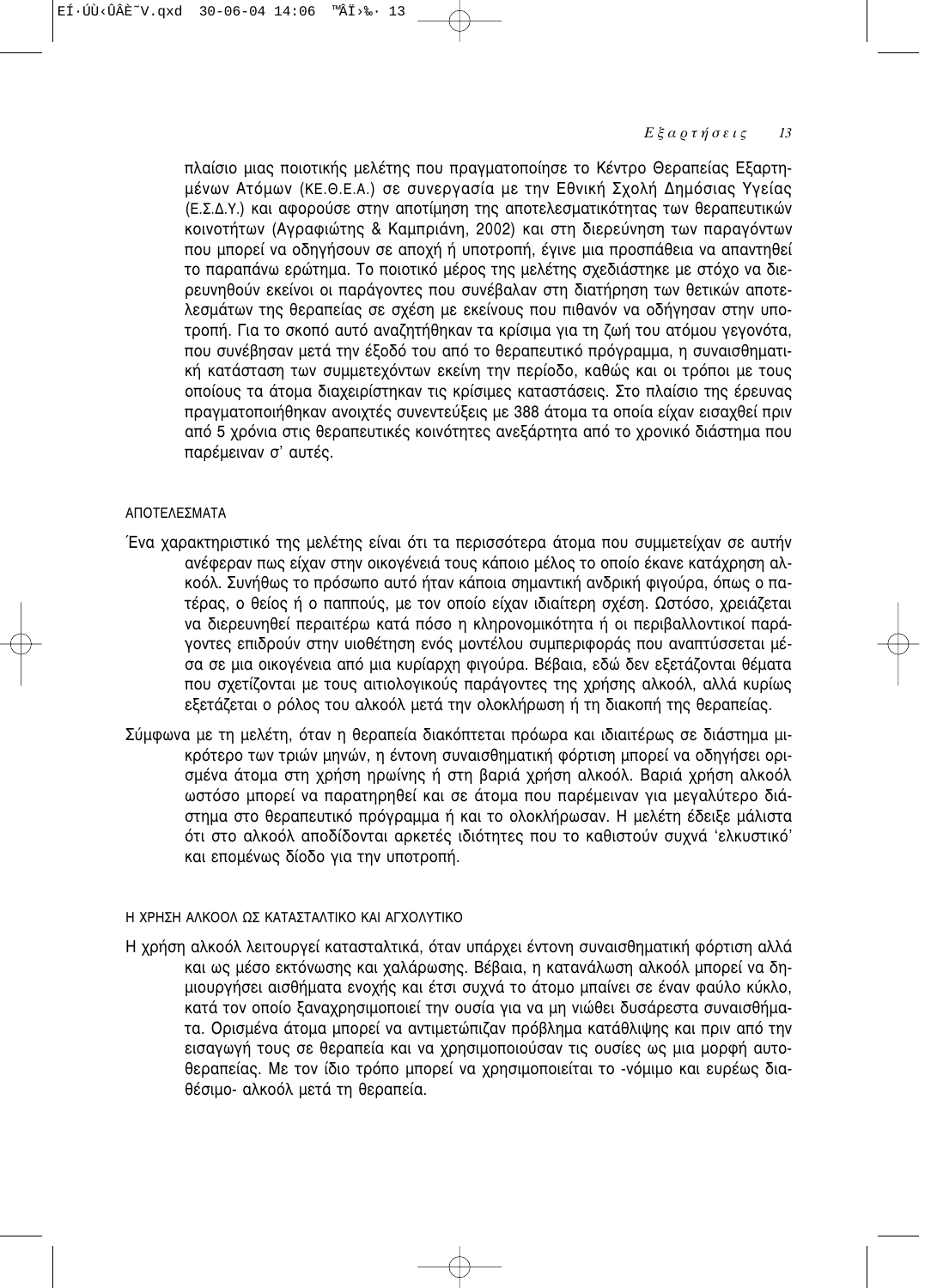πλαίσιο μιας ποιοτικής μελέτης που πραγματοποίησε το Κέντρο Θεραπείας Εξαρτημένων Ατόμων (ΚΕ.Θ.Ε.Α.) σε συνεργασία με την Εθνική Σχολή Δημόσιας Υγείας (Ε.Σ.Δ.Υ.) και αφορούσε στην αποτίμηση της αποτελεσματικότητας των θεραπευτικών κοινοτήτων (Αγραφιώτης & Καμπριάνη, 2002) και στη διερεύνηση των παραγόντων που μπορεί να οδηγήσουν σε αποχή ή υποτροπή, έγινε μια προσπάθεια να απαντηθεί το παραπάνω ερώτημα. Το ποιοτικό μέρος της μελέτης σχεδιάστηκε με στόχο να διερευνηθούν εκείνοι οι παράγοντες που συνέβαλαν στη διατήρηση των θετικών αποτελεσμάτων της θεραπείας σε σχέση με εκείνους που πιθανόν να οδήγησαν στην υποτροπή. Για το σκοπό αυτό αναζητήθηκαν τα κρίσιμα για τη ζωή του ατόμου γεγονότα, που συνέβησαν μετά την έξοδό του από το θεραπευτικό πρόγραμμα, η συναισθηματική κατάσταση των συμμετεχόντων εκείνη την περίοδο, καθώς και οι τρόποι με τους οποίους τα άτομα διαχειρίστηκαν τις κρίσιμες καταστάσεις. Στο πλαίσιο της έρευνας πραγματοποιήθηκαν ανοιχτές συνεντεύξεις με 388 άτομα τα οποία είχαν εισαχθεί πριν από 5 χρόνια στις θεραπευτικές κοινότητες ανεξάρτητα από το χρονικό διάστημα που παρέμειναν σ' αυτές.

## ΑΠΟΤΕΛΕΣΜΑΤΑ

Ένα χαρακτηριστικό της μελέτης είναι ότι τα περισσότερα άτομα που συμμετείχαν σε αυτήν ανέφεραν πως είχαν στην οικογένειά τους κάποιο μέλος το οποίο έκανε κατάχρηση αλκοόλ. Συνήθως το πρόσωπο αυτό ήταν κάποια σημαντική ανδρική φιγούρα, όπως ο πατέρας, ο θείος ή ο παππούς, με τον οποίο είχαν ιδιαίτερη σχέση. Ωστόσο, χρειάζεται να διερευνηθεί περαιτέρω κατά πόσο η κληρονομικότητα ή οι περιβαλλοντικοί παράγοντες επιδρούν στην υιοθέτηση ενός μοντέλου συμπεριφοράς που αναπτύσσεται μέσα σε μια οικογένεια από μια κυρίαρχη φιγούρα. Βέβαια, εδώ δεν εξετάζονται θέματα που σχετίζονται με τους αιτιολογικούς παράγοντες της χρήσης αλκοόλ, αλλά κυρίως εξετάζεται ο ρόλος του αλκοόλ μετά την ολοκλήρωση ή τη διακοπή της θεραπείας.

Σύμφωνα με τη μελέτη, όταν η θεραπεία διακόπτεται πρόωρα και ιδιαιτέρως σε διάστημα μικρότερο των τριών μηνών, η έντονη συναισθηματική φόρτιση μπορεί να οδηγήσει ορισμένα άτομα στη χρήση ηρωίνης ή στη βαριά χρήση αλκοόλ. Βαριά χρήση αλκοόλ ωστόσο μπορεί να παρατηρηθεί και σε άτομα που παρέμειναν για μεγαλύτερο διάστημα στο θεραπευτικό πρόγραμμα ή και το ολοκλήρωσαν. Η μελέτη έδειξε μάλιστα ότι στο αλκοόλ αποδίδονται αρκετές ιδιότητες που το καθιστούν συχνά 'ελκυστικό' και επομένως δίοδο για την υποτροπή.

## Η ΧΡΗΣΗ ΑΛΚΟΟΛ ΩΣ ΚΑΤΑΣΤΑΛΤΙΚΟ ΚΑΙ ΑΓΧΟΛΥΤΙΚΟ

Η χρήση αλκοόλ λειτουργεί κατασταλτικά, όταν υπάρχει έντονη συναισθηματική φόρτιση αλλά και ως μέσο εκτόνωσης και χαλάρωσης. Βέβαια, η κατανάλωση αλκοόλ μπορεί να δημιουργήσει αισθήματα ενοχής και έτσι συχνά το άτομο μπαίνει σε έναν φαύλο κύκλο, κατά τον οποίο ξαναχρησιμοποιεί την ουσία για να μη νιώθει δυσάρεστα συναισθήματα. Ορισμένα άτομα μπορεί να αντιμετώπιζαν πρόβλημα κατάθλιψης και πριν από την εισαγωγή τους σε θεραπεία και να χρησιμοποιούσαν τις ουσίες ως μια μορφή αυτοθεραπείας. Με τον ίδιο τρόπο μπορεί να χρησιμοποιείται το -νόμιμο και ευρέως διαθέσιμο- αλκοόλ μετά τη θεραπεία.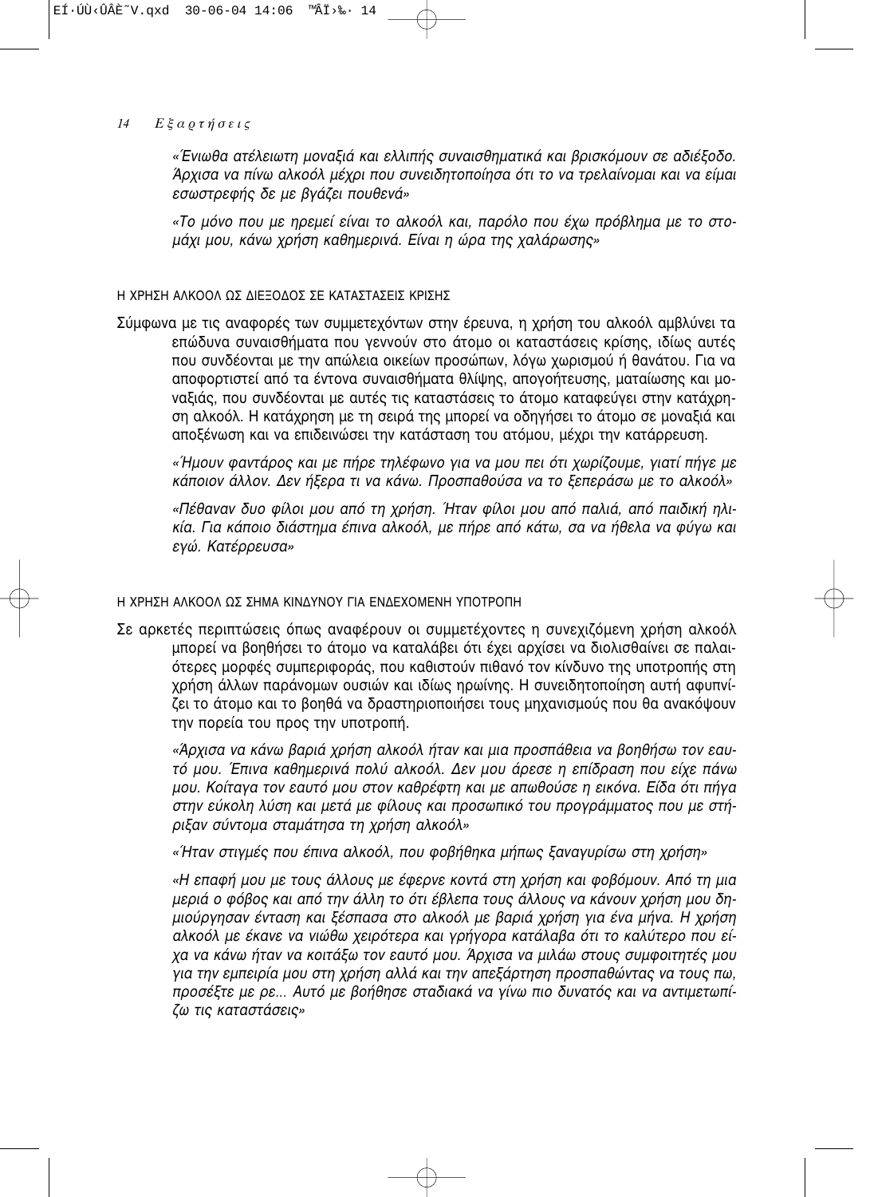*«Ένιωθα ατέλειωτη μοναξιά και ελλιπής συναισθηματικά και βρισκόμουν σε αδιέξοδο. Άρχισα να πίνω αλκοόλ μέχρι που συνειδητοποίησα ότι το να τρελαίνομαι και να είμαι εσωστρεφής δε με βγάζει πουθενά»*

*«Το μόνο που με ηρεμεί είναι το αλκοόλ και, παρόλο που έχω πρόβλημα με το στομάχι μου, κάνω χρήση καθημερινά. Είναι η ώρα της χαλάρωσης»*

### Η ΧΡΗΣΗ ΑΛΚΟΟΛ ΩΣ ΔΙΕΞΟΔΟΣ ΣΕ ΚΑΤΑΣΤΑΣΕΙΣ ΚΡΙΣΗΣ

Σύμφωνα με τις αναφορές των συμμετεχόντων στην έρευνα, η χρήση του αλκοόλ αμβλύνει τα επώδυνα συναισθήματα που γεννούν στο άτομο οι καταστάσεις κρίσης, ιδίως αυτές που συνδέονται με την απώλεια οικείων προσώπων, λόγω χωρισμού ή θανάτου. Για να αποφορτιστεί από τα έντονα συναισθήματα θλίψης, απογοήτευσης, ματαίωσης και μοναξιάς, που συνδέονται με αυτές τις καταστάσεις το άτομο καταφεύγει στην κατάχρηση αλκοόλ. Η κατάχρηση με τη σειρά της μπορεί να οδηγήσει το άτομο σε μοναξιά και αποξένωση και να επιδεινώσει την κατάσταση του ατόμου, μέχρι την κατάρρευση.

*«Ήμουν φαντάρος και με πήρε τηλέφωνο για να μου πει ότι χωρίζουμε, γιατί πήγε με κάποιον άλλον. Δεν ήξερα τι να κάνω. Προσπαθούσα να το ξεπεράσω με το αλκοόλ»*

*«Πέθαναν δυο φίλοι μου από τη χρήση. Ήταν φίλοι μου από παλιά, από παιδική ηλικία. Για κάποιο διάστημα έπινα αλκοόλ, με πήρε από κάτω, σα να ήθελα να φύγω και εγώ. Κατέρρευσα»*

### Η ΧΡΗΣΗ ΑΛΚΟΟΛ ΩΣ ΣΗΜΑ ΚΙΝΔΥΝΟΥ ΓΙΑ ΕΝΔΕΧΟΜΕΝΗ ΥΠΟΤΡΟΠΗ

Σε αρκετές περιπτώσεις όπως αναφέρουν οι συμμετέχοντες η συνεχιζόμενη χρήση αλκοόλ μπορεί να βοηθήσει το άτομο να καταλάβει ότι έχει αρχίσει να διολισθαίνει σε παλαιότερες μορφές συμπεριφοράς, που καθιστούν πιθανό τον κίνδυνο της υποτροπής στη χρήση άλλων παράνομων ουσιών και ιδίως ηρωίνης. Η συνειδητοποίηση αυτή αφυπνίζει το άτομο και το βοηθά να δραστηριοποιήσει τους μηχανισμούς που θα ανακόψουν την πορεία του προς την υποτροπή.

*«Άρχισα να κάνω βαριά χρήση αλκοόλ ήταν και μια προσπάθεια να βοηθήσω τον εαυτό μου. Έπινα καθημερινά πολύ αλκοόλ. Δεν μου άρεσε η επίδραση που είχε πάνω μου. Κοίταγα τον εαυτό μου στον καθρέφτη και με απωθούσε η εικόνα. Είδα ότι πήγα στην εύκολη λύση και μετά με φίλους και προσωπικό του προγράμματος που με στήριξαν σύντομα σταμάτησα τη χρήση αλκοόλ»*

*«Ήταν στιγμές που έπινα αλκοόλ, που φοβήθηκα μήπως ξαναγυρίσω στη χρήση»*

*«Η επαφή μου με τους άλλους με έφερνε κοντά στη χρήση και φοβόμουν. Από τη μια μεριά ο φόβος και από την άλλη το ότι έβλεπα τους άλλους να κάνουν χρήση μου δημιούργησαν ένταση και ξέσπασα στο αλκοόλ με βαριά χρήση για ένα μήνα. Η χρήση αλκοόλ με έκανε να νιώθω χειρότερα και γρήγορα κατάλαβα ότι το καλύτερο που είχα να κάνω ήταν να κοιτάξω τον εαυτό μου. Άρχισα να μιλάω στους συμφοιτητές μου για την εμπειρία μου στη χρήση αλλά και την απεξάρτηση προσπαθώντας να τους πω, προσέξτε με ρε... Αυτό με βοήθησε σταδιακά να γίνω πιο δυνατός και να αντιμετωπίζω τις καταστάσεις»*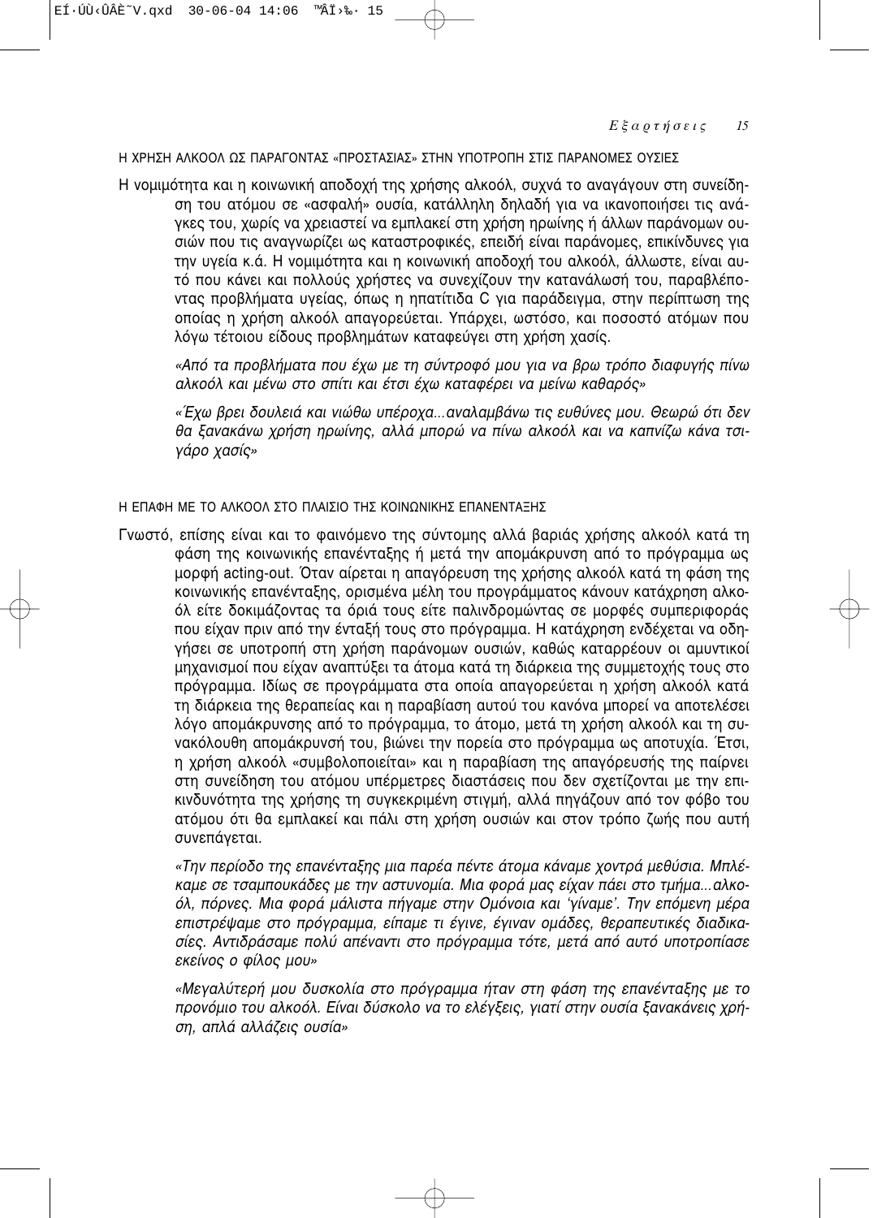## Η ΧΡΗΣΗ ΑΛΚΟΟΛ ΩΣ ΠΑΡΑΓΟΝΤΑΣ «ΠΡΟΣΤΑΣΙΑΣ» ΣΤΗΝ ΥΠΟΤΡΟΠΗ ΣΤΙΣ ΠΑΡΑΝΟΜΕΣ ΟΥΣΙΕΣ

Η νομιμότητα και η κοινωνική αποδοχή της χρήσης αλκοόλ, συχνά το αναγάγουν στη συνείδηση του ατόμου σε «ασφαλή» ουσία, κατάλληλη δηλαδή για να ικανοποιήσει τις ανάγκες του, χωρίς να χρειαστεί να εμπλακεί στη χρήση ηρωίνης ή άλλων παράνομων ουσιών που τις αναγνωρίζει ως καταστροφικές, επειδή είναι παράνομες, επικίνδυνες για την υγεία κ.ά. Η νομιμότητα και η κοινωνική αποδοχή του αλκοόλ, άλλωστε, είναι αυτό που κάνει και πολλούς χρήστες να συνεχίζουν την κατανάλωσή του, παραβλέποντας προβλήματα υγείας, όπως η ηπατίτιδα C για παράδειγμα, στην περίπτωση της οποίας η χρήση αλκοόλ απαγορεύεται. Υπάρχει, ωστόσο, και ποσοστό ατόμων που λόγω τέτοιου είδους προβλημάτων καταφεύγει στη χρήση χασίς.

*«Από τα προβλήματα που έχω με τη σύντροφό μου για να βρω τρόπο διαφυγής πίνω αλκοόλ και μένω στο σπίτι και έτσι έχω καταφέρει να μείνω καθαρός»*

*«Έχω βρει δουλειά και νιώθω υπέροχα...αναλαμβάνω τις ευθύνες μου. Θεωρώ ότι δεν θα ξανακάνω χρήση ηρωίνης, αλλά μπορώ να πίνω αλκοόλ και να καπνίζω κάνα τσιγάρο χασίς»*

## Η ΕΠΑΦΗ ΜΕ ΤΟ ΑΛΚΟΟΛ ΣΤΟ ΠΛΑΙΣΙΟ ΤΗΣ ΚΟΙΝΩΝΙΚΗΣ ΕΠΑΝΕΝΤΑΞΗΣ

Γνωστό, επίσης είναι και το φαινόμενο της σύντομης αλλά βαριάς χρήσης αλκοόλ κατά τη φάση της κοινωνικής επανένταξης ή μετά την απομάκρυνση από το πρόγραμμα ως μορφή acting-out. Όταν αίρεται η απαγόρευση της χρήσης αλκοόλ κατά τη φάση της κοινωνικής επανένταξης, ορισμένα μέλη του προγράμματος κάνουν κατάχρηση αλκοόλ είτε δοκιμάζοντας τα όριά τους είτε παλινδρομώντας σε μορφές συμπεριφοράς που είχαν πριν από την ένταξή τους στο πρόγραμμα. Η κατάχρηση ενδέχεται να οδηγήσει σε υποτροπή στη χρήση παράνομων ουσιών, καθώς καταρρέουν οι αμυντικοί μηχανισμοί που είχαν αναπτύξει τα άτομα κατά τη διάρκεια της συμμετοχής τους στο πρόγραμμα. Ιδίως σε προγράμματα στα οποία απαγορεύεται η χρήση αλκοόλ κατά τη διάρκεια της θεραπείας και η παραβίαση αυτού του κανόνα μπορεί να αποτελέσει λόγο απομάκρυνσης από το πρόγραμμα, το άτομο, μετά τη χρήση αλκοόλ και τη συνακόλουθη απομάκρυνσή του, βιώνει την πορεία στο πρόγραμμα ως αποτυχία. Έτσι, η χρήση αλκοόλ «συμβολοποιείται» και η παραβίαση της απαγόρευσής της παίρνει στη συνείδηση του ατόμου υπέρμετρες διαστάσεις που δεν σχετίζονται με την επικινδυνότητα της χρήσης τη συγκεκριμένη στιγμή, αλλά πηγάζουν από τον φόβο του ατόμου ότι θα εμπλακεί και πάλι στη χρήση ουσιών και στον τρόπο ζωής που αυτή συνεπάγεται.

*«Την περίοδο της επανένταξης μια παρέα πέντε άτομα κάναμε χοντρά μεθύσια. Μπλέκαμε σε τσαμπουκάδες με την αστυνομία. Μια φορά μας είχαν πάει στο τμήμα...αλκοόλ, πόρνες. Μια φορά μάλιστα πήγαμε στην Ομόνοια και 'γίναμε'. Την επόμενη μέρα επιστρέψαμε στο πρόγραμμα, είπαμε τι έγινε, έγιναν ομάδες, θεραπευτικές διαδικασίες. Αντιδράσαμε πολύ απέναντι στο πρόγραμμα τότε, μετά από αυτό υποτροπίασε εκείνος ο φίλος μου»*

*«Μεγαλύτερή μου δυσκολία στο πρόγραμμα ήταν στη φάση της επανένταξης με το προνόμιο του αλκοόλ. Είναι δύσκολο να το ελέγξεις, γιατί στην ουσία ξανακάνεις χρήση, απλά αλλάζεις ουσία»*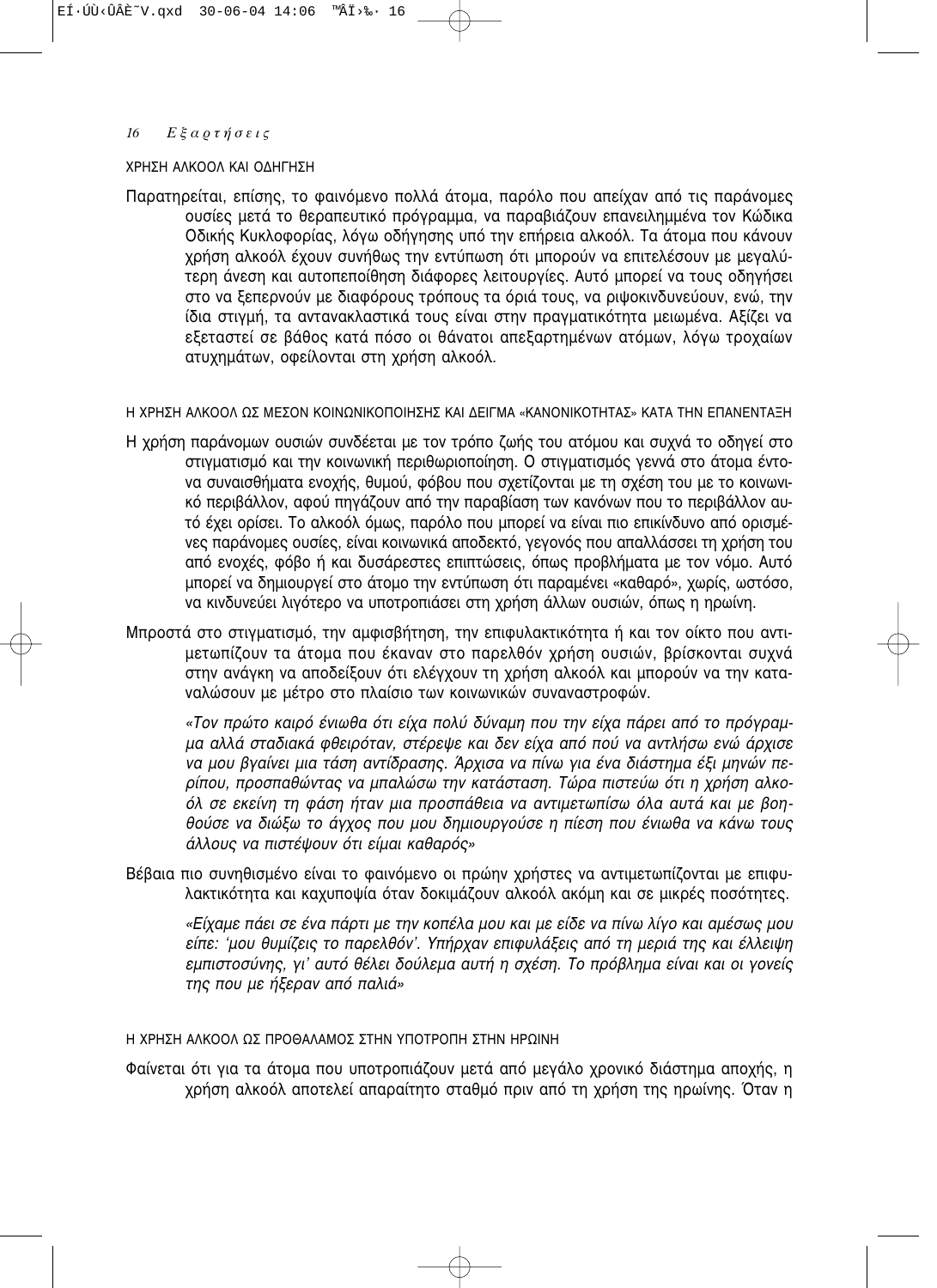### ΧΡΗΣΗ ΑΛΚΟΟΛ ΚΑΙ ΟΔΗΓΗΣΗ

Παρατηρείται, επίσης, το φαινόμενο πολλά άτομα, παρόλο που απείχαν από τις παράνομες ουσίες μετά το θεραπευτικό πρόγραμμα, να παραβιάζουν επανειλημμένα τον Κώδικα Οδικής Κυκλοφορίας, λόγω οδήγησης υπό την επήρεια αλκοόλ. Τα άτομα που κάνουν χρήση αλκοόλ έχουν συνήθως την εντύπωση ότι μπορούν να επιτελέσουν με μεγαλύτερη άνεση και αυτοπεποίθηση διάφορες λειτουργίες. Αυτό μπορεί να τους οδηγήσει στο να ξεπερνούν με διαφόρους τρόπους τα όριά τους, να ριψοκινδυνεύουν, ενώ, την ίδια στιγμή, τα αντανακλαστικά τους είναι στην πραγματικότητα μειωμένα. Αξίζει να εξεταστεί σε βάθος κατά πόσο οι θάνατοι απεξαρτημένων ατόμων, λόγω τροχαίων ατυχημάτων, οφείλονται στη χρήση αλκοόλ.

### Η ΧΡΗΣΗ ΑΛΚΟΟΛ ΩΣ ΜΕΣΟΝ ΚΟΙΝΩΝΙΚΟΠΟΙΗΣΗΣ ΚΑΙ ΔΕΙΓΜΑ «ΚΑΝΟΝΙΚΟΤΗΤΑΣ» ΚΑΤΑ ΤΗΝ ΕΠΑΝΕΝΤΑΞΗ

Η χρήση παράνομων ουσιών συνδέεται με τον τρόπο ζωής του ατόμου και συχνά το οδηγεί στο στιγματισμό και την κοινωνική περιθωριοποίηση. Ο στιγματισμός γεννά στο άτομα έντονα συναισθήματα ενοχής, θυμού, φόβου που σχετίζονται με τη σχέση του με το κοινωνικό περιβάλλον, αφού πηγάζουν από την παραβίαση των κανόνων που το περιβάλλον αυτό έχει ορίσει. Το αλκοόλ όμως, παρόλο που μπορεί να είναι πιο επικίνδυνο από ορισμένες παράνομες ουσίες, είναι κοινωνικά αποδεκτό, γεγονός που απαλλάσσει τη χρήση του από ενοχές, φόβο ή και δυσάρεστες επιπτώσεις, όπως προβλήματα με τον νόμο. Αυτό μπορεί να δημιουργεί στο άτομο την εντύπωση ότι παραμένει «καθαρό», χωρίς, ωστόσο, να κινδυνεύει λιγότερο να υποτροπιάσει στη χρήση άλλων ουσιών, όπως η ηρωίνη.

Μπροστά στο στιγματισμό, την αμφισβήτηση, την επιφυλακτικότητα ή και τον οίκτο που αντιμετωπίζουν τα άτομα που έκαναν στο παρελθόν χρήση ουσιών, βρίσκονται συχνά στην ανάγκη να αποδείξουν ότι ελέγχουν τη χρήση αλκοόλ και μπορούν να την καταναλώσουν με μέτρο στο πλαίσιο των κοινωνικών συναναστροφών.

> *«Τον πρώτο καιρό ένιωθα ότι είχα πολύ δύναμη που την είχα πάρει από το πρόγραμμα αλλά σταδιακά φθειρόταν, στέρεψε και δεν είχα από πού να αντλήσω ενώ άρχισε να μου βγαίνει μια τάση αντίδρασης. Άρχισα να πίνω για ένα διάστημα έξι μηνών περίπου, προσπαθώντας να μπαλώσω την κατάσταση. Τώρα πιστεύω ότι η χρήση αλκοόλ σε εκείνη τη φάση ήταν μια προσπάθεια να αντιμετωπίσω όλα αυτά και με βοηθούσε να διώξω το άγχος που μου δημιουργούσε η πίεση που ένιωθα να κάνω τους άλλους να πιστέψουν ότι είμαι καθαρός»*

Βέβαια πιο συνηθισμένο είναι το φαινόμενο οι πρώην χρήστες να αντιμετωπίζονται με επιφυλακτικότητα και καχυποψία όταν δοκιμάζουν αλκοόλ ακόμη και σε μικρές ποσότητες.

> *«Είχαμε πάει σε ένα πάρτι με την κοπέλα μου και με είδε να πίνω λίγο και αμέσως μου είπε: 'μου θυμίζεις το παρελθόν'. Υπήρχαν επιφυλάξεις από τη μεριά της και έλλειψη εμπιστοσύνης, γι' αυτό θέλει δούλεμα αυτή η σχέση. Το πρόβλημα είναι και οι γονείς της που με ήξεραν από παλιά»*

### Η ΧΡΗΣΗ ΑΛΚΟΟΛ ΩΣ ΠΡΟΘΑΛΑΜΟΣ ΣΤΗΝ ΥΠΟΤΡΟΠΗ ΣΤΗΝ ΗΡΩΙΝΗ

Φαίνεται ότι για τα άτομα που υποτροπιάζουν μετά από μεγάλο χρονικό διάστημα αποχής, η χρήση αλκοόλ αποτελεί απαραίτητο σταθμό πριν από τη χρήση της ηρωίνης. Όταν η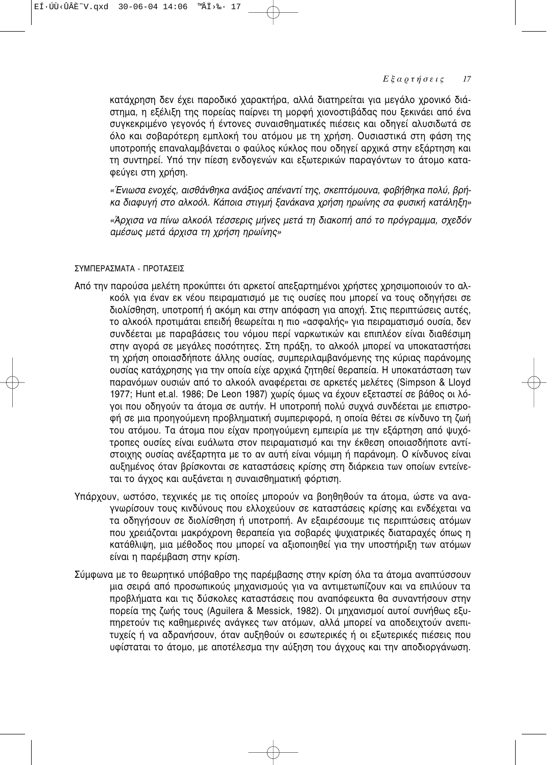κατάχρηση δεν έχει παροδικό χαρακτήρα, αλλά διατηρείται για μεγάλο χρονικό διάστημα, η εξέλιξη της πορείας παίρνει τη μορφή χιονοστιβάδας που ξεκινάει από ένα συγκεκριμένο γεγονός ή έντονες συναισθηματικές πιέσεις και οδηγεί αλυσιδωτά σε όλο και σοβαρότερη εμπλοκή του ατόμου με τη χρήση. Ουσιαστικά στη φάση της υποτροπής επαναλαμβάνεται ο φαύλος κύκλος που οδηγεί αρχικά στην εξάρτηση και τη συντηρεί. Υπό την πίεση ενδογενών και εξωτερικών παραγόντων το άτομο καταφεύγει στη χρήση.

*«Ένιωσα ενοχές, αισθάνθηκα ανάξιος απέναντί της, σκεπτόμουνα, φοβήθηκα πολύ, βρήκα διαφυγή στο αλκοόλ. Κάποια στιγμή ξανάκανα χρήση ηρωίνης σα φυσική κατάληξη»*

*«Άρχισα να πίνω αλκοόλ τέσσερις μήνες μετά τη διακοπή από το πρόγραμμα, σχεδόν αμέσως μετά άρχισα τη χρήση ηρωίνης»*

## ΣΥΜΠΕΡΑΣΜΑΤΑ - ΠΡΟΤΑΣΕΙΣ

Από την παρούσα μελέτη προκύπτει ότι αρκετοί απεξαρτημένοι χρήστες χρησιμοποιούν το αλκοόλ για έναν εκ νέου πειραματισμό με τις ουσίες που μπορεί να τους οδηγήσει σε διολίσθηση, υποτροπή ή ακόμη και στην απόφαση για αποχή. Στις περιπτώσεις αυτές, το αλκοόλ προτιμάται επειδή θεωρείται η πιο «ασφαλής» για πειραματισμό ουσία, δεν συνδέεται με παραβάσεις του νόμου περί ναρκωτικών και επιπλέον είναι διαθέσιμη στην αγορά σε μεγάλες ποσότητες. Στη πράξη, το αλκοόλ μπορεί να υποκαταστήσει τη χρήση οποιασδήποτε άλλης ουσίας, συμπεριλαμβανόμενης της κύριας παράνομης ουσίας κατάχρησης για την οποία είχε αρχικά ζητηθεί θεραπεία. Η υποκατάσταση των παρανόμων ουσιών από το αλκοόλ αναφέρεται σε αρκετές μελέτες (Simpson & Lloyd 1977; Hunt et.al. 1986; De Leon 1987) χωρίς όμως να έχουν εξεταστεί σε βάθος οι λόγοι που οδηγούν τα άτομα σε αυτήν. Η υποτροπή πολύ συχνά συνδέεται με επιστροφή σε μια προηγούμενη προβληματική συμπεριφορά, η οποία θέτει σε κίνδυνο τη ζωή του ατόμου. Τα άτομα που είχαν προηγούμενη εμπειρία με την εξάρτηση από ψυχότροπες ουσίες είναι ευάλωτα στον πειραματισμό και την έκθεση οποιασδήποτε αντίστοιχης ουσίας ανέξαρτητα με το αν αυτή είναι νόμιμη ή παράνομη. Ο κίνδυνος είναι αυξημένος όταν βρίσκονται σε καταστάσεις κρίσης στη διάρκεια των οποίων εντείνεται το άγχος και αυξάνεται η συναισθηματική φόρτιση.

Υπάρχουν, ωστόσο, τεχνικές με τις οποίες μπορούν να βοηθηθούν τα άτομα, ώστε να αναγνωρίσουν τους κινδύνους που ελλοχεύουν σε καταστάσεις κρίσης και ενδέχεται να τα οδηγήσουν σε διολίσθηση ή υποτροπή. Αν εξαιρέσουμε τις περιπτώσεις ατόμων που χρειάζονται μακρόχρονη θεραπεία για σοβαρές ψυχιατρικές διαταραχές όπως η κατάθλιψη, μια μέθοδος που μπορεί να αξιοποιηθεί για την υποστήριξη των ατόμων είναι η παρέμβαση στην κρίση.

Σύμφωνα με το θεωρητικό υπόβαθρο της παρέμβασης στην κρίση όλα τα άτομα αναπτύσσουν μια σειρά από προσωπικούς μηχανισμούς για να αντιμετωπίζουν και να επιλύουν τα προβλήματα και τις δύσκολες καταστάσεις που αναπόφευκτα θα συναντήσουν στην πορεία της ζωής τους (Aguilera & Messick, 1982). Οι μηχανισμοί αυτοί συνήθως εξυπηρετούν τις καθημερινές ανάγκες των ατόμων, αλλά μπορεί να αποδειχτούν ανεπιτυχείς ή να αδρανήσουν, όταν αυξηθούν οι εσωτερικές ή οι εξωτερικές πιέσεις που υφίσταται το άτομο, με αποτέλεσμα την αύξηση του άγχους και την αποδιοργάνωση.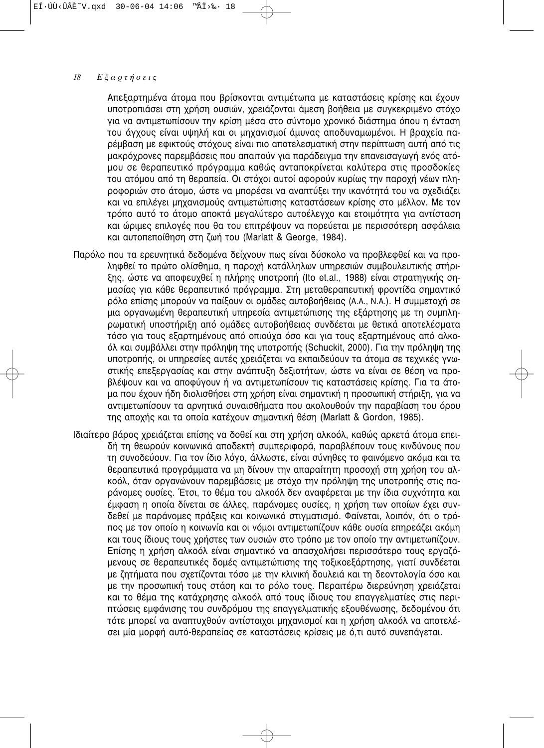Απεξαρτημένα άτομα που βρίσκονται αντιμέτωπα με καταστάσεις κρίσης και έχουν υποτροπιάσει στη χρήση ουσιών, χρειάζονται άμεση βοήθεια με συγκεκριμένο στόχο για να αντιμετωπίσουν την κρίση μέσα στο σύντομο χρονικό διάστημα όπου η ένταση του άγχους είναι υψηλή και οι μηχανισμοί άμυνας αποδυναμωμένοι. Η βραχεία παρέμβαση με εφικτούς στόχους είναι πιο αποτελεσματική στην περίπτωση αυτή από τις μακρόχρονες παρεμβάσεις που απαιτούν για παράδειγμα την επανεισαγωγή ενός ατόμου σε θεραπευτικό πρόγραμμα καθώς ανταποκρίνεται καλύτερα στις προσδοκίες του ατόμου από τη θεραπεία. Οι στόχοι αυτοί αφορούν κυρίως την παροχή νέων πληροφοριών στο άτομο, ώστε να μπορέσει να αναπτύξει την ικανότητά του να σχεδιάζει και να επιλέγει μηχανισμούς αντιμετώπισης καταστάσεων κρίσης στο μέλλον. Με τον τρόπο αυτό το άτομο αποκτά μεγαλύτερο αυτοέλεγχο και ετοιμότητα για αντίσταση και ώριμες επιλογές που θα του επιτρέψουν να πορεύεται με περισσότερη ασφάλεια και αυτοπεποίθηση στη ζωή του (Marlatt & George, 1984).

Παρόλο που τα ερευνητικά δεδομένα δείχνουν πως είναι δύσκολο να προβλεφθεί και να προληφθεί το πρώτο ολίσθημα, η παροχή κατάλληλων υπηρεσιών συμβουλευτικής στήριξης, ώστε να αποφευχθεί η πλήρης υποτροπή (Ito et.al., 1988) είναι στρατηγικής σημασίας για κάθε θεραπευτικό πρόγραμμα. Στη μεταθεραπευτική φροντίδα σημαντικό ρόλο επίσης μπορούν να παίξουν οι ομάδες αυτοβοήθειας (A.A., N.A.). Η συμμετοχή σε μια οργανωμένη θεραπευτική υπηρεσία αντιμετώπισης της εξάρτησης με τη συμπληρωματική υποστήριξη από ομάδες αυτοβοήθειας συνδέεται με θετικά αποτελέσματα τόσο για τους εξαρτημένους από οπιούχα όσο και για τους εξαρτημένους από αλκοόλ και συμβάλλει στην πρόληψη της υποτροπής (Schuckit, 2000). Για την πρόληψη της υποτροπής, οι υπηρεσίες αυτές χρειάζεται να εκπαιδεύουν τα άτομα σε τεχνικές γνωστικής επεξεργασίας και στην ανάπτυξη δεξιοτήτων, ώστε να είναι σε θέση να προβλέψουν και να αποφύγουν ή να αντιμετωπίσουν τις καταστάσεις κρίσης. Για τα άτομα που έχουν ήδη διολισθήσει στη χρήση είναι σημαντική η προσωπική στήριξη, για να αντιμετωπίσουν τα αρνητικά συναισθήματα που ακολουθούν την παραβίαση του όρου της αποχής και τα οποία κατέχουν σημαντική θέση (Marlatt & Gordon, 1985).

Ιδιαίτερο βάρος χρειάζεται επίσης να δοθεί και στη χρήση αλκοόλ, καθώς αρκετά άτομα επειδή τη θεωρούν κοινωνικά αποδεκτή συμπεριφορά, παραβλέπουν τους κινδύνους που τη συνοδεύουν. Για τον ίδιο λόγο, άλλωστε, είναι σύνηθες το φαινόμενο ακόμα και τα θεραπευτικά προγράμματα να μη δίνουν την απαραίτητη προσοχή στη χρήση του αλκοόλ, όταν οργανώνουν παρεμβάσεις με στόχο την πρόληψη της υποτροπής στις παράνομες ουσίες. Έτσι, το θέμα του αλκοόλ δεν αναφέρεται με την ίδια συχνότητα και έμφαση η οποία δίνεται σε άλλες, παράνομες ουσίες, η χρήση των οποίων έχει συνδεθεί με παράνομες πράξεις και κοινωνικό στιγματισμό. Φαίνεται, λοιπόν, ότι ο τρόπος με τον οποίο η κοινωνία και οι νόμοι αντιμετωπίζουν κάθε ουσία επηρεάζει ακόμη και τους ίδιους τους χρήστες των ουσιών στο τρόπο με τον οποίο την αντιμετωπίζουν. Επίσης η χρήση αλκοόλ είναι σημαντικό να απασχολήσει περισσότερο τους εργαζόμενους σε θεραπευτικές δομές αντιμετώπισης της τοξικοεξάρτησης, γιατί συνδέεται με ζητήματα που σχετίζονται τόσο με την κλινική δουλειά και τη δεοντολογία όσο και με την προσωπική τους στάση και το ρόλο τους. Περαιτέρω διερεύνηση χρειάζεται και το θέμα της κατάχρησης αλκοόλ από τους ίδιους του επαγγελματίες στις περιπτώσεις εμφάνισης του συνδρόμου της επαγγελματικής εξουθένωσης, δεδομένου ότι τότε μπορεί να αναπτυχθούν αντίστοιχοι μηχανισμοί και η χρήση αλκοόλ να αποτελέσει μία μορφή αυτό-θεραπείας σε καταστάσεις κρίσεις με ό,τι αυτό συνεπάγεται.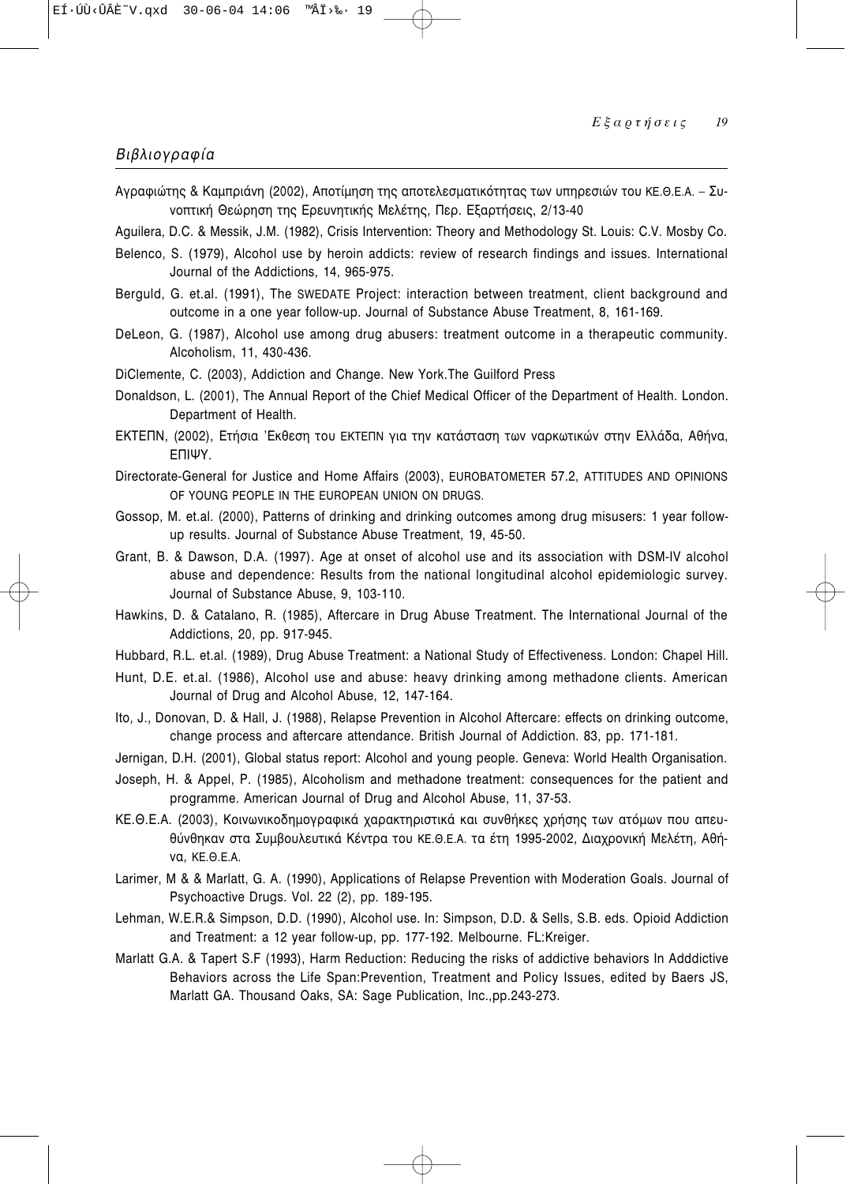## Βιβλιογραφία

Αγραφιώτης & Καμπριάνη (2002), Αποτίμηση της αποτελεσματικότητας των υπηρεσιών του ΚΕ.Θ.Ε.Α. – Συνοπτική Θεώρηση της Ερευνητικής Μελέτης, Περ. Εξαρτήσεις, 2/13-40

Aguilera, D.C. & Messik, J.M. (1982), Crisis Intervention: Theory and Methodology St. Louis: C.V. Mosby Co.

Belenco, S. (1979), Alcohol use by heroin addicts: review of research findings and issues. International Journal of the Addictions, 14, 965-975.

Berguld, G. et.al. (1991), The SWEDATE Project: interaction between treatment, client background and outcome in a one year follow-up. Journal of Substance Abuse Treatment, 8, 161-169.

DeLeon, G. (1987), Alcohol use among drug abusers: treatment outcome in a therapeutic community. Alcoholism, 11, 430-436.

DiClemente, C. (2003), Addiction and Change. New York.The Guilford Press

Donaldson, L. (2001), The Annual Report of the Chief Medical Officer of the Department of Health. London. Department of Health.

ΕΚΤΕΠΝ, (2002), Ετήσια Έκθεση του ΕΚΤΕΠΝ για την κατάσταση των ναρκωτικών στην Ελλάδα, Αθήνα, ΕΠΙΨΥ.

Directorate-General for Justice and Home Affairs (2003), EUROBATOMETER 57.2, ATTITUDES AND OPINIONS OF YOUNG PEOPLE IN THE EUROPEAN UNION ON DRUGS.

Gossop, M. et.al. (2000), Patterns of drinking and drinking outcomes among drug misusers: 1 year follow-up results. Journal of Substance Abuse Treatment, 19, 45-50.

Grant, B. & Dawson, D.A. (1997). Age at onset of alcohol use and its association with DSM-IV alcohol abuse and dependence: Results from the national longitudinal alcohol epidemiologic survey. Journal of Substance Abuse, 9, 103-110.

Hawkins, D. & Catalano, R. (1985), Aftercare in Drug Abuse Treatment. The International Journal of the Addictions, 20, pp. 917-945.

Hubbard, R.L. et.al. (1989), Drug Abuse Treatment: a National Study of Effectiveness. London: Chapel Hill.

Hunt, D.E. et.al. (1986), Alcohol use and abuse: heavy drinking among methadone clients. American Journal of Drug and Alcohol Abuse, 12, 147-164.

Ito, J., Donovan, D. & Hall, J. (1988), Relapse Prevention in Alcohol Aftercare: effects on drinking outcome, change process and aftercare attendance. British Journal of Addiction. 83, pp. 171-181.

Jernigan, D.H. (2001), Global status report: Alcohol and young people. Geneva: World Health Organisation.

Joseph, H. & Appel, P. (1985), Alcoholism and methadone treatment: consequences for the patient and programme. American Journal of Drug and Alcohol Abuse, 11, 37-53.

ΚΕ.Θ.Ε.Α. (2003), Κοινωνικοδημογραφικά χαρακτηριστικά και συνθήκες χρήσης των ατόμων που απευθύνθηκαν στα Συμβουλευτικά Κέντρα του ΚΕ.Θ.Ε.Α. τα έτη 1995-2002, Διαχρονική Μελέτη, Αθήνα, ΚΕ.Θ.Ε.Α.

Larimer, M & & Marlatt, G. A. (1990), Applications of Relapse Prevention with Moderation Goals. Journal of Psychoactive Drugs. Vol. 22 (2), pp. 189-195.

Lehman, W.E.R.& Simpson, D.D. (1990), Alcohol use. In: Simpson, D.D. & Sells, S.B. eds. Opioid Addiction and Treatment: a 12 year follow-up, pp. 177-192. Melbourne. FL:Kreiger.

Marlatt G.A. & Tapert S.F (1993), Harm Reduction: Reducing the risks of addictive behaviors In Adddictive Behaviors across the Life Span:Prevention, Treatment and Policy Issues, edited by Baers JS, Marlatt GA. Thousand Oaks, SA: Sage Publication, Inc.,pp.243-273.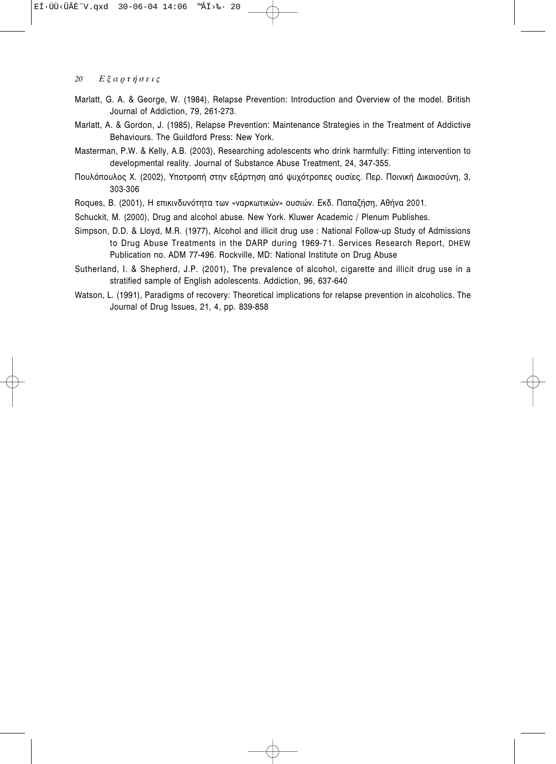Marlatt, G. A. & George, W. (1984), Relapse Prevention: Introduction and Overview of the model. British Journal of Addiction, 79, 261-273.

Marlatt, A. & Gordon, J. (1985), Relapse Prevention: Maintenance Strategies in the Treatment of Addictive Behaviours. The Guildford Press: New York.

Masterman, P.W. & Kelly, A.B. (2003), Researching adolescents who drink harmfully: Fitting intervention to developmental reality. Journal of Substance Abuse Treatment, 24, 347-355.

Πουλόπουλος Χ. (2002), Υποτροπή στην εξάρτηση από ψυχότροπες ουσίες. Περ. Ποινική Δικαιοσύνη, 3, 303-306

Roques, B. (2001), Η επικινδυνότητα των «ναρκωτικών» ουσιών. Εκδ. Παπαζήση, Αθήνα 2001.

Schuckit, M. (2000), Drug and alcohol abuse. New York. Kluwer Academic / Plenum Publishes.

Simpson, D.D. & Lloyd, M.R. (1977), Alcohol and illicit drug use : National Follow-up Study of Admissions to Drug Abuse Treatments in the DARP during 1969-71. Services Research Report, DHEW Publication no. ADM 77-496. Rockville, MD: National Institute on Drug Abuse

Sutherland, I. & Shepherd, J.P. (2001), The prevalence of alcohol, cigarette and illicit drug use in a stratified sample of English adolescents. Addiction, 96, 637-640

Watson, L. (1991), Paradigms of recovery: Theoretical implications for relapse prevention in alcoholics. The Journal of Drug Issues, 21, 4, pp. 839-858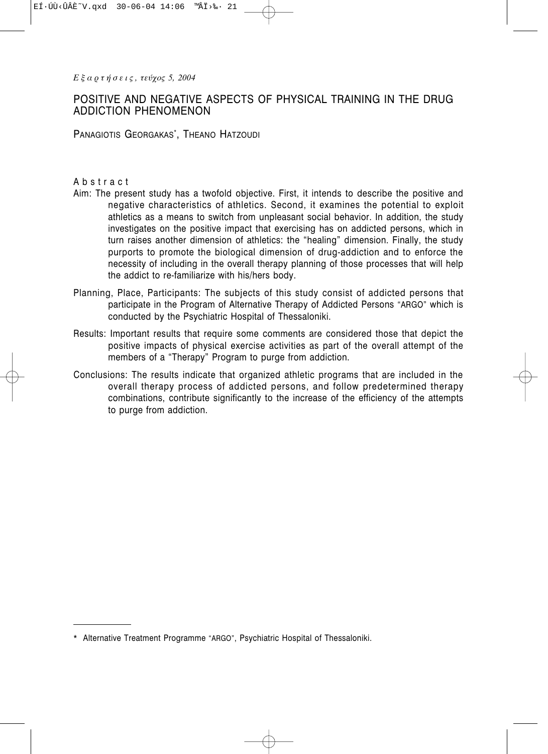# POSITIVE AND NEGATIVE ASPECTS OF PHYSICAL TRAINING IN THE DRUG ADDICTION PHENOMENON

PANAGIOTIS GEORGAKAS*, THEANO HATZOUDI

## Abstract

Aim: The present study has a twofold objective. First, it intends to describe the positive and negative characteristics of athletics. Second, it examines the potential to exploit athletics as a means to switch from unpleasant social behavior. In addition, the study investigates on the positive impact that exercising has on addicted persons, which in turn raises another dimension of athletics: the "healing" dimension. Finally, the study purports to promote the biological dimension of drug-addiction and to enforce the necessity of including in the overall therapy planning of those processes that will help the addict to re-familiarize with his/hers body.

Planning, Place, Participants: The subjects of this study consist of addicted persons that participate in the Program of Alternative Therapy of Addicted Persons "ARGO" which is conducted by the Psychiatric Hospital of Thessaloniki.

Results: Important results that require some comments are considered those that depict the positive impacts of physical exercise activities as part of the overall attempt of the members of a "Therapy" Program to purge from addiction.

Conclusions: The results indicate that organized athletic programs that are included in the overall therapy process of addicted persons, and follow predetermined therapy combinations, contribute significantly to the increase of the efficiency of the attempts to purge from addiction.

---

\* Alternative Treatment Programme "ARGO", Psychiatric Hospital of Thessaloniki.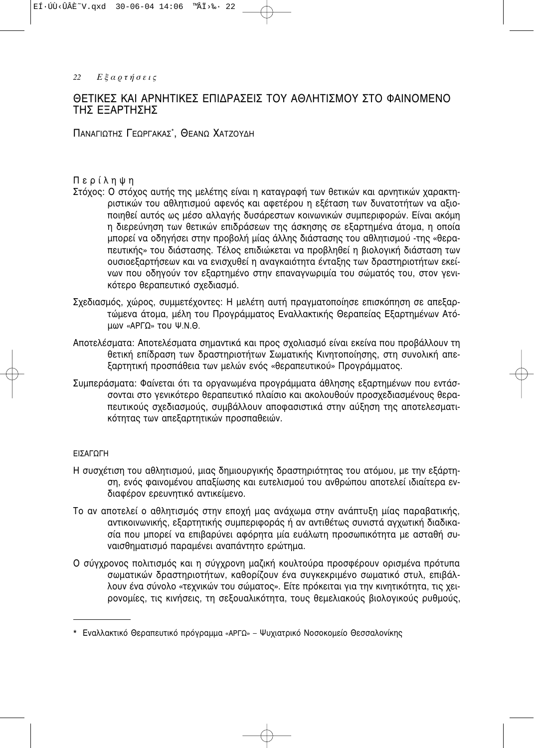# ΘΕΤΙΚΕΣ ΚΑΙ ΑΡΝΗΤΙΚΕΣ ΕΠΙΔΡΑΣΕΙΣ ΤΟΥ ΑΘΛΗΤΙΣΜΟΥ ΣΤΟ ΦΑΙΝΟΜΕΝΟ ΤΗΣ ΕΞΑΡΤΗΣΗΣ

ΠΑΝΑΓΙΩΤΗΣ ΓΕΩΡΓΑΚΑΣ*, ΘΕΑΝΩ ΧΑΤΖΟΥΔΗΗ

Περίληψη

Στόχος: Ο στόχος αυτής της μελέτης είναι η καταγραφή των θετικών και αρνητικών χαρακτηριστικών του αθλητισμού αφενός και αφετέρου η εξέταση των δυνατοτήτων να αξιοποιηθεί αυτός ως μέσο αλλαγής δυσάρεστων κοινωνικών συμπεριφορών. Είναι ακόμη η διερεύνηση των θετικών επιδράσεων της άσκησης σε εξαρτημένα άτομα, η οποία μπορεί να οδηγήσει στην προβολή μίας άλλης διάστασης του αθλητισμού -της «θεραπευτικής» του διάστασης. Τέλος επιδιώκεται να προβληθεί η βιολογική διάσταση των ουσιοεξαρτήσεων και να ενισχυθεί η αναγκαιότητα ένταξης των δραστηριοτήτων εκείνων που οδηγούν τον εξαρτημένο στην επαναγνωριμία του σώματός του, στον γενικότερο θεραπευτικό σχεδιασμό.

Σχεδιασμός, χώρος, συμμετέχοντες: Η μελέτη αυτή πραγματοποίησε επισκόπηση σε απεξαρτώμενα άτομα, μέλη του Προγράμματος Εναλλακτικής Θεραπείας Εξαρτημένων Ατόμων «ΑΡΓΩ» του Ψ.Ν.Θ.

Αποτελέσματα: Αποτελέσματα σημαντικά και προς σχολιασμό είναι εκείνα που προβάλλουν τη θετική επίδραση των δραστηριοτήτων Σωματικής Κινητοποίησης, στη συνολική απεξαρτητική προσπάθεια των μελών ενός «θεραπευτικού» Προγράμματος.

Συμπεράσματα: Φαίνεται ότι τα οργανωμένα προγράμματα άθλησης εξαρτημένων που εντάσσονται στο γενικότερο θεραπευτικό πλαίσιο και ακολουθούν προσχεδιασμένους θεραπευτικούς σχεδιασμούς, συμβάλλουν αποφασιστικά στην αύξηση της αποτελεσματικότητας των απεξαρτητικών προσπαθειών.

## ΕΙΣΑΓΩΓΗ

Η συσχέτιση του αθλητισμού, μιας δημιουργικής δραστηριότητας του ατόμου, με την εξάρτηση, ενός φαινομένου απαξίωσης και ευτελισμού του ανθρώπου αποτελεί ιδιαίτερα ενδιαφέρον ερευνητικό αντικείμενο.

Το αν αποτελεί ο αθλητισμός στην εποχή μας ανάχωμα στην ανάπτυξη μίας παραβατικής, αντικοινωνικής, εξαρτητικής συμπεριφοράς ή αν αντιθέτως συνιστά αγχωτική διαδικασία που μπορεί να επιβαρύνει αφόρητα μία ευάλωτη προσωπικότητα με ασταθή συναισθηματισμό παραμένει αναπάντητο ερώτημα.

Ο σύγχρονος πολιτισμός και η σύγχρονη μαζική κουλτούρα προσφέρουν ορισμένα πρότυπα σωματικών δραστηριοτήτων, καθορίζουν ένα συγκεκριμένο σωματικό στυλ, επιβάλλουν ένα σύνολο «τεχνικών του σώματος». Είτε πρόκειται για την κινητικότητα, τις χειρονομίες, τις κινήσεις, τη σεξουαλικότητα, τους θεμελιακούς βιολογικούς ρυθμούς,

---

* Εναλλακτικό Θεραπευτικό πρόγραμμα «ΑΡΓΩ» – Ψυχιατρικό Νοσοκομείο Θεσσαλονίκης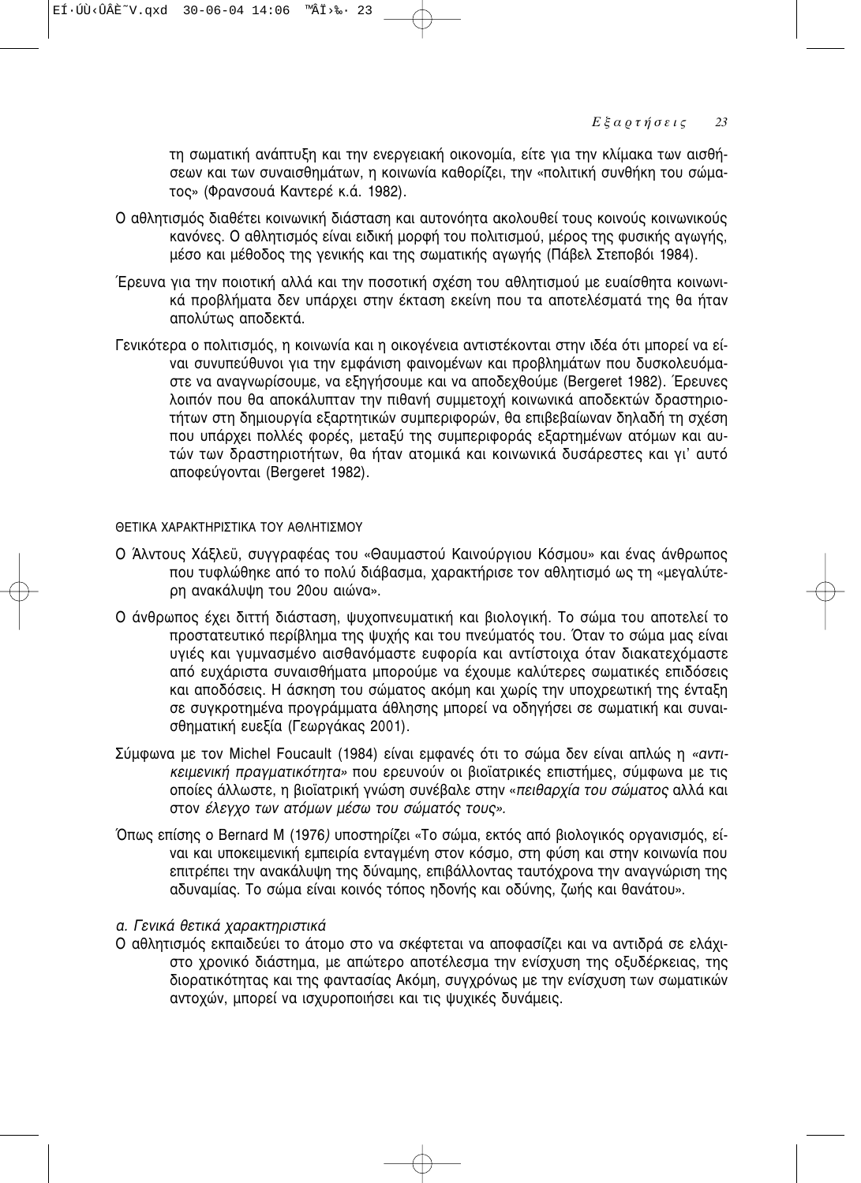τη σωματική ανάπτυξη και την ενεργειακή οικονομία, είτε για την κλίμακα των αισθήσεων και των συναισθημάτων, η κοινωνία καθορίζει, την «πολιτική συνθήκη του σώματος» (Φρανσουά Καντερέ κ.ά. 1982).

Ο αθλητισμός διαθέτει κοινωνική διάσταση και αυτονόητα ακολουθεί τους κοινούς κοινωνικούς κανόνες. Ο αθλητισμός είναι ειδική μορφή του πολιτισμού, μέρος της φυσικής αγωγής, μέσο και μέθοδος της γενικής και της σωματικής αγωγής (Πάβελ Στεποβόι 1984).

Έρευνα για την ποιοτική αλλά και την ποσοτική σχέση του αθλητισμού με ευαίσθητα κοινωνικά προβλήματα δεν υπάρχει στην έκταση εκείνη που τα αποτελέσματά της θα ήταν απολύτως αποδεκτά.

Γενικότερα ο πολιτισμός, η κοινωνία και η οικογένεια αντιστέκονται στην ιδέα ότι μπορεί να είναι συνυπεύθυνοι για την εμφάνιση φαινομένων και προβλημάτων που δυσκολευόμαστε να αναγνωρίσουμε, να εξηγήσουμε και να αποδεχθούμε (Bergeret 1982). Έρευνες λοιπόν που θα αποκάλυπταν την πιθανή συμμετοχή κοινωνικά αποδεκτών δραστηριοτήτων στη δημιουργία εξαρτητικών συμπεριφορών, θα επιβεβαίωναν δηλαδή τη σχέση που υπάρχει πολλές φορές, μεταξύ της συμπεριφοράς εξαρτημένων ατόμων και αυτών των δραστηριοτήτων, θα ήταν ατομικά και κοινωνικά δυσάρεστες και γι' αυτό αποφεύγονται (Bergeret 1982).

### ΘΕΤΙΚΑ ΧΑΡΑΚΤΗΡΙΣΤΙΚΑ ΤΟΥ ΑΘΛΗΤΙΣΜΟΥ

Ο Άλντους Χάξλεϋ, συγγραφέας του «Θαυμαστού Καινούργιου Κόσμου» και ένας άνθρωπος που τυφλώθηκε από το πολύ διάβασμα, χαρακτήρισε τον αθλητισμό ως τη «μεγαλύτερη ανακάλυψη του 20ου αιώνα».

Ο άνθρωπος έχει διττή διάσταση, ψυχοπνευματική και βιολογική. Το σώμα του αποτελεί το προστατευτικό περίβλημα της ψυχής και του πνεύματός του. Όταν το σώμα μας είναι υγιές και γυμνασμένο αισθανόμαστε ευφορία και αντίστοιχα όταν διακατεχόμαστε από ευχάριστα συναισθήματα μπορούμε να έχουμε καλύτερες σωματικές επιδόσεις και αποδόσεις. Η άσκηση του σώματος ακόμη και χωρίς την υποχρεωτική της ένταξη σε συγκροτημένα προγράμματα άθλησης μπορεί να οδηγήσει σε σωματική και συναισθηματική ευεξία (Γεωργάκας 2001).

Σύμφωνα με τον Michel Foucault (1984) είναι εμφανές ότι το σώμα δεν είναι απλώς η *«αντικειμενική πραγματικότητα»* που ερευνούν οι βιοϊατρικές επιστήμες, σύμφωνα με τις οποίες άλλωστε, η βιοϊατρική γνώση συνέβαλε στην *«πειθαρχία του σώματος* αλλά και στον *έλεγχο των ατόμων μέσω του σώματός τους».*

Όπως επίσης ο Bernard M (1976*)* υποστηρίζει «Το σώμα, εκτός από βιολογικός οργανισμός, είναι και υποκειμενική εμπειρία ενταγμένη στον κόσμο, στη φύση και στην κοινωνία που επιτρέπει την ανακάλυψη της δύναμης, επιβάλλοντας ταυτόχρονα την αναγνώριση της αδυναμίας. Το σώμα είναι κοινός τόπος ηδονής και οδύνης, ζωής και θανάτου».

*α. Γενικά θετικά χαρακτηριστικά*

Ο αθλητισμός εκπαιδεύει το άτομο στο να σκέφτεται να αποφασίζει και να αντιδρά σε ελάχιστο χρονικό διάστημα, με απώτερο αποτέλεσμα την ενίσχυση της οξυδέρκειας, της διορατικότητας και της φαντασίας Ακόμη, συγχρόνως με την ενίσχυση των σωματικών αντοχών, μπορεί να ισχυροποιήσει και τις ψυχικές δυνάμεις.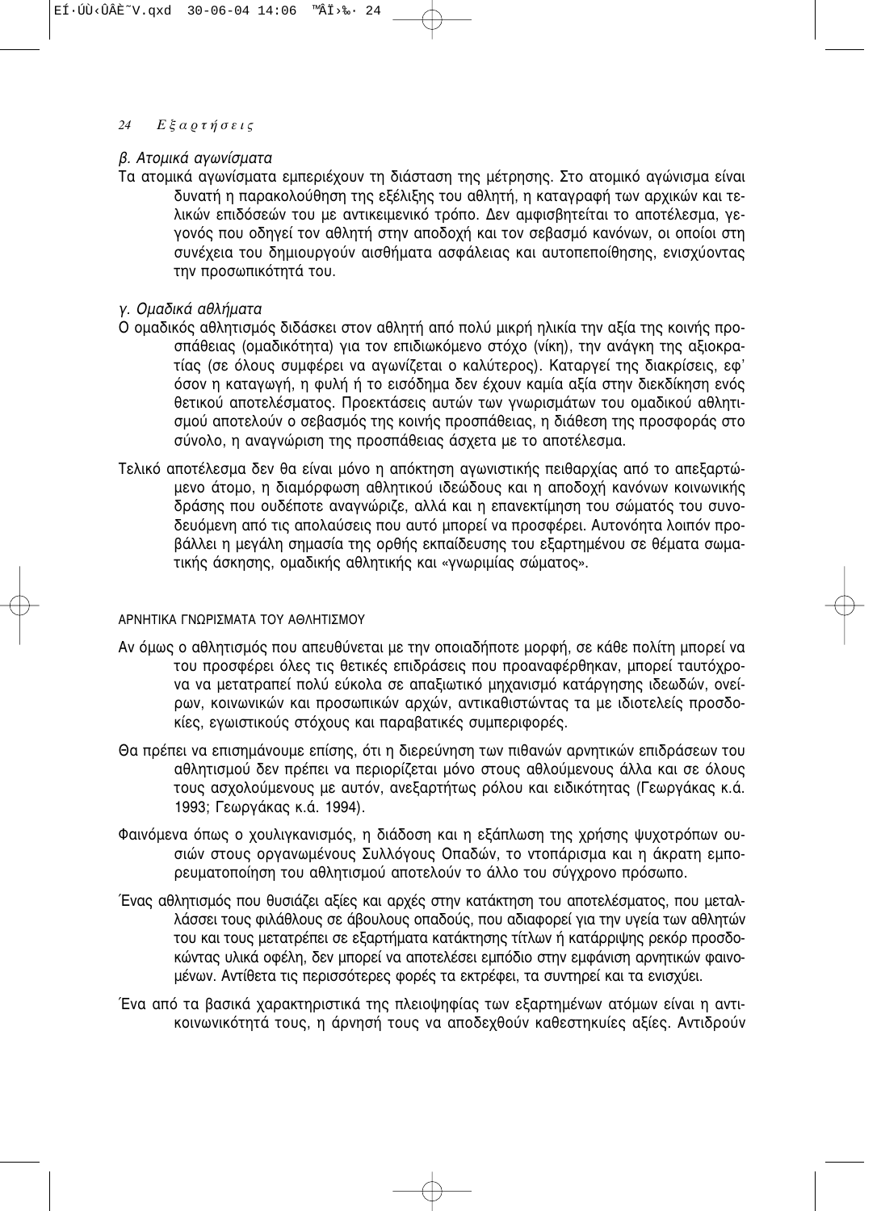*β. Ατομικά αγωνίσματα*

Τα ατομικά αγωνίσματα εμπεριέχουν τη διάσταση της μέτρησης. Στο ατομικό αγώνισμα είναι δυνατή η παρακολούθηση της εξέλιξης του αθλητή, η καταγραφή των αρχικών και τελικών επιδόσεών του με αντικειμενικό τρόπο. Δεν αμφισβητείται το αποτέλεσμα, γεγονός που οδηγεί τον αθλητή στην αποδοχή και τον σεβασμό κανόνων, οι οποίοι στη συνέχεια του δημιουργούν αισθήματα ασφάλειας και αυτοπεποίθησης, ενισχύοντας την προσωπικότητά του.

*γ. Ομαδικά αθλήματα*

Ο ομαδικός αθλητισμός διδάσκει στον αθλητή από πολύ μικρή ηλικία την αξία της κοινής προσπάθειας (ομαδικότητα) για τον επιδιωκόμενο στόχο (νίκη), την ανάγκη της αξιοκρατίας (σε όλους συμφέρει να αγωνίζεται ο καλύτερος). Καταργεί της διακρίσεις, εφ' όσον η καταγωγή, η φυλή ή το εισόδημα δεν έχουν καμία αξία στην διεκδίκηση ενός θετικού αποτελέσματος. Προεκτάσεις αυτών των γνωρισμάτων του ομαδικού αθλητισμού αποτελούν ο σεβασμός της κοινής προσπάθειας, η διάθεση της προσφοράς στο σύνολο, η αναγνώριση της προσπάθειας άσχετα με το αποτέλεσμα.

Τελικό αποτέλεσμα δεν θα είναι μόνο η απόκτηση αγωνιστικής πειθαρχίας από το απεξαρτώμενο άτομο, η διαμόρφωση αθλητικού ιδεώδους και η αποδοχή κανόνων κοινωνικής δράσης που ουδέποτε αναγνώριζε, αλλά και η επανεκτίμηση του σώματός του συνοδευόμενη από τις απολαύσεις που αυτό μπορεί να προσφέρει. Αυτονόητα λοιπόν προβάλλει η μεγάλη σημασία της ορθής εκπαίδευσης του εξαρτημένου σε θέματα σωματικής άσκησης, ομαδικής αθλητικής και «γνωριμίας σώματος».

## ΑΡΝΗΤΙΚΑ ΓΝΩΡΙΣΜΑΤΑ ΤΟΥ ΑΘΛΗΤΙΣΜΟΥ

Αν όμως ο αθλητισμός που απευθύνεται με την οποιαδήποτε μορφή, σε κάθε πολίτη μπορεί να του προσφέρει όλες τις θετικές επιδράσεις που προαναφέρθηκαν, μπορεί ταυτόχρονα να μετατραπεί πολύ εύκολα σε απαξιωτικό μηχανισμό κατάργησης ιδεωδών, ονείρων, κοινωνικών και προσωπικών αρχών, αντικαθιστώντας τα με ιδιοτελείς προσδοκίες, εγωιστικούς στόχους και παραβατικές συμπεριφορές.

Θα πρέπει να επισημάνουμε επίσης, ότι η διερεύνηση των πιθανών αρνητικών επιδράσεων του αθλητισμού δεν πρέπει να περιορίζεται μόνο στους αθλούμενους άλλα και σε όλους τους ασχολούμενους με αυτόν, ανεξαρτήτως ρόλου και ειδικότητας (Γεωργάκας κ.ά. 1993; Γεωργάκας κ.ά. 1994).

Φαινόμενα όπως ο χουλιγκανισμός, η διάδοση και η εξάπλωση της χρήσης ψυχοτρόπων ουσιών στους οργανωμένους Συλλόγους Οπαδών, το ντοπάρισμα και η άκρατη εμπορευματοποίηση του αθλητισμού αποτελούν το άλλο του σύγχρονο πρόσωπο.

Ένας αθλητισμός που θυσιάζει αξίες και αρχές στην κατάκτηση του αποτελέσματος, που μεταλλάσσει τους φιλάθλους σε άβουλους οπαδούς, που αδιαφορεί για την υγεία των αθλητών του και τους μετατρέπει σε εξαρτήματα κατάκτησης τίτλων ή κατάρριψης ρεκόρ προσδοκώντας υλικά οφέλη, δεν μπορεί να αποτελέσει εμπόδιο στην εμφάνιση αρνητικών φαινομένων. Αντίθετα τις περισσότερες φορές τα εκτρέφει, τα συντηρεί και τα ενισχύει.

Ένα από τα βασικά χαρακτηριστικά της πλειοψηφίας των εξαρτημένων ατόμων είναι η αντικοινωνικότητά τους, η άρνησή τους να αποδεχθούν καθεστηκυίες αξίες. Αντιδρούν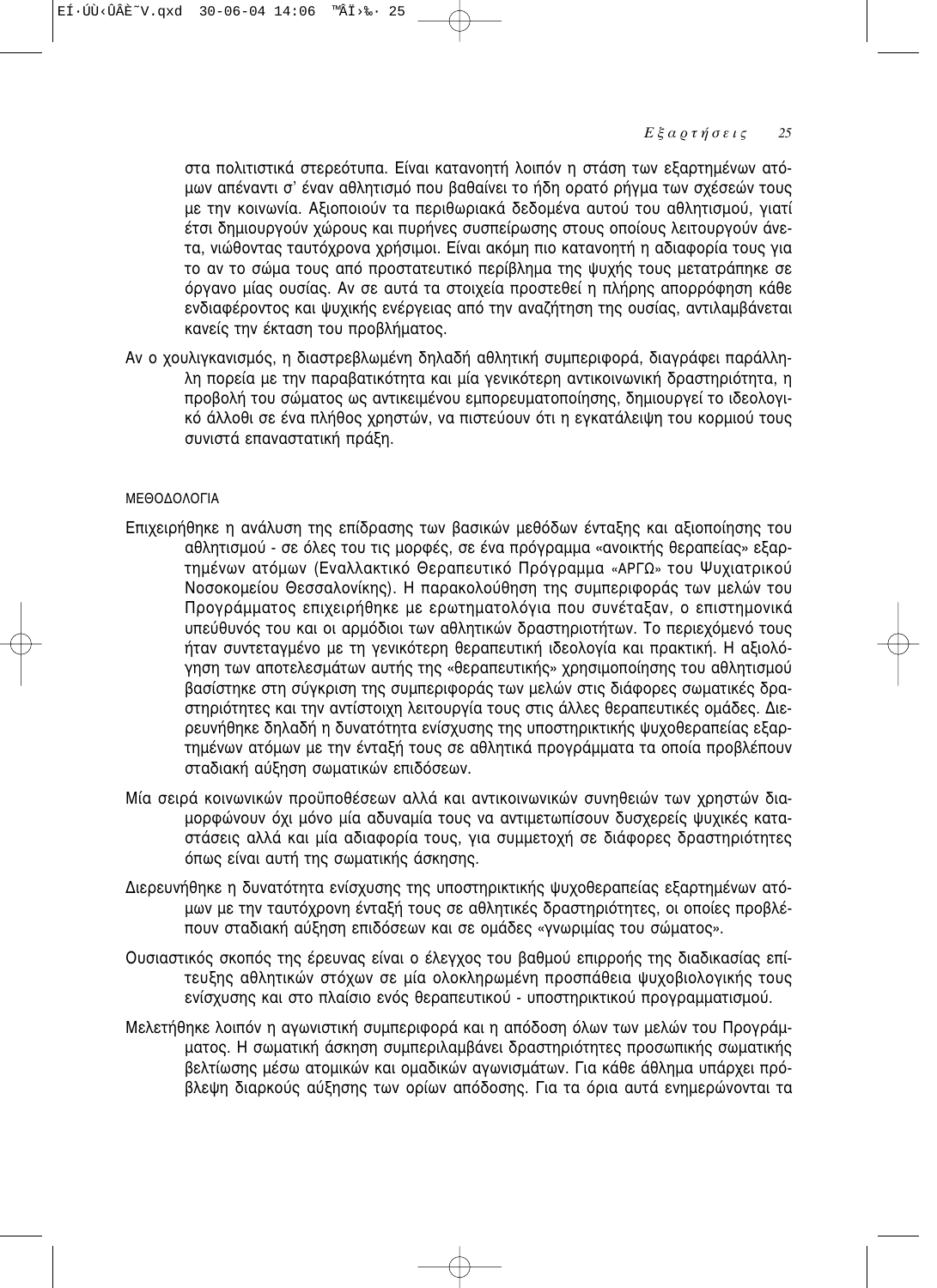στα πολιτιστικά στερεότυπα. Είναι κατανοητή λοιπόν η στάση των εξαρτημένων ατόμων απέναντι σ' έναν αθλητισμό που βαθαίνει το ήδη ορατό ρήγμα των σχέσεών τους με την κοινωνία. Αξιοποιούν τα περιθωριακά δεδομένα αυτού του αθλητισμού, γιατί έτσι δημιουργούν χώρους και πυρήνες συσπείρωσης στους οποίους λειτουργούν άνετα, νιώθοντας ταυτόχρονα χρήσιμοι. Είναι ακόμη πιο κατανοητή η αδιαφορία τους για το αν το σώμα τους από προστατευτικό περίβλημα της ψυχής τους μετατράπηκε σε όργανο μίας ουσίας. Αν σε αυτά τα στοιχεία προστεθεί η πλήρης απορρόφηση κάθε ενδιαφέροντος και ψυχικής ενέργειας από την αναζήτηση της ουσίας, αντιλαμβάνεται κανείς την έκταση του προβλήματος.

Αν ο χουλιγκανισμός, η διαστρεβλωμένη δηλαδή αθλητική συμπεριφορά, διαγράφει παράλληλη πορεία με την παραβατικότητα και μία γενικότερη αντικοινωνική δραστηριότητα, η προβολή του σώματος ως αντικειμένου εμπορευματοποίησης, δημιουργεί το ιδεολογικό άλλοθι σε ένα πλήθος χρηστών, να πιστεύουν ότι η εγκατάλειψη του κορμιού τους συνιστά επαναστατική πράξη.

## ΜΕΘΟΔΟΛΟΓΙΑ

Επιχειρήθηκε η ανάλυση της επίδρασης των βασικών μεθόδων ένταξης και αξιοποίησης του αθλητισμού - σε όλες του τις μορφές, σε ένα πρόγραμμα «ανοικτής θεραπείας» εξαρτημένων ατόμων (Εναλλακτικό Θεραπευτικό Πρόγραμμα «ΑΡΓΩ» του Ψυχιατρικού Νοσοκομείου Θεσσαλονίκης). Η παρακολούθηση της συμπεριφοράς των μελών του Προγράμματος επιχειρήθηκε με ερωτηματολόγια που συνέταξαν, ο επιστημονικά υπεύθυνός του και οι αρμόδιοι των αθλητικών δραστηριοτήτων. Το περιεχόμενό τους ήταν συντεταγμένο με τη γενικότερη θεραπευτική ιδεολογία και πρακτική. Η αξιολόγηση των αποτελεσμάτων αυτής της «θεραπευτικής» χρησιμοποίησης του αθλητισμού βασίστηκε στη σύγκριση της συμπεριφοράς των μελών στις διάφορες σωματικές δραστηριότητες και την αντίστοιχη λειτουργία τους στις άλλες θεραπευτικές ομάδες. Διερευνήθηκε δηλαδή η δυνατότητα ενίσχυσης της υποστηρικτικής ψυχοθεραπείας εξαρτημένων ατόμων με την ένταξή τους σε αθλητικά προγράμματα τα οποία προβλέπουν σταδιακή αύξηση σωματικών επιδόσεων.

Μία σειρά κοινωνικών προϋποθέσεων αλλά και αντικοινωνικών συνηθειών των χρηστών διαμορφώνουν όχι μόνο μία αδυναμία τους να αντιμετωπίσουν δυσχερείς ψυχικές καταστάσεις αλλά και μία αδιαφορία τους, για συμμετοχή σε διάφορες δραστηριότητες όπως είναι αυτή της σωματικής άσκησης.

Διερευνήθηκε η δυνατότητα ενίσχυσης της υποστηρικτικής ψυχοθεραπείας εξαρτημένων ατόμων με την ταυτόχρονη ένταξή τους σε αθλητικές δραστηριότητες, οι οποίες προβλέπουν σταδιακή αύξηση επιδόσεων και σε ομάδες «γνωριμίας του σώματος».

Ουσιαστικός σκοπός της έρευνας είναι ο έλεγχος του βαθμού επιρροής της διαδικασίας επίτευξης αθλητικών στόχων σε μία ολοκληρωμένη προσπάθεια ψυχοβιολογικής τους ενίσχυσης και στο πλαίσιο ενός θεραπευτικού - υποστηρικτικού προγραμματισμού.

Μελετήθηκε λοιπόν η αγωνιστική συμπεριφορά και η απόδοση όλων των μελών του Προγράμματος. Η σωματική άσκηση συμπεριλαμβάνει δραστηριότητες προσωπικής σωματικής βελτίωσης μέσω ατομικών και ομαδικών αγωνισμάτων. Για κάθε άθλημα υπάρχει πρόβλεψη διαρκούς αύξησης των ορίων απόδοσης. Για τα όρια αυτά ενημερώνονται τα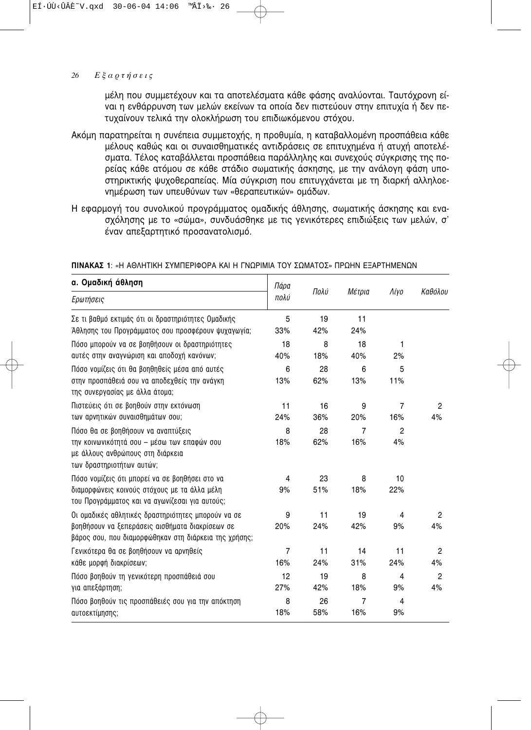μέλη που συμμετέχουν και τα αποτελέσματα κάθε φάσης αναλύονται. Ταυτόχρονη είναι η ενθάρρυνση των μελών εκείνων τα οποία δεν πιστεύουν στην επιτυχία ή δεν πετυχαίνουν τελικά την ολοκλήρωση του επιδιωκόμενου στόχου.

Ακόμη παρατηρείται η συνέπεια συμμετοχής, η προθυμία, η καταβαλλομένη προσπάθεια κάθε μέλους καθώς και οι συναισθηματικές αντιδράσεις σε επιτυχημένα ή ατυχή αποτελέσματα. Τέλος καταβάλλεται προσπάθεια παράλληλης και συνεχούς σύγκρισης της πορείας κάθε ατόμου σε κάθε στάδιο σωματικής άσκησης, με την ανάλογη φάση υποστηρικτικής ψυχοθεραπείας. Μία σύγκριση που επιτυγχάνεται με τη διαρκή αλληλοενημέρωση των υπευθύνων των «θεραπευτικών» ομάδων.

Η εφαρμογή του συνολικού προγράμματος ομαδικής άθλησης, σωματικής άσκησης και ενασχόλησης με το «σώμα», συνδυάσθηκε με τις γενικότερες επιδιώξεις των μελών, σ' έναν απεξαρτητικό προσανατολισμό.

**ΠΙΝΑΚΑΣ 1**: «Η ΑΘΛΗΤΙΚΗ ΣΥΜΠΕΡΙΦΟΡΑ ΚΑΙ Η ΓΝΩΡΙΜΙΑ ΤΟΥ ΣΩΜΑΤΟΣ» ΠΡΩΗΝ ΕΞΑΡΤΗΜΕΝΩΝ

| **α. Ομαδική άθληση** *Ερωτήσεις* | *Πάρα πολύ* | *Πολύ* | *Μέτρια* | *Λίγο* | *Καθόλου* |
|---|---|---|---|---|---|
| Σε τι βαθμό εκτιμάς ότι οι δραστηριότητες Ομαδικής Άθλησης του Προγράμματος σου προσφέρουν ψυχαγωγία; | 5<br>33% | 19<br>42% | 11<br>24% | | |
| Πόσο μπορούν να σε βοηθήσουν οι δραστηριότητες αυτές στην αναγνώριση και αποδοχή κανόνων; | 18<br>40% | 8<br>18% | 18<br>40% | 1<br>2% | |
| Πόσο νομίζεις ότι θα βοηθηθείς μέσα από αυτές στην προσπάθειά σου να αποδεχθείς την ανάγκη της συνεργασίας με άλλα άτομα; | 6<br>13% | 28<br>62% | 6<br>13% | 5<br>11% | |
| Πιστεύεις ότι σε βοηθούν στην εκτόνωση των αρνητικών συναισθημάτων σου; | 11<br>24% | 16<br>36% | 9<br>20% | 7<br>16% | 2<br>4% |
| Πόσο θα σε βοηθήσουν να αναπτύξεις την κοινωνικότητά σου – μέσω των επαφών σου με άλλους ανθρώπους στη διάρκεια των δραστηριοτήτων αυτών; | 8<br>18% | 28<br>62% | 7<br>16% | 2<br>4% | |
| Πόσο νομίζεις ότι μπορεί να σε βοηθήσει στο να διαμορφώνεις κοινούς στόχους με τα άλλα μέλη του Προγράμματος και να αγωνίζεσαι για αυτούς; | 4<br>9% | 23<br>51% | 8<br>18% | 10<br>22% | |
| Οι ομαδικές αθλητικές δραστηριότητες μπορούν να σε βοηθήσουν να ξεπεράσεις αισθήματα διακρίσεων σε βάρος σου, που διαμορφώθηκαν στη διάρκεια της χρήσης; | 9<br>20% | 11<br>24% | 19<br>42% | 4<br>9% | 2<br>4% |
| Γενικότερα θα σε βοηθήσουν να αρνηθείς κάθε μορφή διακρίσεων; | 7<br>16% | 11<br>24% | 14<br>31% | 11<br>24% | 2<br>4% |
| Πόσο βοηθούν τη γενικότερη προσπάθειά σου για απεξάρτηση; | 12<br>27% | 19<br>42% | 8<br>18% | 4<br>9% | 2<br>4% |
| Πόσο βοηθούν τις προσπάθειές σου για την απόκτηση αυτοεκτίμησης; | 8<br>18% | 26<br>58% | 7<br>16% | 4<br>9% | |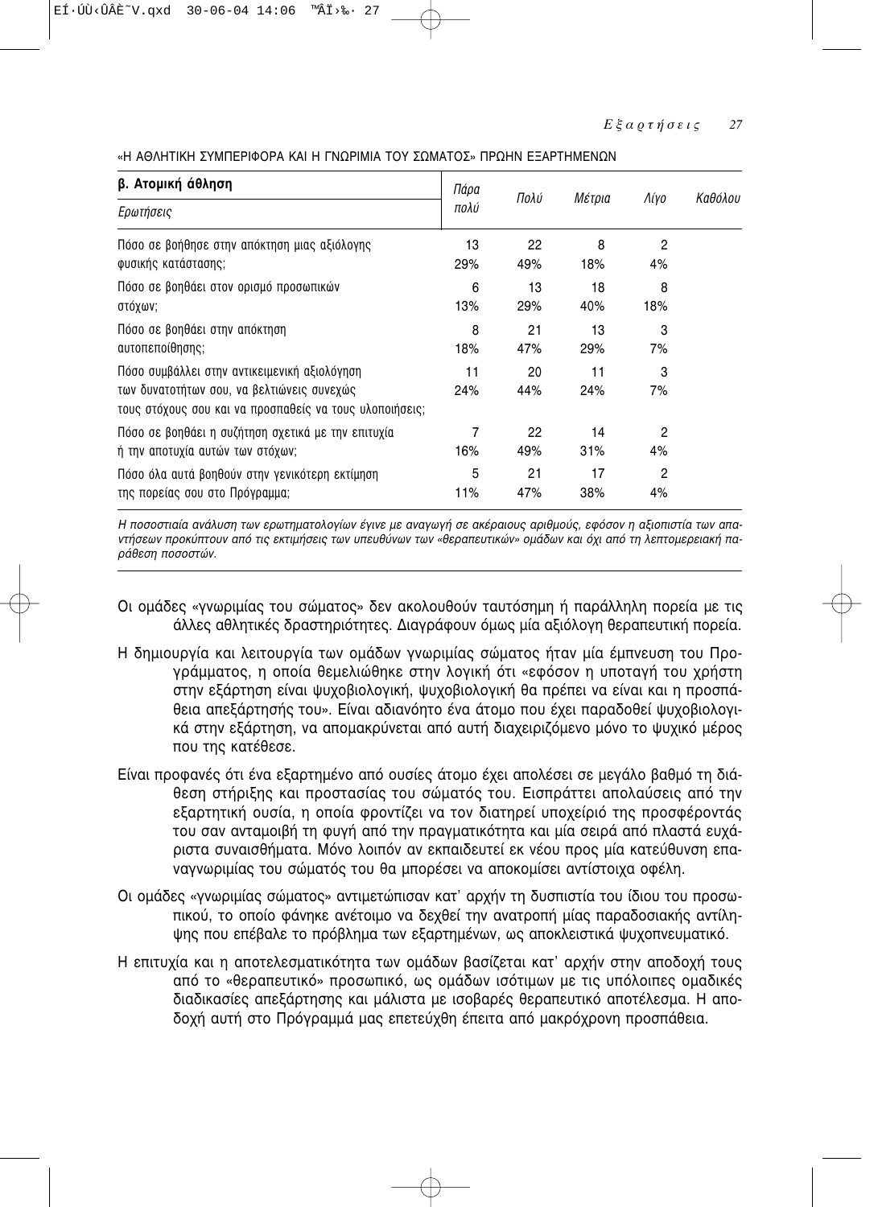«Η ΑΘΛΗΤΙΚΗ ΣΥΜΠΕΡΙΦΟΡΑ ΚΑΙ Η ΓΝΩΡΙΜΙΑ ΤΟΥ ΣΩΜΑΤΟΣ» ΠΡΩΗΝ ΕΞΑΡΤΗΜΕΝΩΝ

| **β. Ατομική άθληση** *Ερωτήσεις* | *Πάρα πολύ* | *Πολύ* | *Μέτρια* | *Λίγο* | *Καθόλου* |
|---|---|---|---|---|---|
| Πόσο σε βοήθησε στην απόκτηση μιας αξιόλογης φυσικής κατάστασης; | 13<br>29% | 22<br>49% | 8<br>18% | 2<br>4% | |
| Πόσο σε βοηθάει στον ορισμό προσωπικών στόχων; | 6<br>13% | 13<br>29% | 18<br>40% | 8<br>18% | |
| Πόσο σε βοηθάει στην απόκτηση αυτοπεποίθησης; | 8<br>18% | 21<br>47% | 13<br>29% | 3<br>7% | |
| Πόσο συμβάλλει στην αντικειμενική αξιολόγηση των δυνατοτήτων σου, να βελτιώνεις συνεχώς τους στόχους σου και να προσπαθείς να τους υλοποιήσεις; | 11<br>24% | 20<br>44% | 11<br>24% | 3<br>7% | |
| Πόσο σε βοηθάει η συζήτηση σχετικά με την επιτυχία ή την αποτυχία αυτών των στόχων; | 7<br>16% | 22<br>49% | 14<br>31% | 2<br>4% | |
| Πόσο όλα αυτά βοηθούν στην γενικότερη εκτίμηση της πορείας σου στο Πρόγραμμα; | 5<br>11% | 21<br>47% | 17<br>38% | 2<br>4% | |

*Η ποσοστιαία ανάλυση των ερωτηματολογίων έγινε με αναγωγή σε ακέραιους αριθμούς, εφόσον η αξιοπιστία των απαντήσεων προκύπτουν από τις εκτιμήσεις των υπευθύνων των «θεραπευτικών» ομάδων και όχι από τη λεπτομερειακή παράθεση ποσοστών.*

Οι ομάδες «γνωριμίας του σώματος» δεν ακολουθούν ταυτόσημη ή παράλληλη πορεία με τις άλλες αθλητικές δραστηριότητες. Διαγράφουν όμως μία αξιόλογη θεραπευτική πορεία.

Η δημιουργία και λειτουργία των ομάδων γνωριμίας σώματος ήταν μία έμπνευση του Προγράμματος, η οποία θεμελιώθηκε στην λογική ότι «εφόσον η υποταγή του χρήστη στην εξάρτηση είναι ψυχοβιολογική, ψυχοβιολογική θα πρέπει να είναι και η προσπάθεια απεξάρτησής του». Είναι αδιανόητο ένα άτομο που έχει παραδοθεί ψυχοβιολογικά στην εξάρτηση, να απομακρύνεται από αυτή διαχειριζόμενο μόνο το ψυχικό μέρος που της κατέθεσε.

Είναι προφανές ότι ένα εξαρτημένο από ουσίες άτομο έχει απολέσει σε μεγάλο βαθμό τη διάθεση στήριξης και προστασίας του σώματός του. Εισπράττει απολαύσεις από την εξαρτητική ουσία, η οποία φροντίζει να τον διατηρεί υποχείριό της προσφέροντάς του σαν ανταμοιβή τη φυγή από την πραγματικότητα και μία σειρά από πλαστά ευχάριστα συναισθήματα. Μόνο λοιπόν αν εκπαιδευτεί εκ νέου προς μία κατεύθυνση επαναγνωριμίας του σώματός του θα μπορέσει να αποκομίσει αντίστοιχα οφέλη.

Οι ομάδες «γνωριμίας σώματος» αντιμετώπισαν κατ' αρχήν τη δυσπιστία του ίδιου του προσωπικού, το οποίο φάνηκε ανέτοιμο να δεχθεί την ανατροπή μίας παραδοσιακής αντίληψης που επέβαλε το πρόβλημα των εξαρτημένων, ως αποκλειστικά ψυχοπνευματικό.

Η επιτυχία και η αποτελεσματικότητα των ομάδων βασίζεται κατ' αρχήν στην αποδοχή τους από το «θεραπευτικό» προσωπικό, ως ομάδων ισότιμων με τις υπόλοιπες ομαδικές διαδικασίες απεξάρτησης και μάλιστα με ισοβαρές θεραπευτικό αποτέλεσμα. Η αποδοχή αυτή στο Πρόγραμμά μας επετεύχθη έπειτα από μακρόχρονη προσπάθεια.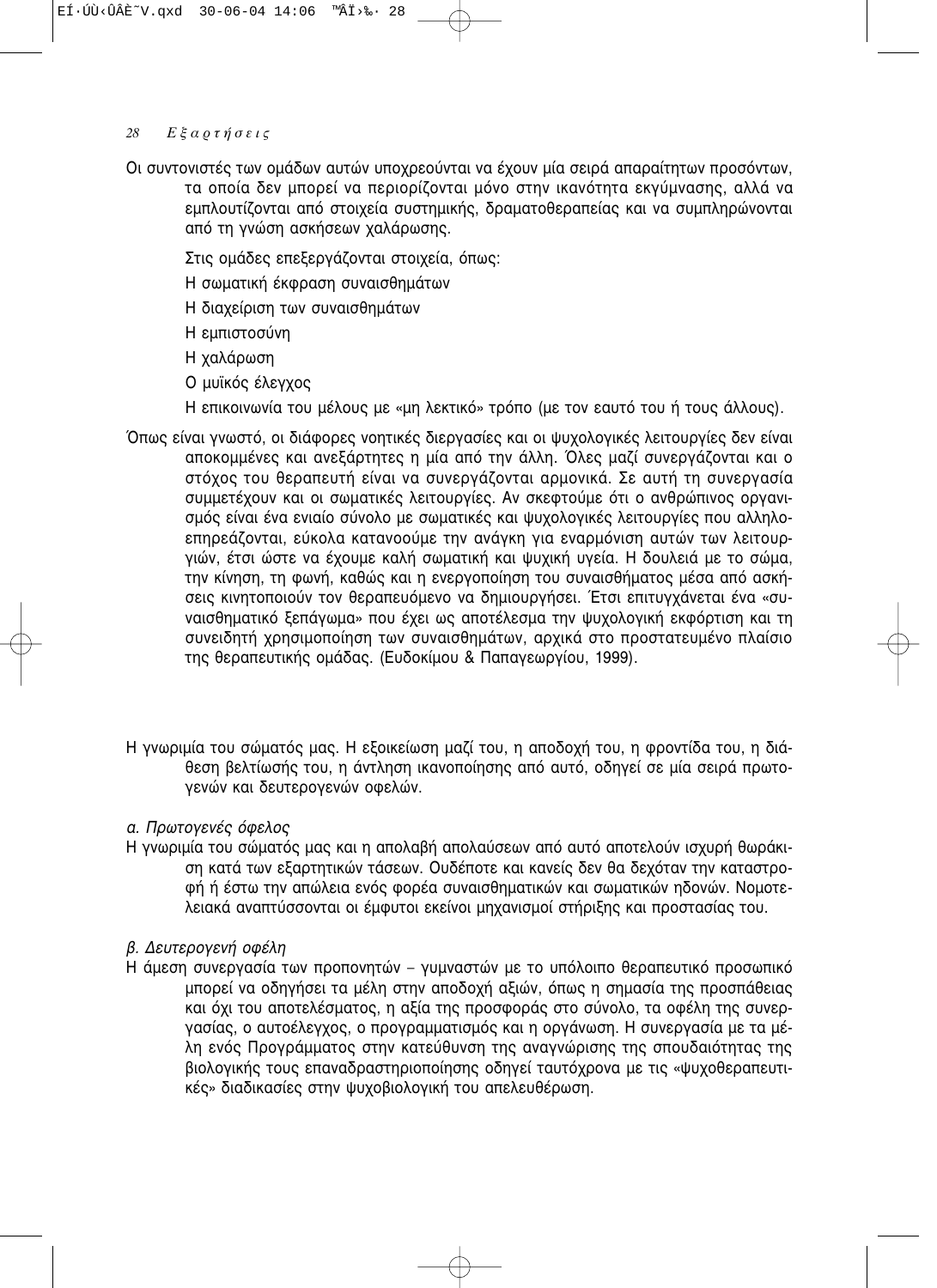Οι συντονιστές των ομάδων αυτών υποχρεούνται να έχουν μία σειρά απαραίτητων προσόντων, τα οποία δεν μπορεί να περιορίζονται μόνο στην ικανότητα εκγύμνασης, αλλά να εμπλουτίζονται από στοιχεία συστημικής, δραματοθεραπείας και να συμπληρώνονται από τη γνώση ασκήσεων χαλάρωσης.

Στις ομάδες επεξεργάζονται στοιχεία, όπως:

Η σωματική έκφραση συναισθημάτων

Η διαχείριση των συναισθημάτων

Η εμπιστοσύνη

Η χαλάρωση

Ο μυϊκός έλεγχος

Η επικοινωνία του μέλους με «μη λεκτικό» τρόπο (με τον εαυτό του ή τους άλλους).

Όπως είναι γνωστό, οι διάφορες νοητικές διεργασίες και οι ψυχολογικές λειτουργίες δεν είναι αποκομμένες και ανεξάρτητες η μία από την άλλη. Όλες μαζί συνεργάζονται και ο στόχος του θεραπευτή είναι να συνεργάζονται αρμονικά. Σε αυτή τη συνεργασία συμμετέχουν και οι σωματικές λειτουργίες. Αν σκεφτούμε ότι ο ανθρώπινος οργανισμός είναι ένα ενιαίο σύνολο με σωματικές και ψυχολογικές λειτουργίες που αλληλοεπηρεάζονται, εύκολα κατανοούμε την ανάγκη για εναρμόνιση αυτών των λειτουργιών, έτσι ώστε να έχουμε καλή σωματική και ψυχική υγεία. Η δουλειά με το σώμα, την κίνηση, τη φωνή, καθώς και η ενεργοποίηση του συναισθήματος μέσα από ασκήσεις κινητοποιούν τον θεραπευόμενο να δημιουργήσει. Έτσι επιτυγχάνεται ένα «συναισθηματικό ξεπάγωμα» που έχει ως αποτέλεσμα την ψυχολογική εκφόρτιση και τη συνειδητή χρησιμοποίηση των συναισθημάτων, αρχικά στο προστατευμένο πλαίσιο της θεραπευτικής ομάδας. (Ευδοκίμου & Παπαγεωργίου, 1999).

Η γνωριμία του σώματός μας. Η εξοικείωση μαζί του, η αποδοχή του, η φροντίδα του, η διάθεση βελτίωσής του, η άντληση ικανοποίησης από αυτό, οδηγεί σε μία σειρά πρωτογενών και δευτερογενών οφελών.

*α. Πρωτογενές όφελος*

Η γνωριμία του σώματός μας και η απολαβή απολαύσεων από αυτό αποτελούν ισχυρή θωράκιση κατά των εξαρτητικών τάσεων. Ουδέποτε και κανείς δεν θα δεχόταν την καταστροφή ή έστω την απώλεια ενός φορέα συναισθηματικών και σωματικών ηδονών. Νομοτελειακά αναπτύσσονται οι έμφυτοι εκείνοι μηχανισμοί στήριξης και προστασίας του.

*β. Δευτερογενή οφέλη*

Η άμεση συνεργασία των προπονητών – γυμναστών με το υπόλοιπο θεραπευτικό προσωπικό μπορεί να οδηγήσει τα μέλη στην αποδοχή αξιών, όπως η σημασία της προσπάθειας και όχι του αποτελέσματος, η αξία της προσφοράς στο σύνολο, τα οφέλη της συνεργασίας, ο αυτοέλεγχος, ο προγραμματισμός και η οργάνωση. Η συνεργασία με τα μέλη ενός Προγράμματος στην κατεύθυνση της αναγνώρισης της σπουδαιότητας της βιολογικής τους επαναδραστηριοποίησης οδηγεί ταυτόχρονα με τις «ψυχοθεραπευτικές» διαδικασίες στην ψυχοβιολογική του απελευθέρωση.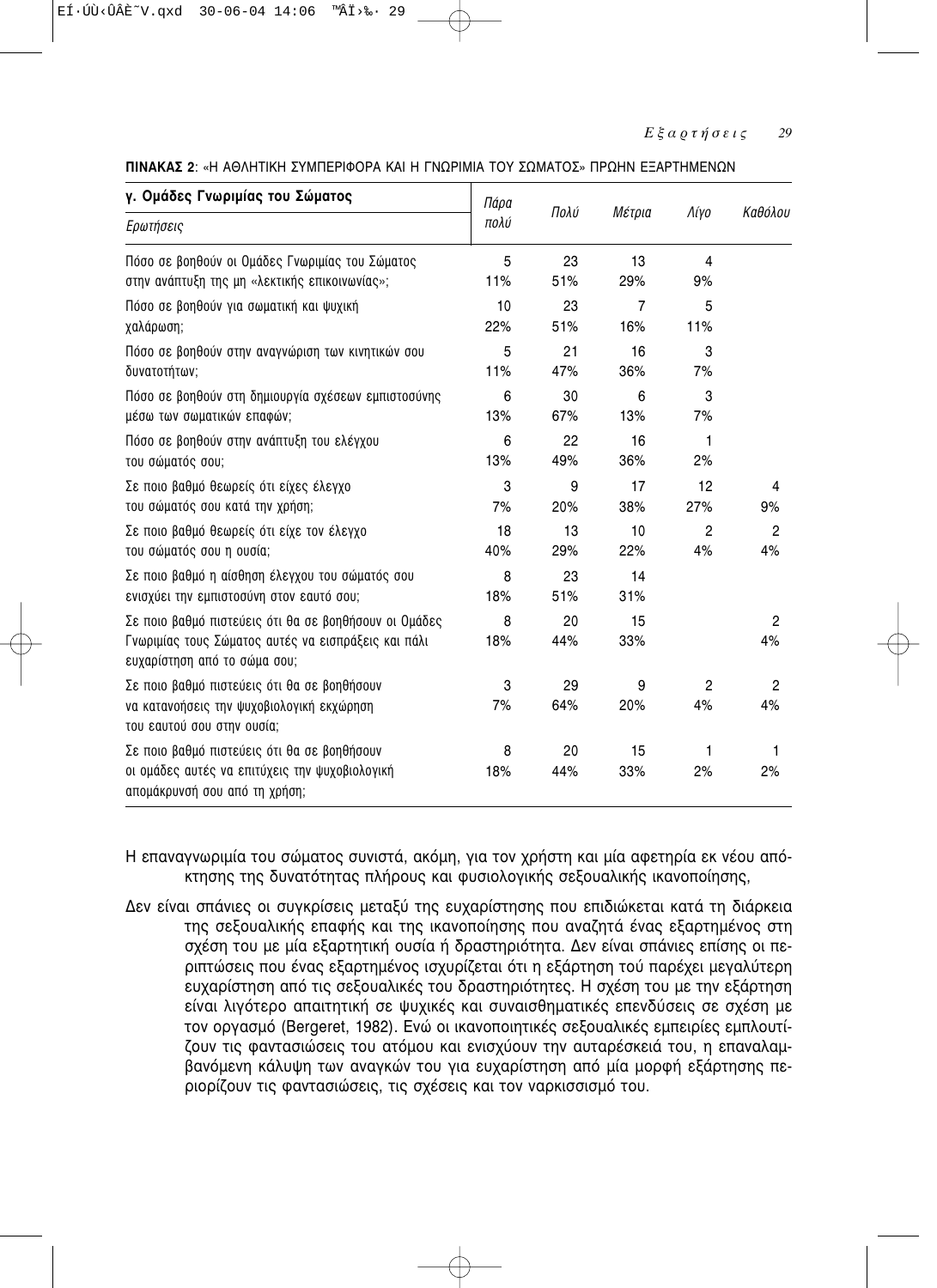**ΠΙΝΑΚΑΣ 2**: «Η ΑΘΛΗΤΙΚΗ ΣΥΜΠΕΡΙΦΟΡΑ ΚΑΙ Η ΓΝΩΡΙΜΙΑ ΤΟΥ ΣΩΜΑΤΟΣ» ΠΡΩΗΝ ΕΞΑΡΤΗΜΕΝΩΝ

| γ. Ομάδες Γνωριμίας του Σώματος<br>*Ερωτήσεις* | *Πάρα πολύ* | *Πολύ* | *Μέτρια* | *Λίγο* | *Καθόλου* |
|---|---|---|---|---|---|
| Πόσο σε βοηθούν οι Ομάδες Γνωριμίας του Σώματος στην ανάπτυξη της μη «λεκτικής επικοινωνίας»; | 5<br>11% | 23<br>51% | 13<br>29% | 4<br>9% | |
| Πόσο σε βοηθούν για σωματική και ψυχική χαλάρωση; | 10<br>22% | 23<br>51% | 7<br>16% | 5<br>11% | |
| Πόσο σε βοηθούν στην αναγνώριση των κινητικών σου δυνατοτήτων; | 5<br>11% | 21<br>47% | 16<br>36% | 3<br>7% | |
| Πόσο σε βοηθούν στη δημιουργία σχέσεων εμπιστοσύνης μέσω των σωματικών επαφών; | 6<br>13% | 30<br>67% | 6<br>13% | 3<br>7% | |
| Πόσο σε βοηθούν στην ανάπτυξη του ελέγχου του σώματός σου; | 6<br>13% | 22<br>49% | 16<br>36% | 1<br>2% | |
| Σε ποιο βαθμό θεωρείς ότι είχες έλεγχο του σώματός σου κατά την χρήση; | 3<br>7% | 9<br>20% | 17<br>38% | 12<br>27% | 4<br>9% |
| Σε ποιο βαθμό θεωρείς ότι είχε τον έλεγχο του σώματός σου η ουσία; | 18<br>40% | 13<br>29% | 10<br>22% | 2<br>4% | 2<br>4% |
| Σε ποιο βαθμό η αίσθηση έλεγχου του σώματός σου ενισχύει την εμπιστοσύνη στον εαυτό σου; | 8<br>18% | 23<br>51% | 14<br>31% | | |
| Σε ποιο βαθμό πιστεύεις ότι θα σε βοηθήσουν οι Ομάδες Γνωριμίας τους Σώματος αυτές να εισπράξεις και πάλι ευχαρίστηση από το σώμα σου; | 8<br>18% | 20<br>44% | 15<br>33% | | 2<br>4% |
| Σε ποιο βαθμό πιστεύεις ότι θα σε βοηθήσουν να κατανοήσεις την ψυχοβιολογική εκχώρηση του εαυτού σου στην ουσία; | 3<br>7% | 29<br>64% | 9<br>20% | 2<br>4% | 2<br>4% |
| Σε ποιο βαθμό πιστεύεις ότι θα σε βοηθήσουν οι ομάδες αυτές να επιτύχεις την ψυχοβιολογική απομάκρυνσή σου από τη χρήση; | 8<br>18% | 20<br>44% | 15<br>33% | 1<br>2% | 1<br>2% |

Η επαναγνωριμία του σώματος συνιστά, ακόμη, για τον χρήστη και μία αφετηρία εκ νέου απόκτησης της δυνατότητας πλήρους και φυσιολογικής σεξουαλικής ικανοποίησης,

Δεν είναι σπάνιες οι συγκρίσεις μεταξύ της ευχαρίστησης που επιδιώκεται κατά τη διάρκεια της σεξουαλικής επαφής και της ικανοποίησης που αναζητά ένας εξαρτημένος στη σχέση του με μία εξαρτητική ουσία ή δραστηριότητα. Δεν είναι σπάνιες επίσης οι περιπτώσεις που ένας εξαρτημένος ισχυρίζεται ότι η εξάρτηση τού παρέχει μεγαλύτερη ευχαρίστηση από τις σεξουαλικές του δραστηριότητες. Η σχέση του με την εξάρτηση είναι λιγότερο απαιτητική σε ψυχικές και συναισθηματικές επενδύσεις σε σχέση με τον οργασμό (Bergeret, 1982). Ενώ οι ικανοποιητικές σεξουαλικές εμπειρίες εμπλουτίζουν τις φαντασιώσεις του ατόμου και ενισχύουν την αυταρέσκειά του, η επαναλαμβανόμενη κάλυψη των αναγκών του για ευχαρίστηση από μία μορφή εξάρτησης περιορίζουν τις φαντασιώσεις, τις σχέσεις και τον ναρκισσισμό του.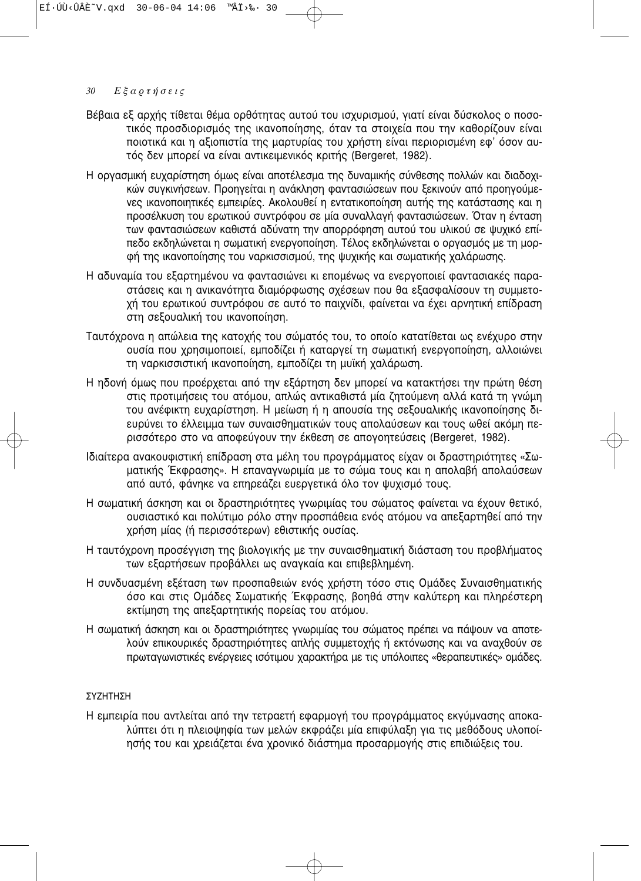Βέβαια εξ αρχής τίθεται θέμα ορθότητας αυτού του ισχυρισμού, γιατί είναι δύσκολος ο ποσοτικός προσδιορισμός της ικανοποίησης, όταν τα στοιχεία που την καθορίζουν είναι ποιοτικά και η αξιοπιστία της μαρτυρίας του χρήστη είναι περιορισμένη εφ' όσον αυτός δεν μπορεί να είναι αντικειμενικός κριτής (Bergeret, 1982).

Η οργασμική ευχαρίστηση όμως είναι αποτέλεσμα της δυναμικής σύνθεσης πολλών και διαδοχικών συγκινήσεων. Προηγείται η ανάκληση φαντασιώσεων που ξεκινούν από προηγούμενες ικανοποιητικές εμπειρίες. Ακολουθεί η εντατικοποίηση αυτής της κατάστασης και η προσέλκυση του ερωτικού συντρόφου σε μία συναλλαγή φαντασιώσεων. Όταν η ένταση των φαντασιώσεων καθιστά αδύνατη την απορρόφηση αυτού του υλικού σε ψυχικό επίπεδο εκδηλώνεται η σωματική ενεργοποίηση. Τέλος εκδηλώνεται ο οργασμός με τη μορφή της ικανοποίησης του ναρκισσισμού, της ψυχικής και σωματικής χαλάρωσης.

Η αδυναμία του εξαρτημένου να φαντασιώνει κι επομένως να ενεργοποιεί φαντασιακές παραστάσεις και η ανικανότητα διαμόρφωσης σχέσεων που θα εξασφαλίσουν τη συμμετοχή του ερωτικού συντρόφου σε αυτό το παιχνίδι, φαίνεται να έχει αρνητική επίδραση στη σεξουαλική του ικανοποίηση.

Ταυτόχρονα η απώλεια της κατοχής του σώματός του, το οποίο κατατίθεται ως ενέχυρο στην ουσία που χρησιμοποιεί, εμποδίζει ή καταργεί τη σωματική ενεργοποίηση, αλλοιώνει τη ναρκισσιστική ικανοποίηση, εμποδίζει τη μυϊκή χαλάρωση.

Η ηδονή όμως που προέρχεται από την εξάρτηση δεν μπορεί να κατακτήσει την πρώτη θέση στις προτιμήσεις του ατόμου, απλώς αντικαθιστά μία ζητούμενη αλλά κατά τη γνώμη του ανέφικτη ευχαρίστηση. Η μείωση ή η απουσία της σεξουαλικής ικανοποίησης διευρύνει το έλλειμμα των συναισθηματικών τους απολαύσεων και τους ωθεί ακόμη περισσότερο στο να αποφεύγουν την έκθεση σε απογοητεύσεις (Bergeret, 1982).

Ιδιαίτερα ανακουφιστική επίδραση στα μέλη του προγράμματος είχαν οι δραστηριότητες «Σωματικής Έκφρασης». Η επαναγνωριμία με το σώμα τους και η απολαβή απολαύσεων από αυτό, φάνηκε να επηρεάζει ευεργετικά όλο τον ψυχισμό τους.

Η σωματική άσκηση και οι δραστηριότητες γνωριμίας του σώματος φαίνεται να έχουν θετικό, ουσιαστικό και πολύτιμο ρόλο στην προσπάθεια ενός ατόμου να απεξαρτηθεί από την χρήση μίας (ή περισσότερων) εθιστικής ουσίας.

Η ταυτόχρονη προσέγγιση της βιολογικής με την συναισθηματική διάσταση του προβλήματος των εξαρτήσεων προβάλλει ως αναγκαία και επιβεβλημένη.

Η συνδυασμένη εξέταση των προσπαθειών ενός χρήστη τόσο στις Ομάδες Συναισθηματικής όσο και στις Ομάδες Σωματικής Έκφρασης, βοηθά στην καλύτερη και πληρέστερη εκτίμηση της απεξαρτητικής πορείας του ατόμου.

Η σωματική άσκηση και οι δραστηριότητες γνωριμίας του σώματος πρέπει να πάψουν να αποτελούν επικουρικές δραστηριότητες απλής συμμετοχής ή εκτόνωσης και να αναχθούν σε πρωταγωνιστικές ενέργειες ισότιμου χαρακτήρα με τις υπόλοιπες «θεραπευτικές» ομάδες.

## ΣΥΖΗΤΗΣΗ

Η εμπειρία που αντλείται από την τετραετή εφαρμογή του προγράμματος εκγύμνασης αποκαλύπτει ότι η πλειοψηφία των μελών εκφράζει μία επιφύλαξη για τις μεθόδους υλοποίησής του και χρειάζεται ένα χρονικό διάστημα προσαρμογής στις επιδιώξεις του.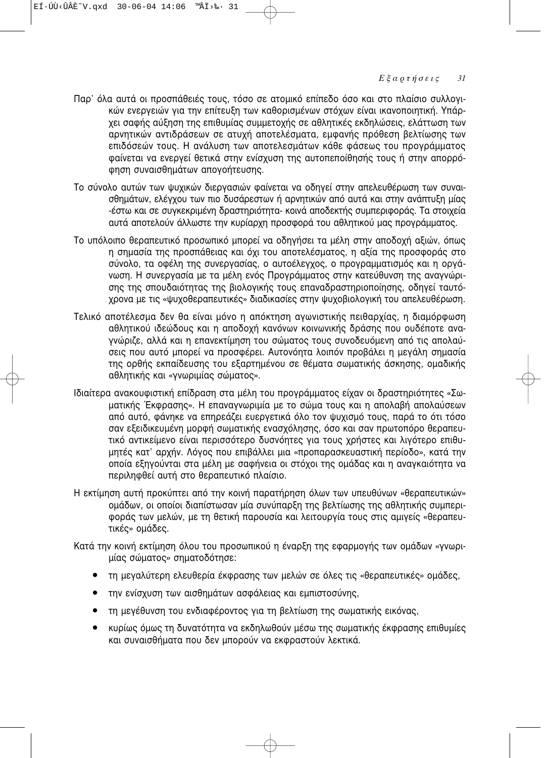Παρ' όλα αυτά οι προσπάθειές τους, τόσο σε ατομικό επίπεδο όσο και στο πλαίσιο συλλογικών ενεργειών για την επίτευξη των καθορισμένων στόχων είναι ικανοποιητική. Υπάρχει σαφής αύξηση της επιθυμίας συμμετοχής σε αθλητικές εκδηλώσεις, ελάττωση των αρνητικών αντιδράσεων σε ατυχή αποτελέσματα, εμφανής πρόθεση βελτίωσης των επιδόσεών τους. Η ανάλυση των αποτελεσμάτων κάθε φάσεως του προγράμματος φαίνεται να ενεργεί θετικά στην ενίσχυση της αυτοπεποίθησής τους ή στην απορρόφηση συναισθημάτων απογοήτευσης.

Το σύνολο αυτών των ψυχικών διεργασιών φαίνεται να οδηγεί στην απελευθέρωση των συναισθημάτων, ελέγχου των πιο δυσάρεστων ή αρνητικών από αυτά και στην ανάπτυξη μίας -έστω και σε συγκεκριμένη δραστηριότητα- κοινά αποδεκτής συμπεριφοράς. Τα στοιχεία αυτά αποτελούν άλλωστε την κυρίαρχη προσφορά του αθλητικού μας προγράμματος.

Το υπόλοιπο θεραπευτικό προσωπικό μπορεί να οδηγήσει τα μέλη στην αποδοχή αξιών, όπως η σημασία της προσπάθειας και όχι του αποτελέσματος, η αξία της προσφοράς στο σύνολο, τα οφέλη της συνεργασίας, ο αυτοέλεγχος, ο προγραμματισμός και η οργάνωση. Η συνεργασία με τα μέλη ενός Προγράμματος στην κατεύθυνση της αναγνώρισης της σπουδαιότητας της βιολογικής τους επαναδραστηριοποίησης, οδηγεί ταυτόχρονα με τις «ψυχοθεραπευτικές» διαδικασίες στην ψυχοβιολογική του απελευθέρωση.

Τελικό αποτέλεσμα δεν θα είναι μόνο η απόκτηση αγωνιστικής πειθαρχίας, η διαμόρφωση αθλητικού ιδεώδους και η αποδοχή κανόνων κοινωνικής δράσης που ουδέποτε αναγνώριζε, αλλά και η επανεκτίμηση του σώματος τους συνοδευόμενη από τις απολαύσεις που αυτό μπορεί να προσφέρει. Αυτονόητα λοιπόν προβάλει η μεγάλη σημασία της ορθής εκπαίδευσης του εξαρτημένου σε θέματα σωματικής άσκησης, ομαδικής αθλητικής και «γνωριμίας σώματος».

Ιδιαίτερα ανακουφιστική επίδραση στα μέλη του προγράμματος είχαν οι δραστηριότητες «Σωματικής Έκφρασης». Η επαναγνωριμία με το σώμα τους και η απολαβή απολαύσεων από αυτό, φάνηκε να επηρεάζει ευεργετικά όλο τον ψυχισμό τους, παρά το ότι τόσο σαν εξειδικευμένη μορφή σωματικής ενασχόλησης, όσο και σαν πρωτοπόρο θεραπευτικό αντικείμενο είναι περισσότερο δυσνόητες για τους χρήστες και λιγότερο επιθυμητές κατ' αρχήν. Λόγος που επιβάλλει μια «προπαρασκευαστική περίοδο», κατά την οποία εξηγούνται στα μέλη με σαφήνεια οι στόχοι της ομάδας και η αναγκαιότητα να περιληφθεί αυτή στο θεραπευτικό πλαίσιο.

Η εκτίμηση αυτή προκύπτει από την κοινή παρατήρηση όλων των υπευθύνων «θεραπευτικών» ομάδων, οι οποίοι διαπίστωσαν μία συνύπαρξη της βελτίωσης της αθλητικής συμπεριφοράς των μελών, με τη θετική παρουσία και λειτουργία τους στις αμιγείς «θεραπευτικές» ομάδες.

Κατά την κοινή εκτίμηση όλου του προσωπικού η έναρξη της εφαρμογής των ομάδων «γνωριμίας σώματος» σηματοδότησε:

- τη μεγαλύτερη ελευθερία έκφρασης των μελών σε όλες τις «θεραπευτικές» ομάδες,
- την ενίσχυση των αισθημάτων ασφάλειας και εμπιστοσύνης,
- τη μεγέθυνση του ενδιαφέροντος για τη βελτίωση της σωματικής εικόνας,
- κυρίως όμως τη δυνατότητα να εκδηλωθούν μέσω της σωματικής έκφρασης επιθυμίες και συναισθήματα που δεν μπορούν να εκφραστούν λεκτικά.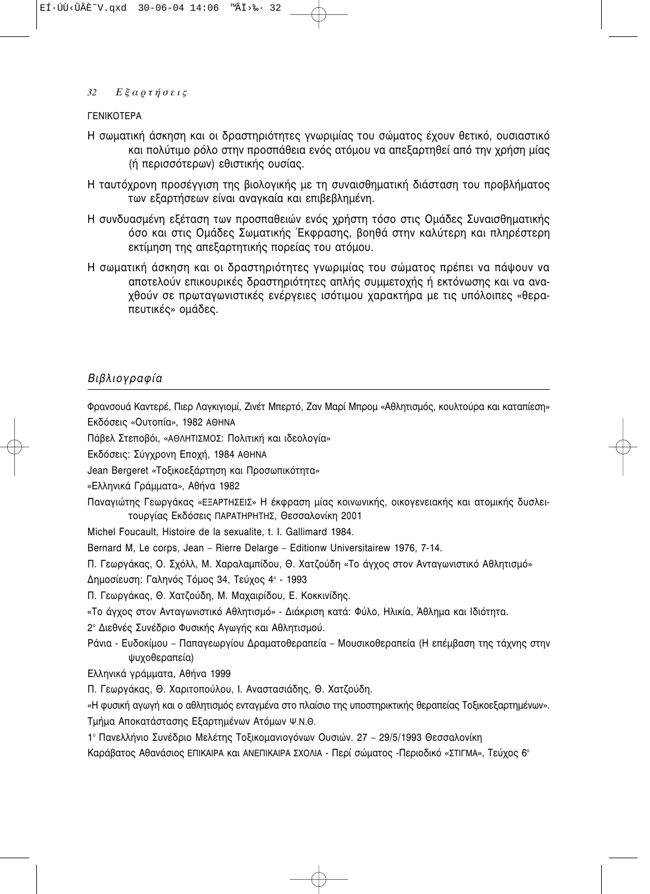ΓΕΝΙΚΟΤΕΡΑ

Η σωματική άσκηση και οι δραστηριότητες γνωριμίας του σώματος έχουν θετικό, ουσιαστικό και πολύτιμο ρόλο στην προσπάθεια ενός ατόμου να απεξαρτηθεί από την χρήση μίας (ή περισσότερων) εθιστικής ουσίας.

Η ταυτόχρονη προσέγγιση της βιολογικής με τη συναισθηματική διάσταση του προβλήματος των εξαρτήσεων είναι αναγκαία και επιβεβλημένη.

Η συνδυασμένη εξέταση των προσπαθειών ενός χρήστη τόσο στις Ομάδες Συναισθηματικής όσο και στις Ομάδες Σωματικής Έκφρασης, βοηθά στην καλύτερη και πληρέστερη εκτίμηση της απεξαρτητικής πορείας του ατόμου.

Η σωματική άσκηση και οι δραστηριότητες γνωριμίας του σώματος πρέπει να πάψουν να αποτελούν επικουρικές δραστηριότητες απλής συμμετοχής ή εκτόνωσης και να αναχθούν σε πρωταγωνιστικές ενέργειες ισότιμου χαρακτήρα με τις υπόλοιπες «θεραπευτικές» ομάδες.

## *Βιβλιογραφία*

Φρανσουά Καντερέ, Πιερ Λαγκιγιομί, Ζινέτ Μπερτό, Ζαν Μαρί Μπρομ «Αθλητισμός, κουλτούρα και καταπίεση» Εκδόσεις «Ουτοπία», 1982 ΑΘΗΝΑ

Πάβελ Στεποβόι, «ΑΘΛΗΤΙΣΜΟΣ: Πολιτική και ιδεολογία»

Εκδόσεις: Σύγχρονη Εποχή, 1984 ΑΘΗΝΑ

Jean Bergeret «Τοξικοεξάρτηση και Προσωπικότητα»

«Ελληνικά Γράμματα», Αθήνα 1982

Παναγιώτης Γεωργάκας «ΕΞΑΡΤΗΣΕΙΣ» Η έκφραση μίας κοινωνικής, οικογενειακής και ατομικής δυσλειτουργίας Εκδόσεις ΠΑΡΑΤΗΡΗΤΗΣ, Θεσσαλονίκη 2001

Michel Foucault, Histoire de la sexualite, t. I. Gallimard 1984.

Bernard M, Le corps, Jean – Rierre Delarge – Editionw Universitairew 1976, 7-14.

Π. Γεωργάκας, Ο. Σχόλλ, Μ. Χαραλαμπίδου, Θ. Χατζούδη «Το άγχος στον Ανταγωνιστικό Αθλητισμό»

Δημοσίευση: Γαληνός Τόμος 34, Τεύχος 4° - 1993

Π. Γεωργάκας, Θ. Χατζούδη, Μ. Μαχαιρίδου, Ε. Κοκκινίδης.

«Το άγχος στον Ανταγωνιστικό Αθλητισμό» - Διάκριση κατά: Φύλο, Ηλικία, Άθλημα και Ιδιότητα.

2° Διεθνές Συνέδριο Φυσικής Αγωγής και Αθλητισμού.

Ράνια - Ευδοκίμου – Παπαγεωργίου Δραματοθεραπεία – Μουσικοθεραπεία (Η επέμβαση της τάχνης στην ψυχοθεραπεία)

Ελληνικά γράμματα, Αθήνα 1999

Π. Γεωργάκας, Θ. Χαριτοπούλου, Ι. Αναστασιάδης, Θ. Χατζούδη.

«Η φυσική αγωγή και ο αθλητισμός ενταγμένα στο πλαίσιο της υποστηρικτικής θεραπείας Τοξικοεξαρτημένων».

Τμήμα Αποκατάστασης Εξαρτημένων Ατόμων Ψ.Ν.Θ.

1° Πανελλήνιο Συνέδριο Μελέτης Τοξικομανιογόνων Ουσιών. 27 – 29/5/1993 Θεσσαλονίκη

Καράβατος Αθανάσιος ΕΠΙΚΑΙΡΑ και ΑΝΕΠΙΚΑΙΡΑ ΣΧΟΛΙΑ - Περί σώματος -Περιοδικό «ΣΤΙΓΜΑ», Τεύχος 6°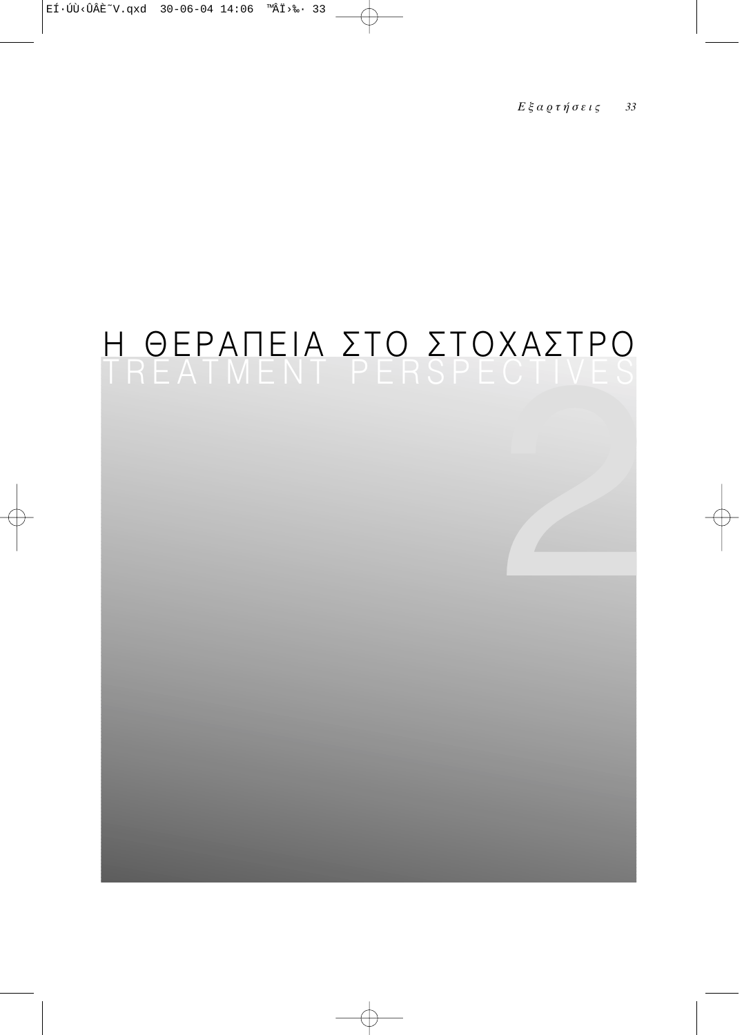# Η ΘΕΡΑΠΕΙΑ ΣΤΟ ΣΤΟΧΑΣΤΡΟ

## TREATMENT PERSPECTIVES

2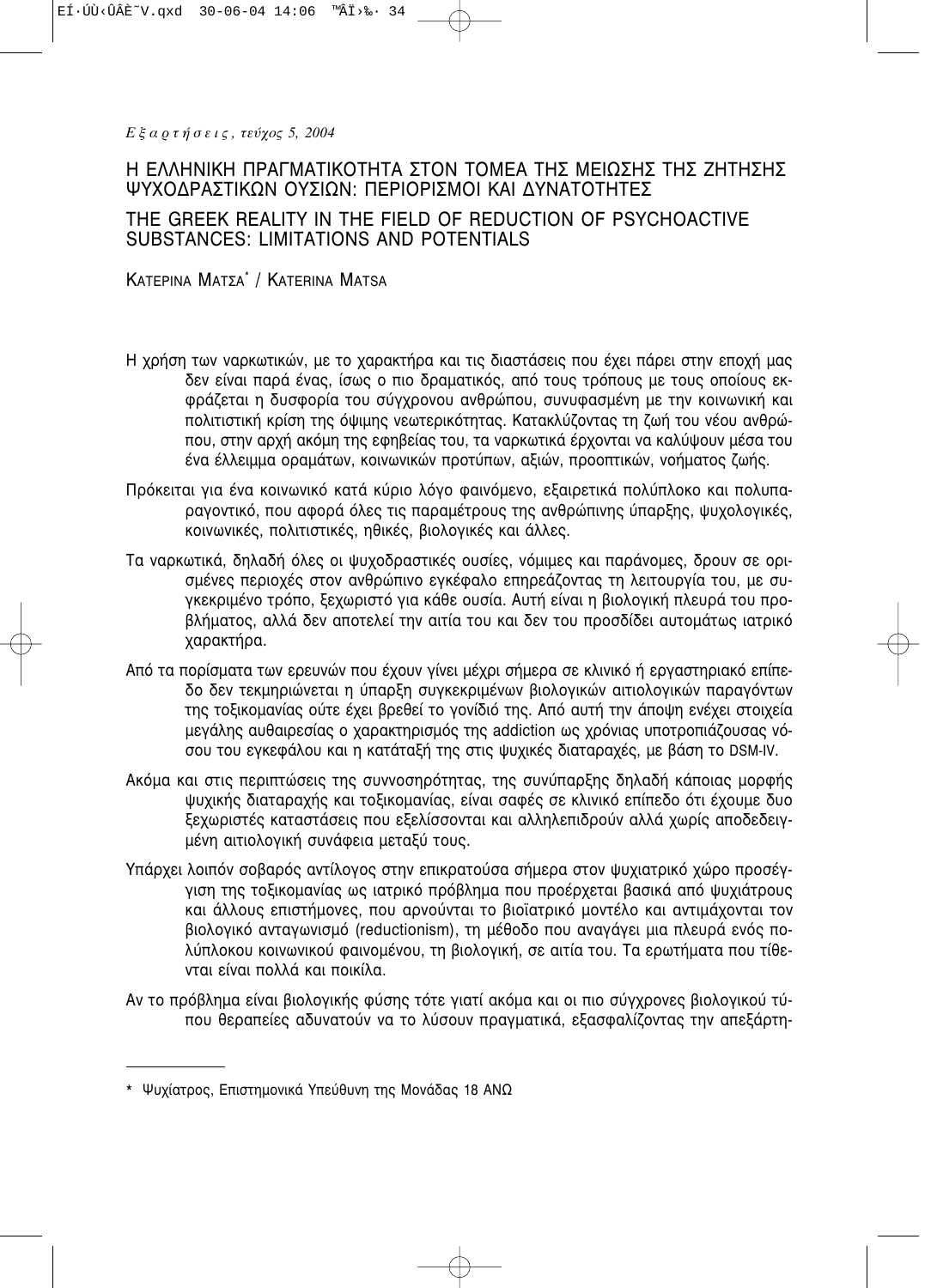# Η ΕΛΛΗΝΙΚΗ ΠΡΑΓΜΑΤΙΚΟΤΗΤΑ ΣΤΟΝ ΤΟΜΕΑ ΤΗΣ ΜΕΙΩΣΗΣ ΤΗΣ ΖΗΤΗΣΗΣ ΨΥΧΟΔΡΑΣΤΙΚΩΝ ΟΥΣΙΩΝ: ΠΕΡΙΟΡΙΣΜΟΙ ΚΑΙ ΔΥΝΑΤΟΤΗΤΕΣ

# THE GREEK REALITY IN THE FIELD OF REDUCTION OF PSYCHOACTIVE SUBSTANCES: LIMITATIONS AND POTENTIALS

ΚΑΤΕΡΙΝΑ ΜΑΤΣΑ* / KATERINA MATSA

Η χρήση των ναρκωτικών, με το χαρακτήρα και τις διαστάσεις που έχει πάρει στην εποχή μας δεν είναι παρά ένας, ίσως ο πιο δραματικός, από τους τρόπους με τους οποίους εκφράζεται η δυσφορία του σύγχρονου ανθρώπου, συνυφασμένη με την κοινωνική και πολιτιστική κρίση της όψιμης νεωτερικότητας. Κατακλύζοντας τη ζωή του νέου ανθρώπου, στην αρχή ακόμη της εφηβείας του, τα ναρκωτικά έρχονται να καλύψουν μέσα του ένα έλλειμμα οραμάτων, κοινωνικών προτύπων, αξιών, προοπτικών, νοήματος ζωής.

Πρόκειται για ένα κοινωνικό κατά κύριο λόγο φαινόμενο, εξαιρετικά πολύπλοκο και πολυπαραγοντικό, που αφορά όλες τις παραμέτρους της ανθρώπινης ύπαρξης, ψυχολογικές, κοινωνικές, πολιτιστικές, ηθικές, βιολογικές και άλλες.

Τα ναρκωτικά, δηλαδή όλες οι ψυχοδραστικές ουσίες, νόμιμες και παράνομες, δρουν σε ορισμένες περιοχές στον ανθρώπινο εγκέφαλο επηρεάζοντας τη λειτουργία του, με συγκεκριμένο τρόπο, ξεχωριστό για κάθε ουσία. Αυτή είναι η βιολογική πλευρά του προβλήματος, αλλά δεν αποτελεί την αιτία του και δεν του προσδίδει αυτομάτως ιατρικό χαρακτήρα.

Από τα πορίσματα των ερευνών που έχουν γίνει μέχρι σήμερα σε κλινικό ή εργαστηριακό επίπεδο δεν τεκμηριώνεται η ύπαρξη συγκεκριμένων βιολογικών αιτιολογικών παραγόντων της τοξικομανίας ούτε έχει βρεθεί το γονίδιό της. Από αυτή την άποψη ενέχει στοιχεία μεγάλης αυθαιρεσίας ο χαρακτηρισμός της addiction ως χρόνιας υποτροπιάζουσας νόσου του εγκεφάλου και η κατάταξή της στις ψυχικές διαταραχές, με βάση το DSM-IV.

Ακόμα και στις περιπτώσεις της συννοσηρότητας, της συνύπαρξης δηλαδή κάποιας μορφής ψυχικής διαταραχής και τοξικομανίας, είναι σαφές σε κλινικό επίπεδο ότι έχουμε δυο ξεχωριστές καταστάσεις που εξελίσσονται και αλληλεπιδρούν αλλά χωρίς αποδεδειγμένη αιτιολογική συνάφεια μεταξύ τους.

Υπάρχει λοιπόν σοβαρός αντίλογος στην επικρατούσα σήμερα στον ψυχιατρικό χώρο προσέγγιση της τοξικομανίας ως ιατρικό πρόβλημα που προέρχεται βασικά από ψυχιάτρους και άλλους επιστήμονες, που αρνούνται το βιοϊατρικό μοντέλο και αντιμάχονται τον βιολογικό ανταγωνισμό (reductionism), τη μέθοδο που αναγάγει μια πλευρά ενός πολύπλοκου κοινωνικού φαινομένου, τη βιολογική, σε αιτία του. Τα ερωτήματα που τίθενται είναι πολλά και ποικίλα.

Αν το πρόβλημα είναι βιολογικής φύσης τότε γιατί ακόμα και οι πιο σύγχρονες βιολογικού τύπου θεραπείες αδυνατούν να το λύσουν πραγματικά, εξασφαλίζοντας την απεξάρτη-

---

* Ψυχίατρος, Επιστημονικά Υπεύθυνη της Μονάδας 18 ΑΝΩ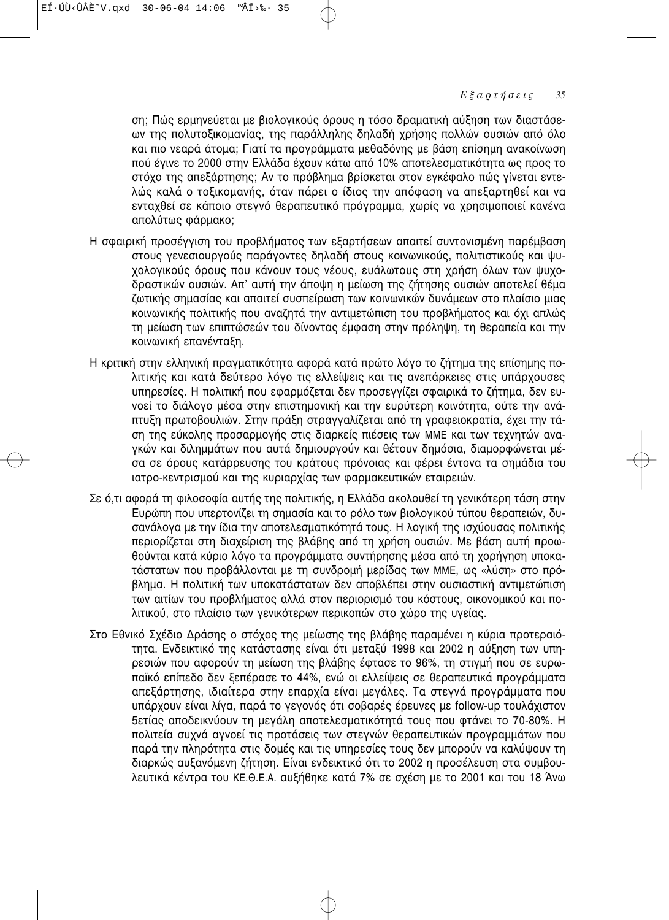ση; Πώς ερμηνεύεται με βιολογικούς όρους η τόσο δραματική αύξηση των διαστάσεων της πολυτοξικομανίας, της παράλληλης δηλαδή χρήσης πολλών ουσιών από όλο και πιο νεαρά άτομα; Γιατί τα προγράμματα μεθαδόνης με βάση επίσημη ανακοίνωση πού έγινε το 2000 στην Ελλάδα έχουν κάτω από 10% αποτελεσματικότητα ως προς το στόχο της απεξάρτησης; Αν το πρόβλημα βρίσκεται στον εγκέφαλο πώς γίνεται εντελώς καλά ο τοξικομανής, όταν πάρει ο ίδιος την απόφαση να απεξαρτηθεί και να ενταχθεί σε κάποιο στεγνό θεραπευτικό πρόγραμμα, χωρίς να χρησιμοποιεί κανένα απολύτως φάρμακο;

Η σφαιρική προσέγγιση του προβλήματος των εξαρτήσεων απαιτεί συντονισμένη παρέμβαση στους γενεσιουργούς παράγοντες δηλαδή στους κοινωνικούς, πολιτιστικούς και ψυχολογικούς όρους που κάνουν τους νέους, ευάλωτους στη χρήση όλων των ψυχοδραστικών ουσιών. Απ' αυτή την άποψη η μείωση της ζήτησης ουσιών αποτελεί θέμα ζωτικής σημασίας και απαιτεί συσπείρωση των κοινωνικών δυνάμεων στο πλαίσιο μιας κοινωνικής πολιτικής που αναζητά την αντιμετώπιση του προβλήματος και όχι απλώς τη μείωση των επιπτώσεών του δίνοντας έμφαση στην πρόληψη, τη θεραπεία και την κοινωνική επανένταξη.

Η κριτική στην ελληνική πραγματικότητα αφορά κατά πρώτο λόγο το ζήτημα της επίσημης πολιτικής και κατά δεύτερο λόγο τις ελλείψεις και τις ανεπάρκειες στις υπάρχουσες υπηρεσίες. Η πολιτική που εφαρμόζεται δεν προσεγγίζει σφαιρικά το ζήτημα, δεν ευνοεί το διάλογο μέσα στην επιστημονική και την ευρύτερη κοινότητα, ούτε την ανάπτυξη πρωτοβουλιών. Στην πράξη στραγγαλίζεται από τη γραφειοκρατία, έχει την τάση της εύκολης προσαρμογής στις διαρκείς πιέσεις των ΜΜΕ και των τεχνητών αναγκών και διλημμάτων που αυτά δημιουργούν και θέτουν δημόσια, διαμορφώνεται μέσα σε όρους κατάρρευσης του κράτους πρόνοιας και φέρει έντονα τα σημάδια του ιατρο-κεντρισμού και της κυριαρχίας των φαρμακευτικών εταιρειών.

Σε ό,τι αφορά τη φιλοσοφία αυτής της πολιτικής, η Ελλάδα ακολουθεί τη γενικότερη τάση στην Ευρώπη που υπερτονίζει τη σημασία και το ρόλο των βιολογικού τύπου θεραπειών, δυσανάλογα με την ίδια την αποτελεσματικότητά τους. Η λογική της ισχύουσας πολιτικής περιορίζεται στη διαχείριση της βλάβης από τη χρήση ουσιών. Με βάση αυτή προωθούνται κατά κύριο λόγο τα προγράμματα συντήρησης μέσα από τη χορήγηση υποκατάστατων που προβάλλονται με τη συνδρομή μερίδας των ΜΜΕ, ως «λύση» στο πρόβλημα. Η πολιτική των υποκατάστατων δεν αποβλέπει στην ουσιαστική αντιμετώπιση των αιτίων του προβλήματος αλλά στον περιορισμό του κόστους, οικονομικού και πολιτικού, στο πλαίσιο των γενικότερων περικοπών στο χώρο της υγείας.

Στο Εθνικό Σχέδιο Δράσης ο στόχος της μείωσης της βλάβης παραμένει η κύρια προτεραιότητα. Ενδεικτικό της κατάστασης είναι ότι μεταξύ 1998 και 2002 η αύξηση των υπηρεσιών που αφορούν τη μείωση της βλάβης έφτασε το 96%, τη στιγμή που σε ευρωπαϊκό επίπεδο δεν ξεπέρασε το 44%, ενώ οι ελλείψεις σε θεραπευτικά προγράμματα απεξάρτησης, ιδιαίτερα στην επαρχία είναι μεγάλες. Τα στεγνά προγράμματα που υπάρχουν είναι λίγα, παρά το γεγονός ότι σοβαρές έρευνες με follow-up τουλάχιστον 5ετίας αποδεικνύουν τη μεγάλη αποτελεσματικότητά τους που φτάνει το 70-80%. Η πολιτεία συχνά αγνοεί τις προτάσεις των στεγνών θεραπευτικών προγραμμάτων που παρά την πληρότητα στις δομές και τις υπηρεσίες τους δεν μπορούν να καλύψουν τη διαρκώς αυξανόμενη ζήτηση. Είναι ενδεικτικό ότι το 2002 η προσέλευση στα συμβουλευτικά κέντρα του ΚΕ.Θ.Ε.Α. αυξήθηκε κατά 7% σε σχέση με το 2001 και του 18 Άνω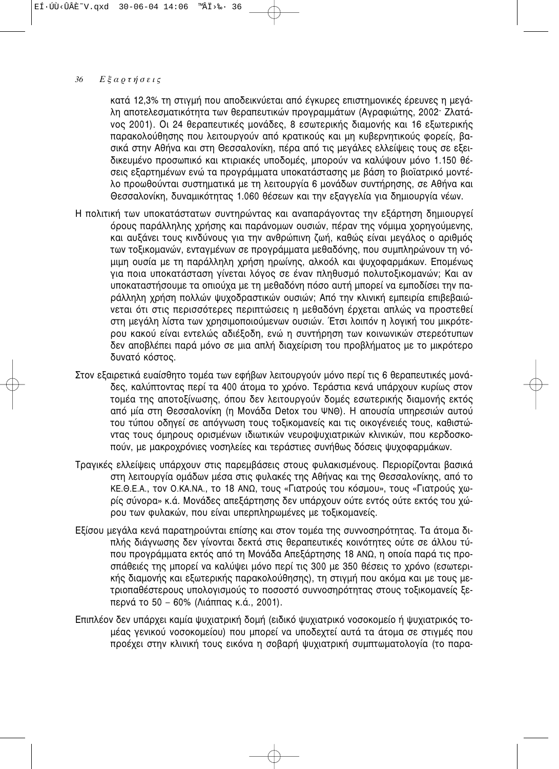κατά 12,3% τη στιγμή που αποδεικνύεται από έγκυρες επιστημονικές έρευνες η μεγάλη αποτελεσματικότητα των θεραπευτικών προγραμμάτων (Αγραφιώτης, 2002· Ζλατάνος 2001). Οι 24 θεραπευτικές μονάδες, 8 εσωτερικής διαμονής και 16 εξωτερικής παρακολούθησης που λειτουργούν από κρατικούς και μη κυβερνητικούς φορείς, βασικά στην Αθήνα και στη Θεσσαλονίκη, πέρα από τις μεγάλες ελλείψεις τους σε εξειδικευμένο προσωπικό και κτιριακές υποδομές, μπορούν να καλύψουν μόνο 1.150 θέσεις εξαρτημένων ενώ τα προγράμματα υποκατάστασης με βάση το βιοϊατρικό μοντέλο προωθούνται συστηματικά με τη λειτουργία 6 μονάδων συντήρησης, σε Αθήνα και Θεσσαλονίκη, δυναμικότητας 1.060 θέσεων και την εξαγγελία για δημιουργία νέων.

Η πολιτική των υποκατάστατων συντηρώντας και αναπαράγοντας την εξάρτηση δημιουργεί όρους παράλληλης χρήσης και παράνομων ουσιών, πέραν της νόμιμα χορηγούμενης, και αυξάνει τους κινδύνους για την ανθρώπινη ζωή, καθώς είναι μεγάλος ο αριθμός των τοξικομανών, ενταγμένων σε προγράμματα μεθαδόνης, που συμπληρώνουν τη νόμιμη ουσία με τη παράλληλη χρήση ηρωίνης, αλκοόλ και ψυχοφαρμάκων. Επομένως για ποια υποκατάσταση γίνεται λόγος σε έναν πληθυσμό πολυτοξικομανών; Και αν υποκαταστήσουμε τα οπιούχα με τη μεθαδόνη πόσο αυτή μπορεί να εμποδίσει την παράλληλη χρήση πολλών ψυχοδραστικών ουσιών; Από την κλινική εμπειρία επιβεβαιώνεται ότι στις περισσότερες περιπτώσεις η μεθαδόνη έρχεται απλώς να προστεθεί στη μεγάλη λίστα των χρησιμοποιούμενων ουσιών. Έτσι λοιπόν η λογική του μικρότερου κακού είναι εντελώς αδιέξοδη, ενώ η συντήρηση των κοινωνικών στερεότυπων δεν αποβλέπει παρά μόνο σε μια απλή διαχείριση του προβλήματος με το μικρότερο δυνατό κόστος.

Στον εξαιρετικά ευαίσθητο τομέα των εφήβων λειτουργούν μόνο περί τις 6 θεραπευτικές μονάδες, καλύπτοντας περί τα 400 άτομα το χρόνο. Τεράστια κενά υπάρχουν κυρίως στον τομέα της αποτοξίνωσης, όπου δεν λειτουργούν δομές εσωτερικής διαμονής εκτός από μία στη Θεσσαλονίκη (η Μονάδα Detox του ΨΝΘ). Η απουσία υπηρεσιών αυτού του τύπου οδηγεί σε απόγνωση τους τοξικομανείς και τις οικογένειές τους, καθιστώντας τους όμηρους ορισμένων ιδιωτικών νευροψυχιατρικών κλινικών, που κερδοσκοπούν, με μακροχρόνιες νοσηλείες και τεράστιες συνήθως δόσεις ψυχοφαρμάκων.

Τραγικές ελλείψεις υπάρχουν στις παρεμβάσεις στους φυλακισμένους. Περιορίζονται βασικά στη λειτουργία ομάδων μέσα στις φυλακές της Αθήνας και της Θεσσαλονίκης, από το ΚΕ.Θ.Ε.Α., τον Ο.ΚΑ.ΝΑ., το 18 ΑΝΩ, τους «Γιατρούς του κόσμου», τους «Γιατρούς χωρίς σύνορα» κ.ά. Μονάδες απεξάρτησης δεν υπάρχουν ούτε εντός ούτε εκτός του χώρου των φυλακών, που είναι υπερπληρωμένες με τοξικομανείς.

Εξίσου μεγάλα κενά παρατηρούνται επίσης και στον τομέα της συννοσηρότητας. Τα άτομα διπλής διάγνωσης δεν γίνονται δεκτά στις θεραπευτικές κοινότητες ούτε σε άλλου τύπου προγράμματα εκτός από τη Μονάδα Απεξάρτησης 18 ΑΝΩ, η οποία παρά τις προσπάθειές της μπορεί να καλύψει μόνο περί τις 300 με 350 θέσεις το χρόνο (εσωτερικής διαμονής και εξωτερικής παρακολούθησης), τη στιγμή που ακόμα και με τους μετριοπαθέστερους υπολογισμούς το ποσοστό συννοσηρότητας στους τοξικομανείς ξεπερνά το 50 – 60% (Λιάππας κ.ά., 2001).

Επιπλέον δεν υπάρχει καμία ψυχιατρική δομή (ειδικό ψυχιατρικό νοσοκομείο ή ψυχιατρικός τομέας γενικού νοσοκομείου) που μπορεί να υποδεχτεί αυτά τα άτομα σε στιγμές που προέχει στην κλινική τους εικόνα η σοβαρή ψυχιατρική συμπτωματολογία (το παρα-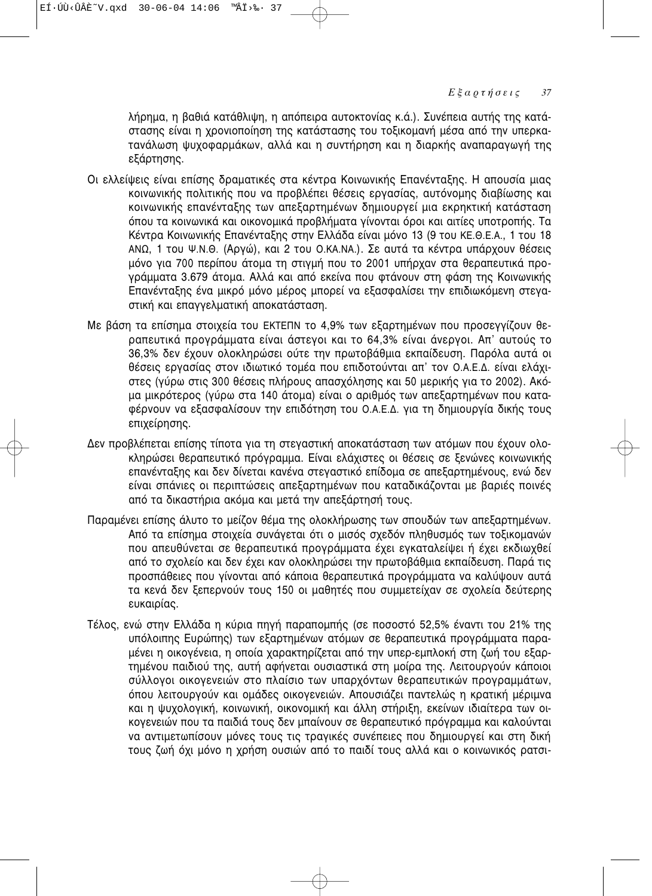λήρημα, η βαθιά κατάθλιψη, η απόπειρα αυτοκτονίας κ.ά.). Συνέπεια αυτής της κατάστασης είναι η χρονιοποίηση της κατάστασης του τοξικομανή μέσα από την υπερκατανάλωση ψυχοφαρμάκων, αλλά και η συντήρηση και η διαρκής αναπαραγωγή της εξάρτησης.

Οι ελλείψεις είναι επίσης δραματικές στα κέντρα Κοινωνικής Επανένταξης. Η απουσία μιας κοινωνικής πολιτικής που να προβλέπει θέσεις εργασίας, αυτόνομης διαβίωσης και κοινωνικής επανένταξης των απεξαρτημένων δημιουργεί μια εκρηκτική κατάσταση όπου τα κοινωνικά και οικονομικά προβλήματα γίνονται όροι και αιτίες υποτροπής. Τα Κέντρα Κοινωνικής Επανένταξης στην Ελλάδα είναι μόνο 13 (9 του ΚΕ.Θ.Ε.Α., 1 του 18 ΑΝΩ, 1 του Ψ.Ν.Θ. (Αργώ), και 2 του Ο.ΚΑ.ΝΑ.). Σε αυτά τα κέντρα υπάρχουν θέσεις μόνο για 700 περίπου άτομα τη στιγμή που το 2001 υπήρχαν στα θεραπευτικά προγράμματα 3.679 άτομα. Αλλά και από εκείνα που φτάνουν στη φάση της Κοινωνικής Επανένταξης ένα μικρό μόνο μέρος μπορεί να εξασφαλίσει την επιδιωκόμενη στεγαστική και επαγγελματική αποκατάσταση.

Με βάση τα επίσημα στοιχεία του ΕΚΤΕΠΝ το 4,9% των εξαρτημένων που προσεγγίζουν θεραπευτικά προγράμματα είναι άστεγοι και το 64,3% είναι άνεργοι. Απ' αυτούς το 36,3% δεν έχουν ολοκληρώσει ούτε την πρωτοβάθμια εκπαίδευση. Παρόλα αυτά οι θέσεις εργασίας στον ιδιωτικό τομέα που επιδοτούνται απ' τον Ο.Α.Ε.Δ. είναι ελάχιστες (γύρω στις 300 θέσεις πλήρους απασχόλησης και 50 μερικής για το 2002). Ακόμα μικρότερος (γύρω στα 140 άτομα) είναι ο αριθμός των απεξαρτημένων που καταφέρνουν να εξασφαλίσουν την επιδότηση του Ο.Α.Ε.Δ. για τη δημιουργία δικής τους επιχείρησης.

Δεν προβλέπεται επίσης τίποτα για τη στεγαστική αποκατάσταση των ατόμων που έχουν ολοκληρώσει θεραπευτικό πρόγραμμα. Είναι ελάχιστες οι θέσεις σε ξενώνες κοινωνικής επανένταξης και δεν δίνεται κανένα στεγαστικό επίδομα σε απεξαρτημένους, ενώ δεν είναι σπάνιες οι περιπτώσεις απεξαρτημένων που καταδικάζονται με βαριές ποινές από τα δικαστήρια ακόμα και μετά την απεξάρτησή τους.

Παραμένει επίσης άλυτο το μείζον θέμα της ολοκλήρωσης των σπουδών των απεξαρτημένων. Από τα επίσημα στοιχεία συνάγεται ότι ο μισός σχεδόν πληθυσμός των τοξικομανών που απευθύνεται σε θεραπευτικά προγράμματα έχει εγκαταλείψει ή έχει εκδιωχθεί από το σχολείο και δεν έχει καν ολοκληρώσει την πρωτοβάθμια εκπαίδευση. Παρά τις προσπάθειες που γίνονται από κάποια θεραπευτικά προγράμματα να καλύψουν αυτά τα κενά δεν ξεπερνούν τους 150 οι μαθητές που συμμετείχαν σε σχολεία δεύτερης ευκαιρίας.

Τέλος, ενώ στην Ελλάδα η κύρια πηγή παραπομπής (σε ποσοστό 52,5% έναντι του 21% της υπόλοιπης Ευρώπης) των εξαρτημένων ατόμων σε θεραπευτικά προγράμματα παραμένει η οικογένεια, η οποία χαρακτηρίζεται από την υπερ-εμπλοκή στη ζωή του εξαρτημένου παιδιού της, αυτή αφήνεται ουσιαστικά στη μοίρα της. Λειτουργούν κάποιοι σύλλογοι οικογενειών στο πλαίσιο των υπαρχόντων θεραπευτικών προγραμμάτων, όπου λειτουργούν και ομάδες οικογενειών. Απουσιάζει παντελώς η κρατική μέριμνα και η ψυχολογική, κοινωνική, οικονομική και άλλη στήριξη, εκείνων ιδιαίτερα των οικογενειών που τα παιδιά τους δεν μπαίνουν σε θεραπευτικό πρόγραμμα και καλούνται να αντιμετωπίσουν μόνες τους τις τραγικές συνέπειες που δημιουργεί και στη δική τους ζωή όχι μόνο η χρήση ουσιών από το παιδί τους αλλά και ο κοινωνικός ρατσι-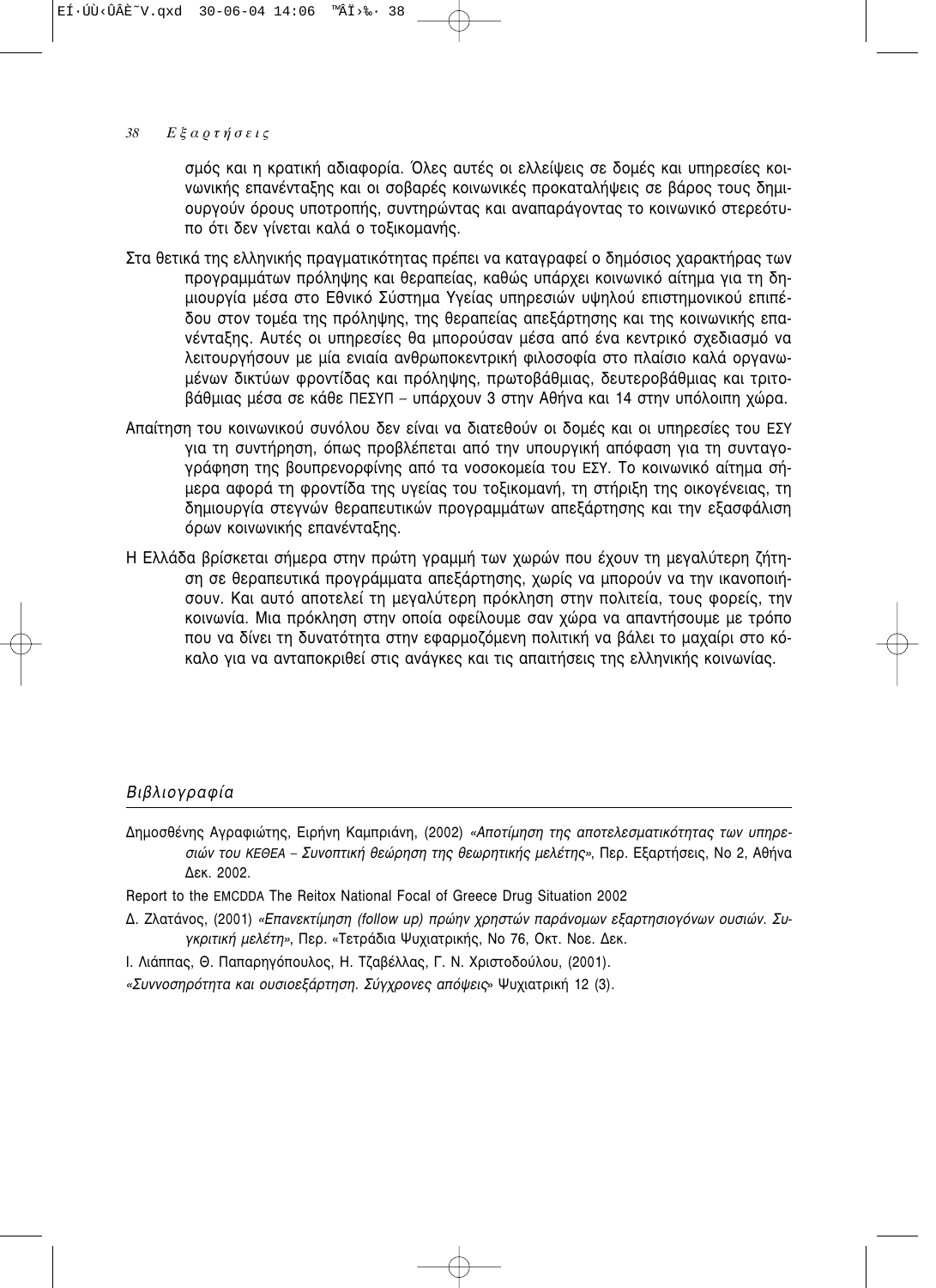σμός και η κρατική αδιαφορία. Όλες αυτές οι ελλείψεις σε δομές και υπηρεσίες κοινωνικής επανένταξης και οι σοβαρές κοινωνικές προκαταλήψεις σε βάρος τους δημιουργούν όρους υποτροπής, συντηρώντας και αναπαράγοντας το κοινωνικό στερεότυπο ότι δεν γίνεται καλά ο τοξικομανής.

Στα θετικά της ελληνικής πραγματικότητας πρέπει να καταγραφεί ο δημόσιος χαρακτήρας των προγραμμάτων πρόληψης και θεραπείας, καθώς υπάρχει κοινωνικό αίτημα για τη δημιουργία μέσα στο Εθνικό Σύστημα Υγείας υπηρεσιών υψηλού επιστημονικού επιπέδου στον τομέα της πρόληψης, της θεραπείας απεξάρτησης και της κοινωνικής επανένταξης. Αυτές οι υπηρεσίες θα μπορούσαν μέσα από ένα κεντρικό σχεδιασμό να λειτουργήσουν με μία ενιαία ανθρωποκεντρική φιλοσοφία στο πλαίσιο καλά οργανωμένων δικτύων φροντίδας και πρόληψης, πρωτοβάθμιας, δευτεροβάθμιας και τριτοβάθμιας μέσα σε κάθε ΠΕΣΥΠ – υπάρχουν 3 στην Αθήνα και 14 στην υπόλοιπη χώρα.

Απαίτηση του κοινωνικού συνόλου δεν είναι να διατεθούν οι δομές και οι υπηρεσίες του ΕΣΥ για τη συντήρηση, όπως προβλέπεται από την υπουργική απόφαση για τη συνταγογράφηση της βουπρενορφίνης από τα νοσοκομεία του ΕΣΥ. Το κοινωνικό αίτημα σήμερα αφορά τη φροντίδα της υγείας του τοξικομανή, τη στήριξη της οικογένειας, τη δημιουργία στεγνών θεραπευτικών προγραμμάτων απεξάρτησης και την εξασφάλιση όρων κοινωνικής επανένταξης.

Η Ελλάδα βρίσκεται σήμερα στην πρώτη γραμμή των χωρών που έχουν τη μεγαλύτερη ζήτηση σε θεραπευτικά προγράμματα απεξάρτησης, χωρίς να μπορούν να την ικανοποιήσουν. Και αυτό αποτελεί τη μεγαλύτερη πρόκληση στην πολιτεία, τους φορείς, την κοινωνία. Μια πρόκληση στην οποία οφείλουμε σαν χώρα να απαντήσουμε με τρόπο που να δίνει τη δυνατότητα στην εφαρμοζόμενη πολιτική να βάλει το μαχαίρι στο κόκαλο για να ανταποκριθεί στις ανάγκες και τις απαιτήσεις της ελληνικής κοινωνίας.

## *Βιβλιογραφία*

Δημοσθένης Αγραφιώτης, Ειρήνη Καμπριάνη, (2002) *«Αποτίμηση της αποτελεσματικότητας των υπηρεσιών του ΚΕΘΕΑ – Συνοπτική θεώρηση της θεωρητικής μελέτης»*, Περ. Εξαρτήσεις, Νο 2, Αθήνα Δεκ. 2002.

Report to the EMCDDA The Reitox National Focal of Greece Drug Situation 2002

Δ. Ζλατάνος, (2001) *«Επανεκτίμηση (follow up) πρώην χρηστών παράνομων εξαρτησιογόνων ουσιών. Συγκριτική μελέτη»*, Περ. «Τετράδια Ψυχιατρικής, Νο 76, Οκτ. Νοε. Δεκ.

Ι. Λιάππας, Θ. Παπαρηγόπουλος, Η. Τζαβέλλας, Γ. Ν. Χριστοδούλου, (2001).

*«Συννοσηρότητα και ουσιοεξάρτηση. Σύγχρονες απόψεις»* Ψυχιατρική 12 (3).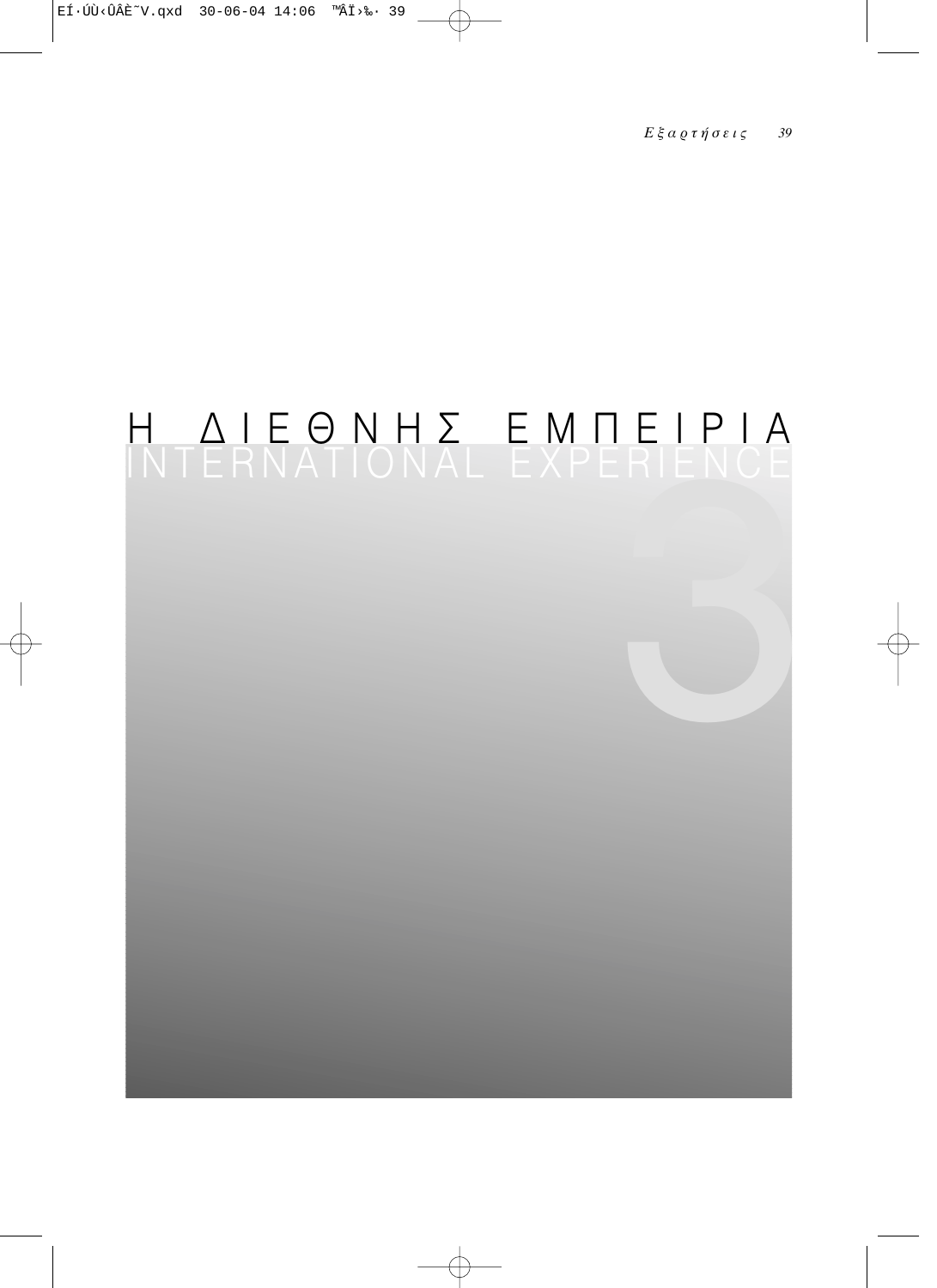# Η ΔΙΕΘΝΗΣ ΕΜΠΕΙΡΙΑ
## INTERNATIONAL EXPERIENCE

3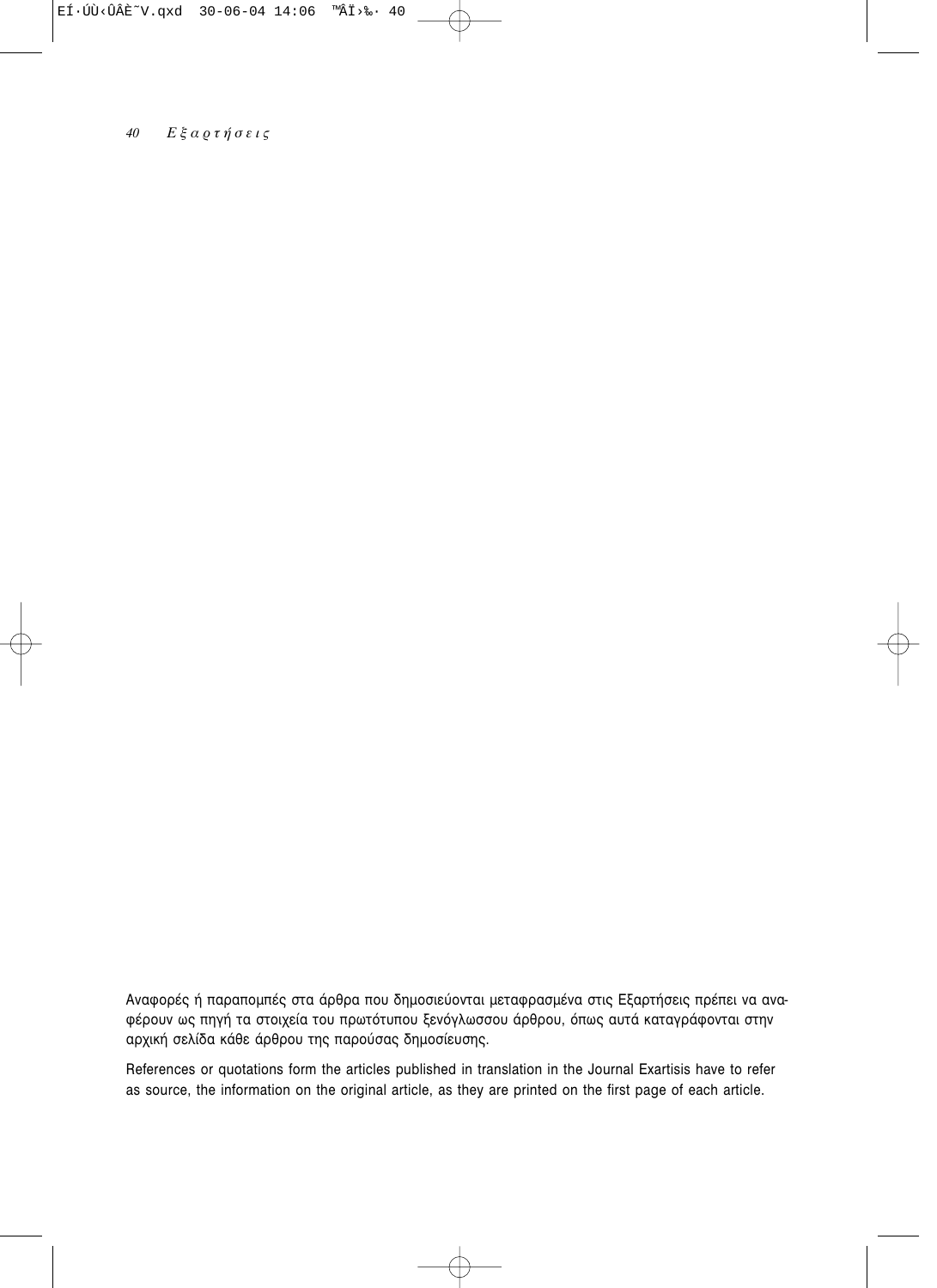Αναφορές ή παραπομπές στα άρθρα που δημοσιεύονται μεταφρασμένα στις Εξαρτήσεις πρέπει να αναφέρουν ως πηγή τα στοιχεία του πρωτότυπου ξενόγλωσσου άρθρου, όπως αυτά καταγράφονται στην αρχική σελίδα κάθε άρθρου της παρούσας δημοσίευσης.

References or quotations form the articles published in translation in the Journal Exartisis have to refer as source, the information on the original article, as they are printed on the first page of each article.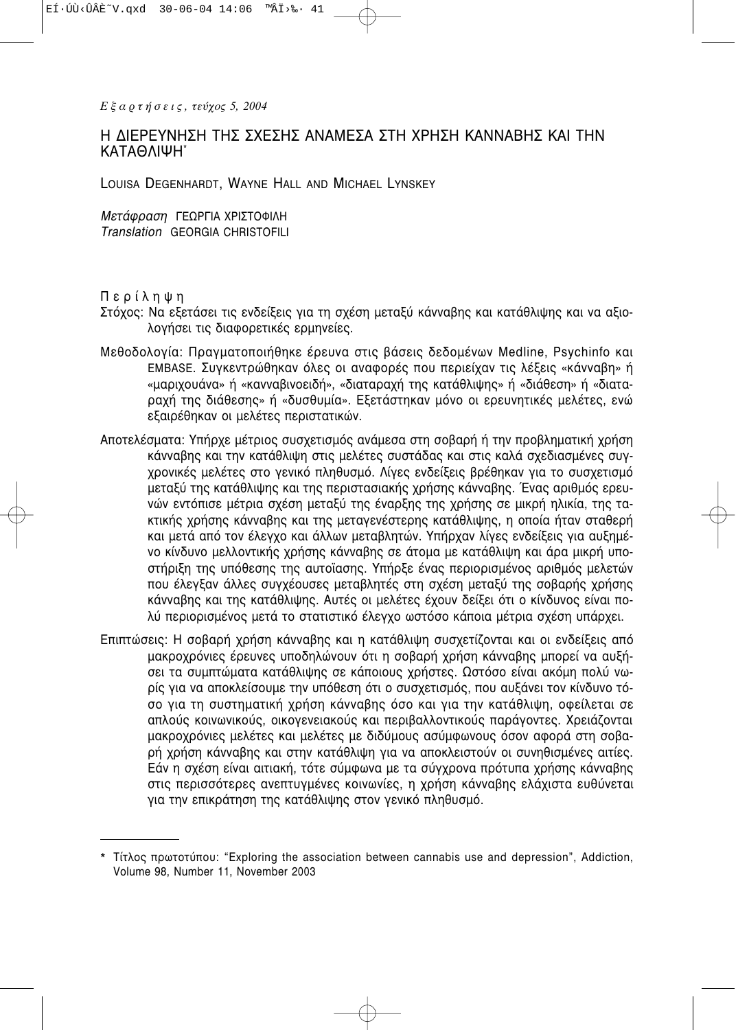# Η ΔΙΕΡΕΥΝΗΣΗ ΤΗΣ ΣΧΕΣΗΣ ΑΝΑΜΕΣΑ ΣΤΗ ΧΡΗΣΗ ΚΑΝΝΑΒΗΣ ΚΑΙ ΤΗΝ ΚΑΤΑΘΛΙΨΗ*

LOUISA DEGENHARDT, WAYNE HALL AND MICHAEL LYNSKEY

*Μετάφραση* ΓΕΩΡΓΙΑ ΧΡΙΣΤΟΦΙΛΗ
*Translation* GEORGIA CHRISTOFILI

Περίληψη

Στόχος: Να εξετάσει τις ενδείξεις για τη σχέση μεταξύ κάνναβης και κατάθλιψης και να αξιολογήσει τις διαφορετικές ερμηνείες.

Μεθοδολογία: Πραγματοποιήθηκε έρευνα στις βάσεις δεδομένων Medline, Psychinfo και EMBASE. Συγκεντρώθηκαν όλες οι αναφορές που περιείχαν τις λέξεις «κάνναβη» ή «μαριχουάνα» ή «κανναβινοειδή», «διαταραχή της κατάθλιψης» ή «διάθεση» ή «διαταραχή της διάθεσης» ή «δυσθυμία». Εξετάστηκαν μόνο οι ερευνητικές μελέτες, ενώ εξαιρέθηκαν οι μελέτες περιστατικών.

Αποτελέσματα: Υπήρχε μέτριος συσχετισμός ανάμεσα στη σοβαρή ή την προβληματική χρήση κάνναβης και την κατάθλιψη στις μελέτες συστάδας και στις καλά σχεδιασμένες συγχρονικές μελέτες στο γενικό πληθυσμό. Λίγες ενδείξεις βρέθηκαν για το συσχετισμό μεταξύ της κατάθλιψης και της περιστασιακής χρήσης κάνναβης. Ένας αριθμός ερευνών εντόπισε μέτρια σχέση μεταξύ της έναρξης της χρήσης σε μικρή ηλικία, της τακτικής χρήσης κάνναβης και της μεταγενέστερης κατάθλιψης, η οποία ήταν σταθερή και μετά από τον έλεγχο και άλλων μεταβλητών. Υπήρχαν λίγες ενδείξεις για αυξημένο κίνδυνο μελλοντικής χρήσης κάνναβης σε άτομα με κατάθλιψη και άρα μικρή υποστήριξη της υπόθεσης της αυτοΐασης. Υπήρξε ένας περιορισμένος αριθμός μελετών που έλεγξαν άλλες συγχέουσες μεταβλητές στη σχέση μεταξύ της σοβαρής χρήσης κάνναβης και της κατάθλιψης. Αυτές οι μελέτες έχουν δείξει ότι ο κίνδυνος είναι πολύ περιορισμένος μετά το στατιστικό έλεγχο ωστόσο κάποια μέτρια σχέση υπάρχει.

Επιπτώσεις: Η σοβαρή χρήση κάνναβης και η κατάθλιψη συσχετίζονται και οι ενδείξεις από μακροχρόνιες έρευνες υποδηλώνουν ότι η σοβαρή χρήση κάνναβης μπορεί να αυξήσει τα συμπτώματα κατάθλιψης σε κάποιους χρήστες. Ωστόσο είναι ακόμη πολύ νωρίς για να αποκλείσουμε την υπόθεση ότι ο συσχετισμός, που αυξάνει τον κίνδυνο τόσο για τη συστηματική χρήση κάνναβης όσο και για την κατάθλιψη, οφείλεται σε απλούς κοινωνικούς, οικογενειακούς και περιβαλλοντικούς παράγοντες. Χρειάζονται μακροχρόνιες μελέτες και μελέτες με διδύμους ασύμφωνους όσον αφορά στη σοβαρή χρήση κάνναβης και στην κατάθλιψη για να αποκλειστούν οι συνηθισμένες αιτίες. Εάν η σχέση είναι αιτιακή, τότε σύμφωνα με τα σύγχρονα πρότυπα χρήσης κάνναβης στις περισσότερες ανεπτυγμένες κοινωνίες, η χρήση κάνναβης ελάχιστα ευθύνεται για την επικράτηση της κατάθλιψης στον γενικό πληθυσμό.

---

\* Τίτλος πρωτοτύπου: "Exploring the association between cannabis use and depression", Addiction, Volume 98, Number 11, November 2003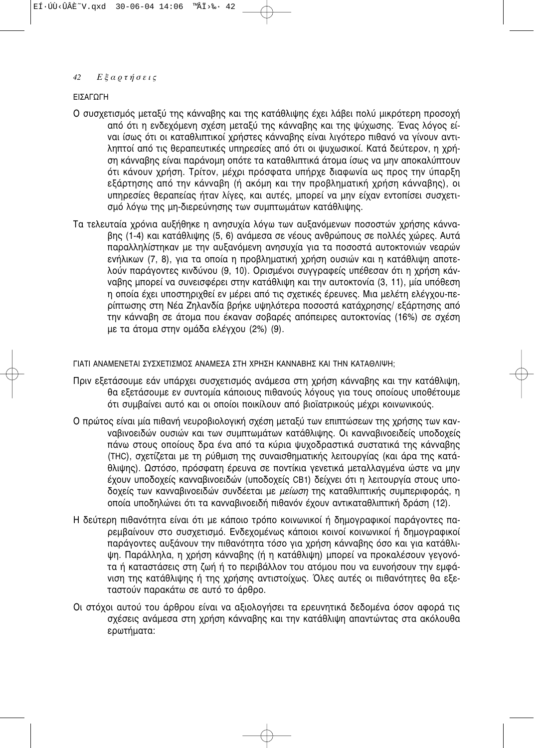## ΕΙΣΑΓΩΓΗ

Ο συσχετισμός μεταξύ της κάνναβης και της κατάθλιψης έχει λάβει πολύ μικρότερη προσοχή από ότι η ενδεχόμενη σχέση μεταξύ της κάνναβης και της ψύχωσης. Ένας λόγος είναι ίσως ότι οι καταθλιπτικοί χρήστες κάνναβης είναι λιγότερο πιθανό να γίνουν αντιληπτοί από τις θεραπευτικές υπηρεσίες από ότι οι ψυχωσικοί. Κατά δεύτερον, η χρήση κάνναβης είναι παράνομη οπότε τα καταθλιπτικά άτομα ίσως να μην αποκαλύπτουν ότι κάνουν χρήση. Τρίτον, μέχρι πρόσφατα υπήρχε διαφωνία ως προς την ύπαρξη εξάρτησης από την κάνναβη (ή ακόμη και την προβληματική χρήση κάνναβης), οι υπηρεσίες θεραπείας ήταν λίγες, και αυτές, μπορεί να μην είχαν εντοπίσει συσχετισμό λόγω της μη-διερεύνησης των συμπτωμάτων κατάθλιψης.

Τα τελευταία χρόνια αυξήθηκε η ανησυχία λόγω των αυξανόμενων ποσοστών χρήσης κάνναβης (1-4) και κατάθλιψης (5, 6) ανάμεσα σε νέους ανθρώπους σε πολλές χώρες. Αυτά παραλληλίστηκαν με την αυξανόμενη ανησυχία για τα ποσοστά αυτοκτονιών νεαρών ενήλικων (7, 8), για τα οποία η προβληματική χρήση ουσιών και η κατάθλιψη αποτελούν παράγοντες κινδύνου (9, 10). Ορισμένοι συγγραφείς υπέθεσαν ότι η χρήση κάνναβης μπορεί να συνεισφέρει στην κατάθλιψη και την αυτοκτονία (3, 11), μία υπόθεση η οποία έχει υποστηριχθεί εν μέρει από τις σχετικές έρευνες. Μια μελέτη ελέγχου-περίπτωσης στη Νέα Ζηλανδία βρήκε υψηλότερα ποσοστά κατάχρησης/ εξάρτησης από την κάνναβη σε άτομα που έκαναν σοβαρές απόπειρες αυτοκτονίας (16%) σε σχέση με τα άτομα στην ομάδα ελέγχου (2%) (9).

### ΓΙΑΤΙ ΑΝΑΜΕΝΕΤΑΙ ΣΥΣΧΕΤΙΣΜΟΣ ΑΝΑΜΕΣΑ ΣΤΗ ΧΡΗΣΗ ΚΑΝΝΑΒΗΣ ΚΑΙ ΤΗΝ ΚΑΤΑΘΛΙΨΗ;

Πριν εξετάσουμε εάν υπάρχει συσχετισμός ανάμεσα στη χρήση κάνναβης και την κατάθλιψη, θα εξετάσουμε εν συντομία κάποιους πιθανούς λόγους για τους οποίους υποθέτουμε ότι συμβαίνει αυτό και οι οποίοι ποικίλουν από βιοϊατρικούς μέχρι κοινωνικούς.

Ο πρώτος είναι μία πιθανή νευροβιολογική σχέση μεταξύ των επιπτώσεων της χρήσης των κανναβινοειδών ουσιών και των συμπτωμάτων κατάθλιψης. Οι κανναβινοειδείς υποδοχείς πάνω στους οποίους δρα ένα από τα κύρια ψυχοδραστικά συστατικά της κάνναβης (THC), σχετίζεται με τη ρύθμιση της συναισθηματικής λειτουργίας (και άρα της κατάθλιψης). Ωστόσο, πρόσφατη έρευνα σε ποντίκια γενετικά μεταλλαγμένα ώστε να μην έχουν υποδοχείς κανναβινοειδών (υποδοχείς CB1) δείχνει ότι η λειτουργία στους υποδοχείς των κανναβινοειδών συνδέεται με *μείωση* της καταθλιπτικής συμπεριφοράς, η οποία υποδηλώνει ότι τα κανναβινοειδή πιθανόν έχουν αντικαταθλιπτική δράση (12).

Η δεύτερη πιθανότητα είναι ότι με κάποιο τρόπο κοινωνικοί ή δημογραφικοί παράγοντες παρεμβαίνουν στο συσχετισμό. Ενδεχομένως κάποιοι κοινοί κοινωνικοί ή δημογραφικοί παράγοντες αυξάνουν την πιθανότητα τόσο για χρήση κάνναβης όσο και για κατάθλιψη. Παράλληλα, η χρήση κάνναβης (ή η κατάθλιψη) μπορεί να προκαλέσουν γεγονότα ή καταστάσεις στη ζωή ή το περιβάλλον του ατόμου που να ευνοήσουν την εμφάνιση της κατάθλιψης ή της χρήσης αντιστοίχως. Όλες αυτές οι πιθανότητες θα εξεταστούν παρακάτω σε αυτό το άρθρο.

Οι στόχοι αυτού του άρθρου είναι να αξιολογήσει τα ερευνητικά δεδομένα όσον αφορά τις σχέσεις ανάμεσα στη χρήση κάνναβης και την κατάθλιψη απαντώντας στα ακόλουθα ερωτήματα: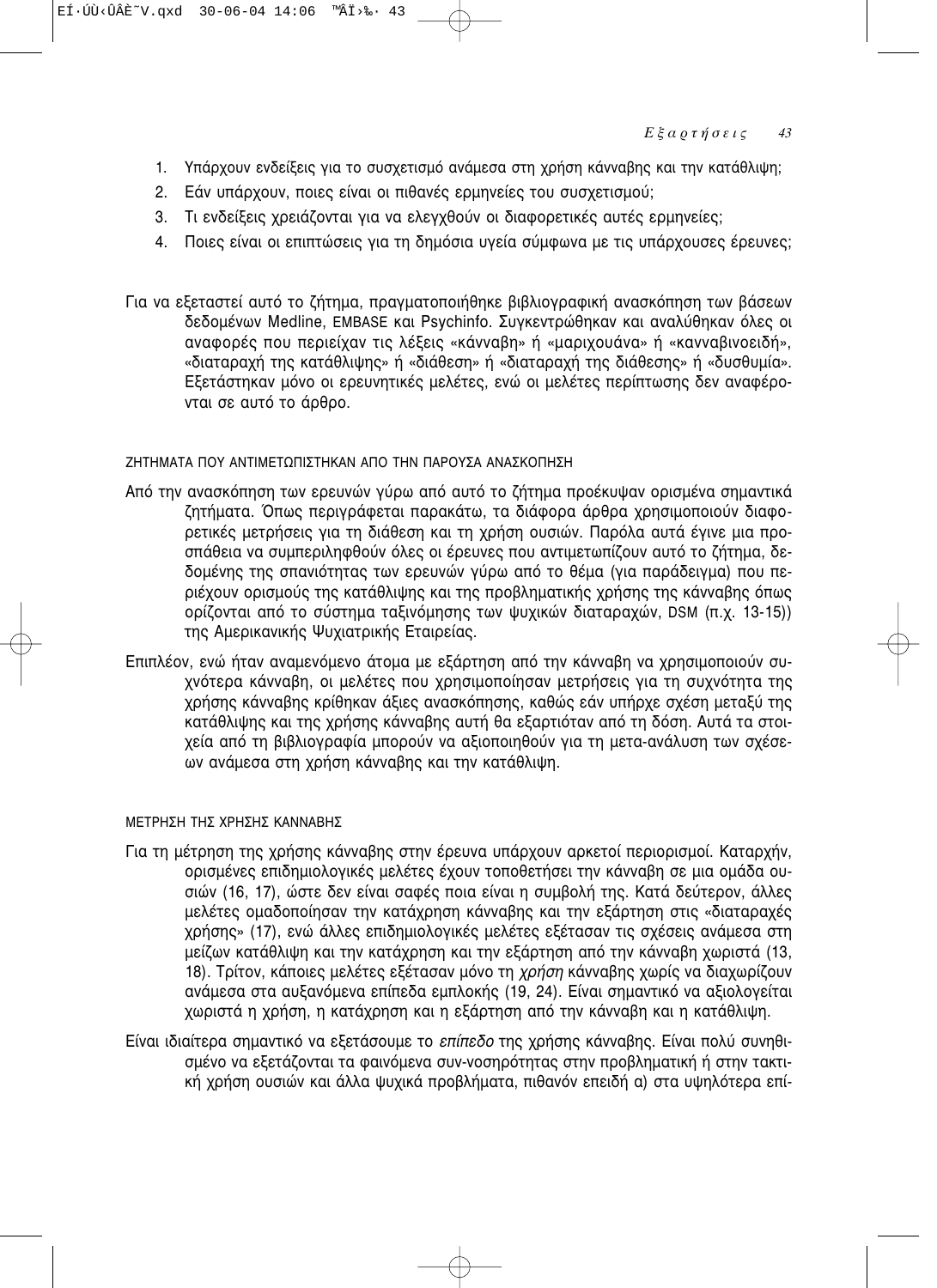1. Υπάρχουν ενδείξεις για το συσχετισμό ανάμεσα στη χρήση κάνναβης και την κατάθλιψη;
2. Εάν υπάρχουν, ποιες είναι οι πιθανές ερμηνείες του συσχετισμού;
3. Τι ενδείξεις χρειάζονται για να ελεγχθούν οι διαφορετικές αυτές ερμηνείες;
4. Ποιες είναι οι επιπτώσεις για τη δημόσια υγεία σύμφωνα με τις υπάρχουσες έρευνες;

Για να εξεταστεί αυτό το ζήτημα, πραγματοποιήθηκε βιβλιογραφική ανασκόπηση των βάσεων δεδομένων Medline, EMBASE και Psychinfo. Συγκεντρώθηκαν και αναλύθηκαν όλες οι αναφορές που περιείχαν τις λέξεις «κάνναβη» ή «μαριχουάνα» ή «κανναβινοειδή», «διαταραχή της κατάθλιψης» ή «διάθεση» ή «διαταραχή της διάθεσης» ή «δυσθυμία». Εξετάστηκαν μόνο οι ερευνητικές μελέτες, ενώ οι μελέτες περίπτωσης δεν αναφέρονται σε αυτό το άρθρο.

## ΖΗΤΗΜΑΤΑ ΠΟΥ ΑΝΤΙΜΕΤΩΠΙΣΤΗΚΑΝ ΑΠΟ ΤΗΝ ΠΑΡΟΥΣΑ ΑΝΑΣΚΟΠΗΣΗ

Από την ανασκόπηση των ερευνών γύρω από αυτό το ζήτημα προέκυψαν ορισμένα σημαντικά ζητήματα. Όπως περιγράφεται παρακάτω, τα διάφορα άρθρα χρησιμοποιούν διαφορετικές μετρήσεις για τη διάθεση και τη χρήση ουσιών. Παρόλα αυτά έγινε μια προσπάθεια να συμπεριληφθούν όλες οι έρευνες που αντιμετωπίζουν αυτό το ζήτημα, δεδομένης της σπανιότητας των ερευνών γύρω από το θέμα (για παράδειγμα) που περιέχουν ορισμούς της κατάθλιψης και της προβληματικής χρήσης της κάνναβης όπως ορίζονται από το σύστημα ταξινόμησης των ψυχικών διαταραχών, DSM (π.χ. 13-15)) της Αμερικανικής Ψυχιατρικής Εταιρείας.

Επιπλέον, ενώ ήταν αναμενόμενο άτομα με εξάρτηση από την κάνναβη να χρησιμοποιούν συχνότερα κάνναβη, οι μελέτες που χρησιμοποίησαν μετρήσεις για τη συχνότητα της χρήσης κάνναβης κρίθηκαν άξιες ανασκόπησης, καθώς εάν υπήρχε σχέση μεταξύ της κατάθλιψης και της χρήσης κάνναβης αυτή θα εξαρτιόταν από τη δόση. Αυτά τα στοιχεία από τη βιβλιογραφία μπορούν να αξιοποιηθούν για τη μετα-ανάλυση των σχέσεων ανάμεσα στη χρήση κάνναβης και την κατάθλιψη.

## ΜΕΤΡΗΣΗ ΤΗΣ ΧΡΗΣΗΣ ΚΑΝΝΑΒΗΣ

Για τη μέτρηση της χρήσης κάνναβης στην έρευνα υπάρχουν αρκετοί περιορισμοί. Καταρχήν, ορισμένες επιδημιολογικές μελέτες έχουν τοποθετήσει την κάνναβη σε μια ομάδα ουσιών (16, 17), ώστε δεν είναι σαφές ποια είναι η συμβολή της. Κατά δεύτερον, άλλες μελέτες ομαδοποίησαν την κατάχρηση κάνναβης και την εξάρτηση στις «διαταραχές χρήσης» (17), ενώ άλλες επιδημιολογικές μελέτες εξέτασαν τις σχέσεις ανάμεσα στη μείζων κατάθλιψη και την κατάχρηση και την εξάρτηση από την κάνναβη χωριστά (13, 18). Τρίτον, κάποιες μελέτες εξέτασαν μόνο τη *χρήση* κάνναβης χωρίς να διαχωρίζουν ανάμεσα στα αυξανόμενα επίπεδα εμπλοκής (19, 24). Είναι σημαντικό να αξιολογείται χωριστά η χρήση, η κατάχρηση και η εξάρτηση από την κάνναβη και η κατάθλιψη.

Είναι ιδιαίτερα σημαντικό να εξετάσουμε το *επίπεδο* της χρήσης κάνναβης. Είναι πολύ συνηθισμένο να εξετάζονται τα φαινόμενα συν-νοσηρότητας στην προβληματική ή στην τακτική χρήση ουσιών και άλλα ψυχικά προβλήματα, πιθανόν επειδή α) στα υψηλότερα επί-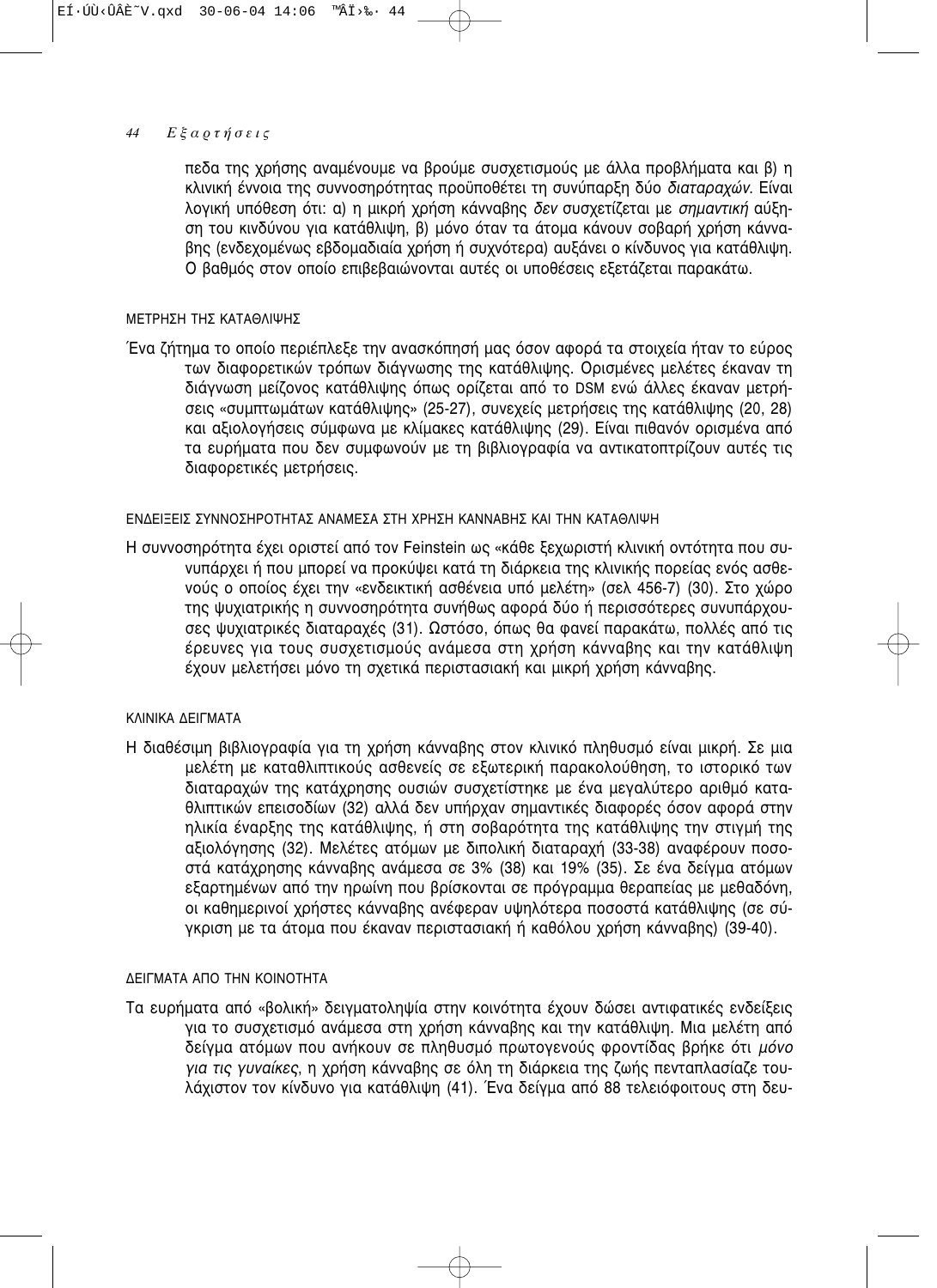πεδα της χρήσης αναμένουμε να βρούμε συσχετισμούς με άλλα προβλήματα και β) η κλινική έννοια της συννοσηρότητας προϋποθέτει τη συνύπαρξη δύο *διαταραχών*. Είναι λογική υπόθεση ότι: α) η μικρή χρήση κάνναβης *δεν* συσχετίζεται με *σημαντική* αύξηση του κινδύνου για κατάθλιψη, β) μόνο όταν τα άτομα κάνουν σοβαρή χρήση κάνναβης (ενδεχομένως εβδομαδιαία χρήση ή συχνότερα) αυξάνει ο κίνδυνος για κατάθλιψη. Ο βαθμός στον οποίο επιβεβαιώνονται αυτές οι υποθέσεις εξετάζεται παρακάτω.

### ΜΕΤΡΗΣΗ ΤΗΣ ΚΑΤΑΘΛΙΨΗΣ

Ένα ζήτημα το οποίο περιέπλεξε την ανασκόπησή μας όσον αφορά τα στοιχεία ήταν το εύρος των διαφορετικών τρόπων διάγνωσης της κατάθλιψης. Ορισμένες μελέτες έκαναν τη διάγνωση μείζονος κατάθλιψης όπως ορίζεται από το DSM ενώ άλλες έκαναν μετρήσεις «συμπτωμάτων κατάθλιψης» (25-27), συνεχείς μετρήσεις της κατάθλιψης (20, 28) και αξιολογήσεις σύμφωνα με κλίμακες κατάθλιψης (29). Είναι πιθανόν ορισμένα από τα ευρήματα που δεν συμφωνούν με τη βιβλιογραφία να αντικατοπτρίζουν αυτές τις διαφορετικές μετρήσεις.

### ΕΝΔΕΙΞΕΙΣ ΣΥΝΝΟΣΗΡΟΤΗΤΑΣ ΑΝΑΜΕΣΑ ΣΤΗ ΧΡΗΣΗ ΚΑΝΝΑΒΗΣ ΚΑΙ ΤΗΝ ΚΑΤΑΘΛΙΨΗ

Η συννοσηρότητα έχει οριστεί από τον Feinstein ως «κάθε ξεχωριστή κλινική οντότητα που συνυπάρχει ή που μπορεί να προκύψει κατά τη διάρκεια της κλινικής πορείας ενός ασθενούς ο οποίος έχει την «ενδεικτική ασθένεια υπό μελέτη» (σελ 456-7) (30). Στο χώρο της ψυχιατρικής η συννοσηρότητα συνήθως αφορά δύο ή περισσότερες συνυπάρχουσες ψυχιατρικές διαταραχές (31). Ωστόσο, όπως θα φανεί παρακάτω, πολλές από τις έρευνες για τους συσχετισμούς ανάμεσα στη χρήση κάνναβης και την κατάθλιψη έχουν μελετήσει μόνο τη σχετικά περιστασιακή και μικρή χρήση κάνναβης.

### ΚΛΙΝΙΚΑ ΔΕΙΓΜΑΤΑ

Η διαθέσιμη βιβλιογραφία για τη χρήση κάνναβης στον κλινικό πληθυσμό είναι μικρή. Σε μια μελέτη με καταθλιπτικούς ασθενείς σε εξωτερική παρακολούθηση, το ιστορικό των διαταραχών της κατάχρησης ουσιών συσχετίστηκε με ένα μεγαλύτερο αριθμό καταθλιπτικών επεισοδίων (32) αλλά δεν υπήρχαν σημαντικές διαφορές όσον αφορά στην ηλικία έναρξης της κατάθλιψης, ή στη σοβαρότητα της κατάθλιψης την στιγμή της αξιολόγησης (32). Μελέτες ατόμων με διπολική διαταραχή (33-38) αναφέρουν ποσοστά κατάχρησης κάνναβης ανάμεσα σε 3% (38) και 19% (35). Σε ένα δείγμα ατόμων εξαρτημένων από την ηρωίνη που βρίσκονται σε πρόγραμμα θεραπείας με μεθαδόνη, οι καθημερινοί χρήστες κάνναβης ανέφεραν υψηλότερα ποσοστά κατάθλιψης (σε σύγκριση με τα άτομα που έκαναν περιστασιακή ή καθόλου χρήση κάνναβης) (39-40).

### ΔΕΙΓΜΑΤΑ ΑΠΟ ΤΗΝ ΚΟΙΝΟΤΗΤΑ

Τα ευρήματα από «βολική» δειγματοληψία στην κοινότητα έχουν δώσει αντιφατικές ενδείξεις για το συσχετισμό ανάμεσα στη χρήση κάνναβης και την κατάθλιψη. Μια μελέτη από δείγμα ατόμων που ανήκουν σε πληθυσμό πρωτογενούς φροντίδας βρήκε ότι *μόνο για τις γυναίκες*, η χρήση κάνναβης σε όλη τη διάρκεια της ζωής πενταπλασίαζε τουλάχιστον τον κίνδυνο για κατάθλιψη (41). Ένα δείγμα από 88 τελειόφοιτους στη δευ-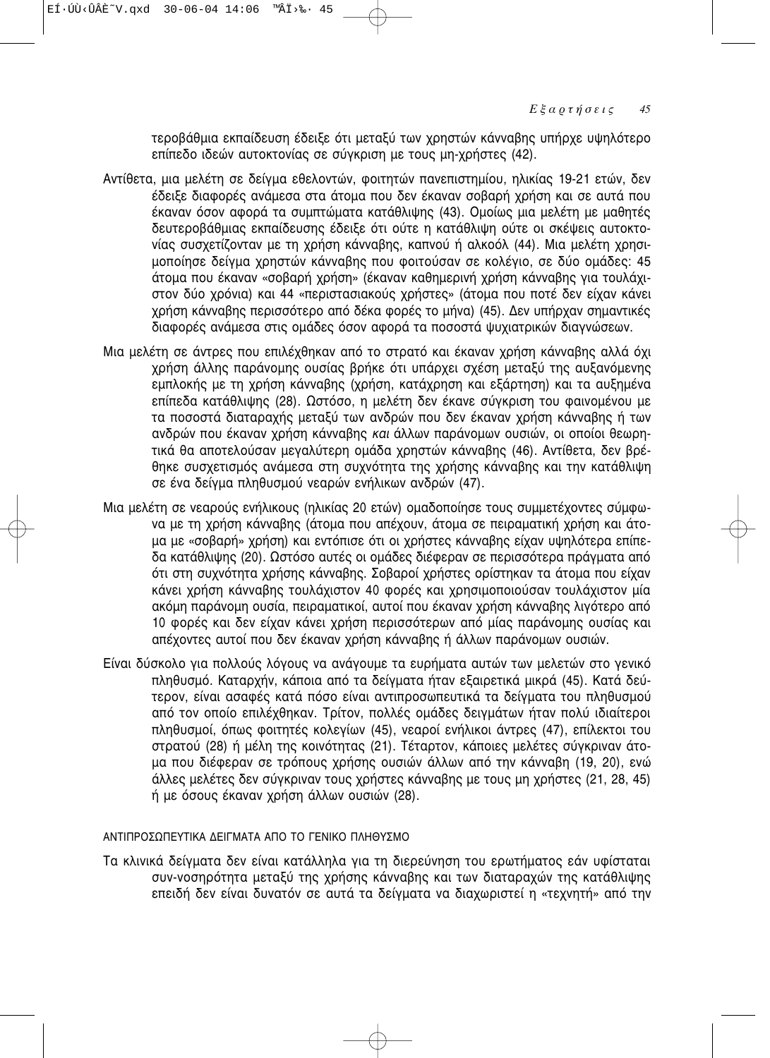τεροβάθμια εκπαίδευση έδειξε ότι μεταξύ των χρηστών κάνναβης υπήρχε υψηλότερο επίπεδο ιδεών αυτοκτονίας σε σύγκριση με τους μη-χρήστες (42).

Αντίθετα, μια μελέτη σε δείγμα εθελοντών, φοιτητών πανεπιστημίου, ηλικίας 19-21 ετών, δεν έδειξε διαφορές ανάμεσα στα άτομα που δεν έκαναν σοβαρή χρήση και σε αυτά που έκαναν όσον αφορά τα συμπτώματα κατάθλιψης (43). Ομοίως μια μελέτη με μαθητές δευτεροβάθμιας εκπαίδευσης έδειξε ότι ούτε η κατάθλιψη ούτε οι σκέψεις αυτοκτονίας συσχετίζονταν με τη χρήση κάνναβης, καπνού ή αλκοόλ (44). Μια μελέτη χρησιμοποίησε δείγμα χρηστών κάνναβης που φοιτούσαν σε κολέγιο, σε δύο ομάδες: 45 άτομα που έκαναν «σοβαρή χρήση» (έκαναν καθημερινή χρήση κάνναβης για τουλάχιστον δύο χρόνια) και 44 «περιστασιακούς χρήστες» (άτομα που ποτέ δεν είχαν κάνει χρήση κάνναβης περισσότερο από δέκα φορές το μήνα) (45). Δεν υπήρχαν σημαντικές διαφορές ανάμεσα στις ομάδες όσον αφορά τα ποσοστά ψυχιατρικών διαγνώσεων.

Μια μελέτη σε άντρες που επιλέχθηκαν από το στρατό και έκαναν χρήση κάνναβης αλλά όχι χρήση άλλης παράνομης ουσίας βρήκε ότι υπάρχει σχέση μεταξύ της αυξανόμενης εμπλοκής με τη χρήση κάνναβης (χρήση, κατάχρηση και εξάρτηση) και τα αυξημένα επίπεδα κατάθλιψης (28). Ωστόσο, η μελέτη δεν έκανε σύγκριση του φαινομένου με τα ποσοστά διαταραχής μεταξύ των ανδρών που δεν έκαναν χρήση κάνναβης ή των ανδρών που έκαναν χρήση κάνναβης *και* άλλων παράνομων ουσιών, οι οποίοι θεωρητικά θα αποτελούσαν μεγαλύτερη ομάδα χρηστών κάνναβης (46). Αντίθετα, δεν βρέθηκε συσχετισμός ανάμεσα στη συχνότητα της χρήσης κάνναβης και την κατάθλιψη σε ένα δείγμα πληθυσμού νεαρών ενήλικων ανδρών (47).

Μια μελέτη σε νεαρούς ενήλικους (ηλικίας 20 ετών) ομαδοποίησε τους συμμετέχοντες σύμφωνα με τη χρήση κάνναβης (άτομα που απέχουν, άτομα σε πειραματική χρήση και άτομα με «σοβαρή» χρήση) και εντόπισε ότι οι χρήστες κάνναβης είχαν υψηλότερα επίπεδα κατάθλιψης (20). Ωστόσο αυτές οι ομάδες διέφεραν σε περισσότερα πράγματα από ότι στη συχνότητα χρήσης κάνναβης. Σοβαροί χρήστες ορίστηκαν τα άτομα που είχαν κάνει χρήση κάνναβης τουλάχιστον 40 φορές και χρησιμοποιούσαν τουλάχιστον μία ακόμη παράνομη ουσία, πειραματικοί, αυτοί που έκαναν χρήση κάνναβης λιγότερο από 10 φορές και δεν είχαν κάνει χρήση περισσότερων από μίας παράνομης ουσίας και απέχοντες αυτοί που δεν έκαναν χρήση κάνναβης ή άλλων παράνομων ουσιών.

Είναι δύσκολο για πολλούς λόγους να ανάγουμε τα ευρήματα αυτών των μελετών στο γενικό πληθυσμό. Καταρχήν, κάποια από τα δείγματα ήταν εξαιρετικά μικρά (45). Κατά δεύτερον, είναι ασαφές κατά πόσο είναι αντιπροσωπευτικά τα δείγματα του πληθυσμού από τον οποίο επιλέχθηκαν. Τρίτον, πολλές ομάδες δειγμάτων ήταν πολύ ιδιαίτεροι πληθυσμοί, όπως φοιτητές κολεγίων (45), νεαροί ενήλικοι άντρες (47), επίλεκτοι του στρατού (28) ή μέλη της κοινότητας (21). Τέταρτον, κάποιες μελέτες σύγκριναν άτομα που διέφεραν σε τρόπους χρήσης ουσιών άλλων από την κάνναβη (19, 20), ενώ άλλες μελέτες δεν σύγκριναν τους χρήστες κάνναβης με τους μη χρήστες (21, 28, 45) ή με όσους έκαναν χρήση άλλων ουσιών (28).

### ΑΝΤΙΠΡΟΣΩΠΕΥΤΙΚΑ ΔΕΙΓΜΑΤΑ ΑΠΟ ΤΟ ΓΕΝΙΚΟ ΠΛΗΘΥΣΜΟ

Τα κλινικά δείγματα δεν είναι κατάλληλα για τη διερεύνηση του ερωτήματος εάν υφίσταται συν-νοσηρότητα μεταξύ της χρήσης κάνναβης και των διαταραχών της κατάθλιψης επειδή δεν είναι δυνατόν σε αυτά τα δείγματα να διαχωριστεί η «τεχνητή» από την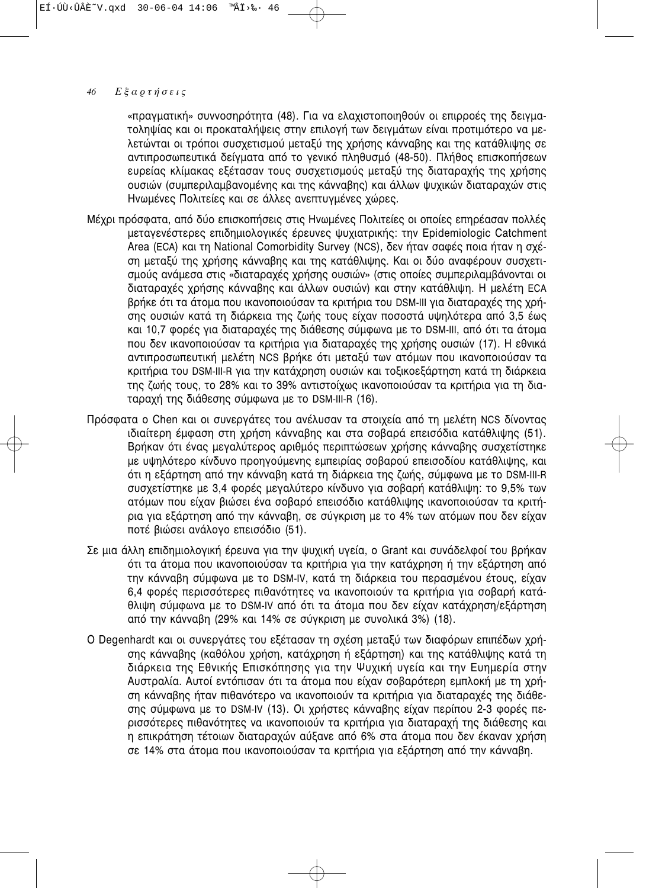«πραγματική» συννοσηρότητα (48). Για να ελαχιστοποιηθούν οι επιρροές της δειγματοληψίας και οι προκαταλήψεις στην επιλογή των δειγμάτων είναι προτιμότερο να μελετώνται οι τρόποι συσχετισμού μεταξύ της χρήσης κάνναβης και της κατάθλιψης σε αντιπροσωπευτικά δείγματα από το γενικό πληθυσμό (48-50). Πλήθος επισκοπήσεων ευρείας κλίμακας εξέτασαν τους συσχετισμούς μεταξύ της διαταραχής της χρήσης ουσιών (συμπεριλαμβανομένης και της κάνναβης) και άλλων ψυχικών διαταραχών στις Ηνωμένες Πολιτείες και σε άλλες ανεπτυγμένες χώρες.

Μέχρι πρόσφατα, από δύο επισκοπήσεις στις Ηνωμένες Πολιτείες οι οποίες επηρέασαν πολλές μεταγενέστερες επιδημιολογικές έρευνες ψυχιατρικής: την Epidemiologic Catchment Area (ECA) και τη National Comorbidity Survey (NCS), δεν ήταν σαφές ποια ήταν η σχέση μεταξύ της χρήσης κάνναβης και της κατάθλιψης. Και οι δύο αναφέρουν συσχετισμούς ανάμεσα στις «διαταραχές χρήσης ουσιών» (στις οποίες συμπεριλαμβάνονται οι διαταραχές χρήσης κάνναβης και άλλων ουσιών) και στην κατάθλιψη. Η μελέτη ECA βρήκε ότι τα άτομα που ικανοποιούσαν τα κριτήρια του DSM-III για διαταραχές της χρήσης ουσιών κατά τη διάρκεια της ζωής τους είχαν ποσοστά υψηλότερα από 3,5 έως και 10,7 φορές για διαταραχές της διάθεσης σύμφωνα με το DSM-III, από ότι τα άτομα που δεν ικανοποιούσαν τα κριτήρια για διαταραχές της χρήσης ουσιών (17). Η εθνικά αντιπροσωπευτική μελέτη NCS βρήκε ότι μεταξύ των ατόμων που ικανοποιούσαν τα κριτήρια του DSM-III-R για την κατάχρηση ουσιών και τοξικοεξάρτηση κατά τη διάρκεια της ζωής τους, το 28% και το 39% αντιστοίχως ικανοποιούσαν τα κριτήρια για τη διαταραχή της διάθεσης σύμφωνα με το DSM-III-R (16).

Πρόσφατα ο Chen και οι συνεργάτες του ανέλυσαν τα στοιχεία από τη μελέτη NCS δίνοντας ιδιαίτερη έμφαση στη χρήση κάνναβης και στα σοβαρά επεισόδια κατάθλιψης (51). Βρήκαν ότι ένας μεγαλύτερος αριθμός περιπτώσεων χρήσης κάνναβης συσχετίστηκε με υψηλότερο κίνδυνο προηγούμενης εμπειρίας σοβαρού επεισοδίου κατάθλιψης, και ότι η εξάρτηση από την κάνναβη κατά τη διάρκεια της ζωής, σύμφωνα με το DSM-III-R συσχετίστηκε με 3,4 φορές μεγαλύτερο κίνδυνο για σοβαρή κατάθλιψη: το 9,5% των ατόμων που είχαν βιώσει ένα σοβαρό επεισόδιο κατάθλιψης ικανοποιούσαν τα κριτήρια για εξάρτηση από την κάνναβη, σε σύγκριση με το 4% των ατόμων που δεν είχαν ποτέ βιώσει ανάλογο επεισόδιο (51).

Σε μια άλλη επιδημιολογική έρευνα για την ψυχική υγεία, ο Grant και συνάδελφοί του βρήκαν ότι τα άτομα που ικανοποιούσαν τα κριτήρια για την κατάχρηση ή την εξάρτηση από την κάνναβη σύμφωνα με το DSM-IV, κατά τη διάρκεια του περασμένου έτους, είχαν 6,4 φορές περισσότερες πιθανότητες να ικανοποιούν τα κριτήρια για σοβαρή κατάθλιψη σύμφωνα με το DSM-IV από ότι τα άτομα που δεν είχαν κατάχρηση/εξάρτηση από την κάνναβη (29% και 14% σε σύγκριση με συνολικά 3%) (18).

Ο Degenhardt και οι συνεργάτες του εξέτασαν τη σχέση μεταξύ των διαφόρων επιπέδων χρήσης κάνναβης (καθόλου χρήση, κατάχρηση ή εξάρτηση) και της κατάθλιψης κατά τη διάρκεια της Εθνικής Επισκόπησης για την Ψυχική υγεία και την Ευημερία στην Αυστραλία. Αυτοί εντόπισαν ότι τα άτομα που είχαν σοβαρότερη εμπλοκή με τη χρήση κάνναβης ήταν πιθανότερο να ικανοποιούν τα κριτήρια για διαταραχές της διάθεσης σύμφωνα με το DSM-IV (13). Οι χρήστες κάνναβης είχαν περίπου 2-3 φορές περισσότερες πιθανότητες να ικανοποιούν τα κριτήρια για διαταραχή της διάθεσης και η επικράτηση τέτοιων διαταραχών αύξανε από 6% στα άτομα που δεν έκαναν χρήση σε 14% στα άτομα που ικανοποιούσαν τα κριτήρια για εξάρτηση από την κάνναβη.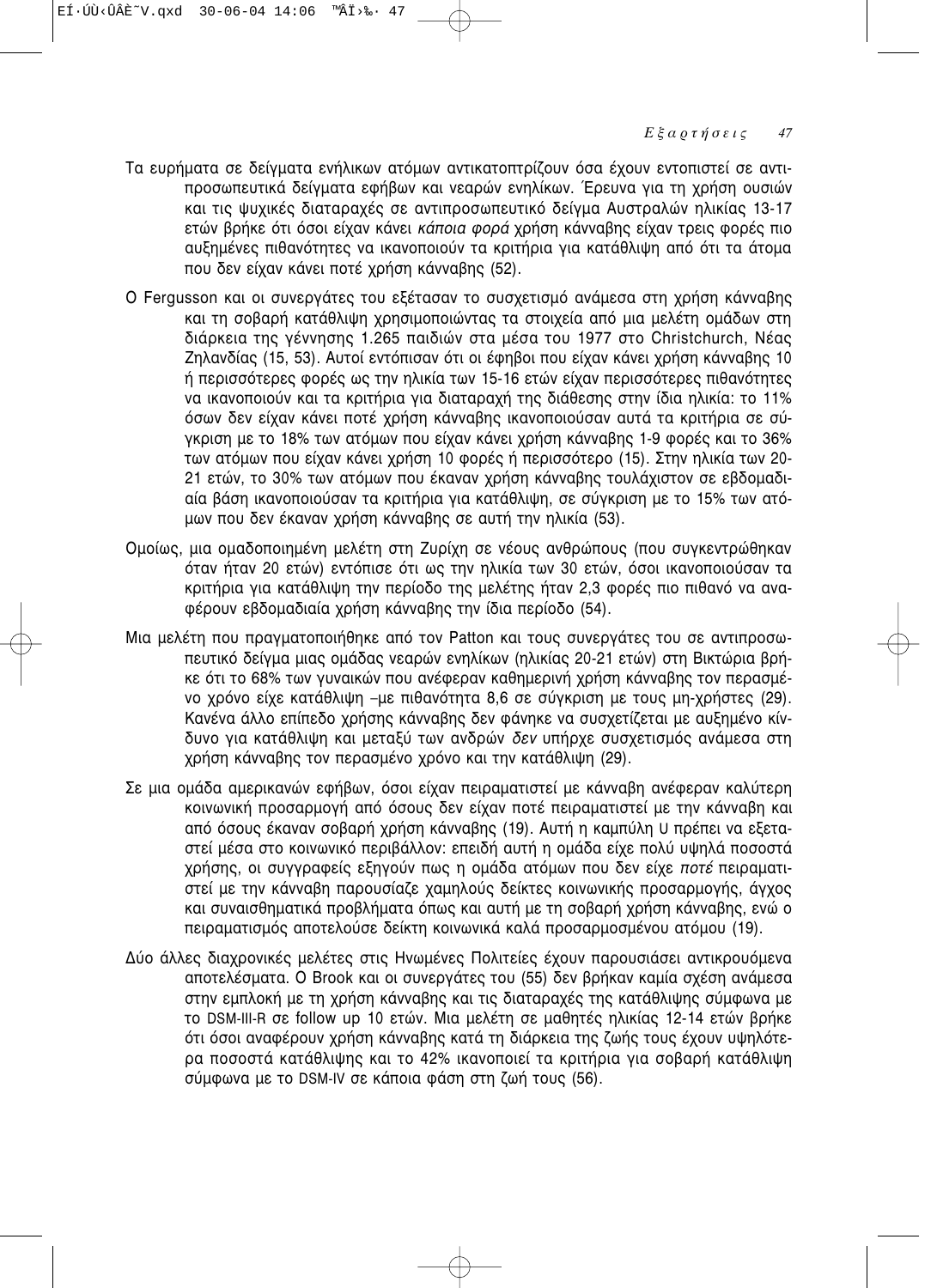Τα ευρήματα σε δείγματα ενήλικων ατόμων αντικατοπτρίζουν όσα έχουν εντοπιστεί σε αντιπροσωπευτικά δείγματα εφήβων και νεαρών ενηλίκων. Έρευνα για τη χρήση ουσιών και τις ψυχικές διαταραχές σε αντιπροσωπευτικό δείγμα Αυστραλών ηλικίας 13-17 ετών βρήκε ότι όσοι είχαν κάνει *κάποια φορά* χρήση κάνναβης είχαν τρεις φορές πιο αυξημένες πιθανότητες να ικανοποιούν τα κριτήρια για κατάθλιψη από ότι τα άτομα που δεν είχαν κάνει ποτέ χρήση κάνναβης (52).

Ο Fergusson και οι συνεργάτες του εξέτασαν το συσχετισμό ανάμεσα στη χρήση κάνναβης και τη σοβαρή κατάθλιψη χρησιμοποιώντας τα στοιχεία από μια μελέτη ομάδων στη διάρκεια της γέννησης 1.265 παιδιών στα μέσα του 1977 στο Christchurch, Νέας Ζηλανδίας (15, 53). Αυτοί εντόπισαν ότι οι έφηβοι που είχαν κάνει χρήση κάνναβης 10 ή περισσότερες φορές ως την ηλικία των 15-16 ετών είχαν περισσότερες πιθανότητες να ικανοποιούν και τα κριτήρια για διαταραχή της διάθεσης στην ίδια ηλικία: το 11% όσων δεν είχαν κάνει ποτέ χρήση κάνναβης ικανοποιούσαν αυτά τα κριτήρια σε σύγκριση με το 18% των ατόμων που είχαν κάνει χρήση κάνναβης 1-9 φορές και το 36% των ατόμων που είχαν κάνει χρήση 10 φορές ή περισσότερο (15). Στην ηλικία των 20-21 ετών, το 30% των ατόμων που έκαναν χρήση κάνναβης τουλάχιστον σε εβδομαδιαία βάση ικανοποιούσαν τα κριτήρια για κατάθλιψη, σε σύγκριση με το 15% των ατόμων που δεν έκαναν χρήση κάνναβης σε αυτή την ηλικία (53).

Ομοίως, μια ομαδοποιημένη μελέτη στη Ζυρίχη σε νέους ανθρώπους (που συγκεντρώθηκαν όταν ήταν 20 ετών) εντόπισε ότι ως την ηλικία των 30 ετών, όσοι ικανοποιούσαν τα κριτήρια για κατάθλιψη την περίοδο της μελέτης ήταν 2,3 φορές πιο πιθανό να αναφέρουν εβδομαδιαία χρήση κάνναβης την ίδια περίοδο (54).

Μια μελέτη που πραγματοποιήθηκε από τον Patton και τους συνεργάτες του σε αντιπροσωπευτικό δείγμα μιας ομάδας νεαρών ενηλίκων (ηλικίας 20-21 ετών) στη Βικτώρια βρήκε ότι το 68% των γυναικών που ανέφεραν καθημερινή χρήση κάνναβης τον περασμένο χρόνο είχε κατάθλιψη –με πιθανότητα 8,6 σε σύγκριση με τους μη-χρήστες (29). Κανένα άλλο επίπεδο χρήσης κάνναβης δεν φάνηκε να συσχετίζεται με αυξημένο κίνδυνο για κατάθλιψη και μεταξύ των ανδρών *δεν* υπήρχε συσχετισμός ανάμεσα στη χρήση κάνναβης τον περασμένο χρόνο και την κατάθλιψη (29).

Σε μια ομάδα αμερικανών εφήβων, όσοι είχαν πειραματιστεί με κάνναβη ανέφεραν καλύτερη κοινωνική προσαρμογή από όσους δεν είχαν ποτέ πειραματιστεί με την κάνναβη και από όσους έκαναν σοβαρή χρήση κάνναβης (19). Αυτή η καμπύλη U πρέπει να εξεταστεί μέσα στο κοινωνικό περιβάλλον: επειδή αυτή η ομάδα είχε πολύ υψηλά ποσοστά χρήσης, οι συγγραφείς εξηγούν πως η ομάδα ατόμων που δεν είχε *ποτέ* πειραματιστεί με την κάνναβη παρουσίαζε χαμηλούς δείκτες κοινωνικής προσαρμογής, άγχος και συναισθηματικά προβλήματα όπως και αυτή με τη σοβαρή χρήση κάνναβης, ενώ ο πειραματισμός αποτελούσε δείκτη κοινωνικά καλά προσαρμοσμένου ατόμου (19).

Δύο άλλες διαχρονικές μελέτες στις Ηνωμένες Πολιτείες έχουν παρουσιάσει αντικρουόμενα αποτελέσματα. Ο Brook και οι συνεργάτες του (55) δεν βρήκαν καμία σχέση ανάμεσα στην εμπλοκή με τη χρήση κάνναβης και τις διαταραχές της κατάθλιψης σύμφωνα με το DSM-III-R σε follow up 10 ετών. Μια μελέτη σε μαθητές ηλικίας 12-14 ετών βρήκε ότι όσοι αναφέρουν χρήση κάνναβης κατά τη διάρκεια της ζωής τους έχουν υψηλότερα ποσοστά κατάθλιψης και το 42% ικανοποιεί τα κριτήρια για σοβαρή κατάθλιψη σύμφωνα με το DSM-IV σε κάποια φάση στη ζωή τους (56).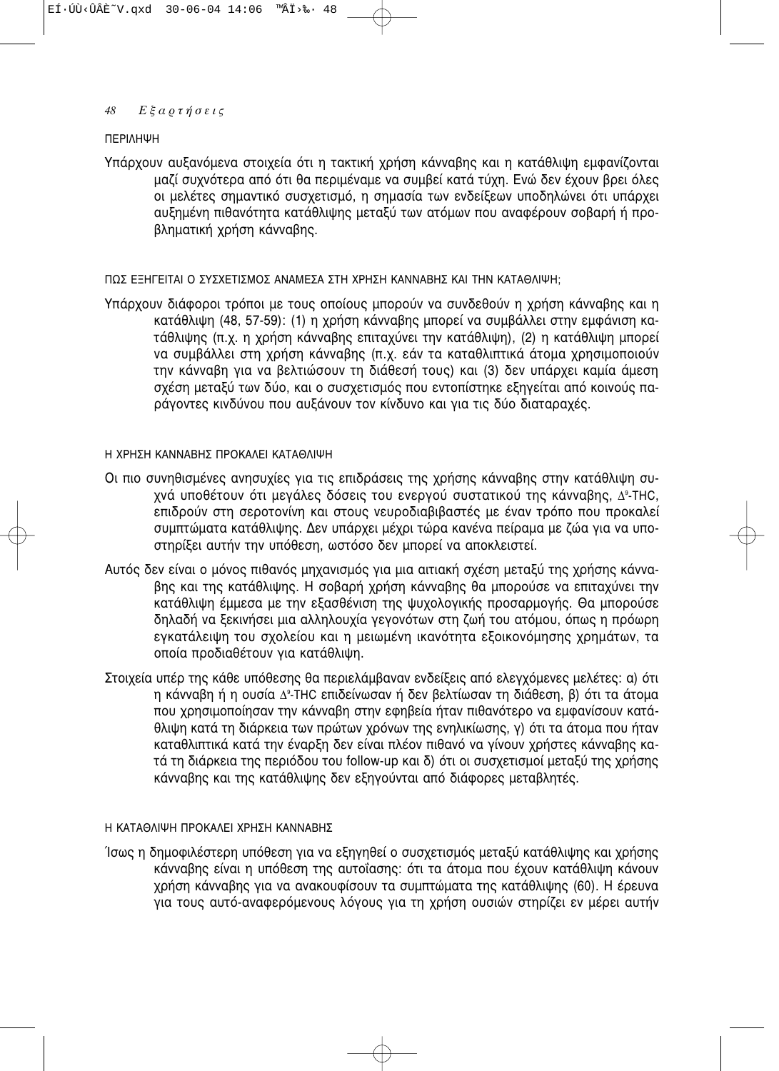## ΠΕΡΙΛΗΨΗ

Υπάρχουν αυξανόμενα στοιχεία ότι η τακτική χρήση κάνναβης και η κατάθλιψη εμφανίζονται μαζί συχνότερα από ότι θα περιμέναμε να συμβεί κατά τύχη. Ενώ δεν έχουν βρει όλες οι μελέτες σημαντικό συσχετισμό, η σημασία των ενδείξεων υποδηλώνει ότι υπάρχει αυξημένη πιθανότητα κατάθλιψης μεταξύ των ατόμων που αναφέρουν σοβαρή ή προβληματική χρήση κάνναβης.

## ΠΩΣ ΕΞΗΓΕΙΤΑΙ Ο ΣΥΣΧΕΤΙΣΜΟΣ ΑΝΑΜΕΣΑ ΣΤΗ ΧΡΗΣΗ ΚΑΝΝΑΒΗΣ ΚΑΙ ΤΗΝ ΚΑΤΑΘΛΙΨΗ;

Υπάρχουν διάφοροι τρόποι με τους οποίους μπορούν να συνδεθούν η χρήση κάνναβης και η κατάθλιψη (48, 57-59): (1) η χρήση κάνναβης μπορεί να συμβάλλει στην εμφάνιση κατάθλιψης (π.χ. η χρήση κάνναβης επιταχύνει την κατάθλιψη), (2) η κατάθλιψη μπορεί να συμβάλλει στη χρήση κάνναβης (π.χ. εάν τα καταθλιπτικά άτομα χρησιμοποιούν την κάνναβη για να βελτιώσουν τη διάθεσή τους) και (3) δεν υπάρχει καμία άμεση σχέση μεταξύ των δύο, και ο συσχετισμός που εντοπίστηκε εξηγείται από κοινούς παράγοντες κινδύνου που αυξάνουν τον κίνδυνο και για τις δύο διαταραχές.

## Η ΧΡΗΣΗ ΚΑΝΝΑΒΗΣ ΠΡΟΚΑΛΕΙ ΚΑΤΑΘΛΙΨΗ

Οι πιο συνηθισμένες ανησυχίες για τις επιδράσεις της χρήσης κάνναβης στην κατάθλιψη συχνά υποθέτουν ότι μεγάλες δόσεις του ενεργού συστατικού της κάνναβης, $\Delta^9$-THC, επιδρούν στη σεροτονίνη και στους νευροδιαβιβαστές με έναν τρόπο που προκαλεί συμπτώματα κατάθλιψης. Δεν υπάρχει μέχρι τώρα κανένα πείραμα με ζώα για να υποστηρίξει αυτήν την υπόθεση, ωστόσο δεν μπορεί να αποκλειστεί.

Αυτός δεν είναι ο μόνος πιθανός μηχανισμός για μια αιτιακή σχέση μεταξύ της χρήσης κάνναβης και της κατάθλιψης. Η σοβαρή χρήση κάνναβης θα μπορούσε να επιταχύνει την κατάθλιψη έμμεσα με την εξασθένιση της ψυχολογικής προσαρμογής. Θα μπορούσε δηλαδή να ξεκινήσει μια αλληλουχία γεγονότων στη ζωή του ατόμου, όπως η πρόωρη εγκατάλειψη του σχολείου και η μειωμένη ικανότητα εξοικονόμησης χρημάτων, τα οποία προδιαθέτουν για κατάθλιψη.

Στοιχεία υπέρ της κάθε υπόθεσης θα περιελάμβαναν ενδείξεις από ελεγχόμενες μελέτες: α) ότι η κάνναβη ή η ουσία $\Delta^9$-THC επιδείνωσαν ή δεν βελτίωσαν τη διάθεση, β) ότι τα άτομα που χρησιμοποίησαν την κάνναβη στην εφηβεία ήταν πιθανότερο να εμφανίσουν κατάθλιψη κατά τη διάρκεια των πρώτων χρόνων της ενηλικίωσης, γ) ότι τα άτομα που ήταν καταθλιπτικά κατά την έναρξη δεν είναι πλέον πιθανό να γίνουν χρήστες κάνναβης κατά τη διάρκεια της περιόδου του follow-up και δ) ότι οι συσχετισμοί μεταξύ της χρήσης κάνναβης και της κατάθλιψης δεν εξηγούνται από διάφορες μεταβλητές.

## Η ΚΑΤΑΘΛΙΨΗ ΠΡΟΚΑΛΕΙ ΧΡΗΣΗ ΚΑΝΝΑΒΗΣ

Ίσως η δημοφιλέστερη υπόθεση για να εξηγηθεί ο συσχετισμός μεταξύ κατάθλιψης και χρήσης κάνναβης είναι η υπόθεση της αυτοΐασης: ότι τα άτομα που έχουν κατάθλιψη κάνουν χρήση κάνναβης για να ανακουφίσουν τα συμπτώματα της κατάθλιψης (60). Η έρευνα για τους αυτό-αναφερόμενους λόγους για τη χρήση ουσιών στηρίζει εν μέρει αυτήν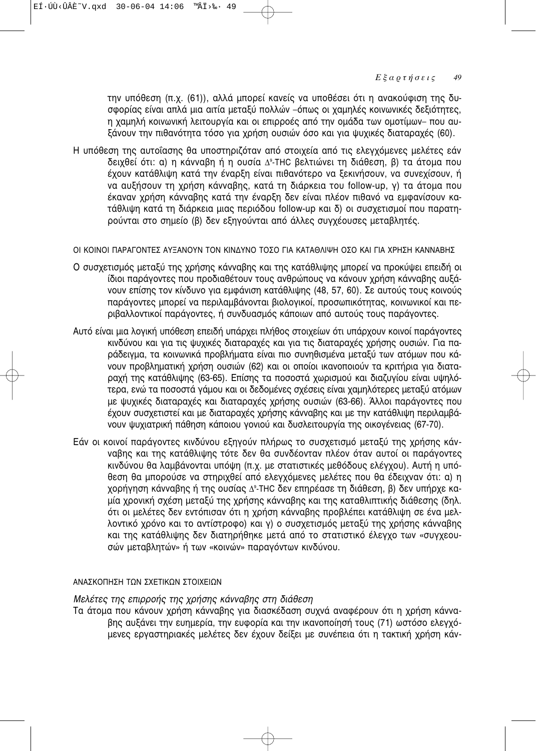την υπόθεση (π.χ. (61)), αλλά μπορεί κανείς να υποθέσει ότι η ανακούφιση της δυσφορίας είναι απλά μια αιτία μεταξύ πολλών –όπως οι χαμηλές κοινωνικές δεξιότητες, η χαμηλή κοινωνική λειτουργία και οι επιρροές από την ομάδα των ομοτίμων– που αυξάνουν την πιθανότητα τόσο για χρήση ουσιών όσο και για ψυχικές διαταραχές (60).

Η υπόθεση της αυτοΐασης θα υποστηριζόταν από στοιχεία από τις ελεγχόμενες μελέτες εάν δειχθεί ότι: α) η κάνναβη ή η ουσία $\Delta^9$-THC βελτιώνει τη διάθεση, β) τα άτομα που έχουν κατάθλιψη κατά την έναρξη είναι πιθανότερο να ξεκινήσουν, να συνεχίσουν, ή να αυξήσουν τη χρήση κάνναβης, κατά τη διάρκεια του follow-up, γ) τα άτομα που έκαναν χρήση κάνναβης κατά την έναρξη δεν είναι πλέον πιθανό να εμφανίσουν κατάθλιψη κατά τη διάρκεια μιας περιόδου follow-up και δ) οι συσχετισμοί που παρατηρούνται στο σημείο (β) δεν εξηγούνται από άλλες συγχέουσες μεταβλητές.

ΟΙ ΚΟΙΝΟΙ ΠΑΡΑΓΟΝΤΕΣ ΑΥΞΑΝΟΥΝ ΤΟΝ ΚΙΝΔΥΝΟ ΤΟΣΟ ΓΙΑ ΚΑΤΑΘΛΙΨΗ ΟΣΟ ΚΑΙ ΓΙΑ ΧΡΗΣΗ ΚΑΝΝΑΒΗΣ

Ο συσχετισμός μεταξύ της χρήσης κάνναβης και της κατάθλιψης μπορεί να προκύψει επειδή οι ίδιοι παράγοντες που προδιαθέτουν τους ανθρώπους να κάνουν χρήση κάνναβης αυξάνουν επίσης τον κίνδυνο για εμφάνιση κατάθλιψης (48, 57, 60). Σε αυτούς τους κοινούς παράγοντες μπορεί να περιλαμβάνονται βιολογικοί, προσωπικότητας, κοινωνικοί και περιβαλλοντικοί παράγοντες, ή συνδυασμός κάποιων από αυτούς τους παράγοντες.

Αυτό είναι μια λογική υπόθεση επειδή υπάρχει πλήθος στοιχείων ότι υπάρχουν κοινοί παράγοντες κινδύνου και για τις ψυχικές διαταραχές και για τις διαταραχές χρήσης ουσιών. Για παράδειγμα, τα κοινωνικά προβλήματα είναι πιο συνηθισμένα μεταξύ των ατόμων που κάνουν προβληματική χρήση ουσιών (62) και οι οποίοι ικανοποιούν τα κριτήρια για διαταραχή της κατάθλιψης (63-65). Επίσης τα ποσοστά χωρισμού και διαζυγίου είναι υψηλότερα, ενώ τα ποσοστά γάμου και οι δεδομένες σχέσεις είναι χαμηλότερες μεταξύ ατόμων με ψυχικές διαταραχές και διαταραχές χρήσης ουσιών (63-66). Άλλοι παράγοντες που έχουν συσχετιστεί και με διαταραχές χρήσης κάνναβης και με την κατάθλιψη περιλαμβάνουν ψυχιατρική πάθηση κάποιου γονιού και δυσλειτουργία της οικογένειας (67-70).

Εάν οι κοινοί παράγοντες κινδύνου εξηγούν πλήρως το συσχετισμό μεταξύ της χρήσης κάνναβης και της κατάθλιψης τότε δεν θα συνδέονταν πλέον όταν αυτοί οι παράγοντες κινδύνου θα λαμβάνονται υπόψη (π.χ. με στατιστικές μεθόδους ελέγχου). Αυτή η υπόθεση θα μπορούσε να στηριχθεί από ελεγχόμενες μελέτες που θα έδειχναν ότι: α) η χορήγηση κάνναβης ή της ουσίας $\Delta^9$-THC δεν επηρέασε τη διάθεση, β) δεν υπήρχε καμία χρονική σχέση μεταξύ της χρήσης κάνναβης και της καταθλιπτικής διάθεσης (δηλ. ότι οι μελέτες δεν εντόπισαν ότι η χρήση κάνναβης προβλέπει κατάθλιψη σε ένα μελλοντικό χρόνο και το αντίστροφο) και γ) ο συσχετισμός μεταξύ της χρήσης κάνναβης και της κατάθλιψης δεν διατηρήθηκε μετά από το στατιστικό έλεγχο των «συγχεουσών μεταβλητών» ή των «κοινών» παραγόντων κινδύνου.

ΑΝΑΣΚΟΠΗΣΗ ΤΩΝ ΣΧΕΤΙΚΩΝ ΣΤΟΙΧΕΙΩΝ

*Μελέτες της επιρροής της χρήσης κάνναβης στη διάθεση*

Τα άτομα που κάνουν χρήση κάνναβης για διασκέδαση συχνά αναφέρουν ότι η χρήση κάνναβης αυξάνει την ευημερία, την ευφορία και την ικανοποίησή τους (71) ωστόσο ελεγχόμενες εργαστηριακές μελέτες δεν έχουν δείξει με συνέπεια ότι η τακτική χρήση κάν-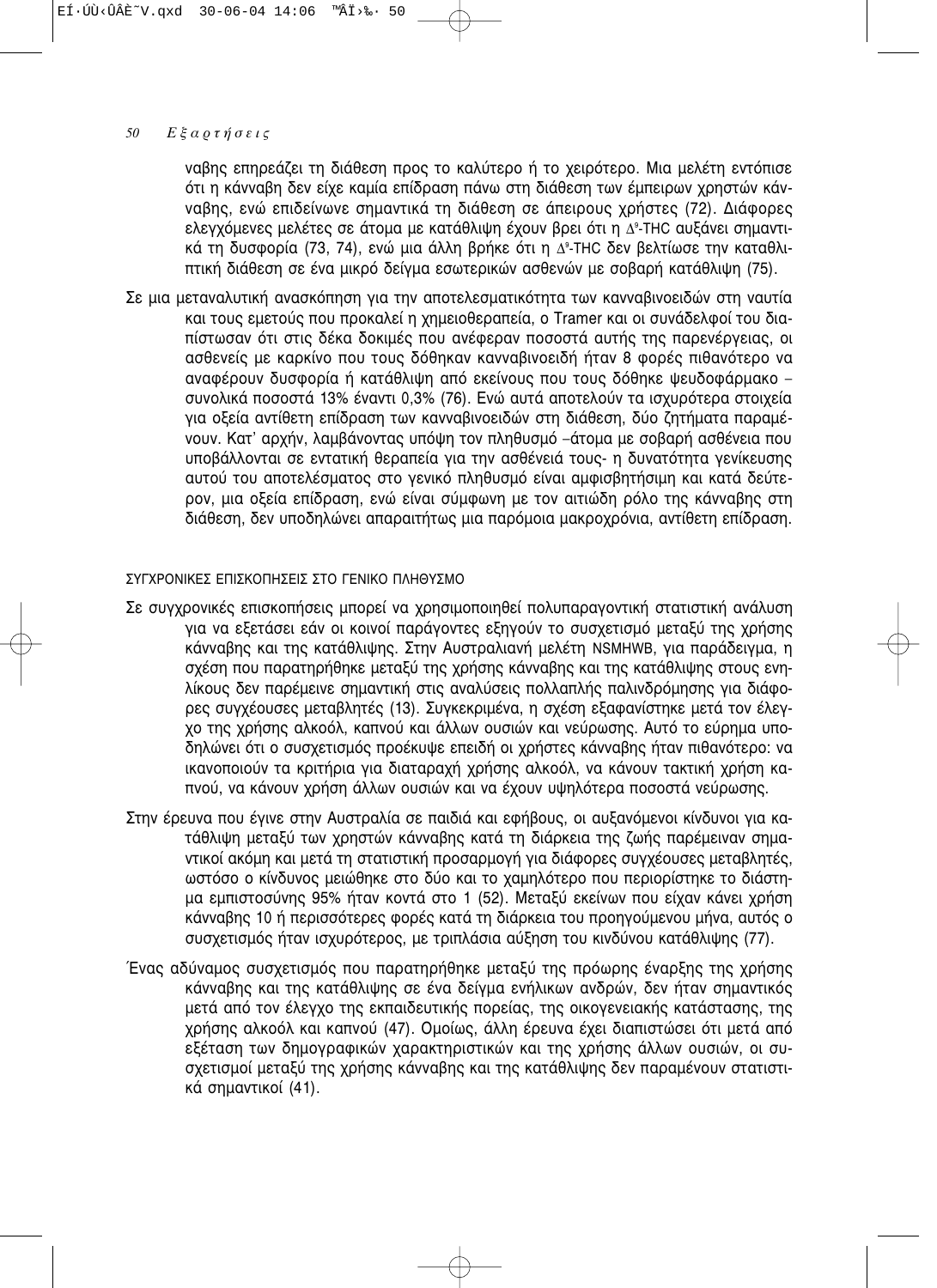ναβης επηρεάζει τη διάθεση προς το καλύτερο ή το χειρότερο. Μια μελέτη εντόπισε ότι η κάνναβη δεν είχε καμία επίδραση πάνω στη διάθεση των έμπειρων χρηστών κάνναβης, ενώ επιδείνωνε σημαντικά τη διάθεση σε άπειρους χρήστες (72). Διάφορες ελεγχόμενες μελέτες σε άτομα με κατάθλιψη έχουν βρει ότι η $\Delta^9$-THC αυξάνει σημαντικά τη δυσφορία (73, 74), ενώ μια άλλη βρήκε ότι η $\Delta^9$-THC δεν βελτίωσε την καταθλιπτική διάθεση σε ένα μικρό δείγμα εσωτερικών ασθενών με σοβαρή κατάθλιψη (75).

Σε μια μεταναλυτική ανασκόπηση για την αποτελεσματικότητα των κανναβινοειδών στη ναυτία και τους εμετούς που προκαλεί η χημειοθεραπεία, ο Tramer και οι συνάδελφοί του διαπίστωσαν ότι στις δέκα δοκιμές που ανέφεραν ποσοστά αυτής της παρενέργειας, οι ασθενείς με καρκίνο που τους δόθηκαν κανναβινοειδή ήταν 8 φορές πιθανότερο να αναφέρουν δυσφορία ή κατάθλιψη από εκείνους που τους δόθηκε ψευδοφάρμακο – συνολικά ποσοστά 13% έναντι 0,3% (76). Ενώ αυτά αποτελούν τα ισχυρότερα στοιχεία για οξεία αντίθετη επίδραση των κανναβινοειδών στη διάθεση, δύο ζητήματα παραμένουν. Κατ' αρχήν, λαμβάνοντας υπόψη τον πληθυσμό –άτομα με σοβαρή ασθένεια που υποβάλλονται σε εντατική θεραπεία για την ασθένειά τους- η δυνατότητα γενίκευσης αυτού του αποτελέσματος στο γενικό πληθυσμό είναι αμφισβητήσιμη και κατά δεύτερον, μια οξεία επίδραση, ενώ είναι σύμφωνη με τον αιτιώδη ρόλο της κάνναβης στη διάθεση, δεν υποδηλώνει απαραίτητως μια παρόμοια μακροχρόνια, αντίθετη επίδραση.

### ΣΥΓΧΡΟΝΙΚΕΣ ΕΠΙΣΚΟΠΗΣΕΙΣ ΣΤΟ ΓΕΝΙΚΟ ΠΛΗΘΥΣΜΟ

Σε συγχρονικές επισκοπήσεις μπορεί να χρησιμοποιηθεί πολυπαραγοντική στατιστική ανάλυση για να εξετάσει εάν οι κοινοί παράγοντες εξηγούν το συσχετισμό μεταξύ της χρήσης κάνναβης και της κατάθλιψης. Στην Αυστραλιανή μελέτη NSMHWB, για παράδειγμα, η σχέση που παρατηρήθηκε μεταξύ της χρήσης κάνναβης και της κατάθλιψης στους ενηλίκους δεν παρέμεινε σημαντική στις αναλύσεις πολλαπλής παλινδρόμησης για διάφορες συγχέουσες μεταβλητές (13). Συγκεκριμένα, η σχέση εξαφανίστηκε μετά τον έλεγχο της χρήσης αλκοόλ, καπνού και άλλων ουσιών και νεύρωσης. Αυτό το εύρημα υποδηλώνει ότι ο συσχετισμός προέκυψε επειδή οι χρήστες κάνναβης ήταν πιθανότερο: να ικανοποιούν τα κριτήρια για διαταραχή χρήσης αλκοόλ, να κάνουν τακτική χρήση καπνού, να κάνουν χρήση άλλων ουσιών και να έχουν υψηλότερα ποσοστά νεύρωσης.

Στην έρευνα που έγινε στην Αυστραλία σε παιδιά και εφήβους, οι αυξανόμενοι κίνδυνοι για κατάθλιψη μεταξύ των χρηστών κάνναβης κατά τη διάρκεια της ζωής παρέμειναν σημαντικοί ακόμη και μετά τη στατιστική προσαρμογή για διάφορες συγχέουσες μεταβλητές, ωστόσο ο κίνδυνος μειώθηκε στο δύο και το χαμηλότερο που περιορίστηκε το διάστημα εμπιστοσύνης 95% ήταν κοντά στο 1 (52). Μεταξύ εκείνων που είχαν κάνει χρήση κάνναβης 10 ή περισσότερες φορές κατά τη διάρκεια του προηγούμενου μήνα, αυτός ο συσχετισμός ήταν ισχυρότερος, με τριπλάσια αύξηση του κινδύνου κατάθλιψης (77).

Ένας αδύναμος συσχετισμός που παρατηρήθηκε μεταξύ της πρόωρης έναρξης της χρήσης κάνναβης και της κατάθλιψης σε ένα δείγμα ενήλικων ανδρών, δεν ήταν σημαντικός μετά από τον έλεγχο της εκπαιδευτικής πορείας, της οικογενειακής κατάστασης, της χρήσης αλκοόλ και καπνού (47). Ομοίως, άλλη έρευνα έχει διαπιστώσει ότι μετά από εξέταση των δημογραφικών χαρακτηριστικών και της χρήσης άλλων ουσιών, οι συσχετισμοί μεταξύ της χρήσης κάνναβης και της κατάθλιψης δεν παραμένουν στατιστικά σημαντικοί (41).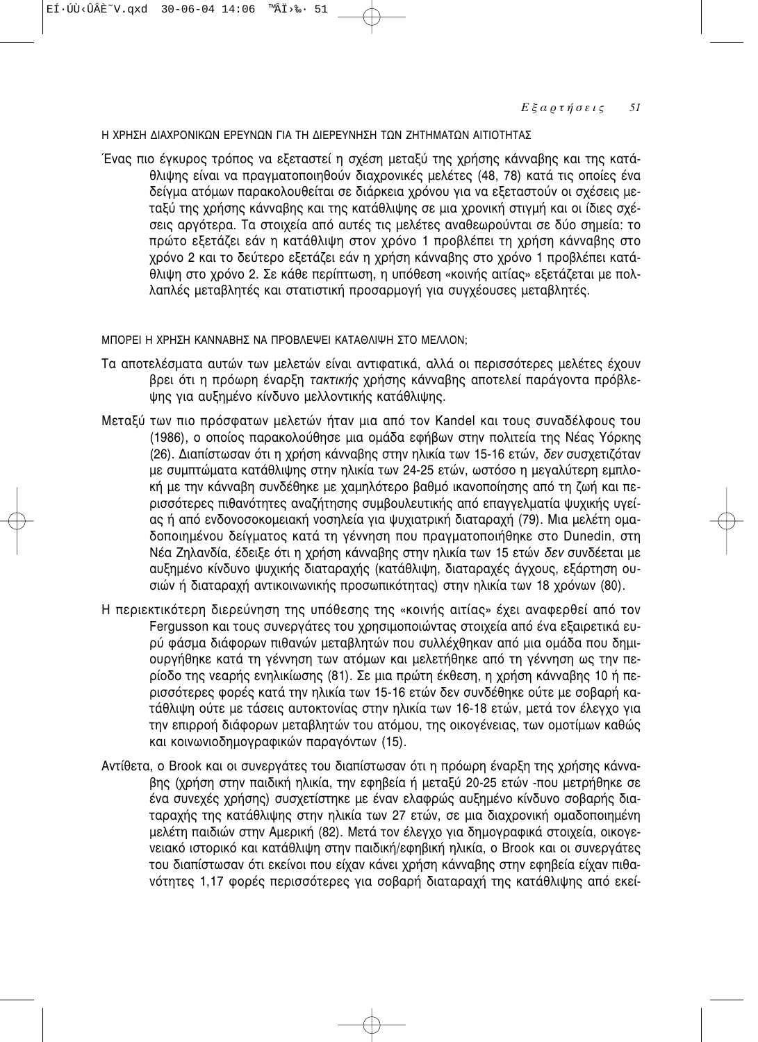### Η ΧΡΗΣΗ ΔΙΑΧΡΟΝΙΚΩΝ ΕΡΕΥΝΩΝ ΓΙΑ ΤΗ ΔΙΕΡΕΥΝΗΣΗ ΤΩΝ ΖΗΤΗΜΑΤΩΝ ΑΙΤΙΟΤΗΤΑΣ

Ένας πιο έγκυρος τρόπος να εξεταστεί η σχέση μεταξύ της χρήσης κάνναβης και της κατάθλιψης είναι να πραγματοποιηθούν διαχρονικές μελέτες (48, 78) κατά τις οποίες ένα δείγμα ατόμων παρακολουθείται σε διάρκεια χρόνου για να εξεταστούν οι σχέσεις μεταξύ της χρήσης κάνναβης και της κατάθλιψης σε μια χρονική στιγμή και οι ίδιες σχέσεις αργότερα. Τα στοιχεία από αυτές τις μελέτες αναθεωρούνται σε δύο σημεία: το πρώτο εξετάζει εάν η κατάθλιψη στον χρόνο 1 προβλέπει τη χρήση κάνναβης στο χρόνο 2 και το δεύτερο εξετάζει εάν η χρήση κάνναβης στο χρόνο 1 προβλέπει κατάθλιψη στο χρόνο 2. Σε κάθε περίπτωση, η υπόθεση «κοινής αιτίας» εξετάζεται με πολλαπλές μεταβλητές και στατιστική προσαρμογή για συγχέουσες μεταβλητές.

### ΜΠΟΡΕΙ Η ΧΡΗΣΗ ΚΑΝΝΑΒΗΣ ΝΑ ΠΡΟΒΛΕΨΕΙ ΚΑΤΑΘΛΙΨΗ ΣΤΟ ΜΕΛΛΟΝ;

Τα αποτελέσματα αυτών των μελετών είναι αντιφατικά, αλλά οι περισσότερες μελέτες έχουν βρει ότι η πρόωρη έναρξη *τακτικής* χρήσης κάνναβης αποτελεί παράγοντα πρόβλεψης για αυξημένο κίνδυνο μελλοντικής κατάθλιψης.

Μεταξύ των πιο πρόσφατων μελετών ήταν μια από τον Kandel και τους συναδέλφους του (1986), ο οποίος παρακολούθησε μια ομάδα εφήβων στην πολιτεία της Νέας Υόρκης (26). Διαπίστωσαν ότι η χρήση κάνναβης στην ηλικία των 15-16 ετών, *δεν* συσχετιζόταν με συμπτώματα κατάθλιψης στην ηλικία των 24-25 ετών, ωστόσο η μεγαλύτερη εμπλοκή με την κάνναβη συνδέθηκε με χαμηλότερο βαθμό ικανοποίησης από τη ζωή και περισσότερες πιθανότητες αναζήτησης συμβουλευτικής από επαγγελματία ψυχικής υγείας ή από ενδονοσοκομειακή νοσηλεία για ψυχιατρική διαταραχή (79). Μια μελέτη ομαδοποιημένου δείγματος κατά τη γέννηση που πραγματοποιήθηκε στο Dunedin, στη Νέα Ζηλανδία, έδειξε ότι η χρήση κάνναβης στην ηλικία των 15 ετών *δεν* συνδέεται με αυξημένο κίνδυνο ψυχικής διαταραχής (κατάθλιψη, διαταραχές άγχους, εξάρτηση ουσιών ή διαταραχή αντικοινωνικής προσωπικότητας) στην ηλικία των 18 χρόνων (80).

Η περιεκτικότερη διερεύνηση της υπόθεσης της «κοινής αιτίας» έχει αναφερθεί από τον Fergusson και τους συνεργάτες του χρησιμοποιώντας στοιχεία από ένα εξαιρετικά ευρύ φάσμα διάφορων πιθανών μεταβλητών που συλλέχθηκαν από μια ομάδα που δημιουργήθηκε κατά τη γέννηση των ατόμων και μελετήθηκε από τη γέννηση ως την περίοδο της νεαρής ενηλικίωσης (81). Σε μια πρώτη έκθεση, η χρήση κάνναβης 10 ή περισσότερες φορές κατά την ηλικία των 15-16 ετών δεν συνδέθηκε ούτε με σοβαρή κατάθλιψη ούτε με τάσεις αυτοκτονίας στην ηλικία των 16-18 ετών, μετά τον έλεγχο για την επιρροή διάφορων μεταβλητών του ατόμου, της οικογένειας, των ομοτίμων καθώς και κοινωνιοδημογραφικών παραγόντων (15).

Αντίθετα, ο Brook και οι συνεργάτες του διαπίστωσαν ότι η πρόωρη έναρξη της χρήσης κάνναβης (χρήση στην παιδική ηλικία, την εφηβεία ή μεταξύ 20-25 ετών -που μετρήθηκε σε ένα συνεχές χρήσης) συσχετίστηκε με έναν ελαφρώς αυξημένο κίνδυνο σοβαρής διαταραχής της κατάθλιψης στην ηλικία των 27 ετών, σε μια διαχρονική ομαδοποιημένη μελέτη παιδιών στην Αμερική (82). Μετά τον έλεγχο για δημογραφικά στοιχεία, οικογενειακό ιστορικό και κατάθλιψη στην παιδική/εφηβική ηλικία, ο Brook και οι συνεργάτες του διαπίστωσαν ότι εκείνοι που είχαν κάνει χρήση κάνναβης στην εφηβεία είχαν πιθανότητες 1,17 φορές περισσότερες για σοβαρή διαταραχή της κατάθλιψης από εκεί-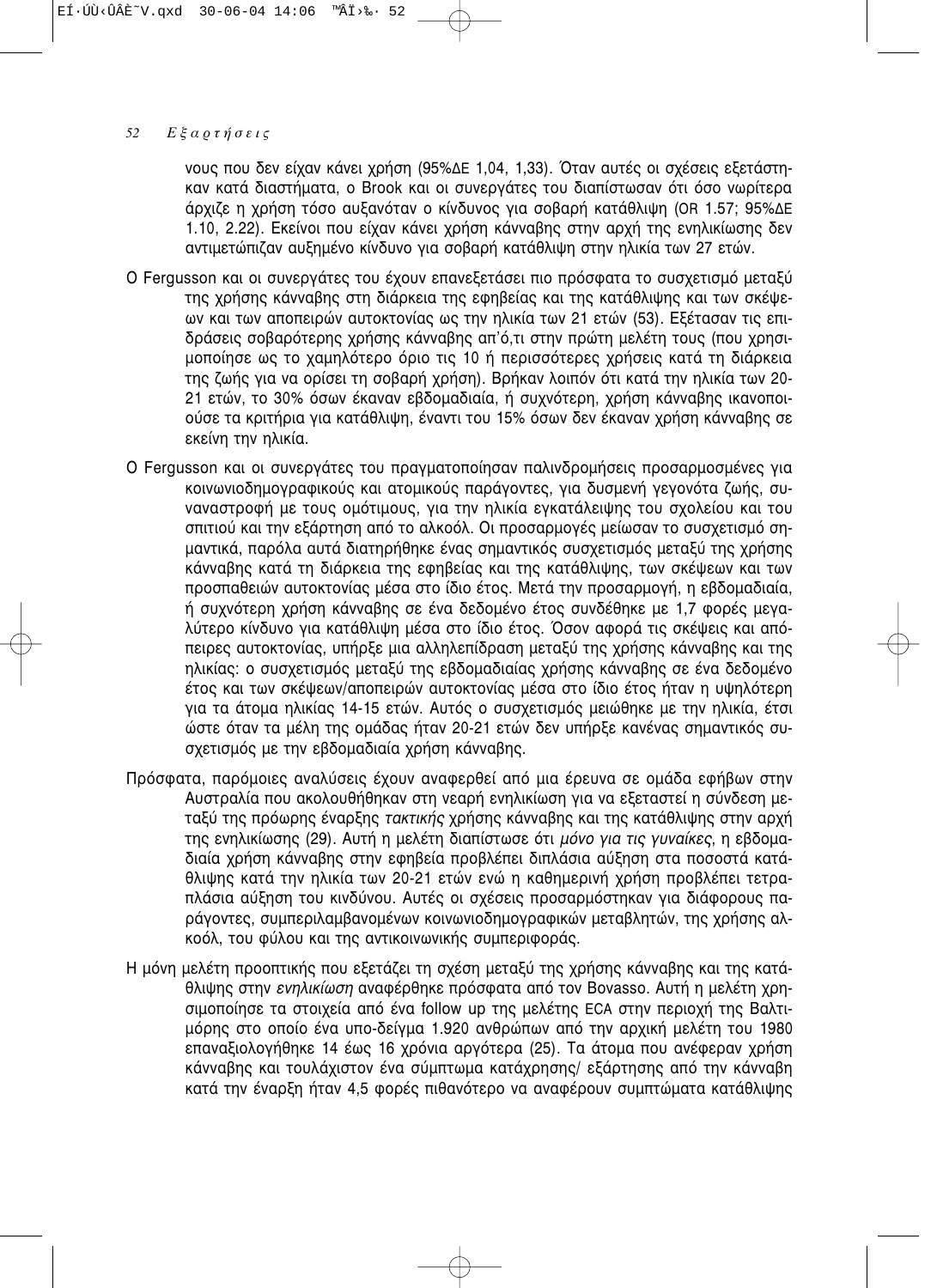νους που δεν είχαν κάνει χρήση (95%ΔΕ 1,04, 1,33). Όταν αυτές οι σχέσεις εξετάστηκαν κατά διαστήματα, ο Brook και οι συνεργάτες του διαπίστωσαν ότι όσο νωρίτερα άρχιζε η χρήση τόσο αυξανόταν ο κίνδυνος για σοβαρή κατάθλιψη (OR 1.57; 95%ΔΕ 1.10, 2.22). Εκείνοι που είχαν κάνει χρήση κάνναβης στην αρχή της ενηλικίωσης δεν αντιμετώπιζαν αυξημένο κίνδυνο για σοβαρή κατάθλιψη στην ηλικία των 27 ετών.

Ο Fergusson και οι συνεργάτες του έχουν επανεξετάσει πιο πρόσφατα το συσχετισμό μεταξύ της χρήσης κάνναβης στη διάρκεια της εφηβείας και της κατάθλιψης και των σκέψεων και των αποπειρών αυτοκτονίας ως την ηλικία των 21 ετών (53). Εξέτασαν τις επιδράσεις σοβαρότερης χρήσης κάνναβης απ'ό,τι στην πρώτη μελέτη τους (που χρησιμοποίησε ως το χαμηλότερο όριο τις 10 ή περισσότερες χρήσεις κατά τη διάρκεια της ζωής για να ορίσει τη σοβαρή χρήση). Βρήκαν λοιπόν ότι κατά την ηλικία των 20-21 ετών, το 30% όσων έκαναν εβδομαδιαία, ή συχνότερη, χρήση κάνναβης ικανοποιούσε τα κριτήρια για κατάθλιψη, έναντι του 15% όσων δεν έκαναν χρήση κάνναβης σε εκείνη την ηλικία.

Ο Fergusson και οι συνεργάτες του πραγματοποίησαν παλινδρομήσεις προσαρμοσμένες για κοινωνιοδημογραφικούς και ατομικούς παράγοντες, για δυσμενή γεγονότα ζωής, συναναστροφή με τους ομότιμους, για την ηλικία εγκατάλειψης του σχολείου και του σπιτιού και την εξάρτηση από το αλκοόλ. Οι προσαρμογές μείωσαν το συσχετισμό σημαντικά, παρόλα αυτά διατηρήθηκε ένας σημαντικός συσχετισμός μεταξύ της χρήσης κάνναβης κατά τη διάρκεια της εφηβείας και της κατάθλιψης, των σκέψεων και των προσπαθειών αυτοκτονίας μέσα στο ίδιο έτος. Μετά την προσαρμογή, η εβδομαδιαία, ή συχνότερη χρήση κάνναβης σε ένα δεδομένο έτος συνδέθηκε με 1,7 φορές μεγαλύτερο κίνδυνο για κατάθλιψη μέσα στο ίδιο έτος. Όσον αφορά τις σκέψεις και απόπειρες αυτοκτονίας, υπήρξε μια αλληλεπίδραση μεταξύ της χρήσης κάνναβης και της ηλικίας: ο συσχετισμός μεταξύ της εβδομαδιαίας χρήσης κάνναβης σε ένα δεδομένο έτος και των σκέψεων/αποπειρών αυτοκτονίας μέσα στο ίδιο έτος ήταν η υψηλότερη για τα άτομα ηλικίας 14-15 ετών. Αυτός ο συσχετισμός μειώθηκε με την ηλικία, έτσι ώστε όταν τα μέλη της ομάδας ήταν 20-21 ετών δεν υπήρξε κανένας σημαντικός συσχετισμός με την εβδομαδιαία χρήση κάνναβης.

Πρόσφατα, παρόμοιες αναλύσεις έχουν αναφερθεί από μια έρευνα σε ομάδα εφήβων στην Αυστραλία που ακολουθήθηκαν στη νεαρή ενηλικίωση για να εξεταστεί η σύνδεση μεταξύ της πρόωρης έναρξης *τακτικής* χρήσης κάνναβης και της κατάθλιψης στην αρχή της ενηλικίωσης (29). Αυτή η μελέτη διαπίστωσε ότι *μόνο για τις γυναίκες*, η εβδομαδιαία χρήση κάνναβης στην εφηβεία προβλέπει διπλάσια αύξηση στα ποσοστά κατάθλιψης κατά την ηλικία των 20-21 ετών ενώ η καθημερινή χρήση προβλέπει τετραπλάσια αύξηση του κινδύνου. Αυτές οι σχέσεις προσαρμόστηκαν για διάφορους παράγοντες, συμπεριλαμβανομένων κοινωνιοδημογραφικών μεταβλητών, της χρήσης αλκοόλ, του φύλου και της αντικοινωνικής συμπεριφοράς.

Η μόνη μελέτη προοπτικής που εξετάζει τη σχέση μεταξύ της χρήσης κάνναβης και της κατάθλιψης στην *ενηλικίωση* αναφέρθηκε πρόσφατα από τον Bovasso. Αυτή η μελέτη χρησιμοποίησε τα στοιχεία από ένα follow up της μελέτης ECA στην περιοχή της Βαλτιμόρης στο οποίο ένα υπο-δείγμα 1.920 ανθρώπων από την αρχική μελέτη του 1980 επαναξιολογήθηκε 14 έως 16 χρόνια αργότερα (25). Τα άτομα που ανέφεραν χρήση κάνναβης και τουλάχιστον ένα σύμπτωμα κατάχρησης/ εξάρτησης από την κάνναβη κατά την έναρξη ήταν 4,5 φορές πιθανότερο να αναφέρουν συμπτώματα κατάθλιψης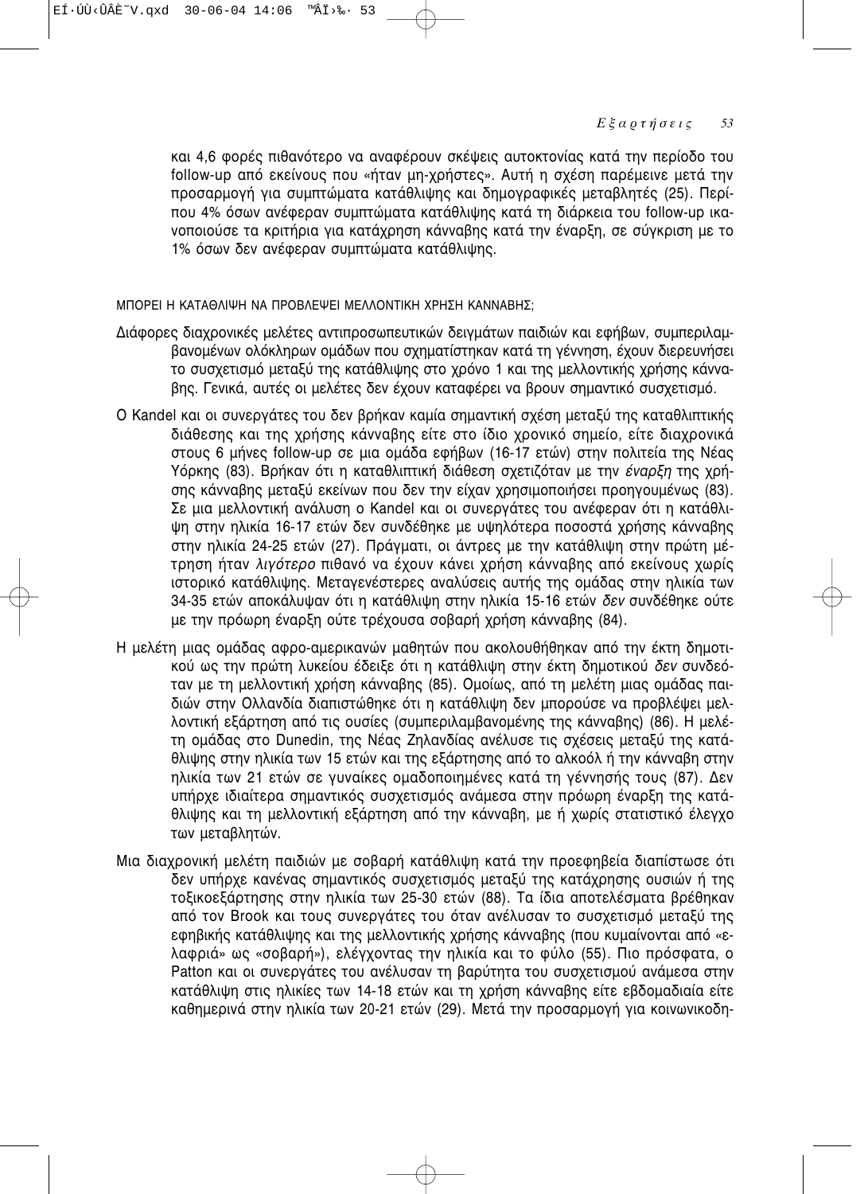και 4,6 φορές πιθανότερο να αναφέρουν σκέψεις αυτοκτονίας κατά την περίοδο του follow-up από εκείνους που «ήταν μη-χρήστες». Αυτή η σχέση παρέμεινε μετά την προσαρμογή για συμπτώματα κατάθλιψης και δημογραφικές μεταβλητές (25). Περίπου 4% όσων ανέφεραν συμπτώματα κατάθλιψης κατά τη διάρκεια του follow-up ικανοποιούσε τα κριτήρια για κατάχρηση κάνναβης κατά την έναρξη, σε σύγκριση με το 1% όσων δεν ανέφεραν συμπτώματα κατάθλιψης.

### ΜΠΟΡΕΙ Η ΚΑΤΑΘΛΙΨΗ ΝΑ ΠΡΟΒΛΕΨΕΙ ΜΕΛΛΟΝΤΙΚΗ ΧΡΗΣΗ ΚΑΝΝΑΒΗΣ;

Διάφορες διαχρονικές μελέτες αντιπροσωπευτικών δειγμάτων παιδιών και εφήβων, συμπεριλαμβανομένων ολόκληρων ομάδων που σχηματίστηκαν κατά τη γέννηση, έχουν διερευνήσει το συσχετισμό μεταξύ της κατάθλιψης στο χρόνο 1 και της μελλοντικής χρήσης κάνναβης. Γενικά, αυτές οι μελέτες δεν έχουν καταφέρει να βρουν σημαντικό συσχετισμό.

Ο Kandel και οι συνεργάτες του δεν βρήκαν καμία σημαντική σχέση μεταξύ της καταθλιπτικής διάθεσης και της χρήσης κάνναβης είτε στο ίδιο χρονικό σημείο, είτε διαχρονικά στους 6 μήνες follow-up σε μια ομάδα εφήβων (16-17 ετών) στην πολιτεία της Νέας Υόρκης (83). Βρήκαν ότι η καταθλιπτική διάθεση σχετιζόταν με την *έναρξη* της χρήσης κάνναβης μεταξύ εκείνων που δεν την είχαν χρησιμοποιήσει προηγουμένως (83). Σε μια μελλοντική ανάλυση ο Kandel και οι συνεργάτες του ανέφεραν ότι η κατάθλιψη στην ηλικία 16-17 ετών δεν συνδέθηκε με υψηλότερα ποσοστά χρήσης κάνναβης στην ηλικία 24-25 ετών (27). Πράγματι, οι άντρες με την κατάθλιψη στην πρώτη μέτρηση ήταν *λιγότερο* πιθανό να έχουν κάνει χρήση κάνναβης από εκείνους χωρίς ιστορικό κατάθλιψης. Μεταγενέστερες αναλύσεις αυτής της ομάδας στην ηλικία των 34-35 ετών αποκάλυψαν ότι η κατάθλιψη στην ηλικία 15-16 ετών *δεν* συνδέθηκε ούτε με την πρόωρη έναρξη ούτε τρέχουσα σοβαρή χρήση κάνναβης (84).

Η μελέτη μιας ομάδας αφρο-αμερικανών μαθητών που ακολουθήθηκαν από την έκτη δημοτικού ως την πρώτη λυκείου έδειξε ότι η κατάθλιψη στην έκτη δημοτικού *δεν* συνδεόταν με τη μελλοντική χρήση κάνναβης (85). Ομοίως, από τη μελέτη μιας ομάδας παιδιών στην Ολλανδία διαπιστώθηκε ότι η κατάθλιψη δεν μπορούσε να προβλέψει μελλοντική εξάρτηση από τις ουσίες (συμπεριλαμβανομένης της κάνναβης) (86). Η μελέτη ομάδας στο Dunedin, της Νέας Ζηλανδίας ανέλυσε τις σχέσεις μεταξύ της κατάθλιψης στην ηλικία των 15 ετών και της εξάρτησης από το αλκοόλ ή την κάνναβη στην ηλικία των 21 ετών σε γυναίκες ομαδοποιημένες κατά τη γέννησής τους (87). Δεν υπήρχε ιδιαίτερα σημαντικός συσχετισμός ανάμεσα στην πρόωρη έναρξη της κατάθλιψης και τη μελλοντική εξάρτηση από την κάνναβη, με ή χωρίς στατιστικό έλεγχο των μεταβλητών.

Μια διαχρονική μελέτη παιδιών με σοβαρή κατάθλιψη κατά την προεφηβεία διαπίστωσε ότι δεν υπήρχε κανένας σημαντικός συσχετισμός μεταξύ της κατάχρησης ουσιών ή της τοξικοεξάρτησης στην ηλικία των 25-30 ετών (88). Τα ίδια αποτελέσματα βρέθηκαν από τον Brook και τους συνεργάτες του όταν ανέλυσαν το συσχετισμό μεταξύ της εφηβικής κατάθλιψης και της μελλοντικής χρήσης κάνναβης (που κυμαίνονται από «ελαφριά» ως «σοβαρή»), ελέγχοντας την ηλικία και το φύλο (55). Πιο πρόσφατα, ο Patton και οι συνεργάτες του ανέλυσαν τη βαρύτητα του συσχετισμού ανάμεσα στην κατάθλιψη στις ηλικίες των 14-18 ετών και τη χρήση κάνναβης είτε εβδομαδιαία είτε καθημερινά στην ηλικία των 20-21 ετών (29). Μετά την προσαρμογή για κοινωνικοδη-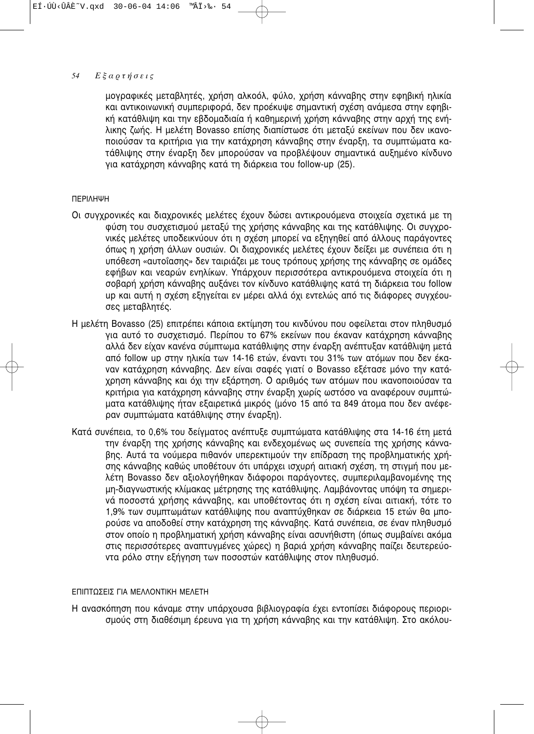μογραφικές μεταβλητές, χρήση αλκοόλ, φύλο, χρήση κάνναβης στην εφηβική ηλικία και αντικοινωνική συμπεριφορά, δεν προέκυψε σημαντική σχέση ανάμεσα στην εφηβική κατάθλιψη και την εβδομαδιαία ή καθημερινή χρήση κάνναβης στην αρχή της ενήλικης ζωής. Η μελέτη Bovasso επίσης διαπίστωσε ότι μεταξύ εκείνων που δεν ικανοποιούσαν τα κριτήρια για την κατάχρηση κάνναβης στην έναρξη, τα συμπτώματα κατάθλιψης στην έναρξη δεν μπορούσαν να προβλέψουν σημαντικά αυξημένο κίνδυνο για κατάχρηση κάνναβης κατά τη διάρκεια του follow-up (25).

## ΠΕΡΙΛΗΨΗ

Οι συγχρονικές και διαχρονικές μελέτες έχουν δώσει αντικρουόμενα στοιχεία σχετικά με τη φύση του συσχετισμού μεταξύ της χρήσης κάνναβης και της κατάθλιψης. Οι συγχρονικές μελέτες υποδεικνύουν ότι η σχέση μπορεί να εξηγηθεί από άλλους παράγοντες όπως η χρήση άλλων ουσιών. Οι διαχρονικές μελέτες έχουν δείξει με συνέπεια ότι η υπόθεση «αυτοΐασης» δεν ταιριάζει με τους τρόπους χρήσης της κάνναβης σε ομάδες εφήβων και νεαρών ενηλίκων. Υπάρχουν περισσότερα αντικρουόμενα στοιχεία ότι η σοβαρή χρήση κάνναβης αυξάνει τον κίνδυνο κατάθλιψης κατά τη διάρκεια του follow up και αυτή η σχέση εξηγείται εν μέρει αλλά όχι εντελώς από τις διάφορες συγχέουσες μεταβλητές.

Η μελέτη Bovasso (25) επιτρέπει κάποια εκτίμηση του κινδύνου που οφείλεται στον πληθυσμό για αυτό το συσχετισμό. Περίπου το 67% εκείνων που έκαναν κατάχρηση κάνναβης αλλά δεν είχαν κανένα σύμπτωμα κατάθλιψης στην έναρξη ανέπτυξαν κατάθλιψη μετά από follow up στην ηλικία των 14-16 ετών, έναντι του 31% των ατόμων που δεν έκαναν κατάχρηση κάνναβης. Δεν είναι σαφές γιατί ο Bovasso εξέτασε μόνο την κατάχρηση κάνναβης και όχι την εξάρτηση. Ο αριθμός των ατόμων που ικανοποιούσαν τα κριτήρια για κατάχρηση κάνναβης στην έναρξη χωρίς ωστόσο να αναφέρουν συμπτώματα κατάθλιψης ήταν εξαιρετικά μικρός (μόνο 15 από τα 849 άτομα που δεν ανέφεραν συμπτώματα κατάθλιψης στην έναρξη).

Κατά συνέπεια, το 0,6% του δείγματος ανέπτυξε συμπτώματα κατάθλιψης στα 14-16 έτη μετά την έναρξη της χρήσης κάνναβης και ενδεχομένως ως συνεπεία της χρήσης κάνναβης. Αυτά τα νούμερα πιθανόν υπερεκτιμούν την επίδραση της προβληματικής χρήσης κάνναβης καθώς υποθέτουν ότι υπάρχει ισχυρή αιτιακή σχέση, τη στιγμή που μελέτη Bovasso δεν αξιολογήθηκαν διάφοροι παράγοντες, συμπεριλαμβανομένης της μη-διαγνωστικής κλίμακας μέτρησης της κατάθλιψης. Λαμβάνοντας υπόψη τα σημερινά ποσοστά χρήσης κάνναβης, και υποθέτοντας ότι η σχέση είναι αιτιακή, τότε το 1,9% των συμπτωμάτων κατάθλιψης που αναπτύχθηκαν σε διάρκεια 15 ετών θα μπορούσε να αποδοθεί στην κατάχρηση της κάνναβης. Κατά συνέπεια, σε έναν πληθυσμό στον οποίο η προβληματική χρήση κάνναβης είναι ασυνήθιστη (όπως συμβαίνει ακόμα στις περισσότερες αναπτυγμένες χώρες) η βαριά χρήση κάνναβης παίζει δευτερεύοντα ρόλο στην εξήγηση των ποσοστών κατάθλιψης στον πληθυσμό.

## ΕΠΙΠΤΩΣΕΙΣ ΓΙΑ ΜΕΛΛΟΝΤΙΚΗ ΜΕΛΕΤΗ

Η ανασκόπηση που κάναμε στην υπάρχουσα βιβλιογραφία έχει εντοπίσει διάφορους περιορισμούς στη διαθέσιμη έρευνα για τη χρήση κάνναβης και την κατάθλιψη. Στο ακόλου-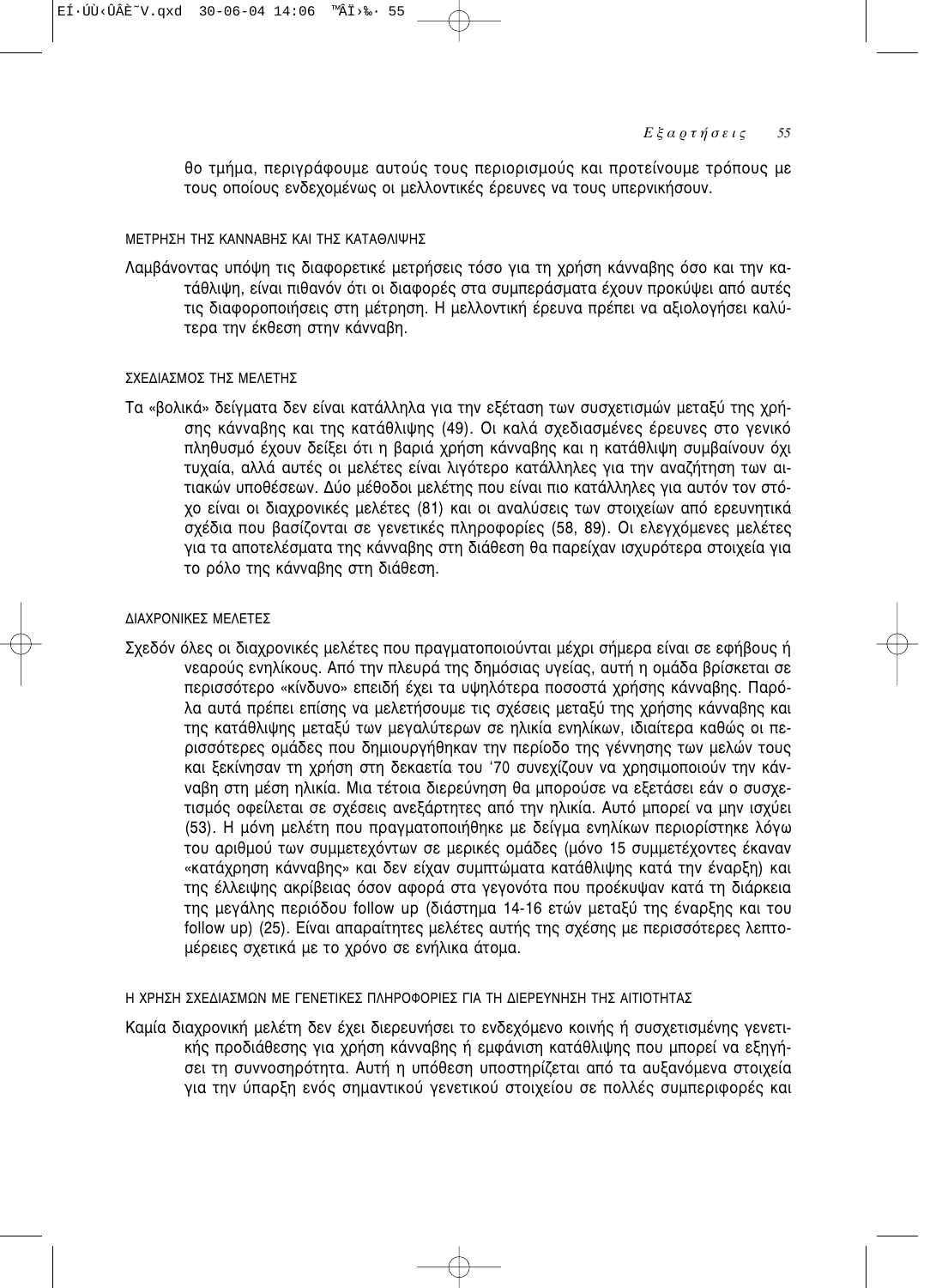θο τμήμα, περιγράφουμε αυτούς τους περιορισμούς και προτείνουμε τρόπους με τους οποίους ενδεχομένως οι μελλοντικές έρευνες να τους υπερνικήσουν.

### ΜΕΤΡΗΣΗ ΤΗΣ ΚΑΝΝΑΒΗΣ ΚΑΙ ΤΗΣ ΚΑΤΑΘΛΙΨΗΣ

Λαμβάνοντας υπόψη τις διαφορετικέ μετρήσεις τόσο για τη χρήση κάνναβης όσο και την κατάθλιψη, είναι πιθανόν ότι οι διαφορές στα συμπεράσματα έχουν προκύψει από αυτές τις διαφοροποιήσεις στη μέτρηση. Η μελλοντική έρευνα πρέπει να αξιολογήσει καλύτερα την έκθεση στην κάνναβη.

### ΣΧΕΔΙΑΣΜΟΣ ΤΗΣ ΜΕΛΕΤΗΣ

Τα «βολικά» δείγματα δεν είναι κατάλληλα για την εξέταση των συσχετισμών μεταξύ της χρήσης κάνναβης και της κατάθλιψης (49). Οι καλά σχεδιασμένες έρευνες στο γενικό πληθυσμό έχουν δείξει ότι η βαριά χρήση κάνναβης και η κατάθλιψη συμβαίνουν όχι τυχαία, αλλά αυτές οι μελέτες είναι λιγότερο κατάλληλες για την αναζήτηση των αιτιακών υποθέσεων. Δύο μέθοδοι μελέτης που είναι πιο κατάλληλες για αυτόν τον στόχο είναι οι διαχρονικές μελέτες (81) και οι αναλύσεις των στοιχείων από ερευνητικά σχέδια που βασίζονται σε γενετικές πληροφορίες (58, 89). Οι ελεγχόμενες μελέτες για τα αποτελέσματα της κάνναβης στη διάθεση θα παρείχαν ισχυρότερα στοιχεία για το ρόλο της κάνναβης στη διάθεση.

### ΔΙΑΧΡΟΝΙΚΕΣ ΜΕΛΕΤΕΣ

Σχεδόν όλες οι διαχρονικές μελέτες που πραγματοποιούνται μέχρι σήμερα είναι σε εφήβους ή νεαρούς ενηλίκους. Από την πλευρά της δημόσιας υγείας, αυτή η ομάδα βρίσκεται σε περισσότερο «κίνδυνο» επειδή έχει τα υψηλότερα ποσοστά χρήσης κάνναβης. Παρόλα αυτά πρέπει επίσης να μελετήσουμε τις σχέσεις μεταξύ της χρήσης κάνναβης και της κατάθλιψης μεταξύ των μεγαλύτερων σε ηλικία ενηλίκων, ιδιαίτερα καθώς οι περισσότερες ομάδες που δημιουργήθηκαν την περίοδο της γέννησης των μελών τους και ξεκίνησαν τη χρήση στη δεκαετία του '70 συνεχίζουν να χρησιμοποιούν την κάνναβη στη μέση ηλικία. Μια τέτοια διερεύνηση θα μπορούσε να εξετάσει εάν ο συσχετισμός οφείλεται σε σχέσεις ανεξάρτητες από την ηλικία. Αυτό μπορεί να μην ισχύει (53). Η μόνη μελέτη που πραγματοποιήθηκε με δείγμα ενηλίκων περιορίστηκε λόγω του αριθμού των συμμετεχόντων σε μερικές ομάδες (μόνο 15 συμμετέχοντες έκαναν «κατάχρηση κάνναβης» και δεν είχαν συμπτώματα κατάθλιψης κατά την έναρξη) και της έλλειψης ακρίβειας όσον αφορά στα γεγονότα που προέκυψαν κατά τη διάρκεια της μεγάλης περιόδου follow up (διάστημα 14-16 ετών μεταξύ της έναρξης και του follow up) (25). Είναι απαραίτητες μελέτες αυτής της σχέσης με περισσότερες λεπτομέρειες σχετικά με το χρόνο σε ενήλικα άτομα.

### Η ΧΡΗΣΗ ΣΧΕΔΙΑΣΜΩΝ ΜΕ ΓΕΝΕΤΙΚΕΣ ΠΛΗΡΟΦΟΡΙΕΣ ΓΙΑ ΤΗ ΔΙΕΡΕΥΝΗΣΗ ΤΗΣ ΑΙΤΙΟΤΗΤΑΣ

Καμία διαχρονική μελέτη δεν έχει διερευνήσει το ενδεχόμενο κοινής ή συσχετισμένης γενετικής προδιάθεσης για χρήση κάνναβης ή εμφάνιση κατάθλιψης που μπορεί να εξηγήσει τη συννοσηρότητα. Αυτή η υπόθεση υποστηρίζεται από τα αυξανόμενα στοιχεία για την ύπαρξη ενός σημαντικού γενετικού στοιχείου σε πολλές συμπεριφορές και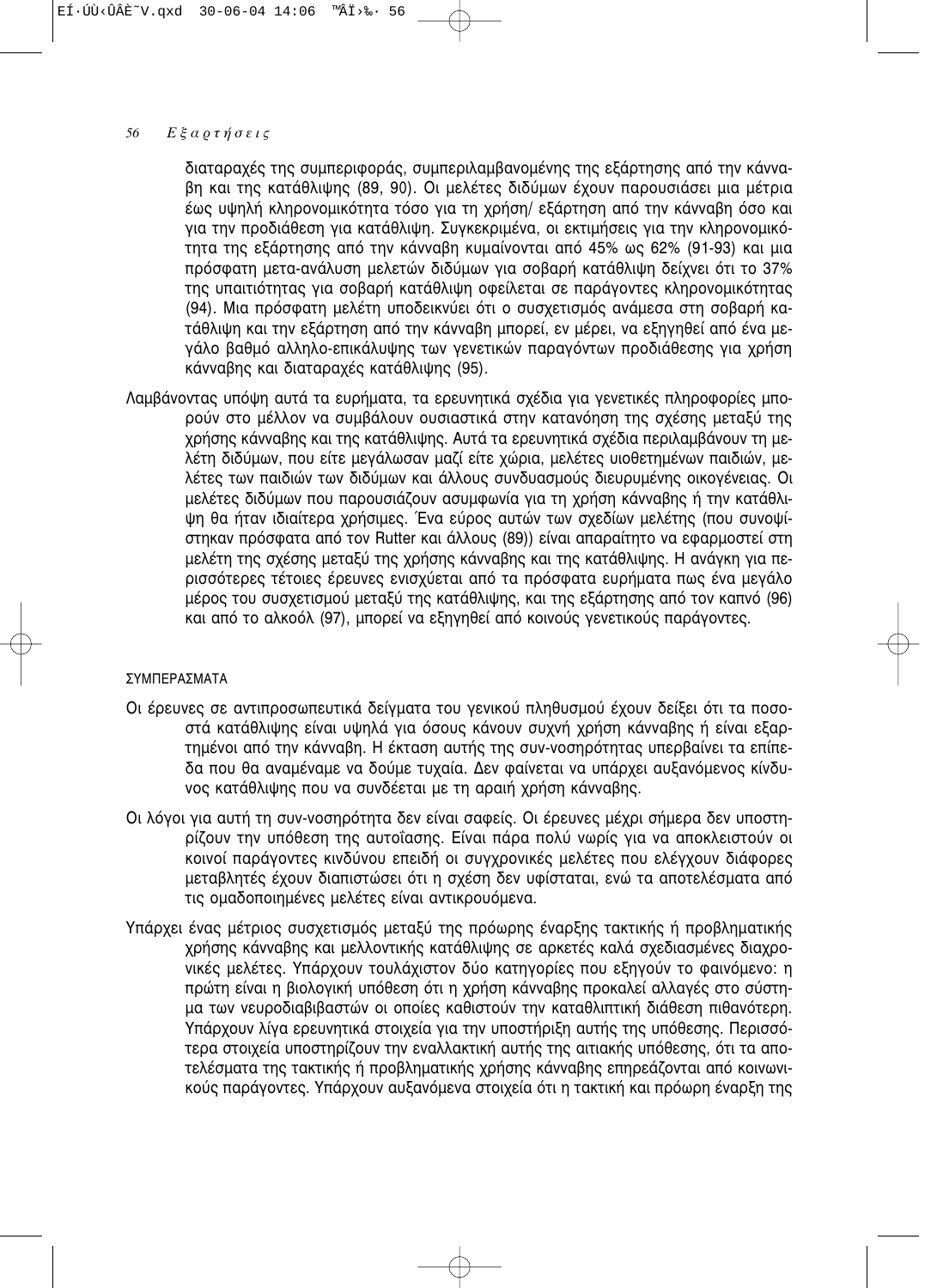διαταραχές της συμπεριφοράς, συμπεριλαμβανομένης της εξάρτησης από την κάνναβη και της κατάθλιψης (89, 90). Οι μελέτες διδύμων έχουν παρουσιάσει μια μέτρια έως υψηλή κληρονομικότητα τόσο για τη χρήση/ εξάρτηση από την κάνναβη όσο και για την προδιάθεση για κατάθλιψη. Συγκεκριμένα, οι εκτιμήσεις για την κληρονομικότητα της εξάρτησης από την κάνναβη κυμαίνονται από 45% ως 62% (91-93) και μια πρόσφατη μετα-ανάλυση μελετών διδύμων για σοβαρή κατάθλιψη δείχνει ότι το 37% της υπαιτιότητας για σοβαρή κατάθλιψη οφείλεται σε παράγοντες κληρονομικότητας (94). Μια πρόσφατη μελέτη υποδεικνύει ότι ο συσχετισμός ανάμεσα στη σοβαρή κατάθλιψη και την εξάρτηση από την κάνναβη μπορεί, εν μέρει, να εξηγηθεί από ένα μεγάλο βαθμό αλληλο-επικάλυψης των γενετικών παραγόντων προδιάθεσης για χρήση κάνναβης και διαταραχές κατάθλιψης (95).

Λαμβάνοντας υπόψη αυτά τα ευρήματα, τα ερευνητικά σχέδια για γενετικές πληροφορίες μπορούν στο μέλλον να συμβάλουν ουσιαστικά στην κατανόηση της σχέσης μεταξύ της χρήσης κάνναβης και της κατάθλιψης. Αυτά τα ερευνητικά σχέδια περιλαμβάνουν τη μελέτη διδύμων, που είτε μεγάλωσαν μαζί είτε χώρια, μελέτες υιοθετημένων παιδιών, μελέτες των παιδιών των διδύμων και άλλους συνδυασμούς διευρυμένης οικογένειας. Οι μελέτες διδύμων που παρουσιάζουν ασυμφωνία για τη χρήση κάνναβης ή την κατάθλιψη θα ήταν ιδιαίτερα χρήσιμες. Ένα εύρος αυτών των σχεδίων μελέτης (που συνοψίστηκαν πρόσφατα από τον Rutter και άλλους (89)) είναι απαραίτητο να εφαρμοστεί στη μελέτη της σχέσης μεταξύ της χρήσης κάνναβης και της κατάθλιψης. Η ανάγκη για περισσότερες τέτοιες έρευνες ενισχύεται από τα πρόσφατα ευρήματα πως ένα μεγάλο μέρος του συσχετισμού μεταξύ της κατάθλιψης, και της εξάρτησης από τον καπνό (96) και από το αλκοόλ (97), μπορεί να εξηγηθεί από κοινούς γενετικούς παράγοντες.

## ΣΥΜΠΕΡΑΣΜΑΤΑ

Οι έρευνες σε αντιπροσωπευτικά δείγματα του γενικού πληθυσμού έχουν δείξει ότι τα ποσοστά κατάθλιψης είναι υψηλά για όσους κάνουν συχνή χρήση κάνναβης ή είναι εξαρτημένοι από την κάνναβη. Η έκταση αυτής της συν-νοσηρότητας υπερβαίνει τα επίπεδα που θα αναμέναμε να δούμε τυχαία. Δεν φαίνεται να υπάρχει αυξανόμενος κίνδυνος κατάθλιψης που να συνδέεται με τη αραιή χρήση κάνναβης.

Οι λόγοι για αυτή τη συν-νοσηρότητα δεν είναι σαφείς. Οι έρευνες μέχρι σήμερα δεν υποστηρίζουν την υπόθεση της αυτοΐασης. Είναι πάρα πολύ νωρίς για να αποκλειστούν οι κοινοί παράγοντες κινδύνου επειδή οι συγχρονικές μελέτες που ελέγχουν διάφορες μεταβλητές έχουν διαπιστώσει ότι η σχέση δεν υφίσταται, ενώ τα αποτελέσματα από τις ομαδοποιημένες μελέτες είναι αντικρουόμενα.

Υπάρχει ένας μέτριος συσχετισμός μεταξύ της πρόωρης έναρξης τακτικής ή προβληματικής χρήσης κάνναβης και μελλοντικής κατάθλιψης σε αρκετές καλά σχεδιασμένες διαχρονικές μελέτες. Υπάρχουν τουλάχιστον δύο κατηγορίες που εξηγούν το φαινόμενο: η πρώτη είναι η βιολογική υπόθεση ότι η χρήση κάνναβης προκαλεί αλλαγές στο σύστημα των νευροδιαβιβαστών οι οποίες καθιστούν την καταθλιπτική διάθεση πιθανότερη. Υπάρχουν λίγα ερευνητικά στοιχεία για την υποστήριξη αυτής της υπόθεσης. Περισσότερα στοιχεία υποστηρίζουν την εναλλακτική αυτής της αιτιακής υπόθεσης, ότι τα αποτελέσματα της τακτικής ή προβληματικής χρήσης κάνναβης επηρεάζονται από κοινωνικούς παράγοντες. Υπάρχουν αυξανόμενα στοιχεία ότι η τακτική και πρόωρη έναρξη της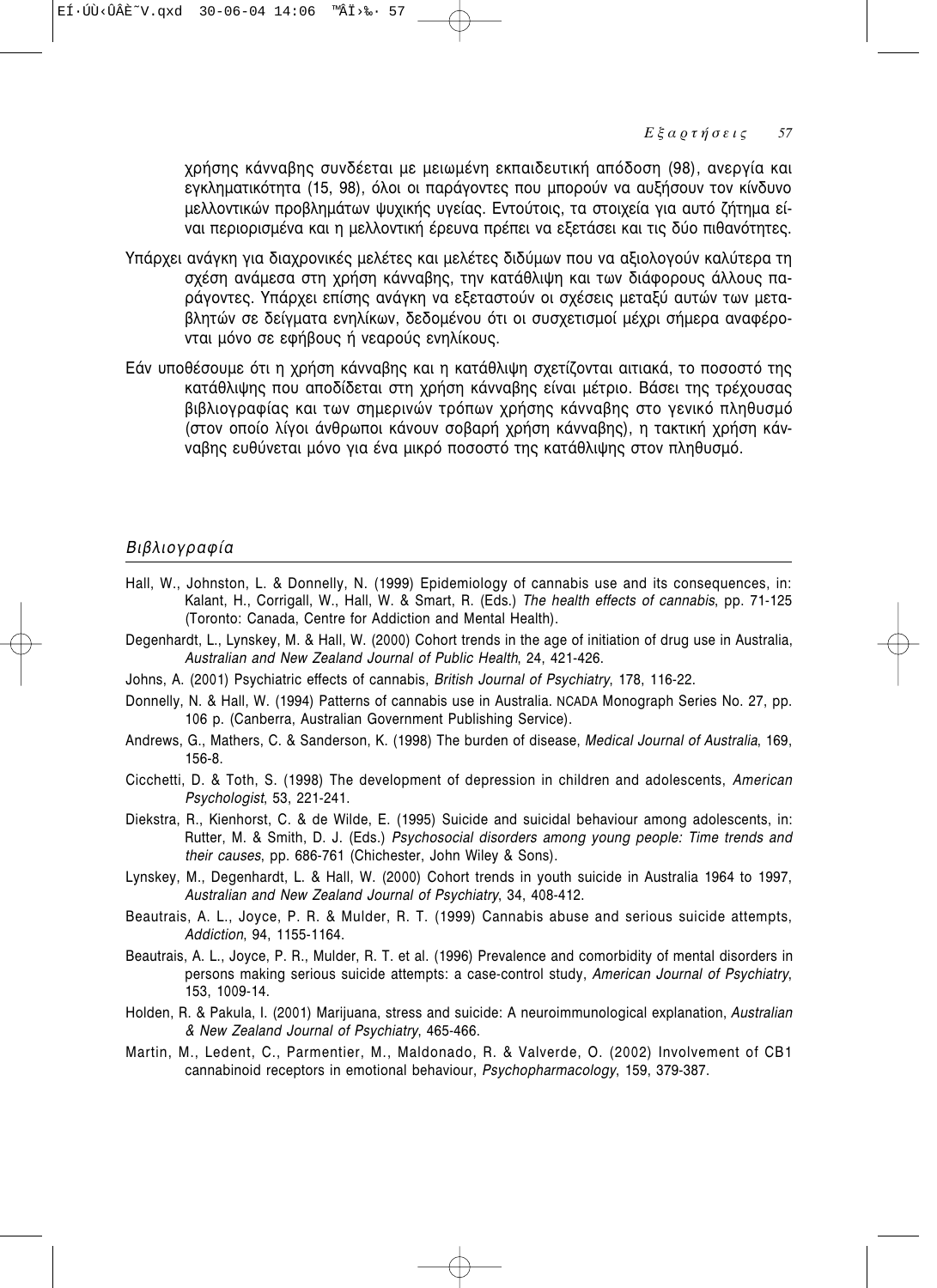χρήσης κάνναβης συνδέεται με μειωμένη εκπαιδευτική απόδοση (98), ανεργία και εγκληματικότητα (15, 98), όλοι οι παράγοντες που μπορούν να αυξήσουν τον κίνδυνο μελλοντικών προβλημάτων ψυχικής υγείας. Εντούτοις, τα στοιχεία για αυτό ζήτημα είναι περιορισμένα και η μελλοντική έρευνα πρέπει να εξετάσει και τις δύο πιθανότητες.

Υπάρχει ανάγκη για διαχρονικές μελέτες και μελέτες διδύμων που να αξιολογούν καλύτερα τη σχέση ανάμεσα στη χρήση κάνναβης, την κατάθλιψη και των διάφορους άλλους παράγοντες. Υπάρχει επίσης ανάγκη να εξεταστούν οι σχέσεις μεταξύ αυτών των μεταβλητών σε δείγματα ενηλίκων, δεδομένου ότι οι συσχετισμοί μέχρι σήμερα αναφέρονται μόνο σε εφήβους ή νεαρούς ενηλίκους.

Εάν υποθέσουμε ότι η χρήση κάνναβης και η κατάθλιψη σχετίζονται αιτιακά, το ποσοστό της κατάθλιψης που αποδίδεται στη χρήση κάνναβης είναι μέτριο. Βάσει της τρέχουσας βιβλιογραφίας και των σημερινών τρόπων χρήσης κάνναβης στο γενικό πληθυσμό (στον οποίο λίγοι άνθρωποι κάνουν σοβαρή χρήση κάνναβης), η τακτική χρήση κάνναβης ευθύνεται μόνο για ένα μικρό ποσοστό της κατάθλιψης στον πληθυσμό.

## *Βιβλιογραφία*

Hall, W., Johnston, L. & Donnelly, N. (1999) Epidemiology of cannabis use and its consequences, in: Kalant, H., Corrigall, W., Hall, W. & Smart, R. (Eds.) *The health effects of cannabis*, pp. 71-125 (Toronto: Canada, Centre for Addiction and Mental Health).

Degenhardt, L., Lynskey, M. & Hall, W. (2000) Cohort trends in the age of initiation of drug use in Australia, *Australian and New Zealand Journal of Public Health*, 24, 421-426.

Johns, A. (2001) Psychiatric effects of cannabis, *British Journal of Psychiatry*, 178, 116-22.

Donnelly, N. & Hall, W. (1994) Patterns of cannabis use in Australia. NCADA Monograph Series No. 27, pp. 106 p. (Canberra, Australian Government Publishing Service).

Andrews, G., Mathers, C. & Sanderson, K. (1998) The burden of disease, *Medical Journal of Australia*, 169, 156-8.

Cicchetti, D. & Toth, S. (1998) The development of depression in children and adolescents, *American Psychologist*, 53, 221-241.

Diekstra, R., Kienhorst, C. & de Wilde, E. (1995) Suicide and suicidal behaviour among adolescents, in: Rutter, M. & Smith, D. J. (Eds.) *Psychosocial disorders among young people: Time trends and their causes*, pp. 686-761 (Chichester, John Wiley & Sons).

Lynskey, M., Degenhardt, L. & Hall, W. (2000) Cohort trends in youth suicide in Australia 1964 to 1997, *Australian and New Zealand Journal of Psychiatry*, 34, 408-412.

Beautrais, A. L., Joyce, P. R. & Mulder, R. T. (1999) Cannabis abuse and serious suicide attempts, *Addiction*, 94, 1155-1164.

Beautrais, A. L., Joyce, P. R., Mulder, R. T. et al. (1996) Prevalence and comorbidity of mental disorders in persons making serious suicide attempts: a case-control study, *American Journal of Psychiatry*, 153, 1009-14.

Holden, R. & Pakula, I. (2001) Marijuana, stress and suicide: A neuroimmunological explanation, *Australian & New Zealand Journal of Psychiatry*, 465-466.

Martin, M., Ledent, C., Parmentier, M., Maldonado, R. & Valverde, O. (2002) Involvement of CB1 cannabinoid receptors in emotional behaviour, *Psychopharmacology*, 159, 379-387.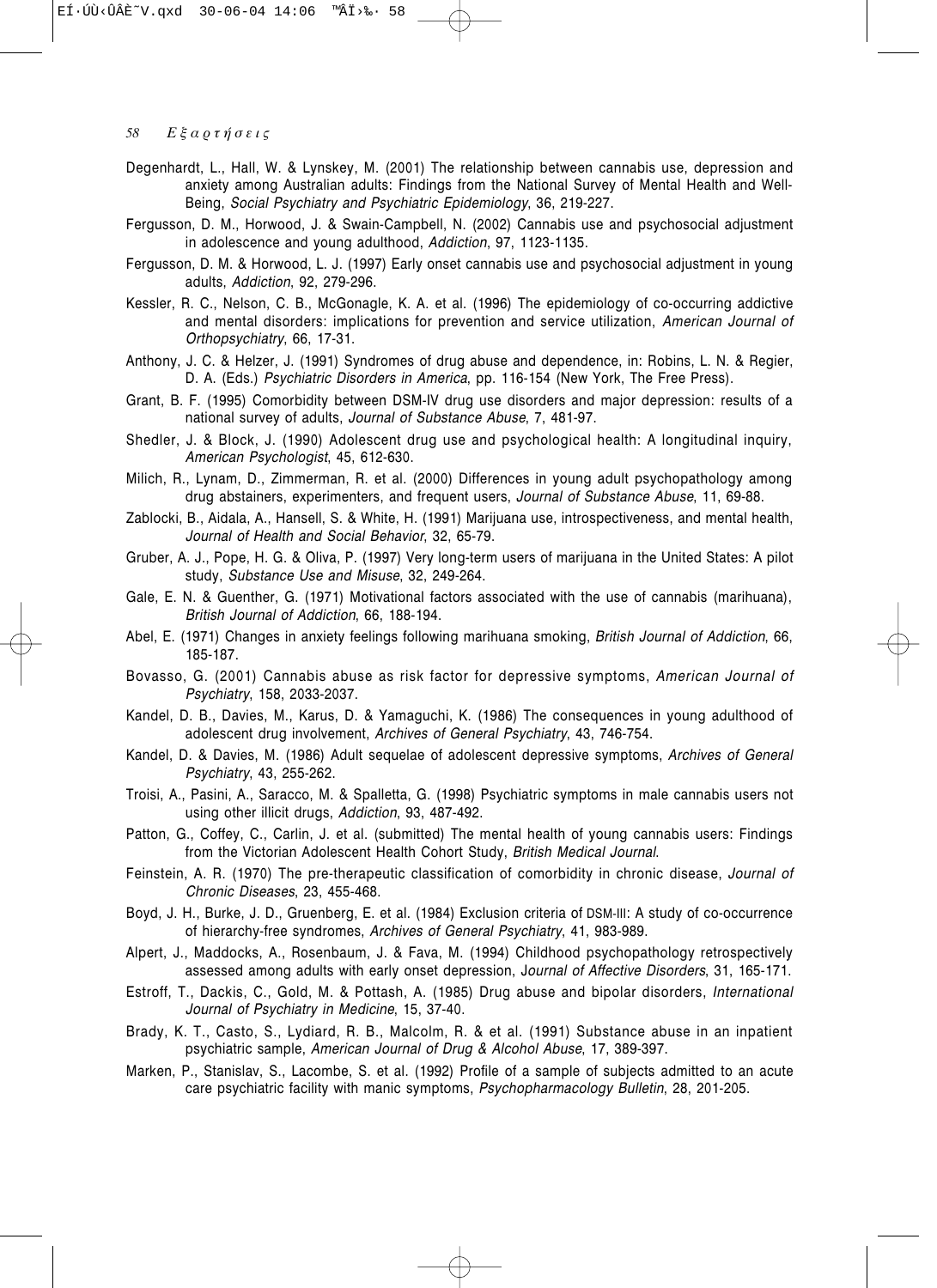Degenhardt, L., Hall, W. & Lynskey, M. (2001) The relationship between cannabis use, depression and anxiety among Australian adults: Findings from the National Survey of Mental Health and Well-Being, *Social Psychiatry and Psychiatric Epidemiology*, 36, 219-227.

Fergusson, D. M., Horwood, J. & Swain-Campbell, N. (2002) Cannabis use and psychosocial adjustment in adolescence and young adulthood, *Addiction*, 97, 1123-1135.

Fergusson, D. M. & Horwood, L. J. (1997) Early onset cannabis use and psychosocial adjustment in young adults, *Addiction*, 92, 279-296.

Kessler, R. C., Nelson, C. B., McGonagle, K. A. et al. (1996) The epidemiology of co-occurring addictive and mental disorders: implications for prevention and service utilization, *American Journal of Orthopsychiatry*, 66, 17-31.

Anthony, J. C. & Helzer, J. (1991) Syndromes of drug abuse and dependence, in: Robins, L. N. & Regier, D. A. (Eds.) *Psychiatric Disorders in America*, pp. 116-154 (New York, The Free Press).

Grant, B. F. (1995) Comorbidity between DSM-IV drug use disorders and major depression: results of a national survey of adults, *Journal of Substance Abuse*, 7, 481-97.

Shedler, J. & Block, J. (1990) Adolescent drug use and psychological health: A longitudinal inquiry, *American Psychologist*, 45, 612-630.

Milich, R., Lynam, D., Zimmerman, R. et al. (2000) Differences in young adult psychopathology among drug abstainers, experimenters, and frequent users, *Journal of Substance Abuse*, 11, 69-88.

Zablocki, B., Aidala, A., Hansell, S. & White, H. (1991) Marijuana use, introspectiveness, and mental health, *Journal of Health and Social Behavior*, 32, 65-79.

Gruber, A. J., Pope, H. G. & Oliva, P. (1997) Very long-term users of marijuana in the United States: A pilot study, *Substance Use and Misuse*, 32, 249-264.

Gale, E. N. & Guenther, G. (1971) Motivational factors associated with the use of cannabis (marihuana), *British Journal of Addiction*, 66, 188-194.

Abel, E. (1971) Changes in anxiety feelings following marihuana smoking, *British Journal of Addiction*, 66, 185-187.

Bovasso, G. (2001) Cannabis abuse as risk factor for depressive symptoms, *American Journal of Psychiatry*, 158, 2033-2037.

Kandel, D. B., Davies, M., Karus, D. & Yamaguchi, K. (1986) The consequences in young adulthood of adolescent drug involvement, *Archives of General Psychiatry*, 43, 746-754.

Kandel, D. & Davies, M. (1986) Adult sequelae of adolescent depressive symptoms, *Archives of General Psychiatry*, 43, 255-262.

Troisi, A., Pasini, A., Saracco, M. & Spalletta, G. (1998) Psychiatric symptoms in male cannabis users not using other illicit drugs, *Addiction*, 93, 487-492.

Patton, G., Coffey, C., Carlin, J. et al. (submitted) The mental health of young cannabis users: Findings from the Victorian Adolescent Health Cohort Study, *British Medical Journal*.

Feinstein, A. R. (1970) The pre-therapeutic classification of comorbidity in chronic disease, *Journal of Chronic Diseases*, 23, 455-468.

Boyd, J. H., Burke, J. D., Gruenberg, E. et al. (1984) Exclusion criteria of DSM-III: A study of co-occurrence of hierarchy-free syndromes, *Archives of General Psychiatry*, 41, 983-989.

Alpert, J., Maddocks, A., Rosenbaum, J. & Fava, M. (1994) Childhood psychopathology retrospectively assessed among adults with early onset depression, *Journal of Affective Disorders*, 31, 165-171.

Estroff, T., Dackis, C., Gold, M. & Pottash, A. (1985) Drug abuse and bipolar disorders, *International Journal of Psychiatry in Medicine*, 15, 37-40.

Brady, K. T., Casto, S., Lydiard, R. B., Malcolm, R. & et al. (1991) Substance abuse in an inpatient psychiatric sample, *American Journal of Drug & Alcohol Abuse*, 17, 389-397.

Marken, P., Stanislav, S., Lacombe, S. et al. (1992) Profile of a sample of subjects admitted to an acute care psychiatric facility with manic symptoms, *Psychopharmacology Bulletin*, 28, 201-205.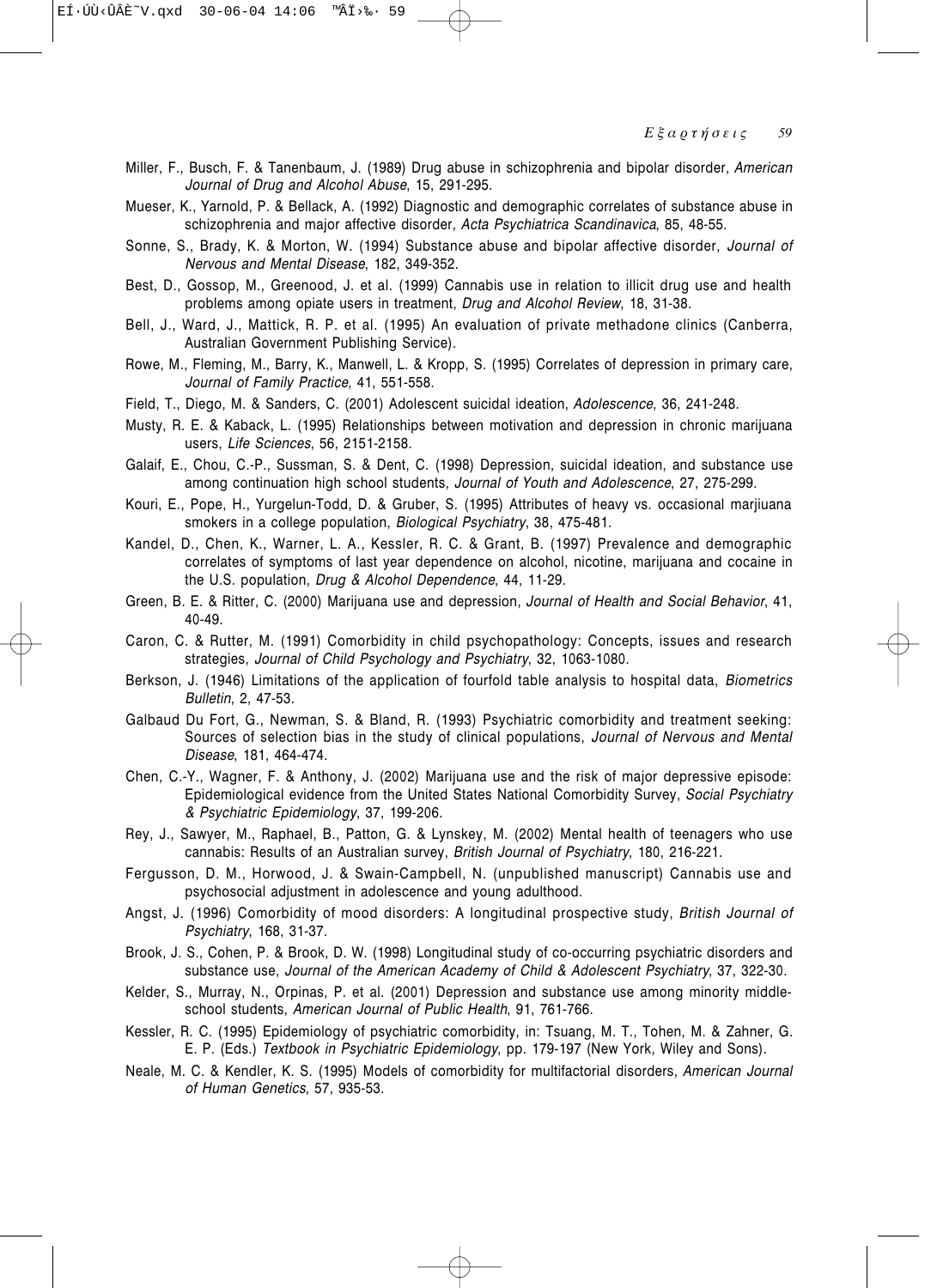Miller, F., Busch, F. & Tanenbaum, J. (1989) Drug abuse in schizophrenia and bipolar disorder, *American Journal of Drug and Alcohol Abuse*, 15, 291-295.

Mueser, K., Yarnold, P. & Bellack, A. (1992) Diagnostic and demographic correlates of substance abuse in schizophrenia and major affective disorder, *Acta Psychiatrica Scandinavica*, 85, 48-55.

Sonne, S., Brady, K. & Morton, W. (1994) Substance abuse and bipolar affective disorder, *Journal of Nervous and Mental Disease*, 182, 349-352.

Best, D., Gossop, M., Greenood, J. et al. (1999) Cannabis use in relation to illicit drug use and health problems among opiate users in treatment, *Drug and Alcohol Review*, 18, 31-38.

Bell, J., Ward, J., Mattick, R. P. et al. (1995) An evaluation of private methadone clinics (Canberra, Australian Government Publishing Service).

Rowe, M., Fleming, M., Barry, K., Manwell, L. & Kropp, S. (1995) Correlates of depression in primary care, *Journal of Family Practice*, 41, 551-558.

Field, T., Diego, M. & Sanders, C. (2001) Adolescent suicidal ideation, *Adolescence*, 36, 241-248.

Musty, R. E. & Kaback, L. (1995) Relationships between motivation and depression in chronic marijuana users, *Life Sciences*, 56, 2151-2158.

Galaif, E., Chou, C.-P., Sussman, S. & Dent, C. (1998) Depression, suicidal ideation, and substance use among continuation high school students, *Journal of Youth and Adolescence*, 27, 275-299.

Kouri, E., Pope, H., Yurgelun-Todd, D. & Gruber, S. (1995) Attributes of heavy vs. occasional marjiuana smokers in a college population, *Biological Psychiatry*, 38, 475-481.

Kandel, D., Chen, K., Warner, L. A., Kessler, R. C. & Grant, B. (1997) Prevalence and demographic correlates of symptoms of last year dependence on alcohol, nicotine, marijuana and cocaine in the U.S. population, *Drug & Alcohol Dependence*, 44, 11-29.

Green, B. E. & Ritter, C. (2000) Marijuana use and depression, *Journal of Health and Social Behavior*, 41, 40-49.

Caron, C. & Rutter, M. (1991) Comorbidity in child psychopathology: Concepts, issues and research strategies, *Journal of Child Psychology and Psychiatry*, 32, 1063-1080.

Berkson, J. (1946) Limitations of the application of fourfold table analysis to hospital data, *Biometrics Bulletin*, 2, 47-53.

Galbaud Du Fort, G., Newman, S. & Bland, R. (1993) Psychiatric comorbidity and treatment seeking: Sources of selection bias in the study of clinical populations, *Journal of Nervous and Mental Disease*, 181, 464-474.

Chen, C.-Y., Wagner, F. & Anthony, J. (2002) Marijuana use and the risk of major depressive episode: Epidemiological evidence from the United States National Comorbidity Survey, *Social Psychiatry & Psychiatric Epidemiology*, 37, 199-206.

Rey, J., Sawyer, M., Raphael, B., Patton, G. & Lynskey, M. (2002) Mental health of teenagers who use cannabis: Results of an Australian survey, *British Journal of Psychiatry*, 180, 216-221.

Fergusson, D. M., Horwood, J. & Swain-Campbell, N. (unpublished manuscript) Cannabis use and psychosocial adjustment in adolescence and young adulthood.

Angst, J. (1996) Comorbidity of mood disorders: A longitudinal prospective study, *British Journal of Psychiatry*, 168, 31-37.

Brook, J. S., Cohen, P. & Brook, D. W. (1998) Longitudinal study of co-occurring psychiatric disorders and substance use, *Journal of the American Academy of Child & Adolescent Psychiatry*, 37, 322-30.

Kelder, S., Murray, N., Orpinas, P. et al. (2001) Depression and substance use among minority middle-school students, *American Journal of Public Health*, 91, 761-766.

Kessler, R. C. (1995) Epidemiology of psychiatric comorbidity, in: Tsuang, M. T., Tohen, M. & Zahner, G. E. P. (Eds.) *Textbook in Psychiatric Epidemiology*, pp. 179-197 (New York, Wiley and Sons).

Neale, M. C. & Kendler, K. S. (1995) Models of comorbidity for multifactorial disorders, *American Journal of Human Genetics*, 57, 935-53.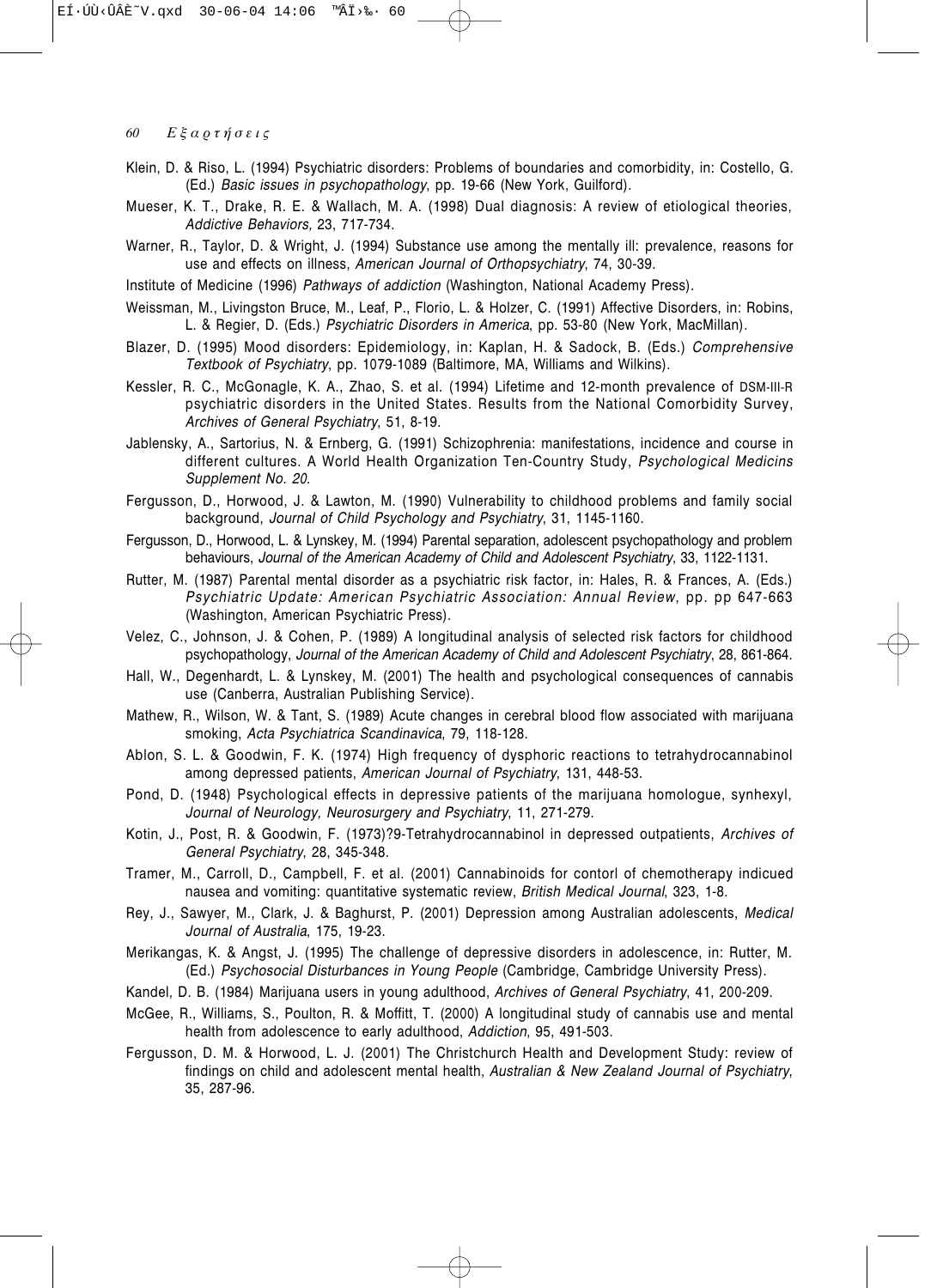Klein, D. & Riso, L. (1994) Psychiatric disorders: Problems of boundaries and comorbidity, in: Costello, G. (Ed.) *Basic issues in psychopathology*, pp. 19-66 (New York, Guilford).

Mueser, K. T., Drake, R. E. & Wallach, M. A. (1998) Dual diagnosis: A review of etiological theories, *Addictive Behaviors,* 23, 717-734.

Warner, R., Taylor, D. & Wright, J. (1994) Substance use among the mentally ill: prevalence, reasons for use and effects on illness, *American Journal of Orthopsychiatry*, 74, 30-39.

Institute of Medicine (1996) *Pathways of addiction* (Washington, National Academy Press).

Weissman, M., Livingston Bruce, M., Leaf, P., Florio, L. & Holzer, C. (1991) Affective Disorders, in: Robins, L. & Regier, D. (Eds.) *Psychiatric Disorders in America*, pp. 53-80 (New York, MacMillan).

Blazer, D. (1995) Mood disorders: Epidemiology, in: Kaplan, H. & Sadock, B. (Eds.) *Comprehensive Textbook of Psychiatry*, pp. 1079-1089 (Baltimore, MA, Williams and Wilkins).

Kessler, R. C., McGonagle, K. A., Zhao, S. et al. (1994) Lifetime and 12-month prevalence of DSM-III-R psychiatric disorders in the United States. Results from the National Comorbidity Survey, *Archives of General Psychiatry*, 51, 8-19.

Jablensky, A., Sartorius, N. & Ernberg, G. (1991) Schizophrenia: manifestations, incidence and course in different cultures. A World Health Organization Ten-Country Study, *Psychological Medicins Supplement No. 20*.

Fergusson, D., Horwood, J. & Lawton, M. (1990) Vulnerability to childhood problems and family social background, *Journal of Child Psychology and Psychiatry*, 31, 1145-1160.

Fergusson, D., Horwood, L. & Lynskey, M. (1994) Parental separation, adolescent psychopathology and problem behaviours, *Journal of the American Academy of Child and Adolescent Psychiatry*, 33, 1122-1131.

Rutter, M. (1987) Parental mental disorder as a psychiatric risk factor, in: Hales, R. & Frances, A. (Eds.) *Psychiatric Update: American Psychiatric Association: Annual Review*, pp. pp 647-663 (Washington, American Psychiatric Press).

Velez, C., Johnson, J. & Cohen, P. (1989) A longitudinal analysis of selected risk factors for childhood psychopathology, *Journal of the American Academy of Child and Adolescent Psychiatry*, 28, 861-864.

Hall, W., Degenhardt, L. & Lynskey, M. (2001) The health and psychological consequences of cannabis use (Canberra, Australian Publishing Service).

Mathew, R., Wilson, W. & Tant, S. (1989) Acute changes in cerebral blood flow associated with marijuana smoking, *Acta Psychiatrica Scandinavica*, 79, 118-128.

Ablon, S. L. & Goodwin, F. K. (1974) High frequency of dysphoric reactions to tetrahydrocannabinol among depressed patients, *American Journal of Psychiatry*, 131, 448-53.

Pond, D. (1948) Psychological effects in depressive patients of the marijuana homologue, synhexyl, *Journal of Neurology, Neurosurgery and Psychiatry*, 11, 271-279.

Kotin, J., Post, R. & Goodwin, F. (1973)?9-Tetrahydrocannabinol in depressed outpatients, *Archives of General Psychiatry*, 28, 345-348.

Tramer, M., Carroll, D., Campbell, F. et al. (2001) Cannabinoids for contorl of chemotherapy indicued nausea and vomiting: quantitative systematic review, *British Medical Journal*, 323, 1-8.

Rey, J., Sawyer, M., Clark, J. & Baghurst, P. (2001) Depression among Australian adolescents, *Medical Journal of Australia*, 175, 19-23.

Merikangas, K. & Angst, J. (1995) The challenge of depressive disorders in adolescence, in: Rutter, M. (Ed.) *Psychosocial Disturbances in Young People* (Cambridge, Cambridge University Press).

Kandel, D. B. (1984) Marijuana users in young adulthood, *Archives of General Psychiatry*, 41, 200-209.

McGee, R., Williams, S., Poulton, R. & Moffitt, T. (2000) A longitudinal study of cannabis use and mental health from adolescence to early adulthood, *Addiction*, 95, 491-503.

Fergusson, D. M. & Horwood, L. J. (2001) The Christchurch Health and Development Study: review of findings on child and adolescent mental health, *Australian & New Zealand Journal of Psychiatry*, 35, 287-96.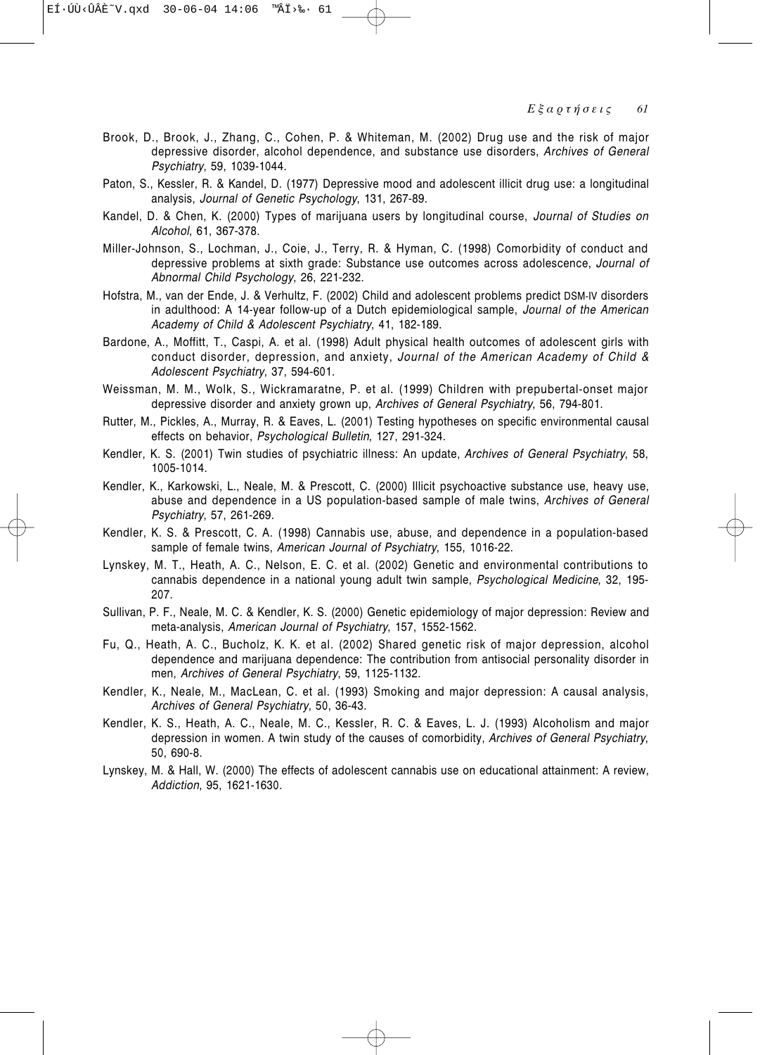Brook, D., Brook, J., Zhang, C., Cohen, P. & Whiteman, M. (2002) Drug use and the risk of major depressive disorder, alcohol dependence, and substance use disorders, *Archives of General Psychiatry*, 59, 1039-1044.

Paton, S., Kessler, R. & Kandel, D. (1977) Depressive mood and adolescent illicit drug use: a longitudinal analysis, *Journal of Genetic Psychology*, 131, 267-89.

Kandel, D. & Chen, K. (2000) Types of marijuana users by longitudinal course, *Journal of Studies on Alcohol*, 61, 367-378.

Miller-Johnson, S., Lochman, J., Coie, J., Terry, R. & Hyman, C. (1998) Comorbidity of conduct and depressive problems at sixth grade: Substance use outcomes across adolescence, *Journal of Abnormal Child Psychology*, 26, 221-232.

Hofstra, M., van der Ende, J. & Verhultz, F. (2002) Child and adolescent problems predict DSM-IV disorders in adulthood: A 14-year follow-up of a Dutch epidemiological sample, *Journal of the American Academy of Child & Adolescent Psychiatry*, 41, 182-189.

Bardone, A., Moffitt, T., Caspi, A. et al. (1998) Adult physical health outcomes of adolescent girls with conduct disorder, depression, and anxiety, *Journal of the American Academy of Child & Adolescent Psychiatry*, 37, 594-601.

Weissman, M. M., Wolk, S., Wickramaratne, P. et al. (1999) Children with prepubertal-onset major depressive disorder and anxiety grown up, *Archives of General Psychiatry*, 56, 794-801.

Rutter, M., Pickles, A., Murray, R. & Eaves, L. (2001) Testing hypotheses on specific environmental causal effects on behavior, *Psychological Bulletin*, 127, 291-324.

Kendler, K. S. (2001) Twin studies of psychiatric illness: An update, *Archives of General Psychiatry*, 58, 1005-1014.

Kendler, K., Karkowski, L., Neale, M. & Prescott, C. (2000) Illicit psychoactive substance use, heavy use, abuse and dependence in a US population-based sample of male twins, *Archives of General Psychiatry*, 57, 261-269.

Kendler, K. S. & Prescott, C. A. (1998) Cannabis use, abuse, and dependence in a population-based sample of female twins, *American Journal of Psychiatry*, 155, 1016-22.

Lynskey, M. T., Heath, A. C., Nelson, E. C. et al. (2002) Genetic and environmental contributions to cannabis dependence in a national young adult twin sample, *Psychological Medicine*, 32, 195-207.

Sullivan, P. F., Neale, M. C. & Kendler, K. S. (2000) Genetic epidemiology of major depression: Review and meta-analysis, *American Journal of Psychiatry*, 157, 1552-1562.

Fu, Q., Heath, A. C., Bucholz, K. K. et al. (2002) Shared genetic risk of major depression, alcohol dependence and marijuana dependence: The contribution from antisocial personality disorder in men, *Archives of General Psychiatry*, 59, 1125-1132.

Kendler, K., Neale, M., MacLean, C. et al. (1993) Smoking and major depression: A causal analysis, *Archives of General Psychiatry*, 50, 36-43.

Kendler, K. S., Heath, A. C., Neale, M. C., Kessler, R. C. & Eaves, L. J. (1993) Alcoholism and major depression in women. A twin study of the causes of comorbidity, *Archives of General Psychiatry*, 50, 690-8.

Lynskey, M. & Hall, W. (2000) The effects of adolescent cannabis use on educational attainment: A review, *Addiction*, 95, 1621-1630.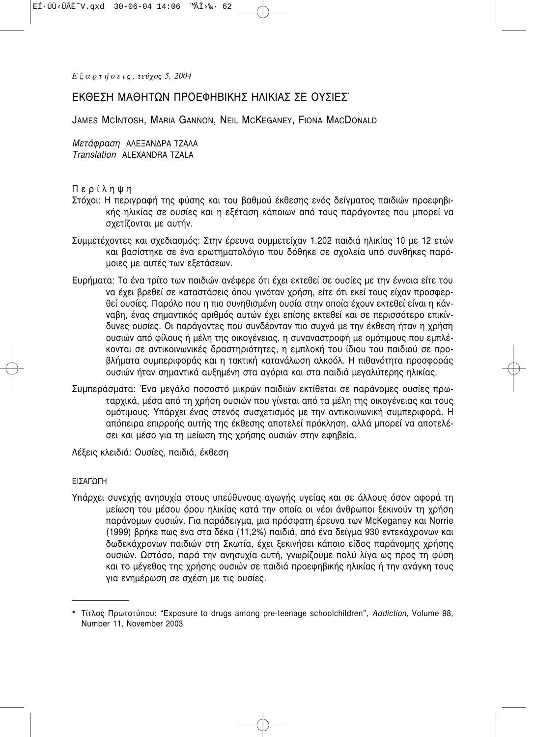# ΕΚΘΕΣΗ ΜΑΘΗΤΩΝ ΠΡΟΕΦΗΒΙΚΗΣ ΗΛΙΚΙΑΣ ΣΕ ΟΥΣΙΕΣ*

JAMES MCINTOSH, MARIA GANNON, NEIL MCKEGANEY, FIONA MACDONALD

*Μετάφραση* ΑΛΕΞΑΝΔΡΑ ΤΖΑΛΑ
*Translation* ALEXANDRA TZALA

Π ε ρ ί λ η ψ η

Στόχοι: Η περιγραφή της φύσης και του βαθμού έκθεσης ενός δείγματος παιδιών προεφηβικής ηλικίας σε ουσίες και η εξέταση κάποιων από τους παράγοντες που μπορεί να σχετίζονται με αυτήν.

Συμμετέχοντες και σχεδιασμός: Στην έρευνα συμμετείχαν 1.202 παιδιά ηλικίας 10 με 12 ετών και βασίστηκε σε ένα ερωτηματολόγιο που δόθηκε σε σχολεία υπό συνθήκες παρόμοιες με αυτές των εξετάσεων.

Ευρήματα: Το ένα τρίτο των παιδιών ανέφερε ότι έχει εκτεθεί σε ουσίες με την έννοια είτε του να έχει βρεθεί σε καταστάσεις όπου γινόταν χρήση, είτε ότι εκεί τους είχαν προσφερθεί ουσίες. Παρόλο που η πιο συνηθισμένη ουσία στην οποία έχουν εκτεθεί είναι η κάνναβη, ένας σημαντικός αριθμός αυτών έχει επίσης εκτεθεί και σε περισσότερο επικίνδυνες ουσίες. Οι παράγοντες που συνδέονταν πιο συχνά με την έκθεση ήταν η χρήση ουσιών από φίλους ή μέλη της οικογένειας, η συναναστροφή με ομότιμους που εμπλέκονται σε αντικοινωνικές δραστηριότητες, η εμπλοκή του ίδιου του παιδιού σε προβλήματα συμπεριφοράς και η τακτική κατανάλωση αλκοόλ. Η πιθανότητα προσφοράς ουσιών ήταν σημαντικά αυξημένη στα αγόρια και στα παιδιά μεγαλύτερης ηλικίας.

Συμπεράσματα: Ένα μεγάλο ποσοστό μικρών παιδιών εκτίθεται σε παράνομες ουσίες πρωταρχικά, μέσα από τη χρήση ουσιών που γίνεται από τα μέλη της οικογένειας και τους ομότιμους. Υπάρχει ένας στενός συσχετισμός με την αντικοινωνική συμπεριφορά. Η απόπειρα επιρροής αυτής της έκθεσης αποτελεί πρόκληση, αλλά μπορεί να αποτελέσει και μέσο για τη μείωση της χρήσης ουσιών στην εφηβεία.

Λέξεις κλειδιά: Ουσίες, παιδιά, έκθεση

## ΕΙΣΑΓΩΓΗ

Υπάρχει συνεχής ανησυχία στους υπεύθυνους αγωγής υγείας και σε άλλους όσον αφορά τη μείωση του μέσου όρου ηλικίας κατά την οποία οι νέοι άνθρωποι ξεκινούν τη χρήση παράνομων ουσιών. Για παράδειγμα, μια πρόσφατη έρευνα των McKeganey και Norrie (1999) βρήκε πως ένα στα δέκα (11,2%) παιδιά, από ένα δείγμα 930 εντεκάχρονων και δωδεκάχρονων παιδιών στη Σκωτία, έχει ξεκινήσει κάποιο είδος παράνομης χρήσης ουσιών. Ωστόσο, παρά την ανησυχία αυτή, γνωρίζουμε πολύ λίγα ως προς τη φύση και το μέγεθος της χρήσης ουσιών σε παιδιά προεφηβικής ηλικίας ή την ανάγκη τους για ενημέρωση σε σχέση με τις ουσίες.

---

\* Τίτλος Πρωτοτύπου: "Exposure to drugs among pre-teenage schoolchildren", *Addiction*, Volume 98, Number 11, November 2003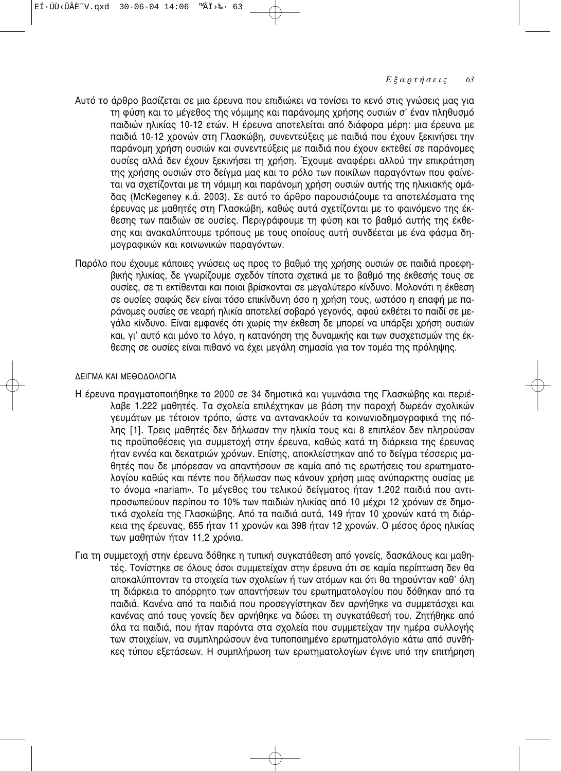Αυτό το άρθρο βασίζεται σε μια έρευνα που επιδιώκει να τονίσει το κενό στις γνώσεις μας για τη φύση και το μέγεθος της νόμιμης και παράνομης χρήσης ουσιών σ' έναν πληθυσμό παιδιών ηλικίας 10-12 ετών. Η έρευνα αποτελείται από διάφορα μέρη: μια έρευνα με παιδιά 10-12 χρονών στη Γλασκώβη, συνεντεύξεις με παιδιά που έχουν ξεκινήσει την παράνομη χρήση ουσιών και συνεντεύξεις με παιδιά που έχουν εκτεθεί σε παράνομες ουσίες αλλά δεν έχουν ξεκινήσει τη χρήση. Έχουμε αναφέρει αλλού την επικράτηση της χρήσης ουσιών στο δείγμα μας και το ρόλο των ποικίλων παραγόντων που φαίνεται να σχετίζονται με τη νόμιμη και παράνομη χρήση ουσιών αυτής της ηλικιακής ομάδας (McKegeney κ.ά. 2003). Σε αυτό το άρθρο παρουσιάζουμε τα αποτελέσματα της έρευνας με μαθητές στη Γλασκώβη, καθώς αυτά σχετίζονται με το φαινόμενο της έκθεσης των παιδιών σε ουσίες. Περιγράφουμε τη φύση και το βαθμό αυτής της έκθεσης και ανακαλύπτουμε τρόπους με τους οποίους αυτή συνδέεται με ένα φάσμα δημογραφικών και κοινωνικών παραγόντων.

Παρόλο που έχουμε κάποιες γνώσεις ως προς το βαθμό της χρήσης ουσιών σε παιδιά προεφηβικής ηλικίας, δε γνωρίζουμε σχεδόν τίποτα σχετικά με το βαθμό της έκθεσής τους σε ουσίες, σε τι εκτίθενται και ποιοι βρίσκονται σε μεγαλύτερο κίνδυνο. Μολονότι η έκθεση σε ουσίες σαφώς δεν είναι τόσο επικίνδυνη όσο η χρήση τους, ωστόσο η επαφή με παράνομες ουσίες σε νεαρή ηλικία αποτελεί σοβαρό γεγονός, αφού εκθέτει το παιδί σε μεγάλο κίνδυνο. Είναι εμφανές ότι χωρίς την έκθεση δε μπορεί να υπάρξει χρήση ουσιών και, γι' αυτό και μόνο το λόγο, η κατανόηση της δυναμικής και των συσχετισμών της έκθεσης σε ουσίες είναι πιθανό να έχει μεγάλη σημασία για τον τομέα της πρόληψης.

## ΔΕΙΓΜΑ ΚΑΙ ΜΕΘΟΔΟΛΟΓΙΑ

Η έρευνα πραγματοποιήθηκε το 2000 σε 34 δημοτικά και γυμνάσια της Γλασκώβης και περιέλαβε 1.222 μαθητές. Τα σχολεία επιλέχτηκαν με βάση την παροχή δωρεάν σχολικών γευμάτων με τέτοιον τρόπο, ώστε να αντανακλούν τα κοινωνιοδημογραφικά της πόλης [1]. Τρεις μαθητές δεν δήλωσαν την ηλικία τους και 8 επιπλέον δεν πληρούσαν τις προϋποθέσεις για συμμετοχή στην έρευνα, καθώς κατά τη διάρκεια της έρευνας ήταν εννέα και δεκατριών χρόνων. Επίσης, αποκλείστηκαν από το δείγμα τέσσερις μαθητές που δε μπόρεσαν να απαντήσουν σε καμία από τις ερωτήσεις του ερωτηματολογίου καθώς και πέντε που δήλωσαν πως κάνουν χρήση μιας ανύπαρκτης ουσίας με το όνομα «nariam». Το μέγεθος του τελικού δείγματος ήταν 1.202 παιδιά που αντιπροσωπεύουν περίπου το 10% των παιδιών ηλικίας από 10 μέχρι 12 χρόνων σε δημοτικά σχολεία της Γλασκώβης. Από τα παιδιά αυτά, 149 ήταν 10 χρονών κατά τη διάρκεια της έρευνας, 655 ήταν 11 χρονών και 398 ήταν 12 χρονών. Ο μέσος όρος ηλικίας των μαθητών ήταν 11,2 χρόνια.

Για τη συμμετοχή στην έρευνα δόθηκε η τυπική συγκατάθεση από γονείς, δασκάλους και μαθητές. Τονίστηκε σε όλους όσοι συμμετείχαν στην έρευνα ότι σε καμία περίπτωση δεν θα αποκαλύπτονταν τα στοιχεία των σχολείων ή των ατόμων και ότι θα τηρούνταν καθ' όλη τη διάρκεια το απόρρητο των απαντήσεων του ερωτηματολογίου που δόθηκαν από τα παιδιά. Κανένα από τα παιδιά που προσεγγίστηκαν δεν αρνήθηκε να συμμετάσχει και κανένας από τους γονείς δεν αρνήθηκε να δώσει τη συγκατάθεσή του. Ζητήθηκε από όλα τα παιδιά, που ήταν παρόντα στα σχολεία που συμμετείχαν την ημέρα συλλογής των στοιχείων, να συμπληρώσουν ένα τυποποιημένο ερωτηματολόγιο κάτω από συνθήκες τύπου εξετάσεων. Η συμπλήρωση των ερωτηματολογίων έγινε υπό την επιτήρηση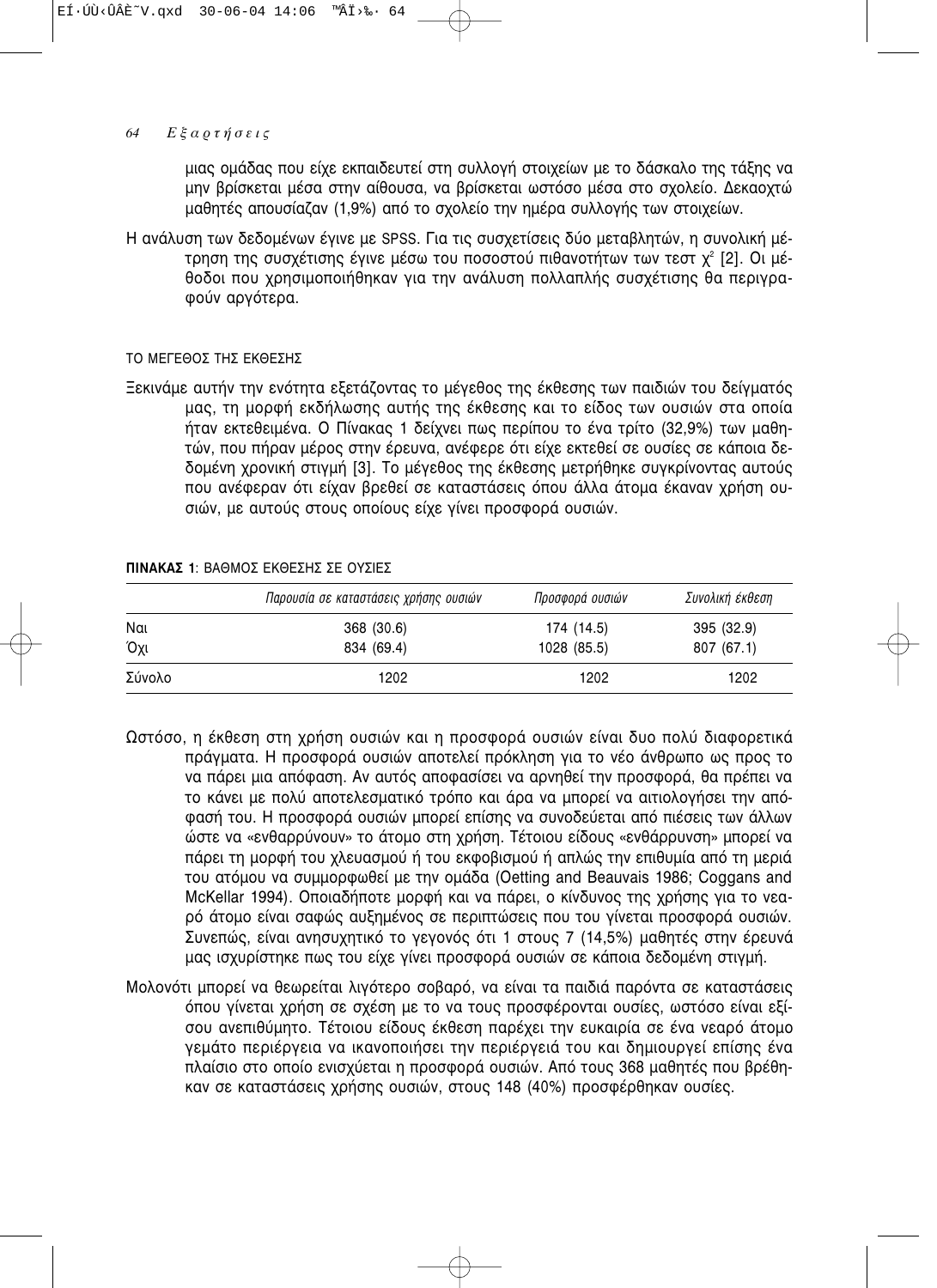μιας ομάδας που είχε εκπαιδευτεί στη συλλογή στοιχείων με το δάσκαλο της τάξης να μην βρίσκεται μέσα στην αίθουσα, να βρίσκεται ωστόσο μέσα στο σχολείο. Δεκαοχτώ μαθητές απουσίαζαν (1,9%) από το σχολείο την ημέρα συλλογής των στοιχείων.

Η ανάλυση των δεδομένων έγινε με SPSS. Για τις συσχετίσεις δύο μεταβλητών, η συνολική μέτρηση της συσχέτισης έγινε μέσω του ποσοστού πιθανοτήτων των τεστ $\chi^2$ [2]. Οι μέθοδοι που χρησιμοποιήθηκαν για την ανάλυση πολλαπλής συσχέτισης θα περιγραφούν αργότερα.

### ΤΟ ΜΕΓΕΘΟΣ ΤΗΣ ΕΚΘΕΣΗΣ

Ξεκινάμε αυτήν την ενότητα εξετάζοντας το μέγεθος της έκθεσης των παιδιών του δείγματός μας, τη μορφή εκδήλωσης αυτής της έκθεσης και το είδος των ουσιών στα οποία ήταν εκτεθειμένα. Ο Πίνακας 1 δείχνει πως περίπου το ένα τρίτο (32,9%) των μαθητών, που πήραν μέρος στην έρευνα, ανέφερε ότι είχε εκτεθεί σε ουσίες σε κάποια δεδομένη χρονική στιγμή [3]. Το μέγεθος της έκθεσης μετρήθηκε συγκρίνοντας αυτούς που ανέφεραν ότι είχαν βρεθεί σε καταστάσεις όπου άλλα άτομα έκαναν χρήση ουσιών, με αυτούς στους οποίους είχε γίνει προσφορά ουσιών.

**ΠΙΝΑΚΑΣ 1**: ΒΑΘΜΟΣ ΕΚΘΕΣΗΣ ΣΕ ΟΥΣΙΕΣ

| | *Παρουσία σε καταστάσεις χρήσης ουσιών* | *Προσφορά ουσιών* | *Συνολική έκθεση* |
|---|---|---|---|
| Ναι | 368 (30.6) | 174 (14.5) | 395 (32.9) |
| Όχι | 834 (69.4) | 1028 (85.5) | 807 (67.1) |
| Σύνολο | 1202 | 1202 | 1202 |

Ωστόσο, η έκθεση στη χρήση ουσιών και η προσφορά ουσιών είναι δυο πολύ διαφορετικά πράγματα. Η προσφορά ουσιών αποτελεί πρόκληση για το νέο άνθρωπο ως προς το να πάρει μια απόφαση. Αν αυτός αποφασίσει να αρνηθεί την προσφορά, θα πρέπει να το κάνει με πολύ αποτελεσματικό τρόπο και άρα να μπορεί να αιτιολογήσει την απόφασή του. Η προσφορά ουσιών μπορεί επίσης να συνοδεύεται από πιέσεις των άλλων ώστε να «ενθαρρύνουν» το άτομο στη χρήση. Τέτοιου είδους «ενθάρρυνση» μπορεί να πάρει τη μορφή του χλευασμού ή του εκφοβισμού ή απλώς την επιθυμία από τη μεριά του ατόμου να συμμορφωθεί με την ομάδα (Oetting and Beauvais 1986; Coggans and McKellar 1994). Οποιαδήποτε μορφή και να πάρει, ο κίνδυνος της χρήσης για το νεαρό άτομο είναι σαφώς αυξημένος σε περιπτώσεις που του γίνεται προσφορά ουσιών. Συνεπώς, είναι ανησυχητικό το γεγονός ότι 1 στους 7 (14,5%) μαθητές στην έρευνά μας ισχυρίστηκε πως του είχε γίνει προσφορά ουσιών σε κάποια δεδομένη στιγμή.

Μολονότι μπορεί να θεωρείται λιγότερο σοβαρό, να είναι τα παιδιά παρόντα σε καταστάσεις όπου γίνεται χρήση σε σχέση με το να τους προσφέρονται ουσίες, ωστόσο είναι εξίσου ανεπιθύμητο. Τέτοιου είδους έκθεση παρέχει την ευκαιρία σε ένα νεαρό άτομο γεμάτο περιέργεια να ικανοποιήσει την περιέργειά του και δημιουργεί επίσης ένα πλαίσιο στο οποίο ενισχύεται η προσφορά ουσιών. Από τους 368 μαθητές που βρέθηκαν σε καταστάσεις χρήσης ουσιών, στους 148 (40%) προσφέρθηκαν ουσίες.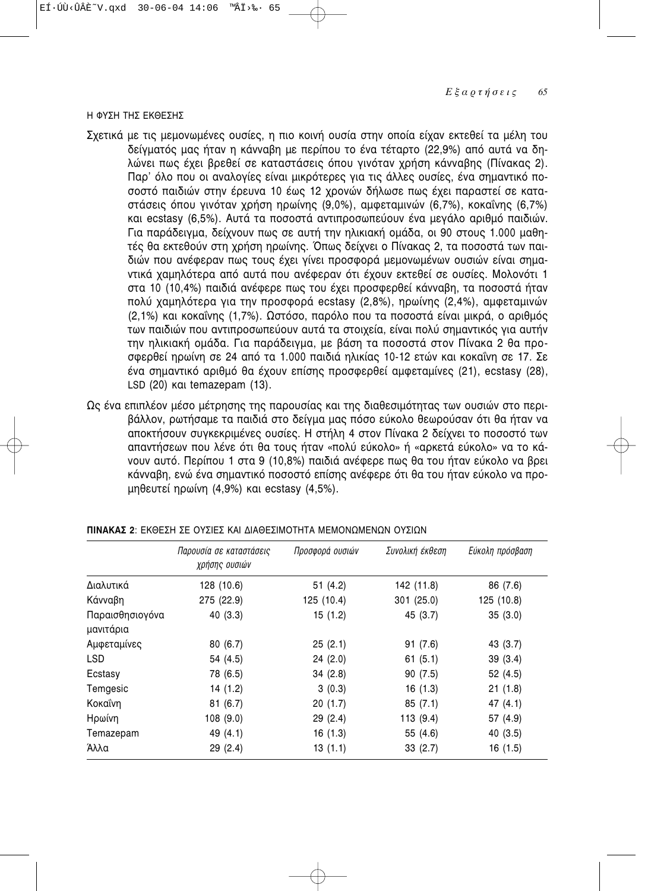### Η ΦΥΣΗ ΤΗΣ ΕΚΘΕΣΗΣ

Σχετικά με τις μεμονωμένες ουσίες, η πιο κοινή ουσία στην οποία είχαν εκτεθεί τα μέλη του δείγματός μας ήταν η κάνναβη με περίπου το ένα τέταρτο (22,9%) από αυτά να δηλώνει πως έχει βρεθεί σε καταστάσεις όπου γινόταν χρήση κάνναβης (Πίνακας 2). Παρ' όλο που οι αναλογίες είναι μικρότερες για τις άλλες ουσίες, ένα σημαντικό ποσοστό παιδιών στην έρευνα 10 έως 12 χρονών δήλωσε πως έχει παραστεί σε καταστάσεις όπου γινόταν χρήση ηρωίνης (9,0%), αμφεταμινών (6,7%), κοκαΐνης (6,7%) και ecstasy (6,5%). Αυτά τα ποσοστά αντιπροσωπεύουν ένα μεγάλο αριθμό παιδιών. Για παράδειγμα, δείχνουν πως σε αυτή την ηλικιακή ομάδα, οι 90 στους 1.000 μαθητές θα εκτεθούν στη χρήση ηρωίνης. Όπως δείχνει ο Πίνακας 2, τα ποσοστά των παιδιών που ανέφεραν πως τους έχει γίνει προσφορά μεμονωμένων ουσιών είναι σημαντικά χαμηλότερα από αυτά που ανέφεραν ότι έχουν εκτεθεί σε ουσίες. Μολονότι 1 στα 10 (10,4%) παιδιά ανέφερε πως του έχει προσφερθεί κάνναβη, τα ποσοστά ήταν πολύ χαμηλότερα για την προσφορά ecstasy (2,8%), ηρωίνης (2,4%), αμφεταμινών (2,1%) και κοκαΐνης (1,7%). Ωστόσο, παρόλο που τα ποσοστά είναι μικρά, ο αριθμός των παιδιών που αντιπροσωπεύουν αυτά τα στοιχεία, είναι πολύ σημαντικός για αυτήν την ηλικιακή ομάδα. Για παράδειγμα, με βάση τα ποσοστά στον Πίνακα 2 θα προσφερθεί ηρωίνη σε 24 από τα 1.000 παιδιά ηλικίας 10-12 ετών και κοκαΐνη σε 17. Σε ένα σημαντικό αριθμό θα έχουν επίσης προσφερθεί αμφεταμίνες (21), ecstasy (28), LSD (20) και temazepam (13).

Ως ένα επιπλέον μέσο μέτρησης της παρουσίας και της διαθεσιμότητας των ουσιών στο περιβάλλον, ρωτήσαμε τα παιδιά στο δείγμα μας πόσο εύκολο θεωρούσαν ότι θα ήταν να αποκτήσουν συγκεκριμένες ουσίες. Η στήλη 4 στον Πίνακα 2 δείχνει το ποσοστό των απαντήσεων που λένε ότι θα τους ήταν «πολύ εύκολο» ή «αρκετά εύκολο» να το κάνουν αυτό. Περίπου 1 στα 9 (10,8%) παιδιά ανέφερε πως θα του ήταν εύκολο να βρει κάνναβη, ενώ ένα σημαντικό ποσοστό επίσης ανέφερε ότι θα του ήταν εύκολο να προμηθευτεί ηρωίνη (4,9%) και ecstasy (4,5%).

**ΠΙΝΑΚΑΣ 2**: ΕΚΘΕΣΗ ΣΕ ΟΥΣΙΕΣ ΚΑΙ ΔΙΑΘΕΣΙΜΟΤΗΤΑ ΜΕΜΟΝΩΜΕΝΩΝ ΟΥΣΙΩΝ

| | *Παρουσία σε καταστάσεις χρήσης ουσιών* | *Προσφορά ουσιών* | *Συνολική έκθεση* | *Εύκολη πρόσβαση* |
|---|---|---|---|---|
| Διαλυτικά | 128 (10.6) | 51 (4.2) | 142 (11.8) | 86 (7.6) |
| Κάνναβη | 275 (22.9) | 125 (10.4) | 301 (25.0) | 125 (10.8) |
| Παραισθησιογόνα μανιτάρια | 40 (3.3) | 15 (1.2) | 45 (3.7) | 35 (3.0) |
| Αμφεταμίνες | 80 (6.7) | 25 (2.1) | 91 (7.6) | 43 (3.7) |
| LSD | 54 (4.5) | 24 (2.0) | 61 (5.1) | 39 (3.4) |
| Ecstasy | 78 (6.5) | 34 (2.8) | 90 (7.5) | 52 (4.5) |
| Temgesic | 14 (1.2) | 3 (0.3) | 16 (1.3) | 21 (1.8) |
| Κοκαΐνη | 81 (6.7) | 20 (1.7) | 85 (7.1) | 47 (4.1) |
| Ηρωίνη | 108 (9.0) | 29 (2.4) | 113 (9.4) | 57 (4.9) |
| Temazepam | 49 (4.1) | 16 (1.3) | 55 (4.6) | 40 (3.5) |
| Άλλα | 29 (2.4) | 13 (1.1) | 33 (2.7) | 16 (1.5) |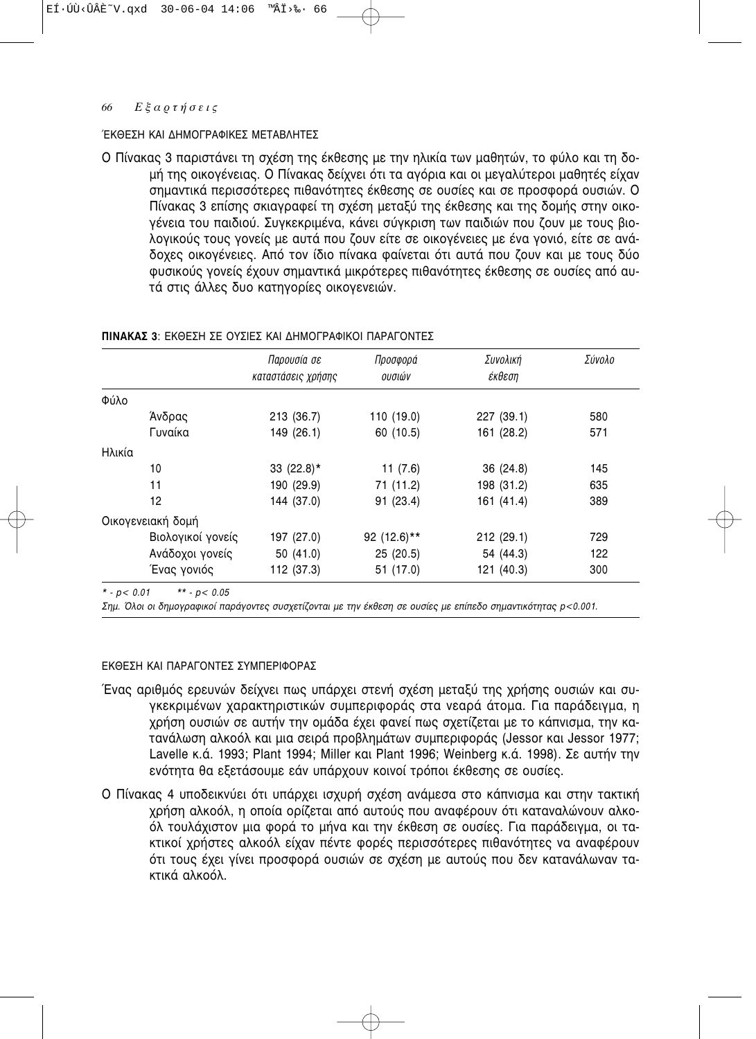## ΈΚΘΕΣΗ ΚΑΙ ΔΗΜΟΓΡΑΦΙΚΕΣ ΜΕΤΑΒΛΗΤΕΣ

Ο Πίνακας 3 παριστάνει τη σχέση της έκθεσης με την ηλικία των μαθητών, το φύλο και τη δομή της οικογένειας. Ο Πίνακας δείχνει ότι τα αγόρια και οι μεγαλύτεροι μαθητές είχαν σημαντικά περισσότερες πιθανότητες έκθεσης σε ουσίες και σε προσφορά ουσιών. Ο Πίνακας 3 επίσης σκιαγραφεί τη σχέση μεταξύ της έκθεσης και της δομής στην οικογένεια του παιδιού. Συγκεκριμένα, κάνει σύγκριση των παιδιών που ζουν με τους βιολογικούς τους γονείς με αυτά που ζουν είτε σε οικογένειες με ένα γονιό, είτε σε ανάδοχες οικογένειες. Από τον ίδιο πίνακα φαίνεται ότι αυτά που ζουν και με τους δύο φυσικούς γονείς έχουν σημαντικά μικρότερες πιθανότητες έκθεσης σε ουσίες από αυτά στις άλλες δυο κατηγορίες οικογενειών.

**ΠΙΝΑΚΑΣ 3**: ΕΚΘΕΣΗ ΣΕ ΟΥΣΙΕΣ ΚΑΙ ΔΗΜΟΓΡΑΦΙΚΟΙ ΠΑΡΑΓΟΝΤΕΣ

| | | *Παρουσία σε καταστάσεις χρήσης* | *Προσφορά ουσιών* | *Συνολική έκθεση* | *Σύνολο* |
|---|---|---|---|---|---|
| Φύλο | | | | | |
| | Άνδρας | 213 (36.7) | 110 (19.0) | 227 (39.1) | 580 |
| | Γυναίκα | 149 (26.1) | 60 (10.5) | 161 (28.2) | 571 |
| Ηλικία | | | | | |
| | 10 | 33 (22.8)* | 11 (7.6) | 36 (24.8) | 145 |
| | 11 | 190 (29.9) | 71 (11.2) | 198 (31.2) | 635 |
| | 12 | 144 (37.0) | 91 (23.4) | 161 (41.4) | 389 |
| Οικογενειακή δομή | | | | | |
| | Βιολογικοί γονείς | 197 (27.0) | 92 (12.6)** | 212 (29.1) | 729 |
| | Ανάδοχοι γονείς | 50 (41.0) | 25 (20.5) | 54 (44.3) | 122 |
| | Ένας γονιός | 112 (37.3) | 51 (17.0) | 121 (40.3) | 300 |

*\* - $p < 0.01$ \*\* - $p < 0.05$*

*Σημ. Όλοι οι δημογραφικοί παράγοντες συσχετίζονται με την έκθεση σε ουσίες με επίπεδο σημαντικότητας $p<0.001$.*

## ΕΚΘΕΣΗ ΚΑΙ ΠΑΡΑΓΟΝΤΕΣ ΣΥΜΠΕΡΙΦΟΡΑΣ

Ένας αριθμός ερευνών δείχνει πως υπάρχει στενή σχέση μεταξύ της χρήσης ουσιών και συγκεκριμένων χαρακτηριστικών συμπεριφοράς στα νεαρά άτομα. Για παράδειγμα, η χρήση ουσιών σε αυτήν την ομάδα έχει φανεί πως σχετίζεται με το κάπνισμα, την κατανάλωση αλκοόλ και μια σειρά προβλημάτων συμπεριφοράς (Jessor και Jessor 1977; Lavelle κ.ά. 1993; Plant 1994; Miller και Plant 1996; Weinberg κ.ά. 1998). Σε αυτήν την ενότητα θα εξετάσουμε εάν υπάρχουν κοινοί τρόποι έκθεσης σε ουσίες.

Ο Πίνακας 4 υποδεικνύει ότι υπάρχει ισχυρή σχέση ανάμεσα στο κάπνισμα και στην τακτική χρήση αλκοόλ, η οποία ορίζεται από αυτούς που αναφέρουν ότι καταναλώνουν αλκοόλ τουλάχιστον μια φορά το μήνα και την έκθεση σε ουσίες. Για παράδειγμα, οι τακτικοί χρήστες αλκοόλ είχαν πέντε φορές περισσότερες πιθανότητες να αναφέρουν ότι τους έχει γίνει προσφορά ουσιών σε σχέση με αυτούς που δεν κατανάλωναν τακτικά αλκοόλ.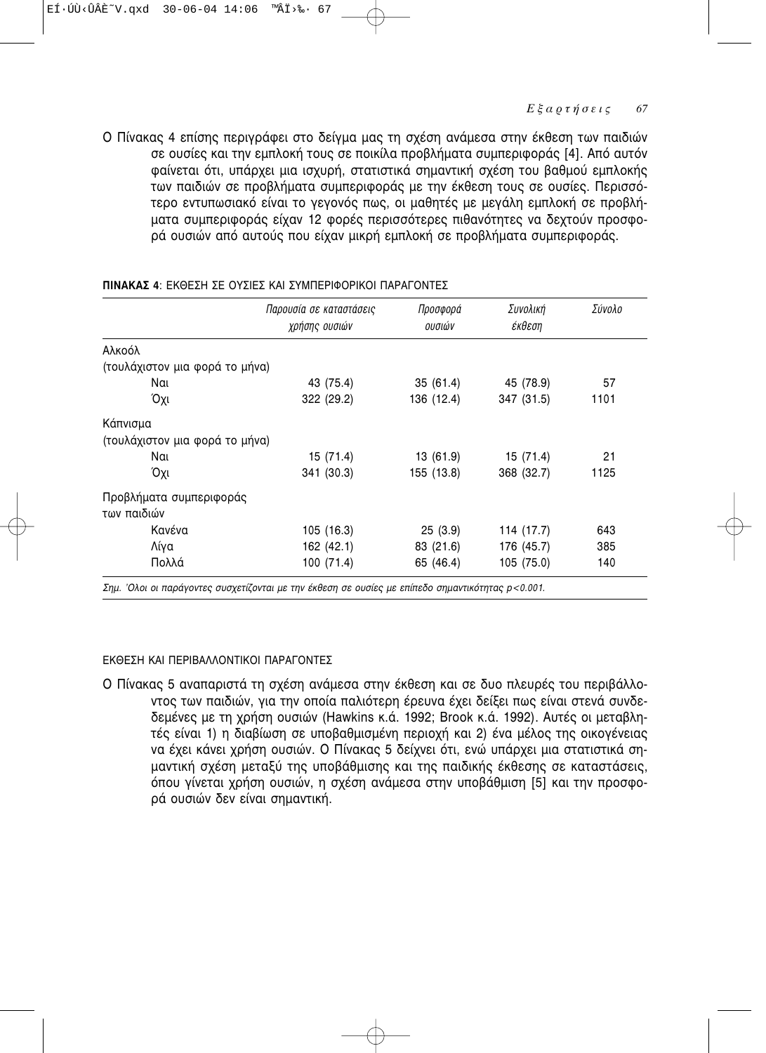Ο Πίνακας 4 επίσης περιγράφει στο δείγμα μας τη σχέση ανάμεσα στην έκθεση των παιδιών σε ουσίες και την εμπλοκή τους σε ποικίλα προβλήματα συμπεριφοράς [4]. Από αυτόν φαίνεται ότι, υπάρχει μια ισχυρή, στατιστικά σημαντική σχέση του βαθμού εμπλοκής των παιδιών σε προβλήματα συμπεριφοράς με την έκθεση τους σε ουσίες. Περισσότερο εντυπωσιακό είναι το γεγονός πως, οι μαθητές με μεγάλη εμπλοκή σε προβλήματα συμπεριφοράς είχαν 12 φορές περισσότερες πιθανότητες να δεχτούν προσφορά ουσιών από αυτούς που είχαν μικρή εμπλοκή σε προβλήματα συμπεριφοράς.

**ΠΙΝΑΚΑΣ 4**: ΕΚΘΕΣΗ ΣΕ ΟΥΣΙΕΣ ΚΑΙ ΣΥΜΠΕΡΙΦΟΡΙΚΟΙ ΠΑΡΑΓΟΝΤΕΣ

| | *Παρουσία σε καταστάσεις χρήσης ουσιών* | *Προσφορά ουσιών* | *Συνολική έκθεση* | *Σύνολο* |
|---|---|---|---|---|
| Αλκοόλ (τουλάχιστον μια φορά το μήνα) | | | | |
| Ναι | 43 (75.4) | 35 (61.4) | 45 (78.9) | 57 |
| Όχι | 322 (29.2) | 136 (12.4) | 347 (31.5) | 1101 |
| Κάπνισμα (τουλάχιστον μια φορά το μήνα) | | | | |
| Ναι | 15 (71.4) | 13 (61.9) | 15 (71.4) | 21 |
| Όχι | 341 (30.3) | 155 (13.8) | 368 (32.7) | 1125 |
| Προβλήματα συμπεριφοράς των παιδιών | | | | |
| Κανένα | 105 (16.3) | 25 (3.9) | 114 (17.7) | 643 |
| Λίγα | 162 (42.1) | 83 (21.6) | 176 (45.7) | 385 |
| Πολλά | 100 (71.4) | 65 (46.4) | 105 (75.0) | 140 |

*Σημ. Όλοι οι παράγοντες συσχετίζονται με την έκθεση σε ουσίες με επίπεδο σημαντικότητας $p<0.001$.*

ΕΚΘΕΣΗ ΚΑΙ ΠΕΡΙΒΑΛΛΟΝΤΙΚΟΙ ΠΑΡΑΓΟΝΤΕΣ

Ο Πίνακας 5 αναπαριστά τη σχέση ανάμεσα στην έκθεση και σε δυο πλευρές του περιβάλλοντος των παιδιών, για την οποία παλιότερη έρευνα έχει δείξει πως είναι στενά συνδεδεμένες με τη χρήση ουσιών (Hawkins κ.ά. 1992; Brook κ.ά. 1992). Αυτές οι μεταβλητές είναι 1) η διαβίωση σε υποβαθμισμένη περιοχή και 2) ένα μέλος της οικογένειας να έχει κάνει χρήση ουσιών. Ο Πίνακας 5 δείχνει ότι, ενώ υπάρχει μια στατιστικά σημαντική σχέση μεταξύ της υποβάθμισης και της παιδικής έκθεσης σε καταστάσεις, όπου γίνεται χρήση ουσιών, η σχέση ανάμεσα στην υποβάθμιση [5] και την προσφορά ουσιών δεν είναι σημαντική.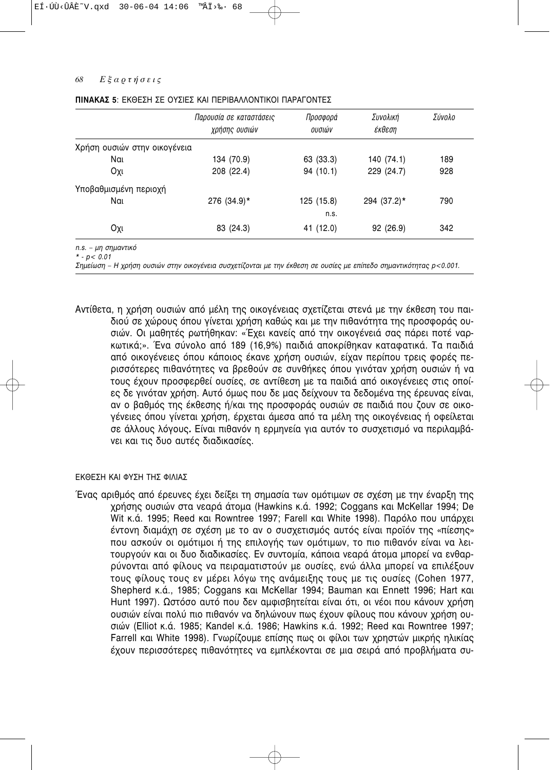**ΠΙΝΑΚΑΣ 5**: ΕΚΘΕΣΗ ΣΕ ΟΥΣΙΕΣ ΚΑΙ ΠΕΡΙΒΑΛΛΟΝΤΙΚΟΙ ΠΑΡΑΓΟΝΤΕΣ

| | *Παρουσία σε καταστάσεις χρήσης ουσιών* | *Προσφορά ουσιών* | *Συνολική έκθεση* | *Σύνολο* |
|---|---|---|---|---|
| Χρήση ουσιών στην οικογένεια | | | | |
| Ναι | 134 (70.9) | 63 (33.3) | 140 (74.1) | 189 |
| Οχι | 208 (22.4) | 94 (10.1) | 229 (24.7) | 928 |
| Υποβαθμισμένη περιοχή | | | | |
| Ναι | 276 (34.9)* | 125 (15.8) n.s. | 294 (37.2)* | 790 |
| Οχι | 83 (24.3) | 41 (12.0) | 92 (26.9) | 342 |

*n.s. – μη σημαντικό*
*\* - p< 0.01*
*Σημείωση – Η χρήση ουσιών στην οικογένεια συσχετίζονται με την έκθεση σε ουσίες με επίπεδο σημαντικότητας p<0.001.*

Αντίθετα, η χρήση ουσιών από μέλη της οικογένειας σχετίζεται στενά με την έκθεση του παιδιού σε χώρους όπου γίνεται χρήση καθώς και με την πιθανότητα της προσφοράς ουσιών. Οι μαθητές ρωτήθηκαν: «Έχει κανείς από την οικογένειά σας πάρει ποτέ ναρκωτικά;». Ένα σύνολο από 189 (16,9%) παιδιά αποκρίθηκαν καταφατικά. Τα παιδιά από οικογένειες όπου κάποιος έκανε χρήση ουσιών, είχαν περίπου τρεις φορές περισσότερες πιθανότητες να βρεθούν σε συνθήκες όπου γινόταν χρήση ουσιών ή να τους έχουν προσφερθεί ουσίες, σε αντίθεση με τα παιδιά από οικογένειες στις οποίες δε γινόταν χρήση. Αυτό όμως που δε μας δείχνουν τα δεδομένα της έρευνας είναι, αν ο βαθμός της έκθεσης ή/και της προσφοράς ουσιών σε παιδιά που ζουν σε οικογένειες όπου γίνεται χρήση, έρχεται άμεσα από τα μέλη της οικογένειας ή οφείλεται σε άλλους λόγους**.** Είναι πιθανόν η ερμηνεία για αυτόν το συσχετισμό να περιλαμβάνει και τις δυο αυτές διαδικασίες.

ΕΚΘΕΣΗ ΚΑΙ ΦΥΣΗ ΤΗΣ ΦΙΛΙΑΣ

Ένας αριθμός από έρευνες έχει δείξει τη σημασία των ομότιμων σε σχέση με την έναρξη της χρήσης ουσιών στα νεαρά άτομα (Hawkins κ.ά. 1992; Coggans και McKellar 1994; De Wit κ.ά. 1995; Reed και Rowntree 1997; Farell και White 1998). Παρόλο που υπάρχει έντονη διαμάχη σε σχέση με το αν ο συσχετισμός αυτός είναι προϊόν της «πίεσης» που ασκούν οι ομότιμοι ή της επιλογής των ομότιμων, το πιο πιθανόν είναι να λειτουργούν και οι δυο διαδικασίες. Εν συντομία, κάποια νεαρά άτομα μπορεί να ενθαρρύνονται από φίλους να πειραματιστούν με ουσίες, ενώ άλλα μπορεί να επιλέξουν τους φίλους τους εν μέρει λόγω της ανάμειξης τους με τις ουσίες (Cohen 1977, Shepherd κ.ά., 1985; Coggans και McKellar 1994; Bauman και Ennett 1996; Hart και Hunt 1997). Ωστόσο αυτό που δεν αμφισβητείται είναι ότι, οι νέοι που κάνουν χρήση ουσιών είναι πολύ πιο πιθανόν να δηλώνουν πως έχουν φίλους που κάνουν χρήση ουσιών (Elliot κ.ά. 1985; Kandel κ.ά. 1986; Hawkins κ.ά. 1992; Reed και Rowntree 1997; Farrell και White 1998). Γνωρίζουμε επίσης πως οι φίλοι των χρηστών μικρής ηλικίας έχουν περισσότερες πιθανότητες να εμπλέκονται σε μια σειρά από προβλήματα συ-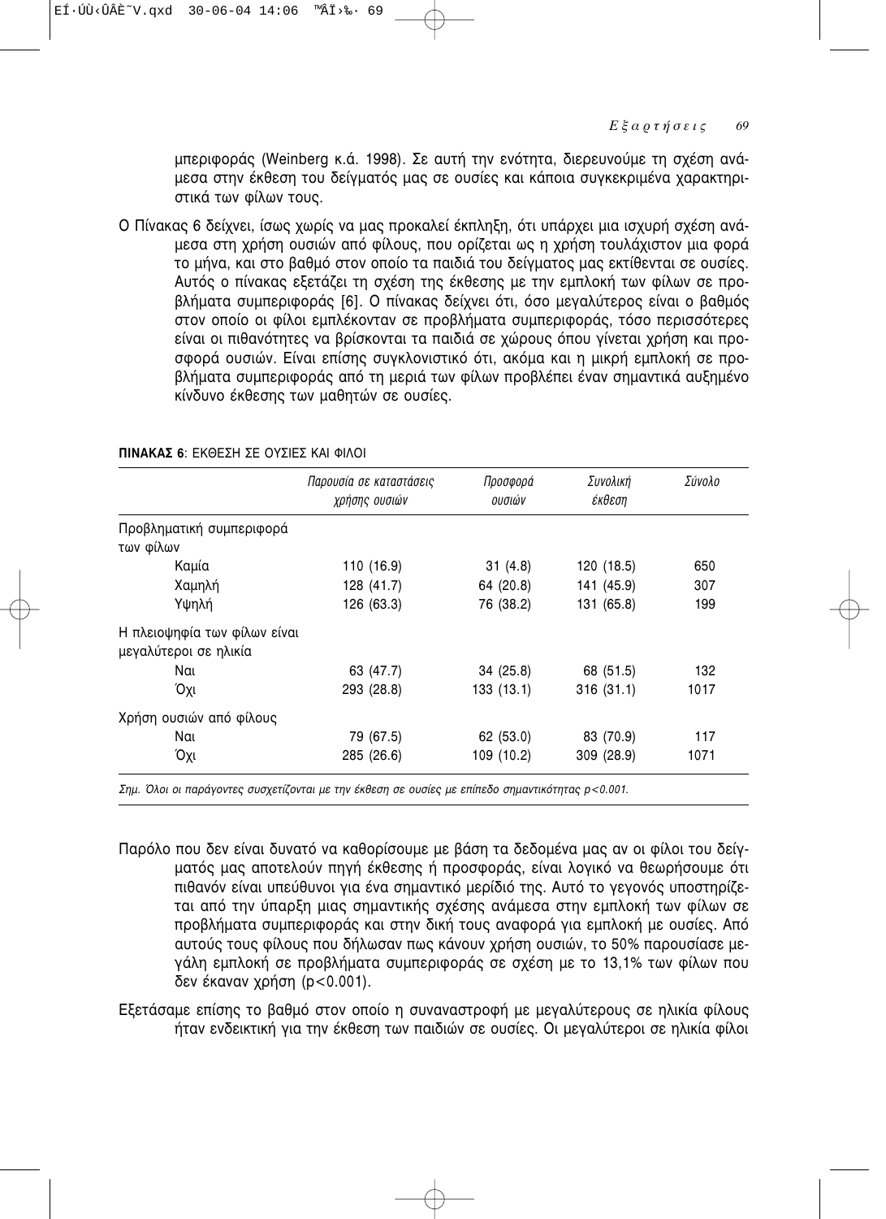μπεριφοράς (Weinberg κ.ά. 1998). Σε αυτή την ενότητα, διερευνούμε τη σχέση ανάμεσα στην έκθεση του δείγματός μας σε ουσίες και κάποια συγκεκριμένα χαρακτηριστικά των φίλων τους.

Ο Πίνακας 6 δείχνει, ίσως χωρίς να μας προκαλεί έκπληξη, ότι υπάρχει μια ισχυρή σχέση ανάμεσα στη χρήση ουσιών από φίλους, που ορίζεται ως η χρήση τουλάχιστον μια φορά το μήνα, και στο βαθμό στον οποίο τα παιδιά του δείγματος μας εκτίθενται σε ουσίες. Αυτός ο πίνακας εξετάζει τη σχέση της έκθεσης με την εμπλοκή των φίλων σε προβλήματα συμπεριφοράς [6]. Ο πίνακας δείχνει ότι, όσο μεγαλύτερος είναι ο βαθμός στον οποίο οι φίλοι εμπλέκονταν σε προβλήματα συμπεριφοράς, τόσο περισσότερες είναι οι πιθανότητες να βρίσκονται τα παιδιά σε χώρους όπου γίνεται χρήση και προσφορά ουσιών. Είναι επίσης συγκλονιστικό ότι, ακόμα και η μικρή εμπλοκή σε προβλήματα συμπεριφοράς από τη μεριά των φίλων προβλέπει έναν σημαντικά αυξημένο κίνδυνο έκθεσης των μαθητών σε ουσίες.

**ΠΙΝΑΚΑΣ 6**: ΕΚΘΕΣΗ ΣΕ ΟΥΣΙΕΣ ΚΑΙ ΦΙΛΟΙ

| | *Παρουσία σε καταστάσεις χρήσης ουσιών* | *Προσφορά ουσιών* | *Συνολική έκθεση* | *Σύνολο* |
|---|---|---|---|---|
| Προβληματική συμπεριφορά των φίλων | | | | |
| Καμία | 110 (16.9) | 31 (4.8) | 120 (18.5) | 650 |
| Χαμηλή | 128 (41.7) | 64 (20.8) | 141 (45.9) | 307 |
| Υψηλή | 126 (63.3) | 76 (38.2) | 131 (65.8) | 199 |
| Η πλειοψηφία των φίλων είναι μεγαλύτεροι σε ηλικία | | | | |
| Ναι | 63 (47.7) | 34 (25.8) | 68 (51.5) | 132 |
| Όχι | 293 (28.8) | 133 (13.1) | 316 (31.1) | 1017 |
| Χρήση ουσιών από φίλους | | | | |
| Ναι | 79 (67.5) | 62 (53.0) | 83 (70.9) | 117 |
| Όχι | 285 (26.6) | 109 (10.2) | 309 (28.9) | 1071 |

*Σημ. Όλοι οι παράγοντες συσχετίζονται με την έκθεση σε ουσίες με επίπεδο σημαντικότητας $p<0.001$.*

Παρόλο που δεν είναι δυνατό να καθορίσουμε με βάση τα δεδομένα μας αν οι φίλοι του δείγματός μας αποτελούν πηγή έκθεσης ή προσφοράς, είναι λογικό να θεωρήσουμε ότι πιθανόν είναι υπεύθυνοι για ένα σημαντικό μερίδιό της. Αυτό το γεγονός υποστηρίζεται από την ύπαρξη μιας σημαντικής σχέσης ανάμεσα στην εμπλοκή των φίλων σε προβλήματα συμπεριφοράς και στην δική τους αναφορά για εμπλοκή με ουσίες. Από αυτούς τους φίλους που δήλωσαν πως κάνουν χρήση ουσιών, το 50% παρουσίασε μεγάλη εμπλοκή σε προβλήματα συμπεριφοράς σε σχέση με το 13,1% των φίλων που δεν έκαναν χρήση ($p<0.001$).

Εξετάσαμε επίσης το βαθμό στον οποίο η συναναστροφή με μεγαλύτερους σε ηλικία φίλους ήταν ενδεικτική για την έκθεση των παιδιών σε ουσίες. Οι μεγαλύτεροι σε ηλικία φίλοι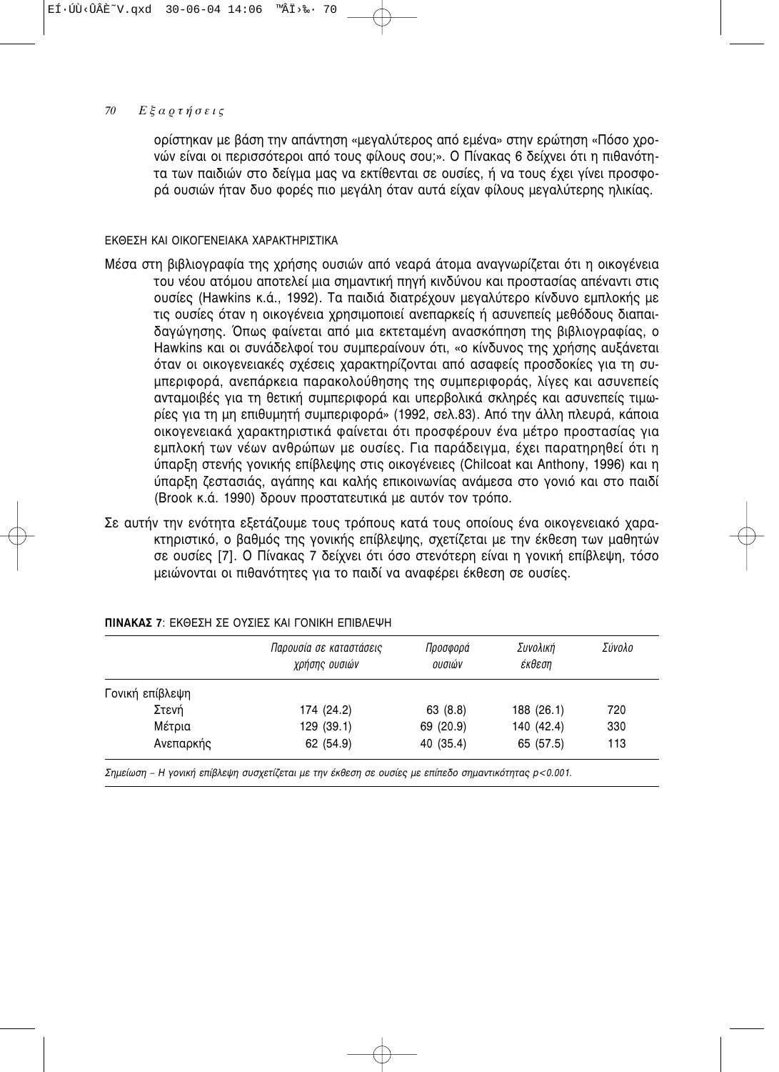ορίστηκαν με βάση την απάντηση «μεγαλύτερος από εμένα» στην ερώτηση «Πόσο χρονών είναι οι περισσότεροι από τους φίλους σου;». Ο Πίνακας 6 δείχνει ότι η πιθανότητα των παιδιών στο δείγμα μας να εκτίθενται σε ουσίες, ή να τους έχει γίνει προσφορά ουσιών ήταν δυο φορές πιο μεγάλη όταν αυτά είχαν φίλους μεγαλύτερης ηλικίας.

### ΕΚΘΕΣΗ ΚΑΙ ΟΙΚΟΓΕΝΕΙΑΚΑ ΧΑΡΑΚΤΗΡΙΣΤΙΚΑ

Μέσα στη βιβλιογραφία της χρήσης ουσιών από νεαρά άτομα αναγνωρίζεται ότι η οικογένεια του νέου ατόμου αποτελεί μια σημαντική πηγή κινδύνου και προστασίας απέναντι στις ουσίες (Hawkins κ.ά., 1992). Τα παιδιά διατρέχουν μεγαλύτερο κίνδυνο εμπλοκής με τις ουσίες όταν η οικογένεια χρησιμοποιεί ανεπαρκείς ή ασυνεπείς μεθόδους διαπαιδαγώγησης. Όπως φαίνεται από μια εκτεταμένη ανασκόπηση της βιβλιογραφίας, ο Hawkins και οι συνάδελφοί του συμπεραίνουν ότι, «ο κίνδυνος της χρήσης αυξάνεται όταν οι οικογενειακές σχέσεις χαρακτηρίζονται από ασαφείς προσδοκίες για τη συμπεριφορά, ανεπάρκεια παρακολούθησης της συμπεριφοράς, λίγες και ασυνεπείς ανταμοιβές για τη θετική συμπεριφορά και υπερβολικά σκληρές και ασυνεπείς τιμωρίες για τη μη επιθυμητή συμπεριφορά» (1992, σελ.83). Από την άλλη πλευρά, κάποια οικογενειακά χαρακτηριστικά φαίνεται ότι προσφέρουν ένα μέτρο προστασίας για εμπλοκή των νέων ανθρώπων με ουσίες. Για παράδειγμα, έχει παρατηρηθεί ότι η ύπαρξη στενής γονικής επίβλεψης στις οικογένειες (Chilcoat και Anthony, 1996) και η ύπαρξη ζεστασιάς, αγάπης και καλής επικοινωνίας ανάμεσα στο γονιό και στο παιδί (Brook κ.ά. 1990) δρουν προστατευτικά με αυτόν τον τρόπο.

Σε αυτήν την ενότητα εξετάζουμε τους τρόπους κατά τους οποίους ένα οικογενειακό χαρακτηριστικό, ο βαθμός της γονικής επίβλεψης, σχετίζεται με την έκθεση των μαθητών σε ουσίες [7]. Ο Πίνακας 7 δείχνει ότι όσο στενότερη είναι η γονική επίβλεψη, τόσο μειώνονται οι πιθανότητες για το παιδί να αναφέρει έκθεση σε ουσίες.

**ΠΙΝΑΚΑΣ 7**: ΕΚΘΕΣΗ ΣΕ ΟΥΣΙΕΣ ΚΑΙ ΓΟΝΙΚΗ ΕΠΙΒΛΕΨΗ

| | *Παρουσία σε καταστάσεις χρήσης ουσιών* | *Προσφορά ουσιών* | *Συνολική έκθεση* | *Σύνολο* |
|---|---|---|---|---|
| Γονική επίβλεψη | | | | |
| Στενή | 174 (24.2) | 63 (8.8) | 188 (26.1) | 720 |
| Μέτρια | 129 (39.1) | 69 (20.9) | 140 (42.4) | 330 |
| Ανεπαρκής | 62 (54.9) | 40 (35.4) | 65 (57.5) | 113 |

*Σημείωση – Η γονική επίβλεψη συσχετίζεται με την έκθεση σε ουσίες με επίπεδο σημαντικότητας $p<0.001$.*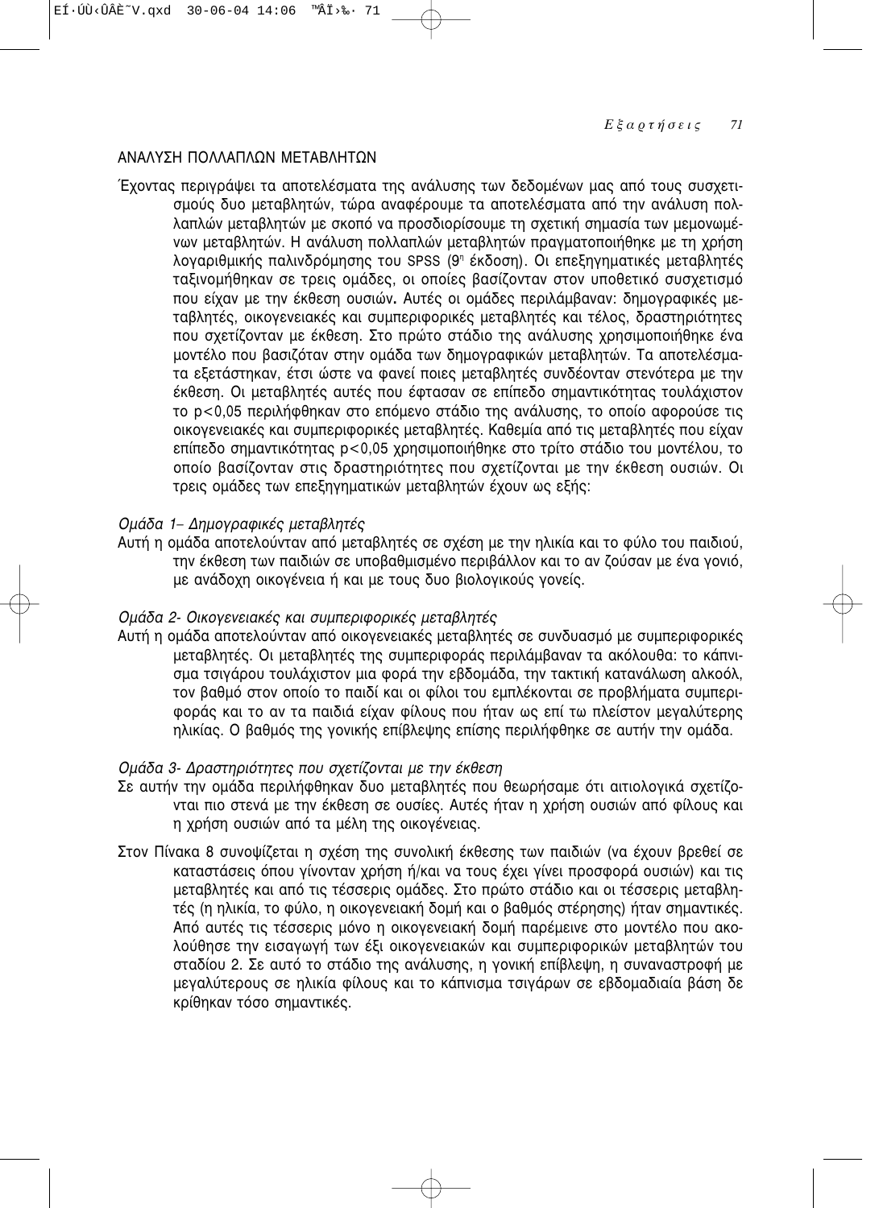## ΑΝΑΛΥΣΗ ΠΟΛΛΑΠΛΩΝ ΜΕΤΑΒΛΗΤΩΝ

Έχοντας περιγράψει τα αποτελέσματα της ανάλυσης των δεδομένων μας από τους συσχετισμούς δυο μεταβλητών, τώρα αναφέρουμε τα αποτελέσματα από την ανάλυση πολλαπλών μεταβλητών με σκοπό να προσδιορίσουμε τη σχετική σημασία των μεμονωμένων μεταβλητών. Η ανάλυση πολλαπλών μεταβλητών πραγματοποιήθηκε με τη χρήση λογαριθμικής παλινδρόμησης του SPSS (9η έκδοση). Οι επεξηγηματικές μεταβλητές ταξινομήθηκαν σε τρεις ομάδες, οι οποίες βασίζονταν στον υποθετικό συσχετισμό που είχαν με την έκθεση ουσιών**.** Αυτές οι ομάδες περιλάμβαναν: δημογραφικές μεταβλητές, οικογενειακές και συμπεριφορικές μεταβλητές και τέλος, δραστηριότητες που σχετίζονταν με έκθεση. Στο πρώτο στάδιο της ανάλυσης χρησιμοποιήθηκε ένα μοντέλο που βασιζόταν στην ομάδα των δημογραφικών μεταβλητών. Τα αποτελέσματα εξετάστηκαν, έτσι ώστε να φανεί ποιες μεταβλητές συνδέονταν στενότερα με την έκθεση. Οι μεταβλητές αυτές που έφτασαν σε επίπεδο σημαντικότητας τουλάχιστον το $p<0,05$ περιλήφθηκαν στο επόμενο στάδιο της ανάλυσης, το οποίο αφορούσε τις οικογενειακές και συμπεριφορικές μεταβλητές. Καθεμία από τις μεταβλητές που είχαν επίπεδο σημαντικότητας $p<0,05$ χρησιμοποιήθηκε στο τρίτο στάδιο του μοντέλου, το οποίο βασίζονταν στις δραστηριότητες που σχετίζονται με την έκθεση ουσιών. Οι τρεις ομάδες των επεξηγηματικών μεταβλητών έχουν ως εξής:

*Ομάδα 1– Δημογραφικές μεταβλητές*

Αυτή η ομάδα αποτελούνταν από μεταβλητές σε σχέση με την ηλικία και το φύλο του παιδιού, την έκθεση των παιδιών σε υποβαθμισμένο περιβάλλον και το αν ζούσαν με ένα γονιό, με ανάδοχη οικογένεια ή και με τους δυο βιολογικούς γονείς.

*Ομάδα 2- Οικογενειακές και συμπεριφορικές μεταβλητές*

Αυτή η ομάδα αποτελούνταν από οικογενειακές μεταβλητές σε συνδυασμό με συμπεριφορικές μεταβλητές. Οι μεταβλητές της συμπεριφοράς περιλάμβαναν τα ακόλουθα: το κάπνισμα τσιγάρου τουλάχιστον μια φορά την εβδομάδα, την τακτική κατανάλωση αλκοόλ, τον βαθμό στον οποίο το παιδί και οι φίλοι του εμπλέκονται σε προβλήματα συμπεριφοράς και το αν τα παιδιά είχαν φίλους που ήταν ως επί τω πλείστον μεγαλύτερης ηλικίας. Ο βαθμός της γονικής επίβλεψης επίσης περιλήφθηκε σε αυτήν την ομάδα.

*Ομάδα 3- Δραστηριότητες που σχετίζονται με την έκθεση*

Σε αυτήν την ομάδα περιλήφθηκαν δυο μεταβλητές που θεωρήσαμε ότι αιτιολογικά σχετίζονται πιο στενά με την έκθεση σε ουσίες. Αυτές ήταν η χρήση ουσιών από φίλους και η χρήση ουσιών από τα μέλη της οικογένειας.

Στον Πίνακα 8 συνοψίζεται η σχέση της συνολική έκθεσης των παιδιών (να έχουν βρεθεί σε καταστάσεις όπου γίνονταν χρήση ή/και να τους έχει γίνει προσφορά ουσιών) και τις μεταβλητές και από τις τέσσερις ομάδες. Στο πρώτο στάδιο και οι τέσσερις μεταβλητές (η ηλικία, το φύλο, η οικογενειακή δομή και ο βαθμός στέρησης) ήταν σημαντικές. Από αυτές τις τέσσερις μόνο η οικογενειακή δομή παρέμεινε στο μοντέλο που ακολούθησε την εισαγωγή των έξι οικογενειακών και συμπεριφορικών μεταβλητών του σταδίου 2. Σε αυτό το στάδιο της ανάλυσης, η γονική επίβλεψη, η συναναστροφή με μεγαλύτερους σε ηλικία φίλους και το κάπνισμα τσιγάρων σε εβδομαδιαία βάση δε κρίθηκαν τόσο σημαντικές.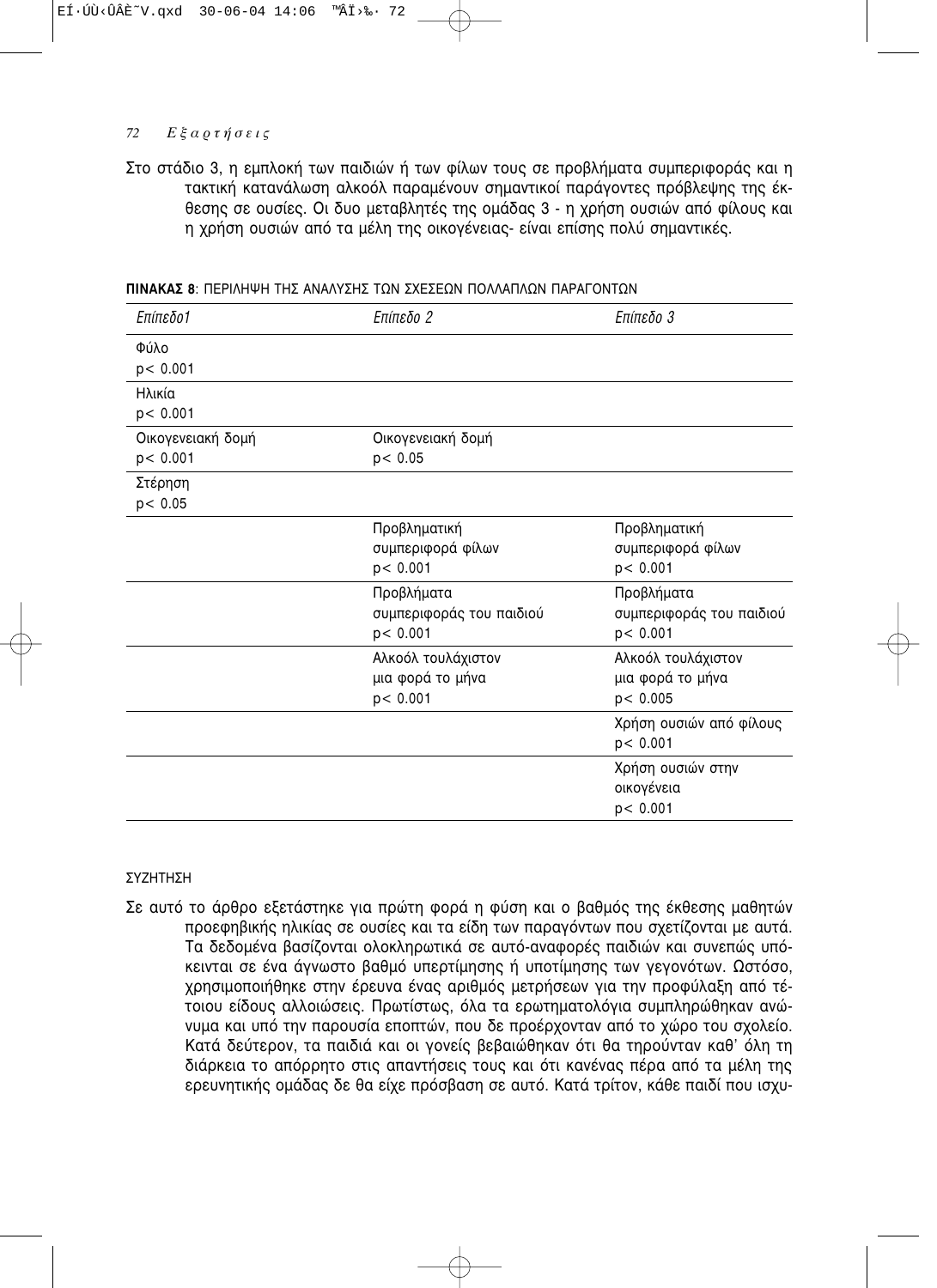Στο στάδιο 3, η εμπλοκή των παιδιών ή των φίλων τους σε προβλήματα συμπεριφοράς και η τακτική κατανάλωση αλκοόλ παραμένουν σημαντικοί παράγοντες πρόβλεψης της έκθεσης σε ουσίες. Οι δυο μεταβλητές της ομάδας 3 - η χρήση ουσιών από φίλους και η χρήση ουσιών από τα μέλη της οικογένειας- είναι επίσης πολύ σημαντικές.

**ΠΙΝΑΚΑΣ 8**: ΠΕΡΙΛΗΨΗ ΤΗΣ ΑΝΑΛΥΣΗΣ ΤΩΝ ΣΧΕΣΕΩΝ ΠΟΛΛΑΠΛΩΝ ΠΑΡΑΓΟΝΤΩΝ

| *Επίπεδο1* | *Επίπεδο 2* | *Επίπεδο 3* |
|---|---|---|
| Φύλο $p < 0.001$ | | |
| Ηλικία $p < 0.001$ | | |
| Οικογενειακή δομή $p < 0.001$ | Οικογενειακή δομή $p < 0.05$ | |
| Στέρηση $p < 0.05$ | | |
| | Προβληματική συμπεριφορά φίλων $p < 0.001$ | Προβληματική συμπεριφορά φίλων $p < 0.001$ |
| | Προβλήματα συμπεριφοράς του παιδιού $p < 0.001$ | Προβλήματα συμπεριφοράς του παιδιού $p < 0.001$ |
| | Αλκοόλ τουλάχιστον μια φορά το μήνα $p < 0.001$ | Αλκοόλ τουλάχιστον μια φορά το μήνα $p < 0.005$ |
| | | Χρήση ουσιών από φίλους $p < 0.001$ |
| | | Χρήση ουσιών στην οικογένεια $p < 0.001$ |

ΣΥΖΗΤΗΣΗ

Σε αυτό το άρθρο εξετάστηκε για πρώτη φορά η φύση και ο βαθμός της έκθεσης μαθητών προεφηβικής ηλικίας σε ουσίες και τα είδη των παραγόντων που σχετίζονται με αυτά. Τα δεδομένα βασίζονται ολοκληρωτικά σε αυτό-αναφορές παιδιών και συνεπώς υπόκεινται σε ένα άγνωστο βαθμό υπερτίμησης ή υποτίμησης των γεγονότων. Ωστόσο, χρησιμοποιήθηκε στην έρευνα ένας αριθμός μετρήσεων για την προφύλαξη από τέτοιου είδους αλλοιώσεις. Πρωτίστως, όλα τα ερωτηματολόγια συμπληρώθηκαν ανώνυμα και υπό την παρουσία εποπτών, που δε προέρχονταν από το χώρο του σχολείο. Κατά δεύτερον, τα παιδιά και οι γονείς βεβαιώθηκαν ότι θα τηρούνταν καθ' όλη τη διάρκεια το απόρρητο στις απαντήσεις τους και ότι κανένας πέρα από τα μέλη της ερευνητικής ομάδας δε θα είχε πρόσβαση σε αυτό. Κατά τρίτον, κάθε παιδί που ισχυ-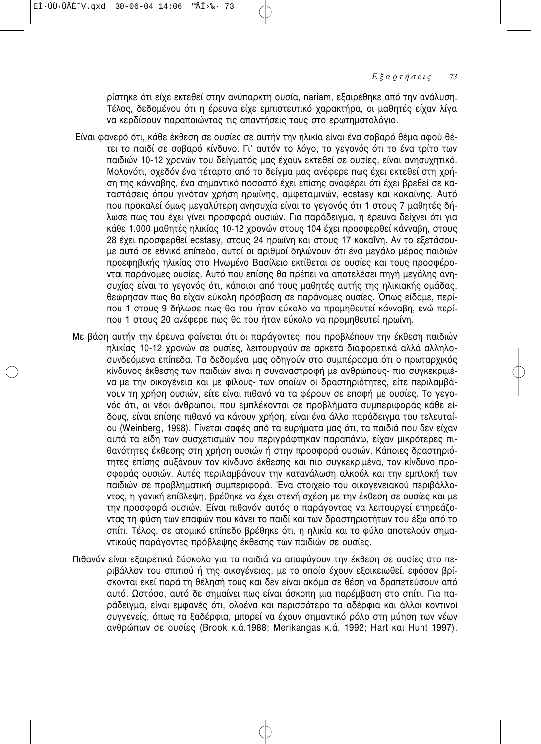ρίστηκε ότι είχε εκτεθεί στην ανύπαρκτη ουσία, nariam, εξαιρέθηκε από την ανάλυση. Τέλος, δεδομένου ότι η έρευνα είχε εμπιστευτικό χαρακτήρα, οι μαθητές είχαν λίγα να κερδίσουν παραποιώντας τις απαντήσεις τους στο ερωτηματολόγιο.

Είναι φανερό ότι, κάθε έκθεση σε ουσίες σε αυτήν την ηλικία είναι ένα σοβαρό θέμα αφού θέτει το παιδί σε σοβαρό κίνδυνο. Γι' αυτόν το λόγο, το γεγονός ότι το ένα τρίτο των παιδιών 10-12 χρονών του δείγματός μας έχουν εκτεθεί σε ουσίες, είναι ανησυχητικό. Μολονότι, σχεδόν ένα τέταρτο από το δείγμα μας ανέφερε πως έχει εκτεθεί στη χρήση της κάνναβης, ένα σημαντικό ποσοστό έχει επίσης αναφέρει ότι έχει βρεθεί σε καταστάσεις όπου γινόταν χρήση ηρωίνης, αμφεταμινών, ecstasy και κοκαΐνης. Αυτό που προκαλεί όμως μεγαλύτερη ανησυχία είναι το γεγονός ότι 1 στους 7 μαθητές δήλωσε πως του έχει γίνει προσφορά ουσιών. Για παράδειγμα, η έρευνα δείχνει ότι για κάθε 1.000 μαθητές ηλικίας 10-12 χρονών στους 104 έχει προσφερθεί κάνναβη, στους 28 έχει προσφερθεί ecstasy, στους 24 ηρωίνη και στους 17 κοκαΐνη. Αν το εξετάσουμε αυτό σε εθνικό επίπεδο, αυτοί οι αριθμοί δηλώνουν ότι ένα μεγάλο μέρος παιδιών προεφηβικής ηλικίας στο Ηνωμένο Βασίλειο εκτίθεται σε ουσίες και τους προσφέρονται παράνομες ουσίες. Αυτό που επίσης θα πρέπει να αποτελέσει πηγή μεγάλης ανησυχίας είναι το γεγονός ότι, κάποιοι από τους μαθητές αυτής της ηλικιακής ομάδας, θεώρησαν πως θα είχαν εύκολη πρόσβαση σε παράνομες ουσίες. Όπως είδαμε, περίπου 1 στους 9 δήλωσε πως θα του ήταν εύκολο να προμηθευτεί κάνναβη, ενώ περίπου 1 στους 20 ανέφερε πως θα του ήταν εύκολο να προμηθευτεί ηρωίνη.

Με βάση αυτήν την έρευνα φαίνεται ότι οι παράγοντες, που προβλέπουν την έκθεση παιδιών ηλικίας 10-12 χρονών σε ουσίες, λειτουργούν σε αρκετά διαφορετικά αλλά αλληλοσυνδεόμενα επίπεδα. Τα δεδομένα μας οδηγούν στο συμπέρασμα ότι ο πρωταρχικός κίνδυνος έκθεσης των παιδιών είναι η συναναστροφή με ανθρώπους- πιο συγκεκριμένα με την οικογένεια και με φίλους- των οποίων οι δραστηριότητες, είτε περιλαμβάνουν τη χρήση ουσιών, είτε είναι πιθανό να τα φέρουν σε επαφή με ουσίες. Το γεγονός ότι, οι νέοι άνθρωποι, που εμπλέκονται σε προβλήματα συμπεριφοράς κάθε είδους, είναι επίσης πιθανό να κάνουν χρήση, είναι ένα άλλο παράδειγμα του τελευταίου (Weinberg, 1998). Γίνεται σαφές από τα ευρήματα μας ότι, τα παιδιά που δεν είχαν αυτά τα είδη των συσχετισμών που περιγράφτηκαν παραπάνω, είχαν μικρότερες πιθανότητες έκθεσης στη χρήση ουσιών ή στην προσφορά ουσιών. Κάποιες δραστηριότητες επίσης αυξάνουν τον κίνδυνο έκθεσης και πιο συγκεκριμένα, τον κίνδυνο προσφοράς ουσιών. Αυτές περιλαμβάνουν την κατανάλωση αλκοόλ και την εμπλοκή των παιδιών σε προβληματική συμπεριφορά. Ένα στοιχείο του οικογενειακού περιβάλλοντος, η γονική επίβλεψη, βρέθηκε να έχει στενή σχέση με την έκθεση σε ουσίες και με την προσφορά ουσιών. Είναι πιθανόν αυτός ο παράγοντας να λειτουργεί επηρεάζοντας τη φύση των επαφών που κάνει το παιδί και των δραστηριοτήτων του έξω από το σπίτι. Τέλος, σε ατομικό επίπεδο βρέθηκε ότι, η ηλικία και το φύλο αποτελούν σημαντικούς παράγοντες πρόβλεψης έκθεσης των παιδιών σε ουσίες.

Πιθανόν είναι εξαιρετικά δύσκολο για τα παιδιά να αποφύγουν την έκθεση σε ουσίες στο περιβάλλον του σπιτιού ή της οικογένειας, με το οποίο έχουν εξοικειωθεί, εφόσον βρίσκονται εκεί παρά τη θέλησή τους και δεν είναι ακόμα σε θέση να δραπετεύσουν από αυτό. Ωστόσο, αυτό δε σημαίνει πως είναι άσκοπη μια παρέμβαση στο σπίτι. Για παράδειγμα, είναι εμφανές ότι, ολοένα και περισσότερο τα αδέρφια και άλλοι κοντινοί συγγενείς, όπως τα ξαδέρφια, μπορεί να έχουν σημαντικό ρόλο στη μύηση των νέων ανθρώπων σε ουσίες (Brook κ.ά.1988; Merikangas κ.ά. 1992; Hart και Hunt 1997).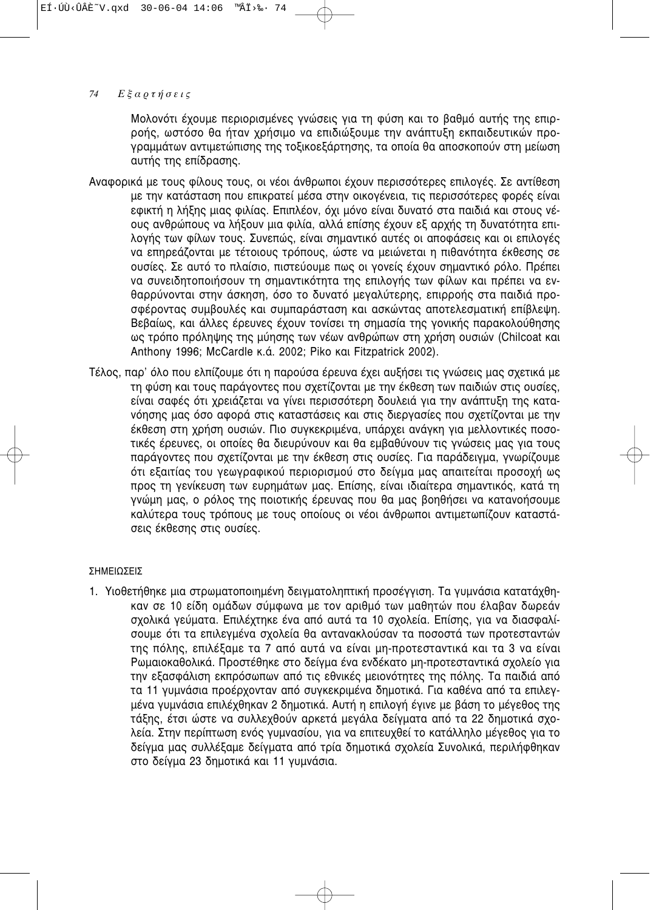Μολονότι έχουμε περιορισμένες γνώσεις για τη φύση και το βαθμό αυτής της επιρροής, ωστόσο θα ήταν χρήσιμο να επιδιώξουμε την ανάπτυξη εκπαιδευτικών προγραμμάτων αντιμετώπισης της τοξικοεξάρτησης, τα οποία θα αποσκοπούν στη μείωση αυτής της επίδρασης.

Αναφορικά με τους φίλους τους, οι νέοι άνθρωποι έχουν περισσότερες επιλογές. Σε αντίθεση με την κατάσταση που επικρατεί μέσα στην οικογένεια, τις περισσότερες φορές είναι εφικτή η λήξης μιας φιλίας. Επιπλέον, όχι μόνο είναι δυνατό στα παιδιά και στους νέους ανθρώπους να λήξουν μια φιλία, αλλά επίσης έχουν εξ αρχής τη δυνατότητα επιλογής των φίλων τους. Συνεπώς, είναι σημαντικό αυτές οι αποφάσεις και οι επιλογές να επηρεάζονται με τέτοιους τρόπους, ώστε να μειώνεται η πιθανότητα έκθεσης σε ουσίες. Σε αυτό το πλαίσιο, πιστεύουμε πως οι γονείς έχουν σημαντικό ρόλο. Πρέπει να συνειδητοποιήσουν τη σημαντικότητα της επιλογής των φίλων και πρέπει να ενθαρρύνονται στην άσκηση, όσο το δυνατό μεγαλύτερης, επιρροής στα παιδιά προσφέροντας συμβουλές και συμπαράσταση και ασκώντας αποτελεσματική επίβλεψη. Βεβαίως, και άλλες έρευνες έχουν τονίσει τη σημασία της γονικής παρακολούθησης ως τρόπο πρόληψης της μύησης των νέων ανθρώπων στη χρήση ουσιών (Chilcoat και Anthony 1996; McCardle κ.ά. 2002; Piko και Fitzpatrick 2002).

Τέλος, παρ' όλο που ελπίζουμε ότι η παρούσα έρευνα έχει αυξήσει τις γνώσεις μας σχετικά με τη φύση και τους παράγοντες που σχετίζονται με την έκθεση των παιδιών στις ουσίες, είναι σαφές ότι χρειάζεται να γίνει περισσότερη δουλειά για την ανάπτυξη της κατανόησης μας όσο αφορά στις καταστάσεις και στις διεργασίες που σχετίζονται με την έκθεση στη χρήση ουσιών. Πιο συγκεκριμένα, υπάρχει ανάγκη για μελλοντικές ποσοτικές έρευνες, οι οποίες θα διευρύνουν και θα εμβαθύνουν τις γνώσεις μας για τους παράγοντες που σχετίζονται με την έκθεση στις ουσίες. Για παράδειγμα, γνωρίζουμε ότι εξαιτίας του γεωγραφικού περιορισμού στο δείγμα μας απαιτείται προσοχή ως προς τη γενίκευση των ευρημάτων μας. Επίσης, είναι ιδιαίτερα σημαντικός, κατά τη γνώμη μας, ο ρόλος της ποιοτικής έρευνας που θα μας βοηθήσει να κατανοήσουμε καλύτερα τους τρόπους με τους οποίους οι νέοι άνθρωποι αντιμετωπίζουν καταστάσεις έκθεσης στις ουσίες.

ΣΗΜΕΙΩΣΕΙΣ

1. Υιοθετήθηκε μια στρωματοποιημένη δειγματοληπτική προσέγγιση. Τα γυμνάσια κατατάχθηκαν σε 10 είδη ομάδων σύμφωνα με τον αριθμό των μαθητών που έλαβαν δωρεάν σχολικά γεύματα. Επιλέχτηκε ένα από αυτά τα 10 σχολεία. Επίσης, για να διασφαλίσουμε ότι τα επιλεγμένα σχολεία θα αντανακλούσαν τα ποσοστά των προτεσταντών της πόλης, επιλέξαμε τα 7 από αυτά να είναι μη-προτεσταντικά και τα 3 να είναι Ρωμαιοκαθολικά. Προστέθηκε στο δείγμα ένα ενδέκατο μη-προτεσταντικά σχολείο για την εξασφάλιση εκπρόσωπων από τις εθνικές μειονότητες της πόλης. Τα παιδιά από τα 11 γυμνάσια προέρχονταν από συγκεκριμένα δημοτικά. Για καθένα από τα επιλεγμένα γυμνάσια επιλέχθηκαν 2 δημοτικά. Αυτή η επιλογή έγινε με βάση το μέγεθος της τάξης, έτσι ώστε να συλλεχθούν αρκετά μεγάλα δείγματα από τα 22 δημοτικά σχολεία. Στην περίπτωση ενός γυμνασίου, για να επιτευχθεί το κατάλληλο μέγεθος για το δείγμα μας συλλέξαμε δείγματα από τρία δημοτικά σχολεία Συνολικά, περιλήφθηκαν στο δείγμα 23 δημοτικά και 11 γυμνάσια.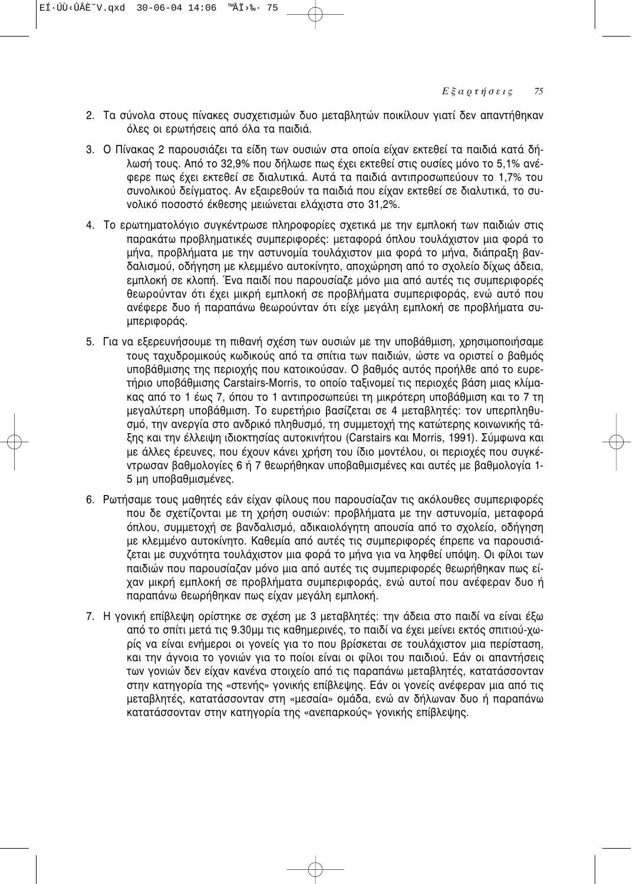2. Τα σύνολα στους πίνακες συσχετισμών δυο μεταβλητών ποικίλουν γιατί δεν απαντήθηκαν όλες οι ερωτήσεις από όλα τα παιδιά.
3. Ο Πίνακας 2 παρουσιάζει τα είδη των ουσιών στα οποία είχαν εκτεθεί τα παιδιά κατά δήλωσή τους. Από το 32,9% που δήλωσε πως έχει εκτεθεί στις ουσίες μόνο το 5,1% ανέφερε πως έχει εκτεθεί σε διαλυτικά. Αυτά τα παιδιά αντιπροσωπεύουν το 1,7% του συνολικού δείγματος. Αν εξαιρεθούν τα παιδιά που είχαν εκτεθεί σε διαλυτικά, το συνολικό ποσοστό έκθεσης μειώνεται ελάχιστα στο 31,2%.
4. Το ερωτηματολόγιο συγκέντρωσε πληροφορίες σχετικά με την εμπλοκή των παιδιών στις παρακάτω προβληματικές συμπεριφορές: μεταφορά όπλου τουλάχιστον μια φορά το μήνα, προβλήματα με την αστυνομία τουλάχιστον μια φορά το μήνα, διάπραξη βανδαλισμού, οδήγηση με κλεμμένο αυτοκίνητο, αποχώρηση από το σχολείο δίχως άδεια, εμπλοκή σε κλοπή. Ένα παιδί που παρουσίαζε μόνο μια από αυτές τις συμπεριφορές θεωρούνταν ότι έχει μικρή εμπλοκή σε προβλήματα συμπεριφοράς, ενώ αυτό που ανέφερε δυο ή παραπάνω θεωρούνταν ότι είχε μεγάλη εμπλοκή σε προβλήματα συμπεριφοράς.
5. Για να εξερευνήσουμε τη πιθανή σχέση των ουσιών με την υποβάθμιση, χρησιμοποιήσαμε τους ταχυδρομικούς κωδικούς από τα σπίτια των παιδιών, ώστε να οριστεί ο βαθμός υποβάθμισης της περιοχής που κατοικούσαν. Ο βαθμός αυτός προήλθε από το ευρετήριο υποβάθμισης Carstairs-Morris, το οποίο ταξινομεί τις περιοχές βάση μιας κλίμακας από το 1 έως 7, όπου το 1 αντιπροσωπεύει τη μικρότερη υποβάθμιση και το 7 τη μεγαλύτερη υποβάθμιση. Το ευρετήριο βασίζεται σε 4 μεταβλητές: τον υπερπληθυσμό, την ανεργία στο ανδρικό πληθυσμό, τη συμμετοχή της κατώτερης κοινωνικής τάξης και την έλλειψη ιδιοκτησίας αυτοκινήτου (Carstairs και Morris, 1991). Σύμφωνα και με άλλες έρευνες, που έχουν κάνει χρήση του ίδιο μοντέλου, οι περιοχές που συγκέντρωσαν βαθμολογίες 6 ή 7 θεωρήθηκαν υποβαθμισμένες και αυτές με βαθμολογία 1-5 μη υποβαθμισμένες.
6. Ρωτήσαμε τους μαθητές εάν είχαν φίλους που παρουσίαζαν τις ακόλουθες συμπεριφορές που δε σχετίζονται με τη χρήση ουσιών: προβλήματα με την αστυνομία, μεταφορά όπλου, συμμετοχή σε βανδαλισμό, αδικαιολόγητη απουσία από το σχολείο, οδήγηση με κλεμμένο αυτοκίνητο. Καθεμία από αυτές τις συμπεριφορές έπρεπε να παρουσιάζεται με συχνότητα τουλάχιστον μια φορά το μήνα για να ληφθεί υπόψη. Οι φίλοι των παιδιών που παρουσίαζαν μόνο μια από αυτές τις συμπεριφορές θεωρήθηκαν πως είχαν μικρή εμπλοκή σε προβλήματα συμπεριφοράς, ενώ αυτοί που ανέφεραν δυο ή παραπάνω θεωρήθηκαν πως είχαν μεγάλη εμπλοκή.
7. Η γονική επίβλεψη ορίστηκε σε σχέση με 3 μεταβλητές: την άδεια στο παιδί να είναι έξω από το σπίτι μετά τις 9.30μμ τις καθημερινές, το παιδί να έχει μείνει εκτός σπιτιού-χωρίς να είναι ενήμεροι οι γονείς για το που βρίσκεται σε τουλάχιστον μια περίσταση, και την άγνοια το γονιών για το ποίοι είναι οι φίλοι του παιδιού. Εάν οι απαντήσεις των γονιών δεν είχαν κανένα στοιχείο από τις παραπάνω μεταβλητές, κατατάσσονταν στην κατηγορία της «στενής» γονικής επίβλεψης. Εάν οι γονείς ανέφεραν μια από τις μεταβλητές, κατατάσσονταν στη «μεσαία» ομάδα, ενώ αν δήλωναν δυο ή παραπάνω κατατάσσονταν στην κατηγορία της «ανεπαρκούς» γονικής επίβλεψης.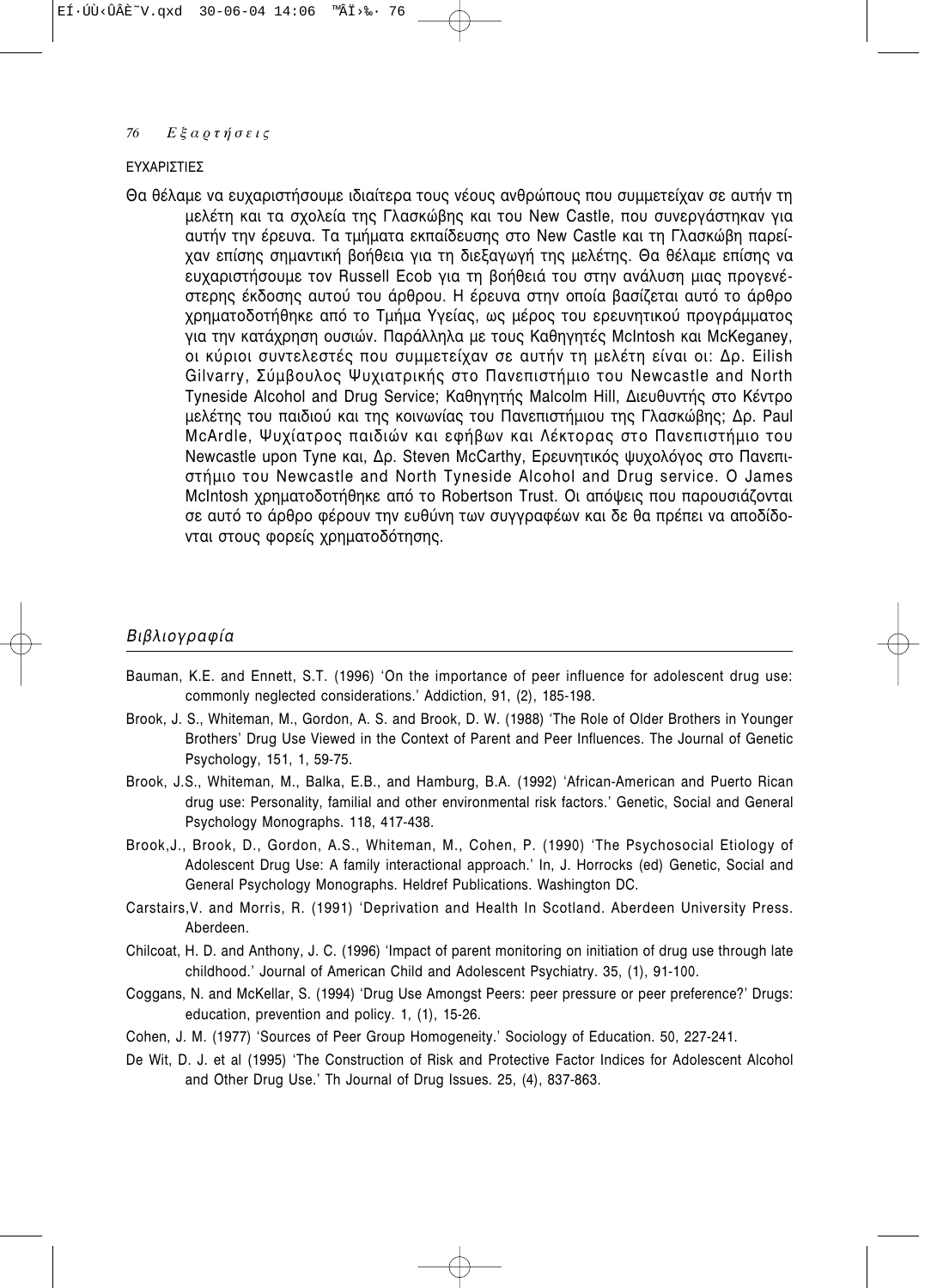ΕΥΧΑΡΙΣΤΙΕΣ

Θα θέλαμε να ευχαριστήσουμε ιδιαίτερα τους νέους ανθρώπους που συμμετείχαν σε αυτήν τη μελέτη και τα σχολεία της Γλασκώβης και του New Castle, που συνεργάστηκαν για αυτήν την έρευνα. Τα τμήματα εκπαίδευσης στο New Castle και τη Γλασκώβη παρείχαν επίσης σημαντική βοήθεια για τη διεξαγωγή της μελέτης. Θα θέλαμε επίσης να ευχαριστήσουμε τον Russell Ecob για τη βοήθειά του στην ανάλυση μιας προγενέστερης έκδοσης αυτού του άρθρου. Η έρευνα στην οποία βασίζεται αυτό το άρθρο χρηματοδοτήθηκε από το Τμήμα Υγείας, ως μέρος του ερευνητικού προγράμματος για την κατάχρηση ουσιών. Παράλληλα με τους Καθηγητές McIntosh και McKeganey, οι κύριοι συντελεστές που συμμετείχαν σε αυτήν τη μελέτη είναι οι: Δρ. Eilish Gilvarry, Σύμβουλος Ψυχιατρικής στο Πανεπιστήμιο του Newcastle and North Tyneside Alcohol and Drug Service; Καθηγητής Malcolm Hill, Διευθυντής στο Κέντρο μελέτης του παιδιού και της κοινωνίας του Πανεπιστήμιου της Γλασκώβης; Δρ. Paul McArdle, Ψυχίατρος παιδιών και εφήβων και Λέκτορας στο Πανεπιστήμιο του Newcastle upon Tyne και, Δρ. Steven McCarthy, Ερευνητικός ψυχολόγος στο Πανεπιστήμιο του Newcastle and North Tyneside Alcohol and Drug service. O James McIntosh χρηματοδοτήθηκε από το Robertson Trust. Οι απόψεις που παρουσιάζονται σε αυτό το άρθρο φέρουν την ευθύνη των συγγραφέων και δε θα πρέπει να αποδίδονται στους φορείς χρηματοδότησης.

## *Βιβλιογραφία*

Bauman, K.E. and Ennett, S.T. (1996) 'On the importance of peer influence for adolescent drug use: commonly neglected considerations.' Addiction, 91, (2), 185-198.

Brook, J. S., Whiteman, M., Gordon, A. S. and Brook, D. W. (1988) 'The Role of Older Brothers in Younger Brothers' Drug Use Viewed in the Context of Parent and Peer Influences. The Journal of Genetic Psychology, 151, 1, 59-75.

Brook, J.S., Whiteman, M., Balka, E.B., and Hamburg, B.A. (1992) 'African-American and Puerto Rican drug use: Personality, familial and other environmental risk factors.' Genetic, Social and General Psychology Monographs. 118, 417-438.

Brook,J., Brook, D., Gordon, A.S., Whiteman, M., Cohen, P. (1990) 'The Psychosocial Etiology of Adolescent Drug Use: A family interactional approach.' In, J. Horrocks (ed) Genetic, Social and General Psychology Monographs. Heldref Publications. Washington DC.

Carstairs,V. and Morris, R. (1991) 'Deprivation and Health In Scotland. Aberdeen University Press. Aberdeen.

Chilcoat, H. D. and Anthony, J. C. (1996) 'Impact of parent monitoring on initiation of drug use through late childhood.' Journal of American Child and Adolescent Psychiatry. 35, (1), 91-100.

Coggans, N. and McKellar, S. (1994) 'Drug Use Amongst Peers: peer pressure or peer preference?' Drugs: education, prevention and policy. 1, (1), 15-26.

Cohen, J. M. (1977) 'Sources of Peer Group Homogeneity.' Sociology of Education. 50, 227-241.

De Wit, D. J. et al (1995) 'The Construction of Risk and Protective Factor Indices for Adolescent Alcohol and Other Drug Use.' Th Journal of Drug Issues. 25, (4), 837-863.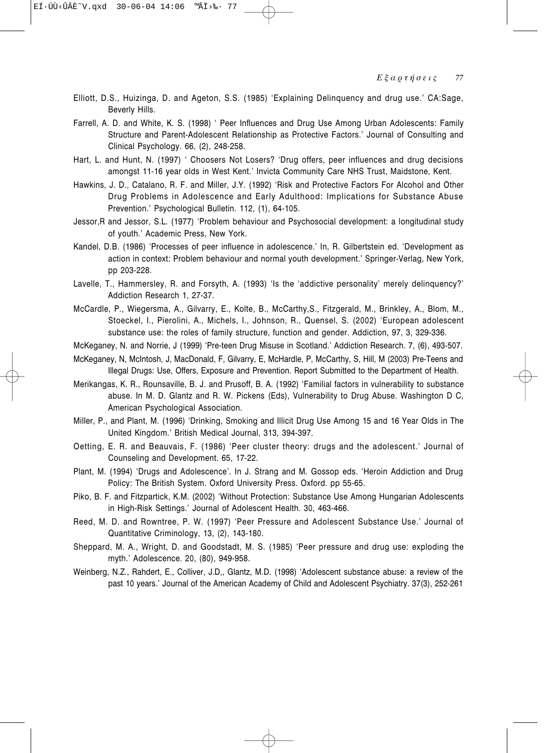Elliott, D.S., Huizinga, D. and Ageton, S.S. (1985) 'Explaining Delinquency and drug use.' CA:Sage, Beverly Hills.

Farrell, A. D. and White, K. S. (1998) ' Peer Influences and Drug Use Among Urban Adolescents: Family Structure and Parent-Adolescent Relationship as Protective Factors.' Journal of Consulting and Clinical Psychology. 66, (2), 248-258.

Hart, L. and Hunt, N. (1997) ' Choosers Not Losers? 'Drug offers, peer influences and drug decisions amongst 11-16 year olds in West Kent.' Invicta Community Care NHS Trust, Maidstone, Kent.

Hawkins, J. D., Catalano, R. F. and Miller, J.Y. (1992) 'Risk and Protective Factors For Alcohol and Other Drug Problems in Adolescence and Early Adulthood: Implications for Substance Abuse Prevention.' Psychological Bulletin. 112, (1), 64-105.

Jessor,R and Jessor, S.L. (1977) 'Problem behaviour and Psychosocial development: a longitudinal study of youth.' Academic Press, New York.

Kandel, D.B. (1986) 'Processes of peer influence in adolescence.' In, R. Gilbertstein ed. 'Development as action in context: Problem behaviour and normal youth development.' Springer-Verlag, New York, pp 203-228.

Lavelle, T., Hammersley, R. and Forsyth, A. (1993) 'Is the 'addictive personality' merely delinquency?' Addiction Research 1, 27-37.

McCardle, P., Wiegersma, A., Gilvarry, E., Kolte, B., McCarthy,S., Fitzgerald, M., Brinkley, A., Blom, M., Stoeckel, I., Pierolini, A., Michels, I., Johnson, R., Quensel, S. (2002) 'European adolescent substance use: the roles of family structure, function and gender. Addiction, 97, 3, 329-336.

McKeganey, N. and Norrie, J (1999) 'Pre-teen Drug Misuse in Scotland.' Addiction Research. 7, (6), 493-507.

McKeganey, N, McIntosh, J, MacDonald, F, Gilvarry, E, McHardle, P, McCarthy, S, Hill, M (2003) Pre-Teens and Illegal Drugs: Use, Offers, Exposure and Prevention. Report Submitted to the Department of Health.

Merikangas, K. R., Rounsaville, B. J. and Prusoff, B. A. (1992) 'Familial factors in vulnerability to substance abuse. In M. D. Glantz and R. W. Pickens (Eds), Vulnerability to Drug Abuse. Washington D C, American Psychological Association.

Miller, P., and Plant, M. (1996) 'Drinking, Smoking and Illicit Drug Use Among 15 and 16 Year Olds in The United Kingdom.' British Medical Journal, 313, 394-397.

Oetting, E. R. and Beauvais, F. (1986) 'Peer cluster theory: drugs and the adolescent.' Journal of Counseling and Development. 65, 17-22.

Plant, M. (1994) 'Drugs and Adolescence'. In J. Strang and M. Gossop eds. 'Heroin Addiction and Drug Policy: The British System. Oxford University Press. Oxford. pp 55-65.

Piko, B. F. and Fitzpartick, K.M. (2002) 'Without Protection: Substance Use Among Hungarian Adolescents in High-Risk Settings.' Journal of Adolescent Health. 30, 463-466.

Reed, M. D. and Rowntree, P. W. (1997) 'Peer Pressure and Adolescent Substance Use.' Journal of Quantitative Criminology, 13, (2), 143-180.

Sheppard, M. A., Wright, D. and Goodstadt, M. S. (1985) 'Peer pressure and drug use: exploding the myth.' Adolescence. 20, (80), 949-958.

Weinberg, N.Z., Rahdert, E., Colliver, J.D,, Glantz, M.D. (1998) 'Adolescent substance abuse: a review of the past 10 years.' Journal of the American Academy of Child and Adolescent Psychiatry. 37(3), 252-261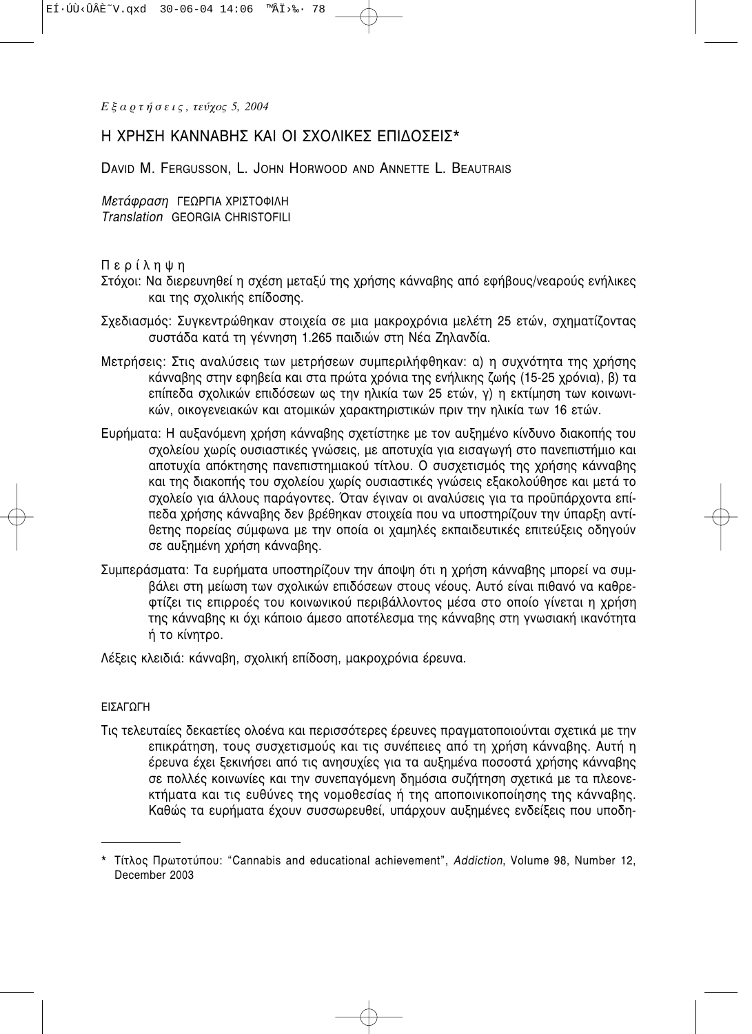# Η ΧΡΗΣΗ ΚΑΝΝΑΒΗΣ ΚΑΙ ΟΙ ΣΧΟΛΙΚΕΣ ΕΠΙΔΟΣΕΙΣ*

DAVID M. FERGUSSON, L. JOHN HORWOOD AND ANNETTE L. BEAUTRAIS

*Μετάφραση* ΓΕΩΡΓΙΑ ΧΡΙΣΤΟΦΙΛΗ
*Translation* GEORGIA CHRISTOFILI

Περίληψη

Στόχοι: Να διερευνηθεί η σχέση μεταξύ της χρήσης κάνναβης από εφήβους/νεαρούς ενήλικες και της σχολικής επίδοσης.

Σχεδιασμός: Συγκεντρώθηκαν στοιχεία σε μια μακροχρόνια μελέτη 25 ετών, σχηματίζοντας συστάδα κατά τη γέννηση 1.265 παιδιών στη Νέα Ζηλανδία.

Μετρήσεις: Στις αναλύσεις των μετρήσεων συμπεριλήφθηκαν: α) η συχνότητα της χρήσης κάνναβης στην εφηβεία και στα πρώτα χρόνια της ενήλικης ζωής (15-25 χρόνια), β) τα επίπεδα σχολικών επιδόσεων ως την ηλικία των 25 ετών, γ) η εκτίμηση των κοινωνικών, οικογενειακών και ατομικών χαρακτηριστικών πριν την ηλικία των 16 ετών.

Ευρήματα: Η αυξανόμενη χρήση κάνναβης σχετίστηκε με τον αυξημένο κίνδυνο διακοπής του σχολείου χωρίς ουσιαστικές γνώσεις, με αποτυχία για εισαγωγή στο πανεπιστήμιο και αποτυχία απόκτησης πανεπιστημιακού τίτλου. Ο συσχετισμός της χρήσης κάνναβης και της διακοπής του σχολείου χωρίς ουσιαστικές γνώσεις εξακολούθησε και μετά το σχολείο για άλλους παράγοντες. Όταν έγιναν οι αναλύσεις για τα προϋπάρχοντα επίπεδα χρήσης κάνναβης δεν βρέθηκαν στοιχεία που να υποστηρίζουν την ύπαρξη αντίθετης πορείας σύμφωνα με την οποία οι χαμηλές εκπαιδευτικές επιτεύξεις οδηγούν σε αυξημένη χρήση κάνναβης.

Συμπεράσματα: Τα ευρήματα υποστηρίζουν την άποψη ότι η χρήση κάνναβης μπορεί να συμβάλει στη μείωση των σχολικών επιδόσεων στους νέους. Αυτό είναι πιθανό να καθρεφτίζει τις επιρροές του κοινωνικού περιβάλλοντος μέσα στο οποίο γίνεται η χρήση της κάνναβης κι όχι κάποιο άμεσο αποτέλεσμα της κάνναβης στη γνωσιακή ικανότητα ή το κίνητρο.

Λέξεις κλειδιά: κάνναβη, σχολική επίδοση, μακροχρόνια έρευνα.

## ΕΙΣΑΓΩΓΗ

Τις τελευταίες δεκαετίες ολοένα και περισσότερες έρευνες πραγματοποιούνται σχετικά με την επικράτηση, τους συσχετισμούς και τις συνέπειες από τη χρήση κάνναβης. Αυτή η έρευνα έχει ξεκινήσει από τις ανησυχίες για τα αυξημένα ποσοστά χρήσης κάνναβης σε πολλές κοινωνίες και την συνεπαγόμενη δημόσια συζήτηση σχετικά με τα πλεονεκτήματα και τις ευθύνες της νομοθεσίας ή της αποποινικοποίησης της κάνναβης. Καθώς τα ευρήματα έχουν συσσωρευθεί, υπάρχουν αυξημένες ενδείξεις που υποδη-

---

\* Τίτλος Πρωτοτύπου: "Cannabis and educational achievement", *Addiction*, Volume 98, Number 12, December 2003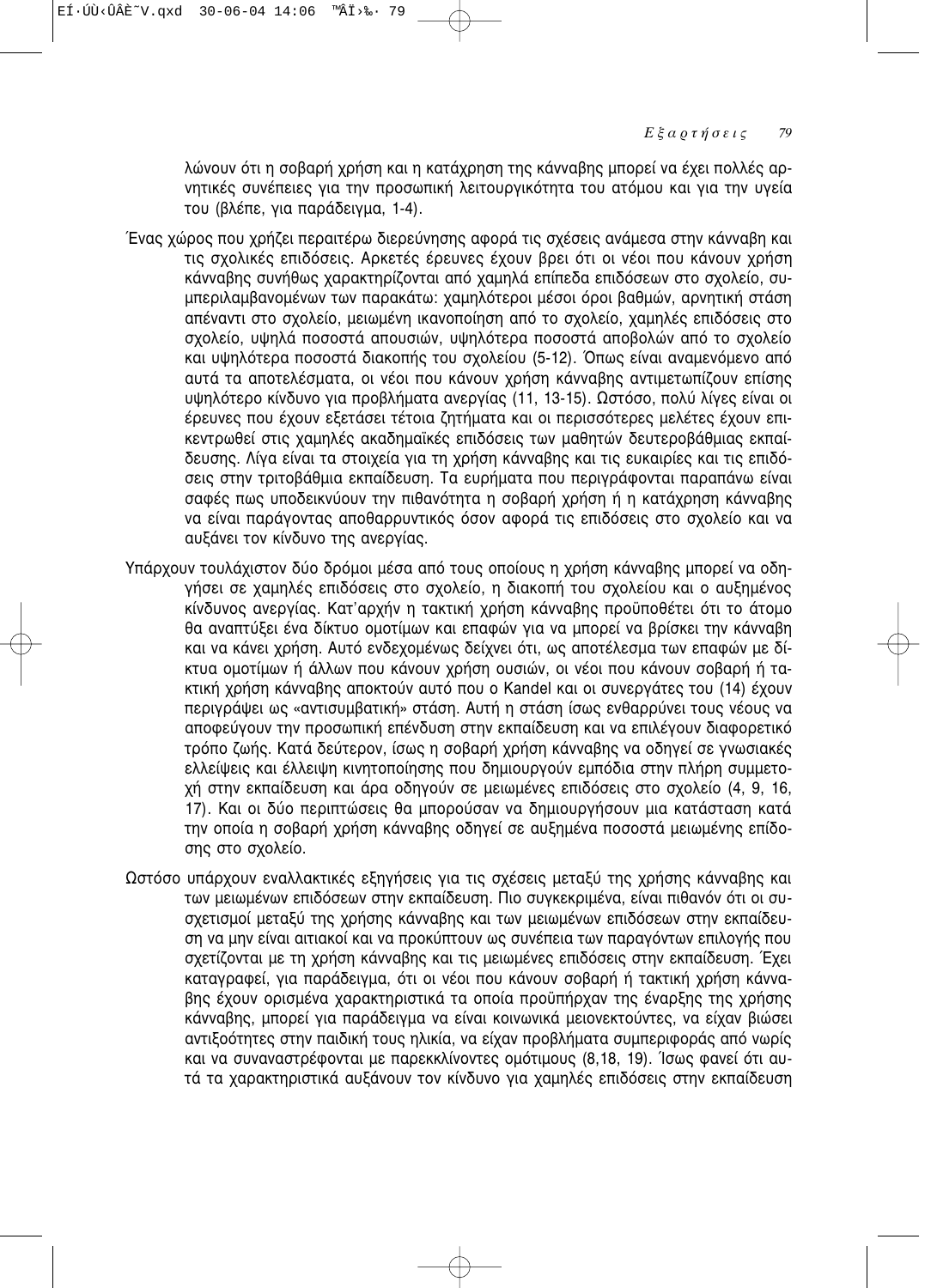λώνουν ότι η σοβαρή χρήση και η κατάχρηση της κάνναβης μπορεί να έχει πολλές αρνητικές συνέπειες για την προσωπική λειτουργικότητα του ατόμου και για την υγεία του (βλέπε, για παράδειγμα, 1-4).

Ένας χώρος που χρήζει περαιτέρω διερεύνησης αφορά τις σχέσεις ανάμεσα στην κάνναβη και τις σχολικές επιδόσεις. Αρκετές έρευνες έχουν βρει ότι οι νέοι που κάνουν χρήση κάνναβης συνήθως χαρακτηρίζονται από χαμηλά επίπεδα επιδόσεων στο σχολείο, συμπεριλαμβανομένων των παρακάτω: χαμηλότεροι μέσοι όροι βαθμών, αρνητική στάση απέναντι στο σχολείο, μειωμένη ικανοποίηση από το σχολείο, χαμηλές επιδόσεις στο σχολείο, υψηλά ποσοστά απουσιών, υψηλότερα ποσοστά αποβολών από το σχολείο και υψηλότερα ποσοστά διακοπής του σχολείου (5-12). Όπως είναι αναμενόμενο από αυτά τα αποτελέσματα, οι νέοι που κάνουν χρήση κάνναβης αντιμετωπίζουν επίσης υψηλότερο κίνδυνο για προβλήματα ανεργίας (11, 13-15). Ωστόσο, πολύ λίγες είναι οι έρευνες που έχουν εξετάσει τέτοια ζητήματα και οι περισσότερες μελέτες έχουν επικεντρωθεί στις χαμηλές ακαδημαϊκές επιδόσεις των μαθητών δευτεροβάθμιας εκπαίδευσης. Λίγα είναι τα στοιχεία για τη χρήση κάνναβης και τις ευκαιρίες και τις επιδόσεις στην τριτοβάθμια εκπαίδευση. Τα ευρήματα που περιγράφονται παραπάνω είναι σαφές πως υποδεικνύουν την πιθανότητα η σοβαρή χρήση ή η κατάχρηση κάνναβης να είναι παράγοντας αποθαρρυντικός όσον αφορά τις επιδόσεις στο σχολείο και να αυξάνει τον κίνδυνο της ανεργίας.

Υπάρχουν τουλάχιστον δύο δρόμοι μέσα από τους οποίους η χρήση κάνναβης μπορεί να οδηγήσει σε χαμηλές επιδόσεις στο σχολείο, η διακοπή του σχολείου και ο αυξημένος κίνδυνος ανεργίας. Κατ'αρχήν η τακτική χρήση κάνναβης προϋποθέτει ότι το άτομο θα αναπτύξει ένα δίκτυο ομοτίμων και επαφών για να μπορεί να βρίσκει την κάνναβη και να κάνει χρήση. Αυτό ενδεχομένως δείχνει ότι, ως αποτέλεσμα των επαφών με δίκτυα ομοτίμων ή άλλων που κάνουν χρήση ουσιών, οι νέοι που κάνουν σοβαρή ή τακτική χρήση κάνναβης αποκτούν αυτό που ο Kandel και οι συνεργάτες του (14) έχουν περιγράψει ως «αντισυμβατική» στάση. Αυτή η στάση ίσως ενθαρρύνει τους νέους να αποφεύγουν την προσωπική επένδυση στην εκπαίδευση και να επιλέγουν διαφορετικό τρόπο ζωής. Κατά δεύτερον, ίσως η σοβαρή χρήση κάνναβης να οδηγεί σε γνωσιακές ελλείψεις και έλλειψη κινητοποίησης που δημιουργούν εμπόδια στην πλήρη συμμετοχή στην εκπαίδευση και άρα οδηγούν σε μειωμένες επιδόσεις στο σχολείο (4, 9, 16, 17). Και οι δύο περιπτώσεις θα μπορούσαν να δημιουργήσουν μια κατάσταση κατά την οποία η σοβαρή χρήση κάνναβης οδηγεί σε αυξημένα ποσοστά μειωμένης επίδοσης στο σχολείο.

Ωστόσο υπάρχουν εναλλακτικές εξηγήσεις για τις σχέσεις μεταξύ της χρήσης κάνναβης και των μειωμένων επιδόσεων στην εκπαίδευση. Πιο συγκεκριμένα, είναι πιθανόν ότι οι συσχετισμοί μεταξύ της χρήσης κάνναβης και των μειωμένων επιδόσεων στην εκπαίδευση να μην είναι αιτιακοί και να προκύπτουν ως συνέπεια των παραγόντων επιλογής που σχετίζονται με τη χρήση κάνναβης και τις μειωμένες επιδόσεις στην εκπαίδευση. Έχει καταγραφεί, για παράδειγμα, ότι οι νέοι που κάνουν σοβαρή ή τακτική χρήση κάνναβης έχουν ορισμένα χαρακτηριστικά τα οποία προϋπήρχαν της έναρξης της χρήσης κάνναβης, μπορεί για παράδειγμα να είναι κοινωνικά μειονεκτούντες, να είχαν βιώσει αντιξοότητες στην παιδική τους ηλικία, να είχαν προβλήματα συμπεριφοράς από νωρίς και να συναναστρέφονται με παρεκκλίνοντες ομότιμους (8,18, 19). Ίσως φανεί ότι αυτά τα χαρακτηριστικά αυξάνουν τον κίνδυνο για χαμηλές επιδόσεις στην εκπαίδευση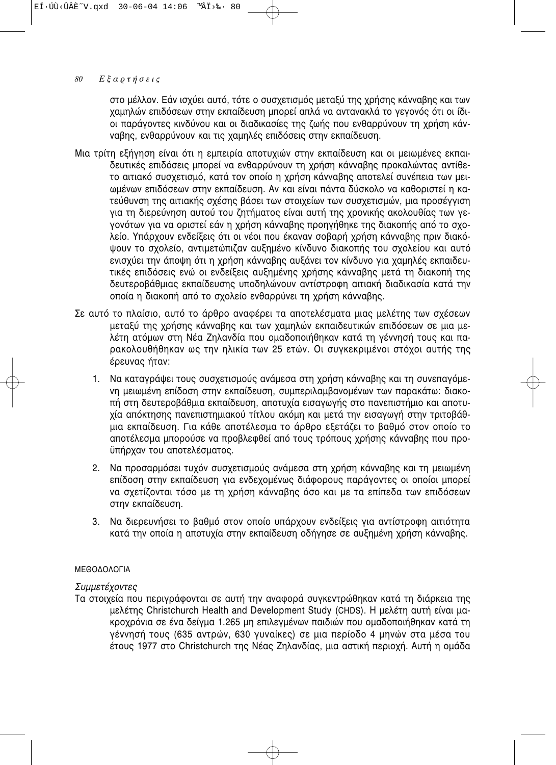στο μέλλον. Εάν ισχύει αυτό, τότε ο συσχετισμός μεταξύ της χρήσης κάνναβης και των χαμηλών επιδόσεων στην εκπαίδευση μπορεί απλά να αντανακλά το γεγονός ότι οι ίδιοι παράγοντες κινδύνου και οι διαδικασίες της ζωής που ενθαρρύνουν τη χρήση κάνναβης, ενθαρρύνουν και τις χαμηλές επιδόσεις στην εκπαίδευση.

Μια τρίτη εξήγηση είναι ότι η εμπειρία αποτυχιών στην εκπαίδευση και οι μειωμένες εκπαιδευτικές επιδόσεις μπορεί να ενθαρρύνουν τη χρήση κάνναβης προκαλώντας αντίθετο αιτιακό συσχετισμό, κατά τον οποίο η χρήση κάνναβης αποτελεί συνέπεια των μειωμένων επιδόσεων στην εκπαίδευση. Αν και είναι πάντα δύσκολο να καθοριστεί η κατεύθυνση της αιτιακής σχέσης βάσει των στοιχείων των συσχετισμών, μια προσέγγιση για τη διερεύνηση αυτού του ζητήματος είναι αυτή της χρονικής ακολουθίας των γεγονότων για να οριστεί εάν η χρήση κάνναβης προηγήθηκε της διακοπής από το σχολείο. Υπάρχουν ενδείξεις ότι οι νέοι που έκαναν σοβαρή χρήση κάνναβης πριν διακόψουν το σχολείο, αντιμετώπιζαν αυξημένο κίνδυνο διακοπής του σχολείου και αυτό ενισχύει την άποψη ότι η χρήση κάνναβης αυξάνει τον κίνδυνο για χαμηλές εκπαιδευτικές επιδόσεις ενώ οι ενδείξεις αυξημένης χρήσης κάνναβης μετά τη διακοπή της δευτεροβάθμιας εκπαίδευσης υποδηλώνουν αντίστροφη αιτιακή διαδικασία κατά την οποία η διακοπή από το σχολείο ενθαρρύνει τη χρήση κάνναβης.

Σε αυτό το πλαίσιο, αυτό το άρθρο αναφέρει τα αποτελέσματα μιας μελέτης των σχέσεων μεταξύ της χρήσης κάνναβης και των χαμηλών εκπαιδευτικών επιδόσεων σε μια μελέτη ατόμων στη Νέα Ζηλανδία που ομαδοποιήθηκαν κατά τη γέννησή τους και παρακολουθήθηκαν ως την ηλικία των 25 ετών. Οι συγκεκριμένοι στόχοι αυτής της έρευνας ήταν:

1. Να καταγράψει τους συσχετισμούς ανάμεσα στη χρήση κάνναβης και τη συνεπαγόμενη μειωμένη επίδοση στην εκπαίδευση, συμπεριλαμβανομένων των παρακάτω: διακοπή στη δευτεροβάθμια εκπαίδευση, αποτυχία εισαγωγής στο πανεπιστήμιο και αποτυχία απόκτησης πανεπιστημιακού τίτλου ακόμη και μετά την εισαγωγή στην τριτοβάθμια εκπαίδευση. Για κάθε αποτέλεσμα το άρθρο εξετάζει το βαθμό στον οποίο το αποτέλεσμα μπορούσε να προβλεφθεί από τους τρόπους χρήσης κάνναβης που προϋπήρχαν του αποτελέσματος.
2. Να προσαρμόσει τυχόν συσχετισμούς ανάμεσα στη χρήση κάνναβης και τη μειωμένη επίδοση στην εκπαίδευση για ενδεχομένως διάφορους παράγοντες οι οποίοι μπορεί να σχετίζονται τόσο με τη χρήση κάνναβης όσο και με τα επίπεδα των επιδόσεων στην εκπαίδευση.
3. Να διερευνήσει το βαθμό στον οποίο υπάρχουν ενδείξεις για αντίστροφη αιτιότητα κατά την οποία η αποτυχία στην εκπαίδευση οδήγησε σε αυξημένη χρήση κάνναβης.

## ΜΕΘΟΔΟΛΟΓΙΑ

### *Συμμετέχοντες*

Τα στοιχεία που περιγράφονται σε αυτή την αναφορά συγκεντρώθηκαν κατά τη διάρκεια της μελέτης Christchurch Health and Development Study (CHDS). Η μελέτη αυτή είναι μακροχρόνια σε ένα δείγμα 1.265 μη επιλεγμένων παιδιών που ομαδοποιήθηκαν κατά τη γέννησή τους (635 αντρών, 630 γυναίκες) σε μια περίοδο 4 μηνών στα μέσα του έτους 1977 στο Christchurch της Νέας Ζηλανδίας, μια αστική περιοχή. Αυτή η ομάδα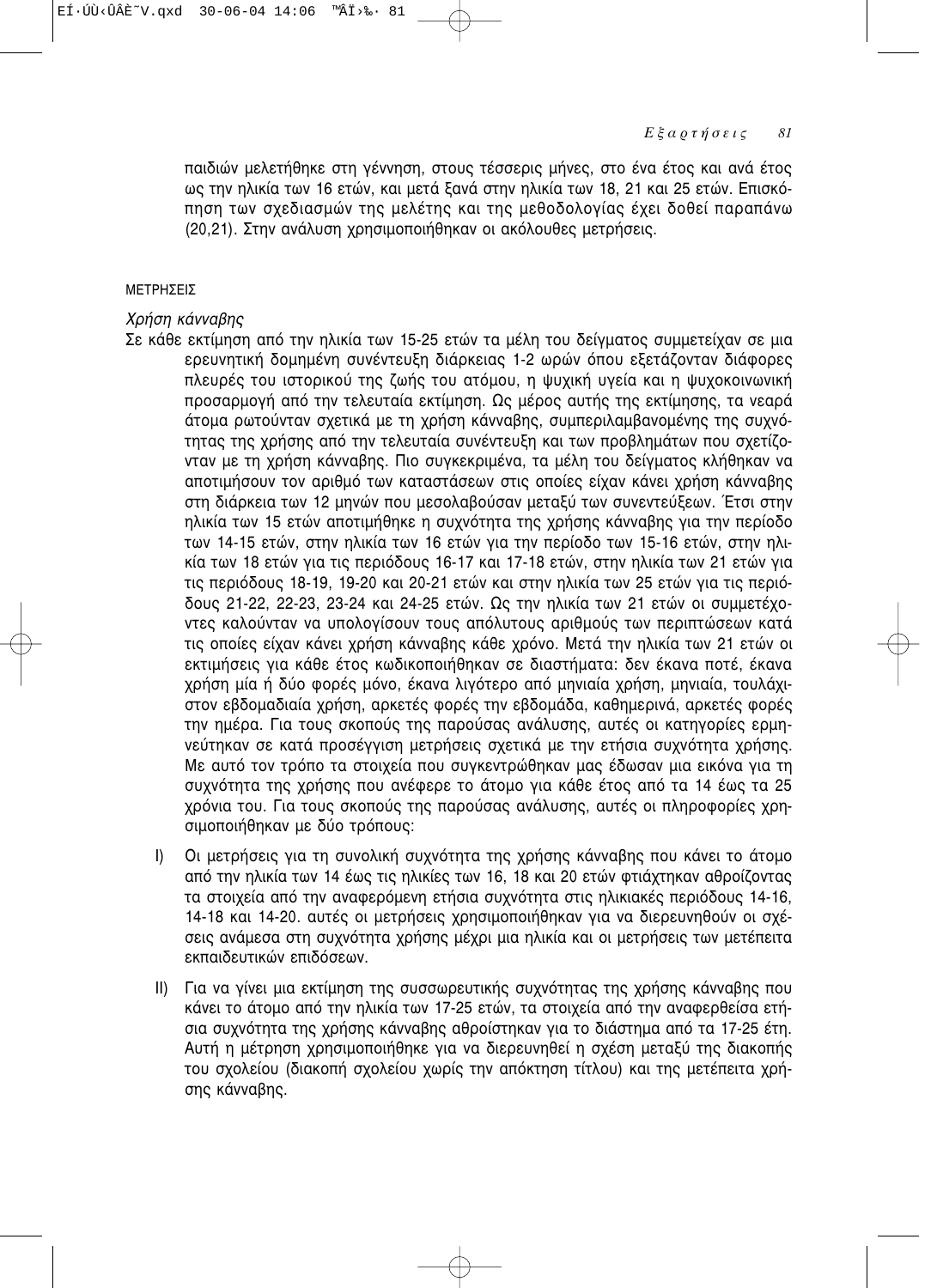παιδιών μελετήθηκε στη γέννηση, στους τέσσερις μήνες, στο ένα έτος και ανά έτος ως την ηλικία των 16 ετών, και μετά ξανά στην ηλικία των 18, 21 και 25 ετών. Επισκόπηση των σχεδιασμών της μελέτης και της μεθοδολογίας έχει δοθεί παραπάνω (20,21). Στην ανάλυση χρησιμοποιήθηκαν οι ακόλουθες μετρήσεις.

#### ΜΕΤΡΗΣΕΙΣ

*Χρήση κάνναβης*

Σε κάθε εκτίμηση από την ηλικία των 15-25 ετών τα μέλη του δείγματος συμμετείχαν σε μια ερευνητική δομημένη συνέντευξη διάρκειας 1-2 ωρών όπου εξετάζονταν διάφορες πλευρές του ιστορικού της ζωής του ατόμου, η ψυχική υγεία και η ψυχοκοινωνική προσαρμογή από την τελευταία εκτίμηση. Ως μέρος αυτής της εκτίμησης, τα νεαρά άτομα ρωτούνταν σχετικά με τη χρήση κάνναβης, συμπεριλαμβανομένης της συχνότητας της χρήσης από την τελευταία συνέντευξη και των προβλημάτων που σχετίζονταν με τη χρήση κάνναβης. Πιο συγκεκριμένα, τα μέλη του δείγματος κλήθηκαν να αποτιμήσουν τον αριθμό των καταστάσεων στις οποίες είχαν κάνει χρήση κάνναβης στη διάρκεια των 12 μηνών που μεσολαβούσαν μεταξύ των συνεντεύξεων. Έτσι στην ηλικία των 15 ετών αποτιμήθηκε η συχνότητα της χρήσης κάνναβης για την περίοδο των 14-15 ετών, στην ηλικία των 16 ετών για την περίοδο των 15-16 ετών, στην ηλικία των 18 ετών για τις περιόδους 16-17 και 17-18 ετών, στην ηλικία των 21 ετών για τις περιόδους 18-19, 19-20 και 20-21 ετών και στην ηλικία των 25 ετών για τις περιόδους 21-22, 22-23, 23-24 και 24-25 ετών. Ως την ηλικία των 21 ετών οι συμμετέχοντες καλούνταν να υπολογίσουν τους απόλυτους αριθμούς των περιπτώσεων κατά τις οποίες είχαν κάνει χρήση κάνναβης κάθε χρόνο. Μετά την ηλικία των 21 ετών οι εκτιμήσεις για κάθε έτος κωδικοποιήθηκαν σε διαστήματα: δεν έκανα ποτέ, έκανα χρήση μία ή δύο φορές μόνο, έκανα λιγότερο από μηνιαία χρήση, μηνιαία, τουλάχιστον εβδομαδιαία χρήση, αρκετές φορές την εβδομάδα, καθημερινά, αρκετές φορές την ημέρα. Για τους σκοπούς της παρούσας ανάλυσης, αυτές οι κατηγορίες ερμηνεύτηκαν σε κατά προσέγγιση μετρήσεις σχετικά με την ετήσια συχνότητα χρήσης. Με αυτό τον τρόπο τα στοιχεία που συγκεντρώθηκαν μας έδωσαν μια εικόνα για τη συχνότητα της χρήσης που ανέφερε το άτομο για κάθε έτος από τα 14 έως τα 25 χρόνια του. Για τους σκοπούς της παρούσας ανάλυσης, αυτές οι πληροφορίες χρησιμοποιήθηκαν με δύο τρόπους:

I) Οι μετρήσεις για τη συνολική συχνότητα της χρήσης κάνναβης που κάνει το άτομο από την ηλικία των 14 έως τις ηλικίες των 16, 18 και 20 ετών φτιάχτηκαν αθροίζοντας τα στοιχεία από την αναφερόμενη ετήσια συχνότητα στις ηλικιακές περιόδους 14-16, 14-18 και 14-20. αυτές οι μετρήσεις χρησιμοποιήθηκαν για να διερευνηθούν οι σχέσεις ανάμεσα στη συχνότητα χρήσης μέχρι μια ηλικία και οι μετρήσεις των μετέπειτα εκπαιδευτικών επιδόσεων.

II) Για να γίνει μια εκτίμηση της συσσωρευτικής συχνότητας της χρήσης κάνναβης που κάνει το άτομο από την ηλικία των 17-25 ετών, τα στοιχεία από την αναφερθείσα ετήσια συχνότητα της χρήσης κάνναβης αθροίστηκαν για το διάστημα από τα 17-25 έτη. Αυτή η μέτρηση χρησιμοποιήθηκε για να διερευνηθεί η σχέση μεταξύ της διακοπής του σχολείου (διακοπή σχολείου χωρίς την απόκτηση τίτλου) και της μετέπειτα χρήσης κάνναβης.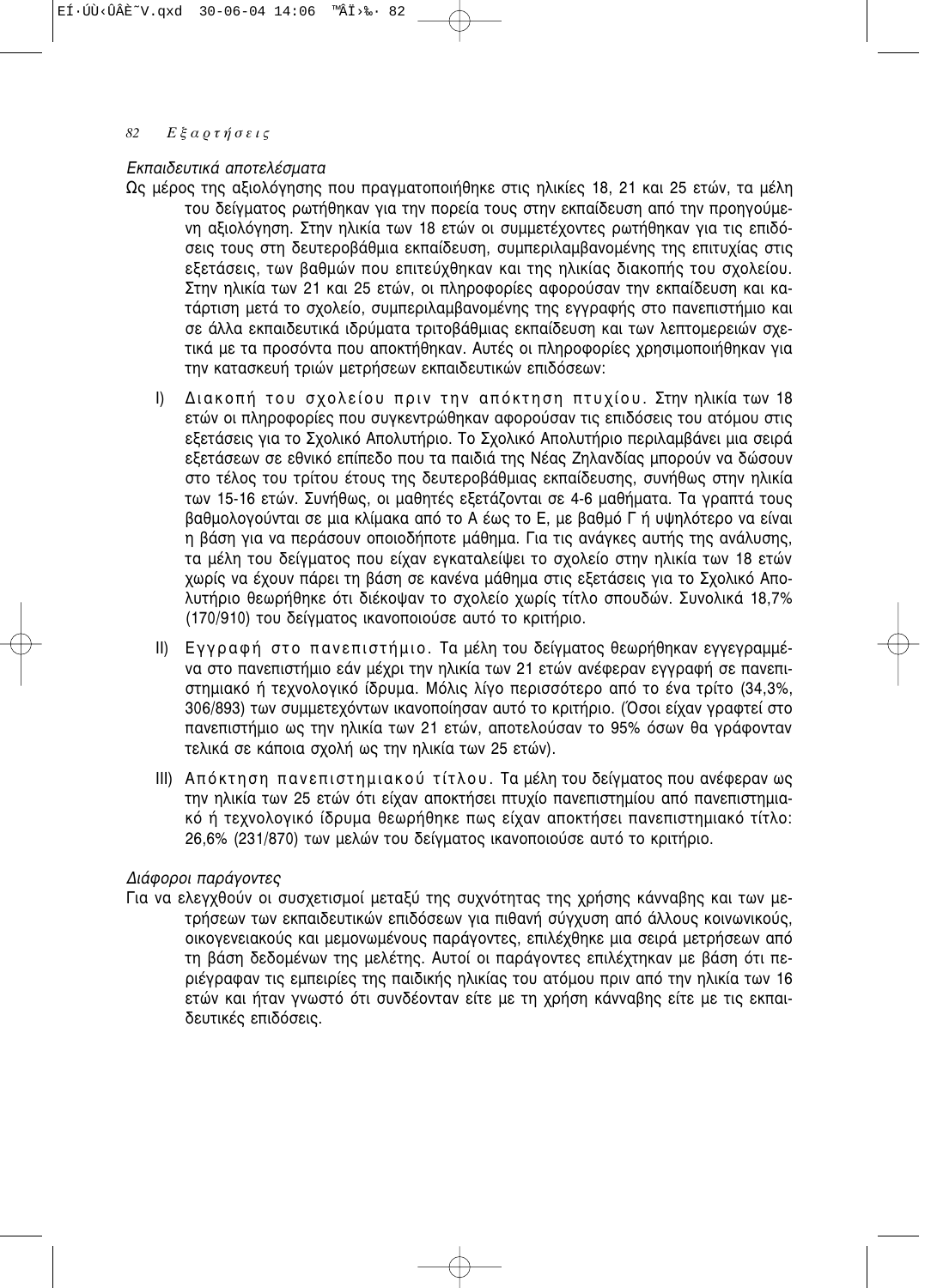*Εκπαιδευτικά αποτελέσματα*

Ως μέρος της αξιολόγησης που πραγματοποιήθηκε στις ηλικίες 18, 21 και 25 ετών, τα μέλη του δείγματος ρωτήθηκαν για την πορεία τους στην εκπαίδευση από την προηγούμενη αξιολόγηση. Στην ηλικία των 18 ετών οι συμμετέχοντες ρωτήθηκαν για τις επιδόσεις τους στη δευτεροβάθμια εκπαίδευση, συμπεριλαμβανομένης της επιτυχίας στις εξετάσεις, των βαθμών που επιτεύχθηκαν και της ηλικίας διακοπής του σχολείου. Στην ηλικία των 21 και 25 ετών, οι πληροφορίες αφορούσαν την εκπαίδευση και κατάρτιση μετά το σχολείο, συμπεριλαμβανομένης της εγγραφής στο πανεπιστήμιο και σε άλλα εκπαιδευτικά ιδρύματα τριτοβάθμιας εκπαίδευση και των λεπτομερειών σχετικά με τα προσόντα που αποκτήθηκαν. Αυτές οι πληροφορίες χρησιμοποιήθηκαν για την κατασκευή τριών μετρήσεων εκπαιδευτικών επιδόσεων:

I) Διακοπή του σχολείου πριν την απόκτηση πτυχίου. Στην ηλικία των 18 ετών οι πληροφορίες που συγκεντρώθηκαν αφορούσαν τις επιδόσεις του ατόμου στις εξετάσεις για το Σχολικό Απολυτήριο. Το Σχολικό Απολυτήριο περιλαμβάνει μια σειρά εξετάσεων σε εθνικό επίπεδο που τα παιδιά της Νέας Ζηλανδίας μπορούν να δώσουν στο τέλος του τρίτου έτους της δευτεροβάθμιας εκπαίδευσης, συνήθως στην ηλικία των 15-16 ετών. Συνήθως, οι μαθητές εξετάζονται σε 4-6 μαθήματα. Τα γραπτά τους βαθμολογούνται σε μια κλίμακα από το Α έως το Ε, με βαθμό Γ ή υψηλότερο να είναι η βάση για να περάσουν οποιοδήποτε μάθημα. Για τις ανάγκες αυτής της ανάλυσης, τα μέλη του δείγματος που είχαν εγκαταλείψει το σχολείο στην ηλικία των 18 ετών χωρίς να έχουν πάρει τη βάση σε κανένα μάθημα στις εξετάσεις για το Σχολικό Απολυτήριο θεωρήθηκε ότι διέκοψαν το σχολείο χωρίς τίτλο σπουδών. Συνολικά 18,7% (170/910) του δείγματος ικανοποιούσε αυτό το κριτήριο.

II) Εγγραφή στο πανεπιστήμιο. Τα μέλη του δείγματος θεωρήθηκαν εγγεγραμμένα στο πανεπιστήμιο εάν μέχρι την ηλικία των 21 ετών ανέφεραν εγγραφή σε πανεπιστημιακό ή τεχνολογικό ίδρυμα. Μόλις λίγο περισσότερο από το ένα τρίτο (34,3%, 306/893) των συμμετεχόντων ικανοποίησαν αυτό το κριτήριο. (Όσοι είχαν γραφτεί στο πανεπιστήμιο ως την ηλικία των 21 ετών, αποτελούσαν το 95% όσων θα γράφονταν τελικά σε κάποια σχολή ως την ηλικία των 25 ετών).

III) Απόκτηση πανεπιστημιακού τίτλου. Τα μέλη του δείγματος που ανέφεραν ως την ηλικία των 25 ετών ότι είχαν αποκτήσει πτυχίο πανεπιστημίου από πανεπιστημιακό ή τεχνολογικό ίδρυμα θεωρήθηκε πως είχαν αποκτήσει πανεπιστημιακό τίτλο: 26,6% (231/870) των μελών του δείγματος ικανοποιούσε αυτό το κριτήριο.

*Διάφοροι παράγοντες*

Για να ελεγχθούν οι συσχετισμοί μεταξύ της συχνότητας της χρήσης κάνναβης και των μετρήσεων των εκπαιδευτικών επιδόσεων για πιθανή σύγχυση από άλλους κοινωνικούς, οικογενειακούς και μεμονωμένους παράγοντες, επιλέχθηκε μια σειρά μετρήσεων από τη βάση δεδομένων της μελέτης. Αυτοί οι παράγοντες επιλέχτηκαν με βάση ότι περιέγραφαν τις εμπειρίες της παιδικής ηλικίας του ατόμου πριν από την ηλικία των 16 ετών και ήταν γνωστό ότι συνδέονταν είτε με τη χρήση κάνναβης είτε με τις εκπαιδευτικές επιδόσεις.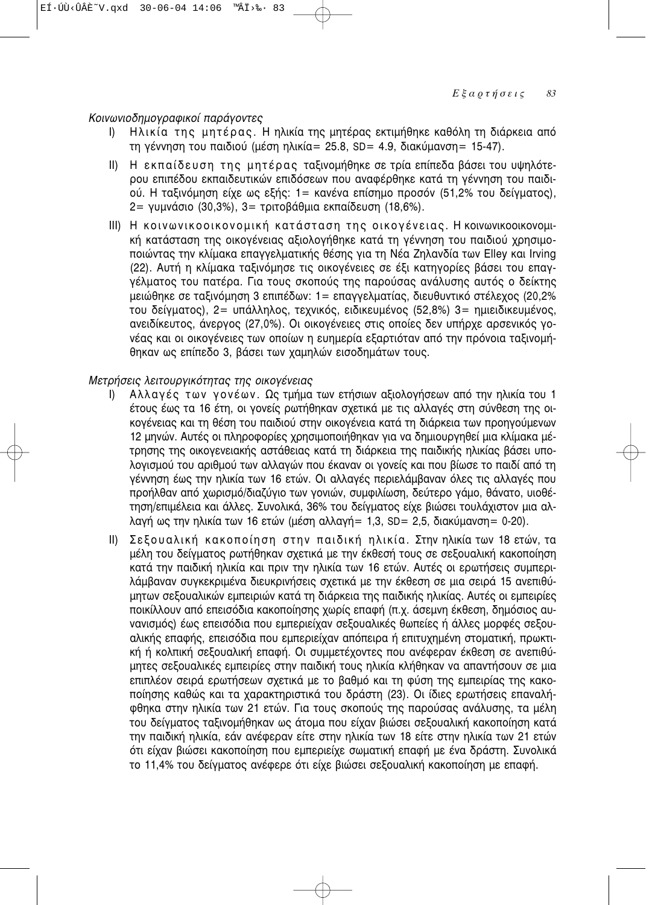*Κοινωνιοδημογραφικοί παράγοντες*

I) Ηλικία της μητέρας. Η ηλικία της μητέρας εκτιμήθηκε καθόλη τη διάρκεια από τη γέννηση του παιδιού (μέση ηλικία= 25.8, SD= 4.9, διακύμανση= 15-47).

II) Η εκπαίδευση της μητέρας ταξινομήθηκε σε τρία επίπεδα βάσει του υψηλότερου επιπέδου εκπαιδευτικών επιδόσεων που αναφέρθηκε κατά τη γέννηση του παιδιού. Η ταξινόμηση είχε ως εξής: 1= κανένα επίσημο προσόν (51,2% του δείγματος), 2= γυμνάσιο (30,3%), 3= τριτοβάθμια εκπαίδευση (18,6%).

III) Η κοινωνικοοικονομική κατάσταση της οικογένειας. Η κοινωνικοοικονομική κατάσταση της οικογένειας αξιολογήθηκε κατά τη γέννηση του παιδιού χρησιμοποιώντας την κλίμακα επαγγελματικής θέσης για τη Νέα Ζηλανδία των Elley και Irving (22). Αυτή η κλίμακα ταξινόμησε τις οικογένειες σε έξι κατηγορίες βάσει του επαγγέλματος του πατέρα. Για τους σκοπούς της παρούσας ανάλυσης αυτός ο δείκτης μειώθηκε σε ταξινόμηση 3 επιπέδων: 1= επαγγελματίας, διευθυντικό στέλεχος (20,2% του δείγματος), 2= υπάλληλος, τεχνικός, ειδικευμένος (52,8%) 3= ημιειδικευμένος, ανειδίκευτος, άνεργος (27,0%). Οι οικογένειες στις οποίες δεν υπήρχε αρσενικός γονέας και οι οικογένειες των οποίων η ευημερία εξαρτιόταν από την πρόνοια ταξινομήθηκαν ως επίπεδο 3, βάσει των χαμηλών εισοδημάτων τους.

*Μετρήσεις λειτουργικότητας της οικογένειας*

I) Αλλαγές των γονέων. Ως τμήμα των ετήσιων αξιολογήσεων από την ηλικία του 1 έτους έως τα 16 έτη, οι γονείς ρωτήθηκαν σχετικά με τις αλλαγές στη σύνθεση της οικογένειας και τη θέση του παιδιού στην οικογένεια κατά τη διάρκεια των προηγούμενων 12 μηνών. Αυτές οι πληροφορίες χρησιμοποιήθηκαν για να δημιουργηθεί μια κλίμακα μέτρησης της οικογενειακής αστάθειας κατά τη διάρκεια της παιδικής ηλικίας βάσει υπολογισμού του αριθμού των αλλαγών που έκαναν οι γονείς και που βίωσε το παιδί από τη γέννηση έως την ηλικία των 16 ετών. Οι αλλαγές περιελάμβαναν όλες τις αλλαγές που προήλθαν από χωρισμό/διαζύγιο των γονιών, συμφιλίωση, δεύτερο γάμο, θάνατο, υιοθέτηση/επιμέλεια και άλλες. Συνολικά, 36% του δείγματος είχε βιώσει τουλάχιστον μια αλλαγή ως την ηλικία των 16 ετών (μέση αλλαγή= 1,3, SD= 2,5, διακύμανση= 0-20).

II) Σεξουαλική κακοποίηση στην παιδική ηλικία. Στην ηλικία των 18 ετών, τα μέλη του δείγματος ρωτήθηκαν σχετικά με την έκθεσή τους σε σεξουαλική κακοποίηση κατά την παιδική ηλικία και πριν την ηλικία των 16 ετών. Αυτές οι ερωτήσεις συμπεριλάμβαναν συγκεκριμένα διευκρινήσεις σχετικά με την έκθεση σε μια σειρά 15 ανεπιθύμητων σεξουαλικών εμπειριών κατά τη διάρκεια της παιδικής ηλικίας. Αυτές οι εμπειρίες ποικίλλουν από επεισόδια κακοποίησης χωρίς επαφή (π.χ. άσεμνη έκθεση, δημόσιος αυνανισμός) έως επεισόδια που εμπεριείχαν σεξουαλικές θωπείες ή άλλες μορφές σεξουαλικής επαφής, επεισόδια που εμπεριείχαν απόπειρα ή επιτυχημένη στοματική, πρωκτική ή κολπική σεξουαλική επαφή. Οι συμμετέχοντες που ανέφεραν έκθεση σε ανεπιθύμητες σεξουαλικές εμπειρίες στην παιδική τους ηλικία κλήθηκαν να απαντήσουν σε μια επιπλέον σειρά ερωτήσεων σχετικά με το βαθμό και τη φύση της εμπειρίας της κακοποίησης καθώς και τα χαρακτηριστικά του δράστη (23). Οι ίδιες ερωτήσεις επαναλήφθηκα στην ηλικία των 21 ετών. Για τους σκοπούς της παρούσας ανάλυσης, τα μέλη του δείγματος ταξινομήθηκαν ως άτομα που είχαν βιώσει σεξουαλική κακοποίηση κατά την παιδική ηλικία, εάν ανέφεραν είτε στην ηλικία των 18 είτε στην ηλικία των 21 ετών ότι είχαν βιώσει κακοποίηση που εμπεριείχε σωματική επαφή με ένα δράστη. Συνολικά το 11,4% του δείγματος ανέφερε ότι είχε βιώσει σεξουαλική κακοποίηση με επαφή.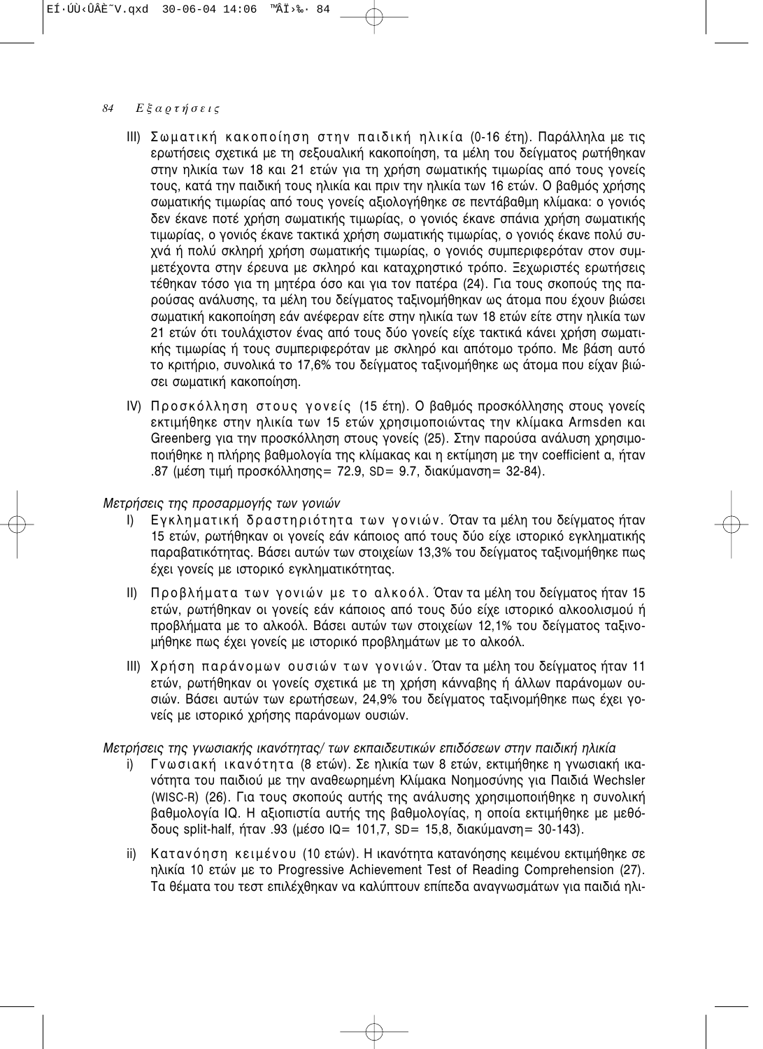III) Σωματική κακοποίηση στην παιδική ηλικία (0-16 έτη). Παράλληλα με τις ερωτήσεις σχετικά με τη σεξουαλική κακοποίηση, τα μέλη του δείγματος ρωτήθηκαν στην ηλικία των 18 και 21 ετών για τη χρήση σωματικής τιμωρίας από τους γονείς τους, κατά την παιδική τους ηλικία και πριν την ηλικία των 16 ετών. Ο βαθμός χρήσης σωματικής τιμωρίας από τους γονείς αξιολογήθηκε σε πεντάβαθμη κλίμακα: ο γονιός δεν έκανε ποτέ χρήση σωματικής τιμωρίας, ο γονιός έκανε σπάνια χρήση σωματικής τιμωρίας, ο γονιός έκανε τακτικά χρήση σωματικής τιμωρίας, ο γονιός έκανε πολύ συχνά ή πολύ σκληρή χρήση σωματικής τιμωρίας, ο γονιός συμπεριφερόταν στον συμμετέχοντα στην έρευνα με σκληρό και καταχρηστικό τρόπο. Ξεχωριστές ερωτήσεις τέθηκαν τόσο για τη μητέρα όσο και για τον πατέρα (24). Για τους σκοπούς της παρούσας ανάλυσης, τα μέλη του δείγματος ταξινομήθηκαν ως άτομα που έχουν βιώσει σωματική κακοποίηση εάν ανέφεραν είτε στην ηλικία των 18 ετών είτε στην ηλικία των 21 ετών ότι τουλάχιστον ένας από τους δύο γονείς είχε τακτικά κάνει χρήση σωματικής τιμωρίας ή τους συμπεριφερόταν με σκληρό και απότομο τρόπο. Με βάση αυτό το κριτήριο, συνολικά το 17,6% του δείγματος ταξινομήθηκε ως άτομα που είχαν βιώσει σωματική κακοποίηση.

IV) Προσκόλληση στους γονείς (15 έτη). Ο βαθμός προσκόλλησης στους γονείς εκτιμήθηκε στην ηλικία των 15 ετών χρησιμοποιώντας την κλίμακα Armsden και Greenberg για την προσκόλληση στους γονείς (25). Στην παρούσα ανάλυση χρησιμοποιήθηκε η πλήρης βαθμολογία της κλίμακας και η εκτίμηση με την coefficient α, ήταν .87 (μέση τιμή προσκόλλησης= 72.9, SD= 9.7, διακύμανση= 32-84).

*Μετρήσεις της προσαρμογής των γονιών*

I) Εγκληματική δραστηριότητα των γονιών. Όταν τα μέλη του δείγματος ήταν 15 ετών, ρωτήθηκαν οι γονείς εάν κάποιος από τους δύο είχε ιστορικό εγκληματικής παραβατικότητας. Βάσει αυτών των στοιχείων 13,3% του δείγματος ταξινομήθηκε πως έχει γονείς με ιστορικό εγκληματικότητας.

II) Προβλήματα των γονιών με το αλκοόλ. Όταν τα μέλη του δείγματος ήταν 15 ετών, ρωτήθηκαν οι γονείς εάν κάποιος από τους δύο είχε ιστορικό αλκοολισμού ή προβλήματα με το αλκοόλ. Βάσει αυτών των στοιχείων 12,1% του δείγματος ταξινομήθηκε πως έχει γονείς με ιστορικό προβλημάτων με το αλκοόλ.

III) Χρήση παράνομων ουσιών των γονιών. Όταν τα μέλη του δείγματος ήταν 11 ετών, ρωτήθηκαν οι γονείς σχετικά με τη χρήση κάνναβης ή άλλων παράνομων ουσιών. Βάσει αυτών των ερωτήσεων, 24,9% του δείγματος ταξινομήθηκε πως έχει γονείς με ιστορικό χρήσης παράνομων ουσιών.

*Μετρήσεις της γνωσιακής ικανότητας/ των εκπαιδευτικών επιδόσεων στην παιδική ηλικία*

i) Γνωσιακή ικανότητα (8 ετών). Σε ηλικία των 8 ετών, εκτιμήθηκε η γνωσιακή ικανότητα του παιδιού με την αναθεωρημένη Κλίμακα Νοημοσύνης για Παιδιά Wechsler (WISC-R) (26). Για τους σκοπούς αυτής της ανάλυσης χρησιμοποιήθηκε η συνολική βαθμολογία IQ. Η αξιοπιστία αυτής της βαθμολογίας, η οποία εκτιμήθηκε με μεθόδους split-half, ήταν .93 (μέσο IQ= 101,7, SD= 15,8, διακύμανση= 30-143).

ii) Κατανόηση κειμένου (10 ετών). Η ικανότητα κατανόησης κειμένου εκτιμήθηκε σε ηλικία 10 ετών με το Progressive Achievement Test of Reading Comprehension (27). Τα θέματα του τεστ επιλέχθηκαν να καλύπτουν επίπεδα αναγνωσμάτων για παιδιά ηλι-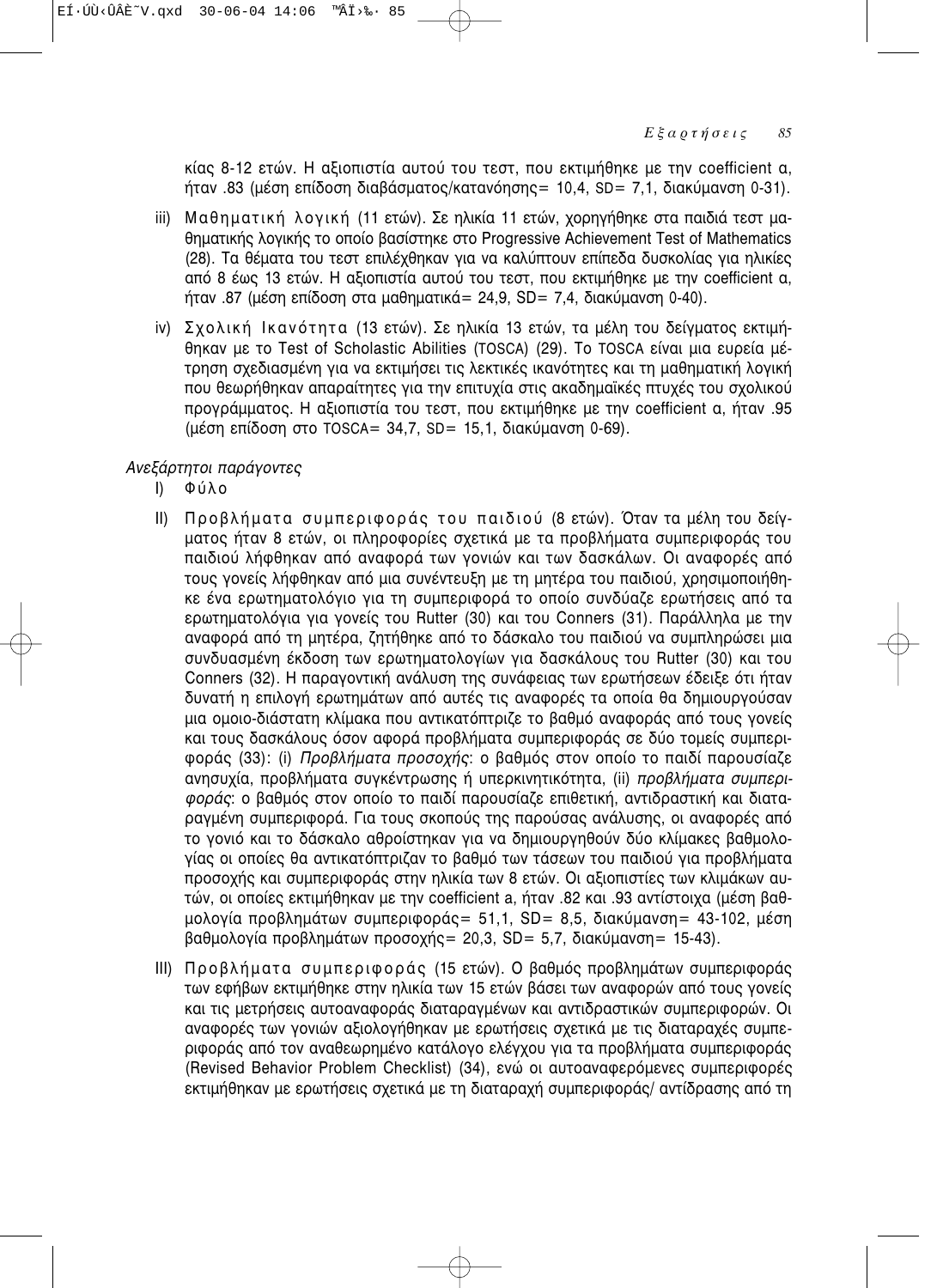κίας 8-12 ετών. Η αξιοπιστία αυτού του τεστ, που εκτιμήθηκε με την coefficient α, ήταν .83 (μέση επίδοση διαβάσματος/κατανόησης= 10,4, SD= 7,1, διακύμανση 0-31).

iii) Μαθηματική λογική (11 ετών). Σε ηλικία 11 ετών, χορηγήθηκε στα παιδιά τεστ μαθηματικής λογικής το οποίο βασίστηκε στο Progressive Achievement Test of Mathematics (28). Τα θέματα του τεστ επιλέχθηκαν για να καλύπτουν επίπεδα δυσκολίας για ηλικίες από 8 έως 13 ετών. Η αξιοπιστία αυτού του τεστ, που εκτιμήθηκε με την coefficient α, ήταν .87 (μέση επίδοση στα μαθηματικά= 24,9, SD= 7,4, διακύμανση 0-40).

iv) Σχολική Ικανότητα (13 ετών). Σε ηλικία 13 ετών, τα μέλη του δείγματος εκτιμήθηκαν με το Test of Scholastic Abilities (TOSCA) (29). Το TOSCA είναι μια ευρεία μέτρηση σχεδιασμένη για να εκτιμήσει τις λεκτικές ικανότητες και τη μαθηματική λογική που θεωρήθηκαν απαραίτητες για την επιτυχία στις ακαδημαϊκές πτυχές του σχολικού προγράμματος. Η αξιοπιστία του τεστ, που εκτιμήθηκε με την coefficient α, ήταν .95 (μέση επίδοση στο TOSCA= 34,7, SD= 15,1, διακύμανση 0-69).

*Ανεξάρτητοι παράγοντες*

I) Φύλο

II) Προβλήματα συμπεριφοράς του παιδιού (8 ετών). Όταν τα μέλη του δείγματος ήταν 8 ετών, οι πληροφορίες σχετικά με τα προβλήματα συμπεριφοράς του παιδιού λήφθηκαν από αναφορά των γονιών και των δασκάλων. Οι αναφορές από τους γονείς λήφθηκαν από μια συνέντευξη με τη μητέρα του παιδιού, χρησιμοποιήθηκε ένα ερωτηματολόγιο για τη συμπεριφορά το οποίο συνδύαζε ερωτήσεις από τα ερωτηματολόγια για γονείς του Rutter (30) και του Conners (31). Παράλληλα με την αναφορά από τη μητέρα, ζητήθηκε από το δάσκαλο του παιδιού να συμπληρώσει μια συνδυασμένη έκδοση των ερωτηματολογίων για δασκάλους του Rutter (30) και του Conners (32). Η παραγοντική ανάλυση της συνάφειας των ερωτήσεων έδειξε ότι ήταν δυνατή η επιλογή ερωτημάτων από αυτές τις αναφορές τα οποία θα δημιουργούσαν μια ομοιο-διάστατη κλίμακα που αντικατόπτριζε το βαθμό αναφοράς από τους γονείς και τους δασκάλους όσον αφορά προβλήματα συμπεριφοράς σε δύο τομείς συμπεριφοράς (33): (i) *Προβλήματα προσοχής*: ο βαθμός στον οποίο το παιδί παρουσίαζε ανησυχία, προβλήματα συγκέντρωσης ή υπερκινητικότητα, (ii) *προβλήματα συμπεριφοράς*: ο βαθμός στον οποίο το παιδί παρουσίαζε επιθετική, αντιδραστική και διαταραγμένη συμπεριφορά. Για τους σκοπούς της παρούσας ανάλυσης, οι αναφορές από το γονιό και το δάσκαλο αθροίστηκαν για να δημιουργηθούν δύο κλίμακες βαθμολογίας οι οποίες θα αντικατόπτριζαν το βαθμό των τάσεων του παιδιού για προβλήματα προσοχής και συμπεριφοράς στην ηλικία των 8 ετών. Οι αξιοπιστίες των κλιμάκων αυτών, οι οποίες εκτιμήθηκαν με την coefficient a, ήταν .82 και .93 αντίστοιχα (μέση βαθμολογία προβλημάτων συμπεριφοράς= 51,1, SD= 8,5, διακύμανση= 43-102, μέση βαθμολογία προβλημάτων προσοχής= 20,3, SD= 5,7, διακύμανση= 15-43).

III) Προβλήματα συμπεριφοράς (15 ετών). Ο βαθμός προβλημάτων συμπεριφοράς των εφήβων εκτιμήθηκε στην ηλικία των 15 ετών βάσει των αναφορών από τους γονείς και τις μετρήσεις αυτοαναφοράς διαταραγμένων και αντιδραστικών συμπεριφορών. Οι αναφορές των γονιών αξιολογήθηκαν με ερωτήσεις σχετικά με τις διαταραχές συμπεριφοράς από τον αναθεωρημένο κατάλογο ελέγχου για τα προβλήματα συμπεριφοράς (Revised Behavior Problem Checklist) (34), ενώ οι αυτοαναφερόμενες συμπεριφορές εκτιμήθηκαν με ερωτήσεις σχετικά με τη διαταραχή συμπεριφοράς/ αντίδρασης από τη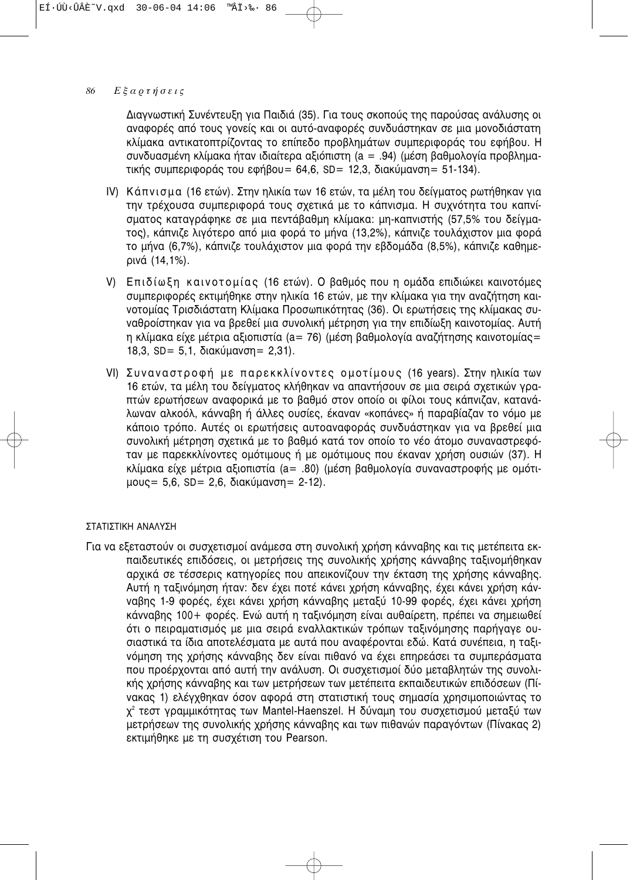Διαγνωστική Συνέντευξη για Παιδιά (35). Για τους σκοπούς της παρούσας ανάλυσης οι αναφορές από τους γονείς και οι αυτό-αναφορές συνδυάστηκαν σε μια μονοδιάστατη κλίμακα αντικατοπτρίζοντας το επίπεδο προβλημάτων συμπεριφοράς του εφήβου. Η συνδυασμένη κλίμακα ήταν ιδιαίτερα αξιόπιστη (a = .94) (μέση βαθμολογία προβληματικής συμπεριφοράς του εφήβου= 64,6, SD= 12,3, διακύμανση= 51-134).

IV) Κάπνισμα (16 ετών). Στην ηλικία των 16 ετών, τα μέλη του δείγματος ρωτήθηκαν για την τρέχουσα συμπεριφορά τους σχετικά με το κάπνισμα. Η συχνότητα του καπνίσματος καταγράφηκε σε μια πεντάβαθμη κλίμακα: μη-καπνιστής (57,5% του δείγματος), κάπνιζε λιγότερο από μια φορά το μήνα (13,2%), κάπνιζε τουλάχιστον μια φορά το μήνα (6,7%), κάπνιζε τουλάχιστον μια φορά την εβδομάδα (8,5%), κάπνιζε καθημερινά (14,1%).

V) Επιδίωξη καινοτομίας (16 ετών). Ο βαθμός που η ομάδα επιδιώκει καινοτόμες συμπεριφορές εκτιμήθηκε στην ηλικία 16 ετών, με την κλίμακα για την αναζήτηση καινοτομίας Τρισδιάστατη Κλίμακα Προσωπικότητας (36). Οι ερωτήσεις της κλίμακας συναθροίστηκαν για να βρεθεί μια συνολική μέτρηση για την επιδίωξη καινοτομίας. Αυτή η κλίμακα είχε μέτρια αξιοπιστία (a= 76) (μέση βαθμολογία αναζήτησης καινοτομίας= 18,3, SD= 5,1, διακύμανση= 2,31).

VI) Συναναστροφή με παρεκκλίνοντες ομοτίμους (16 years). Στην ηλικία των 16 ετών, τα μέλη του δείγματος κλήθηκαν να απαντήσουν σε μια σειρά σχετικών γραπτών ερωτήσεων αναφορικά με το βαθμό στον οποίο οι φίλοι τους κάπνιζαν, κατανάλωναν αλκοόλ, κάνναβη ή άλλες ουσίες, έκαναν «κοπάνες» ή παραβίαζαν το νόμο με κάποιο τρόπο. Αυτές οι ερωτήσεις αυτοαναφοράς συνδυάστηκαν για να βρεθεί μια συνολική μέτρηση σχετικά με το βαθμό κατά τον οποίο το νέο άτομο συναναστρεφόταν με παρεκκλίνοντες ομότιμους ή με ομότιμους που έκαναν χρήση ουσιών (37). Η κλίμακα είχε μέτρια αξιοπιστία (a= .80) (μέση βαθμολογία συναναστροφής με ομότιμους= 5,6, SD= 2,6, διακύμανση= 2-12).

### ΣΤΑΤΙΣΤΙΚΗ ΑΝΑΛΥΣΗ

Για να εξεταστούν οι συσχετισμοί ανάμεσα στη συνολική χρήση κάνναβης και τις μετέπειτα εκπαιδευτικές επιδόσεις, οι μετρήσεις της συνολικής χρήσης κάνναβης ταξινομήθηκαν αρχικά σε τέσσερις κατηγορίες που απεικονίζουν την έκταση της χρήσης κάνναβης. Αυτή η ταξινόμηση ήταν: δεν έχει ποτέ κάνει χρήση κάνναβης, έχει κάνει χρήση κάνναβης 1-9 φορές, έχει κάνει χρήση κάνναβης μεταξύ 10-99 φορές, έχει κάνει χρήση κάνναβης 100+ φορές. Ενώ αυτή η ταξινόμηση είναι αυθαίρετη, πρέπει να σημειωθεί ότι ο πειραματισμός με μια σειρά εναλλακτικών τρόπων ταξινόμησης παρήγαγε ουσιαστικά τα ίδια αποτελέσματα με αυτά που αναφέρονται εδώ. Κατά συνέπεια, η ταξινόμηση της χρήσης κάνναβης δεν είναι πιθανό να έχει επηρεάσει τα συμπεράσματα που προέρχονται από αυτή την ανάλυση. Οι συσχετισμοί δύο μεταβλητών της συνολικής χρήσης κάνναβης και των μετρήσεων των μετέπειτα εκπαιδευτικών επιδόσεων (Πίνακας 1) ελέγχθηκαν όσον αφορά στη στατιστική τους σημασία χρησιμοποιώντας το $\chi^2$ τεστ γραμμικότητας των Mantel-Haenszel. Η δύναμη του συσχετισμού μεταξύ των μετρήσεων της συνολικής χρήσης κάνναβης και των πιθανών παραγόντων (Πίνακας 2) εκτιμήθηκε με τη συσχέτιση του Pearson.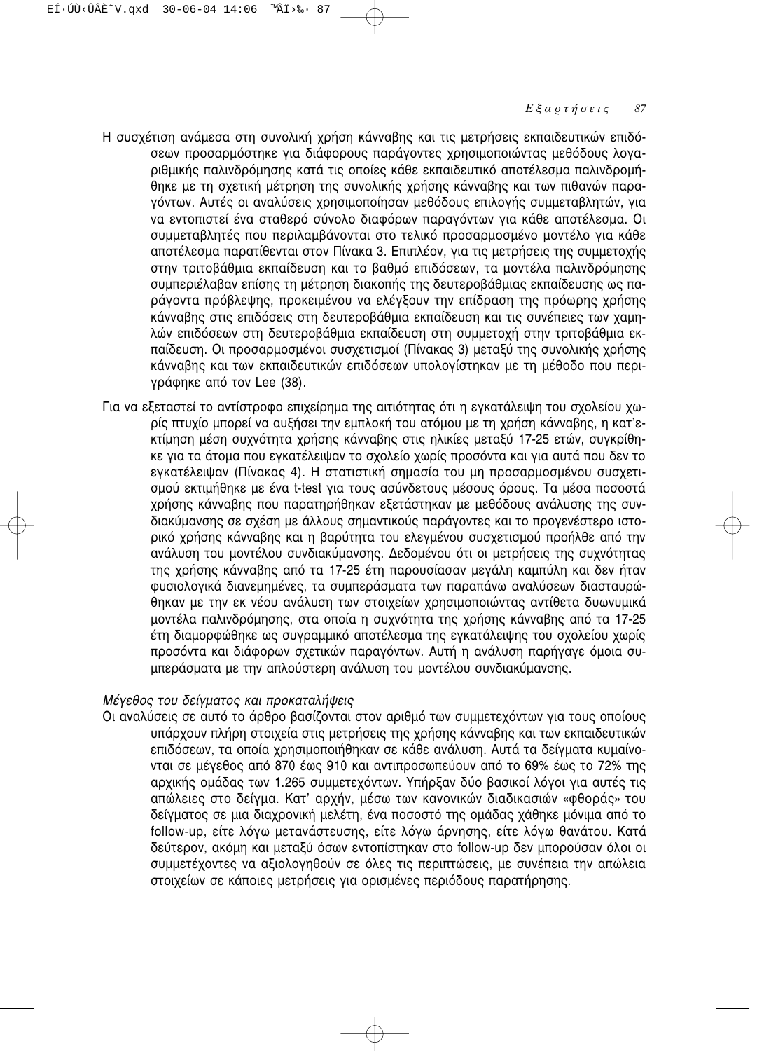Η συσχέτιση ανάμεσα στη συνολική χρήση κάνναβης και τις μετρήσεις εκπαιδευτικών επιδόσεων προσαρμόστηκε για διάφορους παράγοντες χρησιμοποιώντας μεθόδους λογαριθμικής παλινδρόμησης κατά τις οποίες κάθε εκπαιδευτικό αποτέλεσμα παλινδρομήθηκε με τη σχετική μέτρηση της συνολικής χρήσης κάνναβης και των πιθανών παραγόντων. Αυτές οι αναλύσεις χρησιμοποίησαν μεθόδους επιλογής συμμεταβλητών, για να εντοπιστεί ένα σταθερό σύνολο διαφόρων παραγόντων για κάθε αποτέλεσμα. Οι συμμεταβλητές που περιλαμβάνονται στο τελικό προσαρμοσμένο μοντέλο για κάθε αποτέλεσμα παρατίθενται στον Πίνακα 3. Επιπλέον, για τις μετρήσεις της συμμετοχής στην τριτοβάθμια εκπαίδευση και το βαθμό επιδόσεων, τα μοντέλα παλινδρόμησης συμπεριέλαβαν επίσης τη μέτρηση διακοπής της δευτεροβάθμιας εκπαίδευσης ως παράγοντα πρόβλεψης, προκειμένου να ελέγξουν την επίδραση της πρόωρης χρήσης κάνναβης στις επιδόσεις στη δευτεροβάθμια εκπαίδευση και τις συνέπειες των χαμηλών επιδόσεων στη δευτεροβάθμια εκπαίδευση στη συμμετοχή στην τριτοβάθμια εκπαίδευση. Οι προσαρμοσμένοι συσχετισμοί (Πίνακας 3) μεταξύ της συνολικής χρήσης κάνναβης και των εκπαιδευτικών επιδόσεων υπολογίστηκαν με τη μέθοδο που περιγράφηκε από τον Lee (38).

Για να εξεταστεί το αντίστροφο επιχείρημα της αιτιότητας ότι η εγκατάλειψη του σχολείου χωρίς πτυχίο μπορεί να αυξήσει την εμπλοκή του ατόμου με τη χρήση κάνναβης, η κατ'εκτίμηση μέση συχνότητα χρήσης κάνναβης στις ηλικίες μεταξύ 17-25 ετών, συγκρίθηκε για τα άτομα που εγκατέλειψαν το σχολείο χωρίς προσόντα και για αυτά που δεν το εγκατέλειψαν (Πίνακας 4). Η στατιστική σημασία του μη προσαρμοσμένου συσχετισμού εκτιμήθηκε με ένα t-test για τους ασύνδετους μέσους όρους. Τα μέσα ποσοστά χρήσης κάνναβης που παρατηρήθηκαν εξετάστηκαν με μεθόδους ανάλυσης της συνδιακύμανσης σε σχέση με άλλους σημαντικούς παράγοντες και το προγενέστερο ιστορικό χρήσης κάνναβης και η βαρύτητα του ελεγμένου συσχετισμού προήλθε από την ανάλυση του μοντέλου συνδιακύμανσης. Δεδομένου ότι οι μετρήσεις της συχνότητας της χρήσης κάνναβης από τα 17-25 έτη παρουσίασαν μεγάλη καμπύλη και δεν ήταν φυσιολογικά διανεμημένες, τα συμπεράσματα των παραπάνω αναλύσεων διασταυρώθηκαν με την εκ νέου ανάλυση των στοιχείων χρησιμοποιώντας αντίθετα δυωνυμικά μοντέλα παλινδρόμησης, στα οποία η συχνότητα της χρήσης κάνναβης από τα 17-25 έτη διαμορφώθηκε ως συγραμμικό αποτέλεσμα της εγκατάλειψης του σχολείου χωρίς προσόντα και διάφορων σχετικών παραγόντων. Αυτή η ανάλυση παρήγαγε όμοια συμπεράσματα με την απλούστερη ανάλυση του μοντέλου συνδιακύμανσης.

*Μέγεθος του δείγματος και προκαταλήψεις*

Οι αναλύσεις σε αυτό το άρθρο βασίζονται στον αριθμό των συμμετεχόντων για τους οποίους υπάρχουν πλήρη στοιχεία στις μετρήσεις της χρήσης κάνναβης και των εκπαιδευτικών επιδόσεων, τα οποία χρησιμοποιήθηκαν σε κάθε ανάλυση. Αυτά τα δείγματα κυμαίνονται σε μέγεθος από 870 έως 910 και αντιπροσωπεύουν από το 69% έως το 72% της αρχικής ομάδας των 1.265 συμμετεχόντων. Υπήρξαν δύο βασικοί λόγοι για αυτές τις απώλειες στο δείγμα. Κατ' αρχήν, μέσω των κανονικών διαδικασιών «φθοράς» του δείγματος σε μια διαχρονική μελέτη, ένα ποσοστό της ομάδας χάθηκε μόνιμα από το follow-up, είτε λόγω μετανάστευσης, είτε λόγω άρνησης, είτε λόγω θανάτου. Κατά δεύτερον, ακόμη και μεταξύ όσων εντοπίστηκαν στο follow-up δεν μπορούσαν όλοι οι συμμετέχοντες να αξιολογηθούν σε όλες τις περιπτώσεις, με συνέπεια την απώλεια στοιχείων σε κάποιες μετρήσεις για ορισμένες περιόδους παρατήρησης.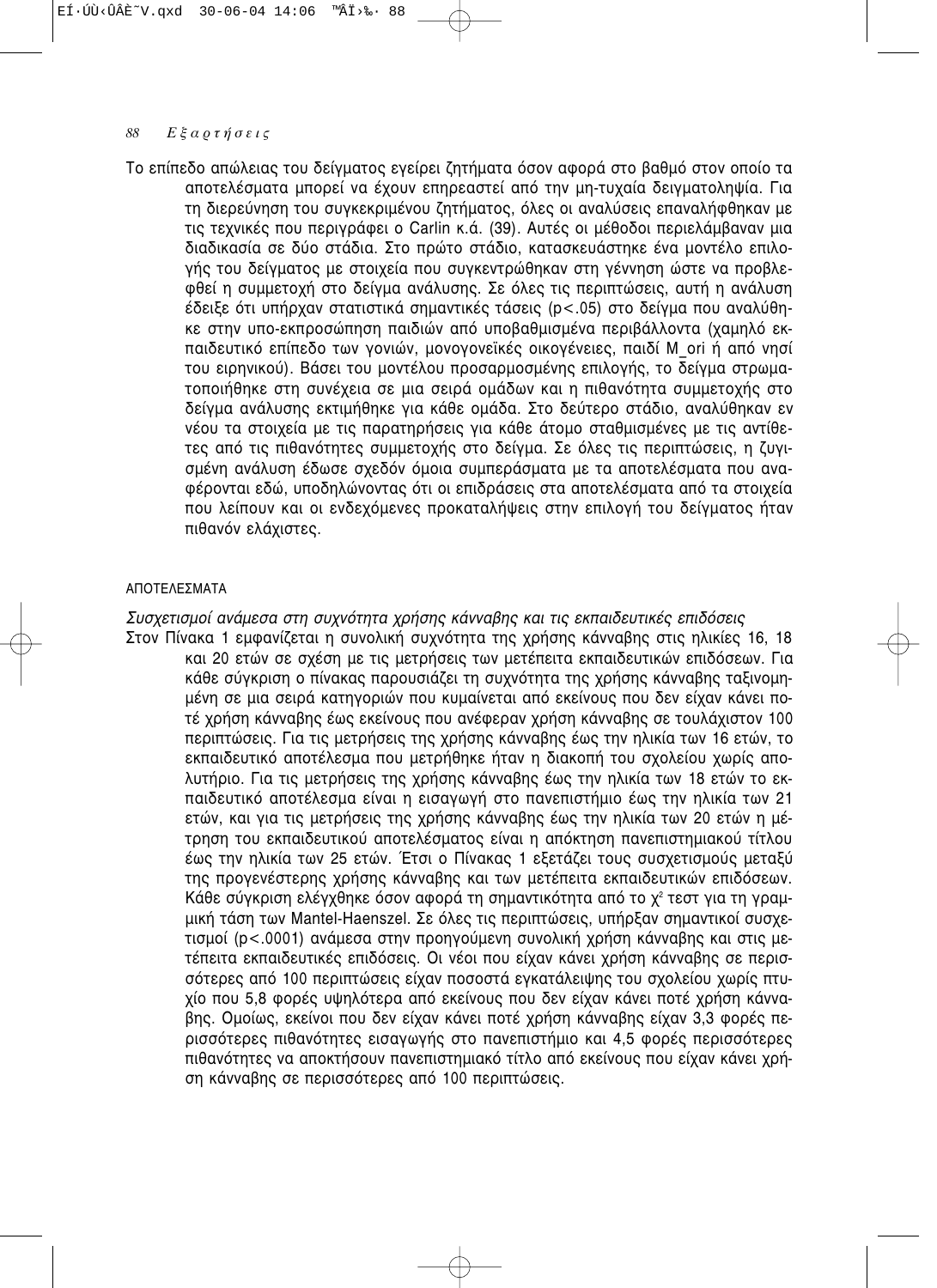Το επίπεδο απώλειας του δείγματος εγείρει ζητήματα όσον αφορά στο βαθμό στον οποίο τα αποτελέσματα μπορεί να έχουν επηρεαστεί από την μη-τυχαία δειγματοληψία. Για τη διερεύνηση του συγκεκριμένου ζητήματος, όλες οι αναλύσεις επαναλήφθηκαν με τις τεχνικές που περιγράφει ο Carlin κ.ά. (39). Αυτές οι μέθοδοι περιελάμβαναν μια διαδικασία σε δύο στάδια. Στο πρώτο στάδιο, κατασκευάστηκε ένα μοντέλο επιλογής του δείγματος με στοιχεία που συγκεντρώθηκαν στη γέννηση ώστε να προβλεφθεί η συμμετοχή στο δείγμα ανάλυσης. Σε όλες τις περιπτώσεις, αυτή η ανάλυση έδειξε ότι υπήρχαν στατιστικά σημαντικές τάσεις ($p<.05$) στο δείγμα που αναλύθηκε στην υπο-εκπροσώπηση παιδιών από υποβαθμισμένα περιβάλλοντα (χαμηλό εκπαιδευτικό επίπεδο των γονιών, μονογονεϊκές οικογένειες, παιδί M_ori ή από νησί του ειρηνικού). Βάσει του μοντέλου προσαρμοσμένης επιλογής, το δείγμα στρωματοποιήθηκε στη συνέχεια σε μια σειρά ομάδων και η πιθανότητα συμμετοχής στο δείγμα ανάλυσης εκτιμήθηκε για κάθε ομάδα. Στο δεύτερο στάδιο, αναλύθηκαν εν νέου τα στοιχεία με τις παρατηρήσεις για κάθε άτομο σταθμισμένες με τις αντίθετες από τις πιθανότητες συμμετοχής στο δείγμα. Σε όλες τις περιπτώσεις, η ζυγισμένη ανάλυση έδωσε σχεδόν όμοια συμπεράσματα με τα αποτελέσματα που αναφέρονται εδώ, υποδηλώνοντας ότι οι επιδράσεις στα αποτελέσματα από τα στοιχεία που λείπουν και οι ενδεχόμενες προκαταλήψεις στην επιλογή του δείγματος ήταν πιθανόν ελάχιστες.

## ΑΠΟΤΕΛΕΣΜΑΤΑ

*Συσχετισμοί ανάμεσα στη συχνότητα χρήσης κάνναβης και τις εκπαιδευτικές επιδόσεις*

Στον Πίνακα 1 εμφανίζεται η συνολική συχνότητα της χρήσης κάνναβης στις ηλικίες 16, 18 και 20 ετών σε σχέση με τις μετρήσεις των μετέπειτα εκπαιδευτικών επιδόσεων. Για κάθε σύγκριση ο πίνακας παρουσιάζει τη συχνότητα της χρήσης κάνναβης ταξινομημένη σε μια σειρά κατηγοριών που κυμαίνεται από εκείνους που δεν είχαν κάνει ποτέ χρήση κάνναβης έως εκείνους που ανέφεραν χρήση κάνναβης σε τουλάχιστον 100 περιπτώσεις. Για τις μετρήσεις της χρήσης κάνναβης έως την ηλικία των 16 ετών, το εκπαιδευτικό αποτέλεσμα που μετρήθηκε ήταν η διακοπή του σχολείου χωρίς απολυτήριο. Για τις μετρήσεις της χρήσης κάνναβης έως την ηλικία των 18 ετών το εκπαιδευτικό αποτέλεσμα είναι η εισαγωγή στο πανεπιστήμιο έως την ηλικία των 21 ετών, και για τις μετρήσεις της χρήσης κάνναβης έως την ηλικία των 20 ετών η μέτρηση του εκπαιδευτικού αποτελέσματος είναι η απόκτηση πανεπιστημιακού τίτλου έως την ηλικία των 25 ετών. Έτσι ο Πίνακας 1 εξετάζει τους συσχετισμούς μεταξύ της προγενέστερης χρήσης κάνναβης και των μετέπειτα εκπαιδευτικών επιδόσεων. Κάθε σύγκριση ελέγχθηκε όσον αφορά τη σημαντικότητα από το $\chi^2$ τεστ για τη γραμμική τάση των Mantel-Haenszel. Σε όλες τις περιπτώσεις, υπήρξαν σημαντικοί συσχετισμοί ($p<.0001$) ανάμεσα στην προηγούμενη συνολική χρήση κάνναβης και στις μετέπειτα εκπαιδευτικές επιδόσεις. Οι νέοι που είχαν κάνει χρήση κάνναβης σε περισσότερες από 100 περιπτώσεις είχαν ποσοστά εγκατάλειψης του σχολείου χωρίς πτυχίο που 5,8 φορές υψηλότερα από εκείνους που δεν είχαν κάνει ποτέ χρήση κάνναβης. Ομοίως, εκείνοι που δεν είχαν κάνει ποτέ χρήση κάνναβης είχαν 3,3 φορές περισσότερες πιθανότητες εισαγωγής στο πανεπιστήμιο και 4,5 φορές περισσότερες πιθανότητες να αποκτήσουν πανεπιστημιακό τίτλο από εκείνους που είχαν κάνει χρήση κάνναβης σε περισσότερες από 100 περιπτώσεις.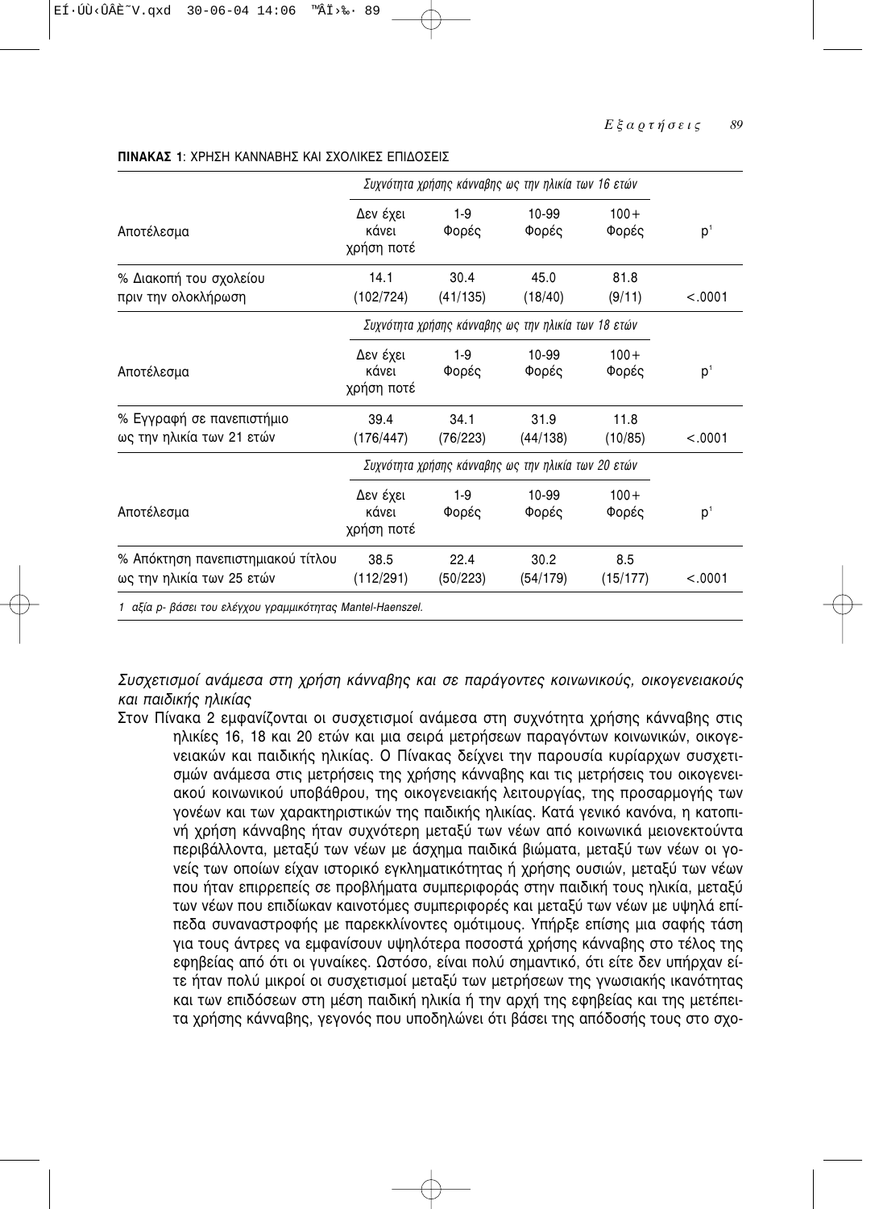**ΠΙΝΑΚΑΣ 1**: ΧΡΗΣΗ ΚΑΝΝΑΒΗΣ ΚΑΙ ΣΧΟΛΙΚΕΣ ΕΠΙΔΟΣΕΙΣ

| | *Συχνότητα χρήσης κάνναβης ως την ηλικία των 16 ετών* | | | | |
|---|---|---|---|---|---|
| Αποτέλεσμα | Δεν έχει κάνει χρήση ποτέ | 1-9 Φορές | 10-99 Φορές | 100+ Φορές | p[1] |
| % Διακοπή του σχολείου πριν την ολοκλήρωση | 14.1 (102/724) | 30.4 (41/135) | 45.0 (18/40) | 81.8 (9/11) | <.0001 |
| | *Συχνότητα χρήσης κάνναβης ως την ηλικία των 18 ετών* | | | | |
| Αποτέλεσμα | Δεν έχει κάνει χρήση ποτέ | 1-9 Φορές | 10-99 Φορές | 100+ Φορές | p[1] |
| % Εγγραφή σε πανεπιστήμιο ως την ηλικία των 21 ετών | 39.4 (176/447) | 34.1 (76/223) | 31.9 (44/138) | 11.8 (10/85) | <.0001 |
| | *Συχνότητα χρήσης κάνναβης ως την ηλικία των 20 ετών* | | | | |
| Αποτέλεσμα | Δεν έχει κάνει χρήση ποτέ | 1-9 Φορές | 10-99 Φορές | 100+ Φορές | p[1] |
| % Απόκτηση πανεπιστημιακού τίτλου ως την ηλικία των 25 ετών | 38.5 (112/291) | 22.4 (50/223) | 30.2 (54/179) | 8.5 (15/177) | <.0001 |

*1 αξία p- βάσει του ελέγχου γραμμικότητας Mantel-Haenszel.*

*Συσχετισμοί ανάμεσα στη χρήση κάνναβης και σε παράγοντες κοινωνικούς, οικογενειακούς και παιδικής ηλικίας*

Στον Πίνακα 2 εμφανίζονται οι συσχετισμοί ανάμεσα στη συχνότητα χρήσης κάνναβης στις ηλικίες 16, 18 και 20 ετών και μια σειρά μετρήσεων παραγόντων κοινωνικών, οικογενειακών και παιδικής ηλικίας. Ο Πίνακας δείχνει την παρουσία κυρίαρχων συσχετισμών ανάμεσα στις μετρήσεις της χρήσης κάνναβης και τις μετρήσεις του οικογενειακού κοινωνικού υποβάθρου, της οικογενειακής λειτουργίας, της προσαρμογής των γονέων και των χαρακτηριστικών της παιδικής ηλικίας. Κατά γενικό κανόνα, η κατοπινή χρήση κάνναβης ήταν συχνότερη μεταξύ των νέων από κοινωνικά μειονεκτούντα περιβάλλοντα, μεταξύ των νέων με άσχημα παιδικά βιώματα, μεταξύ των νέων οι γονείς των οποίων είχαν ιστορικό εγκληματικότητας ή χρήσης ουσιών, μεταξύ των νέων που ήταν επιρρεπείς σε προβλήματα συμπεριφοράς στην παιδική τους ηλικία, μεταξύ των νέων που επιδίωκαν καινοτόμες συμπεριφορές και μεταξύ των νέων με υψηλά επίπεδα συναναστροφής με παρεκκλίνοντες ομότιμους. Υπήρξε επίσης μια σαφής τάση για τους άντρες να εμφανίσουν υψηλότερα ποσοστά χρήσης κάνναβης στο τέλος της εφηβείας από ότι οι γυναίκες. Ωστόσο, είναι πολύ σημαντικό, ότι είτε δεν υπήρχαν είτε ήταν πολύ μικροί οι συσχετισμοί μεταξύ των μετρήσεων της γνωσιακής ικανότητας και των επιδόσεων στη μέση παιδική ηλικία ή την αρχή της εφηβείας και της μετέπειτα χρήσης κάνναβης, γεγονός που υποδηλώνει ότι βάσει της απόδοσής τους στο σχο-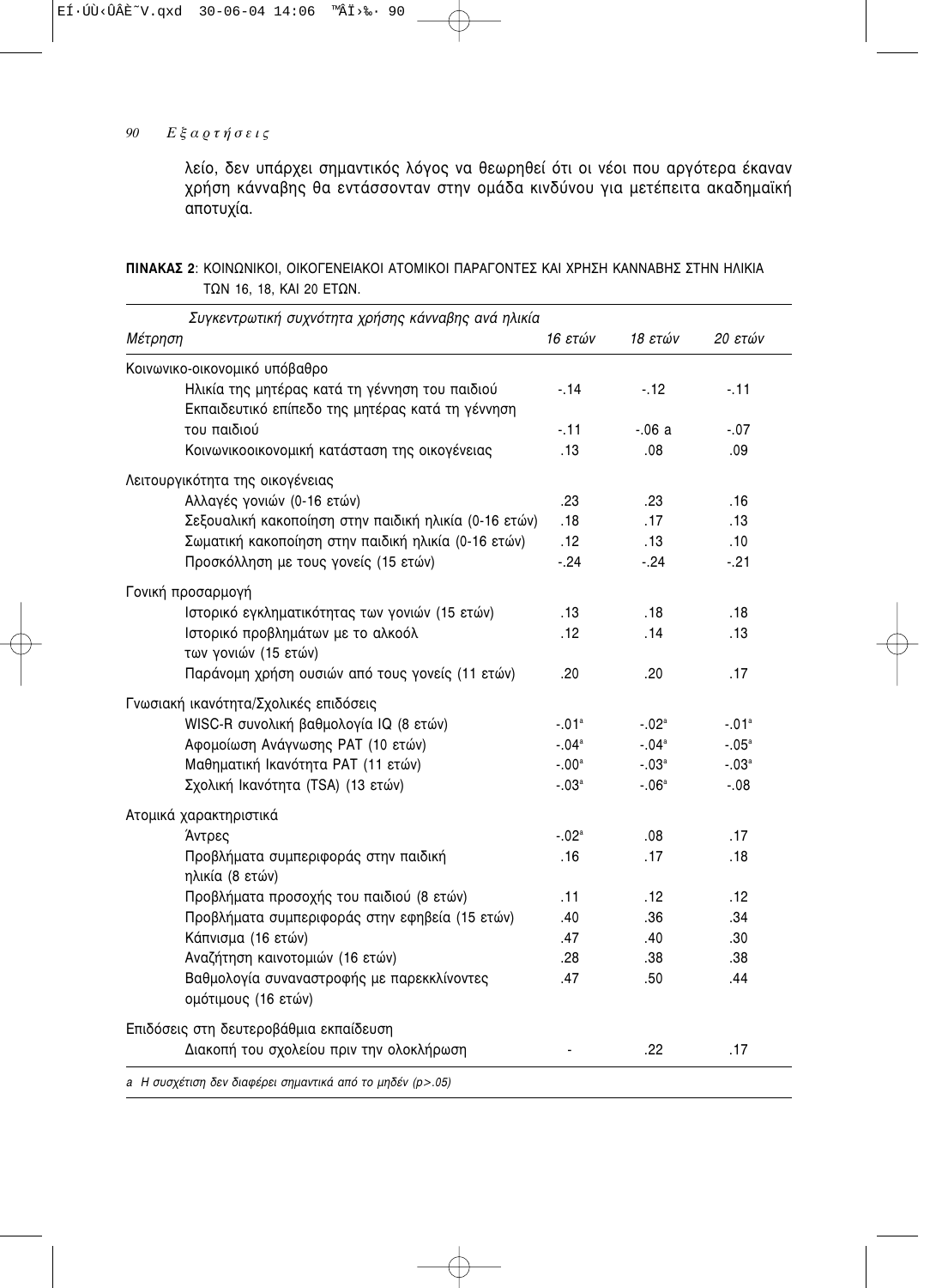λείο, δεν υπάρχει σημαντικός λόγος να θεωρηθεί ότι οι νέοι που αργότερα έκαναν χρήση κάνναβης θα εντάσσονταν στην ομάδα κινδύνου για μετέπειτα ακαδημαϊκή αποτυχία.

**ΠΙΝΑΚΑΣ 2**: ΚΟΙΝΩΝΙΚΟΙ, ΟΙΚΟΓΕΝΕΙΑΚΟΙ ΑΤΟΜΙΚΟΙ ΠΑΡΑΓΟΝΤΕΣ ΚΑΙ ΧΡΗΣΗ ΚΑΝΝΑΒΗΣ ΣΤΗΝ ΗΛΙΚΙΑ ΤΩΝ 16, 18, ΚΑΙ 20 ΕΤΩΝ.

| *Συγκεντρωτική συχνότητα χρήσης κάνναβης ανά ηλικία* | | | |
|---|---|---|---|
| *Μέτρηση* | *16 ετών* | *18 ετών* | *20 ετών* |
| **Κοινωνικο-οικονομικό υπόβαθρο** | | | |
| Ηλικία της μητέρας κατά τη γέννηση του παιδιού | -.14 | -.12 | -.11 |
| Εκπαιδευτικό επίπεδο της μητέρας κατά τη γέννηση του παιδιού | -.11 | -.06 a | -.07 |
| Κοινωνικοοικονομική κατάσταση της οικογένειας | .13 | .08 | .09 |
| **Λειτουργικότητα της οικογένειας** | | | |
| Αλλαγές γονιών (0-16 ετών) | .23 | .23 | .16 |
| Σεξουαλική κακοποίηση στην παιδική ηλικία (0-16 ετών) | .18 | .17 | .13 |
| Σωματική κακοποίηση στην παιδική ηλικία (0-16 ετών) | .12 | .13 | .10 |
| Προσκόλληση με τους γονείς (15 ετών) | -.24 | -.24 | -.21 |
| **Γονική προσαρμογή** | | | |
| Ιστορικό εγκληματικότητας των γονιών (15 ετών) | .13 | .18 | .18 |
| Ιστορικό προβλημάτων με το αλκοόλ των γονιών (15 ετών) | .12 | .14 | .13 |
| Παράνομη χρήση ουσιών από τους γονείς (11 ετών) | .20 | .20 | .17 |
| **Γνωσιακή ικανότητα/Σχολικές επιδόσεις** | | | |
| WISC-R συνολική βαθμολογία IQ (8 ετών) | -.01[a] | -.02[a] | -.01[a] |
| Αφομοίωση Ανάγνωσης PAT (10 ετών) | -.04[a] | -.04[a] | -.05[a] |
| Μαθηματική Ικανότητα PAT (11 ετών) | -.00[a] | -.03[a] | -.03[a] |
| Σχολική Ικανότητα (TSA) (13 ετών) | -.03[a] | -.06[a] | -.08 |
| **Ατομικά χαρακτηριστικά** | | | |
| Άντρες | -.02[a] | .08 | .17 |
| Προβλήματα συμπεριφοράς στην παιδική ηλικία (8 ετών) | .16 | .17 | .18 |
| Προβλήματα προσοχής του παιδιού (8 ετών) | .11 | .12 | .12 |
| Προβλήματα συμπεριφοράς στην εφηβεία (15 ετών) | .40 | .36 | .34 |
| Κάπνισμα (16 ετών) | .47 | .40 | .30 |
| Αναζήτηση καινοτομιών (16 ετών) | .28 | .38 | .38 |
| Βαθμολογία συναναστροφής με παρεκκλίνοντες ομότιμους (16 ετών) | .47 | .50 | .44 |
| **Επιδόσεις στη δευτεροβάθμια εκπαίδευση** | | | |
| Διακοπή του σχολείου πριν την ολοκλήρωση | - | .22 | .17 |

*a Η συσχέτιση δεν διαφέρει σημαντικά από το μηδέν ($p>.05$)*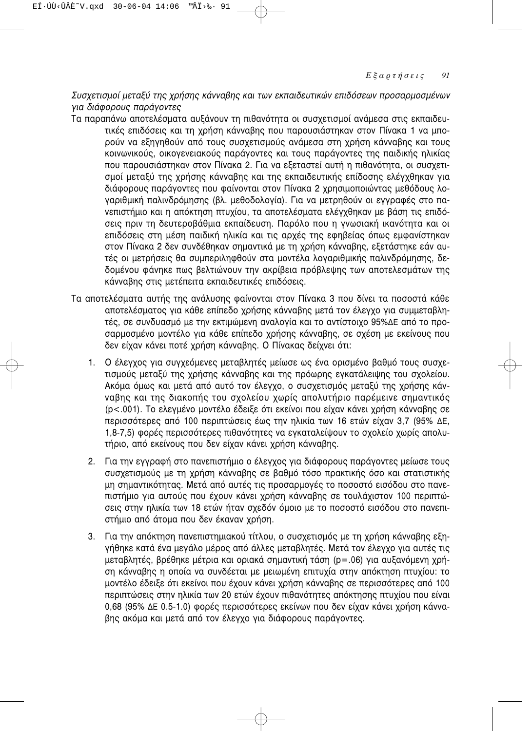*Συσχετισμοί μεταξύ της χρήσης κάνναβης και των εκπαιδευτικών επιδόσεων προσαρμοσμένων για διάφορους παράγοντες*

Τα παραπάνω αποτελέσματα αυξάνουν τη πιθανότητα οι συσχετισμοί ανάμεσα στις εκπαιδευτικές επιδόσεις και τη χρήση κάνναβης που παρουσιάστηκαν στον Πίνακα 1 να μπορούν να εξηγηθούν από τους συσχετισμούς ανάμεσα στη χρήση κάνναβης και τους κοινωνικούς, οικογενειακούς παράγοντες και τους παράγοντες της παιδικής ηλικίας που παρουσιάστηκαν στον Πίνακα 2. Για να εξεταστεί αυτή η πιθανότητα, οι συσχετισμοί μεταξύ της χρήσης κάνναβης και της εκπαιδευτικής επίδοσης ελέγχθηκαν για διάφορους παράγοντες που φαίνονται στον Πίνακα 2 χρησιμοποιώντας μεθόδους λογαριθμική παλινδρόμησης (βλ. μεθοδολογία). Για να μετρηθούν οι εγγραφές στο πανεπιστήμιο και η απόκτηση πτυχίου, τα αποτελέσματα ελέγχθηκαν με βάση τις επιδόσεις πριν τη δευτεροβάθμια εκπαίδευση. Παρόλο που η γνωσιακή ικανότητα και οι επιδόσεις στη μέση παιδική ηλικία και τις αρχές της εφηβείας όπως εμφανίστηκαν στον Πίνακα 2 δεν συνδέθηκαν σημαντικά με τη χρήση κάνναβης, εξετάστηκε εάν αυτές οι μετρήσεις θα συμπεριληφθούν στα μοντέλα λογαριθμικής παλινδρόμησης, δεδομένου φάνηκε πως βελτιώνουν την ακρίβεια πρόβλεψης των αποτελεσμάτων της κάνναβης στις μετέπειτα εκπαιδευτικές επιδόσεις.

Τα αποτελέσματα αυτής της ανάλυσης φαίνονται στον Πίνακα 3 που δίνει τα ποσοστά κάθε αποτελέσματος για κάθε επίπεδο χρήσης κάνναβης μετά τον έλεγχο για συμμεταβλητές, σε συνδυασμό με την εκτιμώμενη αναλογία και το αντίστοιχο 95%ΔΕ από το προσαρμοσμένο μοντέλο για κάθε επίπεδο χρήσης κάνναβης, σε σχέση με εκείνους που δεν είχαν κάνει ποτέ χρήση κάνναβης. Ο Πίνακας δείχνει ότι:

1. Ο έλεγχος για συγχεόμενες μεταβλητές μείωσε ως ένα ορισμένο βαθμό τους συσχετισμούς μεταξύ της χρήσης κάνναβης και της πρόωρης εγκατάλειψης του σχολείου. Ακόμα όμως και μετά από αυτό τον έλεγχο, ο συσχετισμός μεταξύ της χρήσης κάνναβης και της διακοπής του σχολείου χωρίς απολυτήριο παρέμεινε σημαντικός ($p<.001$). Το ελεγμένο μοντέλο έδειξε ότι εκείνοι που είχαν κάνει χρήση κάνναβης σε περισσότερες από 100 περιπτώσεις έως την ηλικία των 16 ετών είχαν 3,7 (95% ΔΕ, 1,8-7,5) φορές περισσότερες πιθανότητες να εγκαταλείψουν το σχολείο χωρίς απολυτήριο, από εκείνους που δεν είχαν κάνει χρήση κάνναβης.

2. Για την εγγραφή στο πανεπιστήμιο ο έλεγχος για διάφορους παράγοντες μείωσε τους συσχετισμούς με τη χρήση κάνναβης σε βαθμό τόσο πρακτικής όσο και στατιστικής μη σημαντικότητας. Μετά από αυτές τις προσαρμογές το ποσοστό εισόδου στο πανεπιστήμιο για αυτούς που έχουν κάνει χρήση κάνναβης σε τουλάχιστον 100 περιπτώσεις στην ηλικία των 18 ετών ήταν σχεδόν όμοιο με το ποσοστό εισόδου στο πανεπιστήμιο από άτομα που δεν έκαναν χρήση.

3. Για την απόκτηση πανεπιστημιακού τίτλου, ο συσχετισμός με τη χρήση κάνναβης εξηγήθηκε κατά ένα μεγάλο μέρος από άλλες μεταβλητές. Μετά τον έλεγχο για αυτές τις μεταβλητές, βρέθηκε μέτρια και οριακά σημαντική τάση ($p=.06$) για αυξανόμενη χρήση κάνναβης η οποία να συνδέεται με μειωμένη επιτυχία στην απόκτηση πτυχίου: το μοντέλο έδειξε ότι εκείνοι που έχουν κάνει χρήση κάνναβης σε περισσότερες από 100 περιπτώσεις στην ηλικία των 20 ετών έχουν πιθανότητες απόκτησης πτυχίου που είναι 0,68 (95% ΔΕ 0.5-1.0) φορές περισσότερες εκείνων που δεν είχαν κάνει χρήση κάνναβης ακόμα και μετά από τον έλεγχο για διάφορους παράγοντες.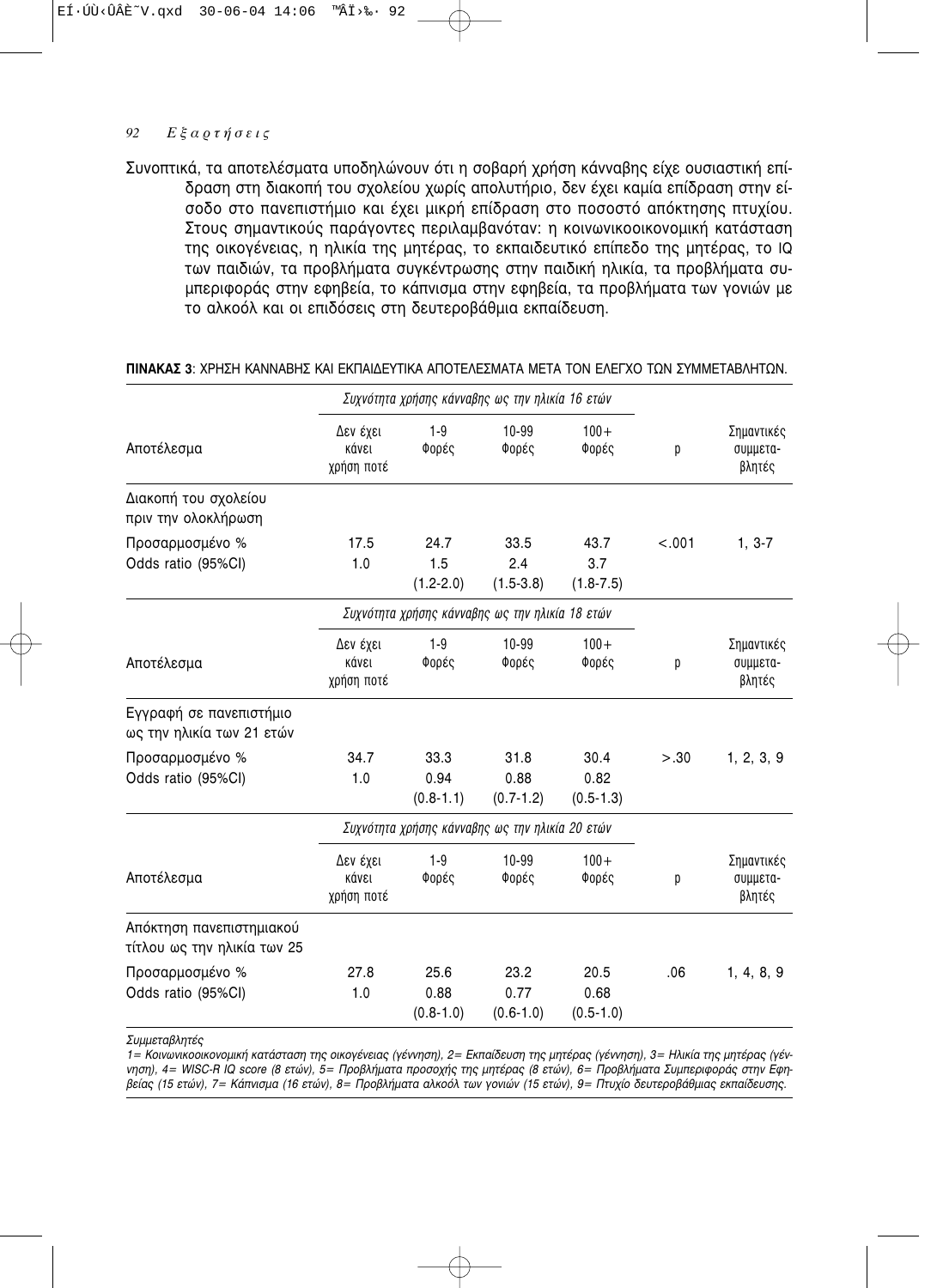Συνοπτικά, τα αποτελέσματα υποδηλώνουν ότι η σοβαρή χρήση κάνναβης είχε ουσιαστική επίδραση στη διακοπή του σχολείου χωρίς απολυτήριο, δεν έχει καμία επίδραση στην είσοδο στο πανεπιστήμιο και έχει μικρή επίδραση στο ποσοστό απόκτησης πτυχίου. Στους σημαντικούς παράγοντες περιλαμβάνοταν: η κοινωνικοοικονομική κατάσταση της οικογένειας, η ηλικία της μητέρας, το εκπαιδευτικό επίπεδο της μητέρας, το IQ των παιδιών, τα προβλήματα συγκέντρωσης στην παιδική ηλικία, τα προβλήματα συμπεριφοράς στην εφηβεία, το κάπνισμα στην εφηβεία, τα προβλήματα των γονιών με το αλκοόλ και οι επιδόσεις στη δευτεροβάθμια εκπαίδευση.

**ΠΙΝΑΚΑΣ 3**: ΧΡΗΣΗ ΚΑΝΝΑΒΗΣ ΚΑΙ ΕΚΠΑΙΔΕΥΤΙΚΑ ΑΠΟΤΕΛΕΣΜΑΤΑ ΜΕΤΑ ΤΟΝ ΕΛΕΓΧΟ ΤΩΝ ΣΥΜΜΕΤΑΒΛΗΤΩΝ.

| | *Συχνότητα χρήσης κάνναβης ως την ηλικία 16 ετών* | | | | | |
|---|---|---|---|---|---|---|
| Αποτέλεσμα | Δεν έχει κάνει χρήση ποτέ | 1-9 Φορές | 10-99 Φορές | 100+ Φορές | p | Σημαντικές συμμεταβλητές |
| Διακοπή του σχολείου πριν την ολοκλήρωση | | | | | | |
| Προσαρμοσμένο % | 17.5 | 24.7 | 33.5 | 43.7 | <.001 | 1, 3-7 |
| Odds ratio (95%CI) | 1.0 | 1.5 (1.2-2.0) | 2.4 (1.5-3.8) | 3.7 (1.8-7.5) | | |
| | *Συχνότητα χρήσης κάνναβης ως την ηλικία 18 ετών* | | | | | |
| Αποτέλεσμα | Δεν έχει κάνει χρήση ποτέ | 1-9 Φορές | 10-99 Φορές | 100+ Φορές | p | Σημαντικές συμμεταβλητές |
| Εγγραφή σε πανεπιστήμιο ως την ηλικία των 21 ετών | | | | | | |
| Προσαρμοσμένο % | 34.7 | 33.3 | 31.8 | 30.4 | >.30 | 1, 2, 3, 9 |
| Odds ratio (95%CI) | 1.0 | 0.94 (0.8-1.1) | 0.88 (0.7-1.2) | 0.82 (0.5-1.3) | | |
| | *Συχνότητα χρήσης κάνναβης ως την ηλικία 20 ετών* | | | | | |
| Αποτέλεσμα | Δεν έχει κάνει χρήση ποτέ | 1-9 Φορές | 10-99 Φορές | 100+ Φορές | p | Σημαντικές συμμεταβλητές |
| Απόκτηση πανεπιστημιακού τίτλου ως την ηλικία των 25 | | | | | | |
| Προσαρμοσμένο % | 27.8 | 25.6 | 23.2 | 20.5 | .06 | 1, 4, 8, 9 |
| Odds ratio (95%CI) | 1.0 | 0.88 (0.8-1.0) | 0.77 (0.6-1.0) | 0.68 (0.5-1.0) | | |

*Συμμεταβλητές*

*1= Κοινωνικοοικονομική κατάσταση της οικογένειας (γέννηση), 2= Εκπαίδευση της μητέρας (γέννηση), 3= Ηλικία της μητέρας (γέννηση), 4= WISC-R IQ score (8 ετών), 5= Προβλήματα προσοχής της μητέρας (8 ετών), 6= Προβλήματα Συμπεριφοράς στην Εφηβείας (15 ετών), 7= Κάπνισμα (16 ετών), 8= Προβλήματα αλκοόλ των γονιών (15 ετών), 9= Πτυχίο δευτεροβάθμιας εκπαίδευσης.*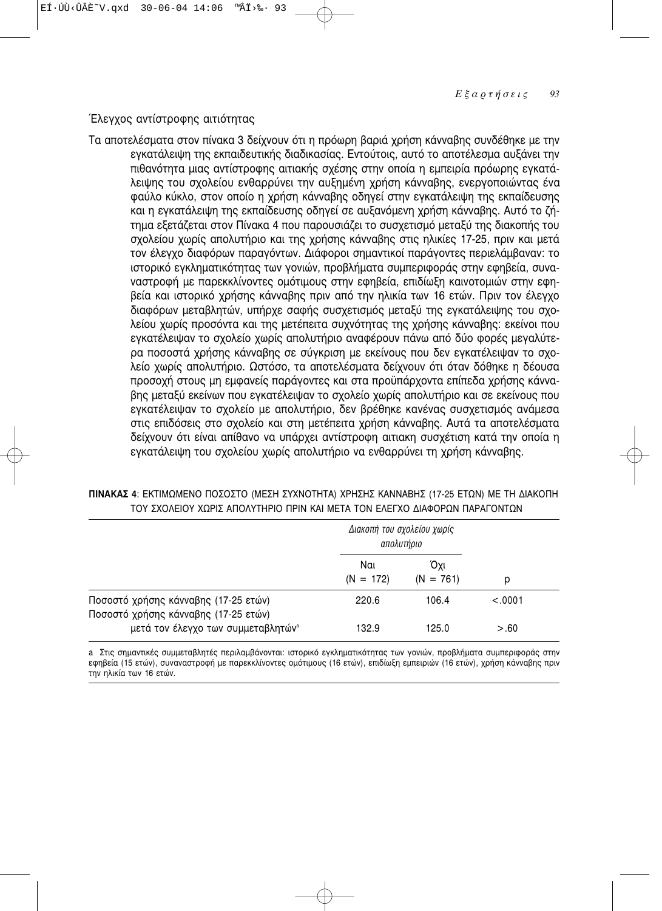### Έλεγχος αντίστροφης αιτιότητας

Τα αποτελέσματα στον πίνακα 3 δείχνουν ότι η πρόωρη βαριά χρήση κάνναβης συνδέθηκε με την εγκατάλειψη της εκπαιδευτικής διαδικασίας. Εντούτοις, αυτό το αποτέλεσμα αυξάνει την πιθανότητα μιας αντίστροφης αιτιακής σχέσης στην οποία η εμπειρία πρόωρης εγκατάλειψης του σχολείου ενθαρρύνει την αυξημένη χρήση κάνναβης, ενεργοποιώντας ένα φαύλο κύκλο, στον οποίο η χρήση κάνναβης οδηγεί στην εγκατάλειψη της εκπαίδευσης και η εγκατάλειψη της εκπαίδευσης οδηγεί σε αυξανόμενη χρήση κάνναβης. Αυτό το ζήτημα εξετάζεται στον Πίνακα 4 που παρουσιάζει το συσχετισμό μεταξύ της διακοπής του σχολείου χωρίς απολυτήριο και της χρήσης κάνναβης στις ηλικίες 17-25, πριν και μετά τον έλεγχο διαφόρων παραγόντων. Διάφοροι σημαντικοί παράγοντες περιελάμβαναν: το ιστορικό εγκληματικότητας των γονιών, προβλήματα συμπεριφοράς στην εφηβεία, συναναστροφή με παρεκκλίνοντες ομότιμους στην εφηβεία, επιδίωξη καινοτομιών στην εφηβεία και ιστορικό χρήσης κάνναβης πριν από την ηλικία των 16 ετών. Πριν τον έλεγχο διαφόρων μεταβλητών, υπήρχε σαφής συσχετισμός μεταξύ της εγκατάλειψης του σχολείου χωρίς προσόντα και της μετέπειτα συχνότητας της χρήσης κάνναβης: εκείνοι που εγκατέλειψαν το σχολείο χωρίς απολυτήριο αναφέρουν πάνω από δύο φορές μεγαλύτερα ποσοστά χρήσης κάνναβης σε σύγκριση με εκείνους που δεν εγκατέλειψαν το σχολείο χωρίς απολυτήριο. Ωστόσο, τα αποτελέσματα δείχνουν ότι όταν δόθηκε η δέουσα προσοχή στους μη εμφανείς παράγοντες και στα προϋπάρχοντα επίπεδα χρήσης κάνναβης μεταξύ εκείνων που εγκατέλειψαν το σχολείο χωρίς απολυτήριο και σε εκείνους που εγκατέλειψαν το σχολείο με απολυτήριο, δεν βρέθηκε κανένας συσχετισμός ανάμεσα στις επιδόσεις στο σχολείο και στη μετέπειτα χρήση κάνναβης. Αυτά τα αποτελέσματα δείχνουν ότι είναι απίθανο να υπάρχει αντίστροφη αιτιακή συσχέτιση κατά την οποία η εγκατάλειψη του σχολείου χωρίς απολυτήριο να ενθαρρύνει τη χρήση κάνναβης.

**ΠΙΝΑΚΑΣ 4**: ΕΚΤΙΜΩΜΕΝΟ ΠΟΣΟΣΤΟ (ΜΕΣΗ ΣΥΧΝΟΤΗΤΑ) ΧΡΗΣΗΣ ΚΑΝΝΑΒΗΣ (17-25 ΕΤΩΝ) ΜΕ ΤΗ ΔΙΑΚΟΠΗ ΤΟΥ ΣΧΟΛΕΙΟΥ ΧΩΡΙΣ ΑΠΟΛΥΤΗΡΙΟ ΠΡΙΝ ΚΑΙ ΜΕΤΑ ΤΟΝ ΕΛΕΓΧΟ ΔΙΑΦΟΡΩΝ ΠΑΡΑΓΟΝΤΩΝ

| | *Διακοπή του σχολείου χωρίς απολυτήριο* | | |
|---|---|---|---|
| | Ναι (N = 172) | Όχι (N = 761) | p |
| Ποσοστό χρήσης κάνναβης (17-25 ετών) | 220.6 | 106.4 | <.0001 |
| Ποσοστό χρήσης κάνναβης (17-25 ετών) μετά τον έλεγχο των συμμεταβλητών[a] | 132.9 | 125.0 | >.60 |

a Στις σημαντικές συμμεταβλητές περιλαμβάνονται: ιστορικό εγκληματικότητας των γονιών, προβλήματα συμπεριφοράς στην εφηβεία (15 ετών), συναναστροφή με παρεκκλίνοντες ομότιμους (16 ετών), επιδίωξη εμπειριών (16 ετών), χρήση κάνναβης πριν την ηλικία των 16 ετών.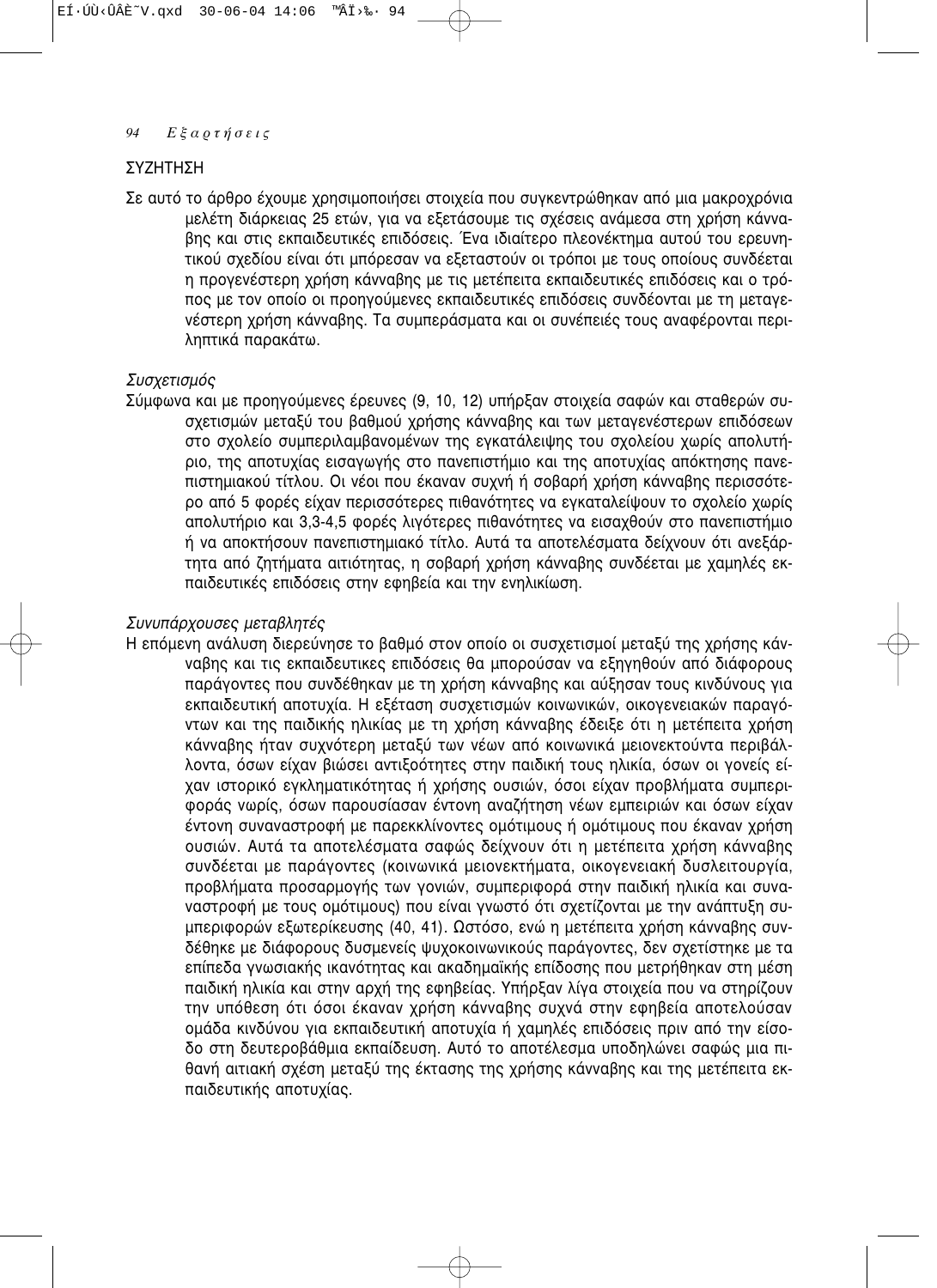## ΣΥΖΗΤΗΣΗ

Σε αυτό το άρθρο έχουμε χρησιμοποιήσει στοιχεία που συγκεντρώθηκαν από μια μακροχρόνια μελέτη διάρκειας 25 ετών, για να εξετάσουμε τις σχέσεις ανάμεσα στη χρήση κάνναβης και στις εκπαιδευτικές επιδόσεις. Ένα ιδιαίτερο πλεονέκτημα αυτού του ερευνητικού σχεδίου είναι ότι μπόρεσαν να εξεταστούν οι τρόποι με τους οποίους συνδέεται η προγενέστερη χρήση κάνναβης με τις μετέπειτα εκπαιδευτικές επιδόσεις και ο τρόπος με τον οποίο οι προηγούμενες εκπαιδευτικές επιδόσεις συνδέονται με τη μεταγενέστερη χρήση κάνναβης. Τα συμπεράσματα και οι συνέπειές τους αναφέρονται περιληπτικά παρακάτω.

### *Συσχετισμός*

Σύμφωνα και με προηγούμενες έρευνες (9, 10, 12) υπήρξαν στοιχεία σαφών και σταθερών συσχετισμών μεταξύ του βαθμού χρήσης κάνναβης και των μεταγενέστερων επιδόσεων στο σχολείο συμπεριλαμβανομένων της εγκατάλειψης του σχολείου χωρίς απολυτήριο, της αποτυχίας εισαγωγής στο πανεπιστήμιο και της αποτυχίας απόκτησης πανεπιστημιακού τίτλου. Οι νέοι που έκαναν συχνή ή σοβαρή χρήση κάνναβης περισσότερο από 5 φορές είχαν περισσότερες πιθανότητες να εγκαταλείψουν το σχολείο χωρίς απολυτήριο και 3,3-4,5 φορές λιγότερες πιθανότητες να εισαχθούν στο πανεπιστήμιο ή να αποκτήσουν πανεπιστημιακό τίτλο. Αυτά τα αποτελέσματα δείχνουν ότι ανεξάρτητα από ζητήματα αιτιότητας, η σοβαρή χρήση κάνναβης συνδέεται με χαμηλές εκπαιδευτικές επιδόσεις στην εφηβεία και την ενηλικίωση.

### *Συνυπάρχουσες μεταβλητές*

Η επόμενη ανάλυση διερεύνησε το βαθμό στον οποίο οι συσχετισμοί μεταξύ της χρήσης κάνναβης και τις εκπαιδευτικες επιδόσεις θα μπορούσαν να εξηγηθούν από διάφορους παράγοντες που συνδέθηκαν με τη χρήση κάνναβης και αύξησαν τους κινδύνους για εκπαιδευτική αποτυχία. Η εξέταση συσχετισμών κοινωνικών, οικογενειακών παραγόντων και της παιδικής ηλικίας με τη χρήση κάνναβης έδειξε ότι η μετέπειτα χρήση κάνναβης ήταν συχνότερη μεταξύ των νέων από κοινωνικά μειονεκτούντα περιβάλλοντα, όσων είχαν βιώσει αντιξοότητες στην παιδική τους ηλικία, όσων οι γονείς είχαν ιστορικό εγκληματικότητας ή χρήσης ουσιών, όσοι είχαν προβλήματα συμπεριφοράς νωρίς, όσων παρουσίασαν έντονη αναζήτηση νέων εμπειριών και όσων είχαν έντονη συναναστροφή με παρεκκλίνοντες ομότιμους ή ομότιμους που έκαναν χρήση ουσιών. Αυτά τα αποτελέσματα σαφώς δείχνουν ότι η μετέπειτα χρήση κάνναβης συνδέεται με παράγοντες (κοινωνικά μειονεκτήματα, οικογενειακή δυσλειτουργία, προβλήματα προσαρμογής των γονιών, συμπεριφορά στην παιδική ηλικία και συναναστροφή με τους ομότιμους) που είναι γνωστό ότι σχετίζονται με την ανάπτυξη συμπεριφορών εξωτερίκευσης (40, 41). Ωστόσο, ενώ η μετέπειτα χρήση κάνναβης συνδέθηκε με διάφορους δυσμενείς ψυχοκοινωνικούς παράγοντες, δεν σχετίστηκε με τα επίπεδα γνωσιακής ικανότητας και ακαδημαϊκής επίδοσης που μετρήθηκαν στη μέση παιδική ηλικία και στην αρχή της εφηβείας. Υπήρξαν λίγα στοιχεία που να στηρίζουν την υπόθεση ότι όσοι έκαναν χρήση κάνναβης συχνά στην εφηβεία αποτελούσαν ομάδα κινδύνου για εκπαιδευτική αποτυχία ή χαμηλές επιδόσεις πριν από την είσοδο στη δευτεροβάθμια εκπαίδευση. Αυτό το αποτέλεσμα υποδηλώνει σαφώς μια πιθανή αιτιακή σχέση μεταξύ της έκτασης της χρήσης κάνναβης και της μετέπειτα εκπαιδευτικής αποτυχίας.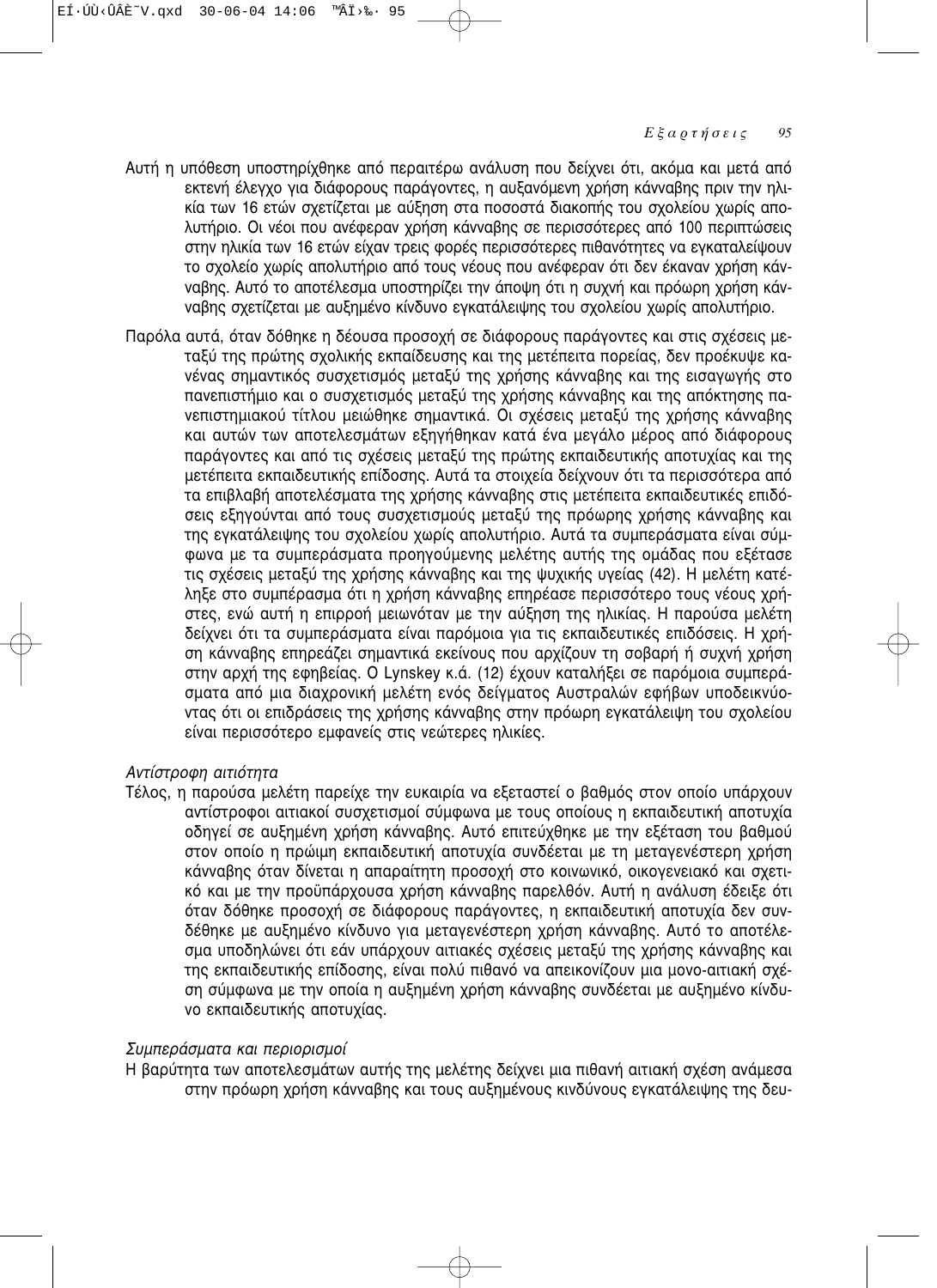Αυτή η υπόθεση υποστηρίχθηκε από περαιτέρω ανάλυση που δείχνει ότι, ακόμα και μετά από εκτενή έλεγχο για διάφορους παράγοντες, η αυξανόμενη χρήση κάνναβης πριν την ηλικία των 16 ετών σχετίζεται με αύξηση στα ποσοστά διακοπής του σχολείου χωρίς απολυτήριο. Οι νέοι που ανέφεραν χρήση κάνναβης σε περισσότερες από 100 περιπτώσεις στην ηλικία των 16 ετών είχαν τρεις φορές περισσότερες πιθανότητες να εγκαταλείψουν το σχολείο χωρίς απολυτήριο από τους νέους που ανέφεραν ότι δεν έκαναν χρήση κάνναβης. Αυτό το αποτέλεσμα υποστηρίζει την άποψη ότι η συχνή και πρόωρη χρήση κάνναβης σχετίζεται με αυξημένο κίνδυνο εγκατάλειψης του σχολείου χωρίς απολυτήριο.

Παρόλα αυτά, όταν δόθηκε η δέουσα προσοχή σε διάφορους παράγοντες και στις σχέσεις μεταξύ της πρώτης σχολικής εκπαίδευσης και της μετέπειτα πορείας, δεν προέκυψε κανένας σημαντικός συσχετισμός μεταξύ της χρήσης κάνναβης και της εισαγωγής στο πανεπιστήμιο και ο συσχετισμός μεταξύ της χρήσης κάνναβης και της απόκτησης πανεπιστημιακού τίτλου μειώθηκε σημαντικά. Οι σχέσεις μεταξύ της χρήσης κάνναβης και αυτών των αποτελεσμάτων εξηγήθηκαν κατά ένα μεγάλο μέρος από διάφορους παράγοντες και από τις σχέσεις μεταξύ της πρώτης εκπαιδευτικής αποτυχίας και της μετέπειτα εκπαιδευτικής επίδοσης. Αυτά τα στοιχεία δείχνουν ότι τα περισσότερα από τα επιβλαβή αποτελέσματα της χρήσης κάνναβης στις μετέπειτα εκπαιδευτικές επιδόσεις εξηγούνται από τους συσχετισμούς μεταξύ της πρόωρης χρήσης κάνναβης και της εγκατάλειψης του σχολείου χωρίς απολυτήριο. Αυτά τα συμπεράσματα είναι σύμφωνα με τα συμπεράσματα προηγούμενης μελέτης αυτής της ομάδας που εξέτασε τις σχέσεις μεταξύ της χρήσης κάνναβης και της ψυχικής υγείας (42). Η μελέτη κατέληξε στο συμπέρασμα ότι η χρήση κάνναβης επηρέασε περισσότερο τους νέους χρήστες, ενώ αυτή η επιρροή μειωνόταν με την αύξηση της ηλικίας. Η παρούσα μελέτη δείχνει ότι τα συμπεράσματα είναι παρόμοια για τις εκπαιδευτικές επιδόσεις. Η χρήση κάνναβης επηρεάζει σημαντικά εκείνους που αρχίζουν τη σοβαρή ή συχνή χρήση στην αρχή της εφηβείας. Ο Lynskey κ.ά. (12) έχουν καταλήξει σε παρόμοια συμπεράσματα από μια διαχρονική μελέτη ενός δείγματος Αυστραλών εφήβων υποδεικνύοντας ότι οι επιδράσεις της χρήσης κάνναβης στην πρόωρη εγκατάλειψη του σχολείου είναι περισσότερο εμφανείς στις νεώτερες ηλικίες.

*Αντίστροφη αιτιότητα*

Τέλος, η παρούσα μελέτη παρείχε την ευκαιρία να εξεταστεί ο βαθμός στον οποίο υπάρχουν αντίστροφοι αιτιακοί συσχετισμοί σύμφωνα με τους οποίους η εκπαιδευτική αποτυχία οδηγεί σε αυξημένη χρήση κάνναβης. Αυτό επιτεύχθηκε με την εξέταση του βαθμού στον οποίο η πρώιμη εκπαιδευτική αποτυχία συνδέεται με τη μεταγενέστερη χρήση κάνναβης όταν δίνεται η απαραίτητη προσοχή στο κοινωνικό, οικογενειακό και σχετικό και με την προϋπάρχουσα χρήση κάνναβης παρελθόν. Αυτή η ανάλυση έδειξε ότι όταν δόθηκε προσοχή σε διάφορους παράγοντες, η εκπαιδευτική αποτυχία δεν συνδέθηκε με αυξημένο κίνδυνο για μεταγενέστερη χρήση κάνναβης. Αυτό το αποτέλεσμα υποδηλώνει ότι εάν υπάρχουν αιτιακές σχέσεις μεταξύ της χρήσης κάνναβης και της εκπαιδευτικής επίδοσης, είναι πολύ πιθανό να απεικονίζουν μια μονο-αιτιακή σχέση σύμφωνα με την οποία η αυξημένη χρήση κάνναβης συνδέεται με αυξημένο κίνδυνο εκπαιδευτικής αποτυχίας.

*Συμπεράσματα και περιορισμοί*

Η βαρύτητα των αποτελεσμάτων αυτής της μελέτης δείχνει μια πιθανή αιτιακή σχέση ανάμεσα στην πρόωρη χρήση κάνναβης και τους αυξημένους κινδύνους εγκατάλειψης της δευ-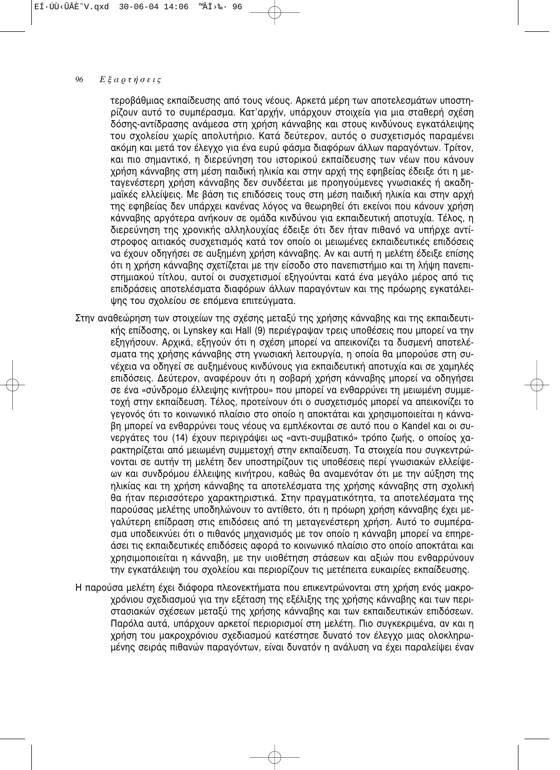τεροβάθμιας εκπαίδευσης από τους νέους. Αρκετά μέρη των αποτελεσμάτων υποστηρίζουν αυτό το συμπέρασμα. Κατ'αρχήν, υπάρχουν στοιχεία για μια σταθερή σχέση δόσης-αντίδρασης ανάμεσα στη χρήση κάνναβης και στους κινδύνους εγκατάλειψης του σχολείου χωρίς απολυτήριο. Κατά δεύτερον, αυτός ο συσχετισμός παραμένει ακόμη και μετά τον έλεγχο για ένα ευρύ φάσμα διαφόρων άλλων παραγόντων. Τρίτον, και πιο σημαντικό, η διερεύνηση του ιστορικού εκπαίδευσης των νέων που κάνουν χρήση κάνναβης στη μέση παιδική ηλικία και στην αρχή της εφηβείας έδειξε ότι η μεταγενέστερη χρήση κάνναβης δεν συνδέεται με προηγούμενες γνωσιακές ή ακαδημαϊκές ελλείψεις. Με βάση τις επιδόσεις τους στη μέση παιδική ηλικία και στην αρχή της εφηβείας δεν υπάρχει κανένας λόγος να θεωρηθεί ότι εκείνοι που κάνουν χρήση κάνναβης αργότερα ανήκουν σε ομάδα κινδύνου για εκπαιδευτική αποτυχία. Τέλος, η διερεύνηση της χρονικής αλληλουχίας έδειξε ότι δεν ήταν πιθανό να υπήρχε αντίστροφος αιτιακός συσχετισμός κατά τον οποίο οι μειωμένες εκπαιδευτικές επιδόσεις να έχουν οδηγήσει σε αυξημένη χρήση κάνναβης. Αν και αυτή η μελέτη έδειξε επίσης ότι η χρήση κάνναβης σχετίζεται με την είσοδο στο πανεπιστήμιο και τη λήψη πανεπιστημιακού τίτλου, αυτοί οι συσχετισμοί εξηγούνται κατά ένα μεγάλο μέρος από τις επιδράσεις αποτελέσματα διαφόρων άλλων παραγόντων και της πρόωρης εγκατάλειψης του σχολείου σε επόμενα επιτεύγματα.

Στην αναθεώρηση των στοιχείων της σχέσης μεταξύ της χρήσης κάνναβης και της εκπαιδευτικής επίδοσης, οι Lynskey και Hall (9) περιέγραψαν τρεις υποθέσεις που μπορεί να την εξηγήσουν. Αρχικά, εξηγούν ότι η σχέση μπορεί να απεικονίζει τα δυσμενή αποτελέσματα της χρήσης κάνναβης στη γνωσιακή λειτουργία, η οποία θα μπορούσε στη συνέχεια να οδηγεί σε αυξημένους κινδύνους για εκπαιδευτική αποτυχία και σε χαμηλές επιδόσεις. Δεύτερον, αναφέρουν ότι η σοβαρή χρήση κάνναβης μπορεί να οδηγήσει σε ένα «σύνδρομο έλλειψης κινήτρου» που μπορεί να ενθαρρύνει τη μειωμένη συμμετοχή στην εκπαίδευση. Τέλος, προτείνουν ότι ο συσχετισμός μπορεί να απεικονίζει το γεγονός ότι το κοινωνικό πλαίσιο στο οποίο η αποκτάται και χρησιμοποιείται η κάνναβη μπορεί να ενθαρρύνει τους νέους να εμπλέκονται σε αυτό που ο Kandel και οι συνεργάτες του (14) έχουν περιγράψει ως «αντι-συμβατικό» τρόπο ζωής, ο οποίος χαρακτηρίζεται από μειωμένη συμμετοχή στην εκπαίδευση. Τα στοιχεία που συγκεντρώνονται σε αυτήν τη μελέτη δεν υποστηρίζουν τις υποθέσεις περί γνωσιακών ελλείψεων και συνδρόμου έλλειψης κινήτρου, καθώς θα αναμενόταν ότι με την αύξηση της ηλικίας και τη χρήση κάνναβης τα αποτελέσματα της χρήσης κάνναβης στη σχολική θα ήταν περισσότερο χαρακτηριστικά. Στην πραγματικότητα, τα αποτελέσματα της παρούσας μελέτης υποδηλώνουν το αντίθετο, ότι η πρόωρη χρήση κάνναβης έχει μεγαλύτερη επίδραση στις επιδόσεις από τη μεταγενέστερη χρήση. Αυτό το συμπέρασμα υποδεικνύει ότι ο πιθανός μηχανισμός με τον οποίο η κάνναβη μπορεί να επηρεάσει τις εκπαιδευτικές επιδόσεις αφορά το κοινωνικό πλαίσιο στο οποίο αποκτάται και χρησιμοποιείται η κάνναβη, με την υιοθέτηση στάσεων και αξιών που ενθαρρύνουν την εγκατάλειψη του σχολείου και περιορίζουν τις μετέπειτα ευκαιρίες εκπαίδευσης.

Η παρούσα μελέτη έχει διάφορα πλεονεκτήματα που επικεντρώνονται στη χρήση ενός μακροχρόνιου σχεδιασμού για την εξέταση της εξέλιξης της χρήσης κάνναβης και των περιστασιακών σχέσεων μεταξύ της χρήσης κάνναβης και των εκπαιδευτικών επιδόσεων. Παρόλα αυτά, υπάρχουν αρκετοί περιορισμοί στη μελέτη. Πιο συγκεκριμένα, αν και η χρήση του μακροχρόνιου σχεδιασμού κατέστησε δυνατό τον έλεγχο μιας ολοκληρωμένης σειράς πιθανών παραγόντων, είναι δυνατόν η ανάλυση να έχει παραλείψει έναν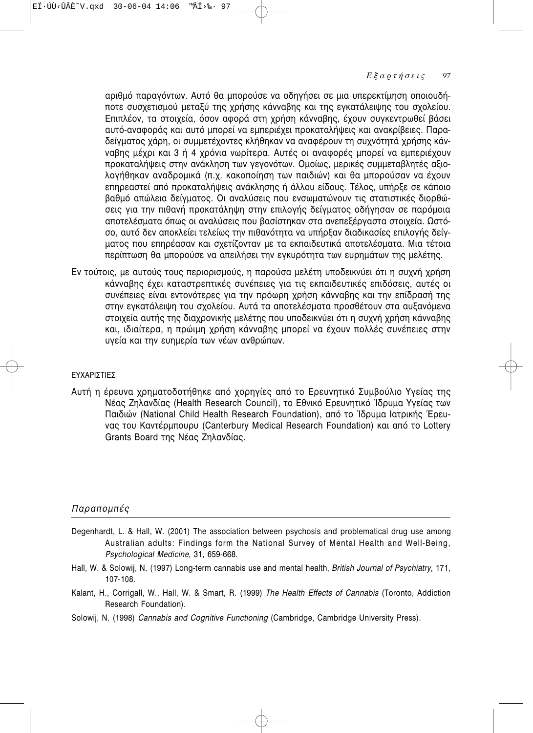αριθμό παραγόντων. Αυτό θα μπορούσε να οδηγήσει σε μια υπερεκτίμηση οποιουδήποτε συσχετισμού μεταξύ της χρήσης κάνναβης και της εγκατάλειψης του σχολείου. Επιπλέον, τα στοιχεία, όσον αφορά στη χρήση κάνναβης, έχουν συγκεντρωθεί βάσει αυτό-αναφοράς και αυτό μπορεί να εμπεριέχει προκαταλήψεις και ανακρίβειες. Παραδείγματος χάρη, οι συμμετέχοντες κλήθηκαν να αναφέρουν τη συχνότητά χρήσης κάνναβης μέχρι και 3 ή 4 χρόνια νωρίτερα. Αυτές οι αναφορές μπορεί να εμπεριέχουν προκαταλήψεις στην ανάκληση των γεγονότων. Ομοίως, μερικές συμμεταβλητές αξιολογήθηκαν αναδρομικά (π.χ. κακοποίηση των παιδιών) και θα μπορούσαν να έχουν επηρεαστεί από προκαταλήψεις ανάκλησης ή άλλου είδους. Τέλος, υπήρξε σε κάποιο βαθμό απώλεια δείγματος. Οι αναλύσεις που ενσωματώνουν τις στατιστικές διορθώσεις για την πιθανή προκατάληψη στην επιλογής δείγματος οδήγησαν σε παρόμοια αποτελέσματα όπως οι αναλύσεις που βασίστηκαν στα ανεπεξέργαστα στοιχεία. Ωστόσο, αυτό δεν αποκλείει τελείως την πιθανότητα να υπήρξαν διαδικασίες επιλογής δείγματος που επηρέασαν και σχετίζονταν με τα εκπαιδευτικά αποτελέσματα. Μια τέτοια περίπτωση θα μπορούσε να απειλήσει την εγκυρότητα των ευρημάτων της μελέτης.

Εν τούτοις, με αυτούς τους περιορισμούς, η παρούσα μελέτη υποδεικνύει ότι η συχνή χρήση κάνναβης έχει καταστρεπτικές συνέπειες για τις εκπαιδευτικές επιδόσεις, αυτές οι συνέπειες είναι εντονότερες για την πρόωρη χρήση κάνναβης και την επίδρασή της στην εγκατάλειψη του σχολείου. Αυτά τα αποτελέσματα προσθέτουν στα αυξανόμενα στοιχεία αυτής της διαχρονικής μελέτης που υποδεικνύει ότι η συχνή χρήση κάνναβης και, ιδιαίτερα, η πρώιμη χρήση κάνναβης μπορεί να έχουν πολλές συνέπειες στην υγεία και την ευημερία των νέων ανθρώπων.

## ΕΥΧΑΡΙΣΤΙΕΣ

Αυτή η έρευνα χρηματοδοτήθηκε από χορηγίες από το Ερευνητικό Συμβούλιο Υγείας της Νέας Ζηλανδίας (Health Research Council), το Εθνικό Ερευνητικό Ίδρυμα Υγείας των Παιδιών (National Child Health Research Foundation), από το Ίδρυμα Ιατρικής Έρευνας του Καντέρμπουρυ (Canterbury Medical Research Foundation) και από το Lottery Grants Board της Νέας Ζηλανδίας.

## *Παραπομπές*

Degenhardt, L. & Hall, W. (2001) The association between psychosis and problematical drug use among Australian adults: Findings form the National Survey of Mental Health and Well-Being, *Psychological Medicine*, 31, 659-668.

Hall, W. & Solowij, N. (1997) Long-term cannabis use and mental health, *British Journal of Psychiatry*, 171, 107-108.

Kalant, H., Corrigall, W., Hall, W. & Smart, R. (1999) *The Health Effects of Cannabis* (Toronto, Addiction Research Foundation).

Solowij, N. (1998) *Cannabis and Cognitive Functioning* (Cambridge, Cambridge University Press).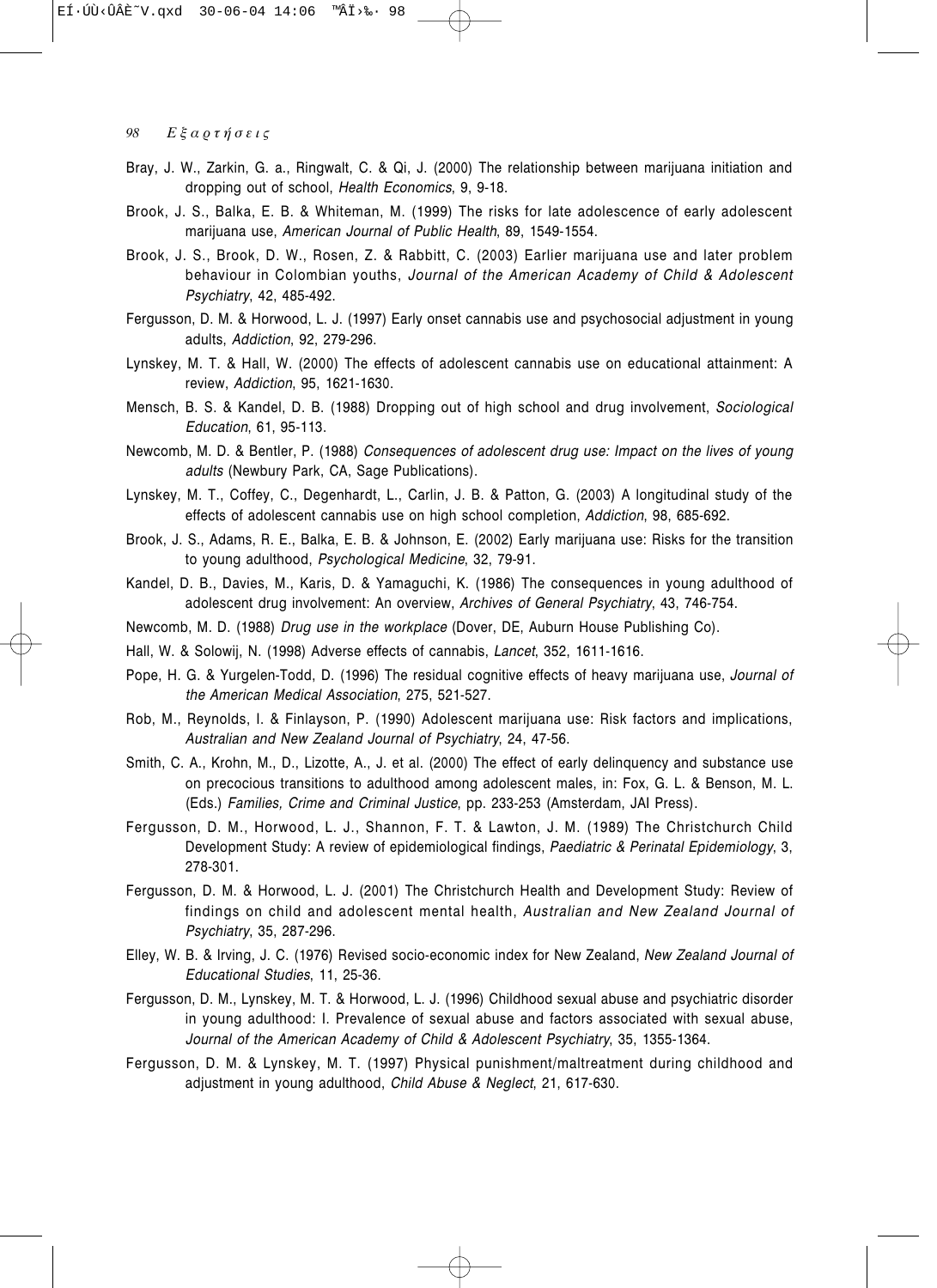Bray, J. W., Zarkin, G. a., Ringwalt, C. & Qi, J. (2000) The relationship between marijuana initiation and dropping out of school, *Health Economics*, 9, 9-18.

Brook, J. S., Balka, E. B. & Whiteman, M. (1999) The risks for late adolescence of early adolescent marijuana use, *American Journal of Public Health*, 89, 1549-1554.

Brook, J. S., Brook, D. W., Rosen, Z. & Rabbitt, C. (2003) Earlier marijuana use and later problem behaviour in Colombian youths, *Journal of the American Academy of Child & Adolescent Psychiatry*, 42, 485-492.

Fergusson, D. M. & Horwood, L. J. (1997) Early onset cannabis use and psychosocial adjustment in young adults, *Addiction*, 92, 279-296.

Lynskey, M. T. & Hall, W. (2000) The effects of adolescent cannabis use on educational attainment: A review, *Addiction*, 95, 1621-1630.

Mensch, B. S. & Kandel, D. B. (1988) Dropping out of high school and drug involvement, *Sociological Education*, 61, 95-113.

Newcomb, M. D. & Bentler, P. (1988) *Consequences of adolescent drug use: Impact on the lives of young adults* (Newbury Park, CA, Sage Publications).

Lynskey, M. T., Coffey, C., Degenhardt, L., Carlin, J. B. & Patton, G. (2003) A longitudinal study of the effects of adolescent cannabis use on high school completion, *Addiction*, 98, 685-692.

Brook, J. S., Adams, R. E., Balka, E. B. & Johnson, E. (2002) Early marijuana use: Risks for the transition to young adulthood, *Psychological Medicine*, 32, 79-91.

Kandel, D. B., Davies, M., Karis, D. & Yamaguchi, K. (1986) The consequences in young adulthood of adolescent drug involvement: An overview, *Archives of General Psychiatry*, 43, 746-754.

Newcomb, M. D. (1988) *Drug use in the workplace* (Dover, DE, Auburn House Publishing Co).

Hall, W. & Solowij, N. (1998) Adverse effects of cannabis, *Lancet*, 352, 1611-1616.

Pope, H. G. & Yurgelen-Todd, D. (1996) The residual cognitive effects of heavy marijuana use, *Journal of the American Medical Association*, 275, 521-527.

Rob, M., Reynolds, I. & Finlayson, P. (1990) Adolescent marijuana use: Risk factors and implications, *Australian and New Zealand Journal of Psychiatry*, 24, 47-56.

Smith, C. A., Krohn, M., D., Lizotte, A., J. et al. (2000) The effect of early delinquency and substance use on precocious transitions to adulthood among adolescent males, in: Fox, G. L. & Benson, M. L. (Eds.) *Families, Crime and Criminal Justice*, pp. 233-253 (Amsterdam, JAI Press).

Fergusson, D. M., Horwood, L. J., Shannon, F. T. & Lawton, J. M. (1989) The Christchurch Child Development Study: A review of epidemiological findings, *Paediatric & Perinatal Epidemiology*, 3, 278-301.

Fergusson, D. M. & Horwood, L. J. (2001) The Christchurch Health and Development Study: Review of findings on child and adolescent mental health, *Australian and New Zealand Journal of Psychiatry*, 35, 287-296.

Elley, W. B. & Irving, J. C. (1976) Revised socio-economic index for New Zealand, *New Zealand Journal of Educational Studies*, 11, 25-36.

Fergusson, D. M., Lynskey, M. T. & Horwood, L. J. (1996) Childhood sexual abuse and psychiatric disorder in young adulthood: I. Prevalence of sexual abuse and factors associated with sexual abuse, *Journal of the American Academy of Child & Adolescent Psychiatry*, 35, 1355-1364.

Fergusson, D. M. & Lynskey, M. T. (1997) Physical punishment/maltreatment during childhood and adjustment in young adulthood, *Child Abuse & Neglect*, 21, 617-630.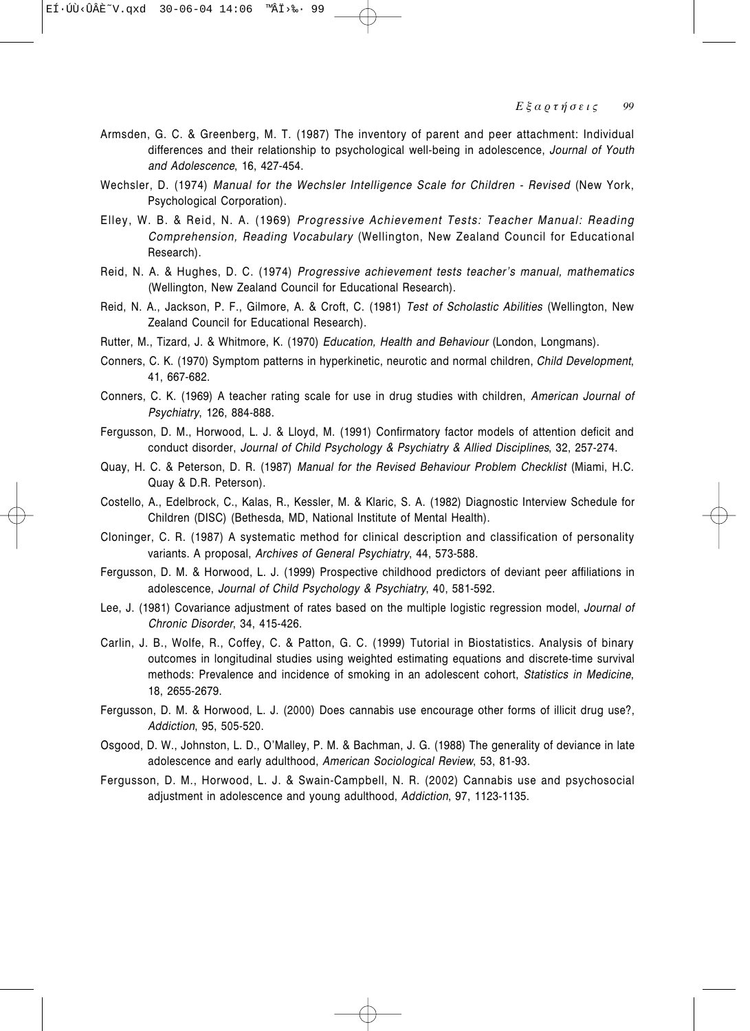Armsden, G. C. & Greenberg, M. T. (1987) The inventory of parent and peer attachment: Individual differences and their relationship to psychological well-being in adolescence, *Journal of Youth and Adolescence*, 16, 427-454.

Wechsler, D. (1974) *Manual for the Wechsler Intelligence Scale for Children - Revised* (New York, Psychological Corporation).

Elley, W. B. & Reid, N. A. (1969) *Progressive Achievement Tests: Teacher Manual: Reading Comprehension, Reading Vocabulary* (Wellington, New Zealand Council for Educational Research).

Reid, N. A. & Hughes, D. C. (1974) *Progressive achievement tests teacher's manual, mathematics* (Wellington, New Zealand Council for Educational Research).

Reid, N. A., Jackson, P. F., Gilmore, A. & Croft, C. (1981) *Test of Scholastic Abilities* (Wellington, New Zealand Council for Educational Research).

Rutter, M., Tizard, J. & Whitmore, K. (1970) *Education, Health and Behaviour* (London, Longmans).

Conners, C. K. (1970) Symptom patterns in hyperkinetic, neurotic and normal children, *Child Development*, 41, 667-682.

Conners, C. K. (1969) A teacher rating scale for use in drug studies with children, *American Journal of Psychiatry*, 126, 884-888.

Fergusson, D. M., Horwood, L. J. & Lloyd, M. (1991) Confirmatory factor models of attention deficit and conduct disorder, *Journal of Child Psychology & Psychiatry & Allied Disciplines*, 32, 257-274.

Quay, H. C. & Peterson, D. R. (1987) *Manual for the Revised Behaviour Problem Checklist* (Miami, H.C. Quay & D.R. Peterson).

Costello, A., Edelbrock, C., Kalas, R., Kessler, M. & Klaric, S. A. (1982) Diagnostic Interview Schedule for Children (DISC) (Bethesda, MD, National Institute of Mental Health).

Cloninger, C. R. (1987) A systematic method for clinical description and classification of personality variants. A proposal, *Archives of General Psychiatry*, 44, 573-588.

Fergusson, D. M. & Horwood, L. J. (1999) Prospective childhood predictors of deviant peer affiliations in adolescence, *Journal of Child Psychology & Psychiatry*, 40, 581-592.

Lee, J. (1981) Covariance adjustment of rates based on the multiple logistic regression model, *Journal of Chronic Disorder*, 34, 415-426.

Carlin, J. B., Wolfe, R., Coffey, C. & Patton, G. C. (1999) Tutorial in Biostatistics. Analysis of binary outcomes in longitudinal studies using weighted estimating equations and discrete-time survival methods: Prevalence and incidence of smoking in an adolescent cohort, *Statistics in Medicine*, 18, 2655-2679.

Fergusson, D. M. & Horwood, L. J. (2000) Does cannabis use encourage other forms of illicit drug use?, *Addiction*, 95, 505-520.

Osgood, D. W., Johnston, L. D., O'Malley, P. M. & Bachman, J. G. (1988) The generality of deviance in late adolescence and early adulthood, *American Sociological Review*, 53, 81-93.

Fergusson, D. M., Horwood, L. J. & Swain-Campbell, N. R. (2002) Cannabis use and psychosocial adjustment in adolescence and young adulthood, *Addiction*, 97, 1123-1135.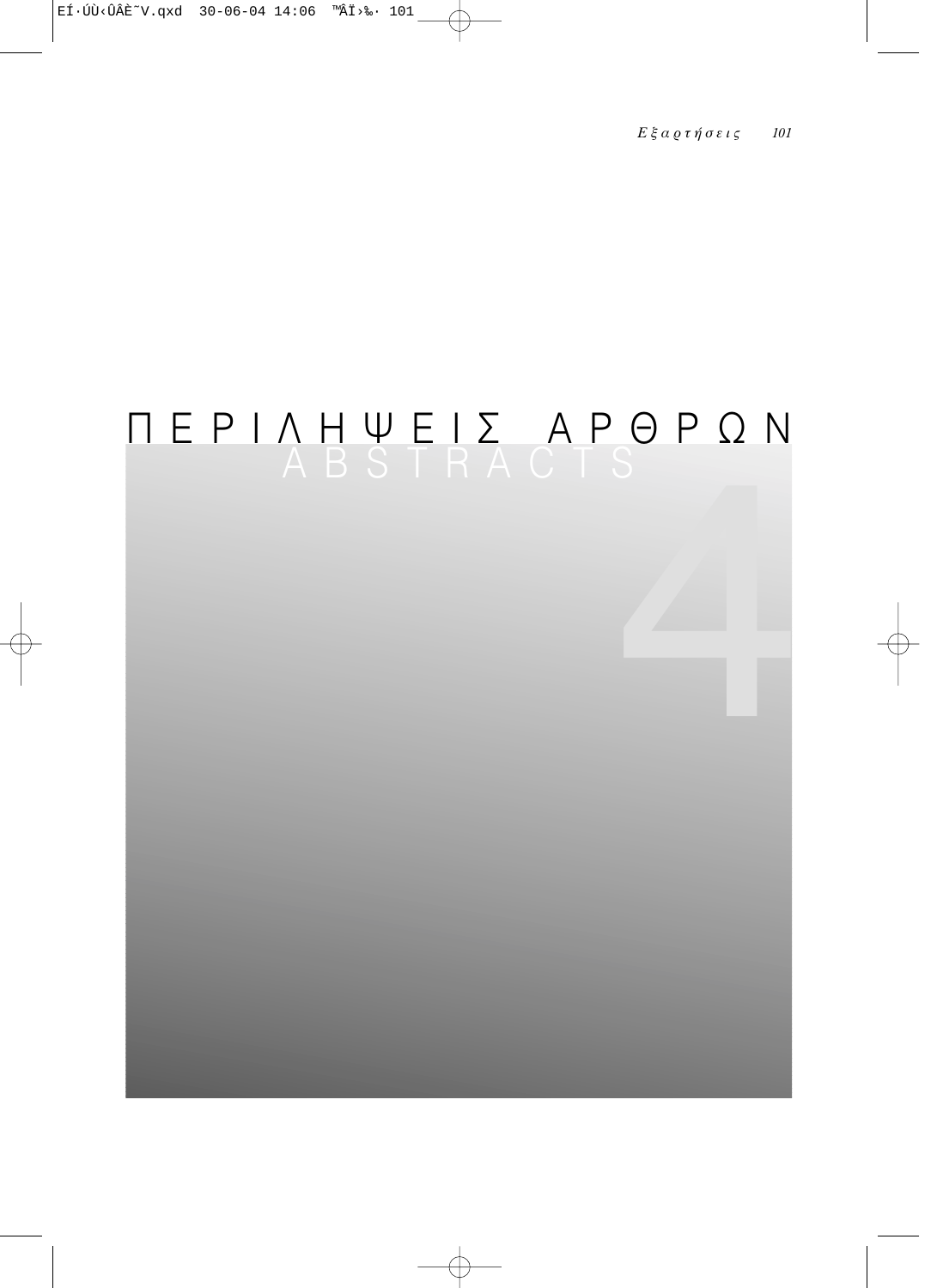# ΠΕΡΙΛΗΨΕΙΣ ΑΡΘΡΩΝ

## ABSTRACTS

4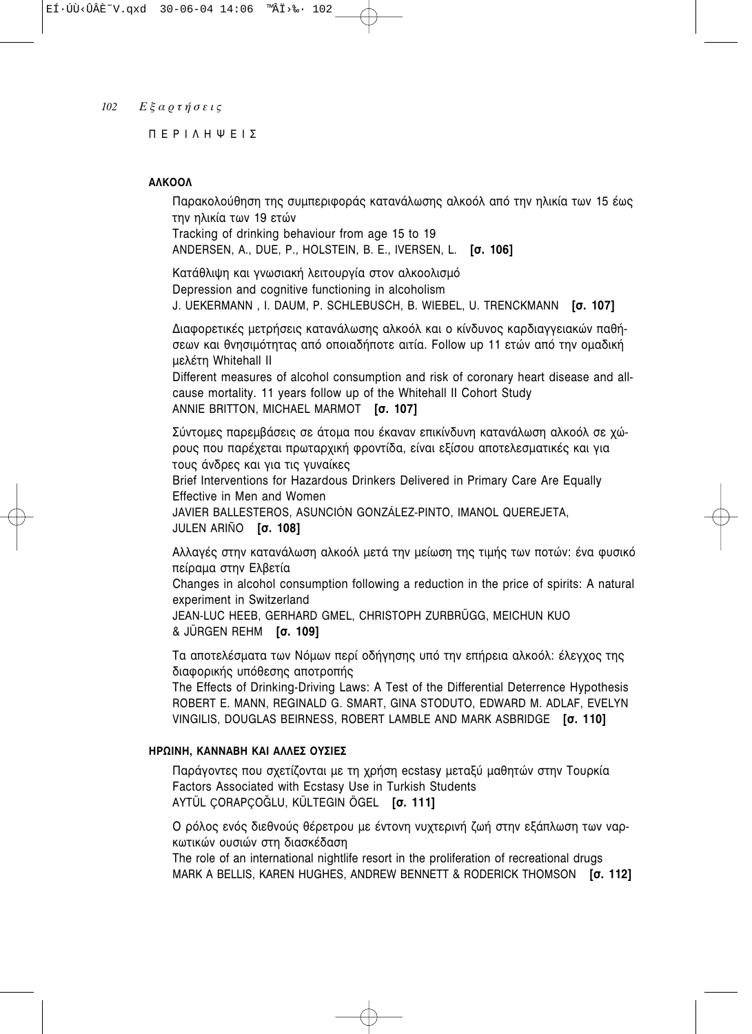ΠΕΡΙΛΗΨΕΙΣ

### ΑΛΚΟΟΛ

Παρακολούθηση της συμπεριφοράς κατανάλωσης αλκοόλ από την ηλικία των 15 έως την ηλικία των 19 ετών
Tracking of drinking behaviour from age 15 to 19
ANDERSEN, A., DUE, P., HOLSTEIN, B. E., IVERSEN, L. **[σ. 106]**

Κατάθλιψη και γνωσιακή λειτουργία στον αλκοολισμό
Depression and cognitive functioning in alcoholism
J. UEKERMANN , I. DAUM, P. SCHLEBUSCH, B. WIEBEL, U. TRENCKMANN **[σ. 107]**

Διαφορετικές μετρήσεις κατανάλωσης αλκοόλ και ο κίνδυνος καρδιαγγειακών παθήσεων και θνησιμότητας από οποιαδήποτε αιτία. Follow up 11 ετών από την ομαδική μελέτη Whitehall II
Different measures of alcohol consumption and risk of coronary heart disease and all-cause mortality. 11 years follow up of the Whitehall II Cohort Study
ANNIE BRITTON, MICHAEL MARMOT **[σ. 107]**

Σύντομες παρεμβάσεις σε άτομα που έκαναν επικίνδυνη κατανάλωση αλκοόλ σε χώρους που παρέχεται πρωταρχική φροντίδα, είναι εξίσου αποτελεσματικές και για τους άνδρες και για τις γυναίκες
Brief Interventions for Hazardous Drinkers Delivered in Primary Care Are Equally Effective in Men and Women
JAVIER BALLESTEROS, ASUNCIÓN GONZÁLEZ-PINTO, IMANOL QUEREJETA, JULEN ARIÑO **[σ. 108]**

Αλλαγές στην κατανάλωση αλκοόλ μετά την μείωση της τιμής των ποτών: ένα φυσικό πείραμα στην Ελβετία
Changes in alcohol consumption following a reduction in the price of spirits: A natural experiment in Switzerland
JEAN-LUC HEEB, GERHARD GMEL, CHRISTOPH ZURBRÜGG, MEICHUN KUO & JÜRGEN REHM **[σ. 109]**

Τα αποτελέσματα των Νόμων περί οδήγησης υπό την επήρεια αλκοόλ: έλεγχος της διαφορικής υπόθεσης αποτροπής
The Effects of Drinking-Driving Laws: A Test of the Differential Deterrence Hypothesis
ROBERT E. MANN, REGINALD G. SMART, GINA STODUTO, EDWARD M. ADLAF, EVELYN VINGILIS, DOUGLAS BEIRNESS, ROBERT LAMBLE AND MARK ASBRIDGE **[σ. 110]**

### ΗΡΩΙΝΗ, ΚΑΝΝΑΒΗ ΚΑΙ ΑΛΛΕΣ ΟΥΣΙΕΣ

Παράγοντες που σχετίζονται με τη χρήση ecstasy μεταξύ μαθητών στην Τουρκία
Factors Associated with Ecstasy Use in Turkish Students
AYTÜL ÇORAPÇOĞLU, KÜLTEGIN ÖGEL **[σ. 111]**

Ο ρόλος ενός διεθνούς θέρετρου με έντονη νυχτερινή ζωή στην εξάπλωση των ναρκωτικών ουσιών στη διασκέδαση
The role of an international nightlife resort in the proliferation of recreational drugs
MARK A BELLIS, KAREN HUGHES, ANDREW BENNETT & RODERICK THOMSON **[σ. 112]**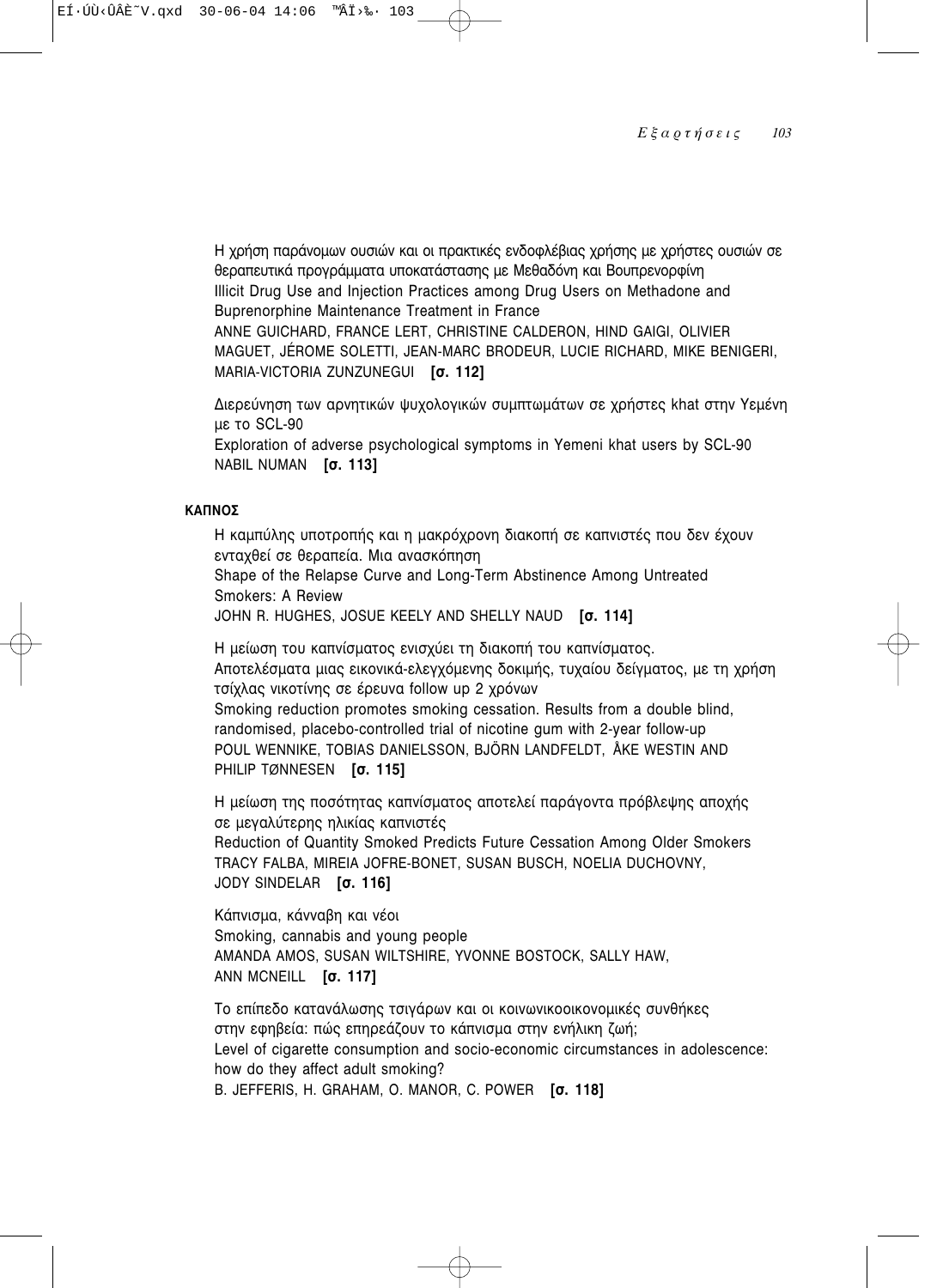Η χρήση παράνομων ουσιών και οι πρακτικές ενδοφλέβιας χρήσης με χρήστες ουσιών σε θεραπευτικά προγράμματα υποκατάστασης με Μεθαδόνη και Βουπρενορφίνη
Illicit Drug Use and Injection Practices among Drug Users on Methadone and Buprenorphine Maintenance Treatment in France
ANNE GUICHARD, FRANCE LERT, CHRISTINE CALDERON, HIND GAIGI, OLIVIER MAGUET, JÉROME SOLETTI, JEAN-MARC BRODEUR, LUCIE RICHARD, MIKE BENIGERI, MARIA-VICTORIA ZUNZUNEGUI **[σ. 112]**

Διερεύνηση των αρνητικών ψυχολογικών συμπτωμάτων σε χρήστες khat στην Υεμένη με το SCL-90
Exploration of adverse psychological symptoms in Yemeni khat users by SCL-90
NABIL NUMAN **[σ. 113]**

## ΚΑΠΝΟΣ

Η καμπύλης υποτροπής και η μακρόχρονη διακοπή σε καπνιστές που δεν έχουν ενταχθεί σε θεραπεία. Μια ανασκόπηση
Shape of the Relapse Curve and Long-Term Abstinence Among Untreated Smokers: A Review
JOHN R. HUGHES, JOSUE KEELY AND SHELLY NAUD **[σ. 114]**

Η μείωση του καπνίσματος ενισχύει τη διακοπή του καπνίσματος. Αποτελέσματα μιας εικονικά-ελεγχόμενης δοκιμής, τυχαίου δείγματος, με τη χρήση τσίχλας νικοτίνης σε έρευνα follow up 2 χρόνων
Smoking reduction promotes smoking cessation. Results from a double blind, randomised, placebo-controlled trial of nicotine gum with 2-year follow-up
POUL WENNIKE, TOBIAS DANIELSSON, BJÖRN LANDFELDT, ÅKE WESTIN AND PHILIP TØNNESEN **[σ. 115]**

Η μείωση της ποσότητας καπνίσματος αποτελεί παράγοντα πρόβλεψης αποχής σε μεγαλύτερης ηλικίας καπνιστές
Reduction of Quantity Smoked Predicts Future Cessation Among Older Smokers
TRACY FALBA, MIREIA JOFRE-BONET, SUSAN BUSCH, NOELIA DUCHOVNY, JODY SINDELAR **[σ. 116]**

Κάπνισμα, κάνναβη και νέοι
Smoking, cannabis and young people
AMANDA AMOS, SUSAN WILTSHIRE, YVONNE BOSTOCK, SALLY HAW, ANN MCNEILL **[σ. 117]**

Το επίπεδο κατανάλωσης τσιγάρων και οι κοινωνικοοικονομικές συνθήκες στην εφηβεία: πώς επηρεάζουν το κάπνισμα στην ενήλικη ζωή;
Level of cigarette consumption and socio-economic circumstances in adolescence: how do they affect adult smoking?
B. JEFFERIS, H. GRAHAM, O. MANOR, C. POWER **[σ. 118]**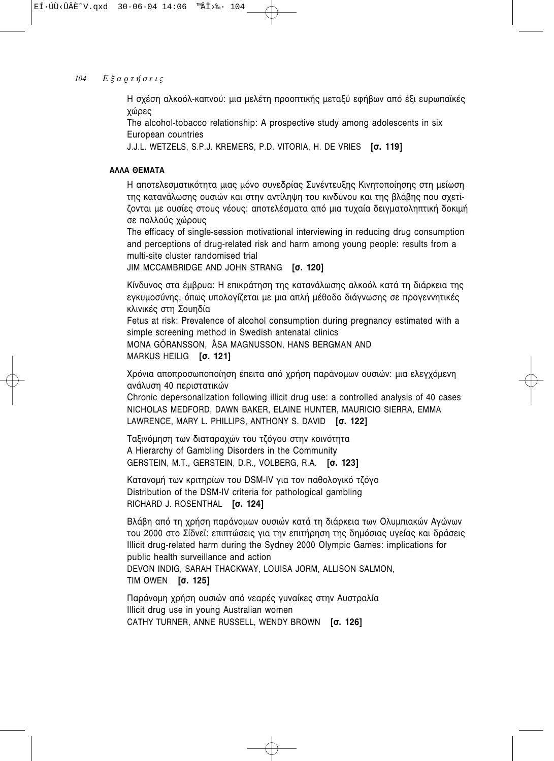Η σχέση αλκοόλ-καπνού: μια μελέτη προοπτικής μεταξύ εφήβων από έξι ευρωπαϊκές χώρες
The alcohol-tobacco relationship: A prospective study among adolescents in six European countries
J.J.L. WETZELS, S.P.J. KREMERS, P.D. VITORIA, H. DE VRIES **[σ. 119]**

### ΑΛΛΑ ΘΕΜΑΤΑ

Η αποτελεσματικότητα μιας μόνο συνεδρίας Συνέντευξης Κινητοποίησης στη μείωση της κατανάλωσης ουσιών και στην αντίληψη του κινδύνου και της βλάβης που σχετίζονται με ουσίες στους νέους: αποτελέσματα από μια τυχαία δειγματοληπτική δοκιμή σε πολλούς χώρους
The efficacy of single-session motivational interviewing in reducing drug consumption and perceptions of drug-related risk and harm among young people: results from a multi-site cluster randomised trial
JIM MCCAMBRIDGE AND JOHN STRANG **[σ. 120]**

Κίνδυνος στα έμβρυα: Η επικράτηση της κατανάλωσης αλκοόλ κατά τη διάρκεια της εγκυμοσύνης, όπως υπολογίζεται με μια απλή μέθοδο διάγνωσης σε προγεννητικές κλινικές στη Σουηδία
Fetus at risk: Prevalence of alcohol consumption during pregnancy estimated with a simple screening method in Swedish antenatal clinics
MONA GÖRANSSON, ÅSA MAGNUSSON, HANS BERGMAN AND MARKUS HEILIG **[σ. 121]**

Χρόνια αποπροσωποποίηση έπειτα από χρήση παράνομων ουσιών: μια ελεγχόμενη ανάλυση 40 περιστατικών
Chronic depersonalization following illicit drug use: a controlled analysis of 40 cases
NICHOLAS MEDFORD, DAWN BAKER, ELAINE HUNTER, MAURICIO SIERRA, EMMA LAWRENCE, MARY L. PHILLIPS, ANTHONY S. DAVID **[σ. 122]**

Ταξινόμηση των διαταραχών του τζόγου στην κοινότητα
A Hierarchy of Gambling Disorders in the Community
GERSTEIN, M.T., GERSTEIN, D.R., VOLBERG, R.A. **[σ. 123]**

Κατανομή των κριτηρίων του DSM-IV για τον παθολογικό τζόγο
Distribution of the DSM-IV criteria for pathological gambling
RICHARD J. ROSENTHAL **[σ. 124]**

Βλάβη από τη χρήση παράνομων ουσιών κατά τη διάρκεια των Ολυμπιακών Αγώνων του 2000 στο Σίδνεϊ: επιπτώσεις για την επιτήρηση της δημόσιας υγείας και δράσεις
Illicit drug-related harm during the Sydney 2000 Olympic Games: implications for public health surveillance and action
DEVON INDIG, SARAH THACKWAY, LOUISA JORM, ALLISON SALMON, TIM OWEN **[σ. 125]**

Παράνομη χρήση ουσιών από νεαρές γυναίκες στην Αυστραλία
Illicit drug use in young Australian women
CATHY TURNER, ANNE RUSSELL, WENDY BROWN **[σ. 126]**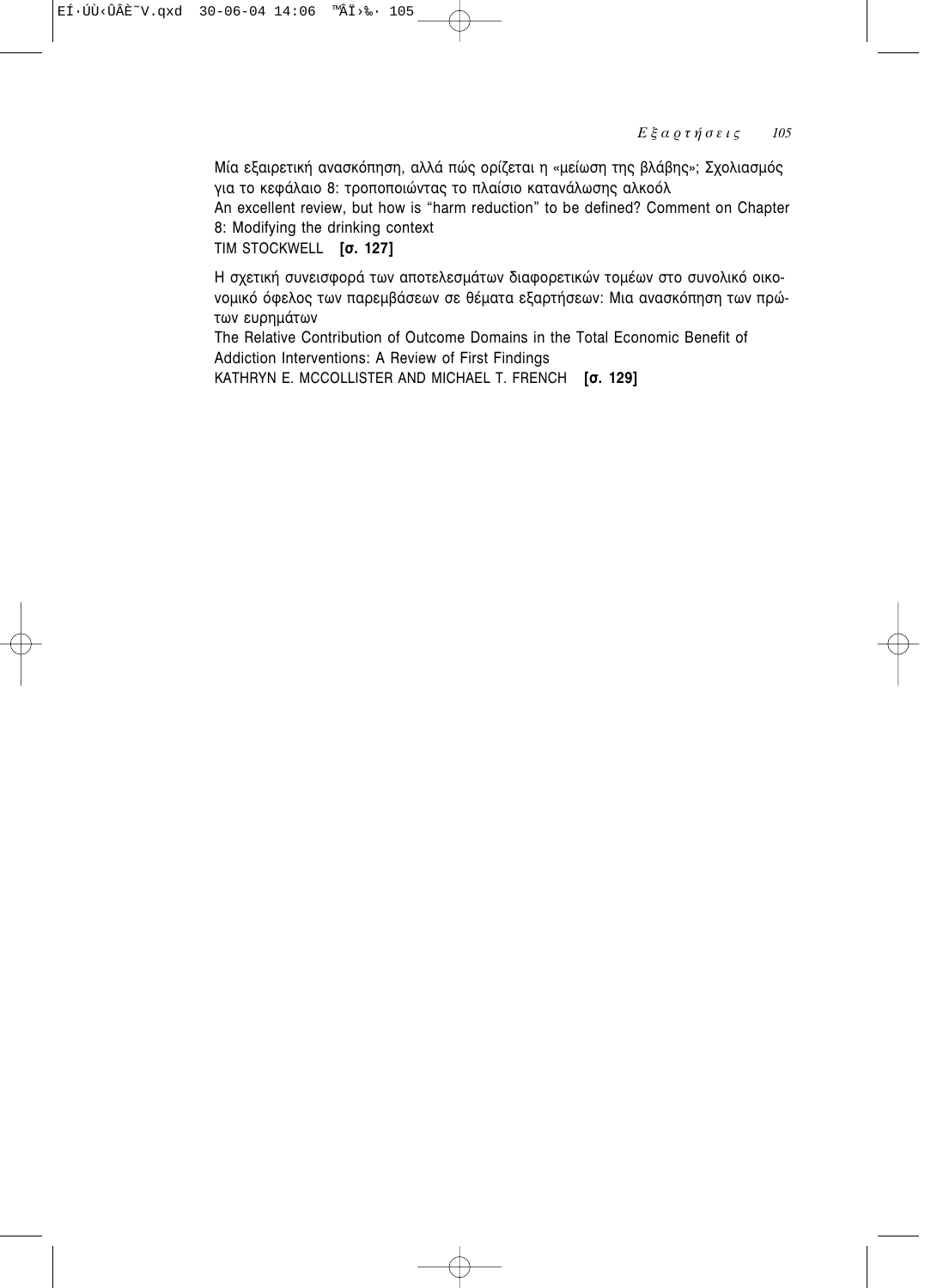Μία εξαιρετική ανασκόπηση, αλλά πώς ορίζεται η «μείωση της βλάβης»; Σχολιασμός για το κεφάλαιο 8: τροποποιώντας το πλαίσιο κατανάλωσης αλκοόλ
An excellent review, but how is "harm reduction" to be defined? Comment on Chapter 8: Modifying the drinking context
TIM STOCKWELL **[σ. 127]**

Η σχετική συνεισφορά των αποτελεσμάτων διαφορετικών τομέων στο συνολικό οικονομικό όφελος των παρεμβάσεων σε θέματα εξαρτήσεων: Μια ανασκόπηση των πρώτων ευρημάτων
The Relative Contribution of Outcome Domains in the Total Economic Benefit of Addiction Interventions: A Review of First Findings
KATHRYN E. MCCOLLISTER AND MICHAEL T. FRENCH **[σ. 129]**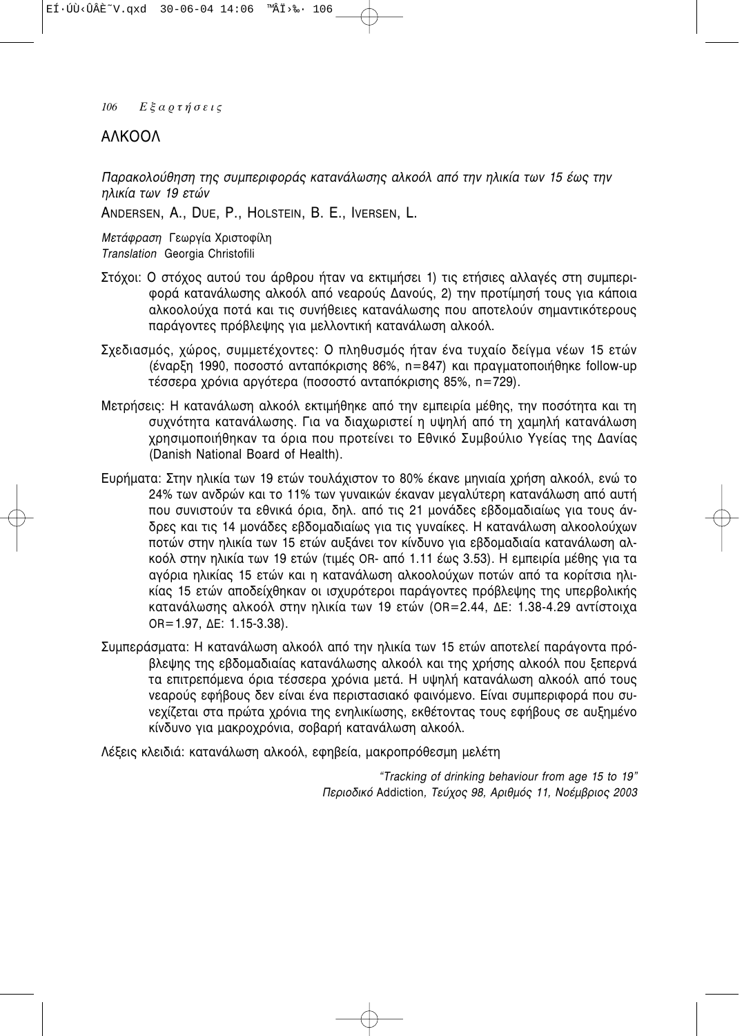## ΑΛΚΟΟΛ

*Παρακολούθηση της συμπεριφοράς κατανάλωσης αλκοόλ από την ηλικία των 15 έως την ηλικία των 19 ετών*

ANDERSEN, A., DUE, P., HOLSTEIN, B. E., IVERSEN, L.

*Μετάφραση* Γεωργία Χριστοφίλη
*Translation* Georgia Christofili

Στόχοι: Ο στόχος αυτού του άρθρου ήταν να εκτιμήσει 1) τις ετήσιες αλλαγές στη συμπεριφορά κατανάλωσης αλκοόλ από νεαρούς Δανούς, 2) την προτίμησή τους για κάποια αλκοολούχα ποτά και τις συνήθειες κατανάλωσης που αποτελούν σημαντικότερους παράγοντες πρόβλεψης για μελλοντική κατανάλωση αλκοόλ.

Σχεδιασμός, χώρος, συμμετέχοντες: Ο πληθυσμός ήταν ένα τυχαίο δείγμα νέων 15 ετών (έναρξη 1990, ποσοστό ανταπόκρισης 86%, n=847) και πραγματοποιήθηκε follow-up τέσσερα χρόνια αργότερα (ποσοστό ανταπόκρισης 85%, n=729).

Μετρήσεις: Η κατανάλωση αλκοόλ εκτιμήθηκε από την εμπειρία μέθης, την ποσότητα και τη συχνότητα κατανάλωσης. Για να διαχωριστεί η υψηλή από τη χαμηλή κατανάλωση χρησιμοποιήθηκαν τα όρια που προτείνει το Εθνικό Συμβούλιο Υγείας της Δανίας (Danish National Board of Health).

Ευρήματα: Στην ηλικία των 19 ετών τουλάχιστον το 80% έκανε μηνιαία χρήση αλκοόλ, ενώ το 24% των ανδρών και το 11% των γυναικών έκαναν μεγαλύτερη κατανάλωση από αυτή που συνιστούν τα εθνικά όρια, δηλ. από τις 21 μονάδες εβδομαδιαίως για τους άνδρες και τις 14 μονάδες εβδομαδιαίως για τις γυναίκες. Η κατανάλωση αλκοολούχων ποτών στην ηλικία των 15 ετών αυξάνει τον κίνδυνο για εβδομαδιαία κατανάλωση αλκοόλ στην ηλικία των 19 ετών (τιμές OR- από 1.11 έως 3.53). Η εμπειρία μέθης για τα αγόρια ηλικίας 15 ετών και η κατανάλωση αλκοολούχων ποτών από τα κορίτσια ηλικίας 15 ετών αποδείχθηκαν οι ισχυρότεροι παράγοντες πρόβλεψης της υπερβολικής κατανάλωσης αλκοόλ στην ηλικία των 19 ετών (OR=2.44, ΔΕ: 1.38-4.29 αντίστοιχα OR=1.97, ΔΕ: 1.15-3.38).

Συμπεράσματα: Η κατανάλωση αλκοόλ από την ηλικία των 15 ετών αποτελεί παράγοντα πρόβλεψης της εβδομαδιαίας κατανάλωσης αλκοόλ και της χρήσης αλκοόλ που ξεπερνά τα επιτρεπόμενα όρια τέσσερα χρόνια μετά. Η υψηλή κατανάλωση αλκοόλ από τους νεαρούς εφήβους δεν είναι ένα περιστασιακό φαινόμενο. Είναι συμπεριφορά που συνεχίζεται στα πρώτα χρόνια της ενηλικίωσης, εκθέτοντας τους εφήβους σε αυξημένο κίνδυνο για μακροχρόνια, σοβαρή κατανάλωση αλκοόλ.

Λέξεις κλειδιά: κατανάλωση αλκοόλ, εφηβεία, μακροπρόθεσμη μελέτη

*"Tracking of drinking behaviour from age 15 to 19"*
*Περιοδικό* Addiction*, Τεύχος 98, Αριθμός 11, Νοέμβριος 2003*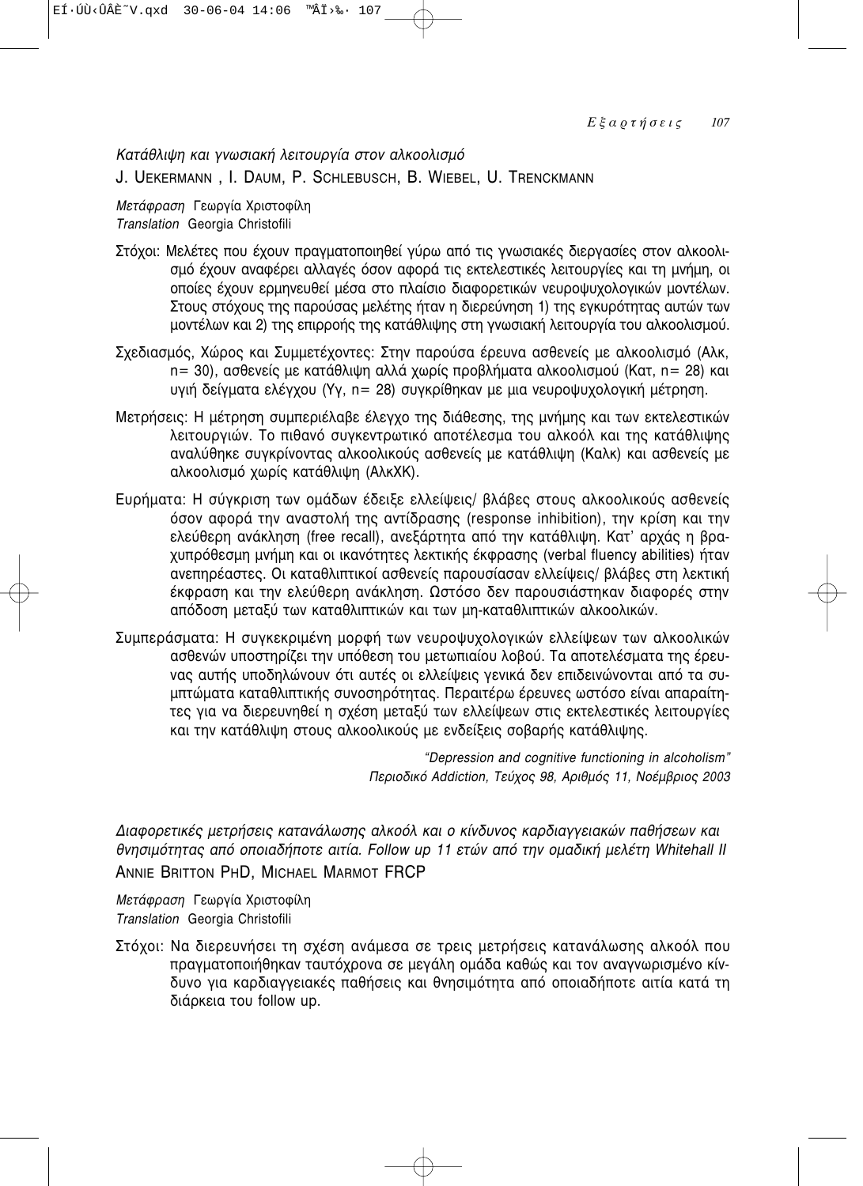## *Κατάθλιψη και γνωσιακή λειτουργία στον αλκοολισμό*

J. UEKERMANN , I. DAUM, P. SCHLEBUSCH, B. WIEBEL, U. TRENCKMANN

*Μετάφραση* Γεωργία Χριστοφίλη
*Translation* Georgia Christofili

Στόχοι: Μελέτες που έχουν πραγματοποιηθεί γύρω από τις γνωσιακές διεργασίες στον αλκοολισμό έχουν αναφέρει αλλαγές όσον αφορά τις εκτελεστικές λειτουργίες και τη μνήμη, οι οποίες έχουν ερμηνευθεί μέσα στο πλαίσιο διαφορετικών νευροψυχολογικών μοντέλων. Στους στόχους της παρούσας μελέτης ήταν η διερεύνηση 1) της εγκυρότητας αυτών των μοντέλων και 2) της επιρροής της κατάθλιψης στη γνωσιακή λειτουργία του αλκοολισμού.

Σχεδιασμός, Χώρος και Συμμετέχοντες: Στην παρούσα έρευνα ασθενείς με αλκοολισμό (Αλκ, n= 30), ασθενείς με κατάθλιψη αλλά χωρίς προβλήματα αλκοολισμού (Κατ, n= 28) και υγιή δείγματα ελέγχου (Υγ, n= 28) συγκρίθηκαν με μια νευροψυχολογική μέτρηση.

Μετρήσεις: Η μέτρηση συμπεριέλαβε έλεγχο της διάθεσης, της μνήμης και των εκτελεστικών λειτουργιών. Το πιθανό συγκεντρωτικό αποτέλεσμα του αλκοόλ και της κατάθλιψης αναλύθηκε συγκρίνοντας αλκοολικούς ασθενείς με κατάθλιψη (Καλκ) και ασθενείς με αλκοολισμό χωρίς κατάθλιψη (ΑλκΧΚ).

Ευρήματα: Η σύγκριση των ομάδων έδειξε ελλείψεις/ βλάβες στους αλκοολικούς ασθενείς όσον αφορά την αναστολή της αντίδρασης (response inhibition), την κρίση και την ελεύθερη ανάκληση (free recall), ανεξάρτητα από την κατάθλιψη. Κατ' αρχάς η βραχυπρόθεσμη μνήμη και οι ικανότητες λεκτικής έκφρασης (verbal fluency abilities) ήταν ανεπηρέαστες. Οι καταθλιπτικοί ασθενείς παρουσίασαν ελλείψεις/ βλάβες στη λεκτική έκφραση και την ελεύθερη ανάκληση. Ωστόσο δεν παρουσιάστηκαν διαφορές στην απόδοση μεταξύ των καταθλιπτικών και των μη-καταθλιπτικών αλκοολικών.

Συμπεράσματα: Η συγκεκριμένη μορφή των νευροψυχολογικών ελλείψεων των αλκοολικών ασθενών υποστηρίζει την υπόθεση του μετωπιαίου λοβού. Τα αποτελέσματα της έρευνας αυτής υποδηλώνουν ότι αυτές οι ελλείψεις γενικά δεν επιδεινώνονται από τα συμπτώματα καταθλιπτικής συνοσηρότητας. Περαιτέρω έρευνες ωστόσο είναι απαραίτητες για να διερευνηθεί η σχέση μεταξύ των ελλείψεων στις εκτελεστικές λειτουργίες και την κατάθλιψη στους αλκοολικούς με ενδείξεις σοβαρής κατάθλιψης.

*"Depression and cognitive functioning in alcoholism"*
*Περιοδικό Addiction, Τεύχος 98, Αριθμός 11, Νοέμβριος 2003*

## *Διαφορετικές μετρήσεις κατανάλωσης αλκοόλ και ο κίνδυνος καρδιαγγειακών παθήσεων και θνησιμότητας από οποιαδήποτε αιτία. Follow up 11 ετών από την ομαδική μελέτη Whitehall II*

ANNIE BRITTON PHD, MICHAEL MARMOT FRCP

*Μετάφραση* Γεωργία Χριστοφίλη
*Translation* Georgia Christofili

Στόχοι: Να διερευνήσει τη σχέση ανάμεσα σε τρεις μετρήσεις κατανάλωσης αλκοόλ που πραγματοποιήθηκαν ταυτόχρονα σε μεγάλη ομάδα καθώς και τον αναγνωρισμένο κίνδυνο για καρδιαγγειακές παθήσεις και θνησιμότητα από οποιαδήποτε αιτία κατά τη διάρκεια του follow up.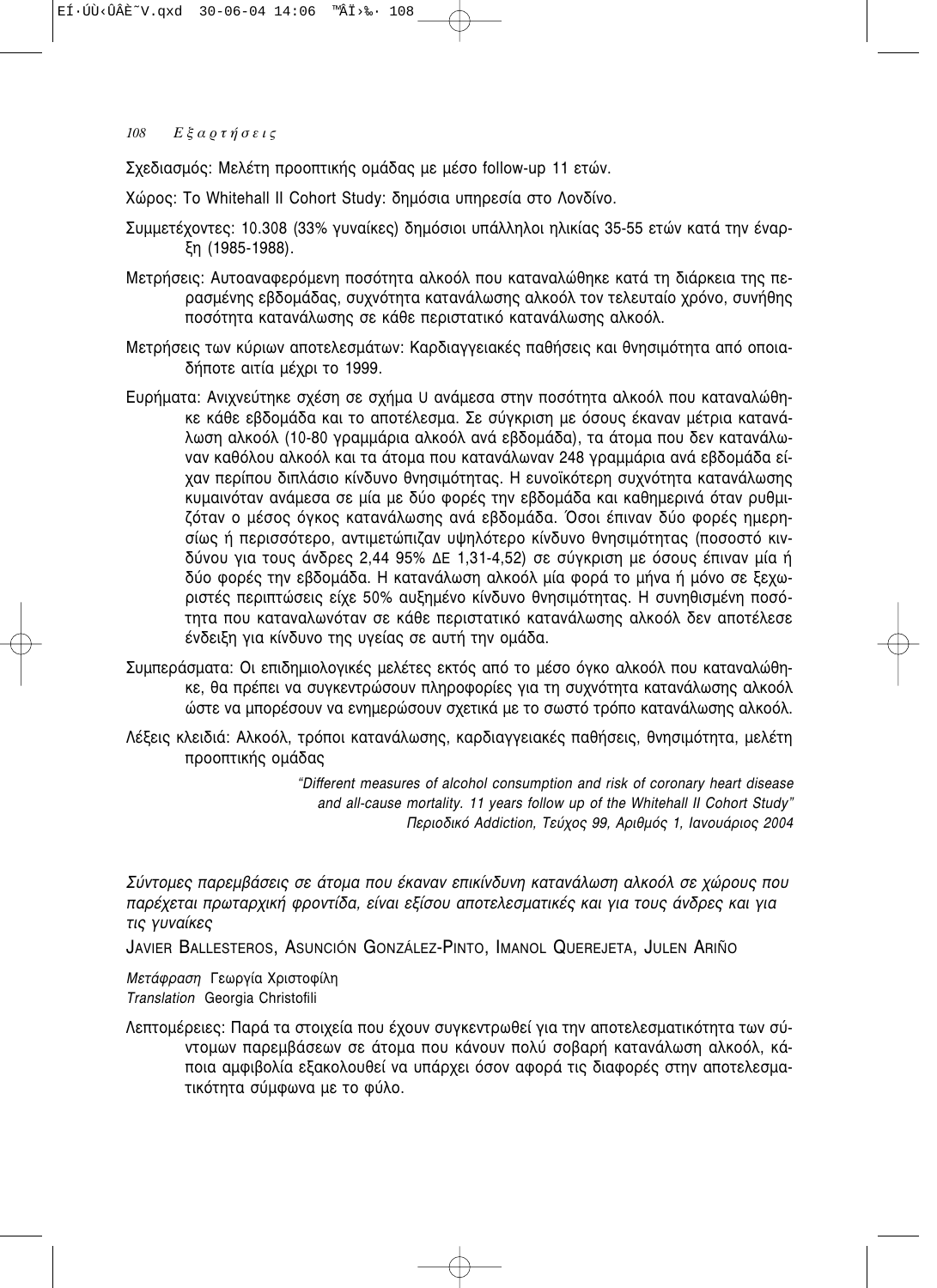Σχεδιασμός: Μελέτη προοπτικής ομάδας με μέσο follow-up 11 ετών.

Χώρος: Το Whitehall II Cohort Study: δημόσια υπηρεσία στο Λονδίνο.

Συμμετέχοντες: 10.308 (33% γυναίκες) δημόσιοι υπάλληλοι ηλικίας 35-55 ετών κατά την έναρξη (1985-1988).

Μετρήσεις: Αυτοαναφερόμενη ποσότητα αλκοόλ που καταναλώθηκε κατά τη διάρκεια της περασμένης εβδομάδας, συχνότητα κατανάλωσης αλκοόλ τον τελευταίο χρόνο, συνήθης ποσότητα κατανάλωσης σε κάθε περιστατικό κατανάλωσης αλκοόλ.

Μετρήσεις των κύριων αποτελεσμάτων: Καρδιαγγειακές παθήσεις και θνησιμότητα από οποιαδήποτε αιτία μέχρι το 1999.

Ευρήματα: Ανιχνεύτηκε σχέση σε σχήμα U ανάμεσα στην ποσότητα αλκοόλ που καταναλώθηκε κάθε εβδομάδα και το αποτέλεσμα. Σε σύγκριση με όσους έκαναν μέτρια κατανάλωση αλκοόλ (10-80 γραμμάρια αλκοόλ ανά εβδομάδα), τα άτομα που δεν κατανάλωναν καθόλου αλκοόλ και τα άτομα που κατανάλωναν 248 γραμμάρια ανά εβδομάδα είχαν περίπου διπλάσιο κίνδυνο θνησιμότητας. Η ευνοϊκότερη συχνότητα κατανάλωσης κυμαινόταν ανάμεσα σε μία με δύο φορές την εβδομάδα και καθημερινά όταν ρυθμιζόταν ο μέσος όγκος κατανάλωσης ανά εβδομάδα. Όσοι έπιναν δύο φορές ημερησίως ή περισσότερο, αντιμετώπιζαν υψηλότερο κίνδυνο θνησιμότητας (ποσοστό κινδύνου για τους άνδρες 2,44 95% ΔΕ 1,31-4,52) σε σύγκριση με όσους έπιναν μία ή δύο φορές την εβδομάδα. Η κατανάλωση αλκοόλ μία φορά το μήνα ή μόνο σε ξεχωριστές περιπτώσεις είχε 50% αυξημένο κίνδυνο θνησιμότητας. Η συνηθισμένη ποσότητα που καταναλωνόταν σε κάθε περιστατικό κατανάλωσης αλκοόλ δεν αποτέλεσε ένδειξη για κίνδυνο της υγείας σε αυτή την ομάδα.

Συμπεράσματα: Οι επιδημιολογικές μελέτες εκτός από το μέσο όγκο αλκοόλ που καταναλώθηκε, θα πρέπει να συγκεντρώσουν πληροφορίες για τη συχνότητα κατανάλωσης αλκοόλ ώστε να μπορέσουν να ενημερώσουν σχετικά με το σωστό τρόπο κατανάλωσης αλκοόλ.

Λέξεις κλειδιά: Αλκοόλ, τρόποι κατανάλωσης, καρδιαγγειακές παθήσεις, θνησιμότητα, μελέτη προοπτικής ομάδας

*"Different measures of alcohol consumption and risk of coronary heart disease and all-cause mortality. 11 years follow up of the Whitehall II Cohort Study"*
*Περιοδικό Addiction, Τεύχος 99, Αριθμός 1, Ιανουάριος 2004*

### *Σύντομες παρεμβάσεις σε άτομα που έκαναν επικίνδυνη κατανάλωση αλκοόλ σε χώρους που παρέχεται πρωταρχική φροντίδα, είναι εξίσου αποτελεσματικές και για τους άνδρες και για τις γυναίκες*

JAVIER BALLESTEROS, ASUNCIÓN GONZÁLEZ-PINTO, IMANOL QUEREJETA, JULEN ARIÑO

*Μετάφραση* Γεωργία Χριστοφίλη
*Translation* Georgia Christofili

Λεπτομέρειες: Παρά τα στοιχεία που έχουν συγκεντρωθεί για την αποτελεσματικότητα των σύντομων παρεμβάσεων σε άτομα που κάνουν πολύ σοβαρή κατανάλωση αλκοόλ, κάποια αμφιβολία εξακολουθεί να υπάρχει όσον αφορά τις διαφορές στην αποτελεσματικότητα σύμφωνα με το φύλο.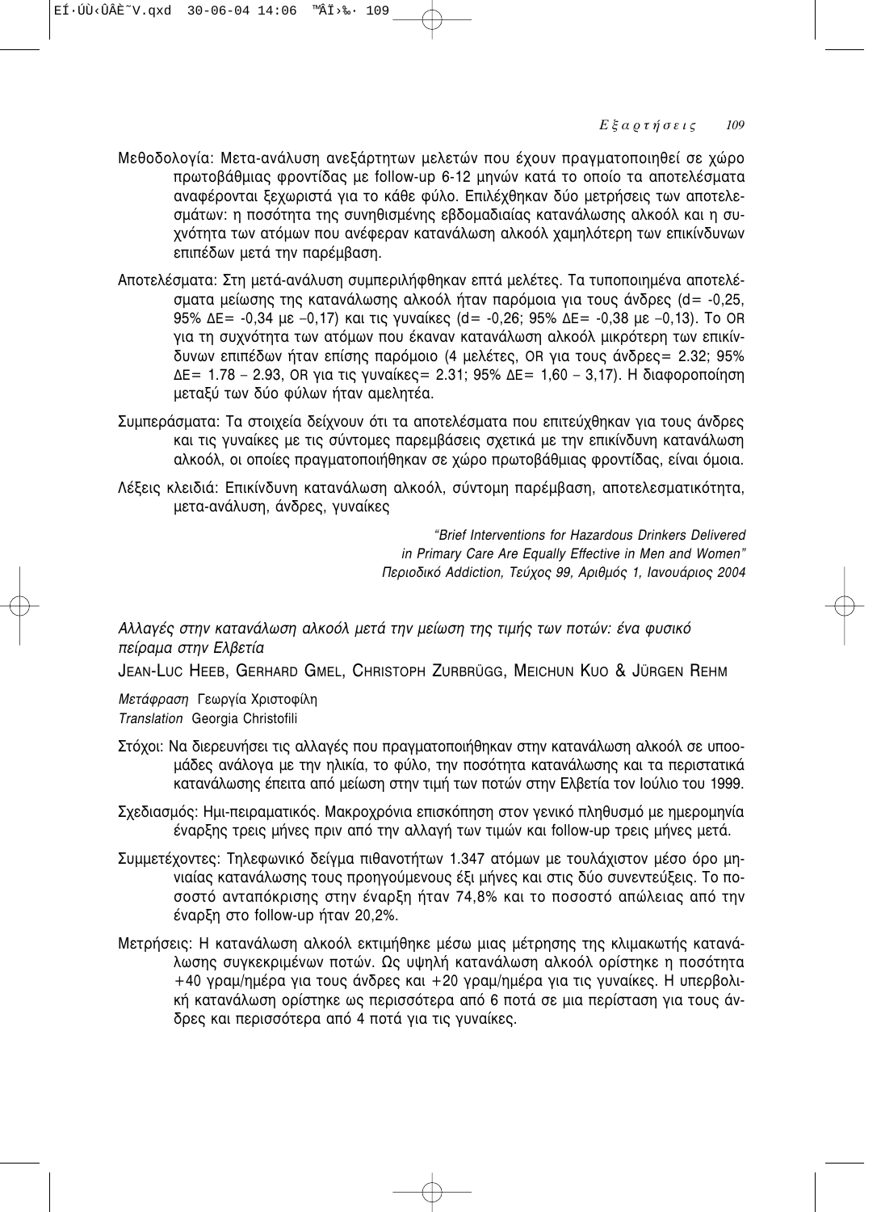Μεθοδολογία: Μετα-ανάλυση ανεξάρτητων μελετών που έχουν πραγματοποιηθεί σε χώρο πρωτοβάθμιας φροντίδας με follow-up 6-12 μηνών κατά το οποίο τα αποτελέσματα αναφέρονται ξεχωριστά για το κάθε φύλο. Επιλέχθηκαν δύο μετρήσεις των αποτελεσμάτων: η ποσότητα της συνηθισμένης εβδομαδιαίας κατανάλωσης αλκοόλ και η συχνότητα των ατόμων που ανέφεραν κατανάλωση αλκοόλ χαμηλότερη των επικίνδυνων επιπέδων μετά την παρέμβαση.

Αποτελέσματα: Στη μετά-ανάλυση συμπεριλήφθηκαν επτά μελέτες. Τα τυποποιημένα αποτελέσματα μείωσης της κατανάλωσης αλκοόλ ήταν παρόμοια για τους άνδρες (d= -0,25, 95% ΔΕ= -0,34 με –0,17) και τις γυναίκες (d= -0,26; 95% ΔΕ= -0,38 με –0,13). Το OR για τη συχνότητα των ατόμων που έκαναν κατανάλωση αλκοόλ μικρότερη των επικίνδυνων επιπέδων ήταν επίσης παρόμοιο (4 μελέτες, OR για τους άνδρες= 2.32; 95% ΔΕ= 1.78 – 2.93, OR για τις γυναίκες= 2.31; 95% ΔΕ= 1,60 – 3,17). Η διαφοροποίηση μεταξύ των δύο φύλων ήταν αμελητέα.

Συμπεράσματα: Τα στοιχεία δείχνουν ότι τα αποτελέσματα που επιτεύχθηκαν για τους άνδρες και τις γυναίκες με τις σύντομες παρεμβάσεις σχετικά με την επικίνδυνη κατανάλωση αλκοόλ, οι οποίες πραγματοποιήθηκαν σε χώρο πρωτοβάθμιας φροντίδας, είναι όμοια.

Λέξεις κλειδιά: Επικίνδυνη κατανάλωση αλκοόλ, σύντομη παρέμβαση, αποτελεσματικότητα, μετα-ανάλυση, άνδρες, γυναίκες

*"Brief Interventions for Hazardous Drinkers Delivered in Primary Care Are Equally Effective in Men and Women"*
*Περιοδικό Addiction, Τεύχος 99, Αριθμός 1, Ιανουάριος 2004*

### *Αλλαγές στην κατανάλωση αλκοόλ μετά την μείωση της τιμής των ποτών: ένα φυσικό πείραμα στην Ελβετία*

JEAN-LUC HEEB, GERHARD GMEL, CHRISTOPH ZURBRÜGG, MEICHUN KUO & JÜRGEN REHM

*Μετάφραση* Γεωργία Χριστοφίλη
*Translation* Georgia Christofili

Στόχοι: Να διερευνήσει τις αλλαγές που πραγματοποιήθηκαν στην κατανάλωση αλκοόλ σε υποομάδες ανάλογα με την ηλικία, το φύλο, την ποσότητα κατανάλωσης και τα περιστατικά κατανάλωσης έπειτα από μείωση στην τιμή των ποτών στην Ελβετία τον Ιούλιο του 1999.

Σχεδιασμός: Ημι-πειραματικός. Μακροχρόνια επισκόπηση στον γενικό πληθυσμό με ημερομηνία έναρξης τρεις μήνες πριν από την αλλαγή των τιμών και follow-up τρεις μήνες μετά.

Συμμετέχοντες: Τηλεφωνικό δείγμα πιθανοτήτων 1.347 ατόμων με τουλάχιστον μέσο όρο μηνιαίας κατανάλωσης τους προηγούμενους έξι μήνες και στις δύο συνεντεύξεις. Το ποσοστό ανταπόκρισης στην έναρξη ήταν 74,8% και το ποσοστό απώλειας από την έναρξη στο follow-up ήταν 20,2%.

Μετρήσεις: Η κατανάλωση αλκοόλ εκτιμήθηκε μέσω μιας μέτρησης της κλιμακωτής κατανάλωσης συγκεκριμένων ποτών. Ως υψηλή κατανάλωση αλκοόλ ορίστηκε η ποσότητα +40 γραμ/ημέρα για τους άνδρες και +20 γραμ/ημέρα για τις γυναίκες. Η υπερβολική κατανάλωση ορίστηκε ως περισσότερα από 6 ποτά σε μια περίσταση για τους άνδρες και περισσότερα από 4 ποτά για τις γυναίκες.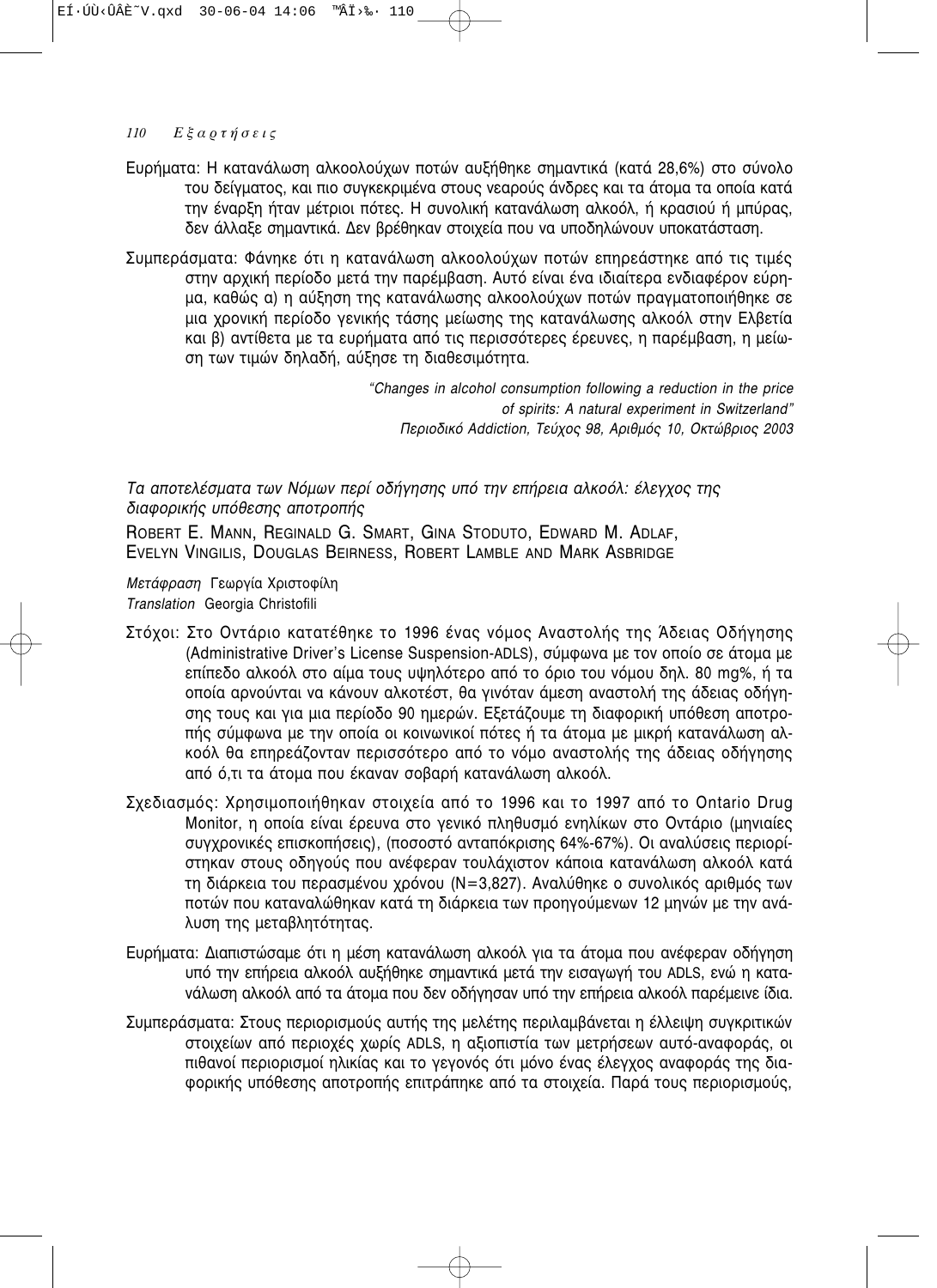Ευρήματα: Η κατανάλωση αλκοολούχων ποτών αυξήθηκε σημαντικά (κατά 28,6%) στο σύνολο του δείγματος, και πιο συγκεκριμένα στους νεαρούς άνδρες και τα άτομα τα οποία κατά την έναρξη ήταν μέτριοι πότες. Η συνολική κατανάλωση αλκοόλ, ή κρασιού ή μπύρας, δεν άλλαξε σημαντικά. Δεν βρέθηκαν στοιχεία που να υποδηλώνουν υποκατάσταση.

Συμπεράσματα: Φάνηκε ότι η κατανάλωση αλκοολούχων ποτών επηρεάστηκε από τις τιμές στην αρχική περίοδο μετά την παρέμβαση. Αυτό είναι ένα ιδιαίτερα ενδιαφέρον εύρημα, καθώς α) η αύξηση της κατανάλωσης αλκοολούχων ποτών πραγματοποιήθηκε σε μια χρονική περίοδο γενικής τάσης μείωσης της κατανάλωσης αλκοόλ στην Ελβετία και β) αντίθετα με τα ευρήματα από τις περισσότερες έρευνες, η παρέμβαση, η μείωση των τιμών δηλαδή, αύξησε τη διαθεσιμότητα.

*"Changes in alcohol consumption following a reduction in the price of spirits: A natural experiment in Switzerland"*
*Περιοδικό Addiction, Τεύχος 98, Αριθμός 10, Οκτώβριος 2003*

## *Τα αποτελέσματα των Νόμων περί οδήγησης υπό την επήρεια αλκοόλ: έλεγχος της διαφορικής υπόθεσης αποτροπής*

ROBERT E. MANN, REGINALD G. SMART, GINA STODUTO, EDWARD M. ADLAF, EVELYN VINGILIS, DOUGLAS BEIRNESS, ROBERT LAMBLE AND MARK ASBRIDGE

*Μετάφραση* Γεωργία Χριστοφίλη
*Translation* Georgia Christofili

Στόχοι: Στο Οντάριο κατατέθηκε το 1996 ένας νόμος Αναστολής της Άδειας Οδήγησης (Administrative Driver's License Suspension-ADLS), σύμφωνα με τον οποίο σε άτομα με επίπεδο αλκοόλ στο αίμα τους υψηλότερο από το όριο του νόμου δηλ. 80 mg%, ή τα οποία αρνούνται να κάνουν αλκοτέστ, θα γινόταν άμεση αναστολή της άδειας οδήγησης τους και για μια περίοδο 90 ημερών. Εξετάζουμε τη διαφορική υπόθεση αποτροπής σύμφωνα με την οποία οι κοινωνικοί πότες ή τα άτομα με μικρή κατανάλωση αλκοόλ θα επηρεάζονταν περισσότερο από το νόμο αναστολής της άδειας οδήγησης από ό,τι τα άτομα που έκαναν σοβαρή κατανάλωση αλκοόλ.

Σχεδιασμός: Χρησιμοποιήθηκαν στοιχεία από το 1996 και το 1997 από το Ontario Drug Monitor, η οποία είναι έρευνα στο γενικό πληθυσμό ενηλίκων στο Οντάριο (μηνιαίες συγχρονικές επισκοπήσεις), (ποσοστό ανταπόκρισης 64%-67%). Οι αναλύσεις περιορίστηκαν στους οδηγούς που ανέφεραν τουλάχιστον κάποια κατανάλωση αλκοόλ κατά τη διάρκεια του περασμένου χρόνου (N=3,827). Αναλύθηκε ο συνολικός αριθμός των ποτών που καταναλώθηκαν κατά τη διάρκεια των προηγούμενων 12 μηνών με την ανάλυση της μεταβλητότητας.

Ευρήματα: Διαπιστώσαμε ότι η μέση κατανάλωση αλκοόλ για τα άτομα που ανέφεραν οδήγηση υπό την επήρεια αλκοόλ αυξήθηκε σημαντικά μετά την εισαγωγή του ADLS, ενώ η κατανάλωση αλκοόλ από τα άτομα που δεν οδήγησαν υπό την επήρεια αλκοόλ παρέμεινε ίδια.

Συμπεράσματα: Στους περιορισμούς αυτής της μελέτης περιλαμβάνεται η έλλειψη συγκριτικών στοιχείων από περιοχές χωρίς ADLS, η αξιοπιστία των μετρήσεων αυτό-αναφοράς, οι πιθανοί περιορισμοί ηλικίας και το γεγονός ότι μόνο ένας έλεγχος αναφοράς της διαφορικής υπόθεσης αποτροπής επιτράπηκε από τα στοιχεία. Παρά τους περιορισμούς,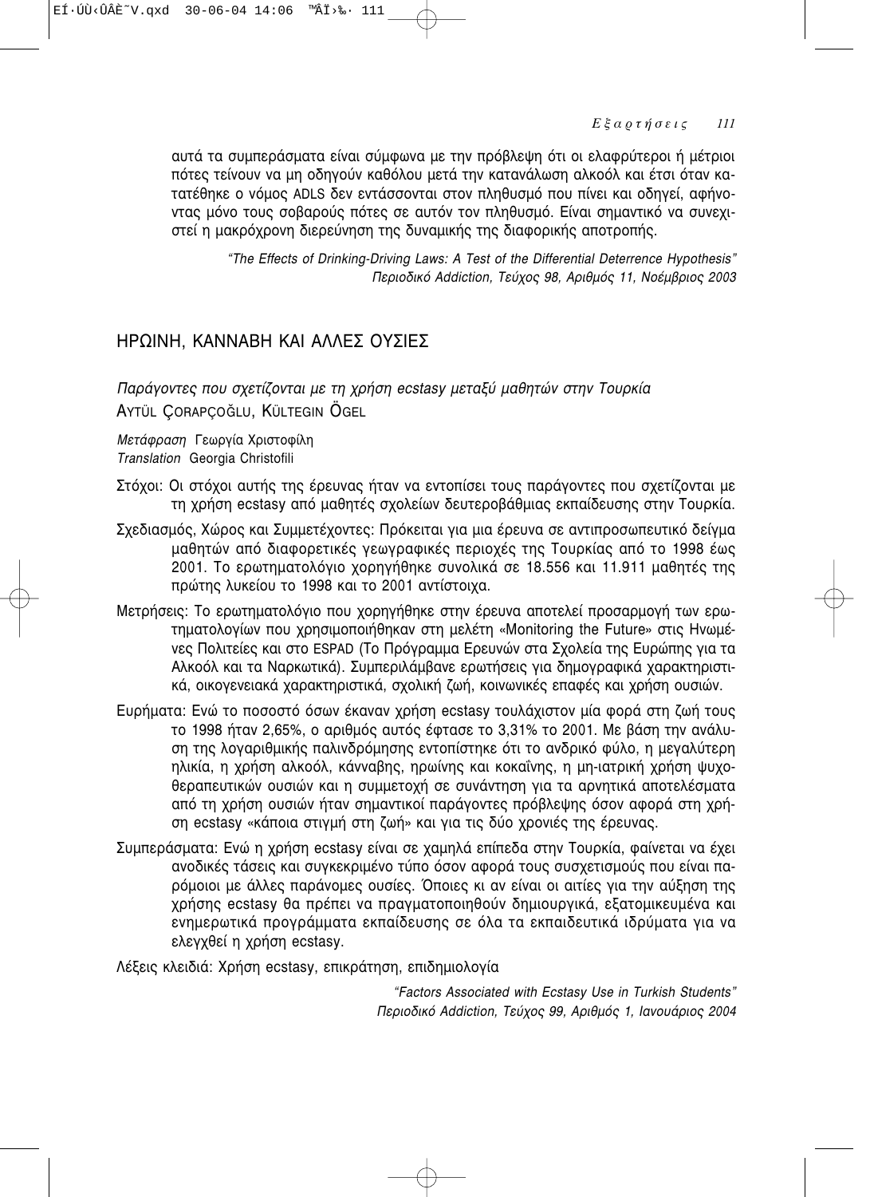αυτά τα συμπεράσματα είναι σύμφωνα με την πρόβλεψη ότι οι ελαφρύτεροι ή μέτριοι πότες τείνουν να μη οδηγούν καθόλου μετά την κατανάλωση αλκοόλ και έτσι όταν κατατέθηκε ο νόμος ADLS δεν εντάσσονται στον πληθυσμό που πίνει και οδηγεί, αφήνοντας μόνο τους σοβαρούς πότες σε αυτόν τον πληθυσμό. Είναι σημαντικό να συνεχιστεί η μακρόχρονη διερεύνηση της δυναμικής της διαφορικής αποτροπής.

> *"The Effects of Drinking-Driving Laws: A Test of the Differential Deterrence Hypothesis"*
> *Περιοδικό Addiction, Τεύχος 98, Αριθμός 11, Νοέμβριος 2003*

## ΗΡΩΙΝΗ, ΚΑΝΝΑΒΗ ΚΑΙ ΑΛΛΕΣ ΟΥΣΙΕΣ

### *Παράγοντες που σχετίζονται με τη χρήση ecstasy μεταξύ μαθητών στην Τουρκία*

AYTÜL ÇORAPÇOĞLU, KÜLTEGIN ÖGEL

*Μετάφραση* Γεωργία Χριστοφίλη
*Translation* Georgia Christofili

Στόχοι: Οι στόχοι αυτής της έρευνας ήταν να εντοπίσει τους παράγοντες που σχετίζονται με τη χρήση ecstasy από μαθητές σχολείων δευτεροβάθμιας εκπαίδευσης στην Τουρκία.

Σχεδιασμός, Χώρος και Συμμετέχοντες: Πρόκειται για μια έρευνα σε αντιπροσωπευτικό δείγμα μαθητών από διαφορετικές γεωγραφικές περιοχές της Τουρκίας από το 1998 έως 2001. Το ερωτηματολόγιο χορηγήθηκε συνολικά σε 18.556 και 11.911 μαθητές της πρώτης λυκείου το 1998 και το 2001 αντίστοιχα.

Μετρήσεις: Το ερωτηματολόγιο που χορηγήθηκε στην έρευνα αποτελεί προσαρμογή των ερωτηματολογίων που χρησιμοποιήθηκαν στη μελέτη «Monitoring the Future» στις Ηνωμένες Πολιτείες και στο ESPAD (Το Πρόγραμμα Ερευνών στα Σχολεία της Ευρώπης για τα Αλκοόλ και τα Ναρκωτικά). Συμπεριλάμβανε ερωτήσεις για δημογραφικά χαρακτηριστικά, οικογενειακά χαρακτηριστικά, σχολική ζωή, κοινωνικές επαφές και χρήση ουσιών.

Ευρήματα: Ενώ το ποσοστό όσων έκαναν χρήση ecstasy τουλάχιστον μία φορά στη ζωή τους το 1998 ήταν 2,65%, ο αριθμός αυτός έφτασε το 3,31% το 2001. Με βάση την ανάλυση της λογαριθμικής παλινδρόμησης εντοπίστηκε ότι το ανδρικό φύλο, η μεγαλύτερη ηλικία, η χρήση αλκοόλ, κάνναβης, ηρωίνης και κοκαΐνης, η μη-ιατρική χρήση ψυχοθεραπευτικών ουσιών και η συμμετοχή σε συνάντηση για τα αρνητικά αποτελέσματα από τη χρήση ουσιών ήταν σημαντικοί παράγοντες πρόβλεψης όσον αφορά στη χρήση ecstasy «κάποια στιγμή στη ζωή» και για τις δύο χρονιές της έρευνας.

Συμπεράσματα: Ενώ η χρήση ecstasy είναι σε χαμηλά επίπεδα στην Τουρκία, φαίνεται να έχει ανοδικές τάσεις και συγκεκριμένο τύπο όσον αφορά τους συσχετισμούς που είναι παρόμοιοι με άλλες παράνομες ουσίες. Όποιες κι αν είναι οι αιτίες για την αύξηση της χρήσης ecstasy θα πρέπει να πραγματοποιηθούν δημιουργικά, εξατομικευμένα και ενημερωτικά προγράμματα εκπαίδευσης σε όλα τα εκπαιδευτικά ιδρύματα για να ελεγχθεί η χρήση ecstasy.

Λέξεις κλειδιά: Χρήση ecstasy, επικράτηση, επιδημιολογία

> *"Factors Associated with Ecstasy Use in Turkish Students"*
> *Περιοδικό Addiction, Τεύχος 99, Αριθμός 1, Ιανουάριος 2004*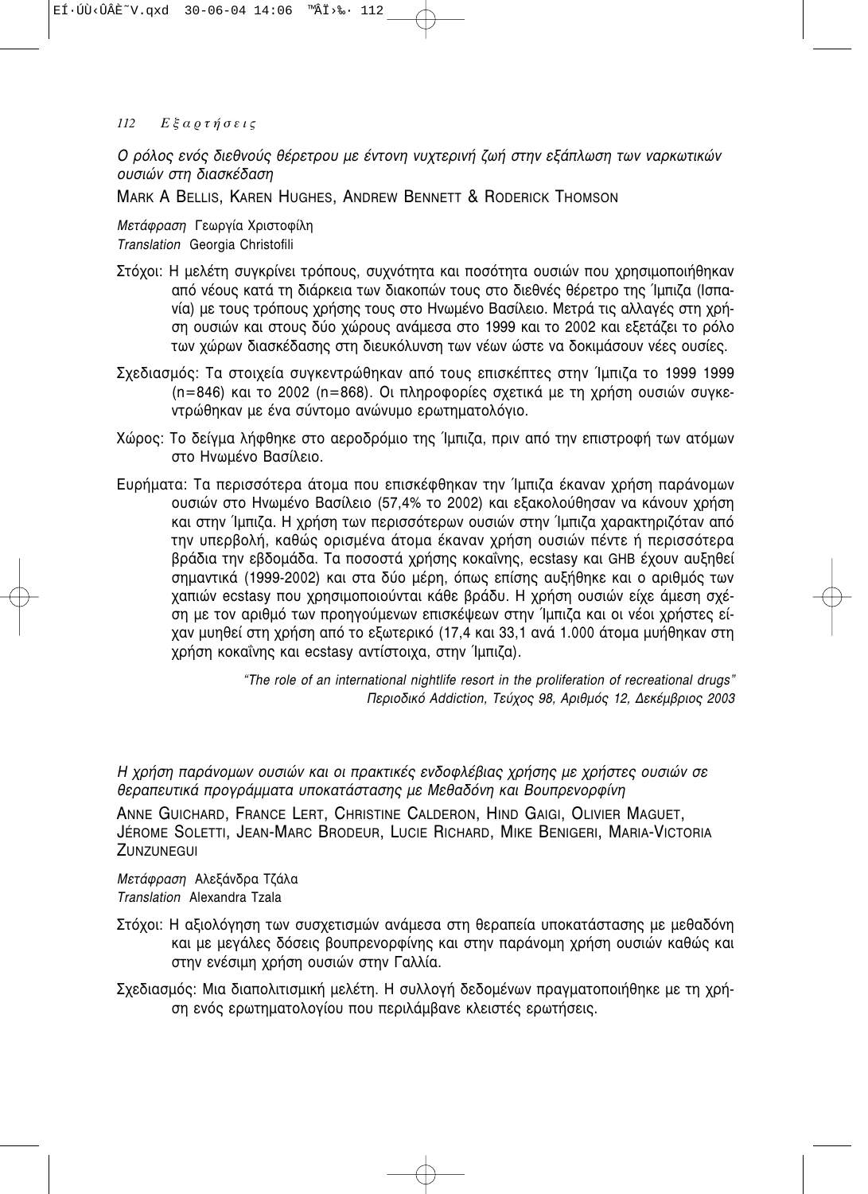*Ο ρόλος ενός διεθνούς θέρετρου με έντονη νυχτερινή ζωή στην εξάπλωση των ναρκωτικών ουσιών στη διασκέδαση*

MARK A BELLIS, KAREN HUGHES, ANDREW BENNETT & RODERICK THOMSON

*Μετάφραση* Γεωργία Χριστοφίλη
*Translation* Georgia Christofili

Στόχοι: Η μελέτη συγκρίνει τρόπους, συχνότητα και ποσότητα ουσιών που χρησιμοποιήθηκαν από νέους κατά τη διάρκεια των διακοπών τους στο διεθνές θέρετρο της Ίμπιζα (Ισπανία) με τους τρόπους χρήσης τους στο Ηνωμένο Βασίλειο. Μετρά τις αλλαγές στη χρήση ουσιών και στους δύο χώρους ανάμεσα στο 1999 και το 2002 και εξετάζει το ρόλο των χώρων διασκέδασης στη διευκόλυνση των νέων ώστε να δοκιμάσουν νέες ουσίες.

Σχεδιασμός: Τα στοιχεία συγκεντρώθηκαν από τους επισκέπτες στην Ίμπιζα το 1999 1999 (n=846) και το 2002 (n=868). Οι πληροφορίες σχετικά με τη χρήση ουσιών συγκεντρώθηκαν με ένα σύντομο ανώνυμο ερωτηματολόγιο.

Χώρος: Το δείγμα λήφθηκε στο αεροδρόμιο της Ίμπιζα, πριν από την επιστροφή των ατόμων στο Ηνωμένο Βασίλειο.

Ευρήματα: Τα περισσότερα άτομα που επισκέφθηκαν την Ίμπιζα έκαναν χρήση παράνομων ουσιών στο Ηνωμένο Βασίλειο (57,4% το 2002) και εξακολούθησαν να κάνουν χρήση και στην Ίμπιζα. Η χρήση των περισσότερων ουσιών στην Ίμπιζα χαρακτηριζόταν από την υπερβολή, καθώς ορισμένα άτομα έκαναν χρήση ουσιών πέντε ή περισσότερα βράδια την εβδομάδα. Τα ποσοστά χρήσης κοκαΐνης, ecstasy και GHB έχουν αυξηθεί σημαντικά (1999-2002) και στα δύο μέρη, όπως επίσης αυξήθηκε και ο αριθμός των χαπιών ecstasy που χρησιμοποιούνται κάθε βράδυ. Η χρήση ουσιών είχε άμεση σχέση με τον αριθμό των προηγούμενων επισκέψεων στην Ίμπιζα και οι νέοι χρήστες είχαν μυηθεί στη χρήση από το εξωτερικό (17,4 και 33,1 ανά 1.000 άτομα μυήθηκαν στη χρήση κοκαΐνης και ecstasy αντίστοιχα, στην Ίμπιζα).

*"The role of an international nightlife resort in the proliferation of recreational drugs"*
*Περιοδικό Addiction, Τεύχος 98, Αριθμός 12, Δεκέμβριος 2003*

*Η χρήση παράνομων ουσιών και οι πρακτικές ενδοφλέβιας χρήσης με χρήστες ουσιών σε θεραπευτικά προγράμματα υποκατάστασης με Μεθαδόνη και Βουπρενορφίνη*

ANNE GUICHARD, FRANCE LERT, CHRISTINE CALDERON, HIND GAIGI, OLIVIER MAGUET, JÉROME SOLETTI, JEAN-MARC BRODEUR, LUCIE RICHARD, MIKE BENIGERI, MARIA-VICTORIA ZUNZUNEGUI

*Μετάφραση* Αλεξάνδρα Τζάλα
*Translation* Alexandra Tzala

Στόχοι: Η αξιολόγηση των συσχετισμών ανάμεσα στη θεραπεία υποκατάστασης με μεθαδόνη και με μεγάλες δόσεις βουπρενορφίνης και στην παράνομη χρήση ουσιών καθώς και στην ενέσιμη χρήση ουσιών στην Γαλλία.

Σχεδιασμός: Μια διαπολιτισμική μελέτη. Η συλλογή δεδομένων πραγματοποιήθηκε με τη χρήση ενός ερωτηματολογίου που περιλάμβανε κλειστές ερωτήσεις.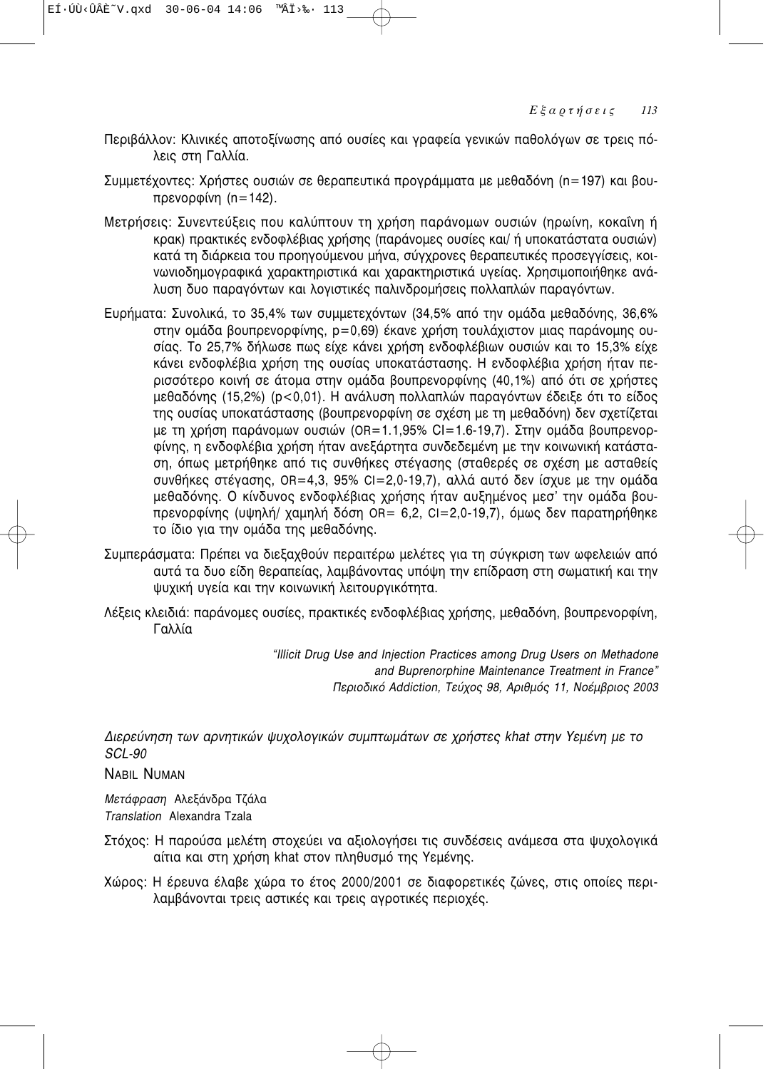Περιβάλλον: Κλινικές αποτοξίνωσης από ουσίες και γραφεία γενικών παθολόγων σε τρεις πόλεις στη Γαλλία.

Συμμετέχοντες: Χρήστες ουσιών σε θεραπευτικά προγράμματα με μεθαδόνη (n=197) και βουπρενορφίνη (n=142).

Μετρήσεις: Συνεντεύξεις που καλύπτουν τη χρήση παράνομων ουσιών (ηρωίνη, κοκαΐνη ή κρακ) πρακτικές ενδοφλέβιας χρήσης (παράνομες ουσίες και/ ή υποκατάστατα ουσιών) κατά τη διάρκεια του προηγούμενου μήνα, σύγχρονες θεραπευτικές προσεγγίσεις, κοινωνιοδημογραφικά χαρακτηριστικά και χαρακτηριστικά υγείας. Χρησιμοποιήθηκε ανάλυση δυο παραγόντων και λογιστικές παλινδρομήσεις πολλαπλών παραγόντων.

Ευρήματα: Συνολικά, το 35,4% των συμμετεχόντων (34,5% από την ομάδα μεθαδόνης, 36,6% στην ομάδα βουπρενορφίνης, p=0,69) έκανε χρήση τουλάχιστον μιας παράνομης ουσίας. Το 25,7% δήλωσε πως είχε κάνει χρήση ενδοφλέβιων ουσιών και το 15,3% είχε κάνει ενδοφλέβια χρήση της ουσίας υποκατάστασης. Η ενδοφλέβια χρήση ήταν περισσότερο κοινή σε άτομα στην ομάδα βουπρενορφίνης (40,1%) από ότι σε χρήστες μεθαδόνης (15,2%) (p<0,01). Η ανάλυση πολλαπλών παραγόντων έδειξε ότι το είδος της ουσίας υποκατάστασης (βουπρενορφίνη σε σχέση με τη μεθαδόνη) δεν σχετίζεται με τη χρήση παράνομων ουσιών (OR=1.1,95% CI=1.6-19,7). Στην ομάδα βουπρενορφίνης, η ενδοφλέβια χρήση ήταν ανεξάρτητα συνδεδεμένη με την κοινωνική κατάσταση, όπως μετρήθηκε από τις συνθήκες στέγασης (σταθερές σε σχέση με ασταθείς συνθήκες στέγασης, OR=4,3, 95% CI=2,0-19,7), αλλά αυτό δεν ίσχυε με την ομάδα μεθαδόνης. Ο κίνδυνος ενδοφλέβιας χρήσης ήταν αυξημένος μεσ' την ομάδα βουπρενορφίνης (υψηλή/ χαμηλή δόση OR= 6,2, CI=2,0-19,7), όμως δεν παρατηρήθηκε το ίδιο για την ομάδα της μεθαδόνης.

Συμπεράσματα: Πρέπει να διεξαχθούν περαιτέρω μελέτες για τη σύγκριση των ωφελειών από αυτά τα δυο είδη θεραπείας, λαμβάνοντας υπόψη την επίδραση στη σωματική και την ψυχική υγεία και την κοινωνική λειτουργικότητα.

Λέξεις κλειδιά: παράνομες ουσίες, πρακτικές ενδοφλέβιας χρήσης, μεθαδόνη, βουπρενορφίνη, Γαλλία

*"Illicit Drug Use and Injection Practices among Drug Users on Methadone and Buprenorphine Maintenance Treatment in France"*
*Περιοδικό Addiction, Τεύχος 98, Αριθμός 11, Νοέμβριος 2003*

## *Διερεύνηση των αρνητικών ψυχολογικών συμπτωμάτων σε χρήστες khat στην Υεμένη με το SCL-90*

NABIL NUMAN

*Μετάφραση* Αλεξάνδρα Τζάλα
*Translation* Alexandra Tzala

Στόχος: Η παρούσα μελέτη στοχεύει να αξιολογήσει τις συνδέσεις ανάμεσα στα ψυχολογικά αίτια και στη χρήση khat στον πληθυσμό της Υεμένης.

Χώρος: Η έρευνα έλαβε χώρα το έτος 2000/2001 σε διαφορετικές ζώνες, στις οποίες περιλαμβάνονται τρεις αστικές και τρεις αγροτικές περιοχές.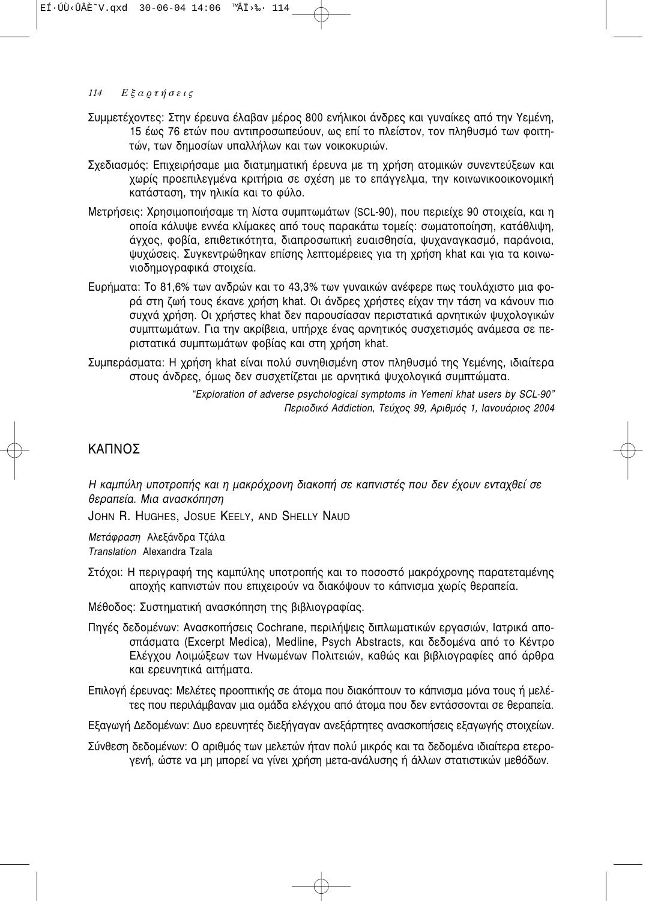Συμμετέχοντες: Στην έρευνα έλαβαν μέρος 800 ενήλικοι άνδρες και γυναίκες από την Υεμένη, 15 έως 76 ετών που αντιπροσωπεύουν, ως επί το πλείστον, τον πληθυσμό των φοιτητών, των δημοσίων υπαλλήλων και των νοικοκυριών.

Σχεδιασμός: Επιχειρήσαμε μια διατμηματική έρευνα με τη χρήση ατομικών συνεντεύξεων και χωρίς προεπιλεγμένα κριτήρια σε σχέση με το επάγγελμα, την κοινωνικοοικονομική κατάσταση, την ηλικία και το φύλο.

Μετρήσεις: Χρησιμοποιήσαμε τη λίστα συμπτωμάτων (SCL-90), που περιείχε 90 στοιχεία, και η οποία κάλυψε εννέα κλίμακες από τους παρακάτω τομείς: σωματοποίηση, κατάθλιψη, άγχος, φοβία, επιθετικότητα, διαπροσωπική ευαισθησία, ψυχαναγκασμό, παράνοια, ψυχώσεις. Συγκεντρώθηκαν επίσης λεπτομέρειες για τη χρήση khat και για τα κοινωνιοδημογραφικά στοιχεία.

Ευρήματα: Το 81,6% των ανδρών και το 43,3% των γυναικών ανέφερε πως τουλάχιστο μια φορά στη ζωή τους έκανε χρήση khat. Οι άνδρες χρήστες είχαν την τάση να κάνουν πιο συχνά χρήση. Οι χρήστες khat δεν παρουσίασαν περιστατικά αρνητικών ψυχολογικών συμπτωμάτων. Για την ακρίβεια, υπήρχε ένας αρνητικός συσχετισμός ανάμεσα σε περιστατικά συμπτωμάτων φοβίας και στη χρήση khat.

Συμπεράσματα: Η χρήση khat είναι πολύ συνηθισμένη στον πληθυσμό της Υεμένης, ιδιαίτερα στους άνδρες, όμως δεν συσχετίζεται με αρνητικά ψυχολογικά συμπτώματα.

*"Exploration of adverse psychological symptoms in Yemeni khat users by SCL-90"*
*Περιοδικό Addiction, Τεύχος 99, Αριθμός 1, Ιανουάριος 2004*

## ΚΑΠΝΟΣ

*Η καμπύλη υποτροπής και η μακρόχρονη διακοπή σε καπνιστές που δεν έχουν ενταχθεί σε θεραπεία. Μια ανασκόπηση*

JOHN R. HUGHES, JOSUE KEELY, AND SHELLY NAUD

*Μετάφραση* Αλεξάνδρα Τζάλα
*Translation* Alexandra Tzala

Στόχοι: Η περιγραφή της καμπύλης υποτροπής και το ποσοστό μακρόχρονης παρατεταμένης αποχής καπνιστών που επιχειρούν να διακόψουν το κάπνισμα χωρίς θεραπεία.

Μέθοδος: Συστηματική ανασκόπηση της βιβλιογραφίας.

Πηγές δεδομένων: Ανασκοπήσεις Cochrane, περιλήψεις διπλωματικών εργασιών, Ιατρικά αποσπάσματα (Excerpt Medica), Medline, Psych Abstracts, και δεδομένα από το Κέντρο Ελέγχου Λοιμώξεων των Ηνωμένων Πολιτειών, καθώς και βιβλιογραφίες από άρθρα και ερευνητικά αιτήματα.

Επιλογή έρευνας: Μελέτες προοπτικής σε άτομα που διακόπτουν το κάπνισμα μόνα τους ή μελέτες που περιλάμβαναν μια ομάδα ελέγχου από άτομα που δεν εντάσσονται σε θεραπεία.

Εξαγωγή Δεδομένων: Δυο ερευνητές διεξήγαγαν ανεξάρτητες ανασκοπήσεις εξαγωγής στοιχείων.

Σύνθεση δεδομένων: Ο αριθμός των μελετών ήταν πολύ μικρός και τα δεδομένα ιδιαίτερα ετερογενή, ώστε να μη μπορεί να γίνει χρήση μετα-ανάλυσης ή άλλων στατιστικών μεθόδων.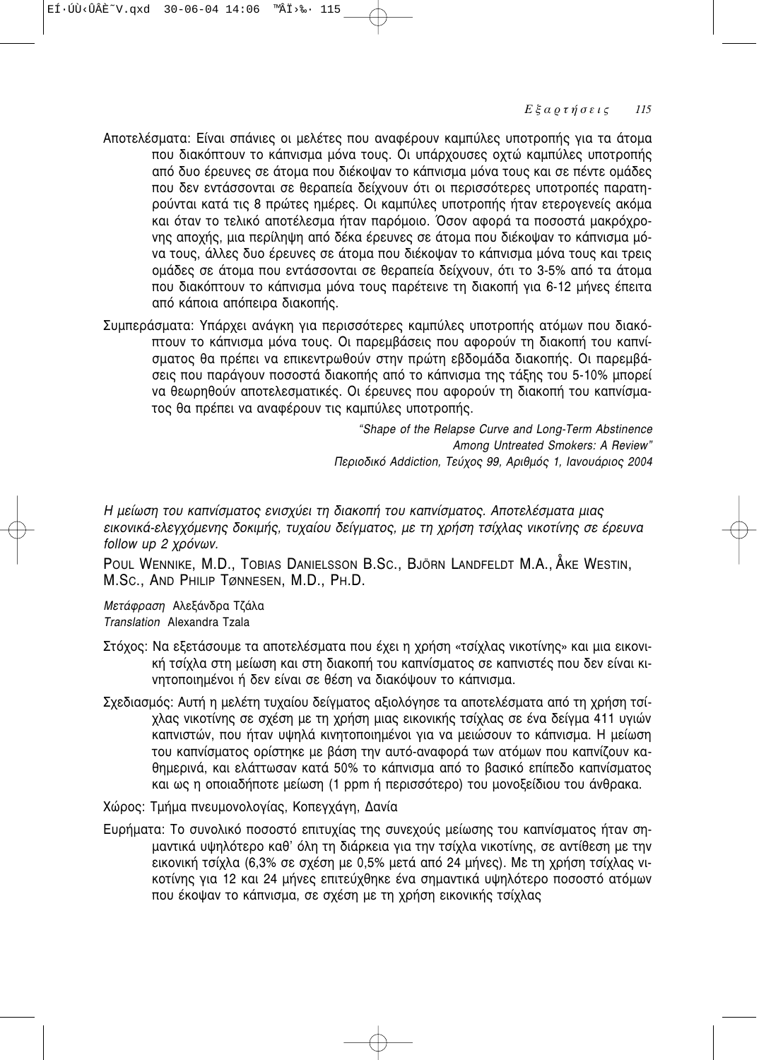Αποτελέσματα: Είναι σπάνιες οι μελέτες που αναφέρουν καμπύλες υποτροπής για τα άτομα που διακόπτουν το κάπνισμα μόνα τους. Οι υπάρχουσες οχτώ καμπύλες υποτροπής από δυο έρευνες σε άτομα που διέκοψαν το κάπνισμα μόνα τους και σε πέντε ομάδες που δεν εντάσσονται σε θεραπεία δείχνουν ότι οι περισσότερες υποτροπές παρατηρούνται κατά τις 8 πρώτες ημέρες. Οι καμπύλες υποτροπής ήταν ετερογενείς ακόμα και όταν το τελικό αποτέλεσμα ήταν παρόμοιο. Όσον αφορά τα ποσοστά μακρόχρονης αποχής, μια περίληψη από δέκα έρευνες σε άτομα που διέκοψαν το κάπνισμα μόνα τους, άλλες δυο έρευνες σε άτομα που διέκοψαν το κάπνισμα μόνα τους και τρεις ομάδες σε άτομα που εντάσσονται σε θεραπεία δείχνουν, ότι το 3-5% από τα άτομα που διακόπτουν το κάπνισμα μόνα τους παρέτεινε τη διακοπή για 6-12 μήνες έπειτα από κάποια απόπειρα διακοπής.

Συμπεράσματα: Υπάρχει ανάγκη για περισσότερες καμπύλες υποτροπής ατόμων που διακόπτουν το κάπνισμα μόνα τους. Οι παρεμβάσεις που αφορούν τη διακοπή του καπνίσματος θα πρέπει να επικεντρωθούν στην πρώτη εβδομάδα διακοπής. Οι παρεμβάσεις που παράγουν ποσοστά διακοπής από το κάπνισμα της τάξης του 5-10% μπορεί να θεωρηθούν αποτελεσματικές. Οι έρευνες που αφορούν τη διακοπή του καπνίσματος θα πρέπει να αναφέρουν τις καμπύλες υποτροπής.

*"Shape of the Relapse Curve and Long-Term Abstinence Among Untreated Smokers: A Review"*
*Περιοδικό Addiction, Τεύχος 99, Αριθμός 1, Ιανουάριος 2004*

*Η μείωση του καπνίσματος ενισχύει τη διακοπή του καπνίσματος. Αποτελέσματα μιας εικονικά-ελεγχόμενης δοκιμής, τυχαίου δείγματος, με τη χρήση τσίχλας νικοτίνης σε έρευνα follow up 2 χρόνων.*

POUL WENNIKE, M.D., TOBIAS DANIELSSON B.SC., BJÖRN LANDFELDT M.A., ÅKE WESTIN, M.SC., AND PHILIP TØNNESEN, M.D., PH.D.

*Μετάφραση* Αλεξάνδρα Τζάλα
*Translation* Alexandra Tzala

Στόχος: Να εξετάσουμε τα αποτελέσματα που έχει η χρήση «τσίχλας νικοτίνης» και μια εικονική τσίχλα στη μείωση και στη διακοπή του καπνίσματος σε καπνιστές που δεν είναι κινητοποιημένοι ή δεν είναι σε θέση να διακόψουν το κάπνισμα.

Σχεδιασμός: Αυτή η μελέτη τυχαίου δείγματος αξιολόγησε τα αποτελέσματα από τη χρήση τσίχλας νικοτίνης σε σχέση με τη χρήση μιας εικονικής τσίχλας σε ένα δείγμα 411 υγιών καπνιστών, που ήταν υψηλά κινητοποιημένοι για να μειώσουν το κάπνισμα. Η μείωση του καπνίσματος ορίστηκε με βάση την αυτό-αναφορά των ατόμων που καπνίζουν καθημερινά, και ελάττωσαν κατά 50% το κάπνισμα από το βασικό επίπεδο καπνίσματος και ως η οποιαδήποτε μείωση (1 ppm ή περισσότερο) του μονοξείδιου του άνθρακα.

Χώρος: Τμήμα πνευμονολογίας, Κοπεγχάγη, Δανία

Ευρήματα: Το συνολικό ποσοστό επιτυχίας της συνεχούς μείωσης του καπνίσματος ήταν σημαντικά υψηλότερο καθ' όλη τη διάρκεια για την τσίχλα νικοτίνης, σε αντίθεση με την εικονική τσίχλα (6,3% σε σχέση με 0,5% μετά από 24 μήνες). Με τη χρήση τσίχλας νικοτίνης για 12 και 24 μήνες επιτεύχθηκε ένα σημαντικά υψηλότερο ποσοστό ατόμων που έκοψαν το κάπνισμα, σε σχέση με τη χρήση εικονικής τσίχλας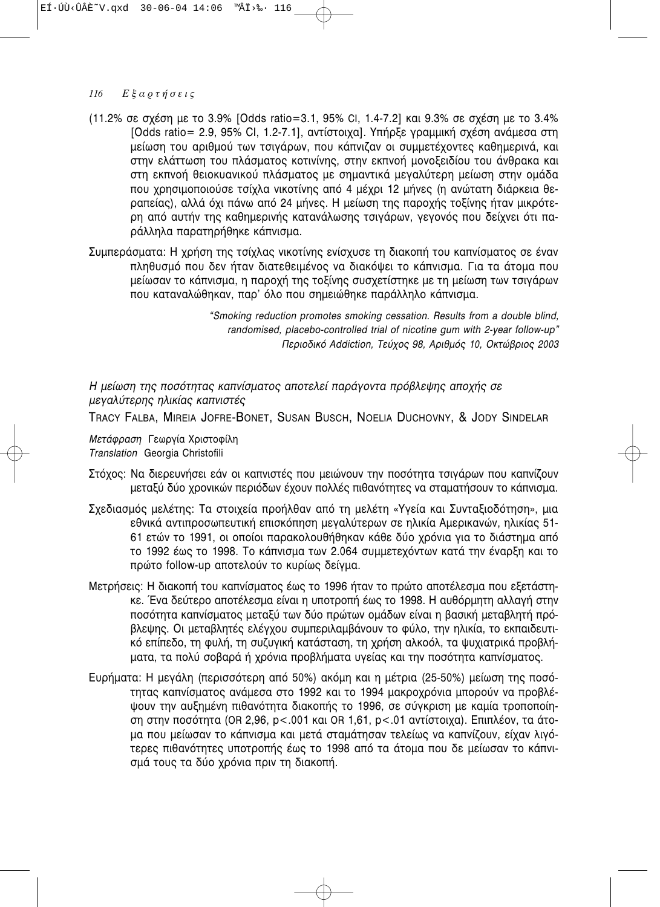(11.2% σε σχέση με το 3.9% [Odds ratio=3.1, 95% CI, 1.4-7.2] και 9.3% σε σχέση με το 3.4% [Odds ratio= 2.9, 95% CI, 1.2-7.1], αντίστοιχα]. Υπήρξε γραμμική σχέση ανάμεσα στη μείωση του αριθμού των τσιγάρων, που κάπνιζαν οι συμμετέχοντες καθημερινά, και στην ελάττωση του πλάσματος κοτινίνης, στην εκπνοή μονοξειδίου του άνθρακα και στη εκπνοή θειοκυανικού πλάσματος με σημαντικά μεγαλύτερη μείωση στην ομάδα που χρησιμοποιούσε τσίχλα νικοτίνης από 4 μέχρι 12 μήνες (η ανώτατη διάρκεια θεραπείας), αλλά όχι πάνω από 24 μήνες. Η μείωση της παροχής τοξίνης ήταν μικρότερη από αυτήν της καθημερινής κατανάλωσης τσιγάρων, γεγονός που δείχνει ότι παράλληλα παρατηρήθηκε κάπνισμα.

Συμπεράσματα: Η χρήση της τσίχλας νικοτίνης ενίσχυσε τη διακοπή του καπνίσματος σε έναν πληθυσμό που δεν ήταν διατεθειμένος να διακόψει το κάπνισμα. Για τα άτομα που μείωσαν το κάπνισμα, η παροχή της τοξίνης συσχετίστηκε με τη μείωση των τσιγάρων που καταναλώθηκαν, παρ' όλο που σημειώθηκε παράλληλο κάπνισμα.

*"Smoking reduction promotes smoking cessation. Results from a double blind, randomised, placebo-controlled trial of nicotine gum with 2-year follow-up"*
*Περιοδικό Addiction, Τεύχος 98, Αριθμός 10, Οκτώβριος 2003*

### *Η μείωση της ποσότητας καπνίσματος αποτελεί παράγοντα πρόβλεψης αποχής σε μεγαλύτερης ηλικίας καπνιστές*

TRACY FALBA, MIREIA JOFRE-BONET, SUSAN BUSCH, NOELIA DUCHOVNY, & JODY SINDELAR

*Μετάφραση* Γεωργία Χριστοφίλη
*Translation* Georgia Christofili

Στόχος: Να διερευνήσει εάν οι καπνιστές που μειώνουν την ποσότητα τσιγάρων που καπνίζουν μεταξύ δύο χρονικών περιόδων έχουν πολλές πιθανότητες να σταματήσουν το κάπνισμα.

Σχεδιασμός μελέτης: Τα στοιχεία προήλθαν από τη μελέτη «Υγεία και Συνταξιοδότηση», μια εθνικά αντιπροσωπευτική επισκόπηση μεγαλύτερων σε ηλικία Αμερικανών, ηλικίας 51-61 ετών το 1991, οι οποίοι παρακολουθήθηκαν κάθε δύο χρόνια για το διάστημα από το 1992 έως το 1998. Το κάπνισμα των 2.064 συμμετεχόντων κατά την έναρξη και το πρώτο follow-up αποτελούν το κυρίως δείγμα.

Μετρήσεις: Η διακοπή του καπνίσματος έως το 1996 ήταν το πρώτο αποτέλεσμα που εξετάστηκε. Ένα δεύτερο αποτέλεσμα είναι η υποτροπή έως το 1998. Η αυθόρμητη αλλαγή στην ποσότητα καπνίσματος μεταξύ των δύο πρώτων ομάδων είναι η βασική μεταβλητή πρόβλεψης. Οι μεταβλητές ελέγχου συμπεριλαμβάνουν το φύλο, την ηλικία, το εκπαιδευτικό επίπεδο, τη φυλή, τη συζυγική κατάσταση, τη χρήση αλκοόλ, τα ψυχιατρικά προβλήματα, τα πολύ σοβαρά ή χρόνια προβλήματα υγείας και την ποσότητα καπνίσματος.

Ευρήματα: Η μεγάλη (περισσότερη από 50%) ακόμη και η μέτρια (25-50%) μείωση της ποσότητας καπνίσματος ανάμεσα στο 1992 και το 1994 μακροχρόνια μπορούν να προβλέψουν την αυξημένη πιθανότητα διακοπής το 1996, σε σύγκριση με καμία τροποποίηση στην ποσότητα (OR 2,96, $p<.001$ και OR 1,61, $p<.01$ αντίστοιχα). Επιπλέον, τα άτομα που μείωσαν το κάπνισμα και μετά σταμάτησαν τελείως να καπνίζουν, είχαν λιγότερες πιθανότητες υποτροπής έως το 1998 από τα άτομα που δε μείωσαν το κάπνισμά τους τα δύο χρόνια πριν τη διακοπή.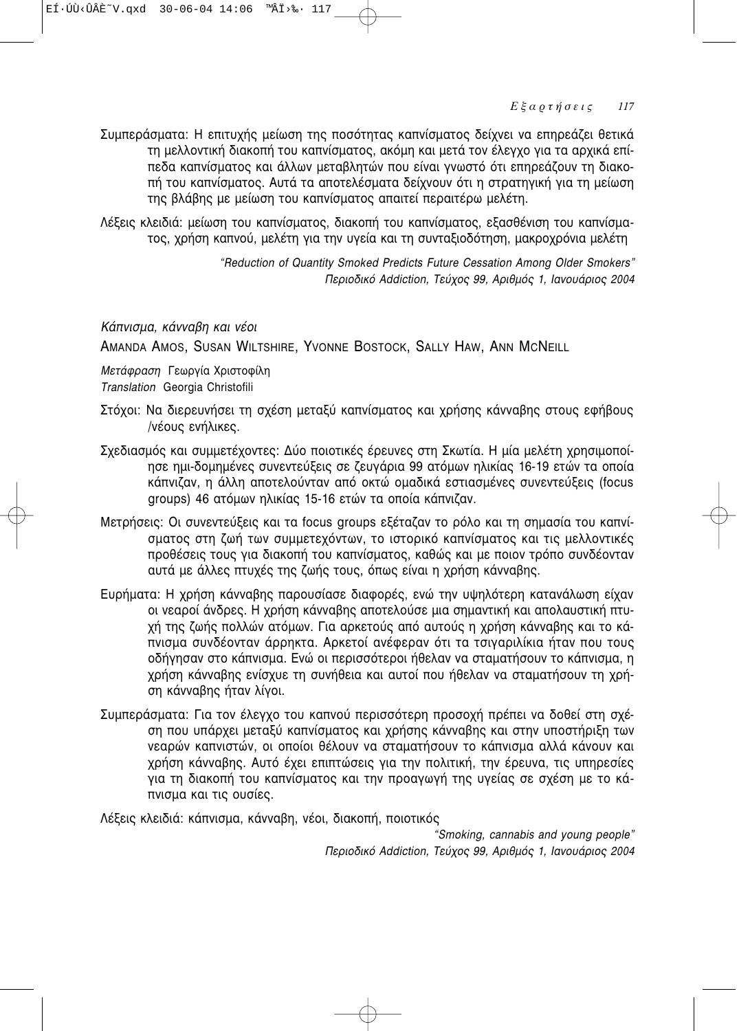Συμπεράσματα: Η επιτυχής μείωση της ποσότητας καπνίσματος δείχνει να επηρεάζει θετικά τη μελλοντική διακοπή του καπνίσματος, ακόμη και μετά τον έλεγχο για τα αρχικά επίπεδα καπνίσματος και άλλων μεταβλητών που είναι γνωστό ότι επηρεάζουν τη διακοπή του καπνίσματος. Αυτά τα αποτελέσματα δείχνουν ότι η στρατηγική για τη μείωση της βλάβης με μείωση του καπνίσματος απαιτεί περαιτέρω μελέτη.

Λέξεις κλειδιά: μείωση του καπνίσματος, διακοπή του καπνίσματος, εξασθένιση του καπνίσματος, χρήση καπνού, μελέτη για την υγεία και τη συνταξιοδότηση, μακροχρόνια μελέτη

*"Reduction of Quantity Smoked Predicts Future Cessation Among Older Smokers"*
*Περιοδικό Addiction, Τεύχος 99, Αριθμός 1, Ιανουάριος 2004*

### *Κάπνισμα, κάνναβη και νέοι*

AMANDA AMOS, SUSAN WILTSHIRE, YVONNE BOSTOCK, SALLY HAW, ANN MCNEILL

*Μετάφραση* Γεωργία Χριστοφίλη
*Translation* Georgia Christofili

Στόχοι: Να διερευνήσει τη σχέση μεταξύ καπνίσματος και χρήσης κάνναβης στους εφήβους /νέους ενήλικες.

Σχεδιασμός και συμμετέχοντες: Δύο ποιοτικές έρευνες στη Σκωτία. Η μία μελέτη χρησιμοποίησε ημι-δομημένες συνεντεύξεις σε ζευγάρια 99 ατόμων ηλικίας 16-19 ετών τα οποία κάπνιζαν, η άλλη αποτελούνταν από οκτώ ομαδικά εστιασμένες συνεντεύξεις (focus groups) 46 ατόμων ηλικίας 15-16 ετών τα οποία κάπνιζαν.

Μετρήσεις: Οι συνεντεύξεις και τα focus groups εξέταζαν το ρόλο και τη σημασία του καπνίσματος στη ζωή των συμμετεχόντων, το ιστορικό καπνίσματος και τις μελλοντικές προθέσεις τους για διακοπή του καπνίσματος, καθώς και με ποιον τρόπο συνδέονταν αυτά με άλλες πτυχές της ζωής τους, όπως είναι η χρήση κάνναβης.

Ευρήματα: Η χρήση κάνναβης παρουσίασε διαφορές, ενώ την υψηλότερη κατανάλωση είχαν οι νεαροί άνδρες. Η χρήση κάνναβης αποτελούσε μια σημαντική και απολαυστική πτυχή της ζωής πολλών ατόμων. Για αρκετούς από αυτούς η χρήση κάνναβης και το κάπνισμα συνδέονταν άρρηκτα. Αρκετοί ανέφεραν ότι τα τσιγαριλίκια ήταν που τους οδήγησαν στο κάπνισμα. Ενώ οι περισσότεροι ήθελαν να σταματήσουν το κάπνισμα, η χρήση κάνναβης ενίσχυε τη συνήθεια και αυτοί που ήθελαν να σταματήσουν τη χρήση κάνναβης ήταν λίγοι.

Συμπεράσματα: Για τον έλεγχο του καπνού περισσότερη προσοχή πρέπει να δοθεί στη σχέση που υπάρχει μεταξύ καπνίσματος και χρήσης κάνναβης και στην υποστήριξη των νεαρών καπνιστών, οι οποίοι θέλουν να σταματήσουν το κάπνισμα αλλά κάνουν και χρήση κάνναβης. Αυτό έχει επιπτώσεις για την πολιτική, την έρευνα, τις υπηρεσίες για τη διακοπή του καπνίσματος και την προαγωγή της υγείας σε σχέση με το κάπνισμα και τις ουσίες.

Λέξεις κλειδιά: κάπνισμα, κάνναβη, νέοι, διακοπή, ποιοτικός

*"Smoking, cannabis and young people"*
*Περιοδικό Addiction, Τεύχος 99, Αριθμός 1, Ιανουάριος 2004*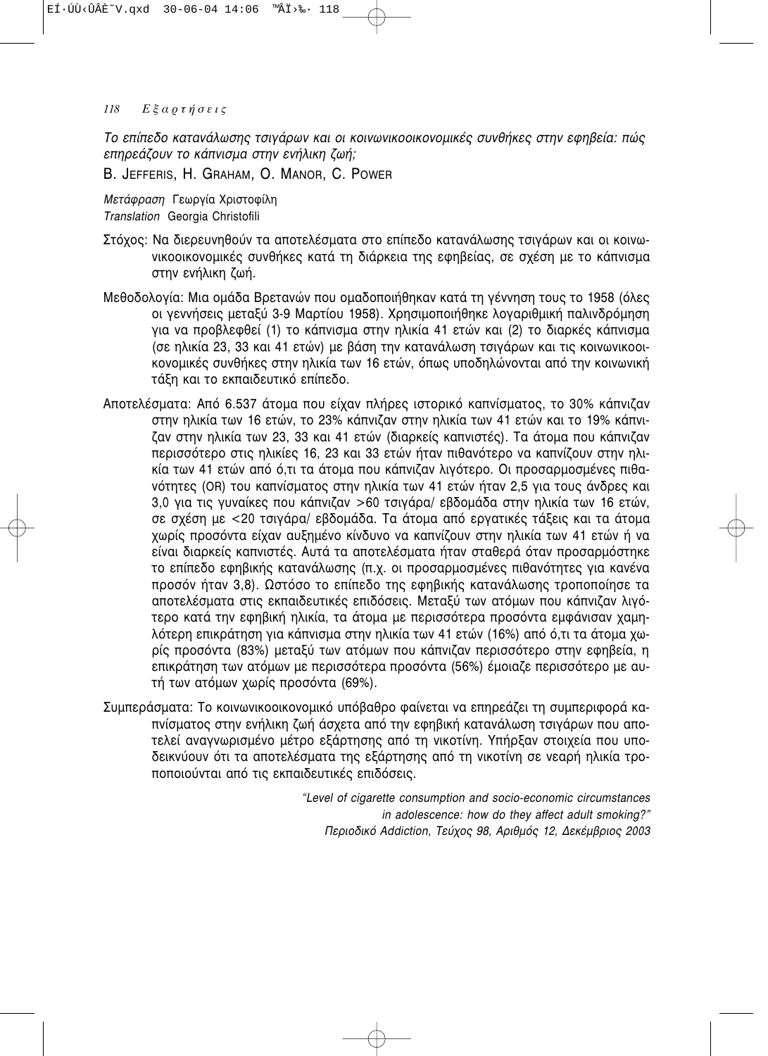*Το επίπεδο κατανάλωσης τσιγάρων και οι κοινωνικοοικονομικές συνθήκες στην εφηβεία: πώς επηρεάζουν το κάπνισμα στην ενήλικη ζωή;*

B. JEFFERIS, H. GRAHAM, O. MANOR, C. POWER

*Μετάφραση* Γεωργία Χριστοφίλη
*Translation* Georgia Christofili

Στόχος: Να διερευνηθούν τα αποτελέσματα στο επίπεδο κατανάλωσης τσιγάρων και οι κοινωνικοοικονομικές συνθήκες κατά τη διάρκεια της εφηβείας, σε σχέση με το κάπνισμα στην ενήλικη ζωή.

Μεθοδολογία: Μια ομάδα Βρετανών που ομαδοποιήθηκαν κατά τη γέννηση τους το 1958 (όλες οι γεννήσεις μεταξύ 3-9 Μαρτίου 1958). Χρησιμοποιήθηκε λογαριθμική παλινδρόμηση για να προβλεφθεί (1) το κάπνισμα στην ηλικία 41 ετών και (2) το διαρκές κάπνισμα (σε ηλικία 23, 33 και 41 ετών) με βάση την κατανάλωση τσιγάρων και τις κοινωνικοοικονομικές συνθήκες στην ηλικία των 16 ετών, όπως υποδηλώνονται από την κοινωνική τάξη και το εκπαιδευτικό επίπεδο.

Αποτελέσματα: Από 6.537 άτομα που είχαν πλήρες ιστορικό καπνίσματος, το 30% κάπνιζαν στην ηλικία των 16 ετών, το 23% κάπνιζαν στην ηλικία των 41 ετών και το 19% κάπνιζαν στην ηλικία των 23, 33 και 41 ετών (διαρκείς καπνιστές). Τα άτομα που κάπνιζαν περισσότερο στις ηλικίες 16, 23 και 33 ετών ήταν πιθανότερο να καπνίζουν στην ηλικία των 41 ετών από ό,τι τα άτομα που κάπνιζαν λιγότερο. Οι προσαρμοσμένες πιθανότητες (OR) του καπνίσματος στην ηλικία των 41 ετών ήταν 2,5 για τους άνδρες και 3,0 για τις γυναίκες που κάπνιζαν >60 τσιγάρα/ εβδομάδα στην ηλικία των 16 ετών, σε σχέση με <20 τσιγάρα/ εβδομάδα. Τα άτομα από εργατικές τάξεις και τα άτομα χωρίς προσόντα είχαν αυξημένο κίνδυνο να καπνίζουν στην ηλικία των 41 ετών ή να είναι διαρκείς καπνιστές. Αυτά τα αποτελέσματα ήταν σταθερά όταν προσαρμόστηκε το επίπεδο εφηβικής κατανάλωσης (π.χ. οι προσαρμοσμένες πιθανότητες για κανένα προσόν ήταν 3,8). Ωστόσο το επίπεδο της εφηβικής κατανάλωσης τροποποίησε τα αποτελέσματα στις εκπαιδευτικές επιδόσεις. Μεταξύ των ατόμων που κάπνιζαν λιγότερο κατά την εφηβική ηλικία, τα άτομα με περισσότερα προσόντα εμφάνισαν χαμηλότερη επικράτηση για κάπνισμα στην ηλικία των 41 ετών (16%) από ό,τι τα άτομα χωρίς προσόντα (83%) μεταξύ των ατόμων που κάπνιζαν περισσότερο στην εφηβεία, η επικράτηση των ατόμων με περισσότερα προσόντα (56%) έμοιαζε περισσότερο με αυτή των ατόμων χωρίς προσόντα (69%).

Συμπεράσματα: Το κοινωνικοοικονομικό υπόβαθρο φαίνεται να επηρεάζει τη συμπεριφορά καπνίσματος στην ενήλικη ζωή άσχετα από την εφηβική κατανάλωση τσιγάρων που αποτελεί αναγνωρισμένο μέτρο εξάρτησης από τη νικοτίνη. Υπήρξαν στοιχεία που υποδεικνύουν ότι τα αποτελέσματα της εξάρτησης από τη νικοτίνη σε νεαρή ηλικία τροποποιούνται από τις εκπαιδευτικές επιδόσεις.

*"Level of cigarette consumption and socio-economic circumstances in adolescence: how do they affect adult smoking?"*
*Περιοδικό Addiction, Τεύχος 98, Αριθμός 12, Δεκέμβριος 2003*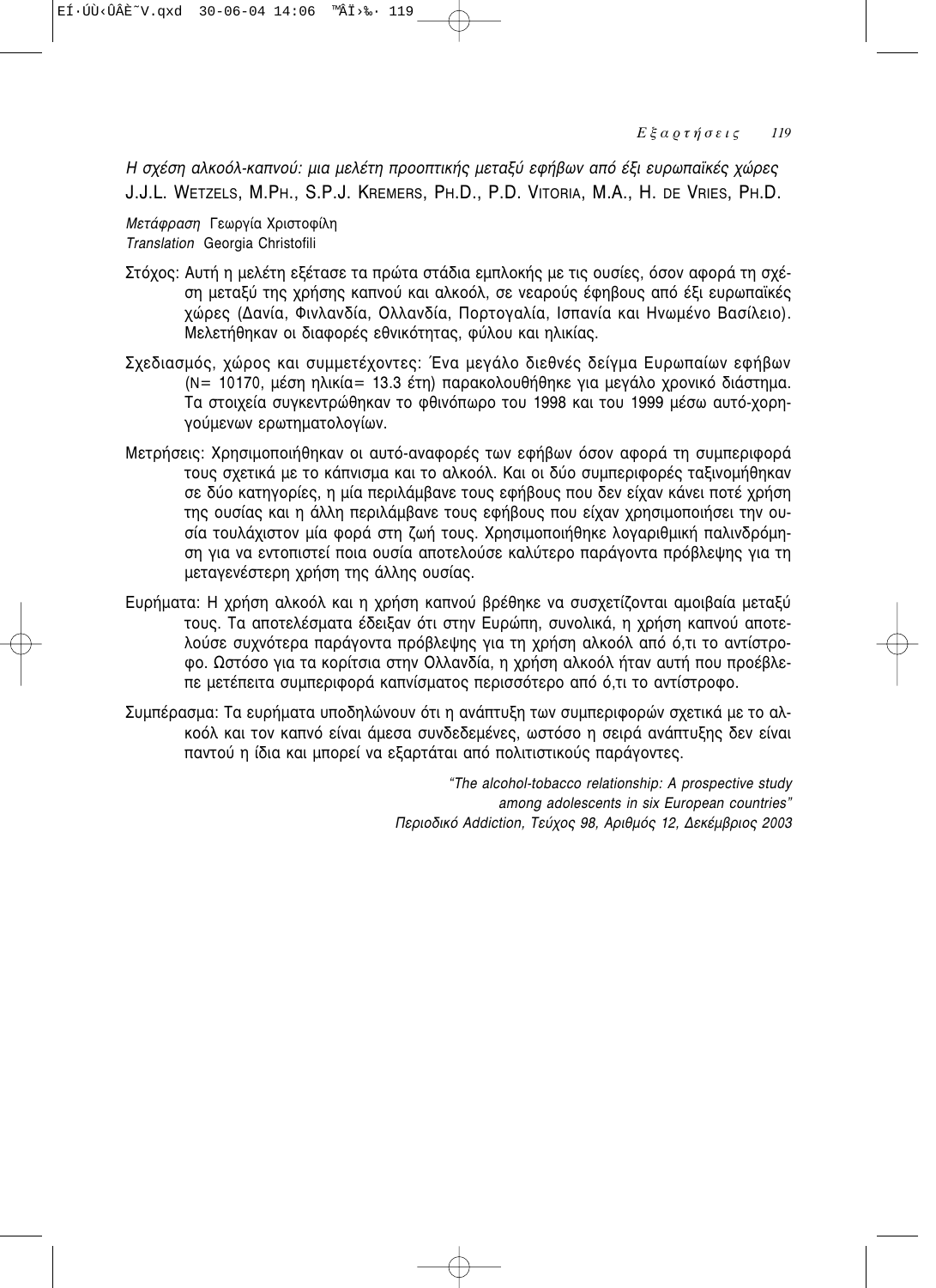*Η σχέση αλκοόλ-καπνού: μια μελέτη προοπτικής μεταξύ εφήβων από έξι ευρωπαϊκές χώρες*
J.J.L. WETZELS, M.PH., S.P.J. KREMERS, PH.D., P.D. VITORIA, M.A., H. DE VRIES, PH.D.

*Μετάφραση* Γεωργία Χριστοφίλη
*Translation* Georgia Christofili

Στόχος: Αυτή η μελέτη εξέτασε τα πρώτα στάδια εμπλοκής με τις ουσίες, όσον αφορά τη σχέση μεταξύ της χρήσης καπνού και αλκοόλ, σε νεαρούς έφηβους από έξι ευρωπαϊκές χώρες (Δανία, Φινλανδία, Ολλανδία, Πορτογαλία, Ισπανία και Ηνωμένο Βασίλειο). Μελετήθηκαν οι διαφορές εθνικότητας, φύλου και ηλικίας.

Σχεδιασμός, χώρος και συμμετέχοντες: Ένα μεγάλο διεθνές δείγμα Ευρωπαίων εφήβων (N= 10170, μέση ηλικία= 13.3 έτη) παρακολουθήθηκε για μεγάλο χρονικό διάστημα. Τα στοιχεία συγκεντρώθηκαν το φθινόπωρο του 1998 και του 1999 μέσω αυτό-χορηγούμενων ερωτηματολογίων.

Μετρήσεις: Χρησιμοποιήθηκαν οι αυτό-αναφορές των εφήβων όσον αφορά τη συμπεριφορά τους σχετικά με το κάπνισμα και το αλκοόλ. Και οι δύο συμπεριφορές ταξινομήθηκαν σε δύο κατηγορίες, η μία περιλάμβανε τους εφήβους που δεν είχαν κάνει ποτέ χρήση της ουσίας και η άλλη περιλάμβανε τους εφήβους που είχαν χρησιμοποιήσει την ουσία τουλάχιστον μία φορά στη ζωή τους. Χρησιμοποιήθηκε λογαριθμική παλινδρόμηση για να εντοπιστεί ποια ουσία αποτελούσε καλύτερο παράγοντα πρόβλεψης για τη μεταγενέστερη χρήση της άλλης ουσίας.

Ευρήματα: Η χρήση αλκοόλ και η χρήση καπνού βρέθηκε να συσχετίζονται αμοιβαία μεταξύ τους. Τα αποτελέσματα έδειξαν ότι στην Ευρώπη, συνολικά, η χρήση καπνού αποτελούσε συχνότερα παράγοντα πρόβλεψης για τη χρήση αλκοόλ από ό,τι το αντίστροφο. Ωστόσο για τα κορίτσια στην Ολλανδία, η χρήση αλκοόλ ήταν αυτή που προέβλεπε μετέπειτα συμπεριφορά καπνίσματος περισσότερο από ό,τι το αντίστροφο.

Συμπέρασμα: Τα ευρήματα υποδηλώνουν ότι η ανάπτυξη των συμπεριφορών σχετικά με το αλκοόλ και τον καπνό είναι άμεσα συνδεδεμένες, ωστόσο η σειρά ανάπτυξης δεν είναι παντού η ίδια και μπορεί να εξαρτάται από πολιτιστικούς παράγοντες.

*"The alcohol-tobacco relationship: A prospective study among adolescents in six European countries"*
*Περιοδικό Addiction, Τεύχος 98, Αριθμός 12, Δεκέμβριος 2003*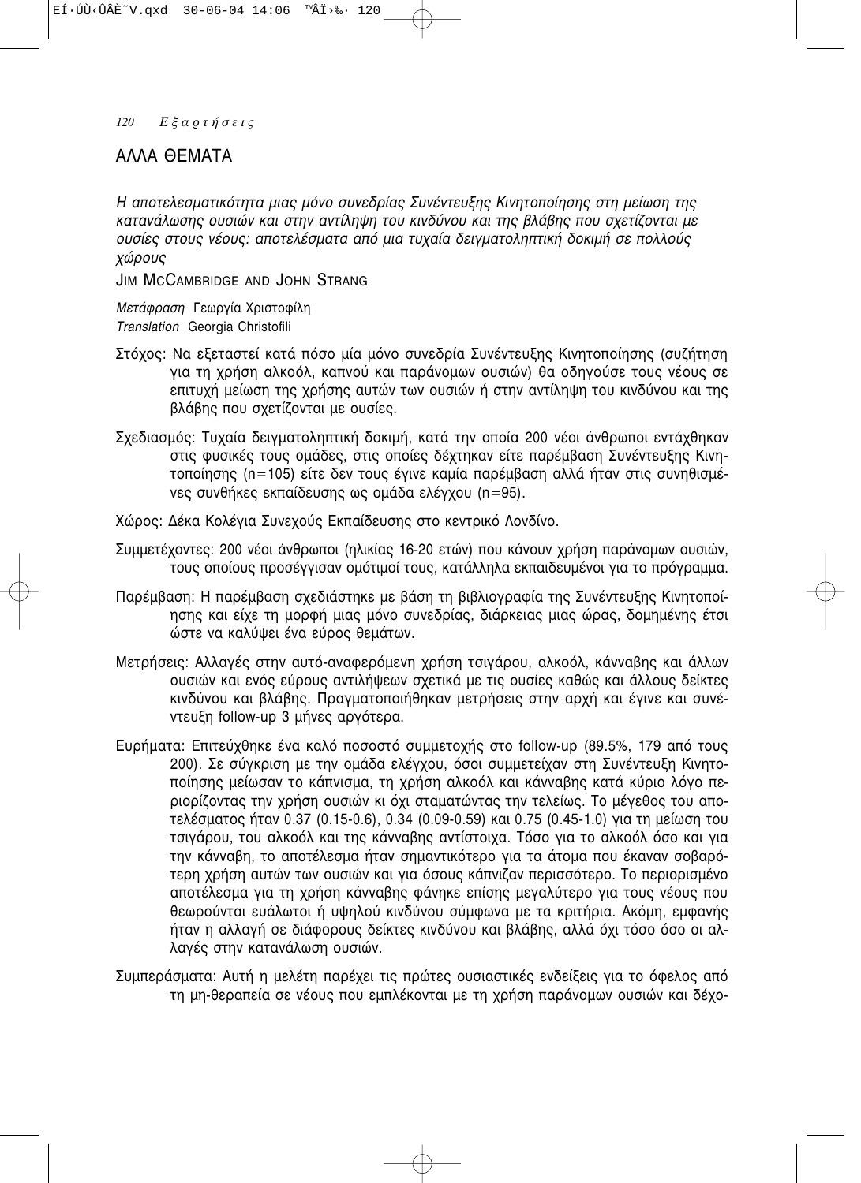## ΑΛΛΑ ΘΕΜΑΤΑ

### *Η αποτελεσματικότητα μιας μόνο συνεδρίας Συνέντευξης Κινητοποίησης στη μείωση της κατανάλωσης ουσιών και στην αντίληψη του κινδύνου και της βλάβης που σχετίζονται με ουσίες στους νέους: αποτελέσματα από μια τυχαία δειγματοληπτική δοκιμή σε πολλούς χώρους*

JIM MCCAMBRIDGE AND JOHN STRANG

*Μετάφραση* Γεωργία Χριστοφίλη
*Translation* Georgia Christofili

Στόχος: Να εξεταστεί κατά πόσο μία μόνο συνεδρία Συνέντευξης Κινητοποίησης (συζήτηση για τη χρήση αλκοόλ, καπνού και παράνομων ουσιών) θα οδηγούσε τους νέους σε επιτυχή μείωση της χρήσης αυτών των ουσιών ή στην αντίληψη του κινδύνου και της βλάβης που σχετίζονται με ουσίες.

Σχεδιασμός: Τυχαία δειγματοληπτική δοκιμή, κατά την οποία 200 νέοι άνθρωποι εντάχθηκαν στις φυσικές τους ομάδες, στις οποίες δέχτηκαν είτε παρέμβαση Συνέντευξης Κινητοποίησης (n=105) είτε δεν τους έγινε καμία παρέμβαση αλλά ήταν στις συνηθισμένες συνθήκες εκπαίδευσης ως ομάδα ελέγχου (n=95).

Χώρος: Δέκα Κολέγια Συνεχούς Εκπαίδευσης στο κεντρικό Λονδίνο.

Συμμετέχοντες: 200 νέοι άνθρωποι (ηλικίας 16-20 ετών) που κάνουν χρήση παράνομων ουσιών, τους οποίους προσέγγισαν ομότιμοί τους, κατάλληλα εκπαιδευμένοι για το πρόγραμμα.

Παρέμβαση: Η παρέμβαση σχεδιάστηκε με βάση τη βιβλιογραφία της Συνέντευξης Κινητοποίησης και είχε τη μορφή μιας μόνο συνεδρίας, διάρκειας μιας ώρας, δομημένης έτσι ώστε να καλύψει ένα εύρος θεμάτων.

Μετρήσεις: Αλλαγές στην αυτό-αναφερόμενη χρήση τσιγάρου, αλκοόλ, κάνναβης και άλλων ουσιών και ενός εύρους αντιλήψεων σχετικά με τις ουσίες καθώς και άλλους δείκτες κινδύνου και βλάβης. Πραγματοποιήθηκαν μετρήσεις στην αρχή και έγινε και συνέντευξη follow-up 3 μήνες αργότερα.

Ευρήματα: Επιτεύχθηκε ένα καλό ποσοστό συμμετοχής στο follow-up (89.5%, 179 από τους 200). Σε σύγκριση με την ομάδα ελέγχου, όσοι συμμετείχαν στη Συνέντευξη Κινητοποίησης μείωσαν το κάπνισμα, τη χρήση αλκοόλ και κάνναβης κατά κύριο λόγο περιορίζοντας την χρήση ουσιών κι όχι σταματώντας την τελείως. Το μέγεθος του αποτελέσματος ήταν 0.37 (0.15-0.6), 0.34 (0.09-0.59) και 0.75 (0.45-1.0) για τη μείωση του τσιγάρου, του αλκοόλ και της κάνναβης αντίστοιχα. Τόσο για το αλκοόλ όσο και για την κάνναβη, το αποτέλεσμα ήταν σημαντικότερο για τα άτομα που έκαναν σοβαρότερη χρήση αυτών των ουσιών και για όσους κάπνιζαν περισσότερο. Το περιορισμένο αποτέλεσμα για τη χρήση κάνναβης φάνηκε επίσης μεγαλύτερο για τους νέους που θεωρούνται ευάλωτοι ή υψηλού κινδύνου σύμφωνα με τα κριτήρια. Ακόμη, εμφανής ήταν η αλλαγή σε διάφορους δείκτες κινδύνου και βλάβης, αλλά όχι τόσο όσο οι αλλαγές στην κατανάλωση ουσιών.

Συμπεράσματα: Αυτή η μελέτη παρέχει τις πρώτες ουσιαστικές ενδείξεις για το όφελος από τη μη-θεραπεία σε νέους που εμπλέκονται με τη χρήση παράνομων ουσιών και δέχο-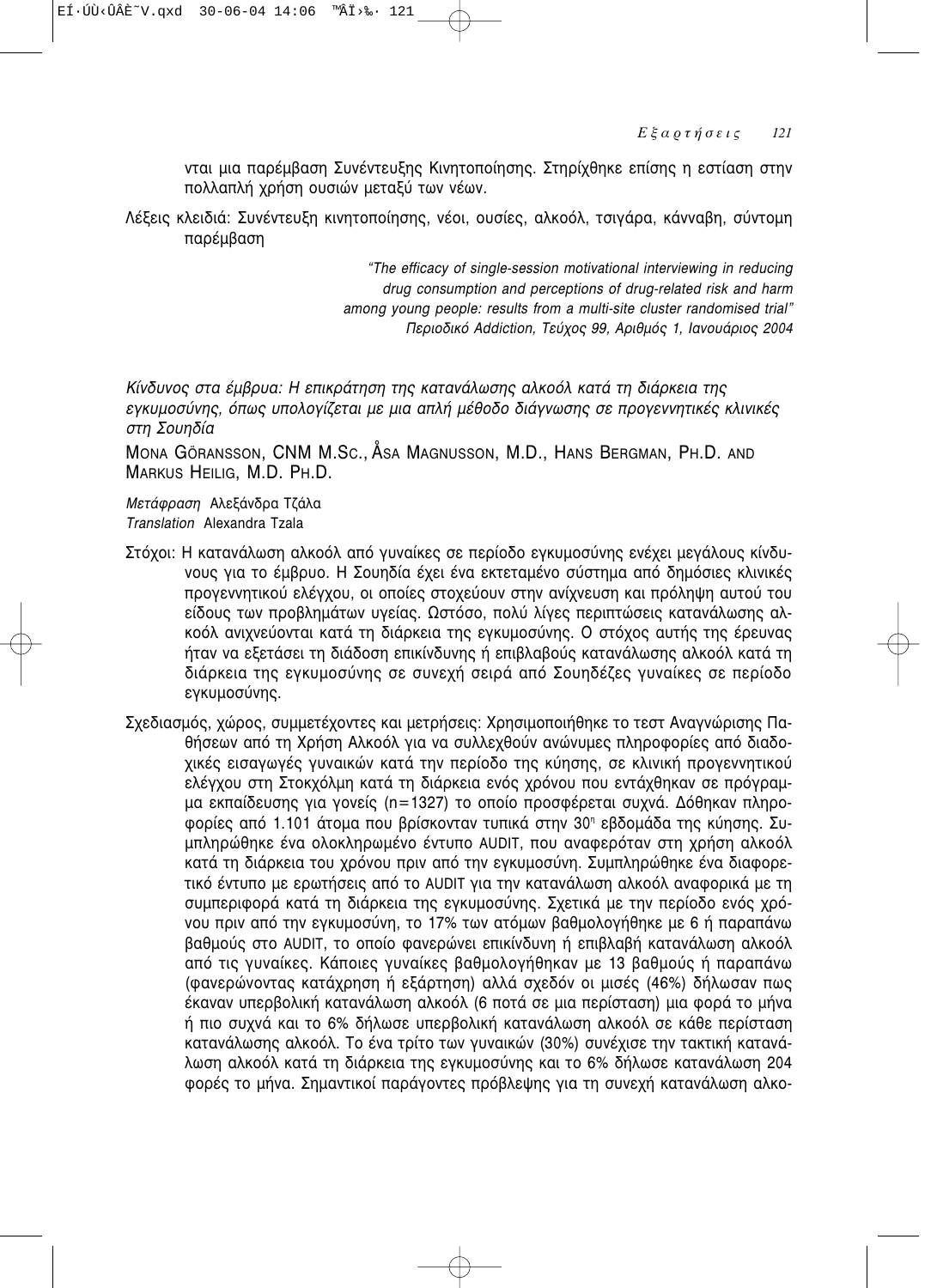νται μια παρέμβαση Συνέντευξης Κινητοποίησης. Στηρίχθηκε επίσης η εστίαση στην πολλαπλή χρήση ουσιών μεταξύ των νέων.

Λέξεις κλειδιά: Συνέντευξη κινητοποίησης, νέοι, ουσίες, αλκοόλ, τσιγάρα, κάνναβη, σύντομη παρέμβαση

*"The efficacy of single-session motivational interviewing in reducing drug consumption and perceptions of drug-related risk and harm among young people: results from a multi-site cluster randomised trial"*
*Περιοδικό Addiction, Τεύχος 99, Αριθμός 1, Ιανουάριος 2004*

*Κίνδυνος στα έμβρυα: Η επικράτηση της κατανάλωσης αλκοόλ κατά τη διάρκεια της εγκυμοσύνης, όπως υπολογίζεται με μια απλή μέθοδο διάγνωσης σε προγεννητικές κλινικές στη Σουηδία*

MONA GÖRANSSON, CNM M.SC., ÅSA MAGNUSSON, M.D., HANS BERGMAN, PH.D. AND MARKUS HEILIG, M.D. PH.D.

*Μετάφραση* Αλεξάνδρα Τζάλα
*Translation* Alexandra Tzala

Στόχοι: Η κατανάλωση αλκοόλ από γυναίκες σε περίοδο εγκυμοσύνης ενέχει μεγάλους κινδύνους για το έμβρυο. Η Σουηδία έχει ένα εκτεταμένο σύστημα από δημόσιες κλινικές προγεννητικού ελέγχου, οι οποίες στοχεύουν στην ανίχνευση και πρόληψη αυτού του είδους των προβλημάτων υγείας. Ωστόσο, πολύ λίγες περιπτώσεις κατανάλωσης αλκοόλ ανιχνεύονται κατά τη διάρκεια της εγκυμοσύνης. Ο στόχος αυτής της έρευνας ήταν να εξετάσει τη διάδοση επικίνδυνης ή επιβλαβούς κατανάλωσης αλκοόλ κατά τη διάρκεια της εγκυμοσύνης σε συνεχή σειρά από Σουηδέζες γυναίκες σε περίοδο εγκυμοσύνης.

Σχεδιασμός, χώρος, συμμετέχοντες και μετρήσεις: Χρησιμοποιήθηκε το τεστ Αναγνώρισης Παθήσεων από τη Χρήση Αλκοόλ για να συλλεχθούν ανώνυμες πληροφορίες από διαδοχικές εισαγωγές γυναικών κατά την περίοδο της κύησης, σε κλινική προγεννητικού ελέγχου στη Στοκχόλμη κατά τη διάρκεια ενός χρόνου που εντάχθηκαν σε πρόγραμμα εκπαίδευσης για γονείς (n=1327) το οποίο προσφέρεται συχνά. Δόθηκαν πληροφορίες από 1.101 άτομα που βρίσκονταν τυπικά στην 30η εβδομάδα της κύησης. Συμπληρώθηκε ένα ολοκληρωμένο έντυπο AUDIT, που αναφερόταν στη χρήση αλκοόλ κατά τη διάρκεια του χρόνου πριν από την εγκυμοσύνη. Συμπληρώθηκε ένα διαφορετικό έντυπο με ερωτήσεις από το AUDIT για την κατανάλωση αλκοόλ αναφορικά με τη συμπεριφορά κατά τη διάρκεια της εγκυμοσύνης. Σχετικά με την περίοδο ενός χρόνου πριν από την εγκυμοσύνη, το 17% των ατόμων βαθμολογήθηκε με 6 ή παραπάνω βαθμούς στο AUDIT, το οποίο φανερώνει επικίνδυνη ή επιβλαβή κατανάλωση αλκοόλ από τις γυναίκες. Κάποιες γυναίκες βαθμολογήθηκαν με 13 βαθμούς ή παραπάνω (φανερώνοντας κατάχρηση ή εξάρτηση) αλλά σχεδόν οι μισές (46%) δήλωσαν πως έκαναν υπερβολική κατανάλωση αλκοόλ (6 ποτά σε μια περίσταση) μια φορά το μήνα ή πιο συχνά και το 6% δήλωσε υπερβολική κατανάλωση αλκοόλ σε κάθε περίσταση κατανάλωσης αλκοόλ. Το ένα τρίτο των γυναικών (30%) συνέχισε την τακτική κατανάλωση αλκοόλ κατά τη διάρκεια της εγκυμοσύνης και το 6% δήλωσε κατανάλωση 204 φορές το μήνα. Σημαντικοί παράγοντες πρόβλεψης για τη συνεχή κατανάλωση αλκο-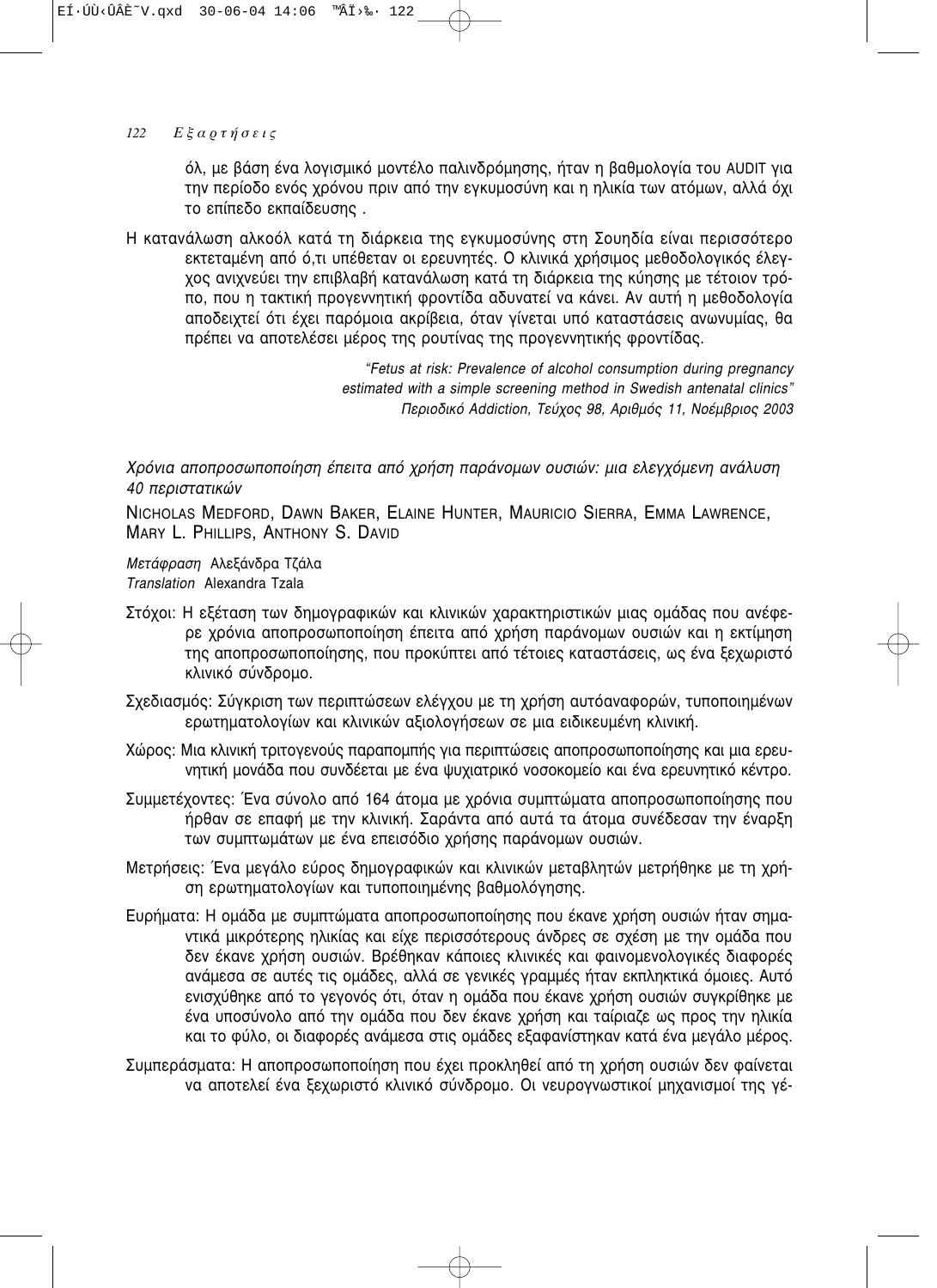όλ, με βάση ένα λογισμικό μοντέλο παλινδρόμησης, ήταν η βαθμολογία του AUDIT για την περίοδο ενός χρόνου πριν από την εγκυμοσύνη και η ηλικία των ατόμων, αλλά όχι το επίπεδο εκπαίδευσης .

Η κατανάλωση αλκοόλ κατά τη διάρκεια της εγκυμοσύνης στη Σουηδία είναι περισσότερο εκτεταμένη από ό,τι υπέθεταν οι ερευνητές. Ο κλινικά χρήσιμος μεθοδολογικός έλεγχος ανιχνεύει την επιβλαβή κατανάλωση κατά τη διάρκεια της κύησης με τέτοιον τρόπο, που η τακτική προγεννητική φροντίδα αδυνατεί να κάνει. Αν αυτή η μεθοδολογία αποδειχτεί ότι έχει παρόμοια ακρίβεια, όταν γίνεται υπό καταστάσεις ανωνυμίας, θα πρέπει να αποτελέσει μέρος της ρουτίνας της προγεννητικής φροντίδας.

*"Fetus at risk: Prevalence of alcohol consumption during pregnancy estimated with a simple screening method in Swedish antenatal clinics"*
*Περιοδικό Addiction, Τεύχος 98, Αριθμός 11, Νοέμβριος 2003*

### *Χρόνια αποπροσωποποίηση έπειτα από χρήση παράνομων ουσιών: μια ελεγχόμενη ανάλυση 40 περιστατικών*

NICHOLAS MEDFORD, DAWN BAKER, ELAINE HUNTER, MAURICIO SIERRA, EMMA LAWRENCE, MARY L. PHILLIPS, ANTHONY S. DAVID

*Μετάφραση* Αλεξάνδρα Τζάλα
*Translation* Alexandra Tzala

Στόχοι: Η εξέταση των δημογραφικών και κλινικών χαρακτηριστικών μιας ομάδας που ανέφερε χρόνια αποπροσωποποίηση έπειτα από χρήση παράνομων ουσιών και η εκτίμηση της αποπροσωποποίησης, που προκύπτει από τέτοιες καταστάσεις, ως ένα ξεχωριστό κλινικό σύνδρομο.

Σχεδιασμός: Σύγκριση των περιπτώσεων ελέγχου με τη χρήση αυτόαναφορών, τυποποιημένων ερωτηματολογίων και κλινικών αξιολογήσεων σε μια ειδικευμένη κλινική.

Χώρος: Μια κλινική τριτογενούς παραπομπής για περιπτώσεις αποπροσωποποίησης και μια ερευνητική μονάδα που συνδέεται με ένα ψυχιατρικό νοσοκομείο και ένα ερευνητικό κέντρο.

Συμμετέχοντες: Ένα σύνολο από 164 άτομα με χρόνια συμπτώματα αποπροσωποποίησης που ήρθαν σε επαφή με την κλινική. Σαράντα από αυτά τα άτομα συνέδεσαν την έναρξη των συμπτωμάτων με ένα επεισόδιο χρήσης παράνομων ουσιών.

Μετρήσεις: Ένα μεγάλο εύρος δημογραφικών και κλινικών μεταβλητών μετρήθηκε με τη χρήση ερωτηματολογίων και τυποποιημένης βαθμολόγησης.

Ευρήματα: Η ομάδα με συμπτώματα αποπροσωποποίησης που έκανε χρήση ουσιών ήταν σημαντικά μικρότερης ηλικίας και είχε περισσότερους άνδρες σε σχέση με την ομάδα που δεν έκανε χρήση ουσιών. Βρέθηκαν κάποιες κλινικές και φαινομενολογικές διαφορές ανάμεσα σε αυτές τις ομάδες, αλλά σε γενικές γραμμές ήταν εκπληκτικά όμοιες. Αυτό ενισχύθηκε από το γεγονός ότι, όταν η ομάδα που έκανε χρήση ουσιών συγκρίθηκε με ένα υποσύνολο από την ομάδα που δεν έκανε χρήση και ταίριαζε ως προς την ηλικία και το φύλο, οι διαφορές ανάμεσα στις ομάδες εξαφανίστηκαν κατά ένα μεγάλο μέρος.

Συμπεράσματα: Η αποπροσωποποίηση που έχει προκληθεί από τη χρήση ουσιών δεν φαίνεται να αποτελεί ένα ξεχωριστό κλινικό σύνδρομο. Οι νευρογνωστικοί μηχανισμοί της γέ-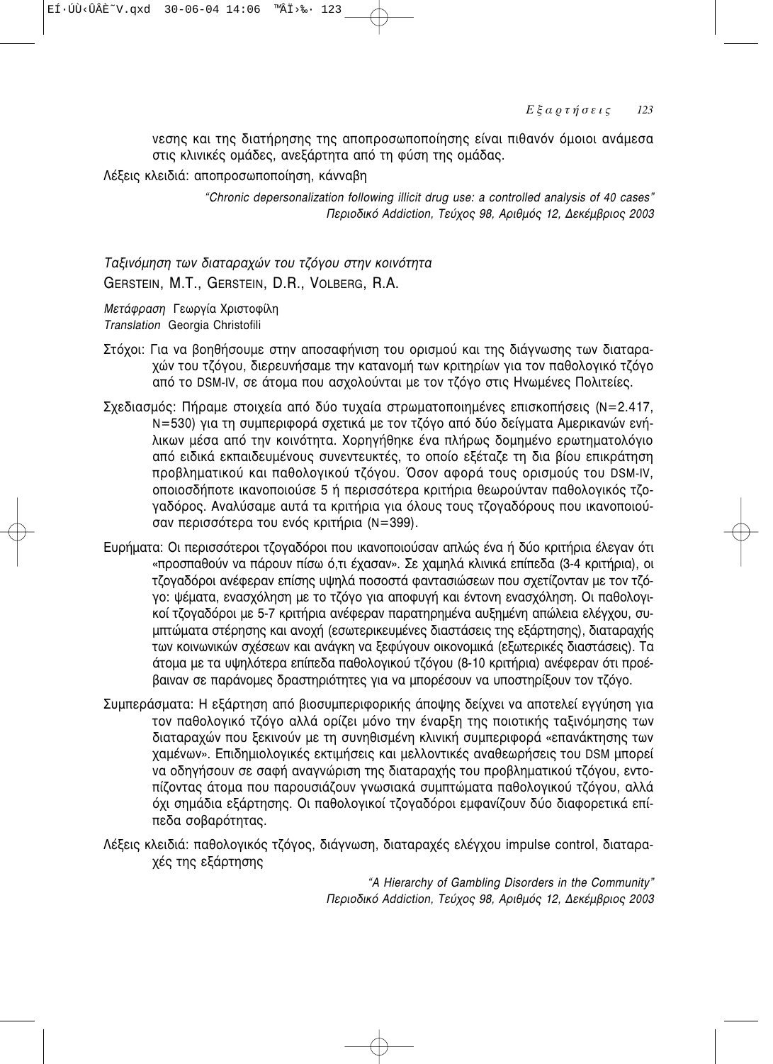νεσης και της διατήρησης της αποπροσωποποίησης είναι πιθανόν όμοιοι ανάμεσα στις κλινικές ομάδες, ανεξάρτητα από τη φύση της ομάδας.

Λέξεις κλειδιά: αποπροσωποποίηση, κάνναβη

*"Chronic depersonalization following illicit drug use: a controlled analysis of 40 cases"*
*Περιοδικό Addiction, Τεύχος 98, Αριθμός 12, Δεκέμβριος 2003*

## *Ταξινόμηση των διαταραχών του τζόγου στην κοινότητα*

GERSTEIN, M.T., GERSTEIN, D.R., VOLBERG, R.A.

*Μετάφραση* Γεωργία Χριστοφίλη
*Translation* Georgia Christofili

Στόχοι: Για να βοηθήσουμε στην αποσαφήνιση του ορισμού και της διάγνωσης των διαταραχών του τζόγου, διερευνήσαμε την κατανομή των κριτηρίων για τον παθολογικό τζόγο από το DSM-IV, σε άτομα που ασχολούνται με τον τζόγο στις Ηνωμένες Πολιτείες.

Σχεδιασμός: Πήραμε στοιχεία από δύο τυχαία στρωματοποιημένες επισκοπήσεις (N=2.417, N=530) για τη συμπεριφορά σχετικά με τον τζόγο από δύο δείγματα Αμερικανών ενήλικων μέσα από την κοινότητα. Χορηγήθηκε ένα πλήρως δομημένο ερωτηματολόγιο από ειδικά εκπαιδευμένους συνεντευκτές, το οποίο εξέταζε τη δια βίου επικράτηση προβληματικού και παθολογικού τζόγου. Όσον αφορά τους ορισμούς του DSM-IV, οποιοσδήποτε ικανοποιούσε 5 ή περισσότερα κριτήρια θεωρούνταν παθολογικός τζογαδόρος. Αναλύσαμε αυτά τα κριτήρια για όλους τους τζογαδόρους που ικανοποιούσαν περισσότερα του ενός κριτήρια (N=399).

Ευρήματα: Οι περισσότεροι τζογαδόροι που ικανοποιούσαν απλώς ένα ή δύο κριτήρια έλεγαν ότι «προσπαθούν να πάρουν πίσω ό,τι έχασαν». Σε χαμηλά κλινικά επίπεδα (3-4 κριτήρια), οι τζογαδόροι ανέφεραν επίσης υψηλά ποσοστά φαντασιώσεων που σχετίζονταν με τον τζόγο: ψέματα, ενασχόληση με το τζόγο για αποφυγή και έντονη ενασχόληση. Οι παθολογικοί τζογαδόροι με 5-7 κριτήρια ανέφεραν παρατηρημένα αυξημένη απώλεια ελέγχου, συμπτώματα στέρησης και ανοχή (εσωτερικευμένες διαστάσεις της εξάρτησης), διαταραχής των κοινωνικών σχέσεων και ανάγκη να ξεφύγουν οικονομικά (εξωτερικές διαστάσεις). Τα άτομα με τα υψηλότερα επίπεδα παθολογικού τζόγου (8-10 κριτήρια) ανέφεραν ότι προέβαιναν σε παράνομες δραστηριότητες για να μπορέσουν να υποστηρίξουν τον τζόγο.

Συμπεράσματα: Η εξάρτηση από βιοσυμπεριφορικής άποψης δείχνει να αποτελεί εγγύηση για τον παθολογικό τζόγο αλλά ορίζει μόνο την έναρξη της ποιοτικής ταξινόμησης των διαταραχών που ξεκινούν με τη συνηθισμένη κλινική συμπεριφορά «επανάκτησης των χαμένων». Επιδημιολογικές εκτιμήσεις και μελλοντικές αναθεωρήσεις του DSM μπορεί να οδηγήσουν σε σαφή αναγνώριση της διαταραχής του προβληματικού τζόγου, εντοπίζοντας άτομα που παρουσιάζουν γνωσιακά συμπτώματα παθολογικού τζόγου, αλλά όχι σημάδια εξάρτησης. Οι παθολογικοί τζογαδόροι εμφανίζουν δύο διαφορετικά επίπεδα σοβαρότητας.

Λέξεις κλειδιά: παθολογικός τζόγος, διάγνωση, διαταραχές ελέγχου impulse control, διαταραχές της εξάρτησης

*"A Hierarchy of Gambling Disorders in the Community"*
*Περιοδικό Addiction, Τεύχος 98, Αριθμός 12, Δεκέμβριος 2003*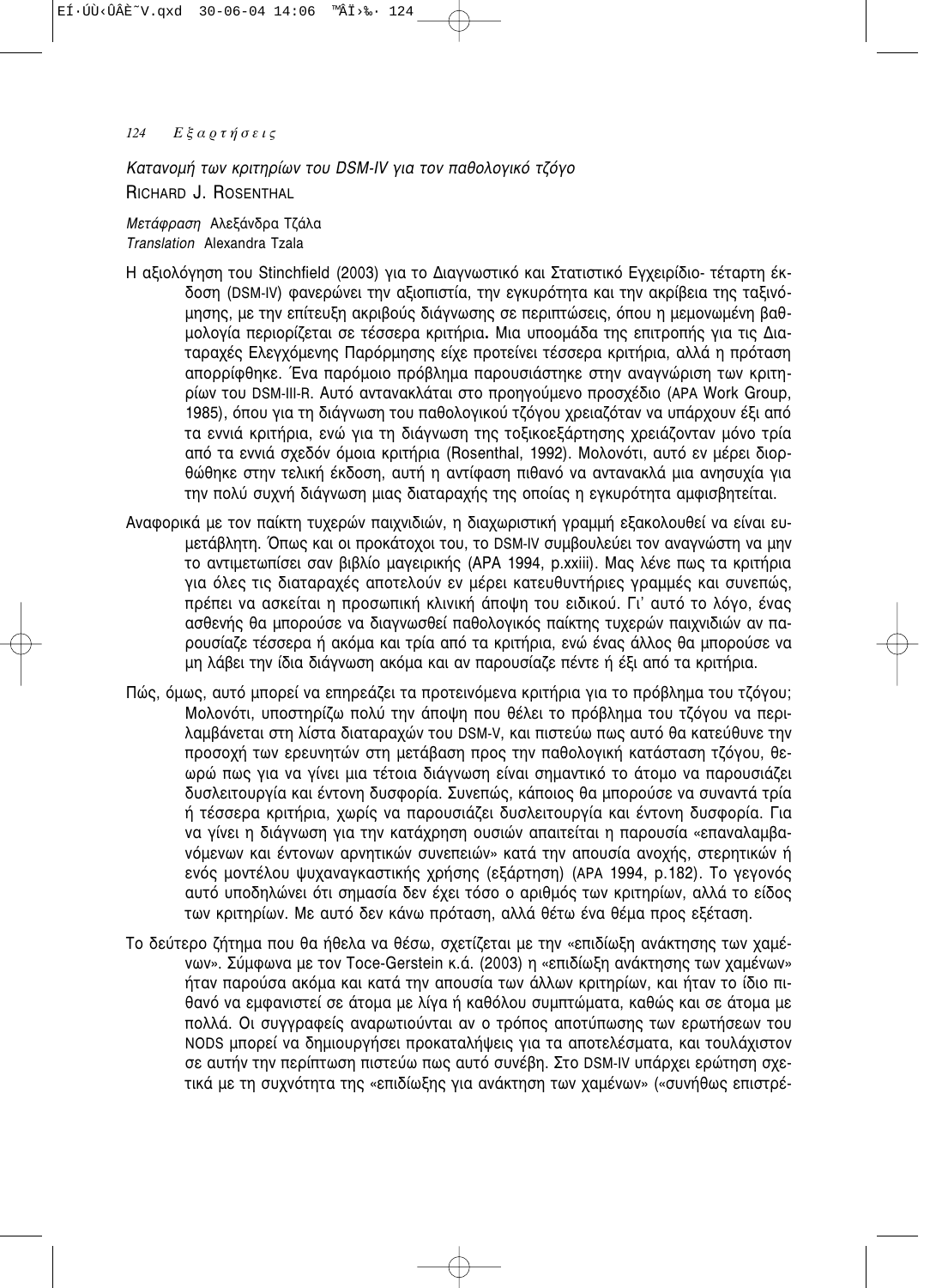*Κατανομή των κριτηρίων του DSM-IV για τον παθολογικό τζόγο*

RICHARD J. ROSENTHAL

*Μετάφραση* Αλεξάνδρα Τζάλα
*Translation* Alexandra Tzala

Η αξιολόγηση του Stinchfield (2003) για το Διαγνωστικό και Στατιστικό Εγχειρίδιο- τέταρτη έκδοση (DSM-IV) φανερώνει την αξιοπιστία, την εγκυρότητα και την ακρίβεια της ταξινόμησης, με την επίτευξη ακριβούς διάγνωσης σε περιπτώσεις, όπου η μεμονωμένη βαθμολογία περιορίζεται σε τέσσερα κριτήρια**.** Μια υποομάδα της επιτροπής για τις Διαταραχές Ελεγχόμενης Παρόρμησης είχε προτείνει τέσσερα κριτήρια, αλλά η πρόταση απορρίφθηκε. Ένα παρόμοιο πρόβλημα παρουσιάστηκε στην αναγνώριση των κριτηρίων του DSM-III-R. Αυτό αντανακλάται στο προηγούμενο προσχέδιο (APA Work Group, 1985), όπου για τη διάγνωση του παθολογικού τζόγου χρειαζόταν να υπάρχουν έξι από τα εννιά κριτήρια, ενώ για τη διάγνωση της τοξικοεξάρτησης χρειάζονταν μόνο τρία από τα εννιά σχεδόν όμοια κριτήρια (Rosenthal, 1992). Μολονότι, αυτό εν μέρει διορθώθηκε στην τελική έκδοση, αυτή η αντίφαση πιθανό να αντανακλά μια ανησυχία για την πολύ συχνή διάγνωση μιας διαταραχής της οποίας η εγκυρότητα αμφισβητείται.

Αναφορικά με τον παίκτη τυχερών παιχνιδιών, η διαχωριστική γραμμή εξακολουθεί να είναι ευμετάβλητη. Όπως και οι προκάτοχοι του, το DSM-IV συμβουλεύει τον αναγνώστη να μην το αντιμετωπίσει σαν βιβλίο μαγειρικής (APA 1994, p.xxiii). Μας λένε πως τα κριτήρια για όλες τις διαταραχές αποτελούν εν μέρει κατευθυντήριες γραμμές και συνεπώς, πρέπει να ασκείται η προσωπική κλινική άποψη του ειδικού. Γι' αυτό το λόγο, ένας ασθενής θα μπορούσε να διαγνωσθεί παθολογικός παίκτης τυχερών παιχνιδιών αν παρουσίαζε τέσσερα ή ακόμα και τρία από τα κριτήρια, ενώ ένας άλλος θα μπορούσε να μη λάβει την ίδια διάγνωση ακόμα και αν παρουσίαζε πέντε ή έξι από τα κριτήρια.

Πώς, όμως, αυτό μπορεί να επηρεάζει τα προτεινόμενα κριτήρια για το πρόβλημα του τζόγου; Μολονότι, υποστηρίζω πολύ την άποψη που θέλει το πρόβλημα του τζόγου να περιλαμβάνεται στη λίστα διαταραχών του DSM-V, και πιστεύω πως αυτό θα κατεύθυνε την προσοχή των ερευνητών στη μετάβαση προς την παθολογική κατάσταση τζόγου, θεωρώ πως για να γίνει μια τέτοια διάγνωση είναι σημαντικό το άτομο να παρουσιάζει δυσλειτουργία και έντονη δυσφορία. Συνεπώς, κάποιος θα μπορούσε να συναντά τρία ή τέσσερα κριτήρια, χωρίς να παρουσιάζει δυσλειτουργία και έντονη δυσφορία. Για να γίνει η διάγνωση για την κατάχρηση ουσιών απαιτείται η παρουσία «επαναλαμβανόμενων και έντονων αρνητικών συνεπειών» κατά την απουσία ανοχής, στερητικών ή ενός μοντέλου ψυχαναγκαστικής χρήσης (εξάρτηση) (APA 1994, p.182). Το γεγονός αυτό υποδηλώνει ότι σημασία δεν έχει τόσο ο αριθμός των κριτηρίων, αλλά το είδος των κριτηρίων. Με αυτό δεν κάνω πρόταση, αλλά θέτω ένα θέμα προς εξέταση.

Το δεύτερο ζήτημα που θα ήθελα να θέσω, σχετίζεται με την «επιδίωξη ανάκτησης των χαμένων». Σύμφωνα με τον Toce-Gerstein κ.ά. (2003) η «επιδίωξη ανάκτησης των χαμένων» ήταν παρούσα ακόμα και κατά την απουσία των άλλων κριτηρίων, και ήταν το ίδιο πιθανό να εμφανιστεί σε άτομα με λίγα ή καθόλου συμπτώματα, καθώς και σε άτομα με πολλά. Οι συγγραφείς αναρωτιούνται αν ο τρόπος αποτύπωσης των ερωτήσεων του NODS μπορεί να δημιουργήσει προκαταλήψεις για τα αποτελέσματα, και τουλάχιστον σε αυτήν την περίπτωση πιστεύω πως αυτό συνέβη. Στο DSM-IV υπάρχει ερώτηση σχετικά με τη συχνότητα της «επιδίωξης για ανάκτηση των χαμένων» («συνήθως επιστρέ-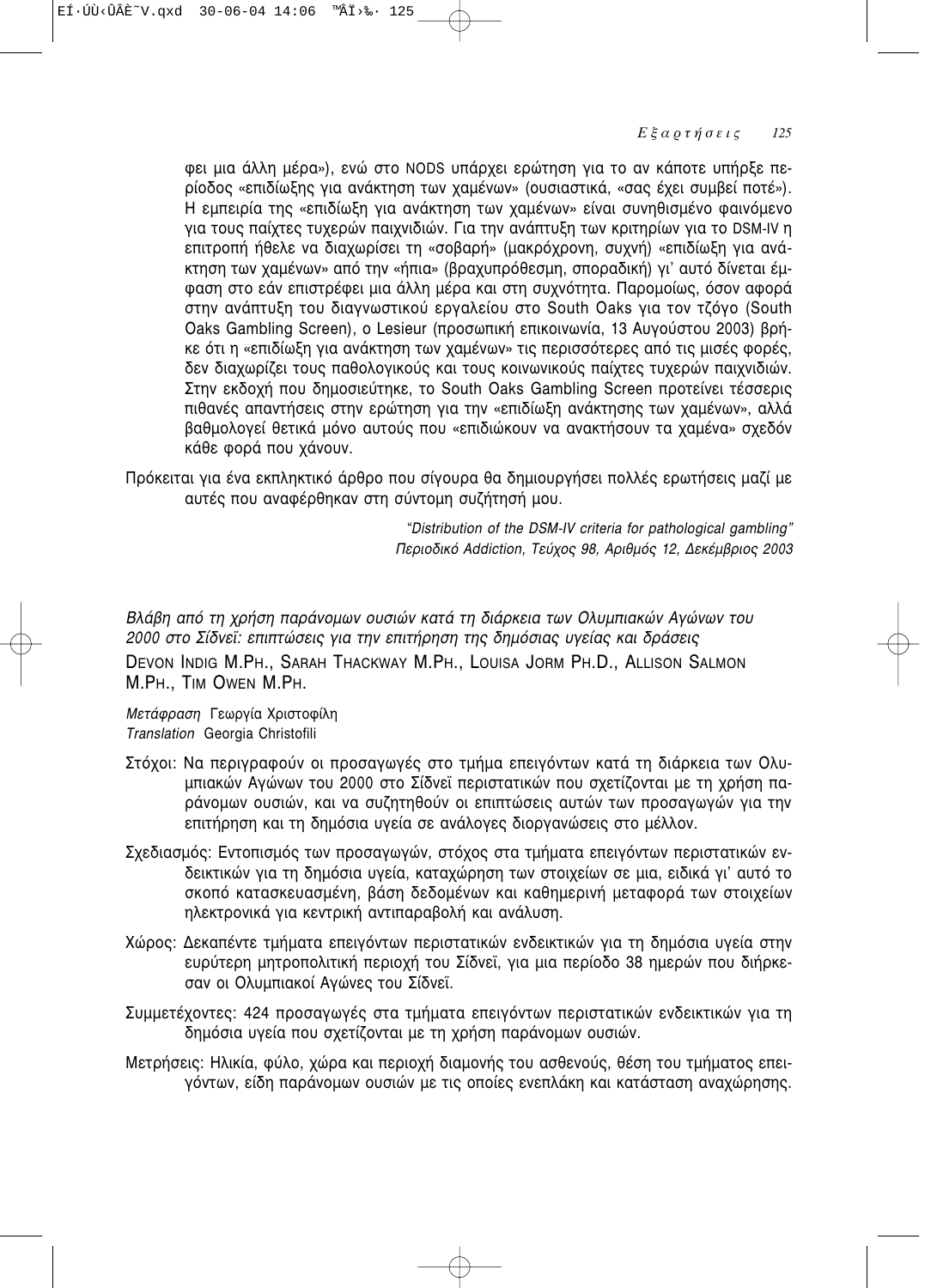φει μια άλλη μέρα»), ενώ στο NODS υπάρχει ερώτηση για το αν κάποτε υπήρξε περίοδος «επιδίωξης για ανάκτηση των χαμένων» (ουσιαστικά, «σας έχει συμβεί ποτέ»). Η εμπειρία της «επιδίωξη για ανάκτηση των χαμένων» είναι συνηθισμένο φαινόμενο για τους παίχτες τυχερών παιχνιδιών. Για την ανάπτυξη των κριτηρίων για το DSM-IV η επιτροπή ήθελε να διαχωρίσει τη «σοβαρή» (μακρόχρονη, συχνή) «επιδίωξη για ανάκτηση των χαμένων» από την «ήπια» (βραχυπρόθεσμη, σποραδική) γι' αυτό δίνεται έμφαση στο εάν επιστρέφει μια άλλη μέρα και στη συχνότητα. Παρομοίως, όσον αφορά στην ανάπτυξη του διαγνωστικού εργαλείου στο South Oaks για τον τζόγο (South Oaks Gambling Screen), ο Lesieur (προσωπική επικοινωνία, 13 Αυγούστου 2003) βρήκε ότι η «επιδίωξη για ανάκτηση των χαμένων» τις περισσότερες από τις μισές φορές, δεν διαχωρίζει τους παθολογικούς και τους κοινωνικούς παίχτες τυχερών παιχνιδιών. Στην εκδοχή που δημοσιεύτηκε, το South Oaks Gambling Screen προτείνει τέσσερις πιθανές απαντήσεις στην ερώτηση για την «επιδίωξη ανάκτησης των χαμένων», αλλά βαθμολογεί θετικά μόνο αυτούς που «επιδιώκουν να ανακτήσουν τα χαμένα» σχεδόν κάθε φορά που χάνουν.

Πρόκειται για ένα εκπληκτικό άρθρο που σίγουρα θα δημιουργήσει πολλές ερωτήσεις μαζί με αυτές που αναφέρθηκαν στη σύντομη συζήτησή μου.

*"Distribution of the DSM-IV criteria for pathological gambling"*
*Περιοδικό Addiction, Τεύχος 98, Αριθμός 12, Δεκέμβριος 2003*

*Βλάβη από τη χρήση παράνομων ουσιών κατά τη διάρκεια των Ολυμπιακών Αγώνων του 2000 στο Σίδνεϊ: επιπτώσεις για την επιτήρηση της δημόσιας υγείας και δράσεις*

DEVON INDIG M.PH., SARAH THACKWAY M.PH., LOUISA JORM PH.D., ALLISON SALMON M.PH., TIM OWEN M.PH.

*Μετάφραση* Γεωργία Χριστοφίλη
*Translation* Georgia Christofili

Στόχοι: Να περιγραφούν οι προσαγωγές στο τμήμα επειγόντων κατά τη διάρκεια των Ολυμπιακών Αγώνων του 2000 στο Σίδνεϊ περιστατικών που σχετίζονται με τη χρήση παράνομων ουσιών, και να συζητηθούν οι επιπτώσεις αυτών των προσαγωγών για την επιτήρηση και τη δημόσια υγεία σε ανάλογες διοργανώσεις στο μέλλον.

Σχεδιασμός: Εντοπισμός των προσαγωγών, στόχος στα τμήματα επειγόντων περιστατικών ενδεικτικών για τη δημόσια υγεία, καταχώρηση των στοιχείων σε μια, ειδικά γι' αυτό το σκοπό κατασκευασμένη, βάση δεδομένων και καθημερινή μεταφορά των στοιχείων ηλεκτρονικά για κεντρική αντιπαραβολή και ανάλυση.

Χώρος: Δεκαπέντε τμήματα επειγόντων περιστατικών ενδεικτικών για τη δημόσια υγεία στην ευρύτερη μητροπολιτική περιοχή του Σίδνεϊ, για μια περίοδο 38 ημερών που διήρκεσαν οι Ολυμπιακοί Αγώνες του Σίδνεϊ.

Συμμετέχοντες: 424 προσαγωγές στα τμήματα επειγόντων περιστατικών ενδεικτικών για τη δημόσια υγεία που σχετίζονται με τη χρήση παράνομων ουσιών.

Μετρήσεις: Ηλικία, φύλο, χώρα και περιοχή διαμονής του ασθενούς, θέση του τμήματος επειγόντων, είδη παράνομων ουσιών με τις οποίες ενεπλάκη και κατάσταση αναχώρησης.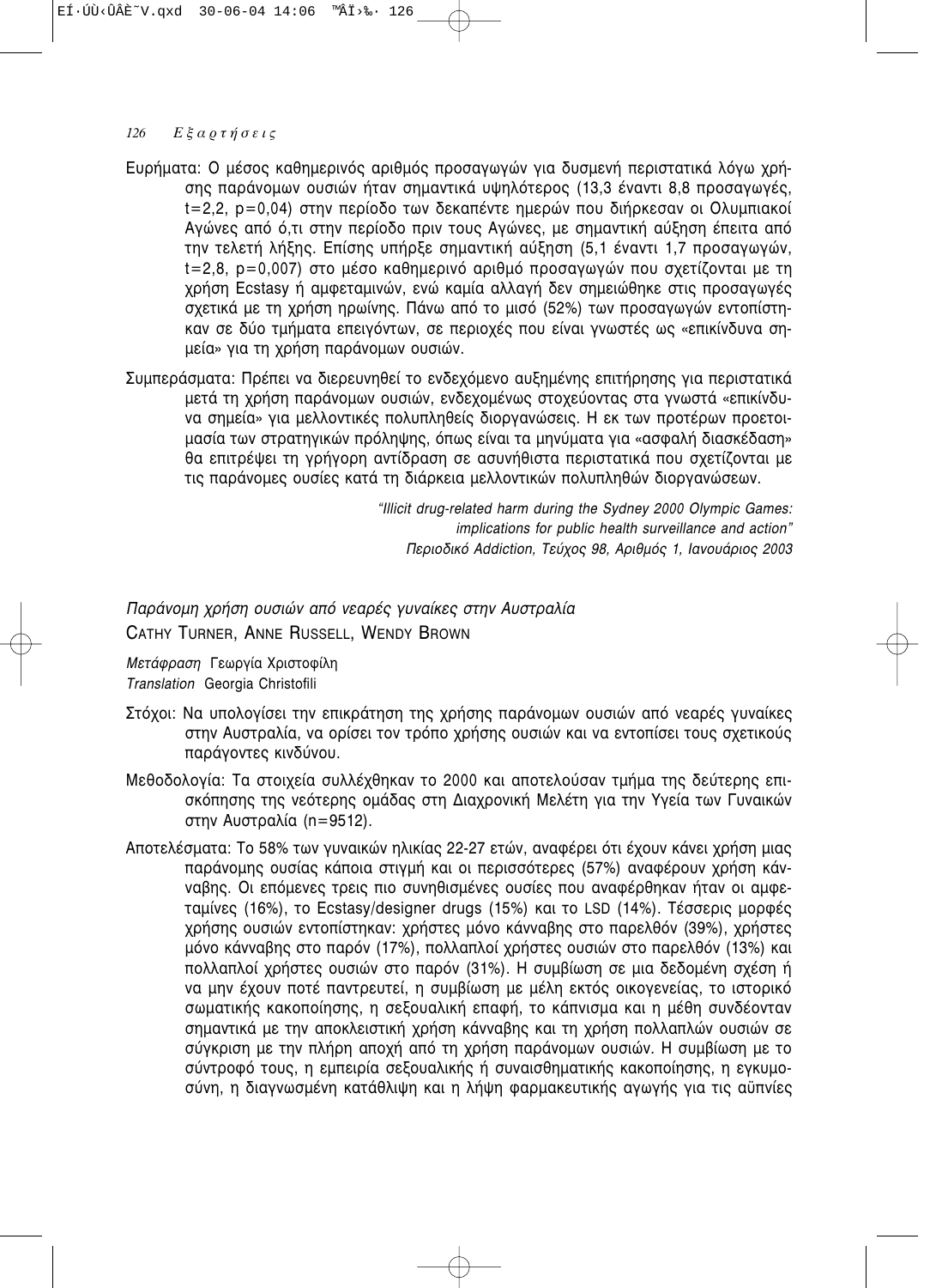Ευρήματα: Ο μέσος καθημερινός αριθμός προσαγωγών για δυσμενή περιστατικά λόγω χρήσης παράνομων ουσιών ήταν σημαντικά υψηλότερος (13,3 έναντι 8,8 προσαγωγές, t=2,2, p=0,04) στην περίοδο των δεκαπέντε ημερών που διήρκεσαν οι Ολυμπιακοί Αγώνες από ό,τι στην περίοδο πριν τους Αγώνες, με σημαντική αύξηση έπειτα από την τελετή λήξης. Επίσης υπήρξε σημαντική αύξηση (5,1 έναντι 1,7 προσαγωγών, t=2,8, p=0,007) στο μέσο καθημερινό αριθμό προσαγωγών που σχετίζονται με τη χρήση Ecstasy ή αμφεταμινών, ενώ καμία αλλαγή δεν σημειώθηκε στις προσαγωγές σχετικά με τη χρήση ηρωίνης. Πάνω από το μισό (52%) των προσαγωγών εντοπίστηκαν σε δύο τμήματα επειγόντων, σε περιοχές που είναι γνωστές ως «επικίνδυνα σημεία» για τη χρήση παράνομων ουσιών.

Συμπεράσματα: Πρέπει να διερευνηθεί το ενδεχόμενο αυξημένης επιτήρησης για περιστατικά μετά τη χρήση παράνομων ουσιών, ενδεχομένως στοχεύοντας στα γνωστά «επικίνδυνα σημεία» για μελλοντικές πολυπληθείς διοργανώσεις. Η εκ των προτέρων προετοιμασία των στρατηγικών πρόληψης, όπως είναι τα μηνύματα για «ασφαλή διασκέδαση» θα επιτρέψει τη γρήγορη αντίδραση σε ασυνήθιστα περιστατικά που σχετίζονται με τις παράνομες ουσίες κατά τη διάρκεια μελλοντικών πολυπληθών διοργανώσεων.

*"Illicit drug-related harm during the Sydney 2000 Olympic Games: implications for public health surveillance and action"*
*Περιοδικό Addiction, Τεύχος 98, Αριθμός 1, Ιανουάριος 2003*

## *Παράνομη χρήση ουσιών από νεαρές γυναίκες στην Αυστραλία*

CATHY TURNER, ANNE RUSSELL, WENDY BROWN

*Μετάφραση* Γεωργία Χριστοφίλη
*Translation* Georgia Christofili

Στόχοι: Να υπολογίσει την επικράτηση της χρήσης παράνομων ουσιών από νεαρές γυναίκες στην Αυστραλία, να ορίσει τον τρόπο χρήσης ουσιών και να εντοπίσει τους σχετικούς παράγοντες κινδύνου.

Μεθοδολογία: Τα στοιχεία συλλέχθηκαν το 2000 και αποτελούσαν τμήμα της δεύτερης επισκόπησης της νεότερης ομάδας στη Διαχρονική Μελέτη για την Υγεία των Γυναικών στην Αυστραλία (n=9512).

Αποτελέσματα: Το 58% των γυναικών ηλικίας 22-27 ετών, αναφέρει ότι έχουν κάνει χρήση μιας παράνομης ουσίας κάποια στιγμή και οι περισσότερες (57%) αναφέρουν χρήση κάνναβης. Οι επόμενες τρεις πιο συνηθισμένες ουσίες που αναφέρθηκαν ήταν οι αμφεταμίνες (16%), το Ecstasy/designer drugs (15%) και το LSD (14%). Τέσσερις μορφές χρήσης ουσιών εντοπίστηκαν: χρήστες μόνο κάνναβης στο παρελθόν (39%), χρήστες μόνο κάνναβης στο παρόν (17%), πολλαπλοί χρήστες ουσιών στο παρελθόν (13%) και πολλαπλοί χρήστες ουσιών στο παρόν (31%). Η συμβίωση σε μια δεδομένη σχέση ή να μην έχουν ποτέ παντρευτεί, η συμβίωση με μέλη εκτός οικογενείας, το ιστορικό σωματικής κακοποίησης, η σεξουαλική επαφή, το κάπνισμα και η μέθη συνδέονταν σημαντικά με την αποκλειστική χρήση κάνναβης και τη χρήση πολλαπλών ουσιών σε σύγκριση με την πλήρη αποχή από τη χρήση παράνομων ουσιών. Η συμβίωση με το σύντροφό τους, η εμπειρία σεξουαλικής ή συναισθηματικής κακοποίησης, η εγκυμοσύνη, η διαγνωσμένη κατάθλιψη και η λήψη φαρμακευτικής αγωγής για τις αϋπνίες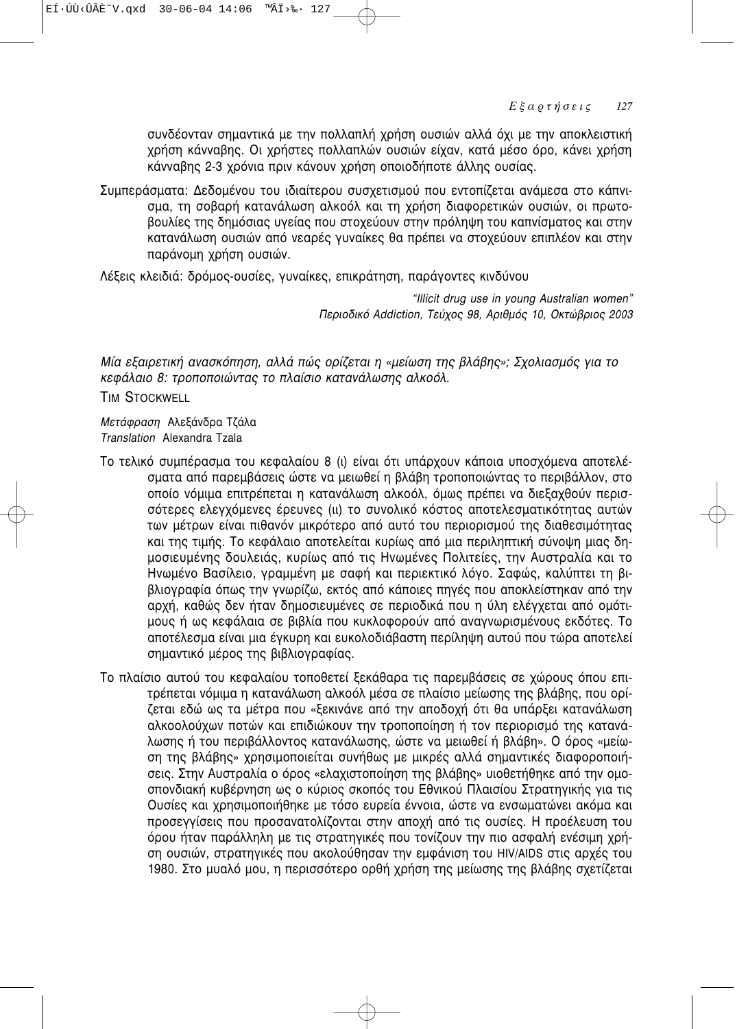συνδέονταν σημαντικά με την πολλαπλή χρήση ουσιών αλλά όχι με την αποκλειστική χρήση κάνναβης. Οι χρήστες πολλαπλών ουσιών είχαν, κατά μέσο όρο, κάνει χρήση κάνναβης 2-3 χρόνια πριν κάνουν χρήση οποιοδήποτε άλλης ουσίας.

Συμπεράσματα: Δεδομένου του ιδιαίτερου συσχετισμού που εντοπίζεται ανάμεσα στο κάπνισμα, τη σοβαρή κατανάλωση αλκοόλ και τη χρήση διαφορετικών ουσιών, οι πρωτοβουλίες της δημόσιας υγείας που στοχεύουν στην πρόληψη του καπνίσματος και στην κατανάλωση ουσιών από νεαρές γυναίκες θα πρέπει να στοχεύουν επιπλέον και στην παράνομη χρήση ουσιών.

Λέξεις κλειδιά: δρόμος-ουσίες, γυναίκες, επικράτηση, παράγοντες κινδύνου

*"Illicit drug use in young Australian women"*
*Περιοδικό Addiction, Τεύχος 98, Αριθμός 10, Οκτώβριος 2003*

*Μία εξαιρετική ανασκόπηση, αλλά πώς ορίζεται η «μείωση της βλάβης»; Σχολιασμός για το κεφάλαιο 8: τροποποιώντας το πλαίσιο κατανάλωσης αλκοόλ.*

TIM STOCKWELL

*Μετάφραση* Αλεξάνδρα Τζάλα
*Translation* Alexandra Tzala

Το τελικό συμπέρασμα του κεφαλαίου 8 (ι) είναι ότι υπάρχουν κάποια υποσχόμενα αποτελέσματα από παρεμβάσεις ώστε να μειωθεί η βλάβη τροποποιώντας το περιβάλλον, στο οποίο νόμιμα επιτρέπεται η κατανάλωση αλκοόλ, όμως πρέπει να διεξαχθούν περισσότερες ελεγχόμενες έρευνες (ιι) το συνολικό κόστος αποτελεσματικότητας αυτών των μέτρων είναι πιθανόν μικρότερο από αυτό του περιορισμού της διαθεσιμότητας και της τιμής. Το κεφάλαιο αποτελείται κυρίως από μια περιληπτική σύνοψη μιας δημοσιευμένης δουλειάς, κυρίως από τις Ηνωμένες Πολιτείες, την Αυστραλία και το Ηνωμένο Βασίλειο, γραμμένη με σαφή και περιεκτικό λόγο. Σαφώς, καλύπτει τη βιβλιογραφία όπως την γνωρίζω, εκτός από κάποιες πηγές που αποκλείστηκαν από την αρχή, καθώς δεν ήταν δημοσιευμένες σε περιοδικά που η ύλη ελέγχεται από ομότιμους ή ως κεφάλαια σε βιβλία που κυκλοφορούν από αναγνωρισμένους εκδότες. Το αποτέλεσμα είναι μια έγκυρη και ευκολοδιάβαστη περίληψη αυτού που τώρα αποτελεί σημαντικό μέρος της βιβλιογραφίας.

Το πλαίσιο αυτού του κεφαλαίου τοποθετεί ξεκάθαρα τις παρεμβάσεις σε χώρους όπου επιτρέπεται νόμιμα η κατανάλωση αλκοόλ μέσα σε πλαίσιο μείωσης της βλάβης, που ορίζεται εδώ ως τα μέτρα που «ξεκινάνε από την αποδοχή ότι θα υπάρξει κατανάλωση αλκοολούχων ποτών και επιδιώκουν την τροποποίηση ή τον περιορισμό της κατανάλωσης ή του περιβάλλοντος κατανάλωσης, ώστε να μειωθεί ή βλάβη». Ο όρος «μείωση της βλάβης» χρησιμοποιείται συνήθως με μικρές αλλά σημαντικές διαφοροποιήσεις. Στην Αυστραλία ο όρος «ελαχιστοποίηση της βλάβης» υιοθετήθηκε από την ομοσπονδιακή κυβέρνηση ως ο κύριος σκοπός του Εθνικού Πλαισίου Στρατηγικής για τις Ουσίες και χρησιμοποιήθηκε με τόσο ευρεία έννοια, ώστε να ενσωματώνει ακόμα και προσεγγίσεις που προσανατολίζονται στην αποχή από τις ουσίες. Η προέλευση του όρου ήταν παράλληλη με τις στρατηγικές που τονίζουν την πιο ασφαλή ενέσιμη χρήση ουσιών, στρατηγικές που ακολούθησαν την εμφάνιση του HIV/AIDS στις αρχές του 1980. Στο μυαλό μου, η περισσότερο ορθή χρήση της μείωσης της βλάβης σχετίζεται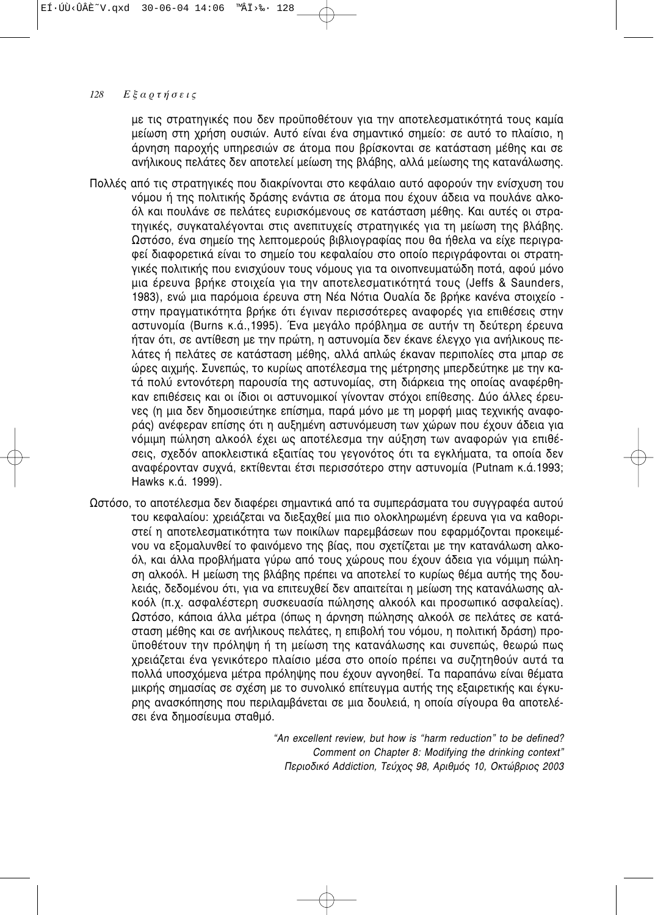με τις στρατηγικές που δεν προϋποθέτουν για την αποτελεσματικότητά τους καμία μείωση στη χρήση ουσιών. Αυτό είναι ένα σημαντικό σημείο: σε αυτό το πλαίσιο, η άρνηση παροχής υπηρεσιών σε άτομα που βρίσκονται σε κατάσταση μέθης και σε ανήλικους πελάτες δεν αποτελεί μείωση της βλάβης, αλλά μείωσης της κατανάλωσης.

Πολλές από τις στρατηγικές που διακρίνονται στο κεφάλαιο αυτό αφορούν την ενίσχυση του νόμου ή της πολιτικής δράσης ενάντια σε άτομα που έχουν άδεια να πουλάνε αλκοόλ και πουλάνε σε πελάτες ευρισκόμενους σε κατάσταση μέθης. Και αυτές οι στρατηγικές, συγκαταλέγονται στις ανεπιτυχείς στρατηγικές για τη μείωση της βλάβης. Ωστόσο, ένα σημείο της λεπτομερούς βιβλιογραφίας που θα ήθελα να είχε περιγραφεί διαφορετικά είναι το σημείο του κεφαλαίου στο οποίο περιγράφονται οι στρατηγικές πολιτικής που ενισχύουν τους νόμους για τα οινοπνευματώδη ποτά, αφού μόνο μια έρευνα βρήκε στοιχεία για την αποτελεσματικότητά τους (Jeffs & Saunders, 1983), ενώ μια παρόμοια έρευνα στη Νέα Νότια Ουαλία δε βρήκε κανένα στοιχείο - στην πραγματικότητα βρήκε ότι έγιναν περισσότερες αναφορές για επιθέσεις στην αστυνομία (Burns κ.ά.,1995). Ένα μεγάλο πρόβλημα σε αυτήν τη δεύτερη έρευνα ήταν ότι, σε αντίθεση με την πρώτη, η αστυνομία δεν έκανε έλεγχο για ανήλικους πελάτες ή πελάτες σε κατάσταση μέθης, αλλά απλώς έκαναν περιπολίες στα μπαρ σε ώρες αιχμής. Συνεπώς, το κυρίως αποτέλεσμα της μέτρησης μπερδεύτηκε με την κατά πολύ εντονότερη παρουσία της αστυνομίας, στη διάρκεια της οποίας αναφέρθηκαν επιθέσεις και οι ίδιοι οι αστυνομικοί γίνονταν στόχοι επίθεσης. Δύο άλλες έρευνες (η μια δεν δημοσιεύτηκε επίσημα, παρά μόνο με τη μορφή μιας τεχνικής αναφοράς) ανέφεραν επίσης ότι η αυξημένη αστυνόμευση των χώρων που έχουν άδεια για νόμιμη πώληση αλκοόλ έχει ως αποτέλεσμα την αύξηση των αναφορών για επιθέσεις, σχεδόν αποκλειστικά εξαιτίας του γεγονότος ότι τα εγκλήματα, τα οποία δεν αναφέρονταν συχνά, εκτίθενται έτσι περισσότερο στην αστυνομία (Putnam κ.ά.1993; Hawks κ.ά. 1999).

Ωστόσο, το αποτέλεσμα δεν διαφέρει σημαντικά από τα συμπεράσματα του συγγραφέα αυτού του κεφαλαίου: χρειάζεται να διεξαχθεί μια πιο ολοκληρωμένη έρευνα για να καθοριστεί η αποτελεσματικότητα των ποικίλων παρεμβάσεων που εφαρμόζονται προκειμένου να εξομαλυνθεί το φαινόμενο της βίας, που σχετίζεται με την κατανάλωση αλκοόλ, και άλλα προβλήματα γύρω από τους χώρους που έχουν άδεια για νόμιμη πώληση αλκοόλ. Η μείωση της βλάβης πρέπει να αποτελεί το κυρίως θέμα αυτής της δουλειάς, δεδομένου ότι, για να επιτευχθεί δεν απαιτείται η μείωση της κατανάλωσης αλκοόλ (π.χ. ασφαλέστερη συσκευασία πώλησης αλκοόλ και προσωπικό ασφαλείας). Ωστόσο, κάποια άλλα μέτρα (όπως η άρνηση πώλησης αλκοόλ σε πελάτες σε κατάσταση μέθης και σε ανήλικους πελάτες, η επιβολή του νόμου, η πολιτική δράση) προϋποθέτουν την πρόληψη ή τη μείωση της κατανάλωσης και συνεπώς, θεωρώ πως χρειάζεται ένα γενικότερο πλαίσιο μέσα στο οποίο πρέπει να συζητηθούν αυτά τα πολλά υποσχόμενα μέτρα πρόληψης που έχουν αγνοηθεί. Τα παραπάνω είναι θέματα μικρής σημασίας σε σχέση με το συνολικό επίτευγμα αυτής της εξαιρετικής και έγκυρης ανασκόπησης που περιλαμβάνεται σε μια δουλειά, η οποία σίγουρα θα αποτελέσει ένα δημοσίευμα σταθμό.

*"An excellent review, but how is "harm reduction" to be defined?*
*Comment on Chapter 8: Modifying the drinking context"*
*Περιοδικό Addiction, Τεύχος 98, Αριθμός 10, Οκτώβριος 2003*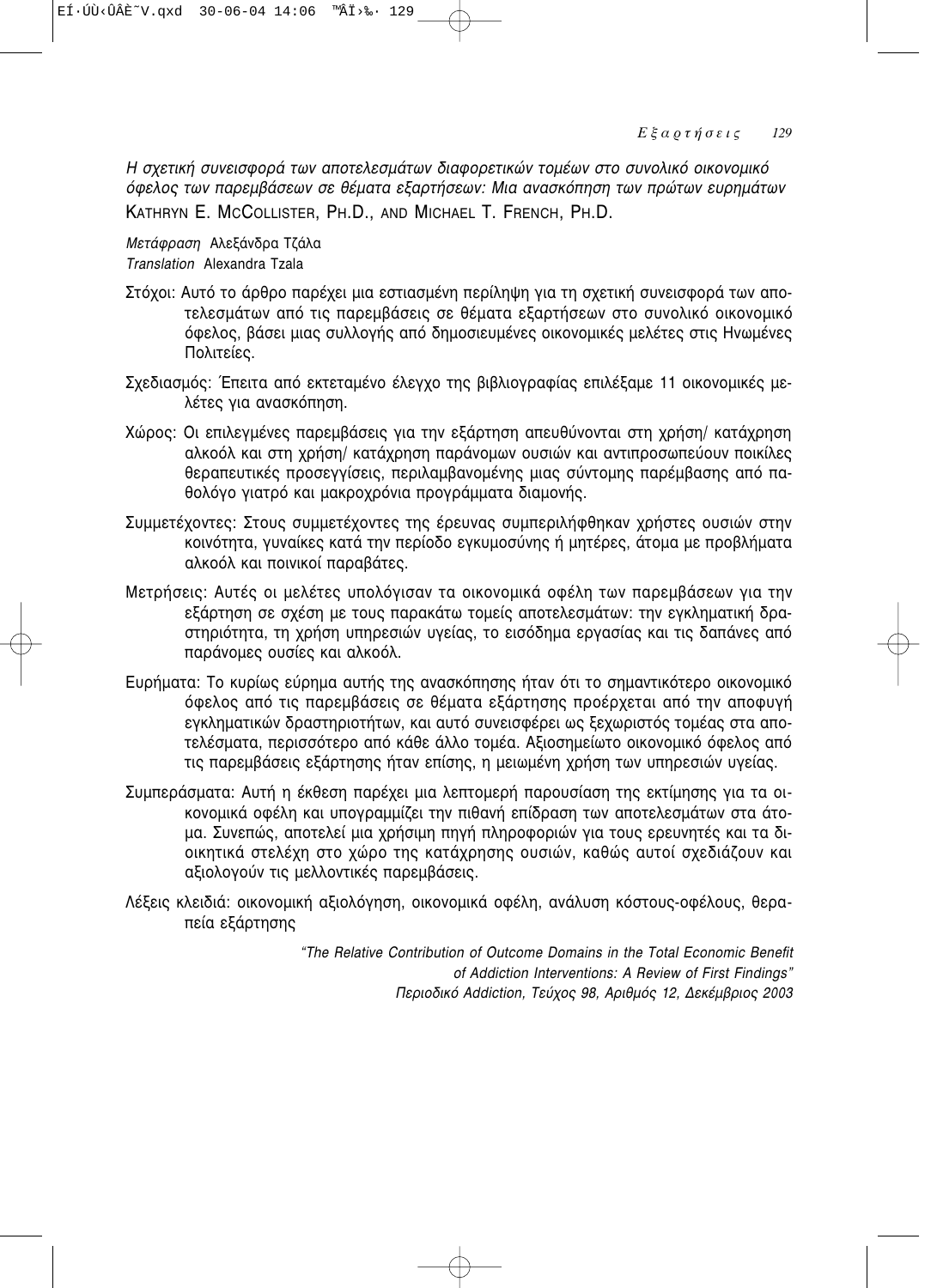*Η σχετική συνεισφορά των αποτελεσμάτων διαφορετικών τομέων στο συνολικό οικονομικό όφελος των παρεμβάσεων σε θέματα εξαρτήσεων: Μια ανασκόπηση των πρώτων ευρημάτων*

KATHRYN E. MCCOLLISTER, PH.D., AND MICHAEL T. FRENCH, PH.D.

*Μετάφραση* Αλεξάνδρα Τζάλα
*Translation* Alexandra Tzala

Στόχοι: Αυτό το άρθρο παρέχει μια εστιασμένη περίληψη για τη σχετική συνεισφορά των αποτελεσμάτων από τις παρεμβάσεις σε θέματα εξαρτήσεων στο συνολικό οικονομικό όφελος, βάσει μιας συλλογής από δημοσιευμένες οικονομικές μελέτες στις Ηνωμένες Πολιτείες.

Σχεδιασμός: Έπειτα από εκτεταμένο έλεγχο της βιβλιογραφίας επιλέξαμε 11 οικονομικές μελέτες για ανασκόπηση.

Χώρος: Οι επιλεγμένες παρεμβάσεις για την εξάρτηση απευθύνονται στη χρήση/ κατάχρηση αλκοόλ και στη χρήση/ κατάχρηση παράνομων ουσιών και αντιπροσωπεύουν ποικίλες θεραπευτικές προσεγγίσεις, περιλαμβανομένης μιας σύντομης παρέμβασης από παθολόγο γιατρό και μακροχρόνια προγράμματα διαμονής.

Συμμετέχοντες: Στους συμμετέχοντες της έρευνας συμπεριλήφθηκαν χρήστες ουσιών στην κοινότητα, γυναίκες κατά την περίοδο εγκυμοσύνης ή μητέρες, άτομα με προβλήματα αλκοόλ και ποινικοί παραβάτες.

Μετρήσεις: Αυτές οι μελέτες υπολόγισαν τα οικονομικά οφέλη των παρεμβάσεων για την εξάρτηση σε σχέση με τους παρακάτω τομείς αποτελεσμάτων: την εγκληματική δραστηριότητα, τη χρήση υπηρεσιών υγείας, το εισόδημα εργασίας και τις δαπάνες από παράνομες ουσίες και αλκοόλ.

Ευρήματα: Το κυρίως εύρημα αυτής της ανασκόπησης ήταν ότι το σημαντικότερο οικονομικό όφελος από τις παρεμβάσεις σε θέματα εξάρτησης προέρχεται από την αποφυγή εγκληματικών δραστηριοτήτων, και αυτό συνεισφέρει ως ξεχωριστός τομέας στα αποτελέσματα, περισσότερο από κάθε άλλο τομέα. Αξιοσημείωτο οικονομικό όφελος από τις παρεμβάσεις εξάρτησης ήταν επίσης, η μειωμένη χρήση των υπηρεσιών υγείας.

Συμπεράσματα: Αυτή η έκθεση παρέχει μια λεπτομερή παρουσίαση της εκτίμησης για τα οικονομικά οφέλη και υπογραμμίζει την πιθανή επίδραση των αποτελεσμάτων στα άτομα. Συνεπώς, αποτελεί μια χρήσιμη πηγή πληροφοριών για τους ερευνητές και τα διοικητικά στελέχη στο χώρο της κατάχρησης ουσιών, καθώς αυτοί σχεδιάζουν και αξιολογούν τις μελλοντικές παρεμβάσεις.

Λέξεις κλειδιά: οικονομική αξιολόγηση, οικονομικά οφέλη, ανάλυση κόστους-οφέλους, θεραπεία εξάρτησης

*"The Relative Contribution of Outcome Domains in the Total Economic Benefit of Addiction Interventions: A Review of First Findings"*
*Περιοδικό Addiction, Τεύχος 98, Αριθμός 12, Δεκέμβριος 2003*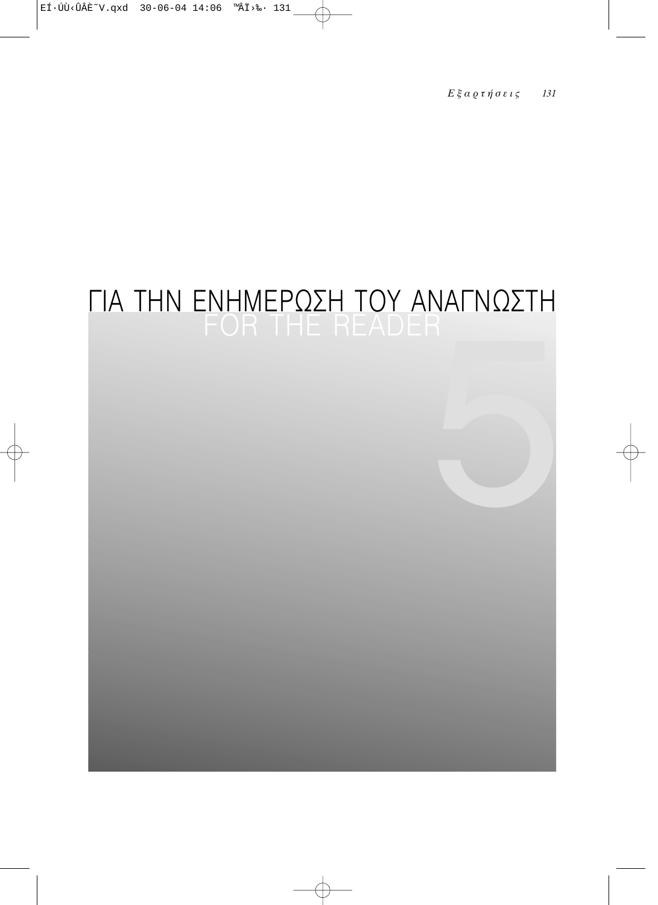# ΓΙΑ ΤΗΝ ΕΝΗΜΕΡΩΣΗ ΤΟΥ ΑΝΑΓΝΩΣΤΗ

## FOR THE READER

5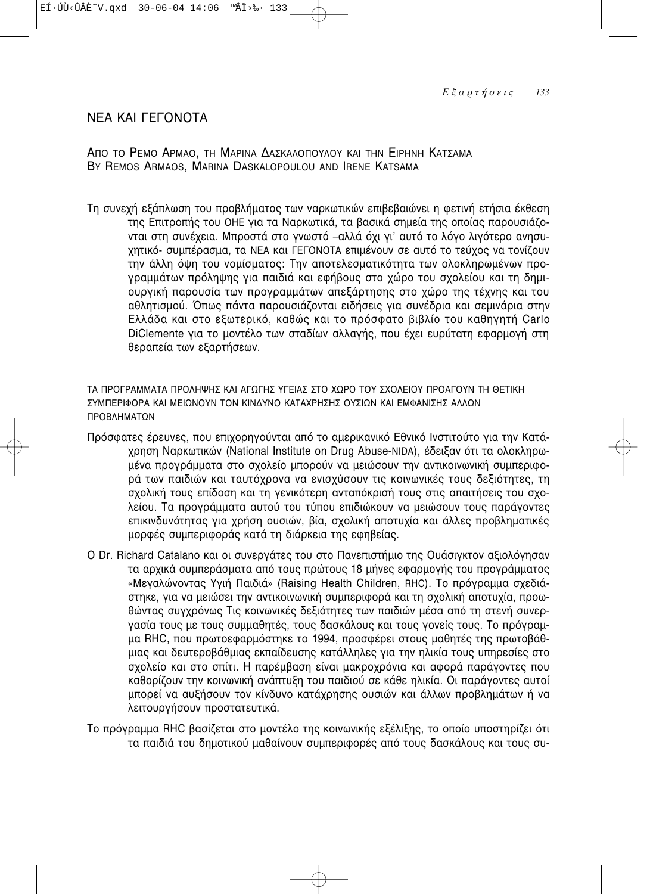# ΝΕΑ ΚΑΙ ΓΕΓΟΝΟΤΑ

ΑΠΟ ΤΟ ΡΕΜΟ ΑΡΜΑΟ, ΤΗ ΜΑΡΙΝΑ ΔΑΣΚΑΛΟΠΟΥΛΟΥ ΚΑΙ ΤΗΝ ΕΙΡΗΝΗ ΚΑΤΣΑΜΑ
BY REMOS ARMAOS, MARINA DASKALOPOULOU AND IRENE KATSAMA

Τη συνεχή εξάπλωση του προβλήματος των ναρκωτικών επιβεβαιώνει η φετινή ετήσια έκθεση της Επιτροπής του ΟΗΕ για τα Ναρκωτικά, τα βασικά σημεία της οποίας παρουσιάζονται στη συνέχεια. Μπροστά στο γνωστό –αλλά όχι γι' αυτό το λόγο λιγότερο ανησυχητικό- συμπέρασμα, τα ΝΕΑ και ΓΕΓΟΝΟΤΑ επιμένουν σε αυτό το τεύχος να τονίζουν την άλλη όψη του νομίσματος: Την αποτελεσματικότητα των ολοκληρωμένων προγραμμάτων πρόληψης για παιδιά και εφήβους στο χώρο του σχολείου και τη δημιουργική παρουσία των προγραμμάτων απεξάρτησης στο χώρο της τέχνης και του αθλητισμού. Όπως πάντα παρουσιάζονται ειδήσεις για συνέδρια και σεμινάρια στην Ελλάδα και στο εξωτερικό, καθώς και το πρόσφατο βιβλίο του καθηγητή Carlo DiClemente για το μοντέλο των σταδίων αλλαγής, που έχει ευρύτατη εφαρμογή στη θεραπεία των εξαρτήσεων.

## ΤΑ ΠΡΟΓΡΑΜΜΑΤΑ ΠΡΟΛΗΨΗΣ ΚΑΙ ΑΓΩΓΗΣ ΥΓΕΙΑΣ ΣΤΟ ΧΩΡΟ ΤΟΥ ΣΧΟΛΕΙΟΥ ΠΡΟΑΓΟΥΝ ΤΗ ΘΕΤΙΚΗ ΣΥΜΠΕΡΙΦΟΡΑ ΚΑΙ ΜΕΙΩΝΟΥΝ ΤΟΝ ΚΙΝΔΥΝΟ ΚΑΤΑΧΡΗΣΗΣ ΟΥΣΙΩΝ ΚΑΙ ΕΜΦΑΝΙΣΗΣ ΑΛΛΩΝ ΠΡΟΒΛΗΜΑΤΩΝ

Πρόσφατες έρευνες, που επιχορηγούνται από το αμερικανικό Εθνικό Ινστιτούτο για την Κατάχρηση Ναρκωτικών (National Institute on Drug Abuse-NIDA), έδειξαν ότι τα ολοκληρωμένα προγράμματα στο σχολείο μπορούν να μειώσουν την αντικοινωνική συμπεριφορά των παιδιών και ταυτόχρονα να ενισχύσουν τις κοινωνικές τους δεξιότητες, τη σχολική τους επίδοση και τη γενικότερη ανταπόκρισή τους στις απαιτήσεις του σχολείου. Τα προγράμματα αυτού του τύπου επιδιώκουν να μειώσουν τους παράγοντες επικινδυνότητας για χρήση ουσιών, βία, σχολική αποτυχία και άλλες προβληματικές μορφές συμπεριφοράς κατά τη διάρκεια της εφηβείας.

Ο Dr. Richard Catalano και οι συνεργάτες του στο Πανεπιστήμιο της Ουάσιγκτον αξιολόγησαν τα αρχικά συμπεράσματα από τους πρώτους 18 μήνες εφαρμογής του προγράμματος «Μεγαλώνοντας Υγιή Παιδιά» (Raising Health Children, RHC). Το πρόγραμμα σχεδιάστηκε, για να μειώσει την αντικοινωνική συμπεριφορά και τη σχολική αποτυχία, προωθώντας συγχρόνως Τις κοινωνικές δεξιότητες των παιδιών μέσα από τη στενή συνεργασία τους με τους συμμαθητές, τους δασκάλους και τους γονείς τους. Το πρόγραμμα RHC, που πρωτοεφαρμόστηκε το 1994, προσφέρει στους μαθητές της πρωτοβάθμιας και δευτεροβάθμιας εκπαίδευσης κατάλληλες για την ηλικία τους υπηρεσίες στο σχολείο και στο σπίτι. Η παρέμβαση είναι μακροχρόνια και αφορά παράγοντες που καθορίζουν την κοινωνική ανάπτυξη του παιδιού σε κάθε ηλικία. Οι παράγοντες αυτοί μπορεί να αυξήσουν τον κίνδυνο κατάχρησης ουσιών και άλλων προβλημάτων ή να λειτουργήσουν προστατευτικά.

Το πρόγραμμα RHC βασίζεται στο μοντέλο της κοινωνικής εξέλιξης, το οποίο υποστηρίζει ότι τα παιδιά του δημοτικού μαθαίνουν συμπεριφορές από τους δασκάλους και τους συ-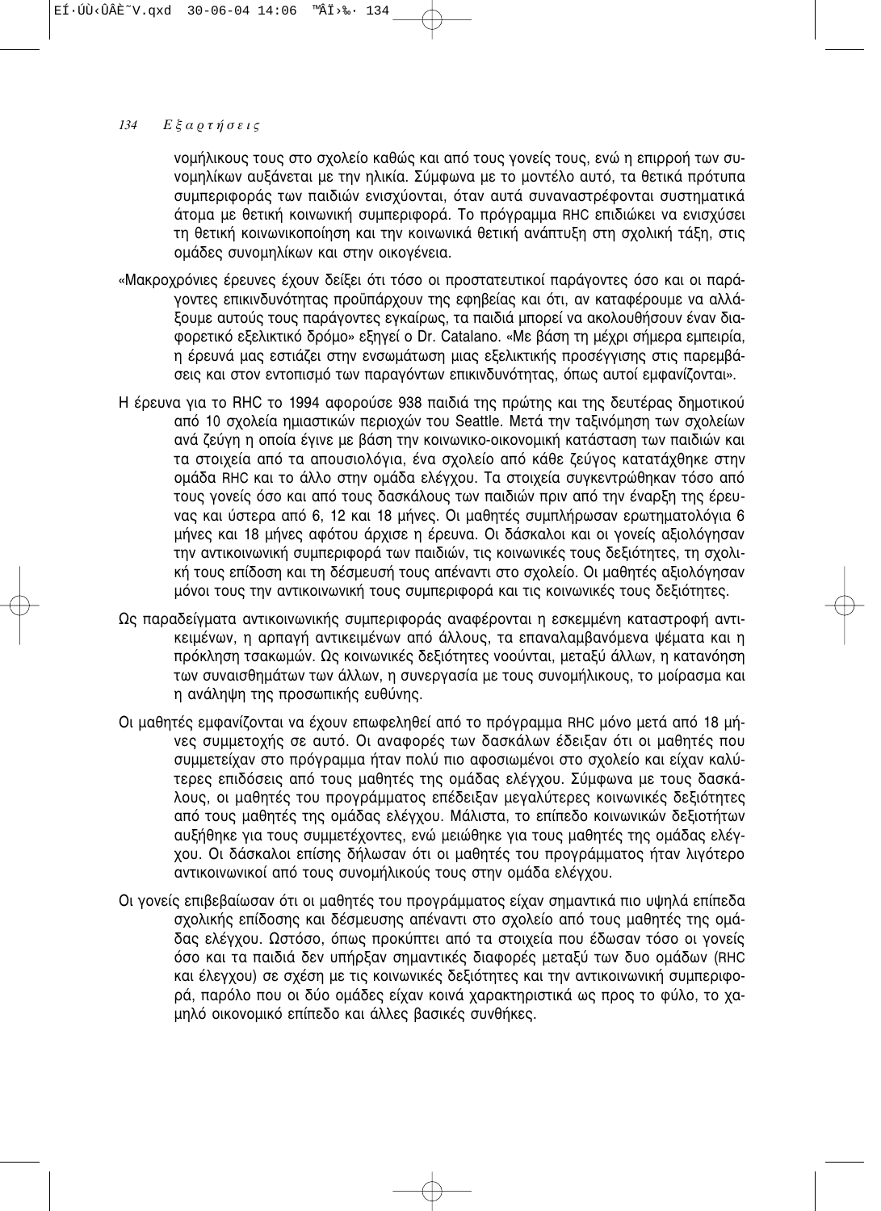νομήλικους τους στο σχολείο καθώς και από τους γονείς τους, ενώ η επιρροή των συνομηλίκων αυξάνεται με την ηλικία. Σύμφωνα με το μοντέλο αυτό, τα θετικά πρότυπα συμπεριφοράς των παιδιών ενισχύονται, όταν αυτά συναναστρέφονται συστηματικά άτομα με θετική κοινωνική συμπεριφορά. Το πρόγραμμα RHC επιδιώκει να ενισχύσει τη θετική κοινωνικοποίηση και την κοινωνικά θετική ανάπτυξη στη σχολική τάξη, στις ομάδες συνομηλίκων και στην οικογένεια.

«Μακροχρόνιες έρευνες έχουν δείξει ότι τόσο οι προστατευτικοί παράγοντες όσο και οι παράγοντες επικινδυνότητας προϋπάρχουν της εφηβείας και ότι, αν καταφέρουμε να αλλάξουμε αυτούς τους παράγοντες εγκαίρως, τα παιδιά μπορεί να ακολουθήσουν έναν διαφορετικό εξελικτικό δρόμο» εξηγεί ο Dr. Catalano. «Με βάση τη μέχρι σήμερα εμπειρία, η έρευνά μας εστιάζει στην ενσωμάτωση μιας εξελικτικής προσέγγισης στις παρεμβάσεις και στον εντοπισμό των παραγόντων επικινδυνότητας, όπως αυτοί εμφανίζονται».

Η έρευνα για το RHC το 1994 αφορούσε 938 παιδιά της πρώτης και της δευτέρας δημοτικού από 10 σχολεία ημιαστικών περιοχών του Seattle. Μετά την ταξινόμηση των σχολείων ανά ζεύγη η οποία έγινε με βάση την κοινωνικο-οικονομική κατάσταση των παιδιών και τα στοιχεία από τα απουσιολόγια, ένα σχολείο από κάθε ζεύγος κατατάχθηκε στην ομάδα RHC και το άλλο στην ομάδα ελέγχου. Τα στοιχεία συγκεντρώθηκαν τόσο από τους γονείς όσο και από τους δασκάλους των παιδιών πριν από την έναρξη της έρευνας και ύστερα από 6, 12 και 18 μήνες. Οι μαθητές συμπλήρωσαν ερωτηματολόγια 6 μήνες και 18 μήνες αφότου άρχισε η έρευνα. Οι δάσκαλοι και οι γονείς αξιολόγησαν την αντικοινωνική συμπεριφορά των παιδιών, τις κοινωνικές τους δεξιότητες, τη σχολική τους επίδοση και τη δέσμευσή τους απέναντι στο σχολείο. Οι μαθητές αξιολόγησαν μόνοι τους την αντικοινωνική τους συμπεριφορά και τις κοινωνικές τους δεξιότητες.

Ως παραδείγματα αντικοινωνικής συμπεριφοράς αναφέρονται η εσκεμμένη καταστροφή αντικειμένων, η αρπαγή αντικειμένων από άλλους, τα επαναλαμβανόμενα ψέματα και η πρόκληση τσακωμών. Ως κοινωνικές δεξιότητες νοούνται, μεταξύ άλλων, η κατανόηση των συναισθημάτων των άλλων, η συνεργασία με τους συνομήλικους, το μοίρασμα και η ανάληψη της προσωπικής ευθύνης.

Οι μαθητές εμφανίζονται να έχουν επωφεληθεί από το πρόγραμμα RHC μόνο μετά από 18 μήνες συμμετοχής σε αυτό. Οι αναφορές των δασκάλων έδειξαν ότι οι μαθητές που συμμετείχαν στο πρόγραμμα ήταν πολύ πιο αφοσιωμένοι στο σχολείο και είχαν καλύτερες επιδόσεις από τους μαθητές της ομάδας ελέγχου. Σύμφωνα με τους δασκάλους, οι μαθητές του προγράμματος επέδειξαν μεγαλύτερες κοινωνικές δεξιότητες από τους μαθητές της ομάδας ελέγχου. Μάλιστα, το επίπεδο κοινωνικών δεξιοτήτων αυξήθηκε για τους συμμετέχοντες, ενώ μειώθηκε για τους μαθητές της ομάδας ελέγχου. Οι δάσκαλοι επίσης δήλωσαν ότι οι μαθητές του προγράμματος ήταν λιγότερο αντικοινωνικοί από τους συνομήλικούς τους στην ομάδα ελέγχου.

Οι γονείς επιβεβαίωσαν ότι οι μαθητές του προγράμματος είχαν σημαντικά πιο υψηλά επίπεδα σχολικής επίδοσης και δέσμευσης απέναντι στο σχολείο από τους μαθητές της ομάδας ελέγχου. Ωστόσο, όπως προκύπτει από τα στοιχεία που έδωσαν τόσο οι γονείς όσο και τα παιδιά δεν υπήρξαν σημαντικές διαφορές μεταξύ των δυο ομάδων (RHC και έλεγχου) σε σχέση με τις κοινωνικές δεξιότητες και την αντικοινωνική συμπεριφορά, παρόλο που οι δύο ομάδες είχαν κοινά χαρακτηριστικά ως προς το φύλο, το χαμηλό οικονομικό επίπεδο και άλλες βασικές συνθήκες.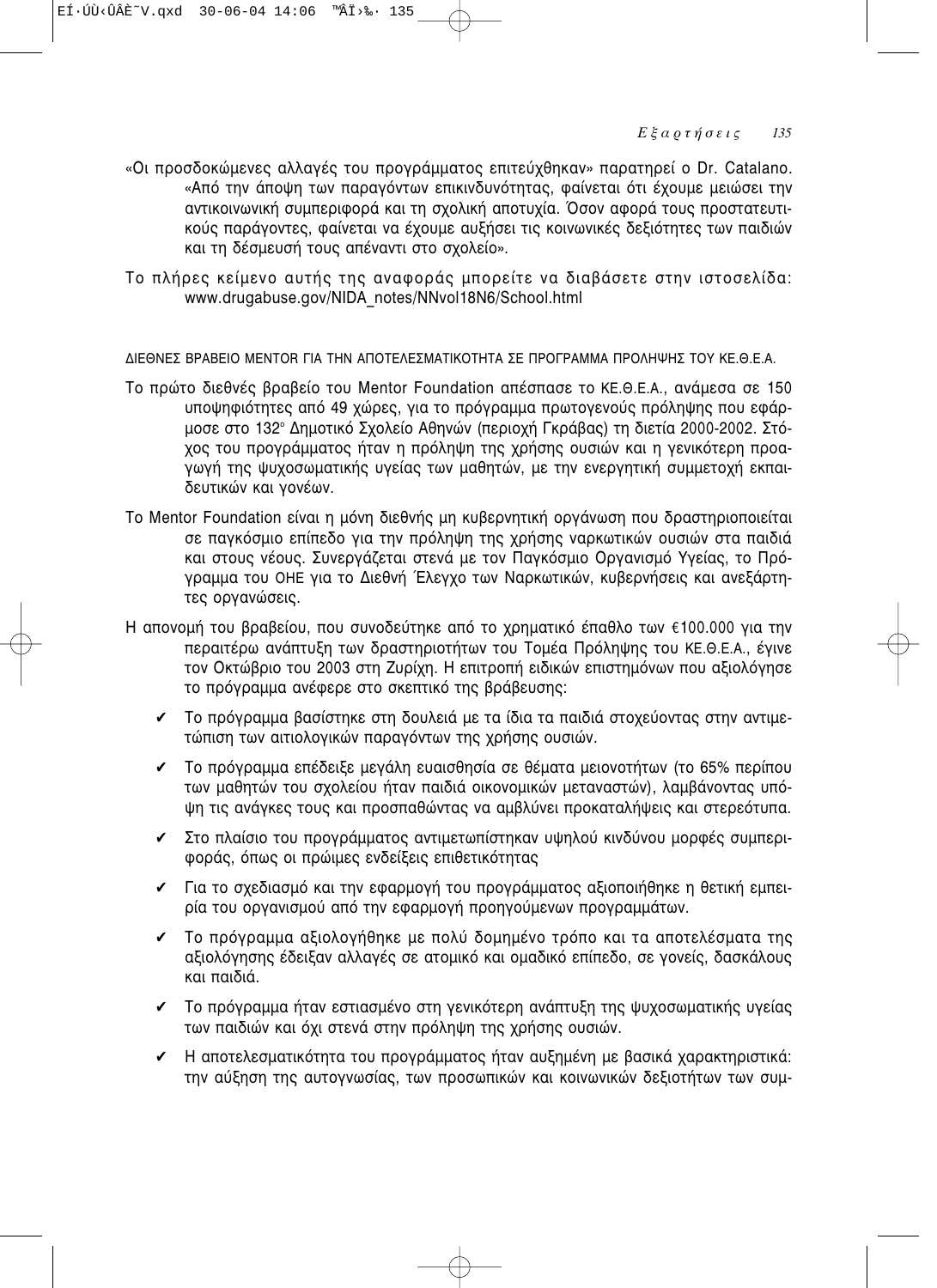«Οι προσδοκώμενες αλλαγές του προγράμματος επιτεύχθηκαν» παρατηρεί ο Dr. Catalano. «Από την άποψη των παραγόντων επικινδυνότητας, φαίνεται ότι έχουμε μειώσει την αντικοινωνική συμπεριφορά και τη σχολική αποτυχία. Όσον αφορά τους προστατευτικούς παράγοντες, φαίνεται να έχουμε αυξήσει τις κοινωνικές δεξιότητες των παιδιών και τη δέσμευσή τους απέναντι στο σχολείο».

Το πλήρες κείμενο αυτής της αναφοράς μπορείτε να διαβάσετε στην ιστοσελίδα: www.drugabuse.gov/NIDA_notes/NNvol18N6/School.html

ΔΙΕΘΝΕΣ ΒΡΑΒΕΙΟ MENTOR ΓΙΑ ΤΗΝ ΑΠΟΤΕΛΕΣΜΑΤΙΚΟΤΗΤΑ ΣΕ ΠΡΟΓΡΑΜΜΑ ΠΡΟΛΗΨΗΣ ΤΟΥ ΚΕ.Θ.Ε.Α.

Το πρώτο διεθνές βραβείο του Mentor Foundation απέσπασε το ΚΕ.Θ.Ε.Α., ανάμεσα σε 150 υποψηφιότητες από 49 χώρες, για το πρόγραμμα πρωτογενούς πρόληψης που εφάρμοσε στο 132[ο] Δημοτικό Σχολείο Αθηνών (περιοχή Γκράβας) τη διετία 2000-2002. Στόχος του προγράμματος ήταν η πρόληψη της χρήσης ουσιών και η γενικότερη προαγωγή της ψυχοσωματικής υγείας των μαθητών, με την ενεργητική συμμετοχή εκπαιδευτικών και γονέων.

Το Mentor Foundation είναι η μόνη διεθνής μη κυβερνητική οργάνωση που δραστηριοποιείται σε παγκόσμιο επίπεδο για την πρόληψη της χρήσης ναρκωτικών ουσιών στα παιδιά και στους νέους. Συνεργάζεται στενά με τον Παγκόσμιο Οργανισμό Υγείας, το Πρόγραμμα του ΟΗΕ για το Διεθνή Έλεγχο των Ναρκωτικών, κυβερνήσεις και ανεξάρτητες οργανώσεις.

Η απονομή του βραβείου, που συνοδεύτηκε από το χρηματικό έπαθλο των €100.000 για την περαιτέρω ανάπτυξη των δραστηριοτήτων του Τομέα Πρόληψης του ΚΕ.Θ.Ε.Α., έγινε τον Οκτώβριο του 2003 στη Ζυρίχη. Η επιτροπή ειδικών επιστημόνων που αξιολόγησε το πρόγραμμα ανέφερε στο σκεπτικό της βράβευσης:

- ✔ Το πρόγραμμα βασίστηκε στη δουλειά με τα ίδια τα παιδιά στοχεύοντας στην αντιμετώπιση των αιτιολογικών παραγόντων της χρήσης ουσιών.
- ✔ Το πρόγραμμα επέδειξε μεγάλη ευαισθησία σε θέματα μειονοτήτων (το 65% περίπου των μαθητών του σχολείου ήταν παιδιά οικονομικών μεταναστών), λαμβάνοντας υπόψη τις ανάγκες τους και προσπαθώντας να αμβλύνει προκαταλήψεις και στερεότυπα.
- ✔ Στο πλαίσιο του προγράμματος αντιμετωπίστηκαν υψηλού κινδύνου μορφές συμπεριφοράς, όπως οι πρώιμες ενδείξεις επιθετικότητας
- ✔ Για το σχεδιασμό και την εφαρμογή του προγράμματος αξιοποιήθηκε η θετική εμπειρία του οργανισμού από την εφαρμογή προηγούμενων προγραμμάτων.
- ✔ Το πρόγραμμα αξιολογήθηκε με πολύ δομημένο τρόπο και τα αποτελέσματα της αξιολόγησης έδειξαν αλλαγές σε ατομικό και ομαδικό επίπεδο, σε γονείς, δασκάλους και παιδιά.
- ✔ Το πρόγραμμα ήταν εστιασμένο στη γενικότερη ανάπτυξη της ψυχοσωματικής υγείας των παιδιών και όχι στενά στην πρόληψη της χρήσης ουσιών.
- ✔ Η αποτελεσματικότητα του προγράμματος ήταν αυξημένη με βασικά χαρακτηριστικά: την αύξηση της αυτογνωσίας, των προσωπικών και κοινωνικών δεξιοτήτων των συμ-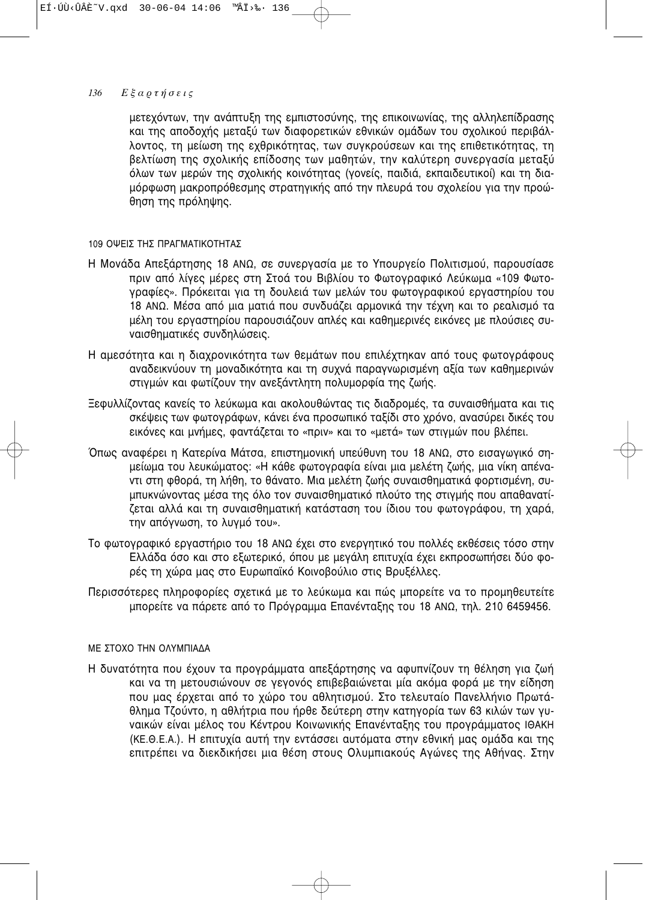μετεχόντων, την ανάπτυξη της εμπιστοσύνης, της επικοινωνίας, της αλληλεπίδρασης και της αποδοχής μεταξύ των διαφορετικών εθνικών ομάδων του σχολικού περιβάλλοντος, τη μείωση της εχθρικότητας, των συγκρούσεων και της επιθετικότητας, τη βελτίωση της σχολικής επίδοσης των μαθητών, την καλύτερη συνεργασία μεταξύ όλων των μερών της σχολικής κοινότητας (γονείς, παιδιά, εκπαιδευτικοί) και τη διαμόρφωση μακροπρόθεσμης στρατηγικής από την πλευρά του σχολείου για την προώθηση της πρόληψης.

### 109 ΟΨΕΙΣ ΤΗΣ ΠΡΑΓΜΑΤΙΚΟΤΗΤΑΣ

Η Μονάδα Απεξάρτησης 18 ΑΝΩ, σε συνεργασία με το Υπουργείο Πολιτισμού, παρουσίασε πριν από λίγες μέρες στη Στοά του Βιβλίου το Φωτογραφικό Λεύκωμα «109 Φωτογραφίες». Πρόκειται για τη δουλειά των μελών του φωτογραφικού εργαστηρίου του 18 ΑΝΩ. Μέσα από μια ματιά που συνδυάζει αρμονικά την τέχνη και το ρεαλισμό τα μέλη του εργαστηρίου παρουσιάζουν απλές και καθημερινές εικόνες με πλούσιες συναισθηματικές συνδηλώσεις.

Η αμεσότητα και η διαχρονικότητα των θεμάτων που επιλέχτηκαν από τους φωτογράφους αναδεικνύουν τη μοναδικότητα και τη συχνά παραγνωρισμένη αξία των καθημερινών στιγμών και φωτίζουν την ανεξάντλητη πολυμορφία της ζωής.

Ξεφυλλίζοντας κανείς το λεύκωμα και ακολουθώντας τις διαδρομές, τα συναισθήματα και τις σκέψεις των φωτογράφων, κάνει ένα προσωπικό ταξίδι στο χρόνο, ανασύρει δικές του εικόνες και μνήμες, φαντάζεται το «πριν» και το «μετά» των στιγμών που βλέπει.

Όπως αναφέρει η Κατερίνα Μάτσα, επιστημονική υπεύθυνη του 18 ΑΝΩ, στο εισαγωγικό σημείωμα του λευκώματος: «Η κάθε φωτογραφία είναι μια μελέτη ζωής, μια νίκη απέναντι στη φθορά, τη λήθη, το θάνατο. Μια μελέτη ζωής συναισθηματικά φορτισμένη, συμπυκνώνοντας μέσα της όλο τον συναισθηματικό πλούτο της στιγμής που απαθανατίζεται αλλά και τη συναισθηματική κατάσταση του ίδιου του φωτογράφου, τη χαρά, την απόγνωση, το λυγμό του».

Το φωτογραφικό εργαστήριο του 18 ΑΝΩ έχει στο ενεργητικό του πολλές εκθέσεις τόσο στην Ελλάδα όσο και στο εξωτερικό, όπου με μεγάλη επιτυχία έχει εκπροσωπήσει δύο φορές τη χώρα μας στο Ευρωπαϊκό Κοινοβούλιο στις Βρυξέλλες.

Περισσότερες πληροφορίες σχετικά με το λεύκωμα και πώς μπορείτε να το προμηθευτείτε μπορείτε να πάρετε από το Πρόγραμμα Επανένταξης του 18 ΑΝΩ, τηλ. 210 6459456.

### ΜΕ ΣΤΟΧΟ ΤΗΝ ΟΛΥΜΠΙΑΔΑ

Η δυνατότητα που έχουν τα προγράμματα απεξάρτησης να αφυπνίζουν τη θέληση για ζωή και να τη μετουσιώνουν σε γεγονός επιβεβαιώνεται μία ακόμα φορά με την είδηση που μας έρχεται από το χώρο του αθλητισμού. Στο τελευταίο Πανελλήνιο Πρωτάθλημα Τζούντο, η αθλήτρια που ήρθε δεύτερη στην κατηγορία των 63 κιλών των γυναικών είναι μέλος του Κέντρου Κοινωνικής Επανένταξης του προγράμματος ΙΘΑΚΗ (ΚΕ.Θ.Ε.Α.). Η επιτυχία αυτή την εντάσσει αυτόματα στην εθνική μας ομάδα και της επιτρέπει να διεκδικήσει μια θέση στους Ολυμπιακούς Αγώνες της Αθήνας. Στην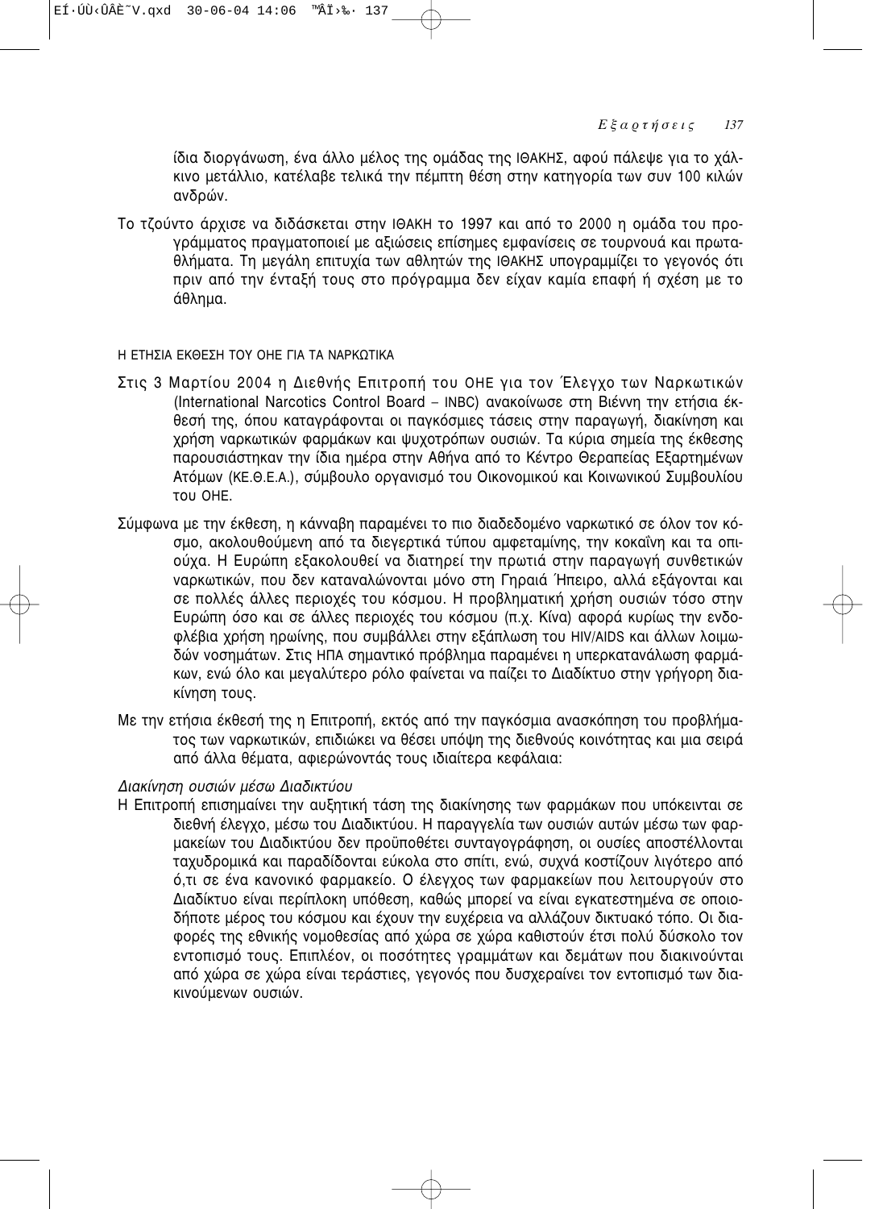ίδια διοργάνωση, ένα άλλο μέλος της ομάδας της ΙΘΑΚΗΣ, αφού πάλεψε για το χάλκινο μετάλλιο, κατέλαβε τελικά την πέμπτη θέση στην κατηγορία των συν 100 κιλών ανδρών.

Το τζούντο άρχισε να διδάσκεται στην ΙΘΑΚΗ το 1997 και από το 2000 η ομάδα του προγράμματος πραγματοποιεί με αξιώσεις επίσημες εμφανίσεις σε τουρνουά και πρωταθλήματα. Τη μεγάλη επιτυχία των αθλητών της ΙΘΑΚΗΣ υπογραμμίζει το γεγονός ότι πριν από την ένταξή τους στο πρόγραμμα δεν είχαν καμία επαφή ή σχέση με το άθλημα.

## Η ΕΤΗΣΙΑ ΕΚΘΕΣΗ ΤΟΥ ΟΗΕ ΓΙΑ ΤΑ ΝΑΡΚΩΤΙΚΑ

Στις 3 Μαρτίου 2004 η Διεθνής Επιτροπή του ΟΗΕ για τον Έλεγχο των Ναρκωτικών (International Narcotics Control Board – INBC) ανακοίνωσε στη Βιέννη την ετήσια έκθεσή της, όπου καταγράφονται οι παγκόσμιες τάσεις στην παραγωγή, διακίνηση και χρήση ναρκωτικών φαρμάκων και ψυχοτρόπων ουσιών. Τα κύρια σημεία της έκθεσης παρουσιάστηκαν την ίδια ημέρα στην Αθήνα από το Κέντρο Θεραπείας Εξαρτημένων Ατόμων (ΚΕ.Θ.Ε.Α.), σύμβουλο οργανισμό του Οικονομικού και Κοινωνικού Συμβουλίου του ΟΗΕ.

Σύμφωνα με την έκθεση, η κάνναβη παραμένει το πιο διαδεδομένο ναρκωτικό σε όλον τον κόσμο, ακολουθούμενη από τα διεγερτικά τύπου αμφεταμίνης, την κοκαΐνη και τα οπιούχα. Η Ευρώπη εξακολουθεί να διατηρεί την πρωτιά στην παραγωγή συνθετικών ναρκωτικών, που δεν καταναλώνονται μόνο στη Γηραιά Ήπειρο, αλλά εξάγονται και σε πολλές άλλες περιοχές του κόσμου. Η προβληματική χρήση ουσιών τόσο στην Ευρώπη όσο και σε άλλες περιοχές του κόσμου (π.χ. Κίνα) αφορά κυρίως την ενδοφλέβια χρήση ηρωίνης, που συμβάλλει στην εξάπλωση του HIV/AIDS και άλλων λοιμωδών νοσημάτων. Στις ΗΠΑ σημαντικό πρόβλημα παραμένει η υπερκατανάλωση φαρμάκων, ενώ όλο και μεγαλύτερο ρόλο φαίνεται να παίζει το Διαδίκτυο στην γρήγορη διακίνησή τους.

Με την ετήσια έκθεσή της η Επιτροπή, εκτός από την παγκόσμια ανασκόπηση του προβλήματος των ναρκωτικών, επιδιώκει να θέσει υπόψη της διεθνούς κοινότητας και μια σειρά από άλλα θέματα, αφιερώνοντάς τους ιδιαίτερα κεφάλαια:

*Διακίνηση ουσιών μέσω Διαδικτύου*

Η Επιτροπή επισημαίνει την αυξητική τάση της διακίνησης των φαρμάκων που υπόκεινται σε διεθνή έλεγχο, μέσω του Διαδικτύου. Η παραγγελία των ουσιών αυτών μέσω των φαρμακείων του Διαδικτύου δεν προϋποθέτει συνταγογράφηση, οι ουσίες αποστέλλονται ταχυδρομικά και παραδίδονται εύκολα στο σπίτι, ενώ, συχνά κοστίζουν λιγότερο από ό,τι σε ένα κανονικό φαρμακείο. Ο έλεγχος των φαρμακείων που λειτουργούν στο Διαδίκτυο είναι περίπλοκη υπόθεση, καθώς μπορεί να είναι εγκατεστημένα σε οποιοδήποτε μέρος του κόσμου και έχουν την ευχέρεια να αλλάζουν δικτυακό τόπο. Οι διαφορές της εθνικής νομοθεσίας από χώρα σε χώρα καθιστούν έτσι πολύ δύσκολο τον εντοπισμό τους. Επιπλέον, οι ποσότητες γραμμάτων και δεμάτων που διακινούνται από χώρα σε χώρα είναι τεράστιες, γεγονός που δυσχεραίνει τον εντοπισμό των διακινούμενων ουσιών.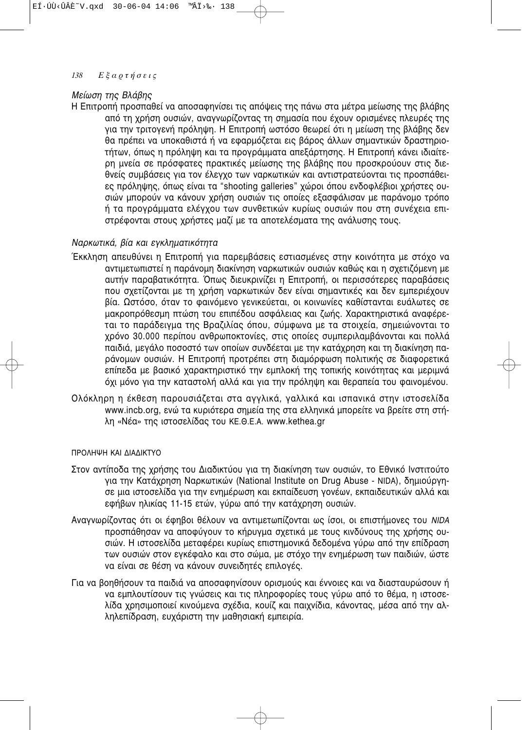*Μείωση της Βλάβης*

Η Επιτροπή προσπαθεί να αποσαφηνίσει τις απόψεις της πάνω στα μέτρα μείωσης της βλάβης από τη χρήση ουσιών, αναγνωρίζοντας τη σημασία που έχουν ορισμένες πλευρές της για την τριτογενή πρόληψη. Η Επιτροπή ωστόσο θεωρεί ότι η μείωση της βλάβης δεν θα πρέπει να υποκαθιστά ή να εφαρμόζεται εις βάρος άλλων σημαντικών δραστηριοτήτων, όπως η πρόληψη και τα προγράμματα απεξάρτησης. Η Επιτροπή κάνει ιδιαίτερη μνεία σε πρόσφατες πρακτικές μείωσης της βλάβης που προσκρούουν στις διεθνείς συμβάσεις για τον έλεγχο των ναρκωτικών και αντιστρατεύονται τις προσπάθειες πρόληψης, όπως είναι τα "shooting galleries" χώροι όπου ενδοφλέβιοι χρήστες ουσιών μπορούν να κάνουν χρήση ουσιών τις οποίες εξασφάλισαν με παράνομο τρόπο ή τα προγράμματα ελέγχου των συνθετικών κυρίως ουσιών που στη συνέχεια επιστρέφονται στους χρήστες μαζί με τα αποτελέσματα της ανάλυσης τους.

*Ναρκωτικά, βία και εγκληματικότητα*

Έκκληση απευθύνει η Επιτροπή για παρεμβάσεις εστιασμένες στην κοινότητα με στόχο να αντιμετωπιστεί η παράνομη διακίνηση ναρκωτικών ουσιών καθώς και η σχετιζόμενη με αυτήν παραβατικότητα. Όπως διευκρινίζει η Επιτροπή, οι περισσότερες παραβάσεις που σχετίζονται με τη χρήση ναρκωτικών δεν είναι σημαντικές και δεν εμπεριέχουν βία. Ωστόσο, όταν το φαινόμενο γενικεύεται, οι κοινωνίες καθίστανται ευάλωτες σε μακροπρόθεσμη πτώση του επιπέδου ασφάλειας και ζωής. Χαρακτηριστικά αναφέρεται το παράδειγμα της Βραζιλίας όπου, σύμφωνα με τα στοιχεία, σημειώνονται το χρόνο 30.000 περίπου ανθρωποκτονίες, στις οποίες συμπεριλαμβάνονται και πολλά παιδιά, μεγάλο ποσοστό των οποίων συνδέεται με την κατάχρηση και τη διακίνηση παράνομων ουσιών. Η Επιτροπή προτρέπει στη διαμόρφωση πολιτικής σε διαφορετικά επίπεδα με βασικό χαρακτηριστικό την εμπλοκή της τοπικής κοινότητας και μεριμνά όχι μόνο για την καταστολή αλλά και για την πρόληψη και θεραπεία του φαινομένου.

Ολόκληρη η έκθεση παρουσιάζεται στα αγγλικά, γαλλικά και ισπανικά στην ιστοσελίδα www.incb.org, ενώ τα κυριότερα σημεία της στα ελληνικά μπορείτε να βρείτε στη στήλη «Νέα» της ιστοσελίδας του ΚΕ.Θ.Ε.Α. www.kethea.gr

ΠΡΟΛΗΨΗ ΚΑΙ ΔΙΑΔΙΚΤΥΟ

Στον αντίποδα της χρήσης του Διαδικτύου για τη διακίνηση των ουσιών, το Εθνικό Ινστιτούτο για την Κατάχρηση Ναρκωτικών (National Institute on Drug Abuse - NIDA), δημιούργησε μια ιστοσελίδα για την ενημέρωση και εκπαίδευση γονέων, εκπαιδευτικών αλλά και εφήβων ηλικίας 11-15 ετών, γύρω από την κατάχρηση ουσιών.

Αναγνωρίζοντας ότι οι έφηβοι θέλουν να αντιμετωπίζονται ως ίσοι, οι επιστήμονες του *NIDA* προσπάθησαν να αποφύγουν το κήρυγμα σχετικά με τους κινδύνους της χρήσης ουσιών. Η ιστοσελίδα μεταφέρει κυρίως επιστημονικά δεδομένα γύρω από την επίδραση των ουσιών στον εγκέφαλο και στο σώμα, με στόχο την ενημέρωση των παιδιών, ώστε να είναι σε θέση να κάνουν συνειδητές επιλογές.

Για να βοηθήσουν τα παιδιά να αποσαφηνίσουν ορισμούς και έννοιες και να διασταυρώσουν ή να εμπλουτίσουν τις γνώσεις και τις πληροφορίες τους γύρω από το θέμα, η ιστοσελίδα χρησιμοποιεί κινούμενα σχέδια, κουίζ και παιχνίδια, κάνοντας, μέσα από την αλληλεπίδραση, ευχάριστη την μαθησιακή εμπειρία.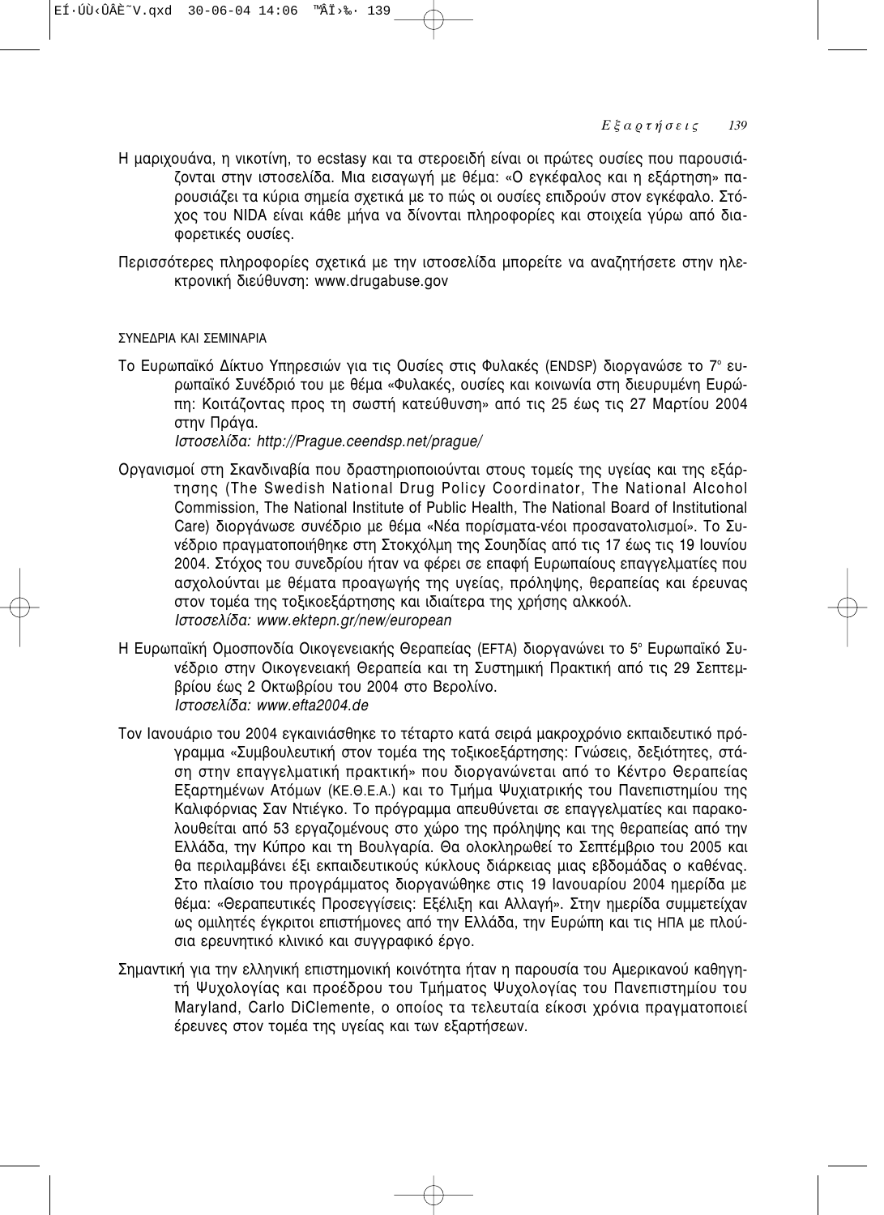Η μαριχουάνα, η νικοτίνη, το ecstasy και τα στεροειδή είναι οι πρώτες ουσίες που παρουσιάζονται στην ιστοσελίδα. Μια εισαγωγή με θέμα: «Ο εγκέφαλος και η εξάρτηση» παρουσιάζει τα κύρια σημεία σχετικά με το πώς οι ουσίες επιδρούν στον εγκέφαλο. Στόχος του NIDA είναι κάθε μήνα να δίνονται πληροφορίες και στοιχεία γύρω από διαφορετικές ουσίες.

Περισσότερες πληροφορίες σχετικά με την ιστοσελίδα μπορείτε να αναζητήσετε στην ηλεκτρονική διεύθυνση: www.drugabuse.gov

## ΣΥΝΕΔΡΙΑ ΚΑΙ ΣΕΜΙΝΑΡΙΑ

Το Ευρωπαϊκό Δίκτυο Υπηρεσιών για τις Ουσίες στις Φυλακές (ENDSP) διοργάνωσε το 7ο ευρωπαϊκό Συνέδριό του με θέμα «Φυλακές, ουσίες και κοινωνία στη διευρυμένη Ευρώπη: Κοιτάζοντας προς τη σωστή κατεύθυνση» από τις 25 έως τις 27 Μαρτίου 2004 στην Πράγα.
*Ιστοσελίδα: http://Prague.ceendsp.net/prague/*

Οργανισμοί στη Σκανδιναβία που δραστηριοποιούνται στους τομείς της υγείας και της εξάρτησης (The Swedish National Drug Policy Coordinator, The National Alcohol Commission, The National Institute of Public Health, The National Board of Institutional Care) διοργάνωσε συνέδριο με θέμα «Νέα πορίσματα-νέοι προσανατολισμοί». Το Συνέδριο πραγματοποιήθηκε στη Στοκχόλμη της Σουηδίας από τις 17 έως τις 19 Ιουνίου 2004. Στόχος του συνεδρίου ήταν να φέρει σε επαφή Ευρωπαίους επαγγελματίες που ασχολούνται με θέματα προαγωγής της υγείας, πρόληψης, θεραπείας και έρευνας στον τομέα της τοξικοεξάρτησης και ιδιαίτερα της χρήσης αλκκοόλ.
*Ιστοσελίδα: www.ektepn.gr/new/european*

Η Ευρωπαϊκή Ομοσπονδία Οικογενειακής Θεραπείας (EFTA) διοργανώνει το 5ο Ευρωπαϊκό Συνέδριο στην Οικογενειακή Θεραπεία και τη Συστημική Πρακτική από τις 29 Σεπτεμβρίου έως 2 Οκτωβρίου του 2004 στο Βερολίνο.
*Ιστοσελίδα: www.efta2004.de*

Τον Ιανουάριο του 2004 εγκαινιάσθηκε το τέταρτο κατά σειρά μακροχρόνιο εκπαιδευτικό πρόγραμμα «Συμβουλευτική στον τομέα της τοξικοεξάρτησης: Γνώσεις, δεξιότητες, στάση στην επαγγελματική πρακτική» που διοργανώνεται από το Κέντρο Θεραπείας Εξαρτημένων Ατόμων (ΚΕ.Θ.Ε.Α.) και το Τμήμα Ψυχιατρικής του Πανεπιστημίου της Καλιφόρνιας Σαν Ντιέγκο. Το πρόγραμμα απευθύνεται σε επαγγελματίες και παρακολουθείται από 53 εργαζομένους στο χώρο της πρόληψης και της θεραπείας από την Ελλάδα, την Κύπρο και τη Βουλγαρία. Θα ολοκληρωθεί το Σεπτέμβριο του 2005 και θα περιλαμβάνει έξι εκπαιδευτικούς κύκλους διάρκειας μιας εβδομάδας ο καθένας. Στο πλαίσιο του προγράμματος διοργανώθηκε στις 19 Ιανουαρίου 2004 ημερίδα με θέμα: «Θεραπευτικές Προσεγγίσεις: Εξέλιξη και Αλλαγή». Στην ημερίδα συμμετείχαν ως ομιλητές έγκριτοι επιστήμονες από την Ελλάδα, την Ευρώπη και τις ΗΠΑ με πλούσια ερευνητικό κλινικό και συγγραφικό έργο.

Σημαντική για την ελληνική επιστημονική κοινότητα ήταν η παρουσία του Αμερικανού καθηγητή Ψυχολογίας και προέδρου του Τμήματος Ψυχολογίας του Πανεπιστημίου του Maryland, Carlo DiClemente, ο οποίος τα τελευταία είκοσι χρόνια πραγματοποιεί έρευνες στον τομέα της υγείας και των εξαρτήσεων.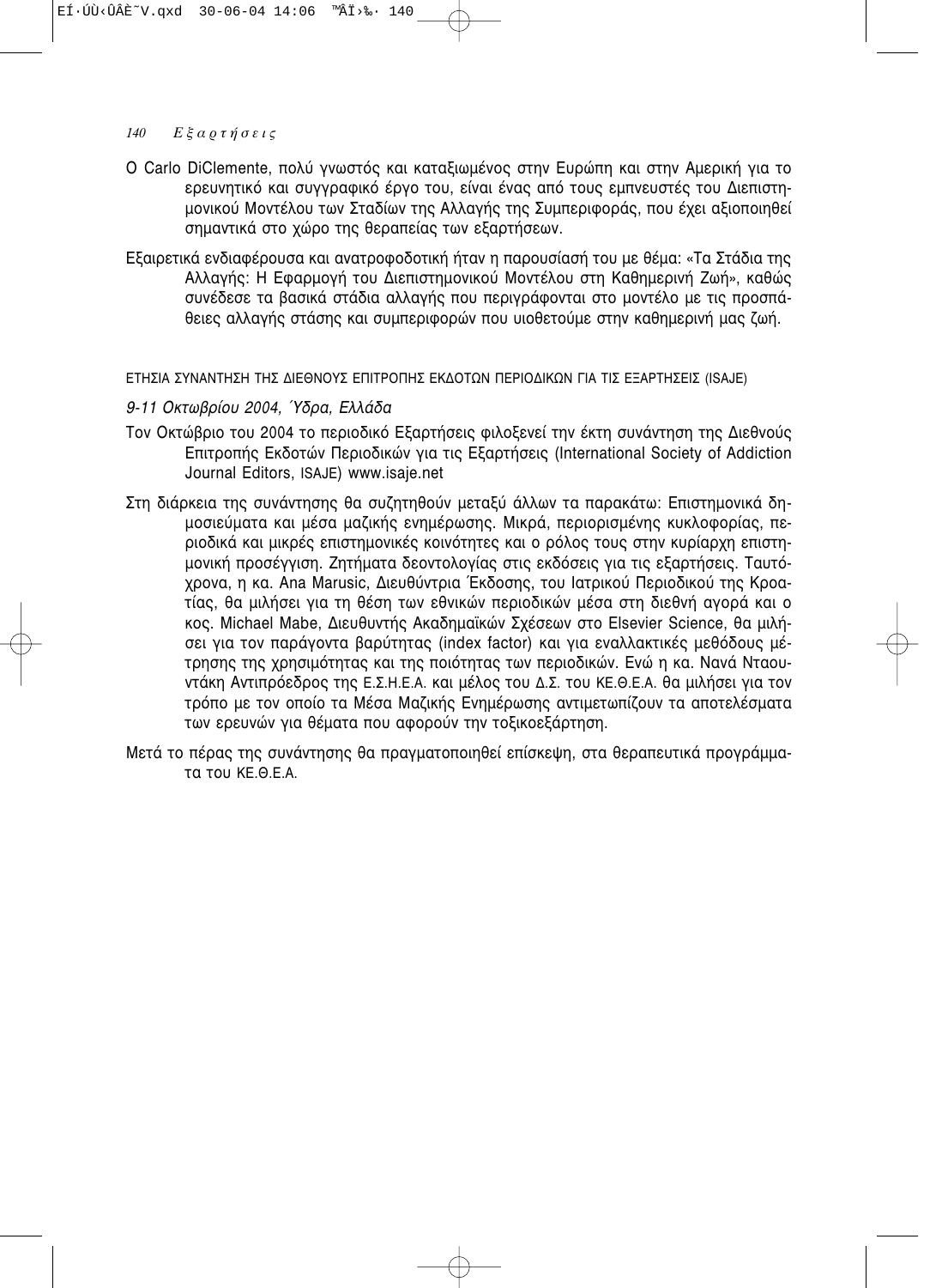Ο Carlo DiClemente, πολύ γνωστός και καταξιωμένος στην Ευρώπη και στην Αμερική για το ερευνητικό και συγγραφικό έργο του, είναι ένας από τους εμπνευστές του Διεπιστημονικού Μοντέλου των Σταδίων της Αλλαγής της Συμπεριφοράς, που έχει αξιοποιηθεί σημαντικά στο χώρο της θεραπείας των εξαρτήσεων.

Εξαιρετικά ενδιαφέρουσα και ανατροφοδοτική ήταν η παρουσίασή του με θέμα: «Τα Στάδια της Αλλαγής: Η Εφαρμογή του Διεπιστημονικού Μοντέλου στη Καθημερινή Ζωή», καθώς συνέδεσε τα βασικά στάδια αλλαγής που περιγράφονται στο μοντέλο με τις προσπάθειες αλλαγής στάσης και συμπεριφορών που υιοθετούμε στην καθημερινή μας ζωή.

ΕΤΗΣΙΑ ΣΥΝΑΝΤΗΣΗ ΤΗΣ ΔΙΕΘΝΟΥΣ ΕΠΙΤΡΟΠΗΣ ΕΚΔΟΤΩΝ ΠΕΡΙΟΔΙΚΩΝ ΓΙΑ ΤΙΣ ΕΞΑΡΤΗΣΕΙΣ (ISAJE)

*9-11 Οκτωβρίου 2004, Ύδρα, Ελλάδα*

Τον Οκτώβριο του 2004 το περιοδικό Εξαρτήσεις φιλοξενεί την έκτη συνάντηση της Διεθνούς Επιτροπής Εκδοτών Περιοδικών για τις Εξαρτήσεις (International Society of Addiction Journal Editors, ISAJE) www.isaje.net

Στη διάρκεια της συνάντησης θα συζητηθούν μεταξύ άλλων τα παρακάτω: Επιστημονικά δημοσιεύματα και μέσα μαζικής ενημέρωσης. Μικρά, περιορισμένης κυκλοφορίας, περιοδικά και μικρές επιστημονικές κοινότητες και ο ρόλος τους στην κυρίαρχη επιστημονική προσέγγιση. Ζητήματα δεοντολογίας στις εκδόσεις για τις εξαρτήσεις. Ταυτόχρονα, η κα. Ana Marusic, Διευθύντρια Έκδοσης, του Ιατρικού Περιοδικού της Κροατίας, θα μιλήσει για τη θέση των εθνικών περιοδικών μέσα στη διεθνή αγορά και ο κος. Michael Mabe, Διευθυντής Ακαδημαϊκών Σχέσεων στο Elsevier Science, θα μιλήσει για τον παράγοντα βαρύτητας (index factor) και για εναλλακτικές μεθόδους μέτρησης της χρησιμότητας και της ποιότητας των περιοδικών. Ενώ η κα. Νανά Νταουντάκη Αντιπρόεδρος της Ε.Σ.Η.Ε.Α. και μέλος του Δ.Σ. του ΚΕ.Θ.Ε.Α. θα μιλήσει για τον τρόπο με τον οποίο τα Μέσα Μαζικής Ενημέρωσης αντιμετωπίζουν τα αποτελέσματα των ερευνών για θέματα που αφορούν την τοξικοεξάρτηση.

Μετά το πέρας της συνάντησης θα πραγματοποιηθεί επίσκεψη, στα θεραπευτικά προγράμματα του ΚΕ.Θ.Ε.Α.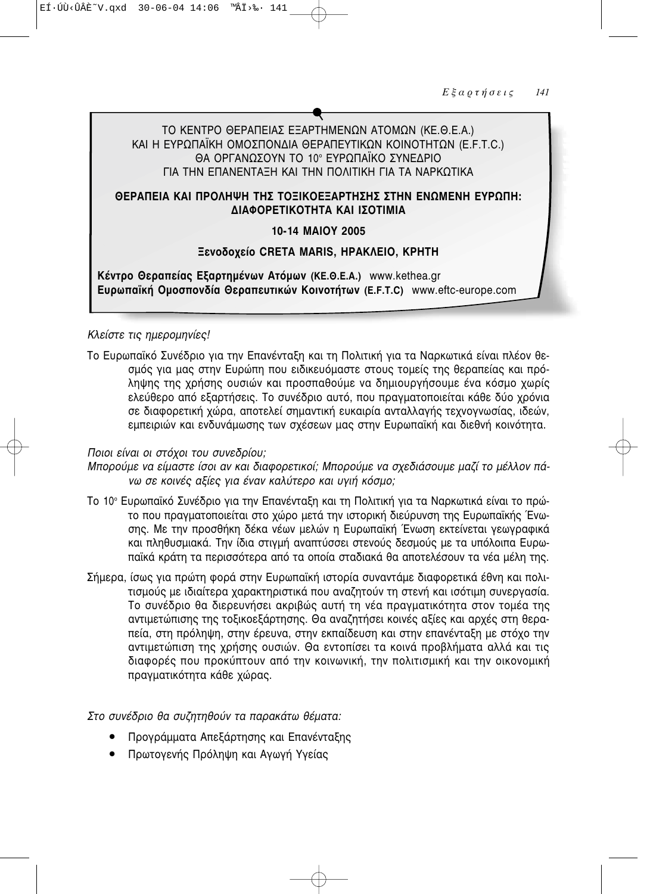ΤΟ ΚΕΝΤΡΟ ΘΕΡΑΠΕΙΑΣ ΕΞΑΡΤΗΜΕΝΩΝ ΑΤΟΜΩΝ (ΚΕ.Θ.Ε.Α.)
ΚΑΙ Η ΕΥΡΩΠΑΪΚΗ ΟΜΟΣΠΟΝΔΙΑ ΘΕΡΑΠΕΥΤΙΚΩΝ ΚΟΙΝΟΤΗΤΩΝ (E.F.T.C.)
ΘΑ ΟΡΓΑΝΩΣΟΥΝ ΤΟ 10ο ΕΥΡΩΠΑΪΚΟ ΣΥΝΕΔΡΙΟ
ΓΙΑ ΤΗΝ ΕΠΑΝΕΝΤΑΞΗ ΚΑΙ ΤΗΝ ΠΟΛΙΤΙΚΗ ΓΙΑ ΤΑ ΝΑΡΚΩΤΙΚΑ

**ΘΕΡΑΠΕΙΑ ΚΑΙ ΠΡΟΛΗΨΗ ΤΗΣ ΤΟΞΙΚΟΕΞΑΡΤΗΣΗΣ ΣΤΗΝ ΕΝΩΜΕΝΗ ΕΥΡΩΠΗ: ΔΙΑΦΟΡΕΤΙΚΟΤΗΤΑ ΚΑΙ ΙΣΟΤΙΜΙΑ**

**10-14 ΜΑΙΟΥ 2005**

**Ξενοδοχείο CRETA MARIS, ΗΡΑΚΛΕΙΟ, ΚΡΗΤΗ**

**Κέντρο Θεραπείας Εξαρτημένων Ατόμων (ΚΕ.Θ.Ε.Α.)** www.kethea.gr
**Ευρωπαϊκή Ομοσπονδία Θεραπευτικών Κοινοτήτων (E.F.T.C)** www.eftc-europe.com

*Κλείστε τις ημερομηνίες!*

Το Ευρωπαϊκό Συνέδριο για την Επανένταξη και τη Πολιτική για τα Ναρκωτικά είναι πλέον θεσμός για μας στην Ευρώπη που ειδικευόμαστε στους τομείς της θεραπείας και πρόληψης της χρήσης ουσιών και προσπαθούμε να δημιουργήσουμε ένα κόσμο χωρίς ελεύθερο από εξαρτήσεις. Το συνέδριο αυτό, που πραγματοποιείται κάθε δύο χρόνια σε διαφορετική χώρα, αποτελεί σημαντική ευκαιρία ανταλλαγής τεχνογνωσίας, ιδεών, εμπειριών και ενδυνάμωσης των σχέσεων μας στην Ευρωπαϊκή και διεθνή κοινότητα.

*Ποιοι είναι οι στόχοι του συνεδρίου;*
*Μπορούμε να είμαστε ίσοι αν και διαφορετικοί; Μπορούμε να σχεδιάσουμε μαζί το μέλλον πάνω σε κοινές αξίες για έναν καλύτερο και υγιή κόσμο;*

Το 10ο Ευρωπαϊκό Συνέδριο για την Επανένταξη και τη Πολιτική για τα Ναρκωτικά είναι το πρώτο που πραγματοποιείται στο χώρο μετά την ιστορική διεύρυνση της Ευρωπαϊκής Ένωσης. Με την προσθήκη δέκα νέων μελών η Ευρωπαϊκή Ένωση εκτείνεται γεωγραφικά και πληθυσμιακά. Την ίδια στιγμή αναπτύσσει στενούς δεσμούς με τα υπόλοιπα Ευρωπαϊκά κράτη τα περισσότερα από τα οποία σταδιακά θα αποτελέσουν τα νέα μέλη της.

Σήμερα, ίσως για πρώτη φορά στην Ευρωπαϊκή ιστορία συναντάμε διαφορετικά έθνη και πολιτισμούς με ιδιαίτερα χαρακτηριστικά που αναζητούν τη στενή και ισότιμη συνεργασία. Το συνέδριο θα διερευνήσει ακριβώς αυτή τη νέα πραγματικότητα στον τομέα της αντιμετώπισης της τοξικοεξάρτησης. Θα αναζητήσει κοινές αξίες και αρχές στη θεραπεία, στη πρόληψη, στην έρευνα, στην εκπαίδευση και στην επανένταξη με στόχο την αντιμετώπιση της χρήσης ουσιών. Θα εντοπίσει τα κοινά προβλήματα αλλά και τις διαφορές που προκύπτουν από την κοινωνική, την πολιτισμική και την οικονομική πραγματικότητα κάθε χώρας.

*Στο συνέδριο θα συζητηθούν τα παρακάτω θέματα:*

- Προγράμματα Απεξάρτησης και Επανένταξης
- Πρωτογενής Πρόληψη και Αγωγή Υγείας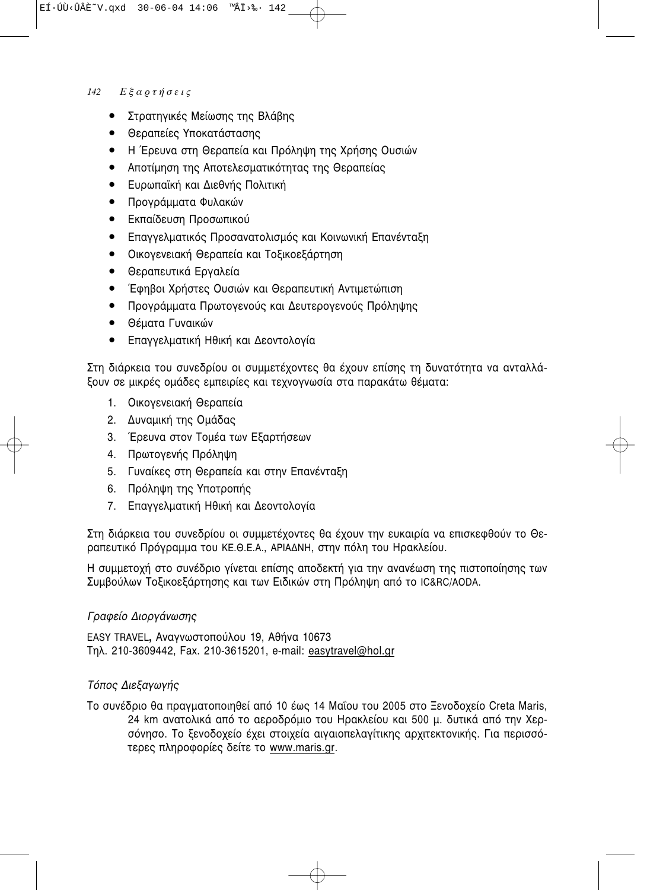- Στρατηγικές Μείωσης της Βλάβης
- Θεραπείες Υποκατάστασης
- Η Έρευνα στη Θεραπεία και Πρόληψη της Χρήσης Ουσιών
- Αποτίμηση της Αποτελεσματικότητας της Θεραπείας
- Ευρωπαϊκή και Διεθνής Πολιτική
- Προγράμματα Φυλακών
- Εκπαίδευση Προσωπικού
- Επαγγελματικός Προσανατολισμός και Κοινωνική Επανένταξη
- Οικογενειακή Θεραπεία και Τοξικοεξάρτηση
- Θεραπευτικά Εργαλεία
- Έφηβοι Χρήστες Ουσιών και Θεραπευτική Αντιμετώπιση
- Προγράμματα Πρωτογενούς και Δευτερογενούς Πρόληψης
- Θέματα Γυναικών
- Επαγγελματική Ηθική και Δεοντολογία

Στη διάρκεια του συνεδρίου οι συμμετέχοντες θα έχουν επίσης τη δυνατότητα να ανταλλάξουν σε μικρές ομάδες εμπειρίες και τεχνογνωσία στα παρακάτω θέματα:

1. Οικογενειακή Θεραπεία
2. Δυναμική της Ομάδας
3. Έρευνα στον Τομέα των Εξαρτήσεων
4. Πρωτογενής Πρόληψη
5. Γυναίκες στη Θεραπεία και στην Επανένταξη
6. Πρόληψη της Υποτροπής
7. Επαγγελματική Ηθική και Δεοντολογία

Στη διάρκεια του συνεδρίου οι συμμετέχοντες θα έχουν την ευκαιρία να επισκεφθούν το Θεραπευτικό Πρόγραμμα του ΚΕ.Θ.Ε.Α., ΑΡΙΑΔΝΗ, στην πόλη του Ηρακλείου.

Η συμμετοχή στο συνέδριο γίνεται επίσης αποδεκτή για την ανανέωση της πιστοποίησης των Συμβούλων Τοξικοεξάρτησης και των Ειδικών στη Πρόληψη από το IC&RC/AODA.

*Γραφείο Διοργάνωσης*

EASY TRAVEL, Αναγνωστοπούλου 19, Αθήνα 10673
Τηλ. 210-3609442, Fax. 210-3615201, e-mail: easytravel@hol.gr

*Τόπος Διεξαγωγής*

Το συνέδριο θα πραγματοποιηθεί από 10 έως 14 Μαΐου του 2005 στο Ξενοδοχείο Creta Maris, 24 km ανατολικά από το αεροδρόμιο του Ηρακλείου και 500 μ. δυτικά από την Χερσόνησο. Το ξενοδοχείο έχει στοιχεία αιγαιοπελαγίτικης αρχιτεκτονικής. Για περισσότερες πληροφορίες δείτε το www.maris.gr.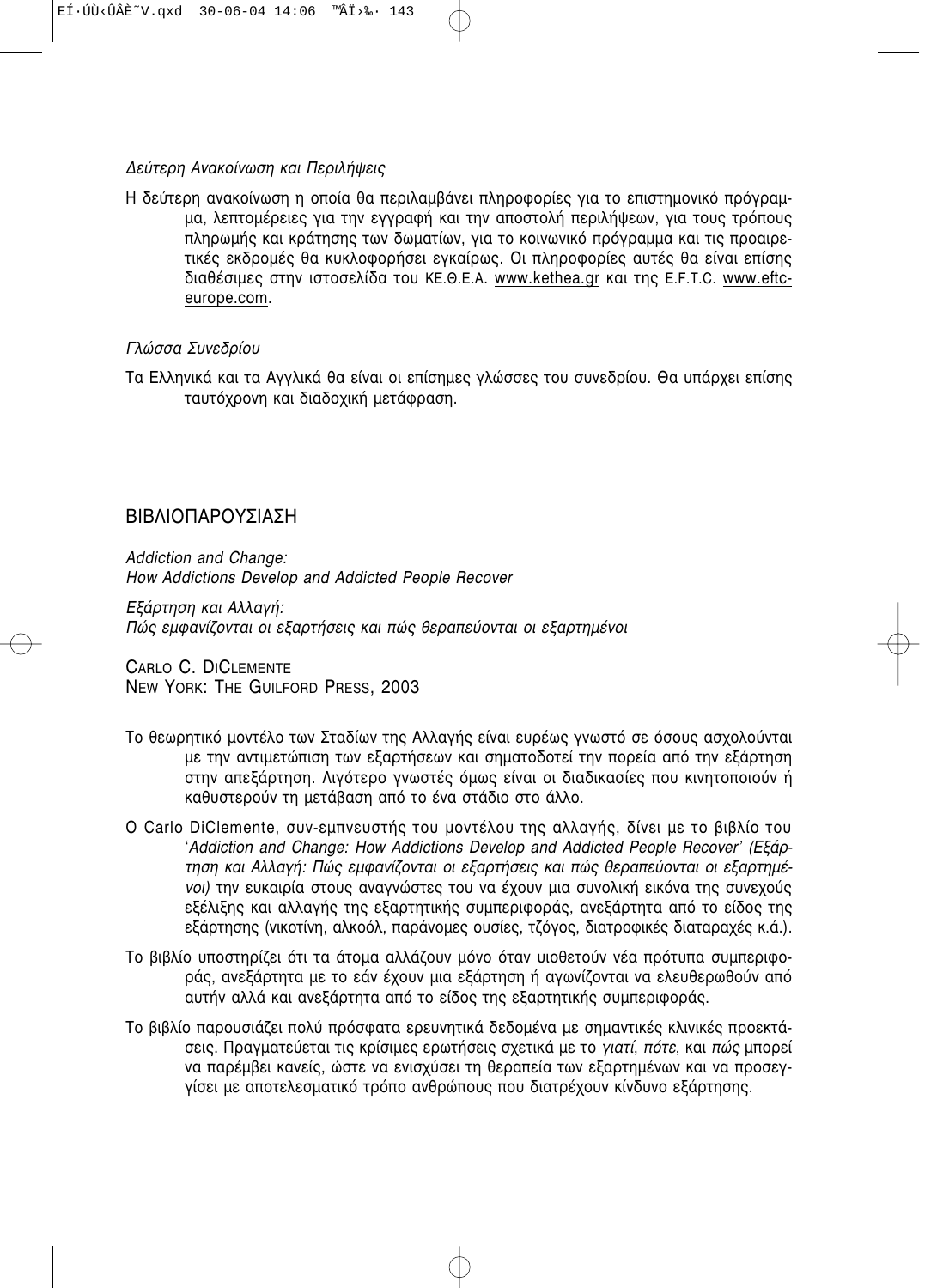*Δεύτερη Ανακοίνωση και Περιλήψεις*

Η δεύτερη ανακοίνωση η οποία θα περιλαμβάνει πληροφορίες για το επιστημονικό πρόγραμμα, λεπτομέρειες για την εγγραφή και την αποστολή περιλήψεων, για τους τρόπους πληρωμής και κράτησης των δωματίων, για το κοινωνικό πρόγραμμα και τις προαιρετικές εκδρομές θα κυκλοφορήσει εγκαίρως. Οι πληροφορίες αυτές θα είναι επίσης διαθέσιμες στην ιστοσελίδα του ΚΕ.Θ.Ε.Α. www.kethea.gr και της E.F.T.C. www.eftc-europe.com.

*Γλώσσα Συνεδρίου*

Τα Ελληνικά και τα Αγγλικά θα είναι οι επίσημες γλώσσες του συνεδρίου. Θα υπάρχει επίσης ταυτόχρονη και διαδοχική μετάφραση.

## ΒΙΒΛΙΟΠΑΡΟΥΣΙΑΣΗ

*Addiction and Change:*
*How Addictions Develop and Addicted People Recover*

*Εξάρτηση και Αλλαγή:*
*Πώς εμφανίζονται οι εξαρτήσεις και πώς θεραπεύονται οι εξαρτημένοι*

CARLO C. DICLEMENTE
NEW YORK: THE GUILFORD PRESS, 2003

Το θεωρητικό μοντέλο των Σταδίων της Αλλαγής είναι ευρέως γνωστό σε όσους ασχολούνται με την αντιμετώπιση των εξαρτήσεων και σηματοδοτεί την πορεία από την εξάρτηση στην απεξάρτηση. Λιγότερο γνωστές όμως είναι οι διαδικασίες που κινητοποιούν ή καθυστερούν τη μετάβαση από το ένα στάδιο στο άλλο.

Ο Carlo DiClemente, συν-εμπνευστής του μοντέλου της αλλαγής, δίνει με το βιβλίο του '*Addiction and Change: How Addictions Develop and Addicted People Recover' (Εξάρτηση και Αλλαγή: Πώς εμφανίζονται οι εξαρτήσεις και πώς θεραπεύονται οι εξαρτημένοι)* την ευκαιρία στους αναγνώστες του να έχουν μια συνολική εικόνα της συνεχούς εξέλιξης και αλλαγής της εξαρτητικής συμπεριφοράς, ανεξάρτητα από το είδος της εξάρτησης (νικοτίνη, αλκοόλ, παράνομες ουσίες, τζόγος, διατροφικές διαταραχές κ.ά.).

Το βιβλίο υποστηρίζει ότι τα άτομα αλλάζουν μόνο όταν υιοθετούν νέα πρότυπα συμπεριφοράς, ανεξάρτητα με το εάν έχουν μια εξάρτηση ή αγωνίζονται να ελευθερωθούν από αυτήν αλλά και ανεξάρτητα από το είδος της εξαρτητικής συμπεριφοράς.

Το βιβλίο παρουσιάζει πολύ πρόσφατα ερευνητικά δεδομένα με σημαντικές κλινικές προεκτάσεις. Πραγματεύεται τις κρίσιμες ερωτήσεις σχετικά με το *γιατί, πότε*, και *πώς* μπορεί να παρέμβει κανείς, ώστε να ενισχύσει τη θεραπεία των εξαρτημένων και να προσεγγίσει με αποτελεσματικό τρόπο ανθρώπους που διατρέχουν κίνδυνο εξάρτησης.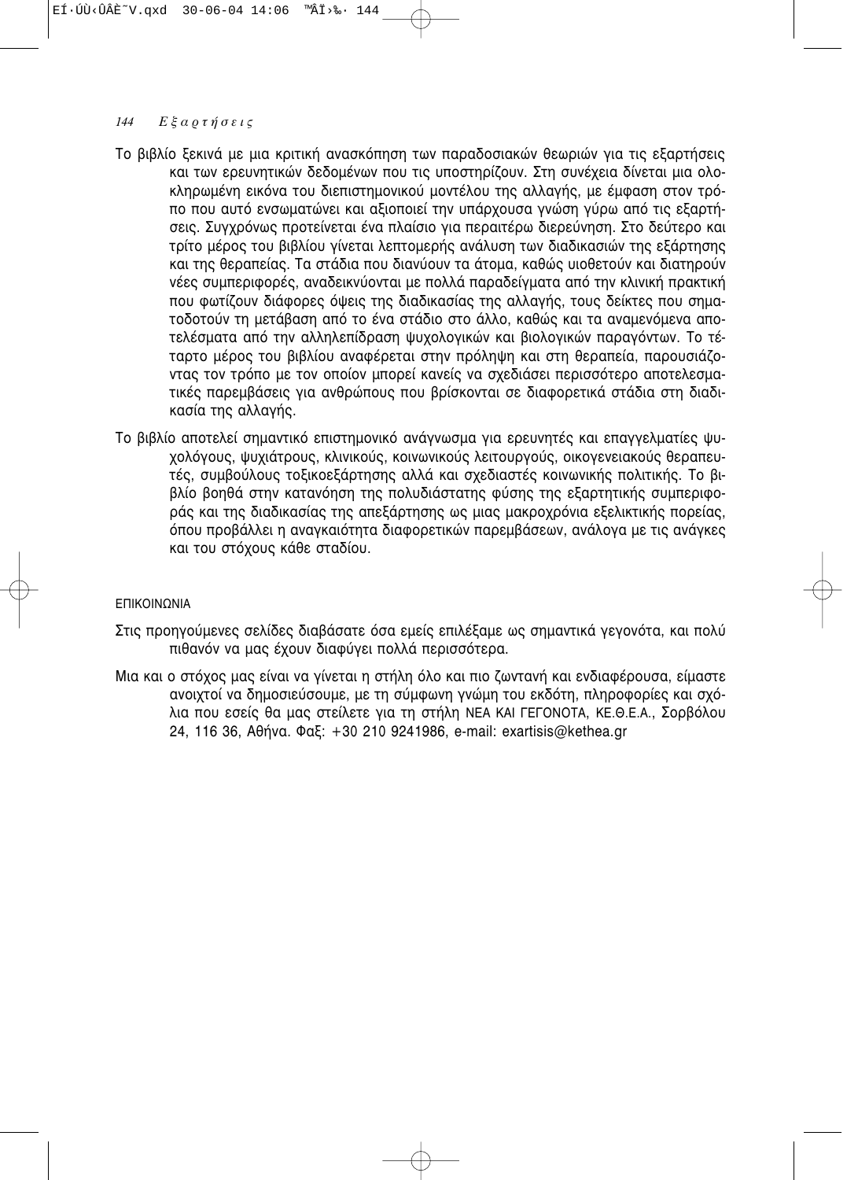Το βιβλίο ξεκινά με μια κριτική ανασκόπηση των παραδοσιακών θεωριών για τις εξαρτήσεις και των ερευνητικών δεδομένων που τις υποστηρίζουν. Στη συνέχεια δίνεται μια ολοκληρωμένη εικόνα του διεπιστημονικού μοντέλου της αλλαγής, με έμφαση στον τρόπο που αυτό ενσωματώνει και αξιοποιεί την υπάρχουσα γνώση γύρω από τις εξαρτήσεις. Συγχρόνως προτείνεται ένα πλαίσιο για περαιτέρω διερεύνηση. Στο δεύτερο και τρίτο μέρος του βιβλίου γίνεται λεπτομερής ανάλυση των διαδικασιών της εξάρτησης και της θεραπείας. Τα στάδια που διανύουν τα άτομα, καθώς υιοθετούν και διατηρούν νέες συμπεριφορές, αναδεικνύονται με πολλά παραδείγματα από την κλινική πρακτική που φωτίζουν διάφορες όψεις της διαδικασίας της αλλαγής, τους δείκτες που σηματοδοτούν τη μετάβαση από το ένα στάδιο στο άλλο, καθώς και τα αναμενόμενα αποτελέσματα από την αλληλεπίδραση ψυχολογικών και βιολογικών παραγόντων. Το τέταρτο μέρος του βιβλίου αναφέρεται στην πρόληψη και στη θεραπεία, παρουσιάζοντας τον τρόπο με τον οποίον μπορεί κανείς να σχεδιάσει περισσότερο αποτελεσματικές παρεμβάσεις για ανθρώπους που βρίσκονται σε διαφορετικά στάδια στη διαδικασία της αλλαγής.

Το βιβλίο αποτελεί σημαντικό επιστημονικό ανάγνωσμα για ερευνητές και επαγγελματίες ψυχολόγους, ψυχιάτρους, κλινικούς, κοινωνικούς λειτουργούς, οικογενειακούς θεραπευτές, συμβούλους τοξικοεξάρτησης αλλά και σχεδιαστές κοινωνικής πολιτικής. Το βιβλίο βοηθά στην κατανόηση της πολυδιάστατης φύσης της εξαρτητικής συμπεριφοράς και της διαδικασίας της απεξάρτησης ως μιας μακροχρόνια εξελικτικής πορείας, όπου προβάλλει η αναγκαιότητα διαφορετικών παρεμβάσεων, ανάλογα με τις ανάγκες και του στόχους κάθε σταδίου.

## ΕΠΙΚΟΙΝΩΝΙΑ

Στις προηγούμενες σελίδες διαβάσατε όσα εμείς επιλέξαμε ως σημαντικά γεγονότα, και πολύ πιθανόν να μας έχουν διαφύγει πολλά περισσότερα.

Μια και ο στόχος μας είναι να γίνεται η στήλη όλο και πιο ζωντανή και ενδιαφέρουσα, είμαστε ανοιχτοί να δημοσιεύσουμε, με τη σύμφωνη γνώμη του εκδότη, πληροφορίες και σχόλια που εσείς θα μας στείλετε για τη στήλη ΝΕΑ ΚΑΙ ΓΕΓΟΝΟΤΑ, ΚΕ.Θ.Ε.Α., Σορβόλου 24, 116 36, Αθήνα. Φαξ: +30 210 9241986, e-mail: exartisis@kethea.gr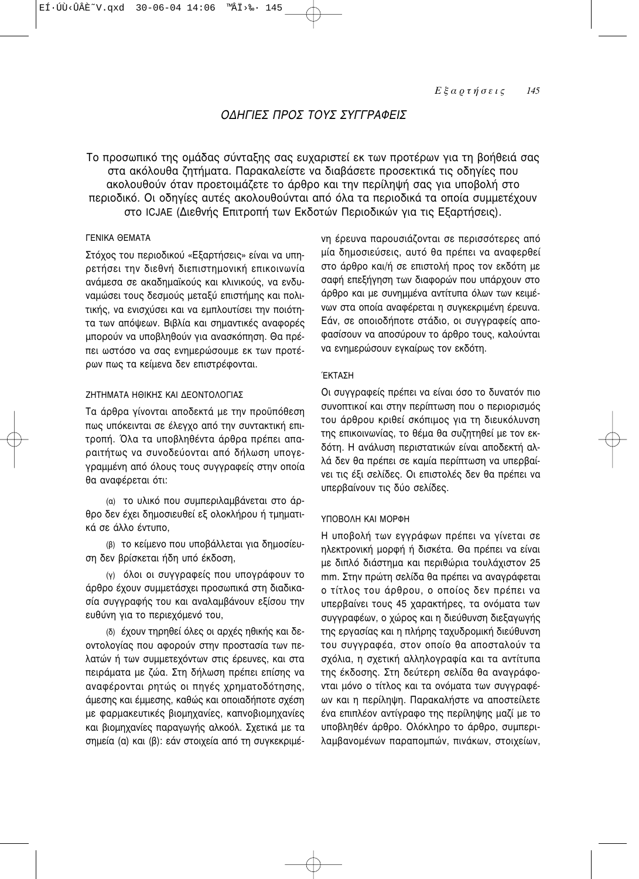# ΟΔΗΓΙΕΣ ΠΡΟΣ ΤΟΥΣ ΣΥΓΓΡΑΦΕΙΣ

Το προσωπικό της ομάδας σύνταξης σας ευχαριστεί εκ των προτέρων για τη βοήθειά σας στα ακόλουθα ζητήματα. Παρακαλείστε να διαβάσετε προσεκτικά τις οδηγίες που ακολουθούν όταν προετοιμάζετε το άρθρο και την περίληψή σας για υποβολή στο περιοδικό. Οι οδηγίες αυτές ακολουθούνται από όλα τα περιοδικά τα οποία συμμετέχουν στο ICJAE (Διεθνής Επιτροπή των Εκδοτών Περιοδικών για τις Εξαρτήσεις).

## ΓΕΝΙΚΑ ΘΕΜΑΤΑ

Στόχος του περιοδικού «Εξαρτήσεις» είναι να υπηρετήσει την διεθνή διεπιστημονική επικοινωνία ανάμεσα σε ακαδημαϊκούς και κλινικούς, να ενδυναμώσει τους δεσμούς μεταξύ επιστήμης και πολιτικής, να ενισχύσει και να εμπλουτίσει την ποιότητα των απόψεων. Βιβλία και σημαντικές αναφορές μπορούν να υποβληθούν για ανασκόπηση. Θα πρέπει ωστόσο να σας ενημερώσουμε εκ των προτέρων πως τα κείμενα δεν επιστρέφονται.

## ΖΗΤΗΜΑΤΑ ΗΘΙΚΗΣ ΚΑΙ ΔΕΟΝΤΟΛΟΓΙΑΣ

Τα άρθρα γίνονται αποδεκτά με την προϋπόθεση πως υπόκεινται σε έλεγχο από την συντακτική επιτροπή. Όλα τα υποβληθέντα άρθρα πρέπει απαραιτήτως να συνοδεύονται από δήλωση υπογεγραμμένη από όλους τους συγγραφείς στην οποία θα αναφέρεται ότι:

(α) το υλικό που συμπεριλαμβάνεται στο άρθρο δεν έχει δημοσιευθεί εξ ολοκλήρου ή τμηματικά σε άλλο έντυπο,

(β) το κείμενο που υποβάλλεται για δημοσίευση δεν βρίσκεται ήδη υπό έκδοση,

(γ) όλοι οι συγγραφείς που υπογράφουν το άρθρο έχουν συμμετάσχει προσωπικά στη διαδικασία συγγραφής του και αναλαμβάνουν εξίσου την ευθύνη για το περιεχόμενό του,

(δ) έχουν τηρηθεί όλες οι αρχές ηθικής και δεοντολογίας που αφορούν στην προστασία των πελατών ή των συμμετεχόντων στις έρευνες, και στα πειράματα με ζώα. Στη δήλωση πρέπει επίσης να αναφέρονται ρητώς οι πηγές χρηματοδότησης, άμεσης και έμμεσης, καθώς και οποιαδήποτε σχέση με φαρμακευτικές βιομηχανίες, καπνοβιομηχανίες και βιομηχανίες παραγωγής αλκοόλ. Σχετικά με τα σημεία (α) και (β): εάν στοιχεία από τη συγκεκριμένη έρευνα παρουσιάζονται σε περισσότερες από μία δημοσιεύσεις, αυτό θα πρέπει να αναφερθεί στο άρθρο και/ή σε επιστολή προς τον εκδότη με σαφή επεξήγηση των διαφορών που υπάρχουν στο άρθρο και με συνημμένα αντίτυπα όλων των κειμένων στα οποία αναφέρεται η συγκεκριμένη έρευνα. Εάν, σε οποιοδήποτε στάδιο, οι συγγραφείς αποφασίσουν να αποσύρουν το άρθρο τους, καλούνται να ενημερώσουν εγκαίρως τον εκδότη.

## ΈΚΤΑΣΗ

Οι συγγραφείς πρέπει να είναι όσο το δυνατόν πιο συνοπτικοί και στην περίπτωση που ο περιορισμός του άρθρου κριθεί σκόπιμος για τη διευκόλυνση της επικοινωνίας, το θέμα θα συζητηθεί με τον εκδότη. Η ανάλυση περιστατικών είναι αποδεκτή αλλά δεν θα πρέπει σε καμία περίπτωση να υπερβαίνει τις έξι σελίδες. Οι επιστολές δεν θα πρέπει να υπερβαίνουν τις δύο σελίδες.

## ΥΠΟΒΟΛΗ ΚΑΙ ΜΟΡΦΗ

Η υποβολή των εγγράφων πρέπει να γίνεται σε ηλεκτρονική μορφή ή δισκέτα. Θα πρέπει να είναι με διπλό διάστημα και περιθώρια τουλάχιστον 25 mm. Στην πρώτη σελίδα θα πρέπει να αναγράφεται ο τίτλος του άρθρου, ο οποίος δεν πρέπει να υπερβαίνει τους 45 χαρακτήρες, τα ονόματα των συγγραφέων, ο χώρος και η διεύθυνση διεξαγωγής της εργασίας και η πλήρης ταχυδρομική διεύθυνση του συγγραφέα, στον οποίο θα αποσταλούν τα σχόλια, η σχετική αλληλογραφία και τα αντίτυπα της έκδοσης. Στη δεύτερη σελίδα θα αναγράφονται μόνο ο τίτλος και τα ονόματα των συγγραφέων και η περίληψη. Παρακαλήστε να αποστείλετε ένα επιπλέον αντίγραφο της περίληψης μαζί με το υποβληθέν άρθρο. Ολόκληρο το άρθρο, συμπεριλαμβανομένων παραπομπών, πινάκων, στοιχείων,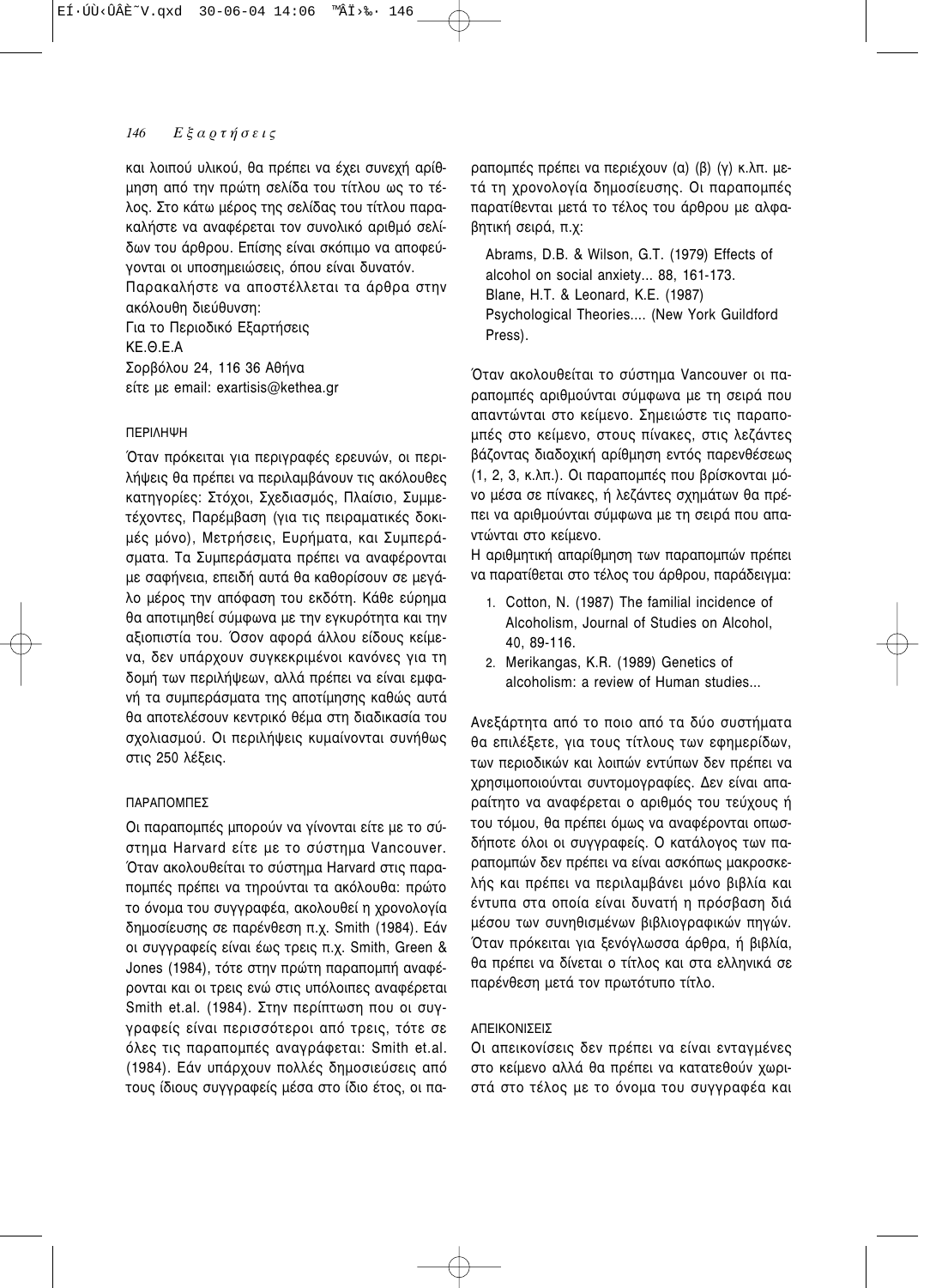και λοιπού υλικού, θα πρέπει να έχει συνεχή αρίθμηση από την πρώτη σελίδα του τίτλου ως το τέλος. Στο κάτω μέρος της σελίδας του τίτλου παρακαλήστε να αναφέρεται τον συνολικό αριθμό σελίδων του άρθρου. Επίσης είναι σκόπιμο να αποφεύγονται οι υποσημειώσεις, όπου είναι δυνατόν.

Παρακαλήστε να αποστέλλεται τα άρθρα στην ακόλουθη διεύθυνση:
Για το Περιοδικό Εξαρτήσεις
ΚΕ.Θ.Ε.Α
Σορβόλου 24, 116 36 Αθήνα
είτε με email: exartisis@kethea.gr

### ΠΕΡΙΛΗΨΗ

Όταν πρόκειται για περιγραφές ερευνών, οι περιλήψεις θα πρέπει να περιλαμβάνουν τις ακόλουθες κατηγορίες: Στόχοι, Σχεδιασμός, Πλαίσιο, Συμμετέχοντες, Παρέμβαση (για τις πειραματικές δοκιμές μόνο), Μετρήσεις, Ευρήματα, και Συμπεράσματα. Τα Συμπεράσματα πρέπει να αναφέρονται με σαφήνεια, επειδή αυτά θα καθορίσουν σε μεγάλο μέρος την απόφαση του εκδότη. Κάθε εύρημα θα αποτιμηθεί σύμφωνα με την εγκυρότητα και την αξιοπιστία του. Όσον αφορά άλλου είδους κείμενα, δεν υπάρχουν συγκεκριμένοι κανόνες για τη δομή των περιλήψεων, αλλά πρέπει να είναι εμφανή τα συμπεράσματα της αποτίμησης καθώς αυτά θα αποτελέσουν κεντρικό θέμα στη διαδικασία του σχολιασμού. Οι περιλήψεις κυμαίνονται συνήθως στις 250 λέξεις.

### ΠΑΡΑΠΟΜΠΕΣ

Οι παραπομπές μπορούν να γίνονται είτε με το σύστημα Harvard είτε με το σύστημα Vancouver. Όταν ακολουθείται το σύστημα Harvard στις παραπομπές πρέπει να τηρούνται τα ακόλουθα: πρώτο το όνομα του συγγραφέα, ακολουθεί η χρονολογία δημοσίευσης σε παρένθεση π.χ. Smith (1984). Εάν οι συγγραφείς είναι έως τρεις π.χ. Smith, Green & Jones (1984), τότε στην πρώτη παραπομπή αναφέρονται και οι τρεις ενώ στις υπόλοιπες αναφέρεται Smith et.al. (1984). Στην περίπτωση που οι συγγραφείς είναι περισσότεροι από τρεις, τότε σε όλες τις παραπομπές αναγράφεται: Smith et.al. (1984). Εάν υπάρχουν πολλές δημοσιεύσεις από τους ίδιους συγγραφείς μέσα στο ίδιο έτος, οι παραπομπές πρέπει να περιέχουν (α) (β) (γ) κ.λπ. μετά τη χρονολογία δημοσίευσης. Οι παραπομπές παρατίθενται μετά το τέλος του άρθρου με αλφαβητική σειρά, π.χ:

> Abrams, D.B. & Wilson, G.T. (1979) Effects of alcohol on social anxiety... 88, 161-173.
> Blane, H.T. & Leonard, K.E. (1987) Psychological Theories.... (New York Guildford Press).

Όταν ακολουθείται το σύστημα Vancouver οι παραπομπές αριθμούνται σύμφωνα με τη σειρά που απαντώνται στο κείμενο. Σημειώστε τις παραπομπές στο κείμενο, στους πίνακες, στις λεζάντες βάζοντας διαδοχική αρίθμηση εντός παρενθέσεως (1, 2, 3, κ.λπ.). Οι παραπομπές που βρίσκονται μόνο μέσα σε πίνακες, ή λεζάντες σχημάτων θα πρέπει να αριθμούνται σύμφωνα με τη σειρά που απαντώνται στο κείμενο.

Η αριθμητική απαρίθμηση των παραπομπών πρέπει να παρατίθεται στο τέλος του άρθρου, παράδειγμα:

1. Cotton, N. (1987) The familial incidence of Alcoholism, Journal of Studies on Alcohol, 40, 89-116.
2. Merikangas, K.R. (1989) Genetics of alcoholism: a review of Human studies...

Ανεξάρτητα από το ποιο από τα δύο συστήματα θα επιλέξετε, για τους τίτλους των εφημερίδων, των περιοδικών και λοιπών εντύπων δεν πρέπει να χρησιμοποιούνται συντομογραφίες. Δεν είναι απαραίτητο να αναφέρεται ο αριθμός του τεύχους ή του τόμου, θα πρέπει όμως να αναφέρονται οπωσδήποτε όλοι οι συγγραφείς. Ο κατάλογος των παραπομπών δεν πρέπει να είναι ασκόπως μακροσκελής και πρέπει να περιλαμβάνει μόνο βιβλία και έντυπα στα οποία είναι δυνατή η πρόσβαση διά μέσου των συνηθισμένων βιβλιογραφικών πηγών. Όταν πρόκειται για ξενόγλωσσα άρθρα, ή βιβλία, θα πρέπει να δίνεται ο τίτλος και στα ελληνικά σε παρένθεση μετά τον πρωτότυπο τίτλο.

### ΑΠΕΙΚΟΝΙΣΕΙΣ

Οι απεικονίσεις δεν πρέπει να είναι ενταγμένες στο κείμενο αλλά θα πρέπει να κατατεθούν χωριστά στο τέλος με το όνομα του συγγραφέα και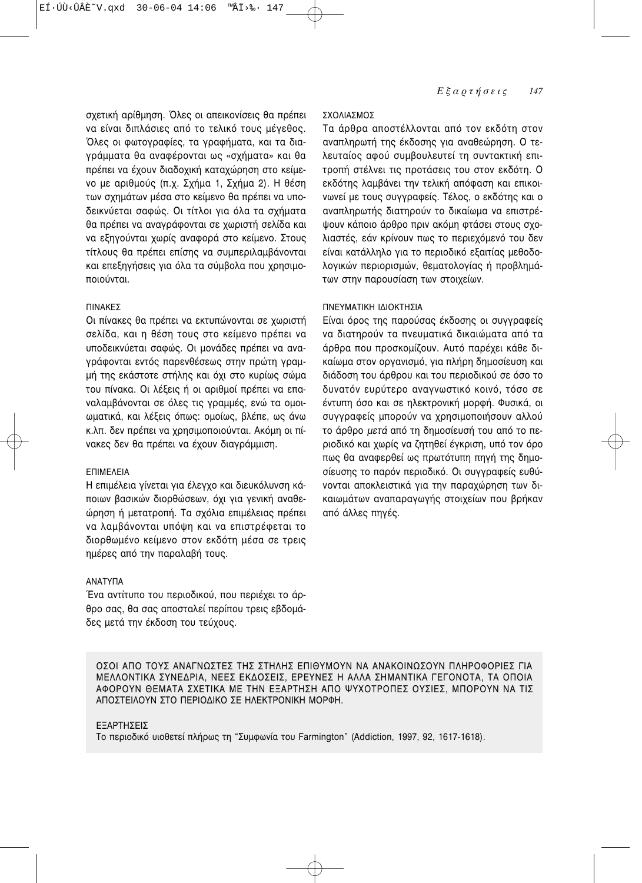σχετική αρίθμηση. Όλες οι απεικονίσεις θα πρέπει να είναι διπλάσιες από το τελικό τους μέγεθος. Όλες οι φωτογραφίες, τα γραφήματα, και τα διαγράμματα θα αναφέρονται ως «σχήματα» και θα πρέπει να έχουν διαδοχική καταχώρηση στο κείμενο με αριθμούς (π.χ. Σχήμα 1, Σχήμα 2). Η θέση των σχημάτων μέσα στο κείμενο θα πρέπει να υποδεικνύεται σαφώς. Οι τίτλοι για όλα τα σχήματα θα πρέπει να αναγράφονται σε χωριστή σελίδα και να εξηγούνται χωρίς αναφορά στο κείμενο. Στους τίτλους θα πρέπει επίσης να συμπεριλαμβάνονται και επεξηγήσεις για όλα τα σύμβολα που χρησιμοποιούνται.

### ΠΙΝΑΚΕΣ

Οι πίνακες θα πρέπει να εκτυπώνονται σε χωριστή σελίδα, και η θέση τους στο κείμενο πρέπει να υποδεικνύεται σαφώς. Οι μονάδες πρέπει να αναγράφονται εντός παρενθέσεως στην πρώτη γραμμή της εκάστοτε στήλης και όχι στο κυρίως σώμα του πίνακα. Οι λέξεις ή οι αριθμοί πρέπει να επαναλαμβάνονται σε όλες τις γραμμές, ενώ τα ομοιωματικά, και λέξεις όπως: ομοίως, βλέπε, ως άνω κ.λπ. δεν πρέπει να χρησιμοποιούνται. Ακόμη οι πίνακες δεν θα πρέπει να έχουν διαγράμμιση.

### ΕΠΙΜΕΛΕΙΑ

Η επιμέλεια γίνεται για έλεγχο και διευκόλυνση κάποιων βασικών διορθώσεων, όχι για γενική αναθεώρηση ή μετατροπή. Τα σχόλια επιμέλειας πρέπει να λαμβάνονται υπόψη και να επιστρέφεται το διορθωμένο κείμενο στον εκδότη μέσα σε τρεις ημέρες από την παραλαβή τους.

### ΑΝΑΤΥΠΑ

Ένα αντίτυπο του περιοδικού, που περιέχει το άρθρο σας, θα σας αποσταλεί περίπου τρεις εβδομάδες μετά την έκδοση του τεύχους.

### ΣΧΟΛΙΑΣΜΟΣ

Τα άρθρα αποστέλλονται από τον εκδότη στον αναπληρωτή της έκδοσης για αναθεώρηση. Ο τελευταίος αφού συμβουλευτεί τη συντακτική επιτροπή στέλνει τις προτάσεις του στον εκδότη. Ο εκδότης λαμβάνει την τελική απόφαση και επικοινωνεί με τους συγγραφείς. Τέλος, ο εκδότης και ο αναπληρωτής διατηρούν το δικαίωμα να επιστρέψουν κάποιο άρθρο πριν ακόμη φτάσει στους σχολιαστές, εάν κρίνουν πως το περιεχόμενό του δεν είναι κατάλληλο για το περιοδικό εξαιτίας μεθοδολογικών περιορισμών, θεματολογίας ή προβλημάτων στην παρουσίαση των στοιχείων.

### ΠΝΕΥΜΑΤΙΚΗ ΙΔΙΟΚΤΗΣΙΑ

Είναι όρος της παρούσας έκδοσης οι συγγραφείς να διατηρούν τα πνευματικά δικαιώματα από τα άρθρα που προσκομίζουν. Αυτό παρέχει κάθε δικαίωμα στον οργανισμό, για πλήρη δημοσίευση και διάδοση του άρθρου και του περιοδικού σε όσο το δυνατόν ευρύτερο αναγνωστικό κοινό, τόσο σε έντυπη όσο και σε ηλεκτρονική μορφή. Φυσικά, οι συγγραφείς μπορούν να χρησιμοποιήσουν αλλού το άρθρο *μετά* από τη δημοσίευσή του από το περιοδικό και χωρίς να ζητηθεί έγκριση, υπό τον όρο πως θα αναφερθεί ως πρωτότυπη πηγή της δημοσίευσης το παρόν περιοδικό. Οι συγγραφείς ευθύνονται αποκλειστικά για την παραχώρηση των δικαιωμάτων αναπαραγωγής στοιχείων που βρήκαν από άλλες πηγές.

ΟΣΟΙ ΑΠΟ ΤΟΥΣ ΑΝΑΓΝΩΣΤΕΣ ΤΗΣ ΣΤΗΛΗΣ ΕΠΙΘΥΜΟΥΝ ΝΑ ΑΝΑΚΟΙΝΩΣΟΥΝ ΠΛΗΡΟΦΟΡΙΕΣ ΓΙΑ ΜΕΛΛΟΝΤΙΚΑ ΣΥΝΕΔΡΙΑ, ΝΕΕΣ ΕΚΔΟΣΕΙΣ, ΕΡΕΥΝΕΣ Η ΑΛΛΑ ΣΗΜΑΝΤΙΚΑ ΓΕΓΟΝΟΤΑ, ΤΑ ΟΠΟΙΑ ΑΦΟΡΟΥΝ ΘΕΜΑΤΑ ΣΧΕΤΙΚΑ ΜΕ ΤΗΝ ΕΞΑΡΤΗΣΗ ΑΠΟ ΨΥΧΟΤΡΟΠΕΣ ΟΥΣΙΕΣ, ΜΠΟΡΟΥΝ ΝΑ ΤΙΣ ΑΠΟΣΤΕΙΛΟΥΝ ΣΤΟ ΠΕΡΙΟΔΙΚΟ ΣΕ ΗΛΕΚΤΡΟΝΙΚΗ ΜΟΡΦΗ.

ΕΞΑΡΤΗΣΕΙΣ

Το περιοδικό υιοθετεί πλήρως τη "Συμφωνία του Farmington" (Addiction, 1997, 92, 1617-1618).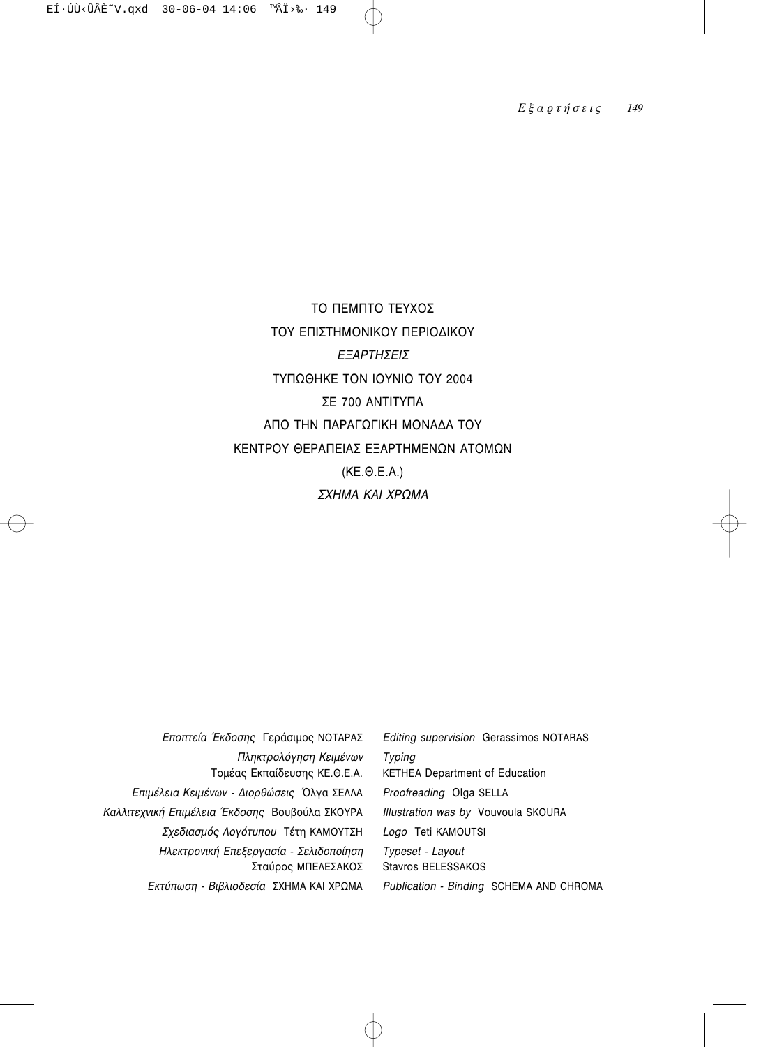ΤΟ ΠΕΜΠΤΟ ΤΕΥΧΟΣ

ΤΟΥ ΕΠΙΣΤΗΜΟΝΙΚΟΥ ΠΕΡΙΟΔΙΚΟΥ

*ΕΞΑΡΤΗΣΕΙΣ*

ΤΥΠΩΘΗΚΕ ΤΟΝ ΙΟΥΝΙΟ ΤΟΥ 2004

ΣΕ 700 ΑΝΤΙΤΥΠΑ

ΑΠΟ ΤΗΝ ΠΑΡΑΓΩΓΙΚΗ ΜΟΝΑΔΑ ΤΟΥ

ΚΕΝΤΡΟΥ ΘΕΡΑΠΕΙΑΣ ΕΞΑΡΤΗΜΕΝΩΝ ΑΤΟΜΩΝ

(ΚΕ.Θ.Ε.Α.)

*ΣΧΗΜΑ ΚΑΙ ΧΡΩΜΑ*

| | |
|---|---|
| *Εποπτεία Έκδοσης* Γεράσιμος ΝΟΤΑΡΑΣ | *Editing supervision* Gerassimos NOTARAS |
| *Πληκτρολόγηση Κειμένων* Τομέας Εκπαίδευσης ΚΕ.Θ.Ε.Α. | *Typing* KETHEA Department of Education |
| *Επιμέλεια Κειμένων - Διορθώσεις* Όλγα ΣΕΛΛΑ | *Proofreading* Olga SELLA |
| *Καλλιτεχνική Επιμέλεια Έκδοσης* Βουβούλα ΣΚΟΥΡΑ | *Illustration was by* Vouvoula SKOURA |
| *Σχεδιασμός Λογότυπου* Τέτη ΚΑΜΟΥΤΣΗ | *Logo* Teti KAMOUTSI |
| *Ηλεκτρονική Επεξεργασία - Σελιδοποίηση* Σταύρος ΜΠΕΛΕΣΑΚΟΣ | *Typeset - Layout* Stavros BELESSAKOS |
| *Εκτύπωση - Βιβλιοδεσία* ΣΧΗΜΑ ΚΑΙ ΧΡΩΜΑ | *Publication - Binding* SCHEMA AND CHROMA |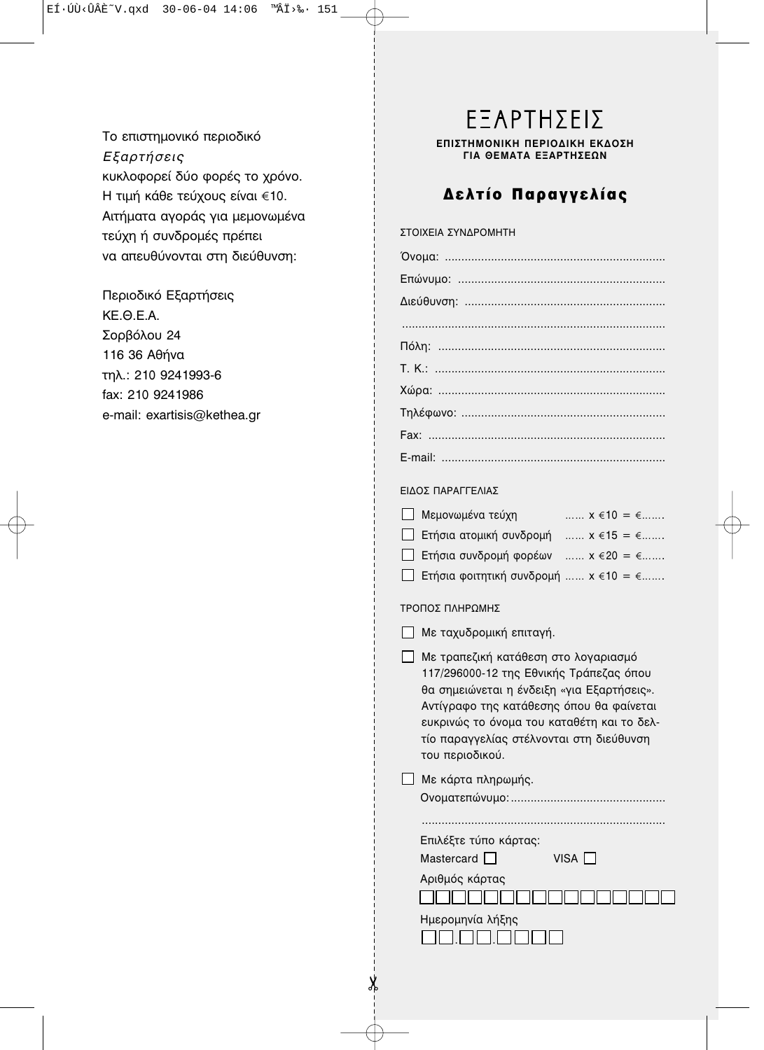Το επιστημονικό περιοδικό *Εξαρτήσεις* κυκλοφορεί δύο φορές το χρόνο. Η τιμή κάθε τεύχους είναι €10. Αιτήματα αγοράς για μεμονωμένα τεύχη ή συνδρομές πρέπει να απευθύνονται στη διεύθυνση:

Περιοδικό Εξαρτήσεις  
ΚΕ.Θ.Ε.Α.  
Σορβόλου 24  
116 36 Αθήνα  
τηλ.: 210 9241993-6  
fax: 210 9241986  
e-mail: exartisis@kethea.gr

# ΕΞΑΡΤΗΣΕΙΣ

**ΕΠΙΣΤΗΜΟΝΙΚΗ ΠΕΡΙΟΔΙΚΗ ΕΚΔΟΣΗ ΓΙΑ ΘΕΜΑΤΑ ΕΞΑΡΤΗΣΕΩΝ**

## Δελτίο Παραγγελίας

ΣΤΟΙΧΕΙΑ ΣΥΝΔΡΟΜΗΤΗ

Όνομα: ..................................................................

Επώνυμο: ..............................................................

Διεύθυνση: ............................................................

...............................................................................

Πόλη: ....................................................................

Τ. Κ.: .....................................................................

Χώρα: ....................................................................

Τηλέφωνο: .............................................................

Fax: .......................................................................

E-mail: ...................................................................

ΕΙΔΟΣ ΠΑΡΑΓΓΕΛΙΑΣ

- ☐ Μεμονωμένα τεύχη ...... x €10 = €.......
- ☐ Ετήσια ατομική συνδρομή ...... x €15 = €.......
- ☐ Ετήσια συνδρομή φορέων ...... x €20 = €.......
- ☐ Ετήσια φοιτητική συνδρομή ...... x €10 = €.......

ΤΡΟΠΟΣ ΠΛΗΡΩΜΗΣ

- ☐ Με ταχυδρομική επιταγή.
- ☐ Με τραπεζική κατάθεση στο λογαριασμό 117/296000-12 της Εθνικής Τράπεζας όπου θα σημειώνεται η ένδειξη «για Εξαρτήσεις». Αντίγραφο της κατάθεσης όπου θα φαίνεται ευκρινώς το όνομα του καταθέτη και το δελτίο παραγγελίας στέλνονται στη διεύθυνση του περιοδικού.
- ☐ Με κάρτα πληρωμής.

  Ονοματεπώνυμο:...............................................

  ........................................................................

  Επιλέξτε τύπο κάρτας:

  Mastercard ☐ VISA ☐

  Αριθμός κάρτας

  ☐☐☐☐☐☐☐☐☐☐☐☐☐☐☐☐

  Ημερομηνία λήξης

  ☐☐.☐☐.☐☐☐☐